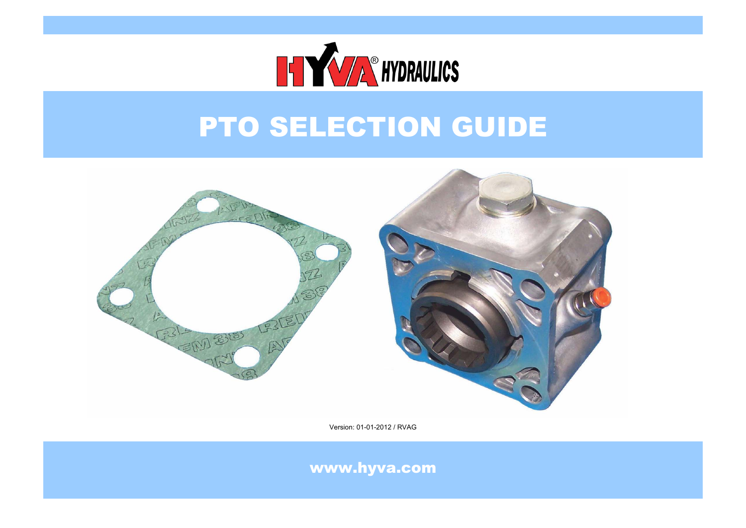HYVA® HYDRAULICS

# PTO SELECTION GUIDE

Version: 01-01-2012 / RVAG

www.hyva.com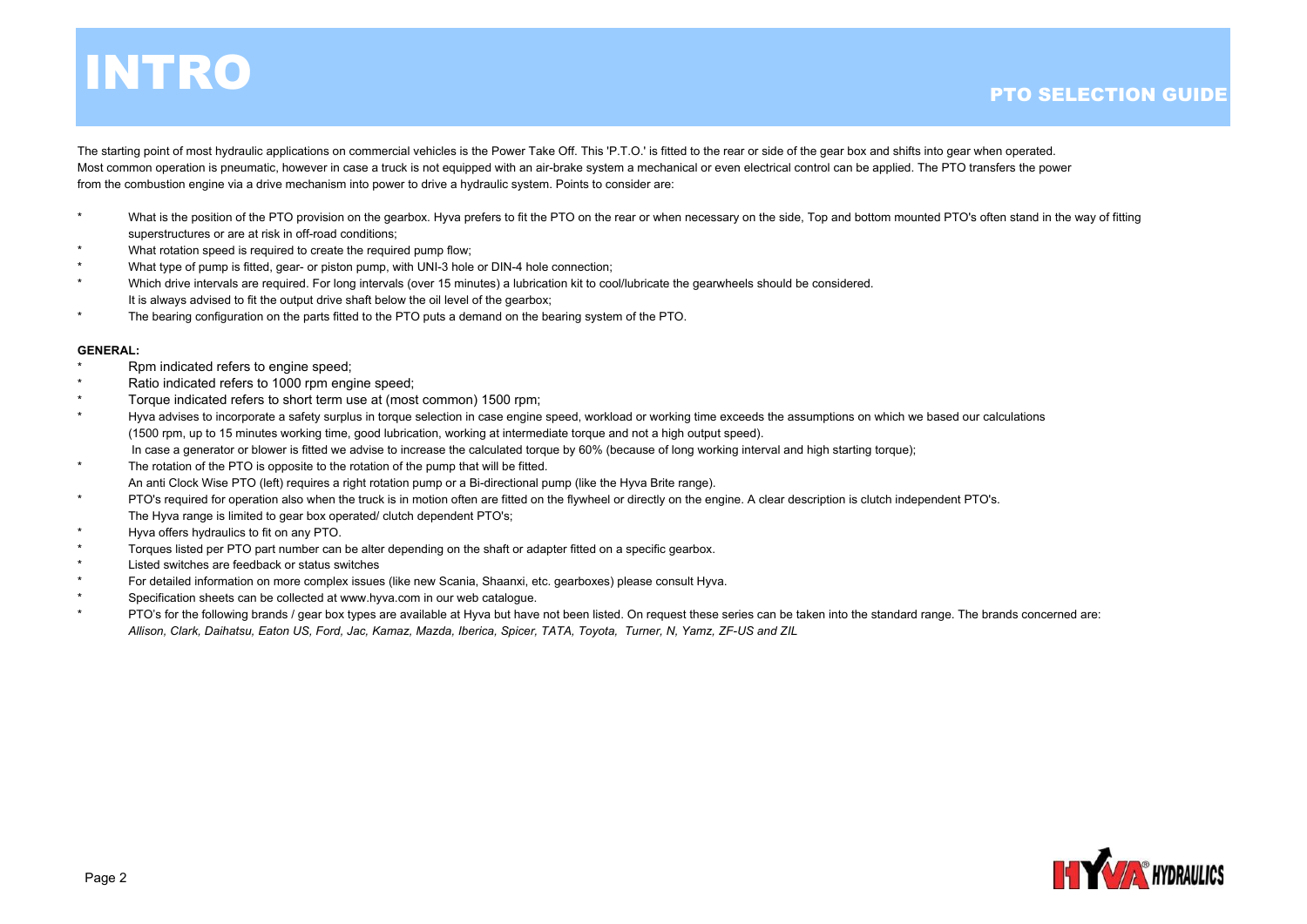# INTRO

## PTO SELECTION GUIDE

The starting point of most hydraulic applications on commercial vehicles is the Power Take Off. This 'P.T.O.' is fitted to the rear or side of the gear box and shifts into gear when operated. Most common operation is pneumatic, however in case a truck is not equipped with an air-brake system a mechanical or even electrical control can be applied. The PTO transfers the power from the combustion engine via a drive mechanism into power to drive a hydraulic system. Points to consider are:

- What is the position of the PTO provision on the gearbox. Hyva prefers to fit the PTO on the rear or when necessary on the side, Top and bottom mounted PTO's often stand in the way of fitting superstructures or are at risk in off-road conditions;
- What rotation speed is required to create the required pump flow;
- What type of pump is fitted, gear- or piston pump, with UNI-3 hole or DIN-4 hole connection;
- Which drive intervals are required. For long intervals (over 15 minutes) a lubrication kit to cool/lubricate the gearwheels should be considered.
  It is always advised to fit the output drive shaft below the oil level of the gearbox;
- The bearing configuration on the parts fitted to the PTO puts a demand on the bearing system of the PTO.

**GENERAL:**

- Rpm indicated refers to engine speed;
- Ratio indicated refers to 1000 rpm engine speed;
- Torque indicated refers to short term use at (most common) 1500 rpm;
- Hyva advises to incorporate a safety surplus in torque selection in case engine speed, workload or working time exceeds the assumptions on which we based our calculations (1500 rpm, up to 15 minutes working time, good lubrication, working at intermediate torque and not a high output speed).
  In case a generator or blower is fitted we advise to increase the calculated torque by 60% (because of long working interval and high starting torque);
- The rotation of the PTO is opposite to the rotation of the pump that will be fitted.
  An anti Clock Wise PTO (left) requires a right rotation pump or a Bi-directional pump (like the Hyva Brite range).
- PTO's required for operation also when the truck is in motion often are fitted on the flywheel or directly on the engine. A clear description is clutch independent PTO's.
  The Hyva range is limited to gear box operated/ clutch dependent PTO's;
- Hyva offers hydraulics to fit on any PTO.
- Torques listed per PTO part number can be alter depending on the shaft or adapter fitted on a specific gearbox.
- Listed switches are feedback or status switches
- For detailed information on more complex issues (like new Scania, Shaanxi, etc. gearboxes) please consult Hyva.
- Specification sheets can be collected at www.hyva.com in our web catalogue.
- PTO's for the following brands / gear box types are available at Hyva but have not been listed. On request these series can be taken into the standard range. The brands concerned are:
  *Allison, Clark, Daihatsu, Eaton US, Ford, Jac, Kamaz, Mazda, Iberica, Spicer, TATA, Toyota, Turner, N, Yamz, ZF-US and ZIL*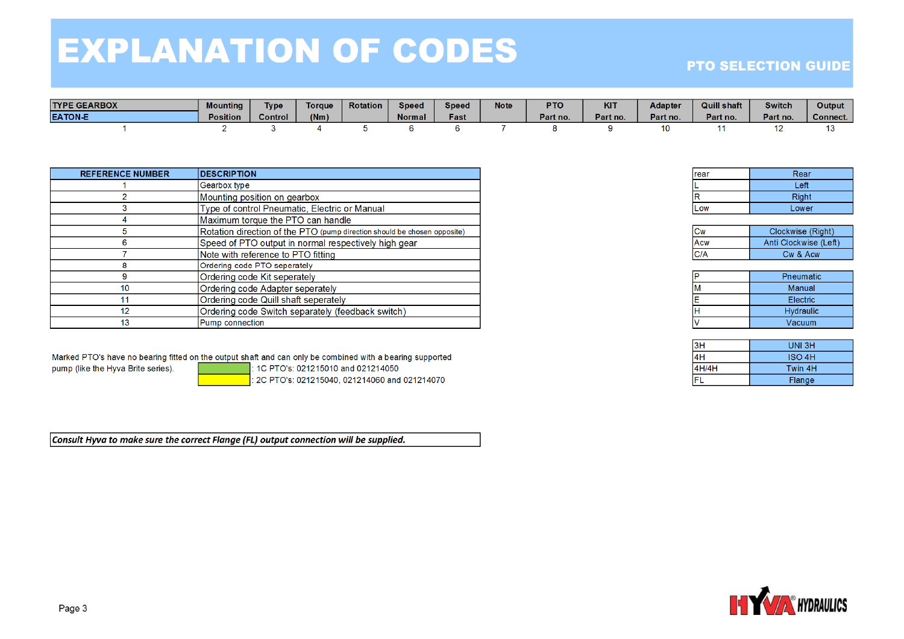# EXPLANATION OF CODES

## PTO SELECTION GUIDE

| TYPE GEARBOX<br>EATON-E | Mounting Position | Type Control | Torque (Nm) | Rotation | Speed Normal | Speed Fast | Note | PTO Part no. | KIT Part no. | Adapter Part no. | Quill shaft Part no. | Switch Part no. | Output Connect. |
|---|---|---|---|---|---|---|---|---|---|---|---|---|---|
| 1 | 2 | 3 | 4 | 5 | 6 | 6 | 7 | 8 | 9 | 10 | 11 | 12 | 13 |

| REFERENCE NUMBER | DESCRIPTION |
|---|---|
| 1 | Gearbox type |
| 2 | Mounting position on gearbox |
| 3 | Type of control Pneumatic, Electric or Manual |
| 4 | Maximum torque the PTO can handle |
| 5 | Rotation direction of the PTO (pump direction should be chosen opposite) |
| 6 | Speed of PTO output in normal respectively high gear |
| 7 | Note with reference to PTO fitting |
| 8 | Ordering code PTO seperately |
| 9 | Ordering code Kit seperately |
| 10 | Ordering code Adapter seperately |
| 11 | Ordering code Quill shaft seperately |
| 12 | Ordering code Switch separately (feedback switch) |
| 13 | Pump connection |

| Code | Meaning |
|---|---|
| rear | Rear |
| L | Left |
| R | Right |
| Low | Lower |

| Code | Meaning |
|---|---|
| Cw | Clockwise (Right) |
| Acw | Anti Clockwise (Left) |
| C/A | Cw & Acw |

| Code | Meaning |
|---|---|
| P | Pneumatic |
| M | Manual |
| E | Electric |
| H | Hydraulic |
| V | Vacuum |

| Code | Meaning |
|---|---|
| 3H | UNI 3H |
| 4H | ISO 4H |
| 4H/4H | Twin 4H |
| FL | Flange |

Marked PTO's have no bearing fitted on the output shaft and can only be combined with a bearing supported pump (like the Hyva Brite series).

| Marking | PTO's |
|---|---|
| Green | 1C PTO's: 021215010 and 021214050 |
| Yellow | 2C PTO's: 021215040, 021214060 and 021214070 |

***Consult Hyva to make sure the correct Flange (FL) output connection will be supplied.***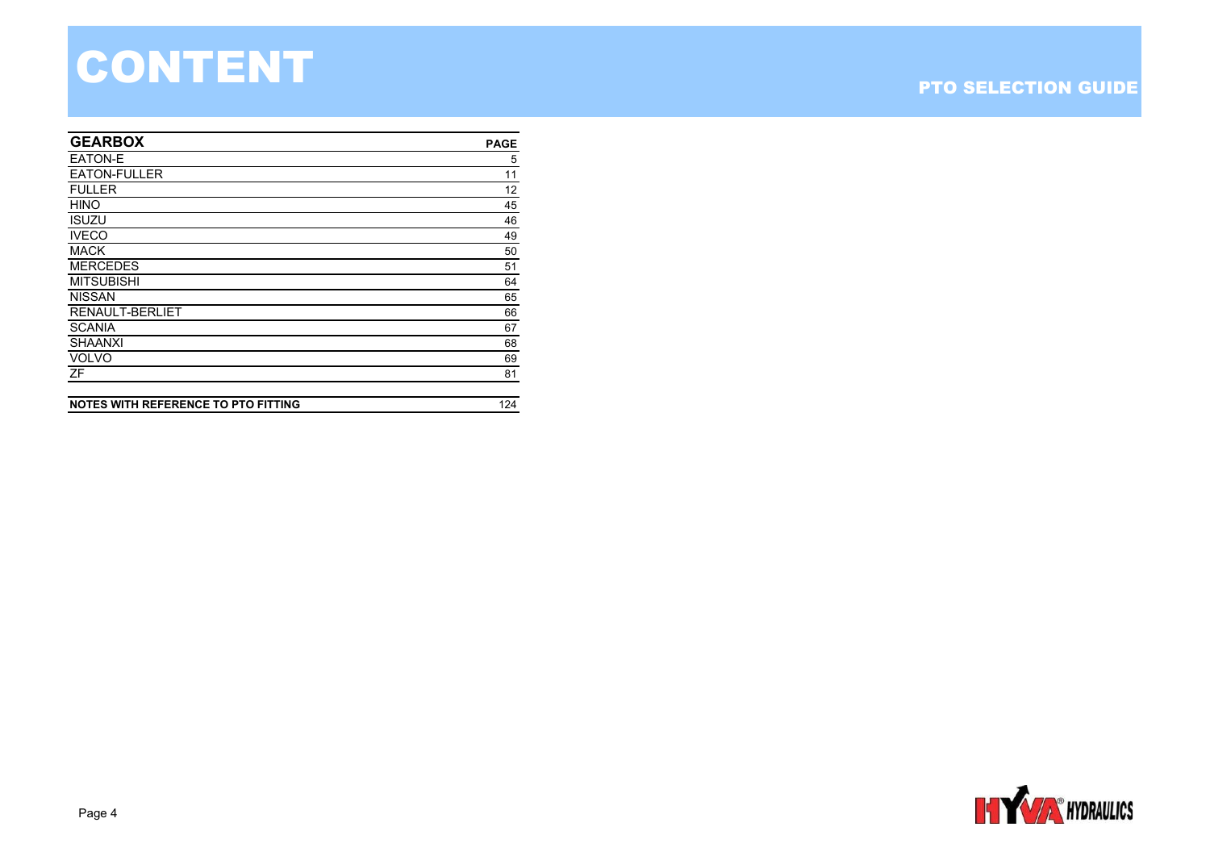# CONTENT

## PTO SELECTION GUIDE

| GEARBOX | PAGE |
|---|---|
| EATON-E | 5 |
| EATON-FULLER | 11 |
| FULLER | 12 |
| HINO | 45 |
| ISUZU | 46 |
| IVECO | 49 |
| MACK | 50 |
| MERCEDES | 51 |
| MITSUBISHI | 64 |
| NISSAN | 65 |
| RENAULT-BERLIET | 66 |
| SCANIA | 67 |
| SHAANXI | 68 |
| VOLVO | 69 |
| ZF | 81 |
| | |
| **NOTES WITH REFERENCE TO PTO FITTING** | 124 |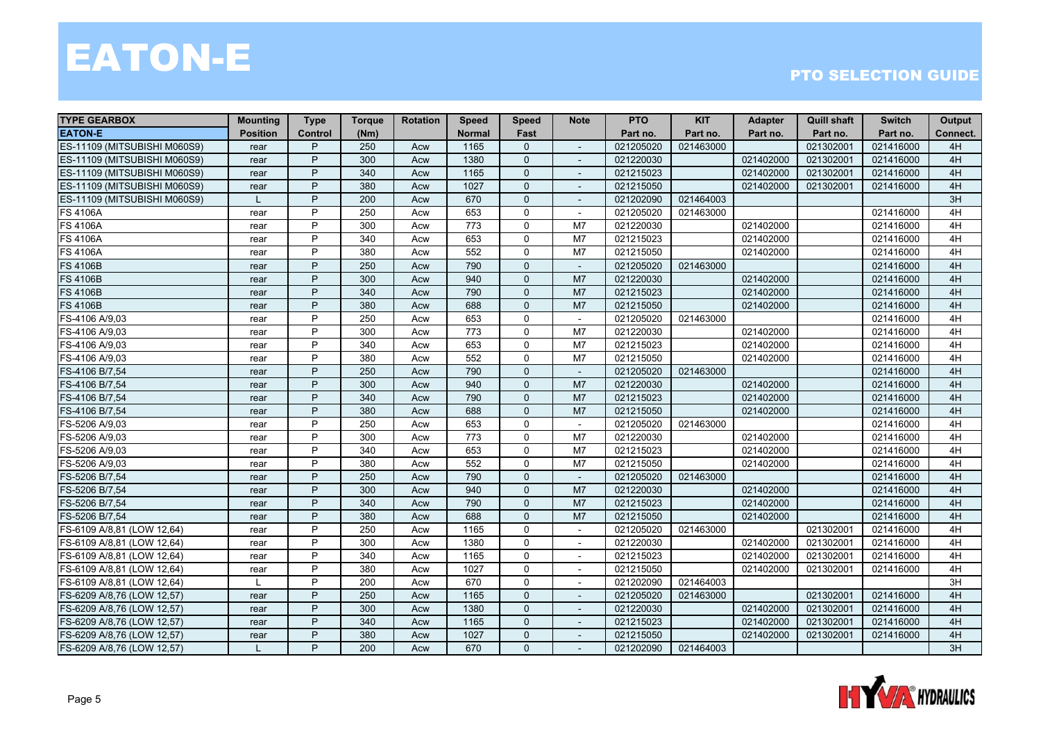# EATON-E

## PTO SELECTION GUIDE

| TYPE GEARBOX | Mounting | Type | Torque | Rotation | Speed | Speed | Note | PTO | KIT | Adapter | Quill shaft | Switch | Output |
|---|---|---|---|---|---|---|---|---|---|---|---|---|---|
| **EATON-E** | **Position** | **Control** | **(Nm)** | | **Normal** | **Fast** | | **Part no.** | **Part no.** | **Part no.** | **Part no.** | **Part no.** | **Connect.** |
| ES-11109 (MITSUBISHI M060S9) | rear | P | 250 | Acw | 1165 | 0 | - | 021205020 | 021463000 | | 021302001 | 021416000 | 4H |
| ES-11109 (MITSUBISHI M060S9) | rear | P | 300 | Acw | 1380 | 0 | - | 021220030 | | 021402000 | 021302001 | 021416000 | 4H |
| ES-11109 (MITSUBISHI M060S9) | rear | P | 340 | Acw | 1165 | 0 | - | 021215023 | | 021402000 | 021302001 | 021416000 | 4H |
| ES-11109 (MITSUBISHI M060S9) | rear | P | 380 | Acw | 1027 | 0 | - | 021215050 | | 021402000 | 021302001 | 021416000 | 4H |
| ES-11109 (MITSUBISHI M060S9) | L | P | 200 | Acw | 670 | 0 | - | 021202090 | 021464003 | | | | 3H |
| FS 4106A | rear | P | 250 | Acw | 653 | 0 | - | 021205020 | 021463000 | | | 021416000 | 4H |
| FS 4106A | rear | P | 300 | Acw | 773 | 0 | M7 | 021220030 | | 021402000 | | 021416000 | 4H |
| FS 4106A | rear | P | 340 | Acw | 653 | 0 | M7 | 021215023 | | 021402000 | | 021416000 | 4H |
| FS 4106A | rear | P | 380 | Acw | 552 | 0 | M7 | 021215050 | | 021402000 | | 021416000 | 4H |
| FS 4106B | rear | P | 250 | Acw | 790 | 0 | - | 021205020 | 021463000 | | | 021416000 | 4H |
| FS 4106B | rear | P | 300 | Acw | 940 | 0 | M7 | 021220030 | | 021402000 | | 021416000 | 4H |
| FS 4106B | rear | P | 340 | Acw | 790 | 0 | M7 | 021215023 | | 021402000 | | 021416000 | 4H |
| FS 4106B | rear | P | 380 | Acw | 688 | 0 | M7 | 021215050 | | 021402000 | | 021416000 | 4H |
| FS-4106 A/9,03 | rear | P | 250 | Acw | 653 | 0 | - | 021205020 | 021463000 | | | 021416000 | 4H |
| FS-4106 A/9,03 | rear | P | 300 | Acw | 773 | 0 | M7 | 021220030 | | 021402000 | | 021416000 | 4H |
| FS-4106 A/9,03 | rear | P | 340 | Acw | 653 | 0 | M7 | 021215023 | | 021402000 | | 021416000 | 4H |
| FS-4106 A/9,03 | rear | P | 380 | Acw | 552 | 0 | M7 | 021215050 | | 021402000 | | 021416000 | 4H |
| FS-4106 B/7,54 | rear | P | 250 | Acw | 790 | 0 | - | 021205020 | 021463000 | | | 021416000 | 4H |
| FS-4106 B/7,54 | rear | P | 300 | Acw | 940 | 0 | M7 | 021220030 | | 021402000 | | 021416000 | 4H |
| FS-4106 B/7,54 | rear | P | 340 | Acw | 790 | 0 | M7 | 021215023 | | 021402000 | | 021416000 | 4H |
| FS-4106 B/7,54 | rear | P | 380 | Acw | 688 | 0 | M7 | 021215050 | | 021402000 | | 021416000 | 4H |
| FS-5206 A/9,03 | rear | P | 250 | Acw | 653 | 0 | - | 021205020 | 021463000 | | | 021416000 | 4H |
| FS-5206 A/9,03 | rear | P | 300 | Acw | 773 | 0 | M7 | 021220030 | | 021402000 | | 021416000 | 4H |
| FS-5206 A/9,03 | rear | P | 340 | Acw | 653 | 0 | M7 | 021215023 | | 021402000 | | 021416000 | 4H |
| FS-5206 A/9,03 | rear | P | 380 | Acw | 552 | 0 | M7 | 021215050 | | 021402000 | | 021416000 | 4H |
| FS-5206 B/7,54 | rear | P | 250 | Acw | 790 | 0 | - | 021205020 | 021463000 | | | 021416000 | 4H |
| FS-5206 B/7,54 | rear | P | 300 | Acw | 940 | 0 | M7 | 021220030 | | 021402000 | | 021416000 | 4H |
| FS-5206 B/7,54 | rear | P | 340 | Acw | 790 | 0 | M7 | 021215023 | | 021402000 | | 021416000 | 4H |
| FS-5206 B/7,54 | rear | P | 380 | Acw | 688 | 0 | M7 | 021215050 | | 021402000 | | 021416000 | 4H |
| FS-6109 A/8,81 (LOW 12,64) | rear | P | 250 | Acw | 1165 | 0 | - | 021205020 | 021463000 | | 021302001 | 021416000 | 4H |
| FS-6109 A/8,81 (LOW 12,64) | rear | P | 300 | Acw | 1380 | 0 | - | 021220030 | | 021402000 | 021302001 | 021416000 | 4H |
| FS-6109 A/8,81 (LOW 12,64) | rear | P | 340 | Acw | 1165 | 0 | - | 021215023 | | 021402000 | 021302001 | 021416000 | 4H |
| FS-6109 A/8,81 (LOW 12,64) | rear | P | 380 | Acw | 1027 | 0 | - | 021215050 | | 021402000 | 021302001 | 021416000 | 4H |
| FS-6109 A/8,81 (LOW 12,64) | L | P | 200 | Acw | 670 | 0 | - | 021202090 | 021464003 | | | | 3H |
| FS-6209 A/8,76 (LOW 12,57) | rear | P | 250 | Acw | 1165 | 0 | - | 021205020 | 021463000 | | 021302001 | 021416000 | 4H |
| FS-6209 A/8,76 (LOW 12,57) | rear | P | 300 | Acw | 1380 | 0 | - | 021220030 | | 021402000 | 021302001 | 021416000 | 4H |
| FS-6209 A/8,76 (LOW 12,57) | rear | P | 340 | Acw | 1165 | 0 | - | 021215023 | | 021402000 | 021302001 | 021416000 | 4H |
| FS-6209 A/8,76 (LOW 12,57) | rear | P | 380 | Acw | 1027 | 0 | - | 021215050 | | 021402000 | 021302001 | 021416000 | 4H |
| FS-6209 A/8,76 (LOW 12,57) | L | P | 200 | Acw | 670 | 0 | - | 021202090 | 021464003 | | | | 3H |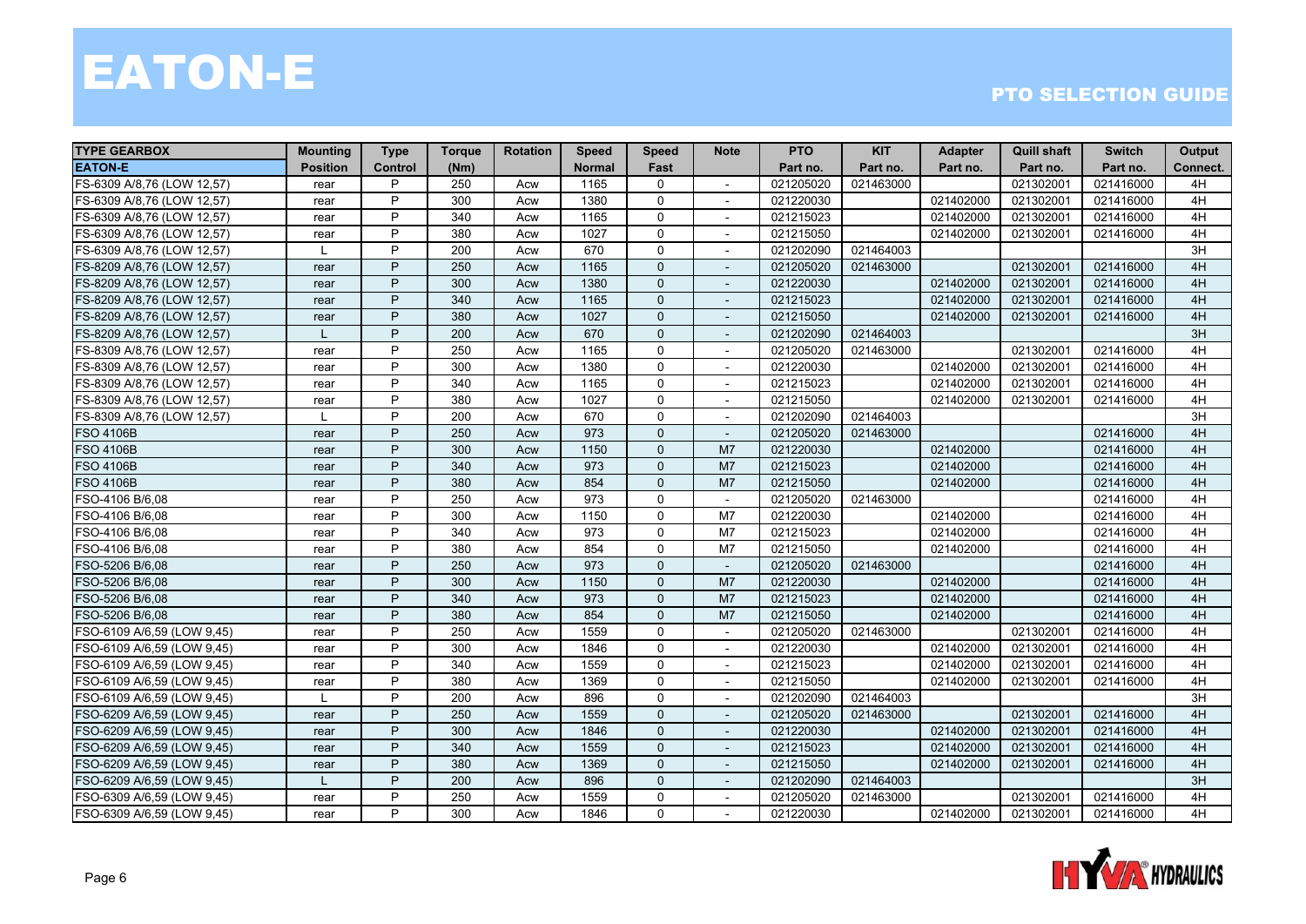# EATON-E

## PTO SELECTION GUIDE

| TYPE GEARBOX<br>EATON-E | Mounting<br>Position | Type<br>Control | Torque<br>(Nm) | Rotation | Speed<br>Normal | Speed<br>Fast | Note | PTO<br>Part no. | KIT<br>Part no. | Adapter<br>Part no. | Quill shaft<br>Part no. | Switch<br>Part no. | Output<br>Connect. |
|---|---|---|---|---|---|---|---|---|---|---|---|---|---|
| FS-6309 A/8,76 (LOW 12,57) | rear | P | 250 | Acw | 1165 | 0 | - | 021205020 | 021463000 | | 021302001 | 021416000 | 4H |
| FS-6309 A/8,76 (LOW 12,57) | rear | P | 300 | Acw | 1380 | 0 | - | 021220030 | | 021402000 | 021302001 | 021416000 | 4H |
| FS-6309 A/8,76 (LOW 12,57) | rear | P | 340 | Acw | 1165 | 0 | - | 021215023 | | 021402000 | 021302001 | 021416000 | 4H |
| FS-6309 A/8,76 (LOW 12,57) | rear | P | 380 | Acw | 1027 | 0 | - | 021215050 | | 021402000 | 021302001 | 021416000 | 4H |
| FS-6309 A/8,76 (LOW 12,57) | L | P | 200 | Acw | 670 | 0 | - | 021202090 | 021464003 | | | | 3H |
| FS-8209 A/8,76 (LOW 12,57) | rear | P | 250 | Acw | 1165 | 0 | - | 021205020 | 021463000 | | 021302001 | 021416000 | 4H |
| FS-8209 A/8,76 (LOW 12,57) | rear | P | 300 | Acw | 1380 | 0 | - | 021220030 | | 021402000 | 021302001 | 021416000 | 4H |
| FS-8209 A/8,76 (LOW 12,57) | rear | P | 340 | Acw | 1165 | 0 | - | 021215023 | | 021402000 | 021302001 | 021416000 | 4H |
| FS-8209 A/8,76 (LOW 12,57) | rear | P | 380 | Acw | 1027 | 0 | - | 021215050 | | 021402000 | 021302001 | 021416000 | 4H |
| FS-8209 A/8,76 (LOW 12,57) | L | P | 200 | Acw | 670 | 0 | - | 021202090 | 021464003 | | | | 3H |
| FS-8309 A/8,76 (LOW 12,57) | rear | P | 250 | Acw | 1165 | 0 | - | 021205020 | 021463000 | | 021302001 | 021416000 | 4H |
| FS-8309 A/8,76 (LOW 12,57) | rear | P | 300 | Acw | 1380 | 0 | - | 021220030 | | 021402000 | 021302001 | 021416000 | 4H |
| FS-8309 A/8,76 (LOW 12,57) | rear | P | 340 | Acw | 1165 | 0 | - | 021215023 | | 021402000 | 021302001 | 021416000 | 4H |
| FS-8309 A/8,76 (LOW 12,57) | rear | P | 380 | Acw | 1027 | 0 | - | 021215050 | | 021402000 | 021302001 | 021416000 | 4H |
| FS-8309 A/8,76 (LOW 12,57) | L | P | 200 | Acw | 670 | 0 | - | 021202090 | 021464003 | | | | 3H |
| FSO 4106B | rear | P | 250 | Acw | 973 | 0 | - | 021205020 | 021463000 | | | 021416000 | 4H |
| FSO 4106B | rear | P | 300 | Acw | 1150 | 0 | M7 | 021220030 | | 021402000 | | 021416000 | 4H |
| FSO 4106B | rear | P | 340 | Acw | 973 | 0 | M7 | 021215023 | | 021402000 | | 021416000 | 4H |
| FSO 4106B | rear | P | 380 | Acw | 854 | 0 | M7 | 021215050 | | 021402000 | | 021416000 | 4H |
| FSO-4106 B/6,08 | rear | P | 250 | Acw | 973 | 0 | - | 021205020 | 021463000 | | | 021416000 | 4H |
| FSO-4106 B/6,08 | rear | P | 300 | Acw | 1150 | 0 | M7 | 021220030 | | 021402000 | | 021416000 | 4H |
| FSO-4106 B/6,08 | rear | P | 340 | Acw | 973 | 0 | M7 | 021215023 | | 021402000 | | 021416000 | 4H |
| FSO-4106 B/6,08 | rear | P | 380 | Acw | 854 | 0 | M7 | 021215050 | | 021402000 | | 021416000 | 4H |
| FSO-5206 B/6,08 | rear | P | 250 | Acw | 973 | 0 | - | 021205020 | 021463000 | | | 021416000 | 4H |
| FSO-5206 B/6,08 | rear | P | 300 | Acw | 1150 | 0 | M7 | 021220030 | | 021402000 | | 021416000 | 4H |
| FSO-5206 B/6,08 | rear | P | 340 | Acw | 973 | 0 | M7 | 021215023 | | 021402000 | | 021416000 | 4H |
| FSO-5206 B/6,08 | rear | P | 380 | Acw | 854 | 0 | M7 | 021215050 | | 021402000 | | 021416000 | 4H |
| FSO-6109 A/6,59 (LOW 9,45) | rear | P | 250 | Acw | 1559 | 0 | - | 021205020 | 021463000 | | 021302001 | 021416000 | 4H |
| FSO-6109 A/6,59 (LOW 9,45) | rear | P | 300 | Acw | 1846 | 0 | - | 021220030 | | 021402000 | 021302001 | 021416000 | 4H |
| FSO-6109 A/6,59 (LOW 9,45) | rear | P | 340 | Acw | 1559 | 0 | - | 021215023 | | 021402000 | 021302001 | 021416000 | 4H |
| FSO-6109 A/6,59 (LOW 9,45) | rear | P | 380 | Acw | 1369 | 0 | - | 021215050 | | 021402000 | 021302001 | 021416000 | 4H |
| FSO-6109 A/6,59 (LOW 9,45) | L | P | 200 | Acw | 896 | 0 | - | 021202090 | 021464003 | | | | 3H |
| FSO-6209 A/6,59 (LOW 9,45) | rear | P | 250 | Acw | 1559 | 0 | - | 021205020 | 021463000 | | 021302001 | 021416000 | 4H |
| FSO-6209 A/6,59 (LOW 9,45) | rear | P | 300 | Acw | 1846 | 0 | - | 021220030 | | 021402000 | 021302001 | 021416000 | 4H |
| FSO-6209 A/6,59 (LOW 9,45) | rear | P | 340 | Acw | 1559 | 0 | - | 021215023 | | 021402000 | 021302001 | 021416000 | 4H |
| FSO-6209 A/6,59 (LOW 9,45) | rear | P | 380 | Acw | 1369 | 0 | - | 021215050 | | 021402000 | 021302001 | 021416000 | 4H |
| FSO-6209 A/6,59 (LOW 9,45) | L | P | 200 | Acw | 896 | 0 | - | 021202090 | 021464003 | | | | 3H |
| FSO-6309 A/6,59 (LOW 9,45) | rear | P | 250 | Acw | 1559 | 0 | - | 021205020 | 021463000 | | 021302001 | 021416000 | 4H |
| FSO-6309 A/6,59 (LOW 9,45) | rear | P | 300 | Acw | 1846 | 0 | - | 021220030 | | 021402000 | 021302001 | 021416000 | 4H |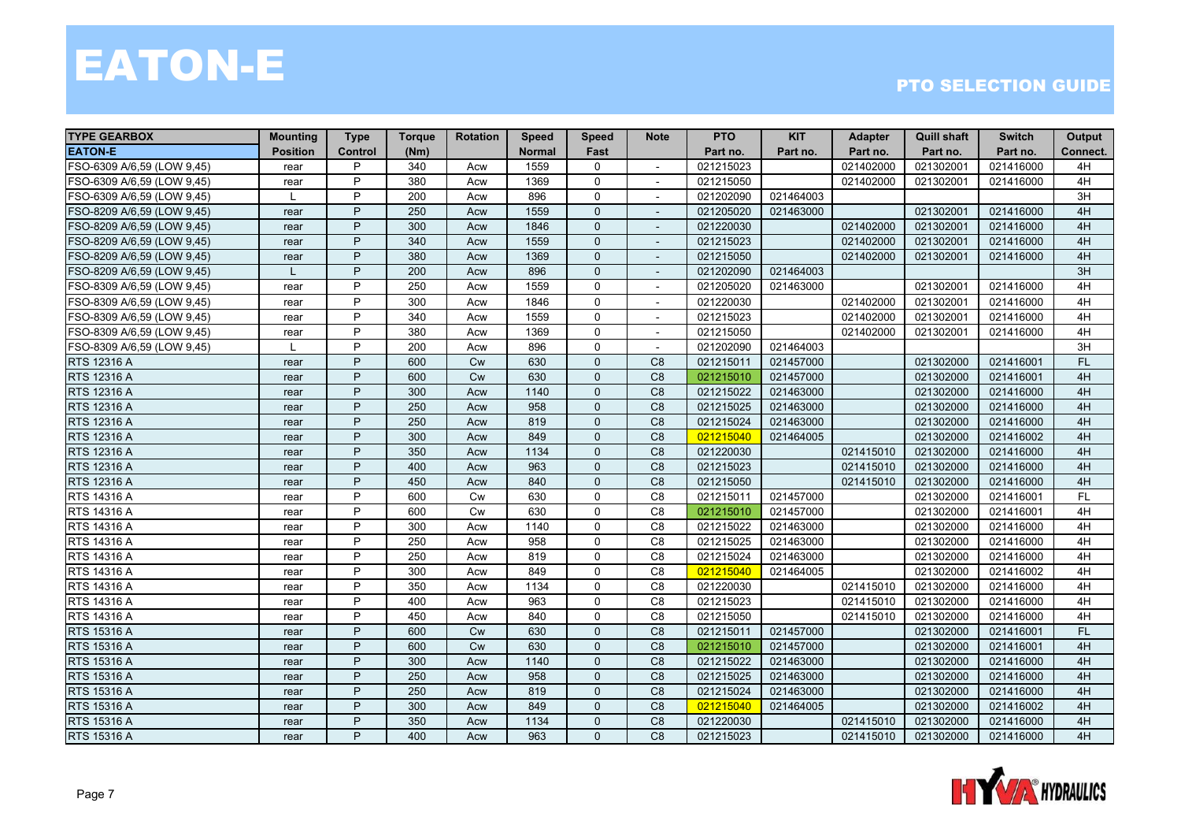# EATON-E

## PTO SELECTION GUIDE

| TYPE GEARBOX | Mounting | Type | Torque | Rotation | Speed | Speed | Note | PTO | KIT | Adapter | Quill shaft | Switch | Output |
|---|---|---|---|---|---|---|---|---|---|---|---|---|---|
| EATON-E | Position | Control | (Nm) | | Normal | Fast | | Part no. | Part no. | Part no. | Part no. | Part no. | Connect. |
| FSO-6309 A/6,59 (LOW 9,45) | rear | P | 340 | Acw | 1559 | 0 | - | 021215023 | | 021402000 | 021302001 | 021416000 | 4H |
| FSO-6309 A/6,59 (LOW 9,45) | rear | P | 380 | Acw | 1369 | 0 | - | 021215050 | | 021402000 | 021302001 | 021416000 | 4H |
| FSO-6309 A/6,59 (LOW 9,45) | L | P | 200 | Acw | 896 | 0 | - | 021202090 | 021464003 | | | | 3H |
| FSO-8209 A/6,59 (LOW 9,45) | rear | P | 250 | Acw | 1559 | 0 | - | 021205020 | 021463000 | | 021302001 | 021416000 | 4H |
| FSO-8209 A/6,59 (LOW 9,45) | rear | P | 300 | Acw | 1846 | 0 | - | 021220030 | | 021402000 | 021302001 | 021416000 | 4H |
| FSO-8209 A/6,59 (LOW 9,45) | rear | P | 340 | Acw | 1559 | 0 | - | 021215023 | | 021402000 | 021302001 | 021416000 | 4H |
| FSO-8209 A/6,59 (LOW 9,45) | rear | P | 380 | Acw | 1369 | 0 | - | 021215050 | | 021402000 | 021302001 | 021416000 | 4H |
| FSO-8209 A/6,59 (LOW 9,45) | L | P | 200 | Acw | 896 | 0 | - | 021202090 | 021464003 | | | | 3H |
| FSO-8309 A/6,59 (LOW 9,45) | rear | P | 250 | Acw | 1559 | 0 | - | 021205020 | 021463000 | | 021302001 | 021416000 | 4H |
| FSO-8309 A/6,59 (LOW 9,45) | rear | P | 300 | Acw | 1846 | 0 | - | 021220030 | | 021402000 | 021302001 | 021416000 | 4H |
| FSO-8309 A/6,59 (LOW 9,45) | rear | P | 340 | Acw | 1559 | 0 | - | 021215023 | | 021402000 | 021302001 | 021416000 | 4H |
| FSO-8309 A/6,59 (LOW 9,45) | rear | P | 380 | Acw | 1369 | 0 | - | 021215050 | | 021402000 | 021302001 | 021416000 | 4H |
| FSO-8309 A/6,59 (LOW 9,45) | L | P | 200 | Acw | 896 | 0 | - | 021202090 | 021464003 | | | | 3H |
| RTS 12316 A | rear | P | 600 | Cw | 630 | 0 | C8 | 021215011 | 021457000 | | 021302000 | 021416001 | FL |
| RTS 12316 A | rear | P | 600 | Cw | 630 | 0 | C8 | 021215010 | 021457000 | | 021302000 | 021416001 | 4H |
| RTS 12316 A | rear | P | 300 | Acw | 1140 | 0 | C8 | 021215022 | 021463000 | | 021302000 | 021416000 | 4H |
| RTS 12316 A | rear | P | 250 | Acw | 958 | 0 | C8 | 021215025 | 021463000 | | 021302000 | 021416000 | 4H |
| RTS 12316 A | rear | P | 250 | Acw | 819 | 0 | C8 | 021215024 | 021463000 | | 021302000 | 021416000 | 4H |
| RTS 12316 A | rear | P | 300 | Acw | 849 | 0 | C8 | 021215040 | 021464005 | | 021302000 | 021416002 | 4H |
| RTS 12316 A | rear | P | 350 | Acw | 1134 | 0 | C8 | 021220030 | | 021415010 | 021302000 | 021416000 | 4H |
| RTS 12316 A | rear | P | 400 | Acw | 963 | 0 | C8 | 021215023 | | 021415010 | 021302000 | 021416000 | 4H |
| RTS 12316 A | rear | P | 450 | Acw | 840 | 0 | C8 | 021215050 | | 021415010 | 021302000 | 021416000 | 4H |
| RTS 14316 A | rear | P | 600 | Cw | 630 | 0 | C8 | 021215011 | 021457000 | | 021302000 | 021416001 | FL |
| RTS 14316 A | rear | P | 600 | Cw | 630 | 0 | C8 | 021215010 | 021457000 | | 021302000 | 021416001 | 4H |
| RTS 14316 A | rear | P | 300 | Acw | 1140 | 0 | C8 | 021215022 | 021463000 | | 021302000 | 021416000 | 4H |
| RTS 14316 A | rear | P | 250 | Acw | 958 | 0 | C8 | 021215025 | 021463000 | | 021302000 | 021416000 | 4H |
| RTS 14316 A | rear | P | 250 | Acw | 819 | 0 | C8 | 021215024 | 021463000 | | 021302000 | 021416000 | 4H |
| RTS 14316 A | rear | P | 300 | Acw | 849 | 0 | C8 | 021215040 | 021464005 | | 021302000 | 021416002 | 4H |
| RTS 14316 A | rear | P | 350 | Acw | 1134 | 0 | C8 | 021220030 | | 021415010 | 021302000 | 021416000 | 4H |
| RTS 14316 A | rear | P | 400 | Acw | 963 | 0 | C8 | 021215023 | | 021415010 | 021302000 | 021416000 | 4H |
| RTS 14316 A | rear | P | 450 | Acw | 840 | 0 | C8 | 021215050 | | 021415010 | 021302000 | 021416000 | 4H |
| RTS 15316 A | rear | P | 600 | Cw | 630 | 0 | C8 | 021215011 | 021457000 | | 021302000 | 021416001 | FL |
| RTS 15316 A | rear | P | 600 | Cw | 630 | 0 | C8 | 021215010 | 021457000 | | 021302000 | 021416001 | 4H |
| RTS 15316 A | rear | P | 300 | Acw | 1140 | 0 | C8 | 021215022 | 021463000 | | 021302000 | 021416000 | 4H |
| RTS 15316 A | rear | P | 250 | Acw | 958 | 0 | C8 | 021215025 | 021463000 | | 021302000 | 021416000 | 4H |
| RTS 15316 A | rear | P | 250 | Acw | 819 | 0 | C8 | 021215024 | 021463000 | | 021302000 | 021416000 | 4H |
| RTS 15316 A | rear | P | 300 | Acw | 849 | 0 | C8 | 021215040 | 021464005 | | 021302000 | 021416002 | 4H |
| RTS 15316 A | rear | P | 350 | Acw | 1134 | 0 | C8 | 021220030 | | 021415010 | 021302000 | 021416000 | 4H |
| RTS 15316 A | rear | P | 400 | Acw | 963 | 0 | C8 | 021215023 | | 021415010 | 021302000 | 021416000 | 4H |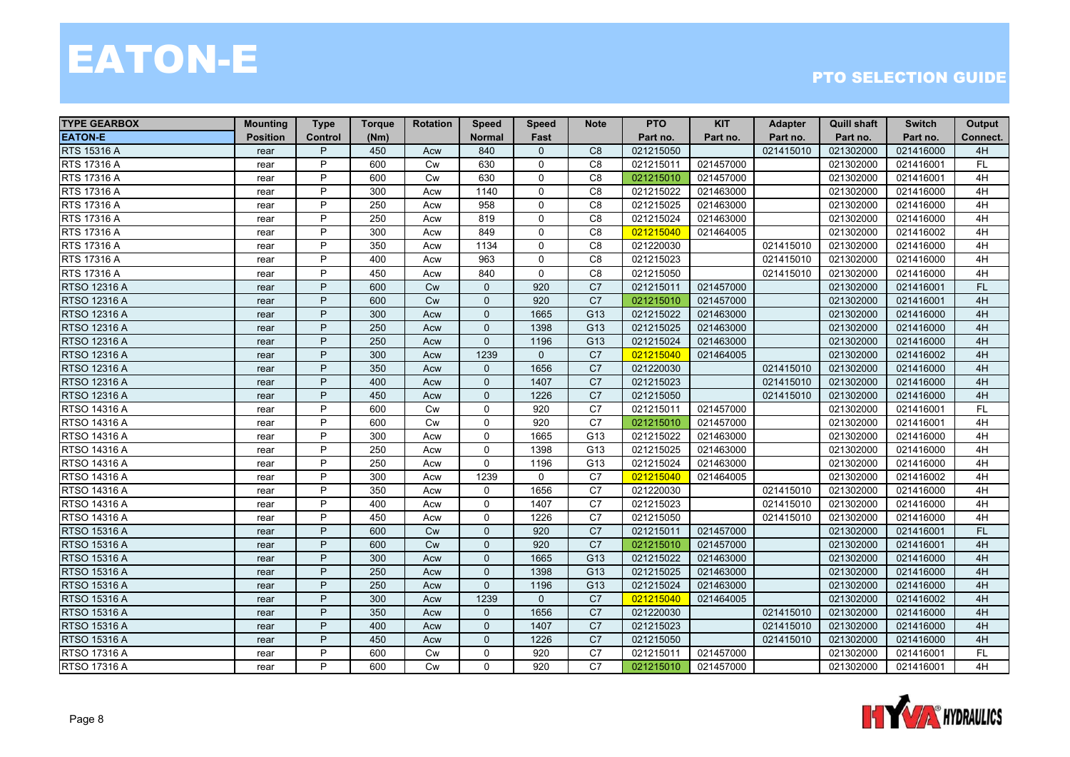# EATON-E

## PTO SELECTION GUIDE

| TYPE GEARBOX | Mounting | Type | Torque | Rotation | Speed | Speed | Note | PTO | KIT | Adapter | Quill shaft | Switch | Output |
|---|---|---|---|---|---|---|---|---|---|---|---|---|---|
| EATON-E | Position | Control | (Nm) | | Normal | Fast | | Part no. | Part no. | Part no. | Part no. | Part no. | Connect. |
| RTS 15316 A | rear | P | 450 | Acw | 840 | 0 | C8 | 021215050 | | 021415010 | 021302000 | 021416000 | 4H |
| RTS 17316 A | rear | P | 600 | Cw | 630 | 0 | C8 | 021215011 | 021457000 | | 021302000 | 021416001 | FL |
| RTS 17316 A | rear | P | 600 | Cw | 630 | 0 | C8 | 021215010 | 021457000 | | 021302000 | 021416001 | 4H |
| RTS 17316 A | rear | P | 300 | Acw | 1140 | 0 | C8 | 021215022 | 021463000 | | 021302000 | 021416000 | 4H |
| RTS 17316 A | rear | P | 250 | Acw | 958 | 0 | C8 | 021215025 | 021463000 | | 021302000 | 021416000 | 4H |
| RTS 17316 A | rear | P | 250 | Acw | 819 | 0 | C8 | 021215024 | 021463000 | | 021302000 | 021416000 | 4H |
| RTS 17316 A | rear | P | 300 | Acw | 849 | 0 | C8 | 021215040 | 021464005 | | 021302000 | 021416002 | 4H |
| RTS 17316 A | rear | P | 350 | Acw | 1134 | 0 | C8 | 021220030 | | 021415010 | 021302000 | 021416000 | 4H |
| RTS 17316 A | rear | P | 400 | Acw | 963 | 0 | C8 | 021215023 | | 021415010 | 021302000 | 021416000 | 4H |
| RTS 17316 A | rear | P | 450 | Acw | 840 | 0 | C8 | 021215050 | | 021415010 | 021302000 | 021416000 | 4H |
| RTSO 12316 A | rear | P | 600 | Cw | 0 | 920 | C7 | 021215011 | 021457000 | | 021302000 | 021416001 | FL |
| RTSO 12316 A | rear | P | 600 | Cw | 0 | 920 | C7 | 021215010 | 021457000 | | 021302000 | 021416001 | 4H |
| RTSO 12316 A | rear | P | 300 | Acw | 0 | 1665 | G13 | 021215022 | 021463000 | | 021302000 | 021416000 | 4H |
| RTSO 12316 A | rear | P | 250 | Acw | 0 | 1398 | G13 | 021215025 | 021463000 | | 021302000 | 021416000 | 4H |
| RTSO 12316 A | rear | P | 250 | Acw | 0 | 1196 | G13 | 021215024 | 021463000 | | 021302000 | 021416000 | 4H |
| RTSO 12316 A | rear | P | 300 | Acw | 1239 | 0 | C7 | 021215040 | 021464005 | | 021302000 | 021416002 | 4H |
| RTSO 12316 A | rear | P | 350 | Acw | 0 | 1656 | C7 | 021220030 | | 021415010 | 021302000 | 021416000 | 4H |
| RTSO 12316 A | rear | P | 400 | Acw | 0 | 1407 | C7 | 021215023 | | 021415010 | 021302000 | 021416000 | 4H |
| RTSO 12316 A | rear | P | 450 | Acw | 0 | 1226 | C7 | 021215050 | | 021415010 | 021302000 | 021416000 | 4H |
| RTSO 14316 A | rear | P | 600 | Cw | 0 | 920 | C7 | 021215011 | 021457000 | | 021302000 | 021416001 | FL |
| RTSO 14316 A | rear | P | 600 | Cw | 0 | 920 | C7 | 021215010 | 021457000 | | 021302000 | 021416001 | 4H |
| RTSO 14316 A | rear | P | 300 | Acw | 0 | 1665 | G13 | 021215022 | 021463000 | | 021302000 | 021416000 | 4H |
| RTSO 14316 A | rear | P | 250 | Acw | 0 | 1398 | G13 | 021215025 | 021463000 | | 021302000 | 021416000 | 4H |
| RTSO 14316 A | rear | P | 250 | Acw | 0 | 1196 | G13 | 021215024 | 021463000 | | 021302000 | 021416000 | 4H |
| RTSO 14316 A | rear | P | 300 | Acw | 1239 | 0 | C7 | 021215040 | 021464005 | | 021302000 | 021416002 | 4H |
| RTSO 14316 A | rear | P | 350 | Acw | 0 | 1656 | C7 | 021220030 | | 021415010 | 021302000 | 021416000 | 4H |
| RTSO 14316 A | rear | P | 400 | Acw | 0 | 1407 | C7 | 021215023 | | 021415010 | 021302000 | 021416000 | 4H |
| RTSO 14316 A | rear | P | 450 | Acw | 0 | 1226 | C7 | 021215050 | | 021415010 | 021302000 | 021416000 | 4H |
| RTSO 15316 A | rear | P | 600 | Cw | 0 | 920 | C7 | 021215011 | 021457000 | | 021302000 | 021416001 | FL |
| RTSO 15316 A | rear | P | 600 | Cw | 0 | 920 | C7 | 021215010 | 021457000 | | 021302000 | 021416001 | 4H |
| RTSO 15316 A | rear | P | 300 | Acw | 0 | 1665 | G13 | 021215022 | 021463000 | | 021302000 | 021416000 | 4H |
| RTSO 15316 A | rear | P | 250 | Acw | 0 | 1398 | G13 | 021215025 | 021463000 | | 021302000 | 021416000 | 4H |
| RTSO 15316 A | rear | P | 250 | Acw | 0 | 1196 | G13 | 021215024 | 021463000 | | 021302000 | 021416000 | 4H |
| RTSO 15316 A | rear | P | 300 | Acw | 1239 | 0 | C7 | 021215040 | 021464005 | | 021302000 | 021416002 | 4H |
| RTSO 15316 A | rear | P | 350 | Acw | 0 | 1656 | C7 | 021220030 | | 021415010 | 021302000 | 021416000 | 4H |
| RTSO 15316 A | rear | P | 400 | Acw | 0 | 1407 | C7 | 021215023 | | 021415010 | 021302000 | 021416000 | 4H |
| RTSO 15316 A | rear | P | 450 | Acw | 0 | 1226 | C7 | 021215050 | | 021415010 | 021302000 | 021416000 | 4H |
| RTSO 17316 A | rear | P | 600 | Cw | 0 | 920 | C7 | 021215011 | 021457000 | | 021302000 | 021416001 | FL |
| RTSO 17316 A | rear | P | 600 | Cw | 0 | 920 | C7 | 021215010 | 021457000 | | 021302000 | 021416001 | 4H |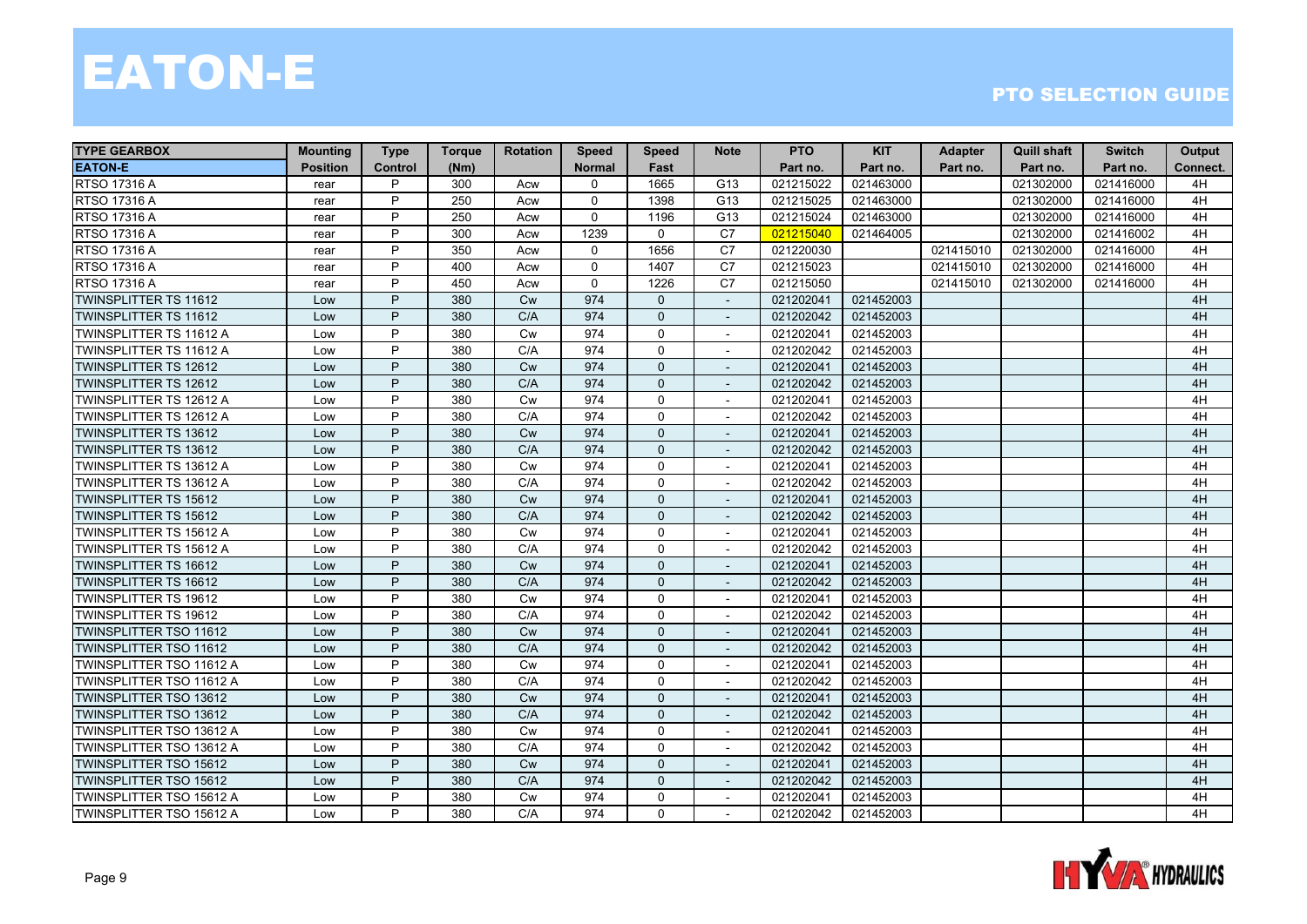# EATON-E

## PTO SELECTION GUIDE

| TYPE GEARBOX | Mounting | Type | Torque | Rotation | Speed | Speed | Note | PTO | KIT | Adapter | Quill shaft | Switch | Output |
|---|---|---|---|---|---|---|---|---|---|---|---|---|---|
| EATON-E | Position | Control | (Nm) | | Normal | Fast | | Part no. | Part no. | Part no. | Part no. | Part no. | Connect. |
| RTSO 17316 A | rear | P | 300 | Acw | 0 | 1665 | G13 | 021215022 | 021463000 | | 021302000 | 021416000 | 4H |
| RTSO 17316 A | rear | P | 250 | Acw | 0 | 1398 | G13 | 021215025 | 021463000 | | 021302000 | 021416000 | 4H |
| RTSO 17316 A | rear | P | 250 | Acw | 0 | 1196 | G13 | 021215024 | 021463000 | | 021302000 | 021416000 | 4H |
| RTSO 17316 A | rear | P | 300 | Acw | 1239 | 0 | C7 | 021215040 | 021464005 | | 021302000 | 021416002 | 4H |
| RTSO 17316 A | rear | P | 350 | Acw | 0 | 1656 | C7 | 021220030 | | 021415010 | 021302000 | 021416000 | 4H |
| RTSO 17316 A | rear | P | 400 | Acw | 0 | 1407 | C7 | 021215023 | | 021415010 | 021302000 | 021416000 | 4H |
| RTSO 17316 A | rear | P | 450 | Acw | 0 | 1226 | C7 | 021215050 | | 021415010 | 021302000 | 021416000 | 4H |
| TWINSPLITTER TS 11612 | Low | P | 380 | Cw | 974 | 0 | - | 021202041 | 021452003 | | | | 4H |
| TWINSPLITTER TS 11612 | Low | P | 380 | C/A | 974 | 0 | - | 021202042 | 021452003 | | | | 4H |
| TWINSPLITTER TS 11612 A | Low | P | 380 | Cw | 974 | 0 | - | 021202041 | 021452003 | | | | 4H |
| TWINSPLITTER TS 11612 A | Low | P | 380 | C/A | 974 | 0 | - | 021202042 | 021452003 | | | | 4H |
| TWINSPLITTER TS 12612 | Low | P | 380 | Cw | 974 | 0 | - | 021202041 | 021452003 | | | | 4H |
| TWINSPLITTER TS 12612 | Low | P | 380 | C/A | 974 | 0 | - | 021202042 | 021452003 | | | | 4H |
| TWINSPLITTER TS 12612 A | Low | P | 380 | Cw | 974 | 0 | - | 021202041 | 021452003 | | | | 4H |
| TWINSPLITTER TS 12612 A | Low | P | 380 | C/A | 974 | 0 | - | 021202042 | 021452003 | | | | 4H |
| TWINSPLITTER TS 13612 | Low | P | 380 | Cw | 974 | 0 | - | 021202041 | 021452003 | | | | 4H |
| TWINSPLITTER TS 13612 | Low | P | 380 | C/A | 974 | 0 | - | 021202042 | 021452003 | | | | 4H |
| TWINSPLITTER TS 13612 A | Low | P | 380 | Cw | 974 | 0 | - | 021202041 | 021452003 | | | | 4H |
| TWINSPLITTER TS 13612 A | Low | P | 380 | C/A | 974 | 0 | - | 021202042 | 021452003 | | | | 4H |
| TWINSPLITTER TS 15612 | Low | P | 380 | Cw | 974 | 0 | - | 021202041 | 021452003 | | | | 4H |
| TWINSPLITTER TS 15612 | Low | P | 380 | C/A | 974 | 0 | - | 021202042 | 021452003 | | | | 4H |
| TWINSPLITTER TS 15612 A | Low | P | 380 | Cw | 974 | 0 | - | 021202041 | 021452003 | | | | 4H |
| TWINSPLITTER TS 15612 A | Low | P | 380 | C/A | 974 | 0 | - | 021202042 | 021452003 | | | | 4H |
| TWINSPLITTER TS 16612 | Low | P | 380 | Cw | 974 | 0 | - | 021202041 | 021452003 | | | | 4H |
| TWINSPLITTER TS 16612 | Low | P | 380 | C/A | 974 | 0 | - | 021202042 | 021452003 | | | | 4H |
| TWINSPLITTER TS 19612 | Low | P | 380 | Cw | 974 | 0 | - | 021202041 | 021452003 | | | | 4H |
| TWINSPLITTER TS 19612 | Low | P | 380 | C/A | 974 | 0 | - | 021202042 | 021452003 | | | | 4H |
| TWINSPLITTER TSO 11612 | Low | P | 380 | Cw | 974 | 0 | - | 021202041 | 021452003 | | | | 4H |
| TWINSPLITTER TSO 11612 | Low | P | 380 | C/A | 974 | 0 | - | 021202042 | 021452003 | | | | 4H |
| TWINSPLITTER TSO 11612 A | Low | P | 380 | Cw | 974 | 0 | - | 021202041 | 021452003 | | | | 4H |
| TWINSPLITTER TSO 11612 A | Low | P | 380 | C/A | 974 | 0 | - | 021202042 | 021452003 | | | | 4H |
| TWINSPLITTER TSO 13612 | Low | P | 380 | Cw | 974 | 0 | - | 021202041 | 021452003 | | | | 4H |
| TWINSPLITTER TSO 13612 | Low | P | 380 | C/A | 974 | 0 | - | 021202042 | 021452003 | | | | 4H |
| TWINSPLITTER TSO 13612 A | Low | P | 380 | Cw | 974 | 0 | - | 021202041 | 021452003 | | | | 4H |
| TWINSPLITTER TSO 13612 A | Low | P | 380 | C/A | 974 | 0 | - | 021202042 | 021452003 | | | | 4H |
| TWINSPLITTER TSO 15612 | Low | P | 380 | Cw | 974 | 0 | - | 021202041 | 021452003 | | | | 4H |
| TWINSPLITTER TSO 15612 | Low | P | 380 | C/A | 974 | 0 | - | 021202042 | 021452003 | | | | 4H |
| TWINSPLITTER TSO 15612 A | Low | P | 380 | Cw | 974 | 0 | - | 021202041 | 021452003 | | | | 4H |
| TWINSPLITTER TSO 15612 A | Low | P | 380 | C/A | 974 | 0 | - | 021202042 | 021452003 | | | | 4H |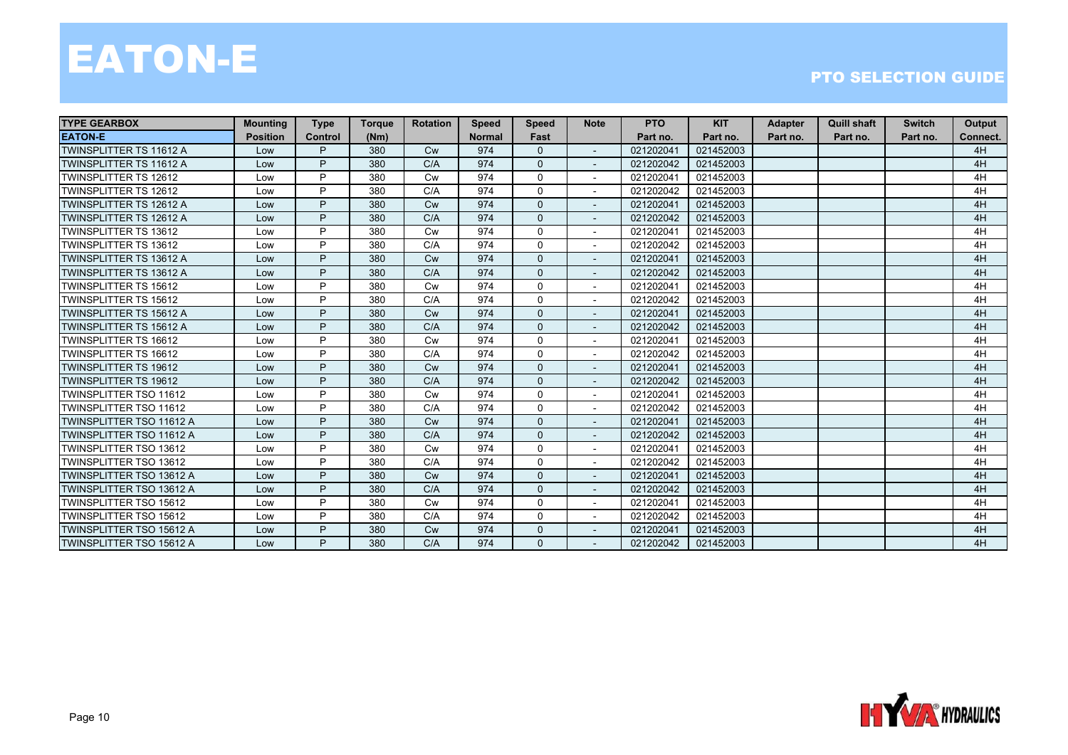# EATON-E

## PTO SELECTION GUIDE

| TYPE GEARBOX | Mounting | Type | Torque | Rotation | Speed | Speed | Note | PTO | KIT | Adapter | Quill shaft | Switch | Output |
|---|---|---|---|---|---|---|---|---|---|---|---|---|---|
| **EATON-E** | **Position** | **Control** | **(Nm)** | | **Normal** | **Fast** | | **Part no.** | **Part no.** | **Part no.** | **Part no.** | **Part no.** | **Connect.** |
| TWINSPLITTER TS 11612 A | Low | P | 380 | Cw | 974 | 0 | - | 021202041 | 021452003 | | | | 4H |
| TWINSPLITTER TS 11612 A | Low | P | 380 | C/A | 974 | 0 | - | 021202042 | 021452003 | | | | 4H |
| TWINSPLITTER TS 12612 | Low | P | 380 | Cw | 974 | 0 | - | 021202041 | 021452003 | | | | 4H |
| TWINSPLITTER TS 12612 | Low | P | 380 | C/A | 974 | 0 | - | 021202042 | 021452003 | | | | 4H |
| TWINSPLITTER TS 12612 A | Low | P | 380 | Cw | 974 | 0 | - | 021202041 | 021452003 | | | | 4H |
| TWINSPLITTER TS 12612 A | Low | P | 380 | C/A | 974 | 0 | - | 021202042 | 021452003 | | | | 4H |
| TWINSPLITTER TS 13612 | Low | P | 380 | Cw | 974 | 0 | - | 021202041 | 021452003 | | | | 4H |
| TWINSPLITTER TS 13612 | Low | P | 380 | C/A | 974 | 0 | - | 021202042 | 021452003 | | | | 4H |
| TWINSPLITTER TS 13612 A | Low | P | 380 | Cw | 974 | 0 | - | 021202041 | 021452003 | | | | 4H |
| TWINSPLITTER TS 13612 A | Low | P | 380 | C/A | 974 | 0 | - | 021202042 | 021452003 | | | | 4H |
| TWINSPLITTER TS 15612 | Low | P | 380 | Cw | 974 | 0 | - | 021202041 | 021452003 | | | | 4H |
| TWINSPLITTER TS 15612 | Low | P | 380 | C/A | 974 | 0 | - | 021202042 | 021452003 | | | | 4H |
| TWINSPLITTER TS 15612 A | Low | P | 380 | Cw | 974 | 0 | - | 021202041 | 021452003 | | | | 4H |
| TWINSPLITTER TS 15612 A | Low | P | 380 | C/A | 974 | 0 | - | 021202042 | 021452003 | | | | 4H |
| TWINSPLITTER TS 16612 | Low | P | 380 | Cw | 974 | 0 | - | 021202041 | 021452003 | | | | 4H |
| TWINSPLITTER TS 16612 | Low | P | 380 | C/A | 974 | 0 | - | 021202042 | 021452003 | | | | 4H |
| TWINSPLITTER TS 19612 | Low | P | 380 | Cw | 974 | 0 | - | 021202041 | 021452003 | | | | 4H |
| TWINSPLITTER TS 19612 | Low | P | 380 | C/A | 974 | 0 | - | 021202042 | 021452003 | | | | 4H |
| TWINSPLITTER TSO 11612 | Low | P | 380 | Cw | 974 | 0 | - | 021202041 | 021452003 | | | | 4H |
| TWINSPLITTER TSO 11612 | Low | P | 380 | C/A | 974 | 0 | - | 021202042 | 021452003 | | | | 4H |
| TWINSPLITTER TSO 11612 A | Low | P | 380 | Cw | 974 | 0 | - | 021202041 | 021452003 | | | | 4H |
| TWINSPLITTER TSO 11612 A | Low | P | 380 | C/A | 974 | 0 | - | 021202042 | 021452003 | | | | 4H |
| TWINSPLITTER TSO 13612 | Low | P | 380 | Cw | 974 | 0 | - | 021202041 | 021452003 | | | | 4H |
| TWINSPLITTER TSO 13612 | Low | P | 380 | C/A | 974 | 0 | - | 021202042 | 021452003 | | | | 4H |
| TWINSPLITTER TSO 13612 A | Low | P | 380 | Cw | 974 | 0 | - | 021202041 | 021452003 | | | | 4H |
| TWINSPLITTER TSO 13612 A | Low | P | 380 | C/A | 974 | 0 | - | 021202042 | 021452003 | | | | 4H |
| TWINSPLITTER TSO 15612 | Low | P | 380 | Cw | 974 | 0 | - | 021202041 | 021452003 | | | | 4H |
| TWINSPLITTER TSO 15612 | Low | P | 380 | C/A | 974 | 0 | - | 021202042 | 021452003 | | | | 4H |
| TWINSPLITTER TSO 15612 A | Low | P | 380 | Cw | 974 | 0 | - | 021202041 | 021452003 | | | | 4H |
| TWINSPLITTER TSO 15612 A | Low | P | 380 | C/A | 974 | 0 | - | 021202042 | 021452003 | | | | 4H |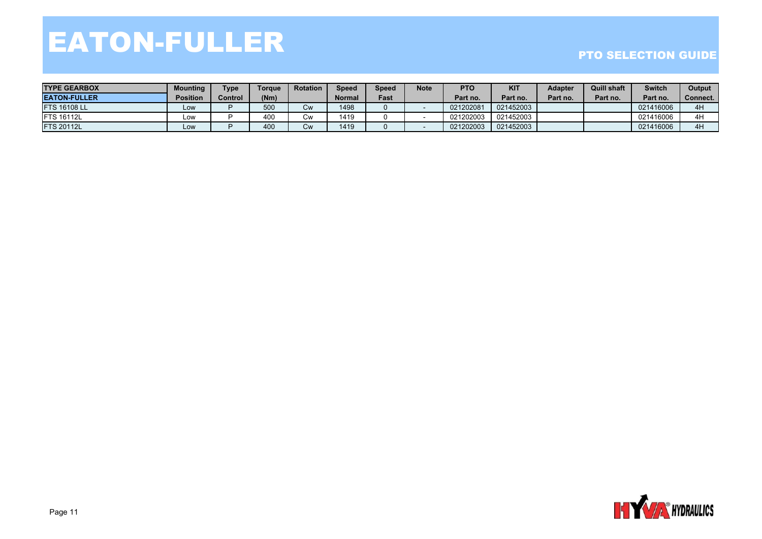# EATON-FULLER

## PTO SELECTION GUIDE

| TYPE GEARBOX | Mounting | Type | Torque | Rotation | Speed | Speed | Note | PTO | KIT | Adapter | Quill shaft | Switch | Output |
|---|---|---|---|---|---|---|---|---|---|---|---|---|---|
| EATON-FULLER | Position | Control | (Nm) | | Normal | Fast | | Part no. | Part no. | Part no. | Part no. | Part no. | Connect. |
| FTS 16108 LL | Low | P | 500 | Cw | 1498 | 0 | - | 021202081 | 021452003 | | | 021416006 | 4H |
| FTS 16112L | Low | P | 400 | Cw | 1419 | 0 | - | 021202003 | 021452003 | | | 021416006 | 4H |
| FTS 20112L | Low | P | 400 | Cw | 1419 | 0 | - | 021202003 | 021452003 | | | 021416006 | 4H |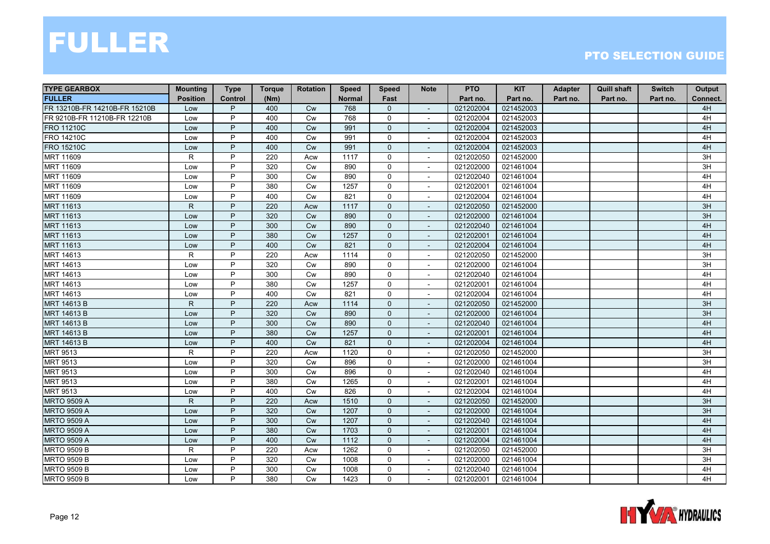# FULLER

## PTO SELECTION GUIDE

| TYPE GEARBOX FULLER | Mounting Position | Type Control | Torque (Nm) | Rotation | Speed Normal | Speed Fast | Note | PTO Part no. | KIT Part no. | Adapter Part no. | Quill shaft Part no. | Switch Part no. | Output Connect. |
|---|---|---|---|---|---|---|---|---|---|---|---|---|---|
| FR 13210B-FR 14210B-FR 15210B | Low | P | 400 | Cw | 768 | 0 | - | 021202004 | 021452003 | | | | 4H |
| FR 9210B-FR 11210B-FR 12210B | Low | P | 400 | Cw | 768 | 0 | - | 021202004 | 021452003 | | | | 4H |
| FRO 11210C | Low | P | 400 | Cw | 991 | 0 | - | 021202004 | 021452003 | | | | 4H |
| FRO 14210C | Low | P | 400 | Cw | 991 | 0 | - | 021202004 | 021452003 | | | | 4H |
| FRO 15210C | Low | P | 400 | Cw | 991 | 0 | - | 021202004 | 021452003 | | | | 4H |
| MRT 11609 | R | P | 220 | Acw | 1117 | 0 | - | 021202050 | 021452000 | | | | 3H |
| MRT 11609 | Low | P | 320 | Cw | 890 | 0 | - | 021202000 | 021461004 | | | | 3H |
| MRT 11609 | Low | P | 300 | Cw | 890 | 0 | - | 021202040 | 021461004 | | | | 4H |
| MRT 11609 | Low | P | 380 | Cw | 1257 | 0 | - | 021202001 | 021461004 | | | | 4H |
| MRT 11609 | Low | P | 400 | Cw | 821 | 0 | - | 021202004 | 021461004 | | | | 4H |
| MRT 11613 | R | P | 220 | Acw | 1117 | 0 | - | 021202050 | 021452000 | | | | 3H |
| MRT 11613 | Low | P | 320 | Cw | 890 | 0 | - | 021202000 | 021461004 | | | | 3H |
| MRT 11613 | Low | P | 300 | Cw | 890 | 0 | - | 021202040 | 021461004 | | | | 4H |
| MRT 11613 | Low | P | 380 | Cw | 1257 | 0 | - | 021202001 | 021461004 | | | | 4H |
| MRT 11613 | Low | P | 400 | Cw | 821 | 0 | - | 021202004 | 021461004 | | | | 4H |
| MRT 14613 | R | P | 220 | Acw | 1114 | 0 | - | 021202050 | 021452000 | | | | 3H |
| MRT 14613 | Low | P | 320 | Cw | 890 | 0 | - | 021202000 | 021461004 | | | | 3H |
| MRT 14613 | Low | P | 300 | Cw | 890 | 0 | - | 021202040 | 021461004 | | | | 4H |
| MRT 14613 | Low | P | 380 | Cw | 1257 | 0 | - | 021202001 | 021461004 | | | | 4H |
| MRT 14613 | Low | P | 400 | Cw | 821 | 0 | - | 021202004 | 021461004 | | | | 4H |
| MRT 14613 B | R | P | 220 | Acw | 1114 | 0 | - | 021202050 | 021452000 | | | | 3H |
| MRT 14613 B | Low | P | 320 | Cw | 890 | 0 | - | 021202000 | 021461004 | | | | 3H |
| MRT 14613 B | Low | P | 300 | Cw | 890 | 0 | - | 021202040 | 021461004 | | | | 4H |
| MRT 14613 B | Low | P | 380 | Cw | 1257 | 0 | - | 021202001 | 021461004 | | | | 4H |
| MRT 14613 B | Low | P | 400 | Cw | 821 | 0 | - | 021202004 | 021461004 | | | | 4H |
| MRT 9513 | R | P | 220 | Acw | 1120 | 0 | - | 021202050 | 021452000 | | | | 3H |
| MRT 9513 | Low | P | 320 | Cw | 896 | 0 | - | 021202000 | 021461004 | | | | 3H |
| MRT 9513 | Low | P | 300 | Cw | 896 | 0 | - | 021202040 | 021461004 | | | | 4H |
| MRT 9513 | Low | P | 380 | Cw | 1265 | 0 | - | 021202001 | 021461004 | | | | 4H |
| MRT 9513 | Low | P | 400 | Cw | 826 | 0 | - | 021202004 | 021461004 | | | | 4H |
| MRTO 9509 A | R | P | 220 | Acw | 1510 | 0 | - | 021202050 | 021452000 | | | | 3H |
| MRTO 9509 A | Low | P | 320 | Cw | 1207 | 0 | - | 021202000 | 021461004 | | | | 3H |
| MRTO 9509 A | Low | P | 300 | Cw | 1207 | 0 | - | 021202040 | 021461004 | | | | 4H |
| MRTO 9509 A | Low | P | 380 | Cw | 1703 | 0 | - | 021202001 | 021461004 | | | | 4H |
| MRTO 9509 A | Low | P | 400 | Cw | 1112 | 0 | - | 021202004 | 021461004 | | | | 4H |
| MRTO 9509 B | R | P | 220 | Acw | 1262 | 0 | - | 021202050 | 021452000 | | | | 3H |
| MRTO 9509 B | Low | P | 320 | Cw | 1008 | 0 | - | 021202000 | 021461004 | | | | 3H |
| MRTO 9509 B | Low | P | 300 | Cw | 1008 | 0 | - | 021202040 | 021461004 | | | | 4H |
| MRTO 9509 B | Low | P | 380 | Cw | 1423 | 0 | - | 021202001 | 021461004 | | | | 4H |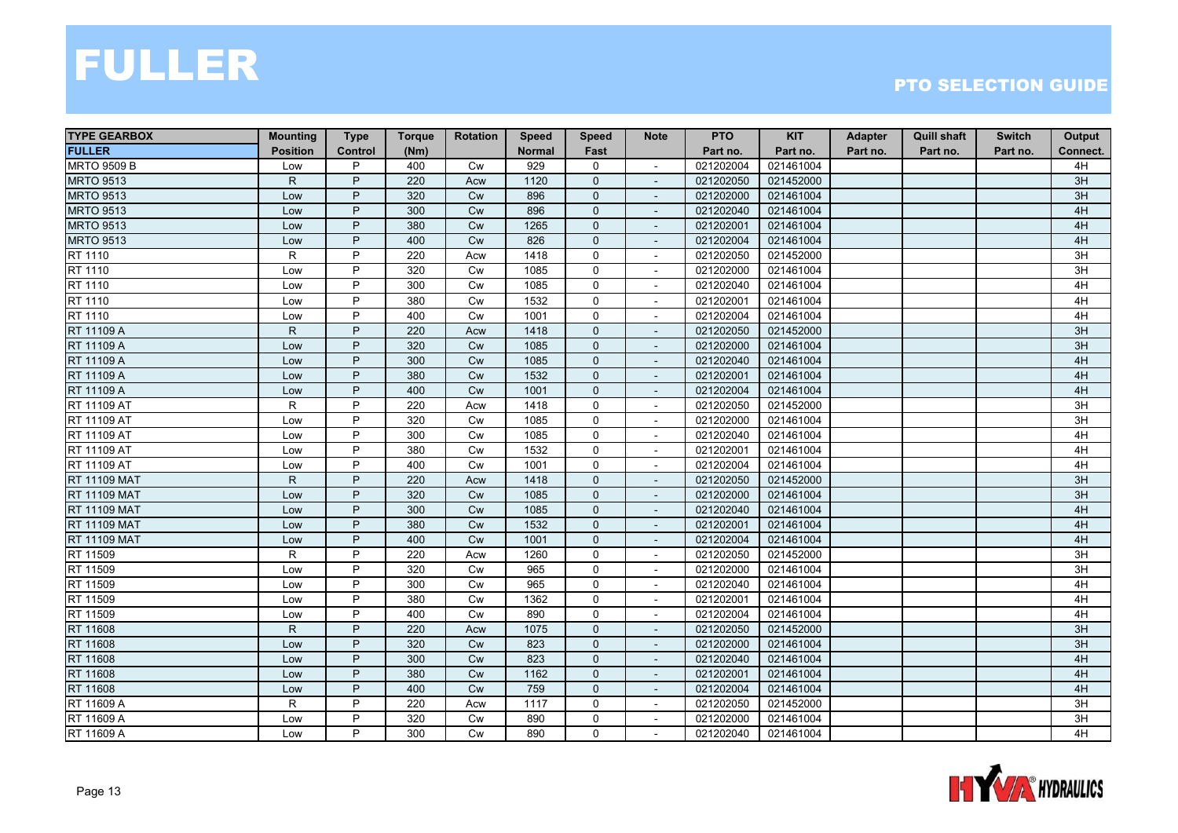# FULLER

## PTO SELECTION GUIDE

| TYPE GEARBOX FULLER | Mounting Position | Type Control | Torque (Nm) | Rotation | Speed Normal | Speed Fast | Note | PTO Part no. | KIT Part no. | Adapter Part no. | Quill shaft Part no. | Switch Part no. | Output Connect. |
|---|---|---|---|---|---|---|---|---|---|---|---|---|---|
| MRTO 9509 B | Low | P | 400 | Cw | 929 | 0 | - | 021202004 | 021461004 | | | | 4H |
| MRTO 9513 | R | P | 220 | Acw | 1120 | 0 | - | 021202050 | 021452000 | | | | 3H |
| MRTO 9513 | Low | P | 320 | Cw | 896 | 0 | - | 021202000 | 021461004 | | | | 3H |
| MRTO 9513 | Low | P | 300 | Cw | 896 | 0 | - | 021202040 | 021461004 | | | | 4H |
| MRTO 9513 | Low | P | 380 | Cw | 1265 | 0 | - | 021202001 | 021461004 | | | | 4H |
| MRTO 9513 | Low | P | 400 | Cw | 826 | 0 | - | 021202004 | 021461004 | | | | 4H |
| RT 1110 | R | P | 220 | Acw | 1418 | 0 | - | 021202050 | 021452000 | | | | 3H |
| RT 1110 | Low | P | 320 | Cw | 1085 | 0 | - | 021202000 | 021461004 | | | | 3H |
| RT 1110 | Low | P | 300 | Cw | 1085 | 0 | - | 021202040 | 021461004 | | | | 4H |
| RT 1110 | Low | P | 380 | Cw | 1532 | 0 | - | 021202001 | 021461004 | | | | 4H |
| RT 1110 | Low | P | 400 | Cw | 1001 | 0 | - | 021202004 | 021461004 | | | | 4H |
| RT 11109 A | R | P | 220 | Acw | 1418 | 0 | - | 021202050 | 021452000 | | | | 3H |
| RT 11109 A | Low | P | 320 | Cw | 1085 | 0 | - | 021202000 | 021461004 | | | | 3H |
| RT 11109 A | Low | P | 300 | Cw | 1085 | 0 | - | 021202040 | 021461004 | | | | 4H |
| RT 11109 A | Low | P | 380 | Cw | 1532 | 0 | - | 021202001 | 021461004 | | | | 4H |
| RT 11109 A | Low | P | 400 | Cw | 1001 | 0 | - | 021202004 | 021461004 | | | | 4H |
| RT 11109 AT | R | P | 220 | Acw | 1418 | 0 | - | 021202050 | 021452000 | | | | 3H |
| RT 11109 AT | Low | P | 320 | Cw | 1085 | 0 | - | 021202000 | 021461004 | | | | 3H |
| RT 11109 AT | Low | P | 300 | Cw | 1085 | 0 | - | 021202040 | 021461004 | | | | 4H |
| RT 11109 AT | Low | P | 380 | Cw | 1532 | 0 | - | 021202001 | 021461004 | | | | 4H |
| RT 11109 AT | Low | P | 400 | Cw | 1001 | 0 | - | 021202004 | 021461004 | | | | 4H |
| RT 11109 MAT | R | P | 220 | Acw | 1418 | 0 | - | 021202050 | 021452000 | | | | 3H |
| RT 11109 MAT | Low | P | 320 | Cw | 1085 | 0 | - | 021202000 | 021461004 | | | | 3H |
| RT 11109 MAT | Low | P | 300 | Cw | 1085 | 0 | - | 021202040 | 021461004 | | | | 4H |
| RT 11109 MAT | Low | P | 380 | Cw | 1532 | 0 | - | 021202001 | 021461004 | | | | 4H |
| RT 11109 MAT | Low | P | 400 | Cw | 1001 | 0 | - | 021202004 | 021461004 | | | | 4H |
| RT 11509 | R | P | 220 | Acw | 1260 | 0 | - | 021202050 | 021452000 | | | | 3H |
| RT 11509 | Low | P | 320 | Cw | 965 | 0 | - | 021202000 | 021461004 | | | | 3H |
| RT 11509 | Low | P | 300 | Cw | 965 | 0 | - | 021202040 | 021461004 | | | | 4H |
| RT 11509 | Low | P | 380 | Cw | 1362 | 0 | - | 021202001 | 021461004 | | | | 4H |
| RT 11509 | Low | P | 400 | Cw | 890 | 0 | - | 021202004 | 021461004 | | | | 4H |
| RT 11608 | R | P | 220 | Acw | 1075 | 0 | - | 021202050 | 021452000 | | | | 3H |
| RT 11608 | Low | P | 320 | Cw | 823 | 0 | - | 021202000 | 021461004 | | | | 3H |
| RT 11608 | Low | P | 300 | Cw | 823 | 0 | - | 021202040 | 021461004 | | | | 4H |
| RT 11608 | Low | P | 380 | Cw | 1162 | 0 | - | 021202001 | 021461004 | | | | 4H |
| RT 11608 | Low | P | 400 | Cw | 759 | 0 | - | 021202004 | 021461004 | | | | 4H |
| RT 11609 A | R | P | 220 | Acw | 1117 | 0 | - | 021202050 | 021452000 | | | | 3H |
| RT 11609 A | Low | P | 320 | Cw | 890 | 0 | - | 021202000 | 021461004 | | | | 3H |
| RT 11609 A | Low | P | 300 | Cw | 890 | 0 | - | 021202040 | 021461004 | | | | 4H |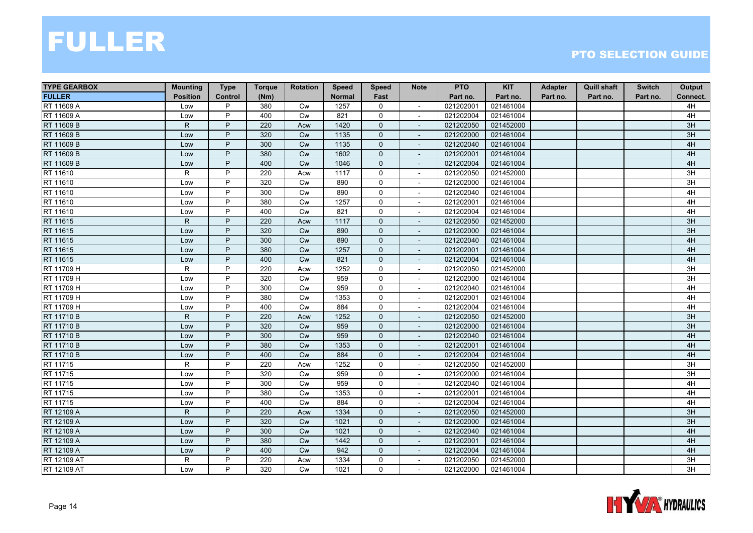# FULLER

## PTO SELECTION GUIDE

| TYPE GEARBOX FULLER | Mounting Position | Type Control | Torque (Nm) | Rotation | Speed Normal | Speed Fast | Note | PTO Part no. | KIT Part no. | Adapter Part no. | Quill shaft Part no. | Switch Part no. | Output Connect. |
|---|---|---|---|---|---|---|---|---|---|---|---|---|---|
| RT 11609 A | Low | P | 380 | Cw | 1257 | 0 | - | 021202001 | 021461004 | | | | 4H |
| RT 11609 A | Low | P | 400 | Cw | 821 | 0 | - | 021202004 | 021461004 | | | | 4H |
| RT 11609 B | R | P | 220 | Acw | 1420 | 0 | - | 021202050 | 021452000 | | | | 3H |
| RT 11609 B | Low | P | 320 | Cw | 1135 | 0 | - | 021202000 | 021461004 | | | | 3H |
| RT 11609 B | Low | P | 300 | Cw | 1135 | 0 | - | 021202040 | 021461004 | | | | 4H |
| RT 11609 B | Low | P | 380 | Cw | 1602 | 0 | - | 021202001 | 021461004 | | | | 4H |
| RT 11609 B | Low | P | 400 | Cw | 1046 | 0 | - | 021202004 | 021461004 | | | | 4H |
| RT 11610 | R | P | 220 | Acw | 1117 | 0 | - | 021202050 | 021452000 | | | | 3H |
| RT 11610 | Low | P | 320 | Cw | 890 | 0 | - | 021202000 | 021461004 | | | | 3H |
| RT 11610 | Low | P | 300 | Cw | 890 | 0 | - | 021202040 | 021461004 | | | | 4H |
| RT 11610 | Low | P | 380 | Cw | 1257 | 0 | - | 021202001 | 021461004 | | | | 4H |
| RT 11610 | Low | P | 400 | Cw | 821 | 0 | - | 021202004 | 021461004 | | | | 4H |
| RT 11615 | R | P | 220 | Acw | 1117 | 0 | - | 021202050 | 021452000 | | | | 3H |
| RT 11615 | Low | P | 320 | Cw | 890 | 0 | - | 021202000 | 021461004 | | | | 3H |
| RT 11615 | Low | P | 300 | Cw | 890 | 0 | - | 021202040 | 021461004 | | | | 4H |
| RT 11615 | Low | P | 380 | Cw | 1257 | 0 | - | 021202001 | 021461004 | | | | 4H |
| RT 11615 | Low | P | 400 | Cw | 821 | 0 | - | 021202004 | 021461004 | | | | 4H |
| RT 11709 H | R | P | 220 | Acw | 1252 | 0 | - | 021202050 | 021452000 | | | | 3H |
| RT 11709 H | Low | P | 320 | Cw | 959 | 0 | - | 021202000 | 021461004 | | | | 3H |
| RT 11709 H | Low | P | 300 | Cw | 959 | 0 | - | 021202040 | 021461004 | | | | 4H |
| RT 11709 H | Low | P | 380 | Cw | 1353 | 0 | - | 021202001 | 021461004 | | | | 4H |
| RT 11709 H | Low | P | 400 | Cw | 884 | 0 | - | 021202004 | 021461004 | | | | 4H |
| RT 11710 B | R | P | 220 | Acw | 1252 | 0 | - | 021202050 | 021452000 | | | | 3H |
| RT 11710 B | Low | P | 320 | Cw | 959 | 0 | - | 021202000 | 021461004 | | | | 3H |
| RT 11710 B | Low | P | 300 | Cw | 959 | 0 | - | 021202040 | 021461004 | | | | 4H |
| RT 11710 B | Low | P | 380 | Cw | 1353 | 0 | - | 021202001 | 021461004 | | | | 4H |
| RT 11710 B | Low | P | 400 | Cw | 884 | 0 | - | 021202004 | 021461004 | | | | 4H |
| RT 11715 | R | P | 220 | Acw | 1252 | 0 | - | 021202050 | 021452000 | | | | 3H |
| RT 11715 | Low | P | 320 | Cw | 959 | 0 | - | 021202000 | 021461004 | | | | 3H |
| RT 11715 | Low | P | 300 | Cw | 959 | 0 | - | 021202040 | 021461004 | | | | 4H |
| RT 11715 | Low | P | 380 | Cw | 1353 | 0 | - | 021202001 | 021461004 | | | | 4H |
| RT 11715 | Low | P | 400 | Cw | 884 | 0 | - | 021202004 | 021461004 | | | | 4H |
| RT 12109 A | R | P | 220 | Acw | 1334 | 0 | - | 021202050 | 021452000 | | | | 3H |
| RT 12109 A | Low | P | 320 | Cw | 1021 | 0 | - | 021202000 | 021461004 | | | | 3H |
| RT 12109 A | Low | P | 300 | Cw | 1021 | 0 | - | 021202040 | 021461004 | | | | 4H |
| RT 12109 A | Low | P | 380 | Cw | 1442 | 0 | - | 021202001 | 021461004 | | | | 4H |
| RT 12109 A | Low | P | 400 | Cw | 942 | 0 | - | 021202004 | 021461004 | | | | 4H |
| RT 12109 AT | R | P | 220 | Acw | 1334 | 0 | - | 021202050 | 021452000 | | | | 3H |
| RT 12109 AT | Low | P | 320 | Cw | 1021 | 0 | - | 021202000 | 021461004 | | | | 3H |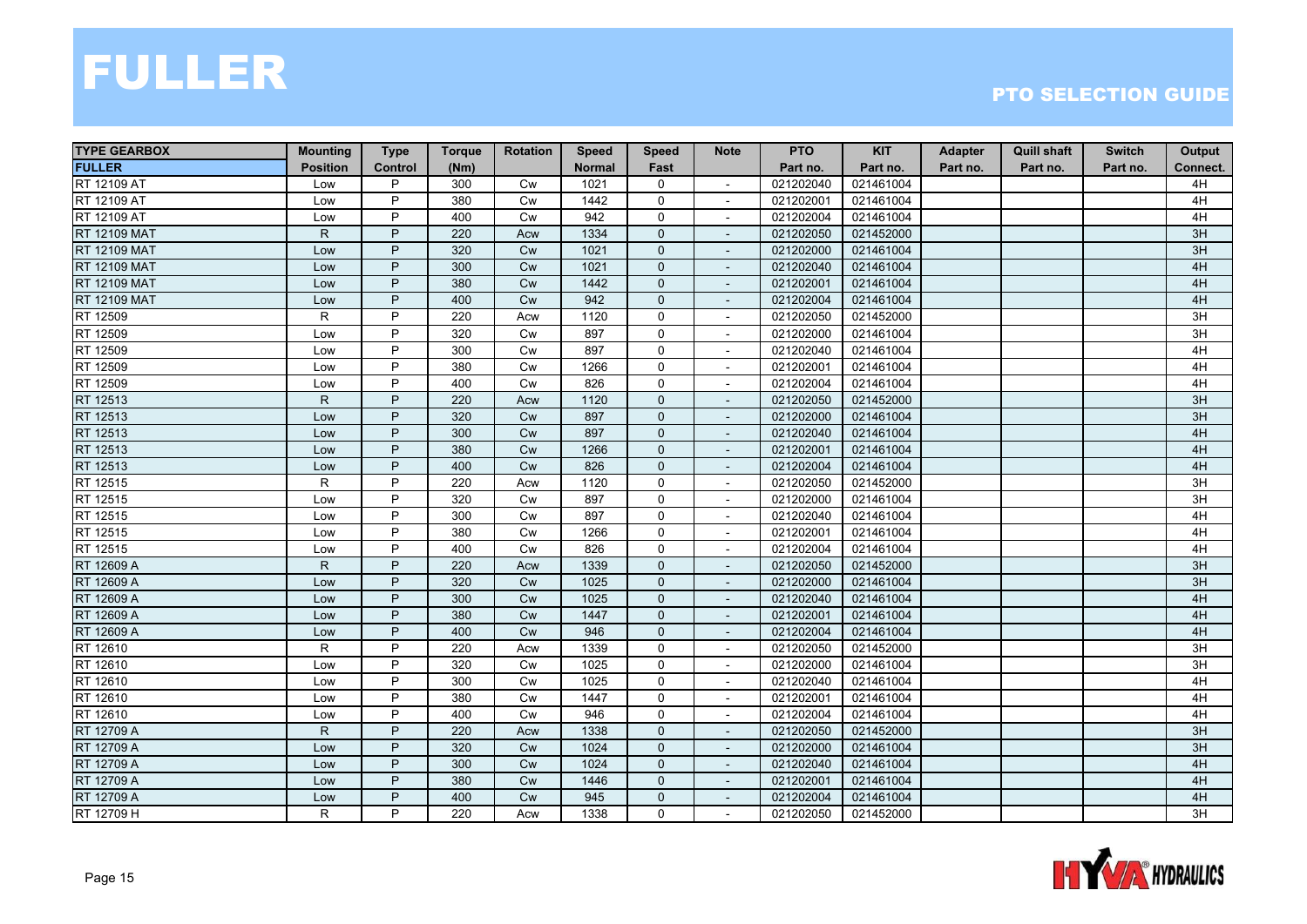# FULLER

## PTO SELECTION GUIDE

| TYPE GEARBOX FULLER | Mounting Position | Type Control | Torque (Nm) | Rotation | Speed Normal | Speed Fast | Note | PTO Part no. | KIT Part no. | Adapter Part no. | Quill shaft Part no. | Switch Part no. | Output Connect. |
|---|---|---|---|---|---|---|---|---|---|---|---|---|---|
| RT 12109 AT | Low | P | 300 | Cw | 1021 | 0 | - | 021202040 | 021461004 | | | | 4H |
| RT 12109 AT | Low | P | 380 | Cw | 1442 | 0 | - | 021202001 | 021461004 | | | | 4H |
| RT 12109 AT | Low | P | 400 | Cw | 942 | 0 | - | 021202004 | 021461004 | | | | 4H |
| RT 12109 MAT | R | P | 220 | Acw | 1334 | 0 | - | 021202050 | 021452000 | | | | 3H |
| RT 12109 MAT | Low | P | 320 | Cw | 1021 | 0 | - | 021202000 | 021461004 | | | | 3H |
| RT 12109 MAT | Low | P | 300 | Cw | 1021 | 0 | - | 021202040 | 021461004 | | | | 4H |
| RT 12109 MAT | Low | P | 380 | Cw | 1442 | 0 | - | 021202001 | 021461004 | | | | 4H |
| RT 12109 MAT | Low | P | 400 | Cw | 942 | 0 | - | 021202004 | 021461004 | | | | 4H |
| RT 12509 | R | P | 220 | Acw | 1120 | 0 | - | 021202050 | 021452000 | | | | 3H |
| RT 12509 | Low | P | 320 | Cw | 897 | 0 | - | 021202000 | 021461004 | | | | 3H |
| RT 12509 | Low | P | 300 | Cw | 897 | 0 | - | 021202040 | 021461004 | | | | 4H |
| RT 12509 | Low | P | 380 | Cw | 1266 | 0 | - | 021202001 | 021461004 | | | | 4H |
| RT 12509 | Low | P | 400 | Cw | 826 | 0 | - | 021202004 | 021461004 | | | | 4H |
| RT 12513 | R | P | 220 | Acw | 1120 | 0 | - | 021202050 | 021452000 | | | | 3H |
| RT 12513 | Low | P | 320 | Cw | 897 | 0 | - | 021202000 | 021461004 | | | | 3H |
| RT 12513 | Low | P | 300 | Cw | 897 | 0 | - | 021202040 | 021461004 | | | | 4H |
| RT 12513 | Low | P | 380 | Cw | 1266 | 0 | - | 021202001 | 021461004 | | | | 4H |
| RT 12513 | Low | P | 400 | Cw | 826 | 0 | - | 021202004 | 021461004 | | | | 4H |
| RT 12515 | R | P | 220 | Acw | 1120 | 0 | - | 021202050 | 021452000 | | | | 3H |
| RT 12515 | Low | P | 320 | Cw | 897 | 0 | - | 021202000 | 021461004 | | | | 3H |
| RT 12515 | Low | P | 300 | Cw | 897 | 0 | - | 021202040 | 021461004 | | | | 4H |
| RT 12515 | Low | P | 380 | Cw | 1266 | 0 | - | 021202001 | 021461004 | | | | 4H |
| RT 12515 | Low | P | 400 | Cw | 826 | 0 | - | 021202004 | 021461004 | | | | 4H |
| RT 12609 A | R | P | 220 | Acw | 1339 | 0 | - | 021202050 | 021452000 | | | | 3H |
| RT 12609 A | Low | P | 320 | Cw | 1025 | 0 | - | 021202000 | 021461004 | | | | 3H |
| RT 12609 A | Low | P | 300 | Cw | 1025 | 0 | - | 021202040 | 021461004 | | | | 4H |
| RT 12609 A | Low | P | 380 | Cw | 1447 | 0 | - | 021202001 | 021461004 | | | | 4H |
| RT 12609 A | Low | P | 400 | Cw | 946 | 0 | - | 021202004 | 021461004 | | | | 4H |
| RT 12610 | R | P | 220 | Acw | 1339 | 0 | - | 021202050 | 021452000 | | | | 3H |
| RT 12610 | Low | P | 320 | Cw | 1025 | 0 | - | 021202000 | 021461004 | | | | 3H |
| RT 12610 | Low | P | 300 | Cw | 1025 | 0 | - | 021202040 | 021461004 | | | | 4H |
| RT 12610 | Low | P | 380 | Cw | 1447 | 0 | - | 021202001 | 021461004 | | | | 4H |
| RT 12610 | Low | P | 400 | Cw | 946 | 0 | - | 021202004 | 021461004 | | | | 4H |
| RT 12709 A | R | P | 220 | Acw | 1338 | 0 | - | 021202050 | 021452000 | | | | 3H |
| RT 12709 A | Low | P | 320 | Cw | 1024 | 0 | - | 021202000 | 021461004 | | | | 3H |
| RT 12709 A | Low | P | 300 | Cw | 1024 | 0 | - | 021202040 | 021461004 | | | | 4H |
| RT 12709 A | Low | P | 380 | Cw | 1446 | 0 | - | 021202001 | 021461004 | | | | 4H |
| RT 12709 A | Low | P | 400 | Cw | 945 | 0 | - | 021202004 | 021461004 | | | | 4H |
| RT 12709 H | R | P | 220 | Acw | 1338 | 0 | - | 021202050 | 021452000 | | | | 3H |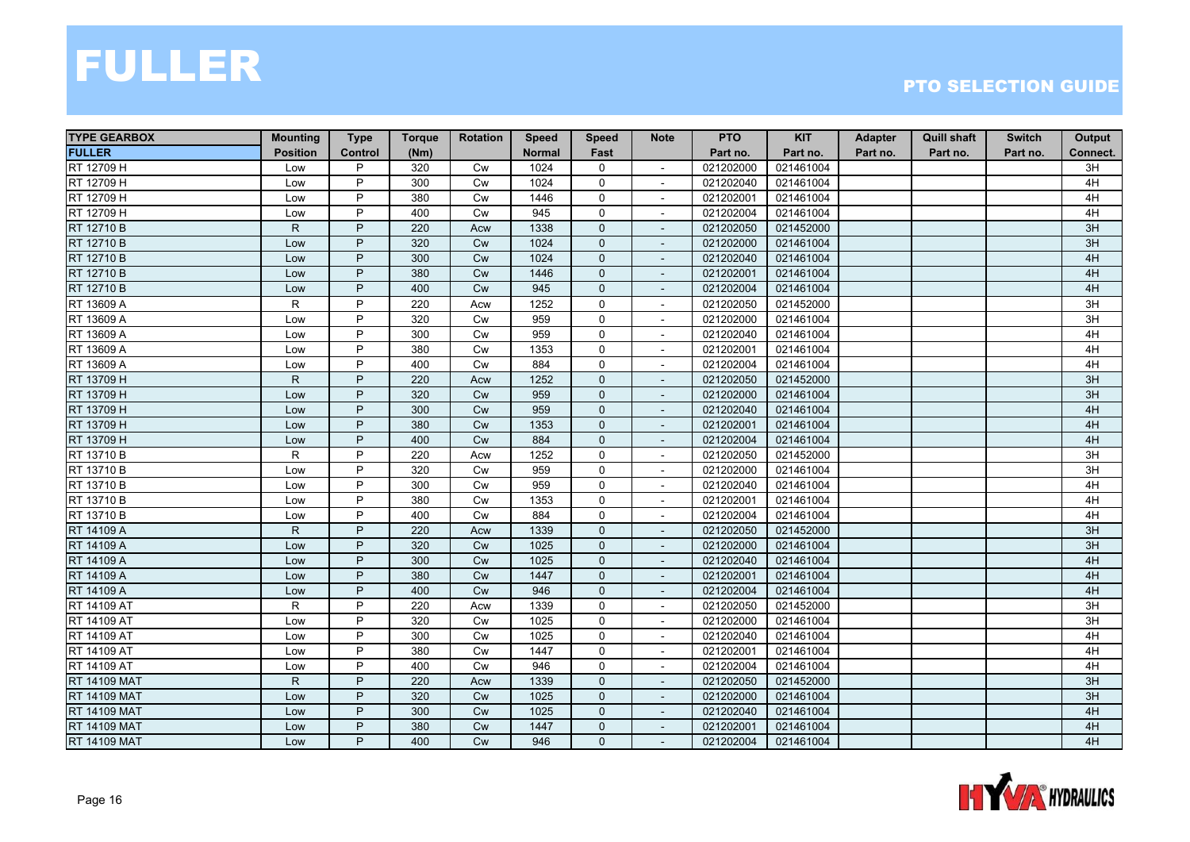# FULLER

## PTO SELECTION GUIDE

| TYPE GEARBOX | Mounting | Type | Torque | Rotation | Speed | Speed | Note | PTO | KIT | Adapter | Quill shaft | Switch | Output |
|---|---|---|---|---|---|---|---|---|---|---|---|---|---|
| FULLER | Position | Control | (Nm) | | Normal | Fast | | Part no. | Part no. | Part no. | Part no. | Part no. | Connect. |
| RT 12709 H | Low | P | 320 | Cw | 1024 | 0 | - | 021202000 | 021461004 | | | | 3H |
| RT 12709 H | Low | P | 300 | Cw | 1024 | 0 | - | 021202040 | 021461004 | | | | 4H |
| RT 12709 H | Low | P | 380 | Cw | 1446 | 0 | - | 021202001 | 021461004 | | | | 4H |
| RT 12709 H | Low | P | 400 | Cw | 945 | 0 | - | 021202004 | 021461004 | | | | 4H |
| RT 12710 B | R | P | 220 | Acw | 1338 | 0 | - | 021202050 | 021452000 | | | | 3H |
| RT 12710 B | Low | P | 320 | Cw | 1024 | 0 | - | 021202000 | 021461004 | | | | 3H |
| RT 12710 B | Low | P | 300 | Cw | 1024 | 0 | - | 021202040 | 021461004 | | | | 4H |
| RT 12710 B | Low | P | 380 | Cw | 1446 | 0 | - | 021202001 | 021461004 | | | | 4H |
| RT 12710 B | Low | P | 400 | Cw | 945 | 0 | - | 021202004 | 021461004 | | | | 4H |
| RT 13609 A | R | P | 220 | Acw | 1252 | 0 | - | 021202050 | 021452000 | | | | 3H |
| RT 13609 A | Low | P | 320 | Cw | 959 | 0 | - | 021202000 | 021461004 | | | | 3H |
| RT 13609 A | Low | P | 300 | Cw | 959 | 0 | - | 021202040 | 021461004 | | | | 4H |
| RT 13609 A | Low | P | 380 | Cw | 1353 | 0 | - | 021202001 | 021461004 | | | | 4H |
| RT 13609 A | Low | P | 400 | Cw | 884 | 0 | - | 021202004 | 021461004 | | | | 4H |
| RT 13709 H | R | P | 220 | Acw | 1252 | 0 | - | 021202050 | 021452000 | | | | 3H |
| RT 13709 H | Low | P | 320 | Cw | 959 | 0 | - | 021202000 | 021461004 | | | | 3H |
| RT 13709 H | Low | P | 300 | Cw | 959 | 0 | - | 021202040 | 021461004 | | | | 4H |
| RT 13709 H | Low | P | 380 | Cw | 1353 | 0 | - | 021202001 | 021461004 | | | | 4H |
| RT 13709 H | Low | P | 400 | Cw | 884 | 0 | - | 021202004 | 021461004 | | | | 4H |
| RT 13710 B | R | P | 220 | Acw | 1252 | 0 | - | 021202050 | 021452000 | | | | 3H |
| RT 13710 B | Low | P | 320 | Cw | 959 | 0 | - | 021202000 | 021461004 | | | | 3H |
| RT 13710 B | Low | P | 300 | Cw | 959 | 0 | - | 021202040 | 021461004 | | | | 4H |
| RT 13710 B | Low | P | 380 | Cw | 1353 | 0 | - | 021202001 | 021461004 | | | | 4H |
| RT 13710 B | Low | P | 400 | Cw | 884 | 0 | - | 021202004 | 021461004 | | | | 4H |
| RT 14109 A | R | P | 220 | Acw | 1339 | 0 | - | 021202050 | 021452000 | | | | 3H |
| RT 14109 A | Low | P | 320 | Cw | 1025 | 0 | - | 021202000 | 021461004 | | | | 3H |
| RT 14109 A | Low | P | 300 | Cw | 1025 | 0 | - | 021202040 | 021461004 | | | | 4H |
| RT 14109 A | Low | P | 380 | Cw | 1447 | 0 | - | 021202001 | 021461004 | | | | 4H |
| RT 14109 A | Low | P | 400 | Cw | 946 | 0 | - | 021202004 | 021461004 | | | | 4H |
| RT 14109 AT | R | P | 220 | Acw | 1339 | 0 | - | 021202050 | 021452000 | | | | 3H |
| RT 14109 AT | Low | P | 320 | Cw | 1025 | 0 | - | 021202000 | 021461004 | | | | 3H |
| RT 14109 AT | Low | P | 300 | Cw | 1025 | 0 | - | 021202040 | 021461004 | | | | 4H |
| RT 14109 AT | Low | P | 380 | Cw | 1447 | 0 | - | 021202001 | 021461004 | | | | 4H |
| RT 14109 AT | Low | P | 400 | Cw | 946 | 0 | - | 021202004 | 021461004 | | | | 4H |
| RT 14109 MAT | R | P | 220 | Acw | 1339 | 0 | - | 021202050 | 021452000 | | | | 3H |
| RT 14109 MAT | Low | P | 320 | Cw | 1025 | 0 | - | 021202000 | 021461004 | | | | 3H |
| RT 14109 MAT | Low | P | 300 | Cw | 1025 | 0 | - | 021202040 | 021461004 | | | | 4H |
| RT 14109 MAT | Low | P | 380 | Cw | 1447 | 0 | - | 021202001 | 021461004 | | | | 4H |
| RT 14109 MAT | Low | P | 400 | Cw | 946 | 0 | - | 021202004 | 021461004 | | | | 4H |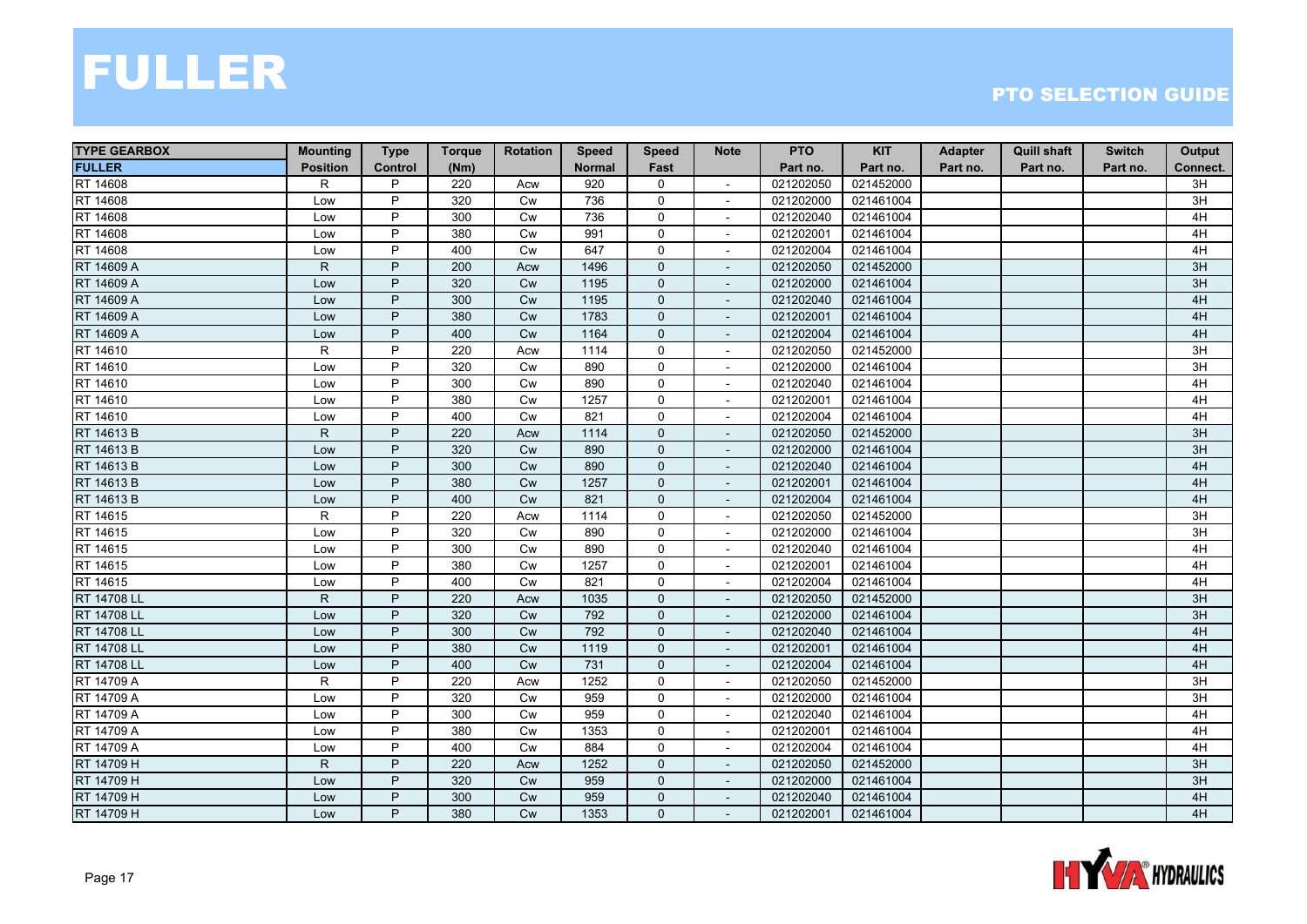# FULLER

## PTO SELECTION GUIDE

| TYPE GEARBOX | Mounting | Type | Torque | Rotation | Speed | Speed | Note | PTO | KIT | Adapter | Quill shaft | Switch | Output |
|---|---|---|---|---|---|---|---|---|---|---|---|---|---|
| FULLER | Position | Control | (Nm) | | Normal | Fast | | Part no. | Part no. | Part no. | Part no. | Part no. | Connect. |
| RT 14608 | R | P | 220 | Acw | 920 | 0 | - | 021202050 | 021452000 | | | | 3H |
| RT 14608 | Low | P | 320 | Cw | 736 | 0 | - | 021202000 | 021461004 | | | | 3H |
| RT 14608 | Low | P | 300 | Cw | 736 | 0 | - | 021202040 | 021461004 | | | | 4H |
| RT 14608 | Low | P | 380 | Cw | 991 | 0 | - | 021202001 | 021461004 | | | | 4H |
| RT 14608 | Low | P | 400 | Cw | 647 | 0 | - | 021202004 | 021461004 | | | | 4H |
| RT 14609 A | R | P | 200 | Acw | 1496 | 0 | - | 021202050 | 021452000 | | | | 3H |
| RT 14609 A | Low | P | 320 | Cw | 1195 | 0 | - | 021202000 | 021461004 | | | | 3H |
| RT 14609 A | Low | P | 300 | Cw | 1195 | 0 | - | 021202040 | 021461004 | | | | 4H |
| RT 14609 A | Low | P | 380 | Cw | 1783 | 0 | - | 021202001 | 021461004 | | | | 4H |
| RT 14609 A | Low | P | 400 | Cw | 1164 | 0 | - | 021202004 | 021461004 | | | | 4H |
| RT 14610 | R | P | 220 | Acw | 1114 | 0 | - | 021202050 | 021452000 | | | | 3H |
| RT 14610 | Low | P | 320 | Cw | 890 | 0 | - | 021202000 | 021461004 | | | | 3H |
| RT 14610 | Low | P | 300 | Cw | 890 | 0 | - | 021202040 | 021461004 | | | | 4H |
| RT 14610 | Low | P | 380 | Cw | 1257 | 0 | - | 021202001 | 021461004 | | | | 4H |
| RT 14610 | Low | P | 400 | Cw | 821 | 0 | - | 021202004 | 021461004 | | | | 4H |
| RT 14613 B | R | P | 220 | Acw | 1114 | 0 | - | 021202050 | 021452000 | | | | 3H |
| RT 14613 B | Low | P | 320 | Cw | 890 | 0 | - | 021202000 | 021461004 | | | | 3H |
| RT 14613 B | Low | P | 300 | Cw | 890 | 0 | - | 021202040 | 021461004 | | | | 4H |
| RT 14613 B | Low | P | 380 | Cw | 1257 | 0 | - | 021202001 | 021461004 | | | | 4H |
| RT 14613 B | Low | P | 400 | Cw | 821 | 0 | - | 021202004 | 021461004 | | | | 4H |
| RT 14615 | R | P | 220 | Acw | 1114 | 0 | - | 021202050 | 021452000 | | | | 3H |
| RT 14615 | Low | P | 320 | Cw | 890 | 0 | - | 021202000 | 021461004 | | | | 3H |
| RT 14615 | Low | P | 300 | Cw | 890 | 0 | - | 021202040 | 021461004 | | | | 4H |
| RT 14615 | Low | P | 380 | Cw | 1257 | 0 | - | 021202001 | 021461004 | | | | 4H |
| RT 14615 | Low | P | 400 | Cw | 821 | 0 | - | 021202004 | 021461004 | | | | 4H |
| RT 14708 LL | R | P | 220 | Acw | 1035 | 0 | - | 021202050 | 021452000 | | | | 3H |
| RT 14708 LL | Low | P | 320 | Cw | 792 | 0 | - | 021202000 | 021461004 | | | | 3H |
| RT 14708 LL | Low | P | 300 | Cw | 792 | 0 | - | 021202040 | 021461004 | | | | 4H |
| RT 14708 LL | Low | P | 380 | Cw | 1119 | 0 | - | 021202001 | 021461004 | | | | 4H |
| RT 14708 LL | Low | P | 400 | Cw | 731 | 0 | - | 021202004 | 021461004 | | | | 4H |
| RT 14709 A | R | P | 220 | Acw | 1252 | 0 | - | 021202050 | 021452000 | | | | 3H |
| RT 14709 A | Low | P | 320 | Cw | 959 | 0 | - | 021202000 | 021461004 | | | | 3H |
| RT 14709 A | Low | P | 300 | Cw | 959 | 0 | - | 021202040 | 021461004 | | | | 4H |
| RT 14709 A | Low | P | 380 | Cw | 1353 | 0 | - | 021202001 | 021461004 | | | | 4H |
| RT 14709 A | Low | P | 400 | Cw | 884 | 0 | - | 021202004 | 021461004 | | | | 4H |
| RT 14709 H | R | P | 220 | Acw | 1252 | 0 | - | 021202050 | 021452000 | | | | 3H |
| RT 14709 H | Low | P | 320 | Cw | 959 | 0 | - | 021202000 | 021461004 | | | | 3H |
| RT 14709 H | Low | P | 300 | Cw | 959 | 0 | - | 021202040 | 021461004 | | | | 4H |
| RT 14709 H | Low | P | 380 | Cw | 1353 | 0 | - | 021202001 | 021461004 | | | | 4H |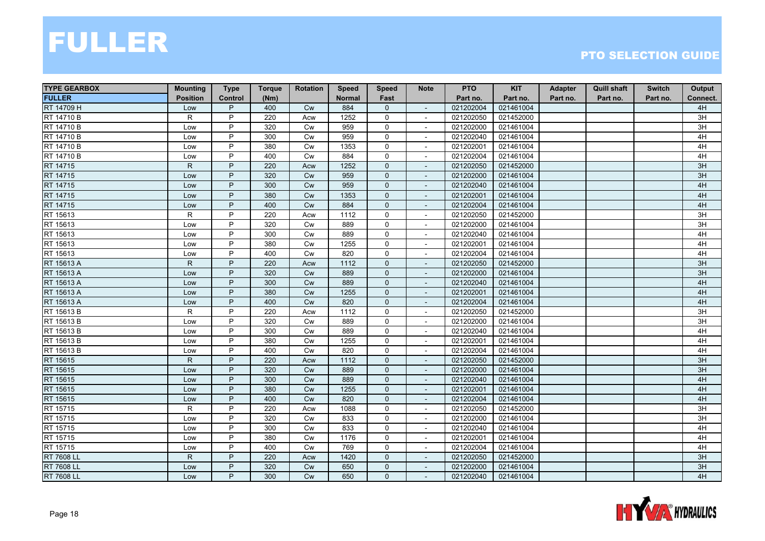# FULLER

## PTO SELECTION GUIDE

| TYPE GEARBOX FULLER | Mounting Position | Type Control | Torque (Nm) | Rotation | Speed Normal | Speed Fast | Note | PTO Part no. | KIT Part no. | Adapter Part no. | Quill shaft Part no. | Switch Part no. | Output Connect. |
|---|---|---|---|---|---|---|---|---|---|---|---|---|---|
| RT 14709 H | Low | P | 400 | Cw | 884 | 0 | - | 021202004 | 021461004 | | | | 4H |
| RT 14710 B | R | P | 220 | Acw | 1252 | 0 | - | 021202050 | 021452000 | | | | 3H |
| RT 14710 B | Low | P | 320 | Cw | 959 | 0 | - | 021202000 | 021461004 | | | | 3H |
| RT 14710 B | Low | P | 300 | Cw | 959 | 0 | - | 021202040 | 021461004 | | | | 4H |
| RT 14710 B | Low | P | 380 | Cw | 1353 | 0 | - | 021202001 | 021461004 | | | | 4H |
| RT 14710 B | Low | P | 400 | Cw | 884 | 0 | - | 021202004 | 021461004 | | | | 4H |
| RT 14715 | R | P | 220 | Acw | 1252 | 0 | - | 021202050 | 021452000 | | | | 3H |
| RT 14715 | Low | P | 320 | Cw | 959 | 0 | - | 021202000 | 021461004 | | | | 3H |
| RT 14715 | Low | P | 300 | Cw | 959 | 0 | - | 021202040 | 021461004 | | | | 4H |
| RT 14715 | Low | P | 380 | Cw | 1353 | 0 | - | 021202001 | 021461004 | | | | 4H |
| RT 14715 | Low | P | 400 | Cw | 884 | 0 | - | 021202004 | 021461004 | | | | 4H |
| RT 15613 | R | P | 220 | Acw | 1112 | 0 | - | 021202050 | 021452000 | | | | 3H |
| RT 15613 | Low | P | 320 | Cw | 889 | 0 | - | 021202000 | 021461004 | | | | 3H |
| RT 15613 | Low | P | 300 | Cw | 889 | 0 | - | 021202040 | 021461004 | | | | 4H |
| RT 15613 | Low | P | 380 | Cw | 1255 | 0 | - | 021202001 | 021461004 | | | | 4H |
| RT 15613 | Low | P | 400 | Cw | 820 | 0 | - | 021202004 | 021461004 | | | | 4H |
| RT 15613 A | R | P | 220 | Acw | 1112 | 0 | - | 021202050 | 021452000 | | | | 3H |
| RT 15613 A | Low | P | 320 | Cw | 889 | 0 | - | 021202000 | 021461004 | | | | 3H |
| RT 15613 A | Low | P | 300 | Cw | 889 | 0 | - | 021202040 | 021461004 | | | | 4H |
| RT 15613 A | Low | P | 380 | Cw | 1255 | 0 | - | 021202001 | 021461004 | | | | 4H |
| RT 15613 A | Low | P | 400 | Cw | 820 | 0 | - | 021202004 | 021461004 | | | | 4H |
| RT 15613 B | R | P | 220 | Acw | 1112 | 0 | - | 021202050 | 021452000 | | | | 3H |
| RT 15613 B | Low | P | 320 | Cw | 889 | 0 | - | 021202000 | 021461004 | | | | 3H |
| RT 15613 B | Low | P | 300 | Cw | 889 | 0 | - | 021202040 | 021461004 | | | | 4H |
| RT 15613 B | Low | P | 380 | Cw | 1255 | 0 | - | 021202001 | 021461004 | | | | 4H |
| RT 15613 B | Low | P | 400 | Cw | 820 | 0 | - | 021202004 | 021461004 | | | | 4H |
| RT 15615 | R | P | 220 | Acw | 1112 | 0 | - | 021202050 | 021452000 | | | | 3H |
| RT 15615 | Low | P | 320 | Cw | 889 | 0 | - | 021202000 | 021461004 | | | | 3H |
| RT 15615 | Low | P | 300 | Cw | 889 | 0 | - | 021202040 | 021461004 | | | | 4H |
| RT 15615 | Low | P | 380 | Cw | 1255 | 0 | - | 021202001 | 021461004 | | | | 4H |
| RT 15615 | Low | P | 400 | Cw | 820 | 0 | - | 021202004 | 021461004 | | | | 4H |
| RT 15715 | R | P | 220 | Acw | 1088 | 0 | - | 021202050 | 021452000 | | | | 3H |
| RT 15715 | Low | P | 320 | Cw | 833 | 0 | - | 021202000 | 021461004 | | | | 3H |
| RT 15715 | Low | P | 300 | Cw | 833 | 0 | - | 021202040 | 021461004 | | | | 4H |
| RT 15715 | Low | P | 380 | Cw | 1176 | 0 | - | 021202001 | 021461004 | | | | 4H |
| RT 15715 | Low | P | 400 | Cw | 769 | 0 | - | 021202004 | 021461004 | | | | 4H |
| RT 7608 LL | R | P | 220 | Acw | 1420 | 0 | - | 021202050 | 021452000 | | | | 3H |
| RT 7608 LL | Low | P | 320 | Cw | 650 | 0 | - | 021202000 | 021461004 | | | | 3H |
| RT 7608 LL | Low | P | 300 | Cw | 650 | 0 | - | 021202040 | 021461004 | | | | 4H |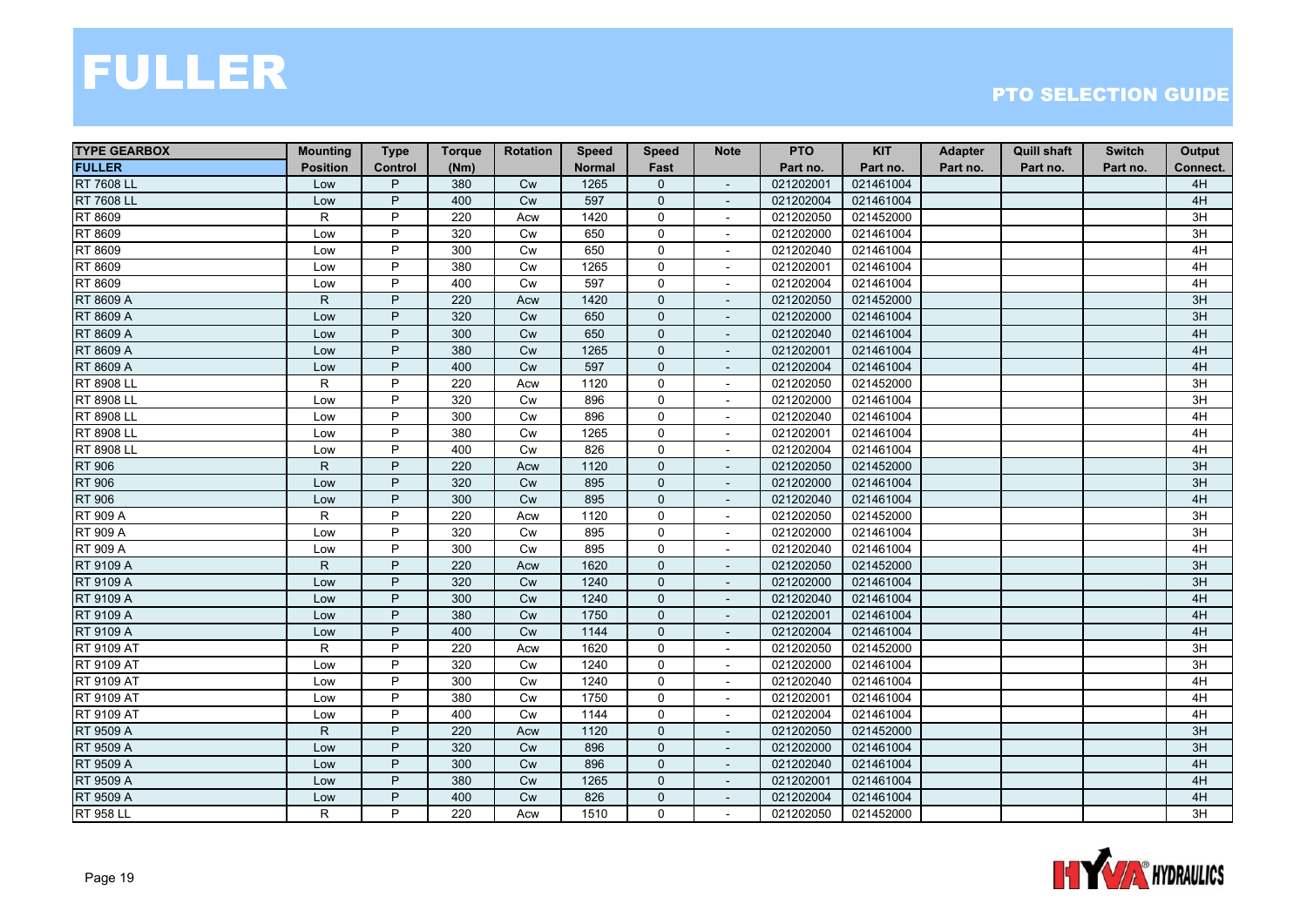# FULLER

## PTO SELECTION GUIDE

| TYPE GEARBOX FULLER | Mounting Position | Type Control | Torque (Nm) | Rotation | Speed Normal | Speed Fast | Note | PTO Part no. | KIT Part no. | Adapter Part no. | Quill shaft Part no. | Switch Part no. | Output Connect. |
|---|---|---|---|---|---|---|---|---|---|---|---|---|---|
| RT 7608 LL | Low | P | 380 | Cw | 1265 | 0 | - | 021202001 | 021461004 | | | | 4H |
| RT 7608 LL | Low | P | 400 | Cw | 597 | 0 | - | 021202004 | 021461004 | | | | 4H |
| RT 8609 | R | P | 220 | Acw | 1420 | 0 | - | 021202050 | 021452000 | | | | 3H |
| RT 8609 | Low | P | 320 | Cw | 650 | 0 | - | 021202000 | 021461004 | | | | 3H |
| RT 8609 | Low | P | 300 | Cw | 650 | 0 | - | 021202040 | 021461004 | | | | 4H |
| RT 8609 | Low | P | 380 | Cw | 1265 | 0 | - | 021202001 | 021461004 | | | | 4H |
| RT 8609 | Low | P | 400 | Cw | 597 | 0 | - | 021202004 | 021461004 | | | | 4H |
| RT 8609 A | R | P | 220 | Acw | 1420 | 0 | - | 021202050 | 021452000 | | | | 3H |
| RT 8609 A | Low | P | 320 | Cw | 650 | 0 | - | 021202000 | 021461004 | | | | 3H |
| RT 8609 A | Low | P | 300 | Cw | 650 | 0 | - | 021202040 | 021461004 | | | | 4H |
| RT 8609 A | Low | P | 380 | Cw | 1265 | 0 | - | 021202001 | 021461004 | | | | 4H |
| RT 8609 A | Low | P | 400 | Cw | 597 | 0 | - | 021202004 | 021461004 | | | | 4H |
| RT 8908 LL | R | P | 220 | Acw | 1120 | 0 | - | 021202050 | 021452000 | | | | 3H |
| RT 8908 LL | Low | P | 320 | Cw | 896 | 0 | - | 021202000 | 021461004 | | | | 3H |
| RT 8908 LL | Low | P | 300 | Cw | 896 | 0 | - | 021202040 | 021461004 | | | | 4H |
| RT 8908 LL | Low | P | 380 | Cw | 1265 | 0 | - | 021202001 | 021461004 | | | | 4H |
| RT 8908 LL | Low | P | 400 | Cw | 826 | 0 | - | 021202004 | 021461004 | | | | 4H |
| RT 906 | R | P | 220 | Acw | 1120 | 0 | - | 021202050 | 021452000 | | | | 3H |
| RT 906 | Low | P | 320 | Cw | 895 | 0 | - | 021202000 | 021461004 | | | | 3H |
| RT 906 | Low | P | 300 | Cw | 895 | 0 | - | 021202040 | 021461004 | | | | 4H |
| RT 909 A | R | P | 220 | Acw | 1120 | 0 | - | 021202050 | 021452000 | | | | 3H |
| RT 909 A | Low | P | 320 | Cw | 895 | 0 | - | 021202000 | 021461004 | | | | 3H |
| RT 909 A | Low | P | 300 | Cw | 895 | 0 | - | 021202040 | 021461004 | | | | 4H |
| RT 9109 A | R | P | 220 | Acw | 1620 | 0 | - | 021202050 | 021452000 | | | | 3H |
| RT 9109 A | Low | P | 320 | Cw | 1240 | 0 | - | 021202000 | 021461004 | | | | 3H |
| RT 9109 A | Low | P | 300 | Cw | 1240 | 0 | - | 021202040 | 021461004 | | | | 4H |
| RT 9109 A | Low | P | 380 | Cw | 1750 | 0 | - | 021202001 | 021461004 | | | | 4H |
| RT 9109 A | Low | P | 400 | Cw | 1144 | 0 | - | 021202004 | 021461004 | | | | 4H |
| RT 9109 AT | R | P | 220 | Acw | 1620 | 0 | - | 021202050 | 021452000 | | | | 3H |
| RT 9109 AT | Low | P | 320 | Cw | 1240 | 0 | - | 021202000 | 021461004 | | | | 3H |
| RT 9109 AT | Low | P | 300 | Cw | 1240 | 0 | - | 021202040 | 021461004 | | | | 4H |
| RT 9109 AT | Low | P | 380 | Cw | 1750 | 0 | - | 021202001 | 021461004 | | | | 4H |
| RT 9109 AT | Low | P | 400 | Cw | 1144 | 0 | - | 021202004 | 021461004 | | | | 4H |
| RT 9509 A | R | P | 220 | Acw | 1120 | 0 | - | 021202050 | 021452000 | | | | 3H |
| RT 9509 A | Low | P | 320 | Cw | 896 | 0 | - | 021202000 | 021461004 | | | | 3H |
| RT 9509 A | Low | P | 300 | Cw | 896 | 0 | - | 021202040 | 021461004 | | | | 4H |
| RT 9509 A | Low | P | 380 | Cw | 1265 | 0 | - | 021202001 | 021461004 | | | | 4H |
| RT 9509 A | Low | P | 400 | Cw | 826 | 0 | - | 021202004 | 021461004 | | | | 4H |
| RT 958 LL | R | P | 220 | Acw | 1510 | 0 | - | 021202050 | 021452000 | | | | 3H |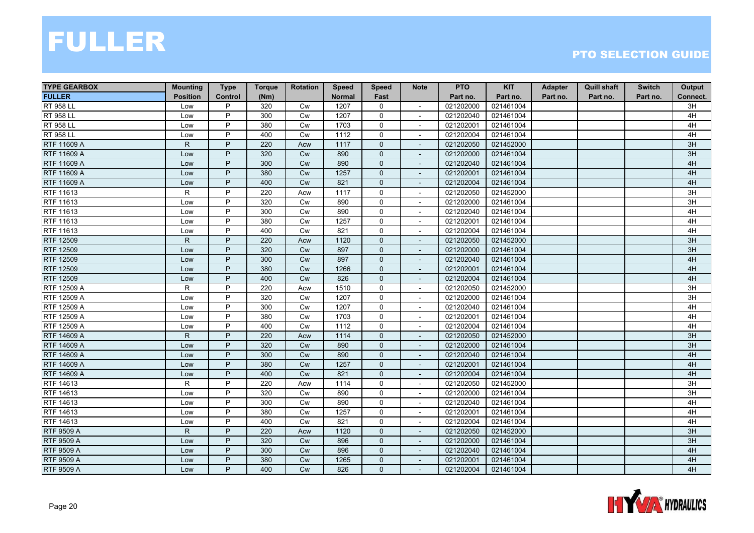# FULLER

## PTO SELECTION GUIDE

| TYPE GEARBOX | Mounting | Type | Torque | Rotation | Speed | Speed | Note | PTO | KIT | Adapter | Quill shaft | Switch | Output |
|---|---|---|---|---|---|---|---|---|---|---|---|---|---|
| FULLER | Position | Control | (Nm) | | Normal | Fast | | Part no. | Part no. | Part no. | Part no. | Part no. | Connect. |
| RT 958 LL | Low | P | 320 | Cw | 1207 | 0 | - | 021202000 | 021461004 | | | | 3H |
| RT 958 LL | Low | P | 300 | Cw | 1207 | 0 | - | 021202040 | 021461004 | | | | 4H |
| RT 958 LL | Low | P | 380 | Cw | 1703 | 0 | - | 021202001 | 021461004 | | | | 4H |
| RT 958 LL | Low | P | 400 | Cw | 1112 | 0 | - | 021202004 | 021461004 | | | | 4H |
| RTF 11609 A | R | P | 220 | Acw | 1117 | 0 | - | 021202050 | 021452000 | | | | 3H |
| RTF 11609 A | Low | P | 320 | Cw | 890 | 0 | - | 021202000 | 021461004 | | | | 3H |
| RTF 11609 A | Low | P | 300 | Cw | 890 | 0 | - | 021202040 | 021461004 | | | | 4H |
| RTF 11609 A | Low | P | 380 | Cw | 1257 | 0 | - | 021202001 | 021461004 | | | | 4H |
| RTF 11609 A | Low | P | 400 | Cw | 821 | 0 | - | 021202004 | 021461004 | | | | 4H |
| RTF 11613 | R | P | 220 | Acw | 1117 | 0 | - | 021202050 | 021452000 | | | | 3H |
| RTF 11613 | Low | P | 320 | Cw | 890 | 0 | - | 021202000 | 021461004 | | | | 3H |
| RTF 11613 | Low | P | 300 | Cw | 890 | 0 | - | 021202040 | 021461004 | | | | 4H |
| RTF 11613 | Low | P | 380 | Cw | 1257 | 0 | - | 021202001 | 021461004 | | | | 4H |
| RTF 11613 | Low | P | 400 | Cw | 821 | 0 | - | 021202004 | 021461004 | | | | 4H |
| RTF 12509 | R | P | 220 | Acw | 1120 | 0 | - | 021202050 | 021452000 | | | | 3H |
| RTF 12509 | Low | P | 320 | Cw | 897 | 0 | - | 021202000 | 021461004 | | | | 3H |
| RTF 12509 | Low | P | 300 | Cw | 897 | 0 | - | 021202040 | 021461004 | | | | 4H |
| RTF 12509 | Low | P | 380 | Cw | 1266 | 0 | - | 021202001 | 021461004 | | | | 4H |
| RTF 12509 | Low | P | 400 | Cw | 826 | 0 | - | 021202004 | 021461004 | | | | 4H |
| RTF 12509 A | R | P | 220 | Acw | 1510 | 0 | - | 021202050 | 021452000 | | | | 3H |
| RTF 12509 A | Low | P | 320 | Cw | 1207 | 0 | - | 021202000 | 021461004 | | | | 3H |
| RTF 12509 A | Low | P | 300 | Cw | 1207 | 0 | - | 021202040 | 021461004 | | | | 4H |
| RTF 12509 A | Low | P | 380 | Cw | 1703 | 0 | - | 021202001 | 021461004 | | | | 4H |
| RTF 12509 A | Low | P | 400 | Cw | 1112 | 0 | - | 021202004 | 021461004 | | | | 4H |
| RTF 14609 A | R | P | 220 | Acw | 1114 | 0 | - | 021202050 | 021452000 | | | | 3H |
| RTF 14609 A | Low | P | 320 | Cw | 890 | 0 | - | 021202000 | 021461004 | | | | 3H |
| RTF 14609 A | Low | P | 300 | Cw | 890 | 0 | - | 021202040 | 021461004 | | | | 4H |
| RTF 14609 A | Low | P | 380 | Cw | 1257 | 0 | - | 021202001 | 021461004 | | | | 4H |
| RTF 14609 A | Low | P | 400 | Cw | 821 | 0 | - | 021202004 | 021461004 | | | | 4H |
| RTF 14613 | R | P | 220 | Acw | 1114 | 0 | - | 021202050 | 021452000 | | | | 3H |
| RTF 14613 | Low | P | 320 | Cw | 890 | 0 | - | 021202000 | 021461004 | | | | 3H |
| RTF 14613 | Low | P | 300 | Cw | 890 | 0 | - | 021202040 | 021461004 | | | | 4H |
| RTF 14613 | Low | P | 380 | Cw | 1257 | 0 | - | 021202001 | 021461004 | | | | 4H |
| RTF 14613 | Low | P | 400 | Cw | 821 | 0 | - | 021202004 | 021461004 | | | | 4H |
| RTF 9509 A | R | P | 220 | Acw | 1120 | 0 | - | 021202050 | 021452000 | | | | 3H |
| RTF 9509 A | Low | P | 320 | Cw | 896 | 0 | - | 021202000 | 021461004 | | | | 3H |
| RTF 9509 A | Low | P | 300 | Cw | 896 | 0 | - | 021202040 | 021461004 | | | | 4H |
| RTF 9509 A | Low | P | 380 | Cw | 1265 | 0 | - | 021202001 | 021461004 | | | | 4H |
| RTF 9509 A | Low | P | 400 | Cw | 826 | 0 | - | 021202004 | 021461004 | | | | 4H |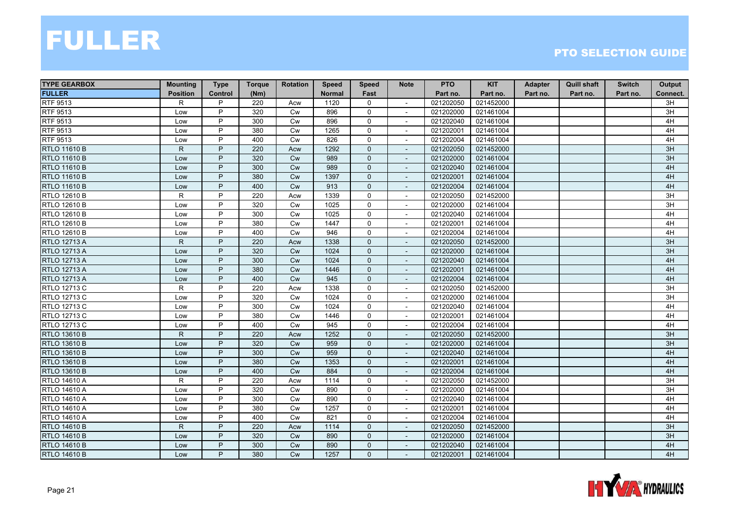# FULLER

## PTO SELECTION GUIDE

| TYPE GEARBOX FULLER | Mounting Position | Type Control | Torque (Nm) | Rotation | Speed Normal | Speed Fast | Note | PTO Part no. | KIT Part no. | Adapter Part no. | Quill shaft Part no. | Switch Part no. | Output Connect. |
|---|---|---|---|---|---|---|---|---|---|---|---|---|---|
| RTF 9513 | R | P | 220 | Acw | 1120 | 0 | - | 021202050 | 021452000 | | | | 3H |
| RTF 9513 | Low | P | 320 | Cw | 896 | 0 | - | 021202000 | 021461004 | | | | 3H |
| RTF 9513 | Low | P | 300 | Cw | 896 | 0 | - | 021202040 | 021461004 | | | | 4H |
| RTF 9513 | Low | P | 380 | Cw | 1265 | 0 | - | 021202001 | 021461004 | | | | 4H |
| RTF 9513 | Low | P | 400 | Cw | 826 | 0 | - | 021202004 | 021461004 | | | | 4H |
| RTLO 11610 B | R | P | 220 | Acw | 1292 | 0 | - | 021202050 | 021452000 | | | | 3H |
| RTLO 11610 B | Low | P | 320 | Cw | 989 | 0 | - | 021202000 | 021461004 | | | | 3H |
| RTLO 11610 B | Low | P | 300 | Cw | 989 | 0 | - | 021202040 | 021461004 | | | | 4H |
| RTLO 11610 B | Low | P | 380 | Cw | 1397 | 0 | - | 021202001 | 021461004 | | | | 4H |
| RTLO 11610 B | Low | P | 400 | Cw | 913 | 0 | - | 021202004 | 021461004 | | | | 4H |
| RTLO 12610 B | R | P | 220 | Acw | 1339 | 0 | - | 021202050 | 021452000 | | | | 3H |
| RTLO 12610 B | Low | P | 320 | Cw | 1025 | 0 | - | 021202000 | 021461004 | | | | 3H |
| RTLO 12610 B | Low | P | 300 | Cw | 1025 | 0 | - | 021202040 | 021461004 | | | | 4H |
| RTLO 12610 B | Low | P | 380 | Cw | 1447 | 0 | - | 021202001 | 021461004 | | | | 4H |
| RTLO 12610 B | Low | P | 400 | Cw | 946 | 0 | - | 021202004 | 021461004 | | | | 4H |
| RTLO 12713 A | R | P | 220 | Acw | 1338 | 0 | - | 021202050 | 021452000 | | | | 3H |
| RTLO 12713 A | Low | P | 320 | Cw | 1024 | 0 | - | 021202000 | 021461004 | | | | 3H |
| RTLO 12713 A | Low | P | 300 | Cw | 1024 | 0 | - | 021202040 | 021461004 | | | | 4H |
| RTLO 12713 A | Low | P | 380 | Cw | 1446 | 0 | - | 021202001 | 021461004 | | | | 4H |
| RTLO 12713 A | Low | P | 400 | Cw | 945 | 0 | - | 021202004 | 021461004 | | | | 4H |
| RTLO 12713 C | R | P | 220 | Acw | 1338 | 0 | - | 021202050 | 021452000 | | | | 3H |
| RTLO 12713 C | Low | P | 320 | Cw | 1024 | 0 | - | 021202000 | 021461004 | | | | 3H |
| RTLO 12713 C | Low | P | 300 | Cw | 1024 | 0 | - | 021202040 | 021461004 | | | | 4H |
| RTLO 12713 C | Low | P | 380 | Cw | 1446 | 0 | - | 021202001 | 021461004 | | | | 4H |
| RTLO 12713 C | Low | P | 400 | Cw | 945 | 0 | - | 021202004 | 021461004 | | | | 4H |
| RTLO 13610 B | R | P | 220 | Acw | 1252 | 0 | - | 021202050 | 021452000 | | | | 3H |
| RTLO 13610 B | Low | P | 320 | Cw | 959 | 0 | - | 021202000 | 021461004 | | | | 3H |
| RTLO 13610 B | Low | P | 300 | Cw | 959 | 0 | - | 021202040 | 021461004 | | | | 4H |
| RTLO 13610 B | Low | P | 380 | Cw | 1353 | 0 | - | 021202001 | 021461004 | | | | 4H |
| RTLO 13610 B | Low | P | 400 | Cw | 884 | 0 | - | 021202004 | 021461004 | | | | 4H |
| RTLO 14610 A | R | P | 220 | Acw | 1114 | 0 | - | 021202050 | 021452000 | | | | 3H |
| RTLO 14610 A | Low | P | 320 | Cw | 890 | 0 | - | 021202000 | 021461004 | | | | 3H |
| RTLO 14610 A | Low | P | 300 | Cw | 890 | 0 | - | 021202040 | 021461004 | | | | 4H |
| RTLO 14610 A | Low | P | 380 | Cw | 1257 | 0 | - | 021202001 | 021461004 | | | | 4H |
| RTLO 14610 A | Low | P | 400 | Cw | 821 | 0 | - | 021202004 | 021461004 | | | | 4H |
| RTLO 14610 B | R | P | 220 | Acw | 1114 | 0 | - | 021202050 | 021452000 | | | | 3H |
| RTLO 14610 B | Low | P | 320 | Cw | 890 | 0 | - | 021202000 | 021461004 | | | | 3H |
| RTLO 14610 B | Low | P | 300 | Cw | 890 | 0 | - | 021202040 | 021461004 | | | | 4H |
| RTLO 14610 B | Low | P | 380 | Cw | 1257 | 0 | - | 021202001 | 021461004 | | | | 4H |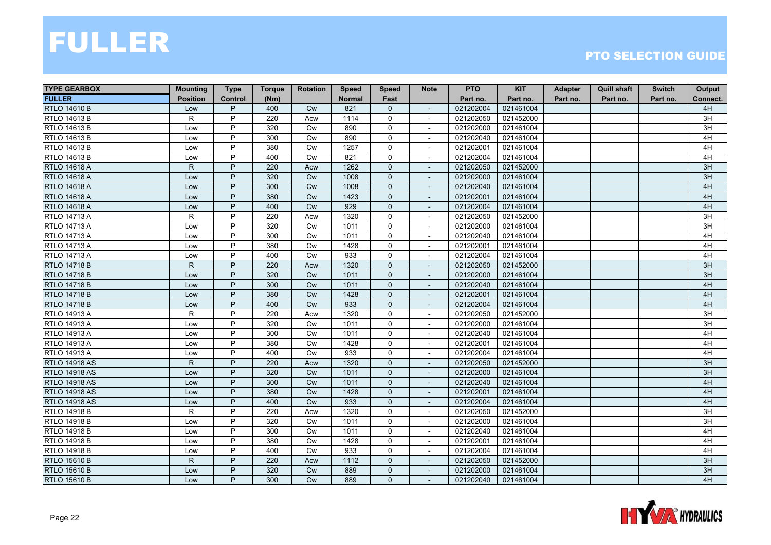# FULLER

## PTO SELECTION GUIDE

| TYPE GEARBOX | Mounting | Type | Torque | Rotation | Speed | Speed | Note | PTO | KIT | Adapter | Quill shaft | Switch | Output |
|---|---|---|---|---|---|---|---|---|---|---|---|---|---|
| FULLER | Position | Control | (Nm) | | Normal | Fast | | Part no. | Part no. | Part no. | Part no. | Part no. | Connect. |
| RTLO 14610 B | Low | P | 400 | Cw | 821 | 0 | - | 021202004 | 021461004 | | | | 4H |
| RTLO 14613 B | R | P | 220 | Acw | 1114 | 0 | - | 021202050 | 021452000 | | | | 3H |
| RTLO 14613 B | Low | P | 320 | Cw | 890 | 0 | - | 021202000 | 021461004 | | | | 3H |
| RTLO 14613 B | Low | P | 300 | Cw | 890 | 0 | - | 021202040 | 021461004 | | | | 4H |
| RTLO 14613 B | Low | P | 380 | Cw | 1257 | 0 | - | 021202001 | 021461004 | | | | 4H |
| RTLO 14613 B | Low | P | 400 | Cw | 821 | 0 | - | 021202004 | 021461004 | | | | 4H |
| RTLO 14618 A | R | P | 220 | Acw | 1262 | 0 | - | 021202050 | 021452000 | | | | 3H |
| RTLO 14618 A | Low | P | 320 | Cw | 1008 | 0 | - | 021202000 | 021461004 | | | | 3H |
| RTLO 14618 A | Low | P | 300 | Cw | 1008 | 0 | - | 021202040 | 021461004 | | | | 4H |
| RTLO 14618 A | Low | P | 380 | Cw | 1423 | 0 | - | 021202001 | 021461004 | | | | 4H |
| RTLO 14618 A | Low | P | 400 | Cw | 929 | 0 | - | 021202004 | 021461004 | | | | 4H |
| RTLO 14713 A | R | P | 220 | Acw | 1320 | 0 | - | 021202050 | 021452000 | | | | 3H |
| RTLO 14713 A | Low | P | 320 | Cw | 1011 | 0 | - | 021202000 | 021461004 | | | | 3H |
| RTLO 14713 A | Low | P | 300 | Cw | 1011 | 0 | - | 021202040 | 021461004 | | | | 4H |
| RTLO 14713 A | Low | P | 380 | Cw | 1428 | 0 | - | 021202001 | 021461004 | | | | 4H |
| RTLO 14713 A | Low | P | 400 | Cw | 933 | 0 | - | 021202004 | 021461004 | | | | 4H |
| RTLO 14718 B | R | P | 220 | Acw | 1320 | 0 | - | 021202050 | 021452000 | | | | 3H |
| RTLO 14718 B | Low | P | 320 | Cw | 1011 | 0 | - | 021202000 | 021461004 | | | | 3H |
| RTLO 14718 B | Low | P | 300 | Cw | 1011 | 0 | - | 021202040 | 021461004 | | | | 4H |
| RTLO 14718 B | Low | P | 380 | Cw | 1428 | 0 | - | 021202001 | 021461004 | | | | 4H |
| RTLO 14718 B | Low | P | 400 | Cw | 933 | 0 | - | 021202004 | 021461004 | | | | 4H |
| RTLO 14913 A | R | P | 220 | Acw | 1320 | 0 | - | 021202050 | 021452000 | | | | 3H |
| RTLO 14913 A | Low | P | 320 | Cw | 1011 | 0 | - | 021202000 | 021461004 | | | | 3H |
| RTLO 14913 A | Low | P | 300 | Cw | 1011 | 0 | - | 021202040 | 021461004 | | | | 4H |
| RTLO 14913 A | Low | P | 380 | Cw | 1428 | 0 | - | 021202001 | 021461004 | | | | 4H |
| RTLO 14913 A | Low | P | 400 | Cw | 933 | 0 | - | 021202004 | 021461004 | | | | 4H |
| RTLO 14918 AS | R | P | 220 | Acw | 1320 | 0 | - | 021202050 | 021452000 | | | | 3H |
| RTLO 14918 AS | Low | P | 320 | Cw | 1011 | 0 | - | 021202000 | 021461004 | | | | 3H |
| RTLO 14918 AS | Low | P | 300 | Cw | 1011 | 0 | - | 021202040 | 021461004 | | | | 4H |
| RTLO 14918 AS | Low | P | 380 | Cw | 1428 | 0 | - | 021202001 | 021461004 | | | | 4H |
| RTLO 14918 AS | Low | P | 400 | Cw | 933 | 0 | - | 021202004 | 021461004 | | | | 4H |
| RTLO 14918 B | R | P | 220 | Acw | 1320 | 0 | - | 021202050 | 021452000 | | | | 3H |
| RTLO 14918 B | Low | P | 320 | Cw | 1011 | 0 | - | 021202000 | 021461004 | | | | 3H |
| RTLO 14918 B | Low | P | 300 | Cw | 1011 | 0 | - | 021202040 | 021461004 | | | | 4H |
| RTLO 14918 B | Low | P | 380 | Cw | 1428 | 0 | - | 021202001 | 021461004 | | | | 4H |
| RTLO 14918 B | Low | P | 400 | Cw | 933 | 0 | - | 021202004 | 021461004 | | | | 4H |
| RTLO 15610 B | R | P | 220 | Acw | 1112 | 0 | - | 021202050 | 021452000 | | | | 3H |
| RTLO 15610 B | Low | P | 320 | Cw | 889 | 0 | - | 021202000 | 021461004 | | | | 3H |
| RTLO 15610 B | Low | P | 300 | Cw | 889 | 0 | - | 021202040 | 021461004 | | | | 4H |

HYVA HYDRAULICS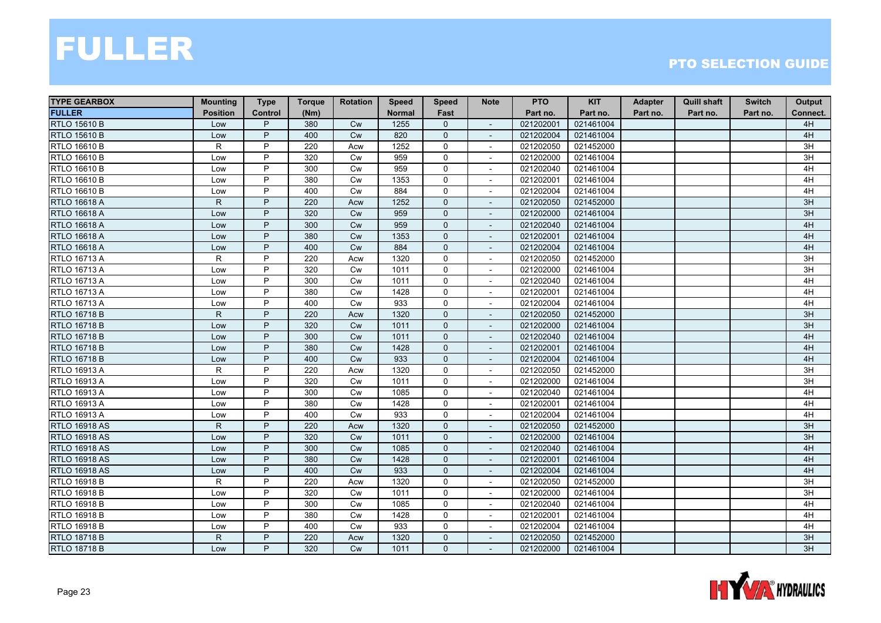# FULLER

## PTO SELECTION GUIDE

| TYPE GEARBOX FULLER | Mounting Position | Type Control | Torque (Nm) | Rotation | Speed Normal | Speed Fast | Note | PTO Part no. | KIT Part no. | Adapter Part no. | Quill shaft Part no. | Switch Part no. | Output Connect. |
|---|---|---|---|---|---|---|---|---|---|---|---|---|---|
| RTLO 15610 B | Low | P | 380 | Cw | 1255 | 0 | - | 021202001 | 021461004 | | | | 4H |
| RTLO 15610 B | Low | P | 400 | Cw | 820 | 0 | - | 021202004 | 021461004 | | | | 4H |
| RTLO 16610 B | R | P | 220 | Acw | 1252 | 0 | - | 021202050 | 021452000 | | | | 3H |
| RTLO 16610 B | Low | P | 320 | Cw | 959 | 0 | - | 021202000 | 021461004 | | | | 3H |
| RTLO 16610 B | Low | P | 300 | Cw | 959 | 0 | - | 021202040 | 021461004 | | | | 4H |
| RTLO 16610 B | Low | P | 380 | Cw | 1353 | 0 | - | 021202001 | 021461004 | | | | 4H |
| RTLO 16610 B | Low | P | 400 | Cw | 884 | 0 | - | 021202004 | 021461004 | | | | 4H |
| RTLO 16618 A | R | P | 220 | Acw | 1252 | 0 | - | 021202050 | 021452000 | | | | 3H |
| RTLO 16618 A | Low | P | 320 | Cw | 959 | 0 | - | 021202000 | 021461004 | | | | 3H |
| RTLO 16618 A | Low | P | 300 | Cw | 959 | 0 | - | 021202040 | 021461004 | | | | 4H |
| RTLO 16618 A | Low | P | 380 | Cw | 1353 | 0 | - | 021202001 | 021461004 | | | | 4H |
| RTLO 16618 A | Low | P | 400 | Cw | 884 | 0 | - | 021202004 | 021461004 | | | | 4H |
| RTLO 16713 A | R | P | 220 | Acw | 1320 | 0 | - | 021202050 | 021452000 | | | | 3H |
| RTLO 16713 A | Low | P | 320 | Cw | 1011 | 0 | - | 021202000 | 021461004 | | | | 3H |
| RTLO 16713 A | Low | P | 300 | Cw | 1011 | 0 | - | 021202040 | 021461004 | | | | 4H |
| RTLO 16713 A | Low | P | 380 | Cw | 1428 | 0 | - | 021202001 | 021461004 | | | | 4H |
| RTLO 16713 A | Low | P | 400 | Cw | 933 | 0 | - | 021202004 | 021461004 | | | | 4H |
| RTLO 16718 B | R | P | 220 | Acw | 1320 | 0 | - | 021202050 | 021452000 | | | | 3H |
| RTLO 16718 B | Low | P | 320 | Cw | 1011 | 0 | - | 021202000 | 021461004 | | | | 3H |
| RTLO 16718 B | Low | P | 300 | Cw | 1011 | 0 | - | 021202040 | 021461004 | | | | 4H |
| RTLO 16718 B | Low | P | 380 | Cw | 1428 | 0 | - | 021202001 | 021461004 | | | | 4H |
| RTLO 16718 B | Low | P | 400 | Cw | 933 | 0 | - | 021202004 | 021461004 | | | | 4H |
| RTLO 16913 A | R | P | 220 | Acw | 1320 | 0 | - | 021202050 | 021452000 | | | | 3H |
| RTLO 16913 A | Low | P | 320 | Cw | 1011 | 0 | - | 021202000 | 021461004 | | | | 3H |
| RTLO 16913 A | Low | P | 300 | Cw | 1085 | 0 | - | 021202040 | 021461004 | | | | 4H |
| RTLO 16913 A | Low | P | 380 | Cw | 1428 | 0 | - | 021202001 | 021461004 | | | | 4H |
| RTLO 16913 A | Low | P | 400 | Cw | 933 | 0 | - | 021202004 | 021461004 | | | | 4H |
| RTLO 16918 AS | R | P | 220 | Acw | 1320 | 0 | - | 021202050 | 021452000 | | | | 3H |
| RTLO 16918 AS | Low | P | 320 | Cw | 1011 | 0 | - | 021202000 | 021461004 | | | | 3H |
| RTLO 16918 AS | Low | P | 300 | Cw | 1085 | 0 | - | 021202040 | 021461004 | | | | 4H |
| RTLO 16918 AS | Low | P | 380 | Cw | 1428 | 0 | - | 021202001 | 021461004 | | | | 4H |
| RTLO 16918 AS | Low | P | 400 | Cw | 933 | 0 | - | 021202004 | 021461004 | | | | 4H |
| RTLO 16918 B | R | P | 220 | Acw | 1320 | 0 | - | 021202050 | 021452000 | | | | 3H |
| RTLO 16918 B | Low | P | 320 | Cw | 1011 | 0 | - | 021202000 | 021461004 | | | | 3H |
| RTLO 16918 B | Low | P | 300 | Cw | 1085 | 0 | - | 021202040 | 021461004 | | | | 4H |
| RTLO 16918 B | Low | P | 380 | Cw | 1428 | 0 | - | 021202001 | 021461004 | | | | 4H |
| RTLO 16918 B | Low | P | 400 | Cw | 933 | 0 | - | 021202004 | 021461004 | | | | 4H |
| RTLO 18718 B | R | P | 220 | Acw | 1320 | 0 | - | 021202050 | 021452000 | | | | 3H |
| RTLO 18718 B | Low | P | 320 | Cw | 1011 | 0 | - | 021202000 | 021461004 | | | | 3H |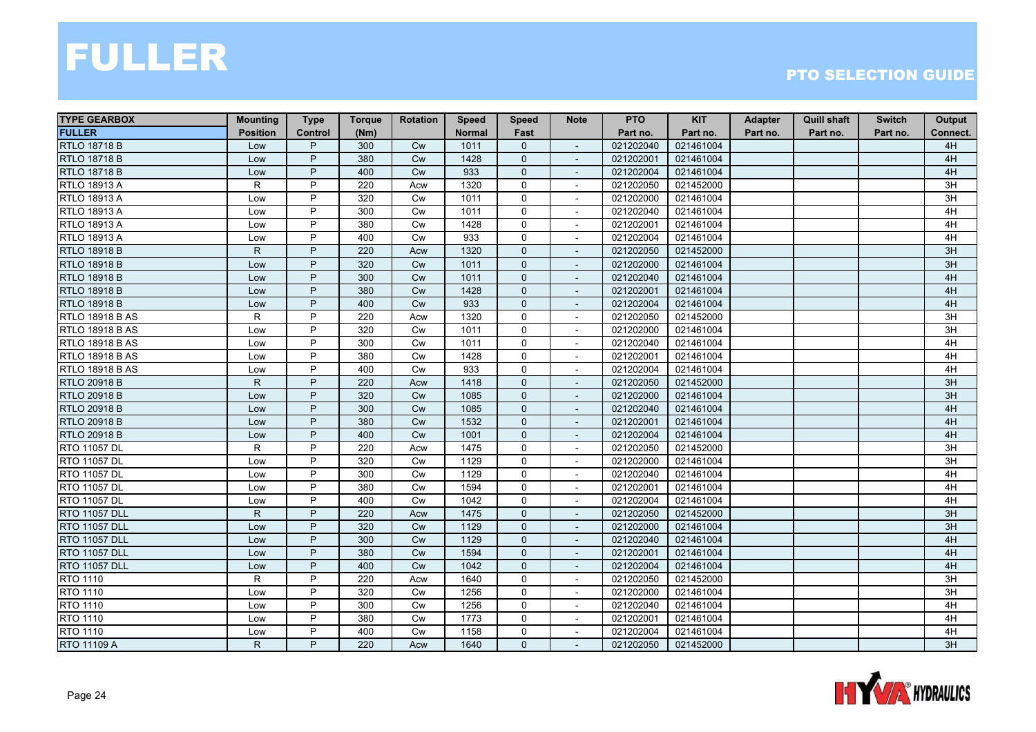# FULLER

## PTO SELECTION GUIDE

| TYPE GEARBOX | Mounting | Type | Torque | Rotation | Speed | Speed | Note | PTO | KIT | Adapter | Quill shaft | Switch | Output |
|---|---|---|---|---|---|---|---|---|---|---|---|---|---|
| FULLER | Position | Control | (Nm) | | Normal | Fast | | Part no. | Part no. | Part no. | Part no. | Part no. | Connect. |
| RTLO 18718 B | Low | P | 300 | Cw | 1011 | 0 | - | 021202040 | 021461004 | | | | 4H |
| RTLO 18718 B | Low | P | 380 | Cw | 1428 | 0 | - | 021202001 | 021461004 | | | | 4H |
| RTLO 18718 B | Low | P | 400 | Cw | 933 | 0 | - | 021202004 | 021461004 | | | | 4H |
| RTLO 18913 A | R | P | 220 | Acw | 1320 | 0 | - | 021202050 | 021452000 | | | | 3H |
| RTLO 18913 A | Low | P | 320 | Cw | 1011 | 0 | - | 021202000 | 021461004 | | | | 3H |
| RTLO 18913 A | Low | P | 300 | Cw | 1011 | 0 | - | 021202040 | 021461004 | | | | 4H |
| RTLO 18913 A | Low | P | 380 | Cw | 1428 | 0 | - | 021202001 | 021461004 | | | | 4H |
| RTLO 18913 A | Low | P | 400 | Cw | 933 | 0 | - | 021202004 | 021461004 | | | | 4H |
| RTLO 18918 B | R | P | 220 | Acw | 1320 | 0 | - | 021202050 | 021452000 | | | | 3H |
| RTLO 18918 B | Low | P | 320 | Cw | 1011 | 0 | - | 021202000 | 021461004 | | | | 3H |
| RTLO 18918 B | Low | P | 300 | Cw | 1011 | 0 | - | 021202040 | 021461004 | | | | 4H |
| RTLO 18918 B | Low | P | 380 | Cw | 1428 | 0 | - | 021202001 | 021461004 | | | | 4H |
| RTLO 18918 B | Low | P | 400 | Cw | 933 | 0 | - | 021202004 | 021461004 | | | | 4H |
| RTLO 18918 B AS | R | P | 220 | Acw | 1320 | 0 | - | 021202050 | 021452000 | | | | 3H |
| RTLO 18918 B AS | Low | P | 320 | Cw | 1011 | 0 | - | 021202000 | 021461004 | | | | 3H |
| RTLO 18918 B AS | Low | P | 300 | Cw | 1011 | 0 | - | 021202040 | 021461004 | | | | 4H |
| RTLO 18918 B AS | Low | P | 380 | Cw | 1428 | 0 | - | 021202001 | 021461004 | | | | 4H |
| RTLO 18918 B AS | Low | P | 400 | Cw | 933 | 0 | - | 021202004 | 021461004 | | | | 4H |
| RTLO 20918 B | R | P | 220 | Acw | 1418 | 0 | - | 021202050 | 021452000 | | | | 3H |
| RTLO 20918 B | Low | P | 320 | Cw | 1085 | 0 | - | 021202000 | 021461004 | | | | 3H |
| RTLO 20918 B | Low | P | 300 | Cw | 1085 | 0 | - | 021202040 | 021461004 | | | | 4H |
| RTLO 20918 B | Low | P | 380 | Cw | 1532 | 0 | - | 021202001 | 021461004 | | | | 4H |
| RTLO 20918 B | Low | P | 400 | Cw | 1001 | 0 | - | 021202004 | 021461004 | | | | 4H |
| RTO 11057 DL | R | P | 220 | Acw | 1475 | 0 | - | 021202050 | 021452000 | | | | 3H |
| RTO 11057 DL | Low | P | 320 | Cw | 1129 | 0 | - | 021202000 | 021461004 | | | | 3H |
| RTO 11057 DL | Low | P | 300 | Cw | 1129 | 0 | - | 021202040 | 021461004 | | | | 4H |
| RTO 11057 DL | Low | P | 380 | Cw | 1594 | 0 | - | 021202001 | 021461004 | | | | 4H |
| RTO 11057 DL | Low | P | 400 | Cw | 1042 | 0 | - | 021202004 | 021461004 | | | | 4H |
| RTO 11057 DLL | R | P | 220 | Acw | 1475 | 0 | - | 021202050 | 021452000 | | | | 3H |
| RTO 11057 DLL | Low | P | 320 | Cw | 1129 | 0 | - | 021202000 | 021461004 | | | | 3H |
| RTO 11057 DLL | Low | P | 300 | Cw | 1129 | 0 | - | 021202040 | 021461004 | | | | 4H |
| RTO 11057 DLL | Low | P | 380 | Cw | 1594 | 0 | - | 021202001 | 021461004 | | | | 4H |
| RTO 11057 DLL | Low | P | 400 | Cw | 1042 | 0 | - | 021202004 | 021461004 | | | | 4H |
| RTO 1110 | R | P | 220 | Acw | 1640 | 0 | - | 021202050 | 021452000 | | | | 3H |
| RTO 1110 | Low | P | 320 | Cw | 1256 | 0 | - | 021202000 | 021461004 | | | | 3H |
| RTO 1110 | Low | P | 300 | Cw | 1256 | 0 | - | 021202040 | 021461004 | | | | 4H |
| RTO 1110 | Low | P | 380 | Cw | 1773 | 0 | - | 021202001 | 021461004 | | | | 4H |
| RTO 1110 | Low | P | 400 | Cw | 1158 | 0 | - | 021202004 | 021461004 | | | | 4H |
| RTO 11109 A | R | P | 220 | Acw | 1640 | 0 | - | 021202050 | 021452000 | | | | 3H |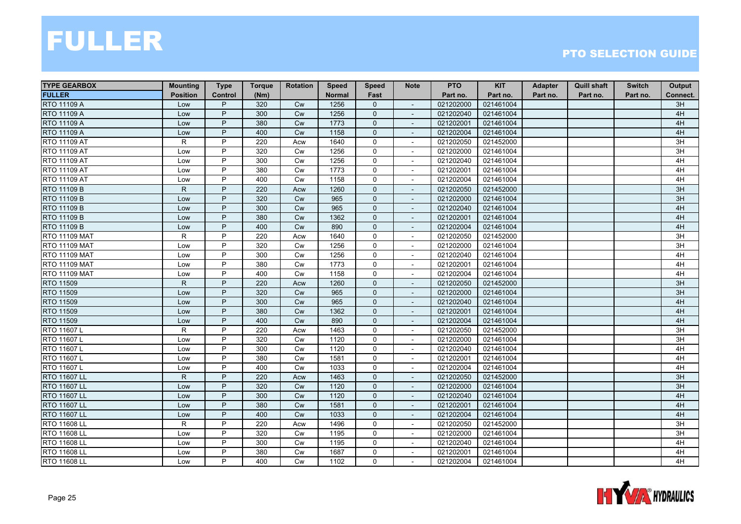# FULLER

## PTO SELECTION GUIDE

| TYPE GEARBOX | Mounting | Type | Torque | Rotation | Speed | Speed | Note | PTO | KIT | Adapter | Quill shaft | Switch | Output |
|---|---|---|---|---|---|---|---|---|---|---|---|---|---|
| FULLER | Position | Control | (Nm) | | Normal | Fast | | Part no. | Part no. | Part no. | Part no. | Part no. | Connect. |
| RTO 11109 A | Low | P | 320 | Cw | 1256 | 0 | - | 021202000 | 021461004 | | | | 3H |
| RTO 11109 A | Low | P | 300 | Cw | 1256 | 0 | - | 021202040 | 021461004 | | | | 4H |
| RTO 11109 A | Low | P | 380 | Cw | 1773 | 0 | - | 021202001 | 021461004 | | | | 4H |
| RTO 11109 A | Low | P | 400 | Cw | 1158 | 0 | - | 021202004 | 021461004 | | | | 4H |
| RTO 11109 AT | R | P | 220 | Acw | 1640 | 0 | - | 021202050 | 021452000 | | | | 3H |
| RTO 11109 AT | Low | P | 320 | Cw | 1256 | 0 | - | 021202000 | 021461004 | | | | 3H |
| RTO 11109 AT | Low | P | 300 | Cw | 1256 | 0 | - | 021202040 | 021461004 | | | | 4H |
| RTO 11109 AT | Low | P | 380 | Cw | 1773 | 0 | - | 021202001 | 021461004 | | | | 4H |
| RTO 11109 AT | Low | P | 400 | Cw | 1158 | 0 | - | 021202004 | 021461004 | | | | 4H |
| RTO 11109 B | R | P | 220 | Acw | 1260 | 0 | - | 021202050 | 021452000 | | | | 3H |
| RTO 11109 B | Low | P | 320 | Cw | 965 | 0 | - | 021202000 | 021461004 | | | | 3H |
| RTO 11109 B | Low | P | 300 | Cw | 965 | 0 | - | 021202040 | 021461004 | | | | 4H |
| RTO 11109 B | Low | P | 380 | Cw | 1362 | 0 | - | 021202001 | 021461004 | | | | 4H |
| RTO 11109 B | Low | P | 400 | Cw | 890 | 0 | - | 021202004 | 021461004 | | | | 4H |
| RTO 11109 MAT | R | P | 220 | Acw | 1640 | 0 | - | 021202050 | 021452000 | | | | 3H |
| RTO 11109 MAT | Low | P | 320 | Cw | 1256 | 0 | - | 021202000 | 021461004 | | | | 3H |
| RTO 11109 MAT | Low | P | 300 | Cw | 1256 | 0 | - | 021202040 | 021461004 | | | | 4H |
| RTO 11109 MAT | Low | P | 380 | Cw | 1773 | 0 | - | 021202001 | 021461004 | | | | 4H |
| RTO 11109 MAT | Low | P | 400 | Cw | 1158 | 0 | - | 021202004 | 021461004 | | | | 4H |
| RTO 11509 | R | P | 220 | Acw | 1260 | 0 | - | 021202050 | 021452000 | | | | 3H |
| RTO 11509 | Low | P | 320 | Cw | 965 | 0 | - | 021202000 | 021461004 | | | | 3H |
| RTO 11509 | Low | P | 300 | Cw | 965 | 0 | - | 021202040 | 021461004 | | | | 4H |
| RTO 11509 | Low | P | 380 | Cw | 1362 | 0 | - | 021202001 | 021461004 | | | | 4H |
| RTO 11509 | Low | P | 400 | Cw | 890 | 0 | - | 021202004 | 021461004 | | | | 4H |
| RTO 11607 L | R | P | 220 | Acw | 1463 | 0 | - | 021202050 | 021452000 | | | | 3H |
| RTO 11607 L | Low | P | 320 | Cw | 1120 | 0 | - | 021202000 | 021461004 | | | | 3H |
| RTO 11607 L | Low | P | 300 | Cw | 1120 | 0 | - | 021202040 | 021461004 | | | | 4H |
| RTO 11607 L | Low | P | 380 | Cw | 1581 | 0 | - | 021202001 | 021461004 | | | | 4H |
| RTO 11607 L | Low | P | 400 | Cw | 1033 | 0 | - | 021202004 | 021461004 | | | | 4H |
| RTO 11607 LL | R | P | 220 | Acw | 1463 | 0 | - | 021202050 | 021452000 | | | | 3H |
| RTO 11607 LL | Low | P | 320 | Cw | 1120 | 0 | - | 021202000 | 021461004 | | | | 3H |
| RTO 11607 LL | Low | P | 300 | Cw | 1120 | 0 | - | 021202040 | 021461004 | | | | 4H |
| RTO 11607 LL | Low | P | 380 | Cw | 1581 | 0 | - | 021202001 | 021461004 | | | | 4H |
| RTO 11607 LL | Low | P | 400 | Cw | 1033 | 0 | - | 021202004 | 021461004 | | | | 4H |
| RTO 11608 LL | R | P | 220 | Acw | 1496 | 0 | - | 021202050 | 021452000 | | | | 3H |
| RTO 11608 LL | Low | P | 320 | Cw | 1195 | 0 | - | 021202000 | 021461004 | | | | 3H |
| RTO 11608 LL | Low | P | 300 | Cw | 1195 | 0 | - | 021202040 | 021461004 | | | | 4H |
| RTO 11608 LL | Low | P | 380 | Cw | 1687 | 0 | - | 021202001 | 021461004 | | | | 4H |
| RTO 11608 LL | Low | P | 400 | Cw | 1102 | 0 | - | 021202004 | 021461004 | | | | 4H |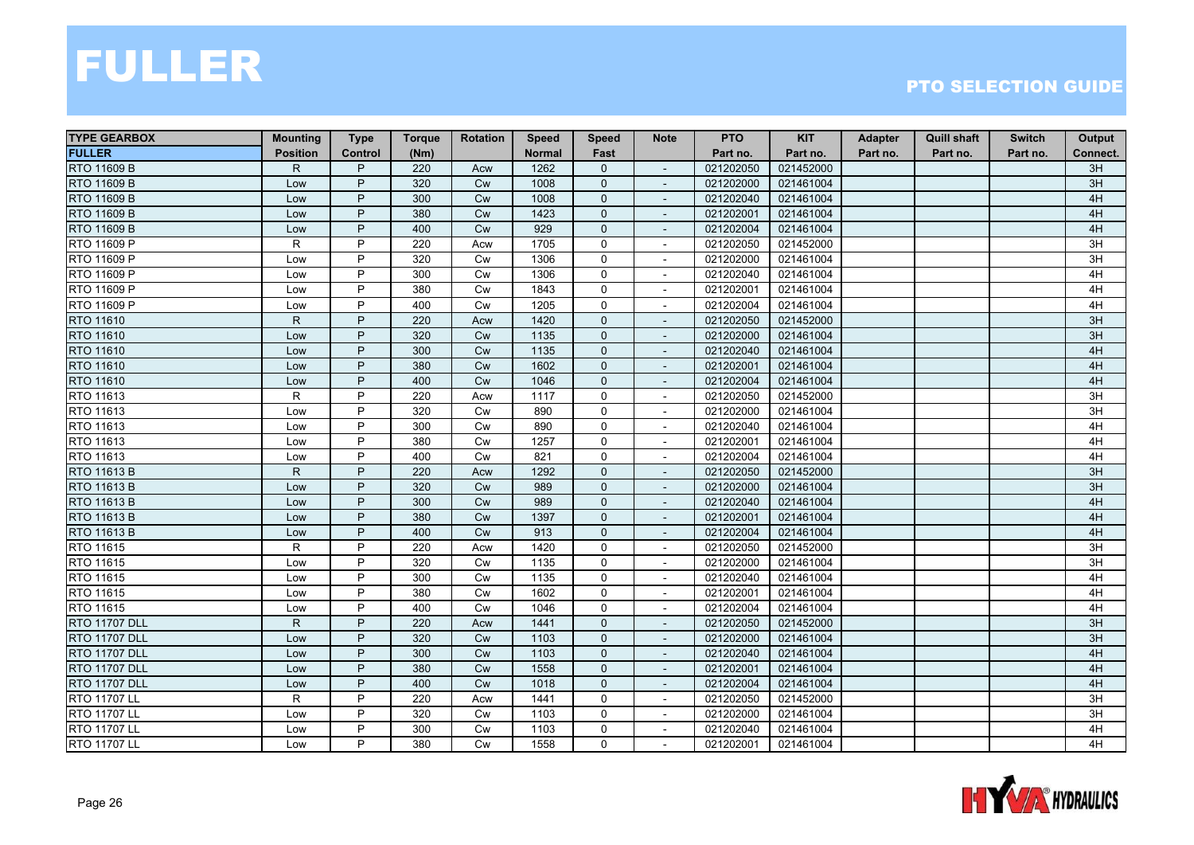# FULLER

## PTO SELECTION GUIDE

| TYPE GEARBOX | Mounting | Type | Torque | Rotation | Speed | Speed | Note | PTO | KIT | Adapter | Quill shaft | Switch | Output |
|---|---|---|---|---|---|---|---|---|---|---|---|---|---|
| FULLER | Position | Control | (Nm) | | Normal | Fast | | Part no. | Part no. | Part no. | Part no. | Part no. | Connect. |
| RTO 11609 B | R | P | 220 | Acw | 1262 | 0 | - | 021202050 | 021452000 | | | | 3H |
| RTO 11609 B | Low | P | 320 | Cw | 1008 | 0 | - | 021202000 | 021461004 | | | | 3H |
| RTO 11609 B | Low | P | 300 | Cw | 1008 | 0 | - | 021202040 | 021461004 | | | | 4H |
| RTO 11609 B | Low | P | 380 | Cw | 1423 | 0 | - | 021202001 | 021461004 | | | | 4H |
| RTO 11609 B | Low | P | 400 | Cw | 929 | 0 | - | 021202004 | 021461004 | | | | 4H |
| RTO 11609 P | R | P | 220 | Acw | 1705 | 0 | - | 021202050 | 021452000 | | | | 3H |
| RTO 11609 P | Low | P | 320 | Cw | 1306 | 0 | - | 021202000 | 021461004 | | | | 3H |
| RTO 11609 P | Low | P | 300 | Cw | 1306 | 0 | - | 021202040 | 021461004 | | | | 4H |
| RTO 11609 P | Low | P | 380 | Cw | 1843 | 0 | - | 021202001 | 021461004 | | | | 4H |
| RTO 11609 P | Low | P | 400 | Cw | 1205 | 0 | - | 021202004 | 021461004 | | | | 4H |
| RTO 11610 | R | P | 220 | Acw | 1420 | 0 | - | 021202050 | 021452000 | | | | 3H |
| RTO 11610 | Low | P | 320 | Cw | 1135 | 0 | - | 021202000 | 021461004 | | | | 3H |
| RTO 11610 | Low | P | 300 | Cw | 1135 | 0 | - | 021202040 | 021461004 | | | | 4H |
| RTO 11610 | Low | P | 380 | Cw | 1602 | 0 | - | 021202001 | 021461004 | | | | 4H |
| RTO 11610 | Low | P | 400 | Cw | 1046 | 0 | - | 021202004 | 021461004 | | | | 4H |
| RTO 11613 | R | P | 220 | Acw | 1117 | 0 | - | 021202050 | 021452000 | | | | 3H |
| RTO 11613 | Low | P | 320 | Cw | 890 | 0 | - | 021202000 | 021461004 | | | | 3H |
| RTO 11613 | Low | P | 300 | Cw | 890 | 0 | - | 021202040 | 021461004 | | | | 4H |
| RTO 11613 | Low | P | 380 | Cw | 1257 | 0 | - | 021202001 | 021461004 | | | | 4H |
| RTO 11613 | Low | P | 400 | Cw | 821 | 0 | - | 021202004 | 021461004 | | | | 4H |
| RTO 11613 B | R | P | 220 | Acw | 1292 | 0 | - | 021202050 | 021452000 | | | | 3H |
| RTO 11613 B | Low | P | 320 | Cw | 989 | 0 | - | 021202000 | 021461004 | | | | 3H |
| RTO 11613 B | Low | P | 300 | Cw | 989 | 0 | - | 021202040 | 021461004 | | | | 4H |
| RTO 11613 B | Low | P | 380 | Cw | 1397 | 0 | - | 021202001 | 021461004 | | | | 4H |
| RTO 11613 B | Low | P | 400 | Cw | 913 | 0 | - | 021202004 | 021461004 | | | | 4H |
| RTO 11615 | R | P | 220 | Acw | 1420 | 0 | - | 021202050 | 021452000 | | | | 3H |
| RTO 11615 | Low | P | 320 | Cw | 1135 | 0 | - | 021202000 | 021461004 | | | | 3H |
| RTO 11615 | Low | P | 300 | Cw | 1135 | 0 | - | 021202040 | 021461004 | | | | 4H |
| RTO 11615 | Low | P | 380 | Cw | 1602 | 0 | - | 021202001 | 021461004 | | | | 4H |
| RTO 11615 | Low | P | 400 | Cw | 1046 | 0 | - | 021202004 | 021461004 | | | | 4H |
| RTO 11707 DLL | R | P | 220 | Acw | 1441 | 0 | - | 021202050 | 021452000 | | | | 3H |
| RTO 11707 DLL | Low | P | 320 | Cw | 1103 | 0 | - | 021202000 | 021461004 | | | | 3H |
| RTO 11707 DLL | Low | P | 300 | Cw | 1103 | 0 | - | 021202040 | 021461004 | | | | 4H |
| RTO 11707 DLL | Low | P | 380 | Cw | 1558 | 0 | - | 021202001 | 021461004 | | | | 4H |
| RTO 11707 DLL | Low | P | 400 | Cw | 1018 | 0 | - | 021202004 | 021461004 | | | | 4H |
| RTO 11707 LL | R | P | 220 | Acw | 1441 | 0 | - | 021202050 | 021452000 | | | | 3H |
| RTO 11707 LL | Low | P | 320 | Cw | 1103 | 0 | - | 021202000 | 021461004 | | | | 3H |
| RTO 11707 LL | Low | P | 300 | Cw | 1103 | 0 | - | 021202040 | 021461004 | | | | 4H |
| RTO 11707 LL | Low | P | 380 | Cw | 1558 | 0 | - | 021202001 | 021461004 | | | | 4H |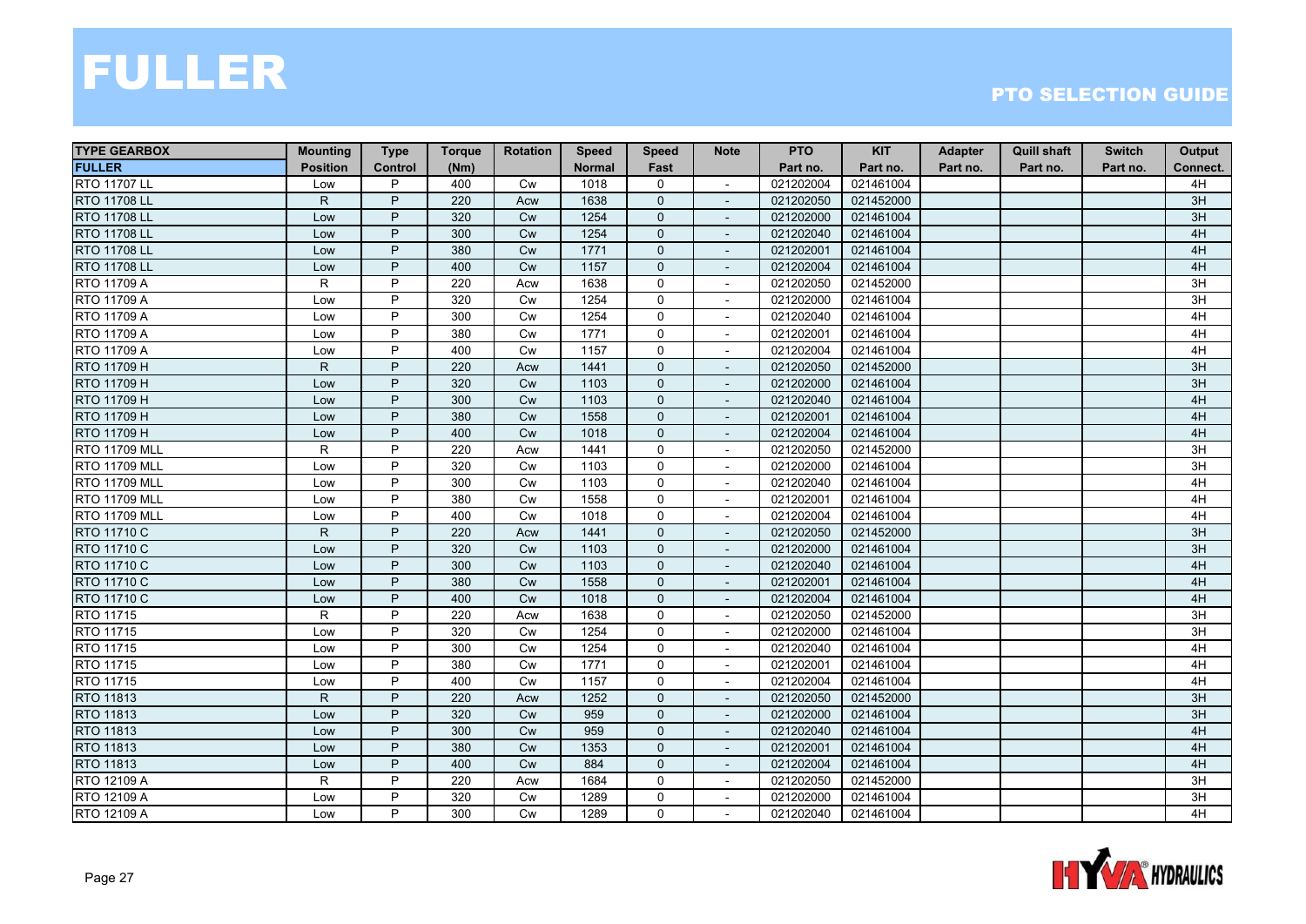# FULLER

## PTO SELECTION GUIDE

| TYPE GEARBOX FULLER | Mounting Position | Type Control | Torque (Nm) | Rotation | Speed Normal | Speed Fast | Note | PTO Part no. | KIT Part no. | Adapter Part no. | Quill shaft Part no. | Switch Part no. | Output Connect. |
|---|---|---|---|---|---|---|---|---|---|---|---|---|---|
| RTO 11707 LL | Low | P | 400 | Cw | 1018 | 0 | - | 021202004 | 021461004 | | | | 4H |
| RTO 11708 LL | R | P | 220 | Acw | 1638 | 0 | - | 021202050 | 021452000 | | | | 3H |
| RTO 11708 LL | Low | P | 320 | Cw | 1254 | 0 | - | 021202000 | 021461004 | | | | 3H |
| RTO 11708 LL | Low | P | 300 | Cw | 1254 | 0 | - | 021202040 | 021461004 | | | | 4H |
| RTO 11708 LL | Low | P | 380 | Cw | 1771 | 0 | - | 021202001 | 021461004 | | | | 4H |
| RTO 11708 LL | Low | P | 400 | Cw | 1157 | 0 | - | 021202004 | 021461004 | | | | 4H |
| RTO 11709 A | R | P | 220 | Acw | 1638 | 0 | - | 021202050 | 021452000 | | | | 3H |
| RTO 11709 A | Low | P | 320 | Cw | 1254 | 0 | - | 021202000 | 021461004 | | | | 3H |
| RTO 11709 A | Low | P | 300 | Cw | 1254 | 0 | - | 021202040 | 021461004 | | | | 4H |
| RTO 11709 A | Low | P | 380 | Cw | 1771 | 0 | - | 021202001 | 021461004 | | | | 4H |
| RTO 11709 A | Low | P | 400 | Cw | 1157 | 0 | - | 021202004 | 021461004 | | | | 4H |
| RTO 11709 H | R | P | 220 | Acw | 1441 | 0 | - | 021202050 | 021452000 | | | | 3H |
| RTO 11709 H | Low | P | 320 | Cw | 1103 | 0 | - | 021202000 | 021461004 | | | | 3H |
| RTO 11709 H | Low | P | 300 | Cw | 1103 | 0 | - | 021202040 | 021461004 | | | | 4H |
| RTO 11709 H | Low | P | 380 | Cw | 1558 | 0 | - | 021202001 | 021461004 | | | | 4H |
| RTO 11709 H | Low | P | 400 | Cw | 1018 | 0 | - | 021202004 | 021461004 | | | | 4H |
| RTO 11709 MLL | R | P | 220 | Acw | 1441 | 0 | - | 021202050 | 021452000 | | | | 3H |
| RTO 11709 MLL | Low | P | 320 | Cw | 1103 | 0 | - | 021202000 | 021461004 | | | | 3H |
| RTO 11709 MLL | Low | P | 300 | Cw | 1103 | 0 | - | 021202040 | 021461004 | | | | 4H |
| RTO 11709 MLL | Low | P | 380 | Cw | 1558 | 0 | - | 021202001 | 021461004 | | | | 4H |
| RTO 11709 MLL | Low | P | 400 | Cw | 1018 | 0 | - | 021202004 | 021461004 | | | | 4H |
| RTO 11710 C | R | P | 220 | Acw | 1441 | 0 | - | 021202050 | 021452000 | | | | 3H |
| RTO 11710 C | Low | P | 320 | Cw | 1103 | 0 | - | 021202000 | 021461004 | | | | 3H |
| RTO 11710 C | Low | P | 300 | Cw | 1103 | 0 | - | 021202040 | 021461004 | | | | 4H |
| RTO 11710 C | Low | P | 380 | Cw | 1558 | 0 | - | 021202001 | 021461004 | | | | 4H |
| RTO 11710 C | Low | P | 400 | Cw | 1018 | 0 | - | 021202004 | 021461004 | | | | 4H |
| RTO 11715 | R | P | 220 | Acw | 1638 | 0 | - | 021202050 | 021452000 | | | | 3H |
| RTO 11715 | Low | P | 320 | Cw | 1254 | 0 | - | 021202000 | 021461004 | | | | 3H |
| RTO 11715 | Low | P | 300 | Cw | 1254 | 0 | - | 021202040 | 021461004 | | | | 4H |
| RTO 11715 | Low | P | 380 | Cw | 1771 | 0 | - | 021202001 | 021461004 | | | | 4H |
| RTO 11715 | Low | P | 400 | Cw | 1157 | 0 | - | 021202004 | 021461004 | | | | 4H |
| RTO 11813 | R | P | 220 | Acw | 1252 | 0 | - | 021202050 | 021452000 | | | | 3H |
| RTO 11813 | Low | P | 320 | Cw | 959 | 0 | - | 021202000 | 021461004 | | | | 3H |
| RTO 11813 | Low | P | 300 | Cw | 959 | 0 | - | 021202040 | 021461004 | | | | 4H |
| RTO 11813 | Low | P | 380 | Cw | 1353 | 0 | - | 021202001 | 021461004 | | | | 4H |
| RTO 11813 | Low | P | 400 | Cw | 884 | 0 | - | 021202004 | 021461004 | | | | 4H |
| RTO 12109 A | R | P | 220 | Acw | 1684 | 0 | - | 021202050 | 021452000 | | | | 3H |
| RTO 12109 A | Low | P | 320 | Cw | 1289 | 0 | - | 021202000 | 021461004 | | | | 3H |
| RTO 12109 A | Low | P | 300 | Cw | 1289 | 0 | - | 021202040 | 021461004 | | | | 4H |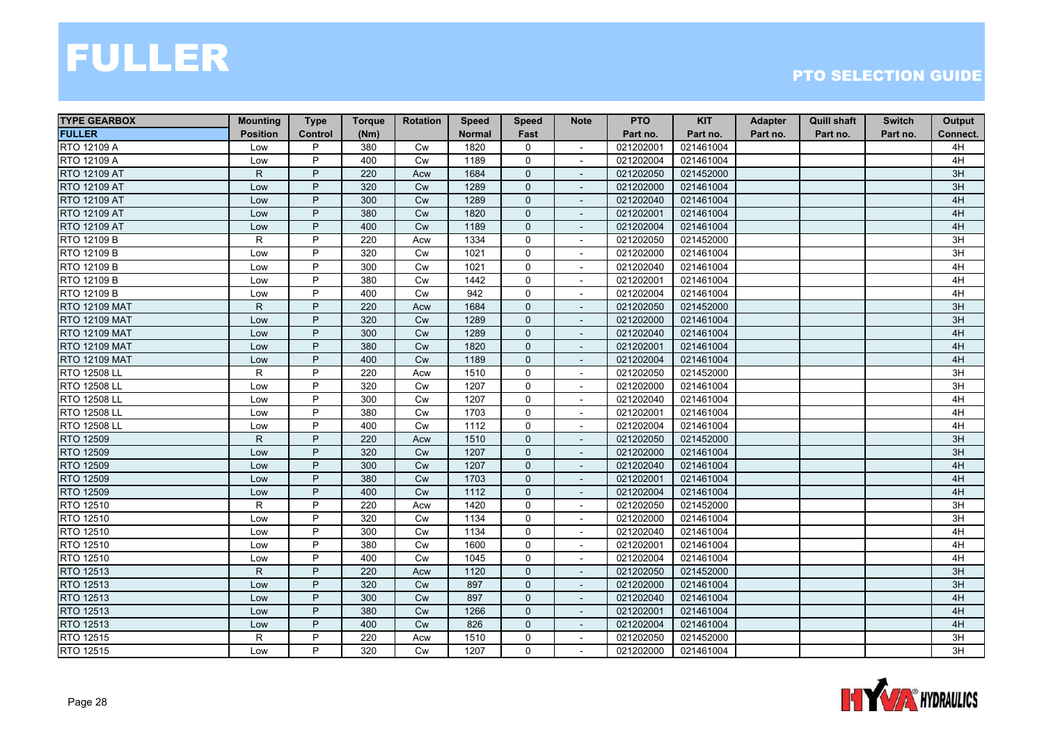# FULLER

## PTO SELECTION GUIDE

| TYPE GEARBOX | Mounting | Type | Torque | Rotation | Speed | Speed | Note | PTO | KIT | Adapter | Quill shaft | Switch | Output |
|---|---|---|---|---|---|---|---|---|---|---|---|---|---|
| FULLER | Position | Control | (Nm) | | Normal | Fast | | Part no. | Part no. | Part no. | Part no. | Part no. | Connect. |
| RTO 12109 A | Low | P | 380 | Cw | 1820 | 0 | - | 021202001 | 021461004 | | | | 4H |
| RTO 12109 A | Low | P | 400 | Cw | 1189 | 0 | - | 021202004 | 021461004 | | | | 4H |
| RTO 12109 AT | R | P | 220 | Acw | 1684 | 0 | - | 021202050 | 021452000 | | | | 3H |
| RTO 12109 AT | Low | P | 320 | Cw | 1289 | 0 | - | 021202000 | 021461004 | | | | 3H |
| RTO 12109 AT | Low | P | 300 | Cw | 1289 | 0 | - | 021202040 | 021461004 | | | | 4H |
| RTO 12109 AT | Low | P | 380 | Cw | 1820 | 0 | - | 021202001 | 021461004 | | | | 4H |
| RTO 12109 AT | Low | P | 400 | Cw | 1189 | 0 | - | 021202004 | 021461004 | | | | 4H |
| RTO 12109 B | R | P | 220 | Acw | 1334 | 0 | - | 021202050 | 021452000 | | | | 3H |
| RTO 12109 B | Low | P | 320 | Cw | 1021 | 0 | - | 021202000 | 021461004 | | | | 3H |
| RTO 12109 B | Low | P | 300 | Cw | 1021 | 0 | - | 021202040 | 021461004 | | | | 4H |
| RTO 12109 B | Low | P | 380 | Cw | 1442 | 0 | - | 021202001 | 021461004 | | | | 4H |
| RTO 12109 B | Low | P | 400 | Cw | 942 | 0 | - | 021202004 | 021461004 | | | | 4H |
| RTO 12109 MAT | R | P | 220 | Acw | 1684 | 0 | - | 021202050 | 021452000 | | | | 3H |
| RTO 12109 MAT | Low | P | 320 | Cw | 1289 | 0 | - | 021202000 | 021461004 | | | | 3H |
| RTO 12109 MAT | Low | P | 300 | Cw | 1289 | 0 | - | 021202040 | 021461004 | | | | 4H |
| RTO 12109 MAT | Low | P | 380 | Cw | 1820 | 0 | - | 021202001 | 021461004 | | | | 4H |
| RTO 12109 MAT | Low | P | 400 | Cw | 1189 | 0 | - | 021202004 | 021461004 | | | | 4H |
| RTO 12508 LL | R | P | 220 | Acw | 1510 | 0 | - | 021202050 | 021452000 | | | | 3H |
| RTO 12508 LL | Low | P | 320 | Cw | 1207 | 0 | - | 021202000 | 021461004 | | | | 3H |
| RTO 12508 LL | Low | P | 300 | Cw | 1207 | 0 | - | 021202040 | 021461004 | | | | 4H |
| RTO 12508 LL | Low | P | 380 | Cw | 1703 | 0 | - | 021202001 | 021461004 | | | | 4H |
| RTO 12508 LL | Low | P | 400 | Cw | 1112 | 0 | - | 021202004 | 021461004 | | | | 4H |
| RTO 12509 | R | P | 220 | Acw | 1510 | 0 | - | 021202050 | 021452000 | | | | 3H |
| RTO 12509 | Low | P | 320 | Cw | 1207 | 0 | - | 021202000 | 021461004 | | | | 3H |
| RTO 12509 | Low | P | 300 | Cw | 1207 | 0 | - | 021202040 | 021461004 | | | | 4H |
| RTO 12509 | Low | P | 380 | Cw | 1703 | 0 | - | 021202001 | 021461004 | | | | 4H |
| RTO 12509 | Low | P | 400 | Cw | 1112 | 0 | - | 021202004 | 021461004 | | | | 4H |
| RTO 12510 | R | P | 220 | Acw | 1420 | 0 | - | 021202050 | 021452000 | | | | 3H |
| RTO 12510 | Low | P | 320 | Cw | 1134 | 0 | - | 021202000 | 021461004 | | | | 3H |
| RTO 12510 | Low | P | 300 | Cw | 1134 | 0 | - | 021202040 | 021461004 | | | | 4H |
| RTO 12510 | Low | P | 380 | Cw | 1600 | 0 | - | 021202001 | 021461004 | | | | 4H |
| RTO 12510 | Low | P | 400 | Cw | 1045 | 0 | - | 021202004 | 021461004 | | | | 4H |
| RTO 12513 | R | P | 220 | Acw | 1120 | 0 | - | 021202050 | 021452000 | | | | 3H |
| RTO 12513 | Low | P | 320 | Cw | 897 | 0 | - | 021202000 | 021461004 | | | | 3H |
| RTO 12513 | Low | P | 300 | Cw | 897 | 0 | - | 021202040 | 021461004 | | | | 4H |
| RTO 12513 | Low | P | 380 | Cw | 1266 | 0 | - | 021202001 | 021461004 | | | | 4H |
| RTO 12513 | Low | P | 400 | Cw | 826 | 0 | - | 021202004 | 021461004 | | | | 4H |
| RTO 12515 | R | P | 220 | Acw | 1510 | 0 | - | 021202050 | 021452000 | | | | 3H |
| RTO 12515 | Low | P | 320 | Cw | 1207 | 0 | - | 021202000 | 021461004 | | | | 3H |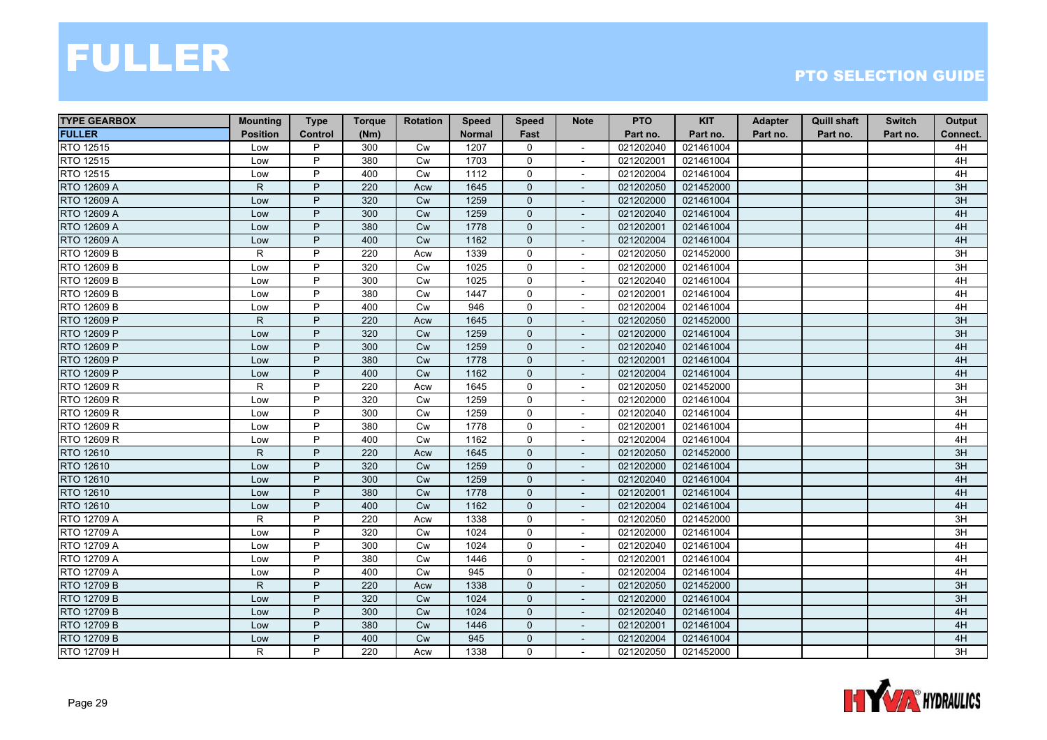# FULLER

## PTO SELECTION GUIDE

| TYPE GEARBOX FULLER | Mounting Position | Type Control | Torque (Nm) | Rotation | Speed Normal | Speed Fast | Note | PTO Part no. | KIT Part no. | Adapter Part no. | Quill shaft Part no. | Switch Part no. | Output Connect. |
|---|---|---|---|---|---|---|---|---|---|---|---|---|---|
| RTO 12515 | Low | P | 300 | Cw | 1207 | 0 | - | 021202040 | 021461004 | | | | 4H |
| RTO 12515 | Low | P | 380 | Cw | 1703 | 0 | - | 021202001 | 021461004 | | | | 4H |
| RTO 12515 | Low | P | 400 | Cw | 1112 | 0 | - | 021202004 | 021461004 | | | | 4H |
| RTO 12609 A | R | P | 220 | Acw | 1645 | 0 | - | 021202050 | 021452000 | | | | 3H |
| RTO 12609 A | Low | P | 320 | Cw | 1259 | 0 | - | 021202000 | 021461004 | | | | 3H |
| RTO 12609 A | Low | P | 300 | Cw | 1259 | 0 | - | 021202040 | 021461004 | | | | 4H |
| RTO 12609 A | Low | P | 380 | Cw | 1778 | 0 | - | 021202001 | 021461004 | | | | 4H |
| RTO 12609 A | Low | P | 400 | Cw | 1162 | 0 | - | 021202004 | 021461004 | | | | 4H |
| RTO 12609 B | R | P | 220 | Acw | 1339 | 0 | - | 021202050 | 021452000 | | | | 3H |
| RTO 12609 B | Low | P | 320 | Cw | 1025 | 0 | - | 021202000 | 021461004 | | | | 3H |
| RTO 12609 B | Low | P | 300 | Cw | 1025 | 0 | - | 021202040 | 021461004 | | | | 4H |
| RTO 12609 B | Low | P | 380 | Cw | 1447 | 0 | - | 021202001 | 021461004 | | | | 4H |
| RTO 12609 B | Low | P | 400 | Cw | 946 | 0 | - | 021202004 | 021461004 | | | | 4H |
| RTO 12609 P | R | P | 220 | Acw | 1645 | 0 | - | 021202050 | 021452000 | | | | 3H |
| RTO 12609 P | Low | P | 320 | Cw | 1259 | 0 | - | 021202000 | 021461004 | | | | 3H |
| RTO 12609 P | Low | P | 300 | Cw | 1259 | 0 | - | 021202040 | 021461004 | | | | 4H |
| RTO 12609 P | Low | P | 380 | Cw | 1778 | 0 | - | 021202001 | 021461004 | | | | 4H |
| RTO 12609 P | Low | P | 400 | Cw | 1162 | 0 | - | 021202004 | 021461004 | | | | 4H |
| RTO 12609 R | R | P | 220 | Acw | 1645 | 0 | - | 021202050 | 021452000 | | | | 3H |
| RTO 12609 R | Low | P | 320 | Cw | 1259 | 0 | - | 021202000 | 021461004 | | | | 3H |
| RTO 12609 R | Low | P | 300 | Cw | 1259 | 0 | - | 021202040 | 021461004 | | | | 4H |
| RTO 12609 R | Low | P | 380 | Cw | 1778 | 0 | - | 021202001 | 021461004 | | | | 4H |
| RTO 12609 R | Low | P | 400 | Cw | 1162 | 0 | - | 021202004 | 021461004 | | | | 4H |
| RTO 12610 | R | P | 220 | Acw | 1645 | 0 | - | 021202050 | 021452000 | | | | 3H |
| RTO 12610 | Low | P | 320 | Cw | 1259 | 0 | - | 021202000 | 021461004 | | | | 3H |
| RTO 12610 | Low | P | 300 | Cw | 1259 | 0 | - | 021202040 | 021461004 | | | | 4H |
| RTO 12610 | Low | P | 380 | Cw | 1778 | 0 | - | 021202001 | 021461004 | | | | 4H |
| RTO 12610 | Low | P | 400 | Cw | 1162 | 0 | - | 021202004 | 021461004 | | | | 4H |
| RTO 12709 A | R | P | 220 | Acw | 1338 | 0 | - | 021202050 | 021452000 | | | | 3H |
| RTO 12709 A | Low | P | 320 | Cw | 1024 | 0 | - | 021202000 | 021461004 | | | | 3H |
| RTO 12709 A | Low | P | 300 | Cw | 1024 | 0 | - | 021202040 | 021461004 | | | | 4H |
| RTO 12709 A | Low | P | 380 | Cw | 1446 | 0 | - | 021202001 | 021461004 | | | | 4H |
| RTO 12709 A | Low | P | 400 | Cw | 945 | 0 | - | 021202004 | 021461004 | | | | 4H |
| RTO 12709 B | R | P | 220 | Acw | 1338 | 0 | - | 021202050 | 021452000 | | | | 3H |
| RTO 12709 B | Low | P | 320 | Cw | 1024 | 0 | - | 021202000 | 021461004 | | | | 3H |
| RTO 12709 B | Low | P | 300 | Cw | 1024 | 0 | - | 021202040 | 021461004 | | | | 4H |
| RTO 12709 B | Low | P | 380 | Cw | 1446 | 0 | - | 021202001 | 021461004 | | | | 4H |
| RTO 12709 B | Low | P | 400 | Cw | 945 | 0 | - | 021202004 | 021461004 | | | | 4H |
| RTO 12709 H | R | P | 220 | Acw | 1338 | 0 | - | 021202050 | 021452000 | | | | 3H |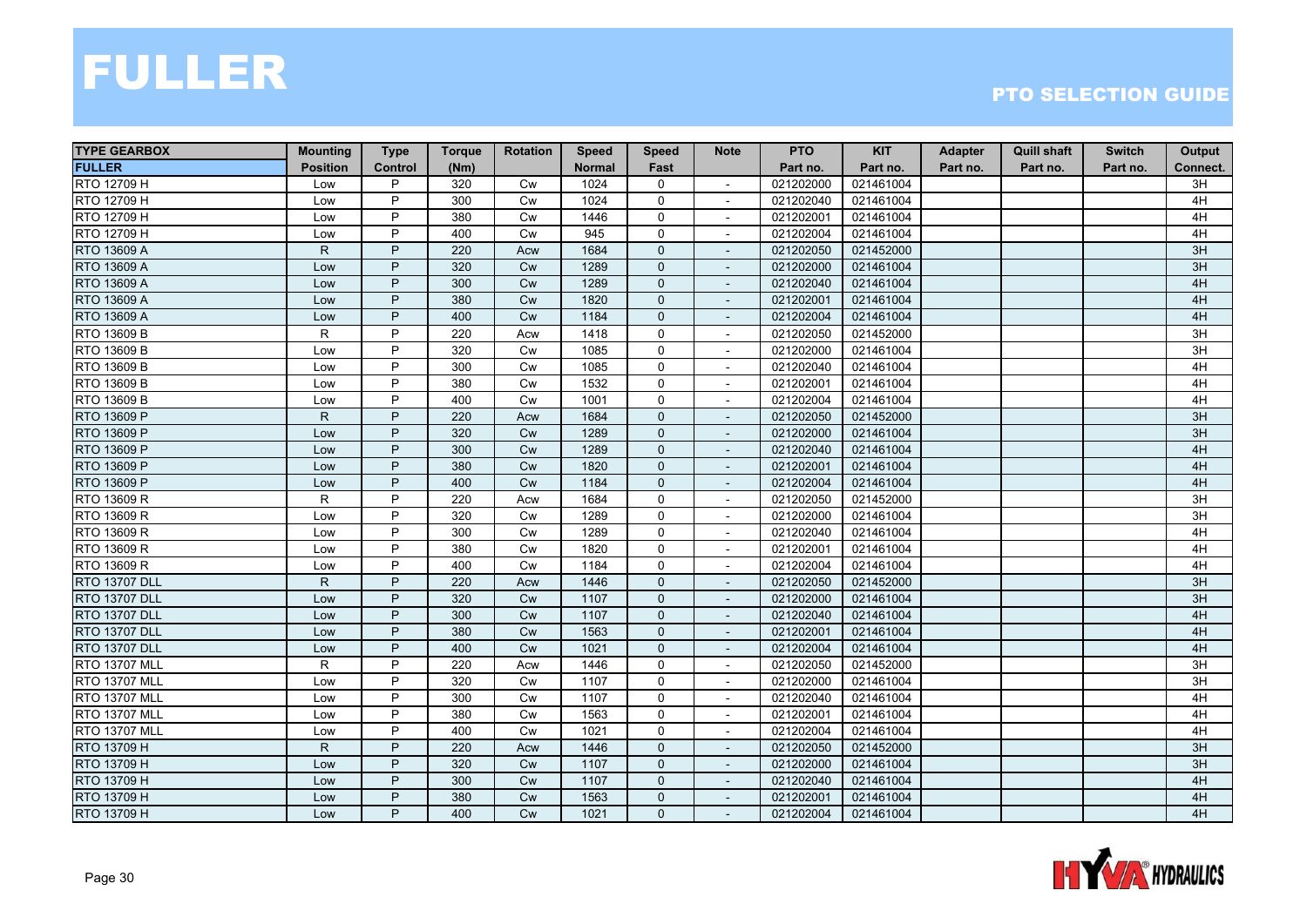# FULLER

## PTO SELECTION GUIDE

| TYPE GEARBOX | Mounting | Type | Torque | Rotation | Speed | Speed | Note | PTO | KIT | Adapter | Quill shaft | Switch | Output |
|---|---|---|---|---|---|---|---|---|---|---|---|---|---|
| FULLER | Position | Control | (Nm) | | Normal | Fast | | Part no. | Part no. | Part no. | Part no. | Part no. | Connect. |
| RTO 12709 H | Low | P | 320 | Cw | 1024 | 0 | - | 021202000 | 021461004 | | | | 3H |
| RTO 12709 H | Low | P | 300 | Cw | 1024 | 0 | - | 021202040 | 021461004 | | | | 4H |
| RTO 12709 H | Low | P | 380 | Cw | 1446 | 0 | - | 021202001 | 021461004 | | | | 4H |
| RTO 12709 H | Low | P | 400 | Cw | 945 | 0 | - | 021202004 | 021461004 | | | | 4H |
| RTO 13609 A | R | P | 220 | Acw | 1684 | 0 | - | 021202050 | 021452000 | | | | 3H |
| RTO 13609 A | Low | P | 320 | Cw | 1289 | 0 | - | 021202000 | 021461004 | | | | 3H |
| RTO 13609 A | Low | P | 300 | Cw | 1289 | 0 | - | 021202040 | 021461004 | | | | 4H |
| RTO 13609 A | Low | P | 380 | Cw | 1820 | 0 | - | 021202001 | 021461004 | | | | 4H |
| RTO 13609 A | Low | P | 400 | Cw | 1184 | 0 | - | 021202004 | 021461004 | | | | 4H |
| RTO 13609 B | R | P | 220 | Acw | 1418 | 0 | - | 021202050 | 021452000 | | | | 3H |
| RTO 13609 B | Low | P | 320 | Cw | 1085 | 0 | - | 021202000 | 021461004 | | | | 3H |
| RTO 13609 B | Low | P | 300 | Cw | 1085 | 0 | - | 021202040 | 021461004 | | | | 4H |
| RTO 13609 B | Low | P | 380 | Cw | 1532 | 0 | - | 021202001 | 021461004 | | | | 4H |
| RTO 13609 B | Low | P | 400 | Cw | 1001 | 0 | - | 021202004 | 021461004 | | | | 4H |
| RTO 13609 P | R | P | 220 | Acw | 1684 | 0 | - | 021202050 | 021452000 | | | | 3H |
| RTO 13609 P | Low | P | 320 | Cw | 1289 | 0 | - | 021202000 | 021461004 | | | | 3H |
| RTO 13609 P | Low | P | 300 | Cw | 1289 | 0 | - | 021202040 | 021461004 | | | | 4H |
| RTO 13609 P | Low | P | 380 | Cw | 1820 | 0 | - | 021202001 | 021461004 | | | | 4H |
| RTO 13609 P | Low | P | 400 | Cw | 1184 | 0 | - | 021202004 | 021461004 | | | | 4H |
| RTO 13609 R | R | P | 220 | Acw | 1684 | 0 | - | 021202050 | 021452000 | | | | 3H |
| RTO 13609 R | Low | P | 320 | Cw | 1289 | 0 | - | 021202000 | 021461004 | | | | 3H |
| RTO 13609 R | Low | P | 300 | Cw | 1289 | 0 | - | 021202040 | 021461004 | | | | 4H |
| RTO 13609 R | Low | P | 380 | Cw | 1820 | 0 | - | 021202001 | 021461004 | | | | 4H |
| RTO 13609 R | Low | P | 400 | Cw | 1184 | 0 | - | 021202004 | 021461004 | | | | 4H |
| RTO 13707 DLL | R | P | 220 | Acw | 1446 | 0 | - | 021202050 | 021452000 | | | | 3H |
| RTO 13707 DLL | Low | P | 320 | Cw | 1107 | 0 | - | 021202000 | 021461004 | | | | 3H |
| RTO 13707 DLL | Low | P | 300 | Cw | 1107 | 0 | - | 021202040 | 021461004 | | | | 4H |
| RTO 13707 DLL | Low | P | 380 | Cw | 1563 | 0 | - | 021202001 | 021461004 | | | | 4H |
| RTO 13707 DLL | Low | P | 400 | Cw | 1021 | 0 | - | 021202004 | 021461004 | | | | 4H |
| RTO 13707 MLL | R | P | 220 | Acw | 1446 | 0 | - | 021202050 | 021452000 | | | | 3H |
| RTO 13707 MLL | Low | P | 320 | Cw | 1107 | 0 | - | 021202000 | 021461004 | | | | 3H |
| RTO 13707 MLL | Low | P | 300 | Cw | 1107 | 0 | - | 021202040 | 021461004 | | | | 4H |
| RTO 13707 MLL | Low | P | 380 | Cw | 1563 | 0 | - | 021202001 | 021461004 | | | | 4H |
| RTO 13707 MLL | Low | P | 400 | Cw | 1021 | 0 | - | 021202004 | 021461004 | | | | 4H |
| RTO 13709 H | R | P | 220 | Acw | 1446 | 0 | - | 021202050 | 021452000 | | | | 3H |
| RTO 13709 H | Low | P | 320 | Cw | 1107 | 0 | - | 021202000 | 021461004 | | | | 3H |
| RTO 13709 H | Low | P | 300 | Cw | 1107 | 0 | - | 021202040 | 021461004 | | | | 4H |
| RTO 13709 H | Low | P | 380 | Cw | 1563 | 0 | - | 021202001 | 021461004 | | | | 4H |
| RTO 13709 H | Low | P | 400 | Cw | 1021 | 0 | - | 021202004 | 021461004 | | | | 4H |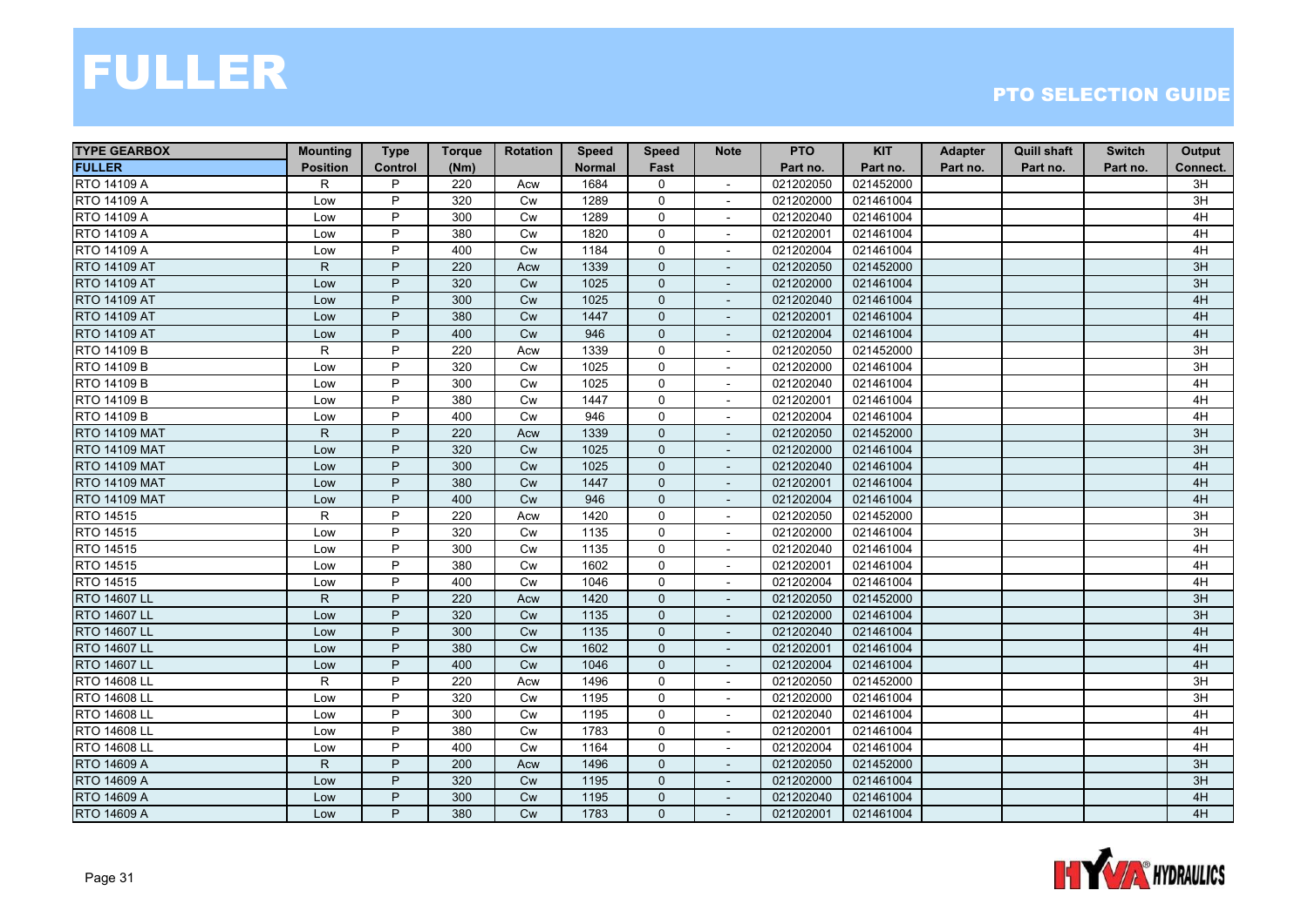# FULLER

## PTO SELECTION GUIDE

| TYPE GEARBOX | Mounting | Type | Torque | Rotation | Speed | Speed | Note | PTO | KIT | Adapter | Quill shaft | Switch | Output |
|---|---|---|---|---|---|---|---|---|---|---|---|---|---|
| FULLER | Position | Control | (Nm) | | Normal | Fast | | Part no. | Part no. | Part no. | Part no. | Part no. | Connect. |
| RTO 14109 A | R | P | 220 | Acw | 1684 | 0 | - | 021202050 | 021452000 | | | | 3H |
| RTO 14109 A | Low | P | 320 | Cw | 1289 | 0 | - | 021202000 | 021461004 | | | | 3H |
| RTO 14109 A | Low | P | 300 | Cw | 1289 | 0 | - | 021202040 | 021461004 | | | | 4H |
| RTO 14109 A | Low | P | 380 | Cw | 1820 | 0 | - | 021202001 | 021461004 | | | | 4H |
| RTO 14109 A | Low | P | 400 | Cw | 1184 | 0 | - | 021202004 | 021461004 | | | | 4H |
| RTO 14109 AT | R | P | 220 | Acw | 1339 | 0 | - | 021202050 | 021452000 | | | | 3H |
| RTO 14109 AT | Low | P | 320 | Cw | 1025 | 0 | - | 021202000 | 021461004 | | | | 3H |
| RTO 14109 AT | Low | P | 300 | Cw | 1025 | 0 | - | 021202040 | 021461004 | | | | 4H |
| RTO 14109 AT | Low | P | 380 | Cw | 1447 | 0 | - | 021202001 | 021461004 | | | | 4H |
| RTO 14109 AT | Low | P | 400 | Cw | 946 | 0 | - | 021202004 | 021461004 | | | | 4H |
| RTO 14109 B | R | P | 220 | Acw | 1339 | 0 | - | 021202050 | 021452000 | | | | 3H |
| RTO 14109 B | Low | P | 320 | Cw | 1025 | 0 | - | 021202000 | 021461004 | | | | 3H |
| RTO 14109 B | Low | P | 300 | Cw | 1025 | 0 | - | 021202040 | 021461004 | | | | 4H |
| RTO 14109 B | Low | P | 380 | Cw | 1447 | 0 | - | 021202001 | 021461004 | | | | 4H |
| RTO 14109 B | Low | P | 400 | Cw | 946 | 0 | - | 021202004 | 021461004 | | | | 4H |
| RTO 14109 MAT | R | P | 220 | Acw | 1339 | 0 | - | 021202050 | 021452000 | | | | 3H |
| RTO 14109 MAT | Low | P | 320 | Cw | 1025 | 0 | - | 021202000 | 021461004 | | | | 3H |
| RTO 14109 MAT | Low | P | 300 | Cw | 1025 | 0 | - | 021202040 | 021461004 | | | | 4H |
| RTO 14109 MAT | Low | P | 380 | Cw | 1447 | 0 | - | 021202001 | 021461004 | | | | 4H |
| RTO 14109 MAT | Low | P | 400 | Cw | 946 | 0 | - | 021202004 | 021461004 | | | | 4H |
| RTO 14515 | R | P | 220 | Acw | 1420 | 0 | - | 021202050 | 021452000 | | | | 3H |
| RTO 14515 | Low | P | 320 | Cw | 1135 | 0 | - | 021202000 | 021461004 | | | | 3H |
| RTO 14515 | Low | P | 300 | Cw | 1135 | 0 | - | 021202040 | 021461004 | | | | 4H |
| RTO 14515 | Low | P | 380 | Cw | 1602 | 0 | - | 021202001 | 021461004 | | | | 4H |
| RTO 14515 | Low | P | 400 | Cw | 1046 | 0 | - | 021202004 | 021461004 | | | | 4H |
| RTO 14607 LL | R | P | 220 | Acw | 1420 | 0 | - | 021202050 | 021452000 | | | | 3H |
| RTO 14607 LL | Low | P | 320 | Cw | 1135 | 0 | - | 021202000 | 021461004 | | | | 3H |
| RTO 14607 LL | Low | P | 300 | Cw | 1135 | 0 | - | 021202040 | 021461004 | | | | 4H |
| RTO 14607 LL | Low | P | 380 | Cw | 1602 | 0 | - | 021202001 | 021461004 | | | | 4H |
| RTO 14607 LL | Low | P | 400 | Cw | 1046 | 0 | - | 021202004 | 021461004 | | | | 4H |
| RTO 14608 LL | R | P | 220 | Acw | 1496 | 0 | - | 021202050 | 021452000 | | | | 3H |
| RTO 14608 LL | Low | P | 320 | Cw | 1195 | 0 | - | 021202000 | 021461004 | | | | 3H |
| RTO 14608 LL | Low | P | 300 | Cw | 1195 | 0 | - | 021202040 | 021461004 | | | | 4H |
| RTO 14608 LL | Low | P | 380 | Cw | 1783 | 0 | - | 021202001 | 021461004 | | | | 4H |
| RTO 14608 LL | Low | P | 400 | Cw | 1164 | 0 | - | 021202004 | 021461004 | | | | 4H |
| RTO 14609 A | R | P | 200 | Acw | 1496 | 0 | - | 021202050 | 021452000 | | | | 3H |
| RTO 14609 A | Low | P | 320 | Cw | 1195 | 0 | - | 021202000 | 021461004 | | | | 3H |
| RTO 14609 A | Low | P | 300 | Cw | 1195 | 0 | - | 021202040 | 021461004 | | | | 4H |
| RTO 14609 A | Low | P | 380 | Cw | 1783 | 0 | - | 021202001 | 021461004 | | | | 4H |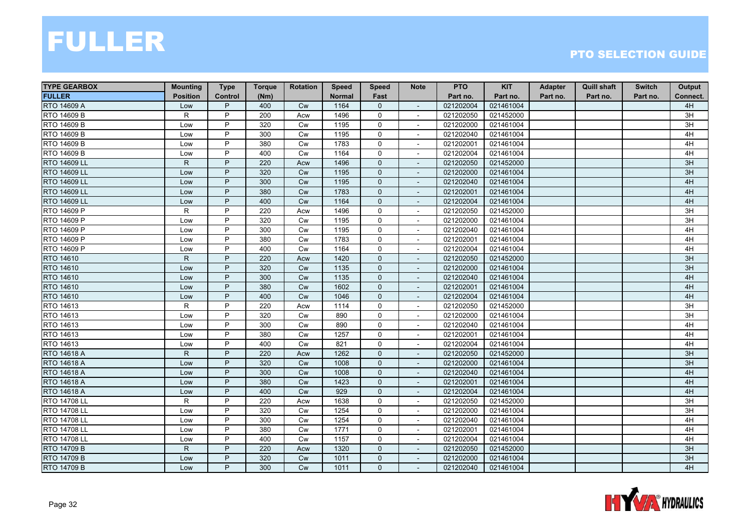# FULLER

## PTO SELECTION GUIDE

| TYPE GEARBOX FULLER | Mounting Position | Type Control | Torque (Nm) | Rotation | Speed Normal | Speed Fast | Note | PTO Part no. | KIT Part no. | Adapter Part no. | Quill shaft Part no. | Switch Part no. | Output Connect. |
|---|---|---|---|---|---|---|---|---|---|---|---|---|---|
| RTO 14609 A | Low | P | 400 | Cw | 1164 | 0 | - | 021202004 | 021461004 | | | | 4H |
| RTO 14609 B | R | P | 200 | Acw | 1496 | 0 | - | 021202050 | 021452000 | | | | 3H |
| RTO 14609 B | Low | P | 320 | Cw | 1195 | 0 | - | 021202000 | 021461004 | | | | 3H |
| RTO 14609 B | Low | P | 300 | Cw | 1195 | 0 | - | 021202040 | 021461004 | | | | 4H |
| RTO 14609 B | Low | P | 380 | Cw | 1783 | 0 | - | 021202001 | 021461004 | | | | 4H |
| RTO 14609 B | Low | P | 400 | Cw | 1164 | 0 | - | 021202004 | 021461004 | | | | 4H |
| RTO 14609 LL | R | P | 220 | Acw | 1496 | 0 | - | 021202050 | 021452000 | | | | 3H |
| RTO 14609 LL | Low | P | 320 | Cw | 1195 | 0 | - | 021202000 | 021461004 | | | | 3H |
| RTO 14609 LL | Low | P | 300 | Cw | 1195 | 0 | - | 021202040 | 021461004 | | | | 4H |
| RTO 14609 LL | Low | P | 380 | Cw | 1783 | 0 | - | 021202001 | 021461004 | | | | 4H |
| RTO 14609 LL | Low | P | 400 | Cw | 1164 | 0 | - | 021202004 | 021461004 | | | | 4H |
| RTO 14609 P | R | P | 220 | Acw | 1496 | 0 | - | 021202050 | 021452000 | | | | 3H |
| RTO 14609 P | Low | P | 320 | Cw | 1195 | 0 | - | 021202000 | 021461004 | | | | 3H |
| RTO 14609 P | Low | P | 300 | Cw | 1195 | 0 | - | 021202040 | 021461004 | | | | 4H |
| RTO 14609 P | Low | P | 380 | Cw | 1783 | 0 | - | 021202001 | 021461004 | | | | 4H |
| RTO 14609 P | Low | P | 400 | Cw | 1164 | 0 | - | 021202004 | 021461004 | | | | 4H |
| RTO 14610 | R | P | 220 | Acw | 1420 | 0 | - | 021202050 | 021452000 | | | | 3H |
| RTO 14610 | Low | P | 320 | Cw | 1135 | 0 | - | 021202000 | 021461004 | | | | 3H |
| RTO 14610 | Low | P | 300 | Cw | 1135 | 0 | - | 021202040 | 021461004 | | | | 4H |
| RTO 14610 | Low | P | 380 | Cw | 1602 | 0 | - | 021202001 | 021461004 | | | | 4H |
| RTO 14610 | Low | P | 400 | Cw | 1046 | 0 | - | 021202004 | 021461004 | | | | 4H |
| RTO 14613 | R | P | 220 | Acw | 1114 | 0 | - | 021202050 | 021452000 | | | | 3H |
| RTO 14613 | Low | P | 320 | Cw | 890 | 0 | - | 021202000 | 021461004 | | | | 3H |
| RTO 14613 | Low | P | 300 | Cw | 890 | 0 | - | 021202040 | 021461004 | | | | 4H |
| RTO 14613 | Low | P | 380 | Cw | 1257 | 0 | - | 021202001 | 021461004 | | | | 4H |
| RTO 14613 | Low | P | 400 | Cw | 821 | 0 | - | 021202004 | 021461004 | | | | 4H |
| RTO 14618 A | R | P | 220 | Acw | 1262 | 0 | - | 021202050 | 021452000 | | | | 3H |
| RTO 14618 A | Low | P | 320 | Cw | 1008 | 0 | - | 021202000 | 021461004 | | | | 3H |
| RTO 14618 A | Low | P | 300 | Cw | 1008 | 0 | - | 021202040 | 021461004 | | | | 4H |
| RTO 14618 A | Low | P | 380 | Cw | 1423 | 0 | - | 021202001 | 021461004 | | | | 4H |
| RTO 14618 A | Low | P | 400 | Cw | 929 | 0 | - | 021202004 | 021461004 | | | | 4H |
| RTO 14708 LL | R | P | 220 | Acw | 1638 | 0 | - | 021202050 | 021452000 | | | | 3H |
| RTO 14708 LL | Low | P | 320 | Cw | 1254 | 0 | - | 021202000 | 021461004 | | | | 3H |
| RTO 14708 LL | Low | P | 300 | Cw | 1254 | 0 | - | 021202040 | 021461004 | | | | 4H |
| RTO 14708 LL | Low | P | 380 | Cw | 1771 | 0 | - | 021202001 | 021461004 | | | | 4H |
| RTO 14708 LL | Low | P | 400 | Cw | 1157 | 0 | - | 021202004 | 021461004 | | | | 4H |
| RTO 14709 B | R | P | 220 | Acw | 1320 | 0 | - | 021202050 | 021452000 | | | | 3H |
| RTO 14709 B | Low | P | 320 | Cw | 1011 | 0 | - | 021202000 | 021461004 | | | | 3H |
| RTO 14709 B | Low | P | 300 | Cw | 1011 | 0 | - | 021202040 | 021461004 | | | | 4H |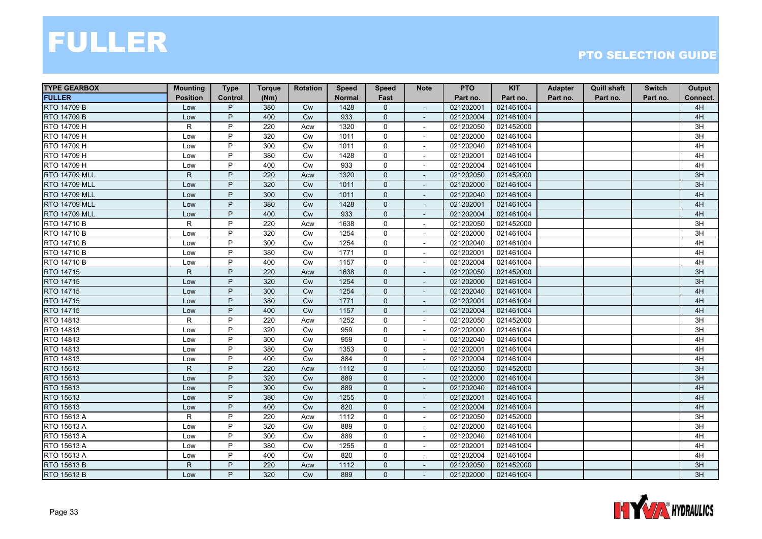# FULLER

## PTO SELECTION GUIDE

| TYPE GEARBOX | Mounting | Type | Torque | Rotation | Speed | Speed | Note | PTO | KIT | Adapter | Quill shaft | Switch | Output |
|---|---|---|---|---|---|---|---|---|---|---|---|---|---|
| FULLER | Position | Control | (Nm) | | Normal | Fast | | Part no. | Part no. | Part no. | Part no. | Part no. | Connect. |
| RTO 14709 B | Low | P | 380 | Cw | 1428 | 0 | - | 021202001 | 021461004 | | | | 4H |
| RTO 14709 B | Low | P | 400 | Cw | 933 | 0 | - | 021202004 | 021461004 | | | | 4H |
| RTO 14709 H | R | P | 220 | Acw | 1320 | 0 | - | 021202050 | 021452000 | | | | 3H |
| RTO 14709 H | Low | P | 320 | Cw | 1011 | 0 | - | 021202000 | 021461004 | | | | 3H |
| RTO 14709 H | Low | P | 300 | Cw | 1011 | 0 | - | 021202040 | 021461004 | | | | 4H |
| RTO 14709 H | Low | P | 380 | Cw | 1428 | 0 | - | 021202001 | 021461004 | | | | 4H |
| RTO 14709 H | Low | P | 400 | Cw | 933 | 0 | - | 021202004 | 021461004 | | | | 4H |
| RTO 14709 MLL | R | P | 220 | Acw | 1320 | 0 | - | 021202050 | 021452000 | | | | 3H |
| RTO 14709 MLL | Low | P | 320 | Cw | 1011 | 0 | - | 021202000 | 021461004 | | | | 3H |
| RTO 14709 MLL | Low | P | 300 | Cw | 1011 | 0 | - | 021202040 | 021461004 | | | | 4H |
| RTO 14709 MLL | Low | P | 380 | Cw | 1428 | 0 | - | 021202001 | 021461004 | | | | 4H |
| RTO 14709 MLL | Low | P | 400 | Cw | 933 | 0 | - | 021202004 | 021461004 | | | | 4H |
| RTO 14710 B | R | P | 220 | Acw | 1638 | 0 | - | 021202050 | 021452000 | | | | 3H |
| RTO 14710 B | Low | P | 320 | Cw | 1254 | 0 | - | 021202000 | 021461004 | | | | 3H |
| RTO 14710 B | Low | P | 300 | Cw | 1254 | 0 | - | 021202040 | 021461004 | | | | 4H |
| RTO 14710 B | Low | P | 380 | Cw | 1771 | 0 | - | 021202001 | 021461004 | | | | 4H |
| RTO 14710 B | Low | P | 400 | Cw | 1157 | 0 | - | 021202004 | 021461004 | | | | 4H |
| RTO 14715 | R | P | 220 | Acw | 1638 | 0 | - | 021202050 | 021452000 | | | | 3H |
| RTO 14715 | Low | P | 320 | Cw | 1254 | 0 | - | 021202000 | 021461004 | | | | 3H |
| RTO 14715 | Low | P | 300 | Cw | 1254 | 0 | - | 021202040 | 021461004 | | | | 4H |
| RTO 14715 | Low | P | 380 | Cw | 1771 | 0 | - | 021202001 | 021461004 | | | | 4H |
| RTO 14715 | Low | P | 400 | Cw | 1157 | 0 | - | 021202004 | 021461004 | | | | 4H |
| RTO 14813 | R | P | 220 | Acw | 1252 | 0 | - | 021202050 | 021452000 | | | | 3H |
| RTO 14813 | Low | P | 320 | Cw | 959 | 0 | - | 021202000 | 021461004 | | | | 3H |
| RTO 14813 | Low | P | 300 | Cw | 959 | 0 | - | 021202040 | 021461004 | | | | 4H |
| RTO 14813 | Low | P | 380 | Cw | 1353 | 0 | - | 021202001 | 021461004 | | | | 4H |
| RTO 14813 | Low | P | 400 | Cw | 884 | 0 | - | 021202004 | 021461004 | | | | 4H |
| RTO 15613 | R | P | 220 | Acw | 1112 | 0 | - | 021202050 | 021452000 | | | | 3H |
| RTO 15613 | Low | P | 320 | Cw | 889 | 0 | - | 021202000 | 021461004 | | | | 3H |
| RTO 15613 | Low | P | 300 | Cw | 889 | 0 | - | 021202040 | 021461004 | | | | 4H |
| RTO 15613 | Low | P | 380 | Cw | 1255 | 0 | - | 021202001 | 021461004 | | | | 4H |
| RTO 15613 | Low | P | 400 | Cw | 820 | 0 | - | 021202004 | 021461004 | | | | 4H |
| RTO 15613 A | R | P | 220 | Acw | 1112 | 0 | - | 021202050 | 021452000 | | | | 3H |
| RTO 15613 A | Low | P | 320 | Cw | 889 | 0 | - | 021202000 | 021461004 | | | | 3H |
| RTO 15613 A | Low | P | 300 | Cw | 889 | 0 | - | 021202040 | 021461004 | | | | 4H |
| RTO 15613 A | Low | P | 380 | Cw | 1255 | 0 | - | 021202001 | 021461004 | | | | 4H |
| RTO 15613 A | Low | P | 400 | Cw | 820 | 0 | - | 021202004 | 021461004 | | | | 4H |
| RTO 15613 B | R | P | 220 | Acw | 1112 | 0 | - | 021202050 | 021452000 | | | | 3H |
| RTO 15613 B | Low | P | 320 | Cw | 889 | 0 | - | 021202000 | 021461004 | | | | 3H |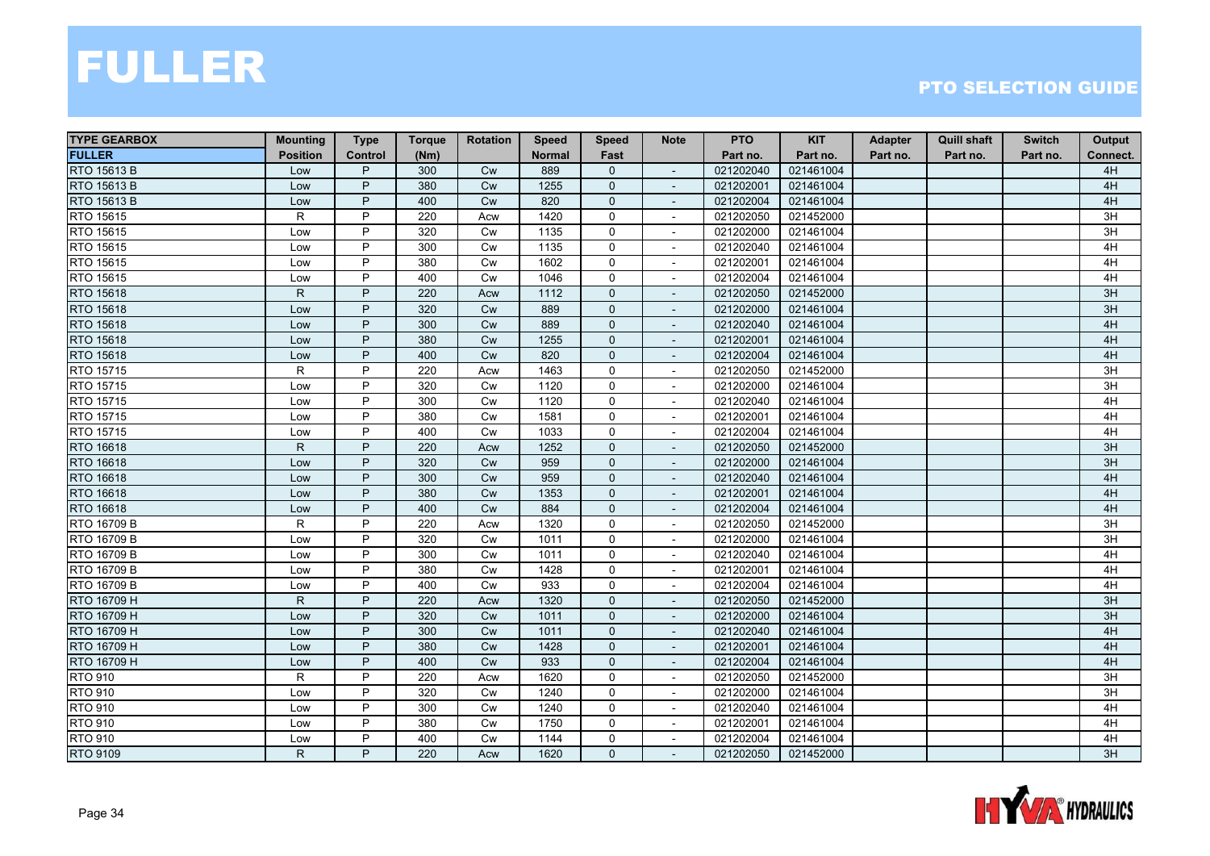# FULLER

## PTO SELECTION GUIDE

| TYPE GEARBOX | Mounting | Type | Torque | Rotation | Speed | Speed | Note | PTO | KIT | Adapter | Quill shaft | Switch | Output |
|---|---|---|---|---|---|---|---|---|---|---|---|---|---|
| FULLER | Position | Control | (Nm) | | Normal | Fast | | Part no. | Part no. | Part no. | Part no. | Part no. | Connect. |
| RTO 15613 B | Low | P | 300 | Cw | 889 | 0 | - | 021202040 | 021461004 | | | | 4H |
| RTO 15613 B | Low | P | 380 | Cw | 1255 | 0 | - | 021202001 | 021461004 | | | | 4H |
| RTO 15613 B | Low | P | 400 | Cw | 820 | 0 | - | 021202004 | 021461004 | | | | 4H |
| RTO 15615 | R | P | 220 | Acw | 1420 | 0 | - | 021202050 | 021452000 | | | | 3H |
| RTO 15615 | Low | P | 320 | Cw | 1135 | 0 | - | 021202000 | 021461004 | | | | 3H |
| RTO 15615 | Low | P | 300 | Cw | 1135 | 0 | - | 021202040 | 021461004 | | | | 4H |
| RTO 15615 | Low | P | 380 | Cw | 1602 | 0 | - | 021202001 | 021461004 | | | | 4H |
| RTO 15615 | Low | P | 400 | Cw | 1046 | 0 | - | 021202004 | 021461004 | | | | 4H |
| RTO 15618 | R | P | 220 | Acw | 1112 | 0 | - | 021202050 | 021452000 | | | | 3H |
| RTO 15618 | Low | P | 320 | Cw | 889 | 0 | - | 021202000 | 021461004 | | | | 3H |
| RTO 15618 | Low | P | 300 | Cw | 889 | 0 | - | 021202040 | 021461004 | | | | 4H |
| RTO 15618 | Low | P | 380 | Cw | 1255 | 0 | - | 021202001 | 021461004 | | | | 4H |
| RTO 15618 | Low | P | 400 | Cw | 820 | 0 | - | 021202004 | 021461004 | | | | 4H |
| RTO 15715 | R | P | 220 | Acw | 1463 | 0 | - | 021202050 | 021452000 | | | | 3H |
| RTO 15715 | Low | P | 320 | Cw | 1120 | 0 | - | 021202000 | 021461004 | | | | 3H |
| RTO 15715 | Low | P | 300 | Cw | 1120 | 0 | - | 021202040 | 021461004 | | | | 4H |
| RTO 15715 | Low | P | 380 | Cw | 1581 | 0 | - | 021202001 | 021461004 | | | | 4H |
| RTO 15715 | Low | P | 400 | Cw | 1033 | 0 | - | 021202004 | 021461004 | | | | 4H |
| RTO 16618 | R | P | 220 | Acw | 1252 | 0 | - | 021202050 | 021452000 | | | | 3H |
| RTO 16618 | Low | P | 320 | Cw | 959 | 0 | - | 021202000 | 021461004 | | | | 3H |
| RTO 16618 | Low | P | 300 | Cw | 959 | 0 | - | 021202040 | 021461004 | | | | 4H |
| RTO 16618 | Low | P | 380 | Cw | 1353 | 0 | - | 021202001 | 021461004 | | | | 4H |
| RTO 16618 | Low | P | 400 | Cw | 884 | 0 | - | 021202004 | 021461004 | | | | 4H |
| RTO 16709 B | R | P | 220 | Acw | 1320 | 0 | - | 021202050 | 021452000 | | | | 3H |
| RTO 16709 B | Low | P | 320 | Cw | 1011 | 0 | - | 021202000 | 021461004 | | | | 3H |
| RTO 16709 B | Low | P | 300 | Cw | 1011 | 0 | - | 021202040 | 021461004 | | | | 4H |
| RTO 16709 B | Low | P | 380 | Cw | 1428 | 0 | - | 021202001 | 021461004 | | | | 4H |
| RTO 16709 B | Low | P | 400 | Cw | 933 | 0 | - | 021202004 | 021461004 | | | | 4H |
| RTO 16709 H | R | P | 220 | Acw | 1320 | 0 | - | 021202050 | 021452000 | | | | 3H |
| RTO 16709 H | Low | P | 320 | Cw | 1011 | 0 | - | 021202000 | 021461004 | | | | 3H |
| RTO 16709 H | Low | P | 300 | Cw | 1011 | 0 | - | 021202040 | 021461004 | | | | 4H |
| RTO 16709 H | Low | P | 380 | Cw | 1428 | 0 | - | 021202001 | 021461004 | | | | 4H |
| RTO 16709 H | Low | P | 400 | Cw | 933 | 0 | - | 021202004 | 021461004 | | | | 4H |
| RTO 910 | R | P | 220 | Acw | 1620 | 0 | - | 021202050 | 021452000 | | | | 3H |
| RTO 910 | Low | P | 320 | Cw | 1240 | 0 | - | 021202000 | 021461004 | | | | 3H |
| RTO 910 | Low | P | 300 | Cw | 1240 | 0 | - | 021202040 | 021461004 | | | | 4H |
| RTO 910 | Low | P | 380 | Cw | 1750 | 0 | - | 021202001 | 021461004 | | | | 4H |
| RTO 910 | Low | P | 400 | Cw | 1144 | 0 | - | 021202004 | 021461004 | | | | 4H |
| RTO 9109 | R | P | 220 | Acw | 1620 | 0 | - | 021202050 | 021452000 | | | | 3H |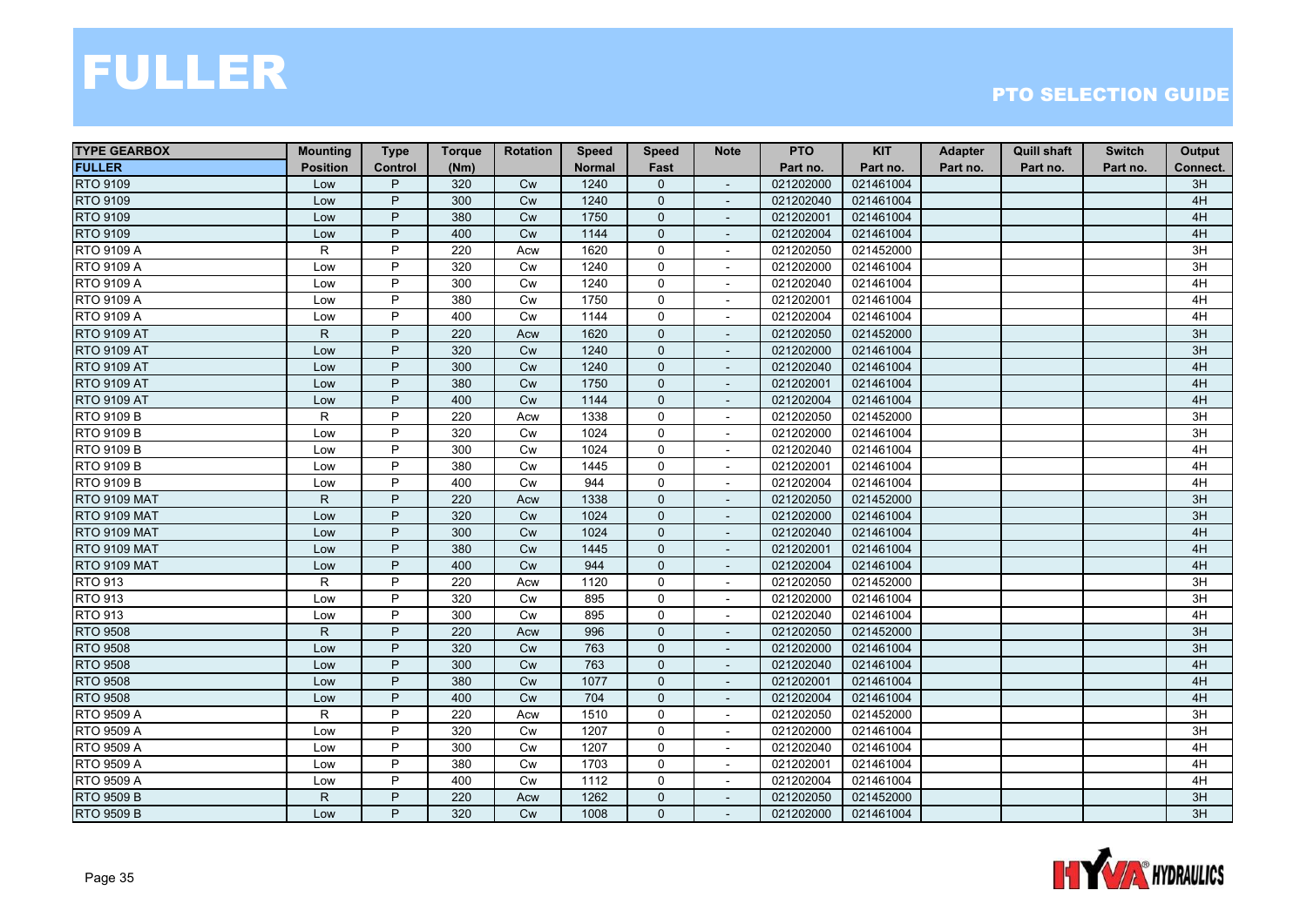# FULLER

## PTO SELECTION GUIDE

| TYPE GEARBOX FULLER | Mounting Position | Type Control | Torque (Nm) | Rotation | Speed Normal | Speed Fast | Note | PTO Part no. | KIT Part no. | Adapter Part no. | Quill shaft Part no. | Switch Part no. | Output Connect. |
|---|---|---|---|---|---|---|---|---|---|---|---|---|---|
| RTO 9109 | Low | P | 320 | Cw | 1240 | 0 | - | 021202000 | 021461004 | | | | 3H |
| RTO 9109 | Low | P | 300 | Cw | 1240 | 0 | - | 021202040 | 021461004 | | | | 4H |
| RTO 9109 | Low | P | 380 | Cw | 1750 | 0 | - | 021202001 | 021461004 | | | | 4H |
| RTO 9109 | Low | P | 400 | Cw | 1144 | 0 | - | 021202004 | 021461004 | | | | 4H |
| RTO 9109 A | R | P | 220 | Acw | 1620 | 0 | - | 021202050 | 021452000 | | | | 3H |
| RTO 9109 A | Low | P | 320 | Cw | 1240 | 0 | - | 021202000 | 021461004 | | | | 3H |
| RTO 9109 A | Low | P | 300 | Cw | 1240 | 0 | - | 021202040 | 021461004 | | | | 4H |
| RTO 9109 A | Low | P | 380 | Cw | 1750 | 0 | - | 021202001 | 021461004 | | | | 4H |
| RTO 9109 A | Low | P | 400 | Cw | 1144 | 0 | - | 021202004 | 021461004 | | | | 4H |
| RTO 9109 AT | R | P | 220 | Acw | 1620 | 0 | - | 021202050 | 021452000 | | | | 3H |
| RTO 9109 AT | Low | P | 320 | Cw | 1240 | 0 | - | 021202000 | 021461004 | | | | 3H |
| RTO 9109 AT | Low | P | 300 | Cw | 1240 | 0 | - | 021202040 | 021461004 | | | | 4H |
| RTO 9109 AT | Low | P | 380 | Cw | 1750 | 0 | - | 021202001 | 021461004 | | | | 4H |
| RTO 9109 AT | Low | P | 400 | Cw | 1144 | 0 | - | 021202004 | 021461004 | | | | 4H |
| RTO 9109 B | R | P | 220 | Acw | 1338 | 0 | - | 021202050 | 021452000 | | | | 3H |
| RTO 9109 B | Low | P | 320 | Cw | 1024 | 0 | - | 021202000 | 021461004 | | | | 3H |
| RTO 9109 B | Low | P | 300 | Cw | 1024 | 0 | - | 021202040 | 021461004 | | | | 4H |
| RTO 9109 B | Low | P | 380 | Cw | 1445 | 0 | - | 021202001 | 021461004 | | | | 4H |
| RTO 9109 B | Low | P | 400 | Cw | 944 | 0 | - | 021202004 | 021461004 | | | | 4H |
| RTO 9109 MAT | R | P | 220 | Acw | 1338 | 0 | - | 021202050 | 021452000 | | | | 3H |
| RTO 9109 MAT | Low | P | 320 | Cw | 1024 | 0 | - | 021202000 | 021461004 | | | | 3H |
| RTO 9109 MAT | Low | P | 300 | Cw | 1024 | 0 | - | 021202040 | 021461004 | | | | 4H |
| RTO 9109 MAT | Low | P | 380 | Cw | 1445 | 0 | - | 021202001 | 021461004 | | | | 4H |
| RTO 9109 MAT | Low | P | 400 | Cw | 944 | 0 | - | 021202004 | 021461004 | | | | 4H |
| RTO 913 | R | P | 220 | Acw | 1120 | 0 | - | 021202050 | 021452000 | | | | 3H |
| RTO 913 | Low | P | 320 | Cw | 895 | 0 | - | 021202000 | 021461004 | | | | 3H |
| RTO 913 | Low | P | 300 | Cw | 895 | 0 | - | 021202040 | 021461004 | | | | 4H |
| RTO 9508 | R | P | 220 | Acw | 996 | 0 | - | 021202050 | 021452000 | | | | 3H |
| RTO 9508 | Low | P | 320 | Cw | 763 | 0 | - | 021202000 | 021461004 | | | | 3H |
| RTO 9508 | Low | P | 300 | Cw | 763 | 0 | - | 021202040 | 021461004 | | | | 4H |
| RTO 9508 | Low | P | 380 | Cw | 1077 | 0 | - | 021202001 | 021461004 | | | | 4H |
| RTO 9508 | Low | P | 400 | Cw | 704 | 0 | - | 021202004 | 021461004 | | | | 4H |
| RTO 9509 A | R | P | 220 | Acw | 1510 | 0 | - | 021202050 | 021452000 | | | | 3H |
| RTO 9509 A | Low | P | 320 | Cw | 1207 | 0 | - | 021202000 | 021461004 | | | | 3H |
| RTO 9509 A | Low | P | 300 | Cw | 1207 | 0 | - | 021202040 | 021461004 | | | | 4H |
| RTO 9509 A | Low | P | 380 | Cw | 1703 | 0 | - | 021202001 | 021461004 | | | | 4H |
| RTO 9509 A | Low | P | 400 | Cw | 1112 | 0 | - | 021202004 | 021461004 | | | | 4H |
| RTO 9509 B | R | P | 220 | Acw | 1262 | 0 | - | 021202050 | 021452000 | | | | 3H |
| RTO 9509 B | Low | P | 320 | Cw | 1008 | 0 | - | 021202000 | 021461004 | | | | 3H |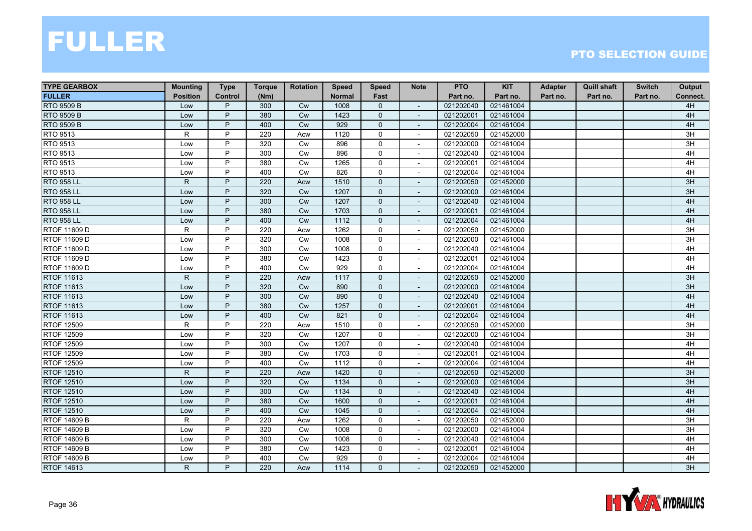# FULLER

## PTO SELECTION GUIDE

| TYPE GEARBOX FULLER | Mounting Position | Type Control | Torque (Nm) | Rotation | Speed Normal | Speed Fast | Note | PTO Part no. | KIT Part no. | Adapter Part no. | Quill shaft Part no. | Switch Part no. | Output Connect. |
|---|---|---|---|---|---|---|---|---|---|---|---|---|---|
| RTO 9509 B | Low | P | 300 | Cw | 1008 | 0 | - | 021202040 | 021461004 | | | | 4H |
| RTO 9509 B | Low | P | 380 | Cw | 1423 | 0 | - | 021202001 | 021461004 | | | | 4H |
| RTO 9509 B | Low | P | 400 | Cw | 929 | 0 | - | 021202004 | 021461004 | | | | 4H |
| RTO 9513 | R | P | 220 | Acw | 1120 | 0 | - | 021202050 | 021452000 | | | | 3H |
| RTO 9513 | Low | P | 320 | Cw | 896 | 0 | - | 021202000 | 021461004 | | | | 3H |
| RTO 9513 | Low | P | 300 | Cw | 896 | 0 | - | 021202040 | 021461004 | | | | 4H |
| RTO 9513 | Low | P | 380 | Cw | 1265 | 0 | - | 021202001 | 021461004 | | | | 4H |
| RTO 9513 | Low | P | 400 | Cw | 826 | 0 | - | 021202004 | 021461004 | | | | 4H |
| RTO 958 LL | R | P | 220 | Acw | 1510 | 0 | - | 021202050 | 021452000 | | | | 3H |
| RTO 958 LL | Low | P | 320 | Cw | 1207 | 0 | - | 021202000 | 021461004 | | | | 3H |
| RTO 958 LL | Low | P | 300 | Cw | 1207 | 0 | - | 021202040 | 021461004 | | | | 4H |
| RTO 958 LL | Low | P | 380 | Cw | 1703 | 0 | - | 021202001 | 021461004 | | | | 4H |
| RTO 958 LL | Low | P | 400 | Cw | 1112 | 0 | - | 021202004 | 021461004 | | | | 4H |
| RTOF 11609 D | R | P | 220 | Acw | 1262 | 0 | - | 021202050 | 021452000 | | | | 3H |
| RTOF 11609 D | Low | P | 320 | Cw | 1008 | 0 | - | 021202000 | 021461004 | | | | 3H |
| RTOF 11609 D | Low | P | 300 | Cw | 1008 | 0 | - | 021202040 | 021461004 | | | | 4H |
| RTOF 11609 D | Low | P | 380 | Cw | 1423 | 0 | - | 021202001 | 021461004 | | | | 4H |
| RTOF 11609 D | Low | P | 400 | Cw | 929 | 0 | - | 021202004 | 021461004 | | | | 4H |
| RTOF 11613 | R | P | 220 | Acw | 1117 | 0 | - | 021202050 | 021452000 | | | | 3H |
| RTOF 11613 | Low | P | 320 | Cw | 890 | 0 | - | 021202000 | 021461004 | | | | 3H |
| RTOF 11613 | Low | P | 300 | Cw | 890 | 0 | - | 021202040 | 021461004 | | | | 4H |
| RTOF 11613 | Low | P | 380 | Cw | 1257 | 0 | - | 021202001 | 021461004 | | | | 4H |
| RTOF 11613 | Low | P | 400 | Cw | 821 | 0 | - | 021202004 | 021461004 | | | | 4H |
| RTOF 12509 | R | P | 220 | Acw | 1510 | 0 | - | 021202050 | 021452000 | | | | 3H |
| RTOF 12509 | Low | P | 320 | Cw | 1207 | 0 | - | 021202000 | 021461004 | | | | 3H |
| RTOF 12509 | Low | P | 300 | Cw | 1207 | 0 | - | 021202040 | 021461004 | | | | 4H |
| RTOF 12509 | Low | P | 380 | Cw | 1703 | 0 | - | 021202001 | 021461004 | | | | 4H |
| RTOF 12509 | Low | P | 400 | Cw | 1112 | 0 | - | 021202004 | 021461004 | | | | 4H |
| RTOF 12510 | R | P | 220 | Acw | 1420 | 0 | - | 021202050 | 021452000 | | | | 3H |
| RTOF 12510 | Low | P | 320 | Cw | 1134 | 0 | - | 021202000 | 021461004 | | | | 3H |
| RTOF 12510 | Low | P | 300 | Cw | 1134 | 0 | - | 021202040 | 021461004 | | | | 4H |
| RTOF 12510 | Low | P | 380 | Cw | 1600 | 0 | - | 021202001 | 021461004 | | | | 4H |
| RTOF 12510 | Low | P | 400 | Cw | 1045 | 0 | - | 021202004 | 021461004 | | | | 4H |
| RTOF 14609 B | R | P | 220 | Acw | 1262 | 0 | - | 021202050 | 021452000 | | | | 3H |
| RTOF 14609 B | Low | P | 320 | Cw | 1008 | 0 | - | 021202000 | 021461004 | | | | 3H |
| RTOF 14609 B | Low | P | 300 | Cw | 1008 | 0 | - | 021202040 | 021461004 | | | | 4H |
| RTOF 14609 B | Low | P | 380 | Cw | 1423 | 0 | - | 021202001 | 021461004 | | | | 4H |
| RTOF 14609 B | Low | P | 400 | Cw | 929 | 0 | - | 021202004 | 021461004 | | | | 4H |
| RTOF 14613 | R | P | 220 | Acw | 1114 | 0 | - | 021202050 | 021452000 | | | | 3H |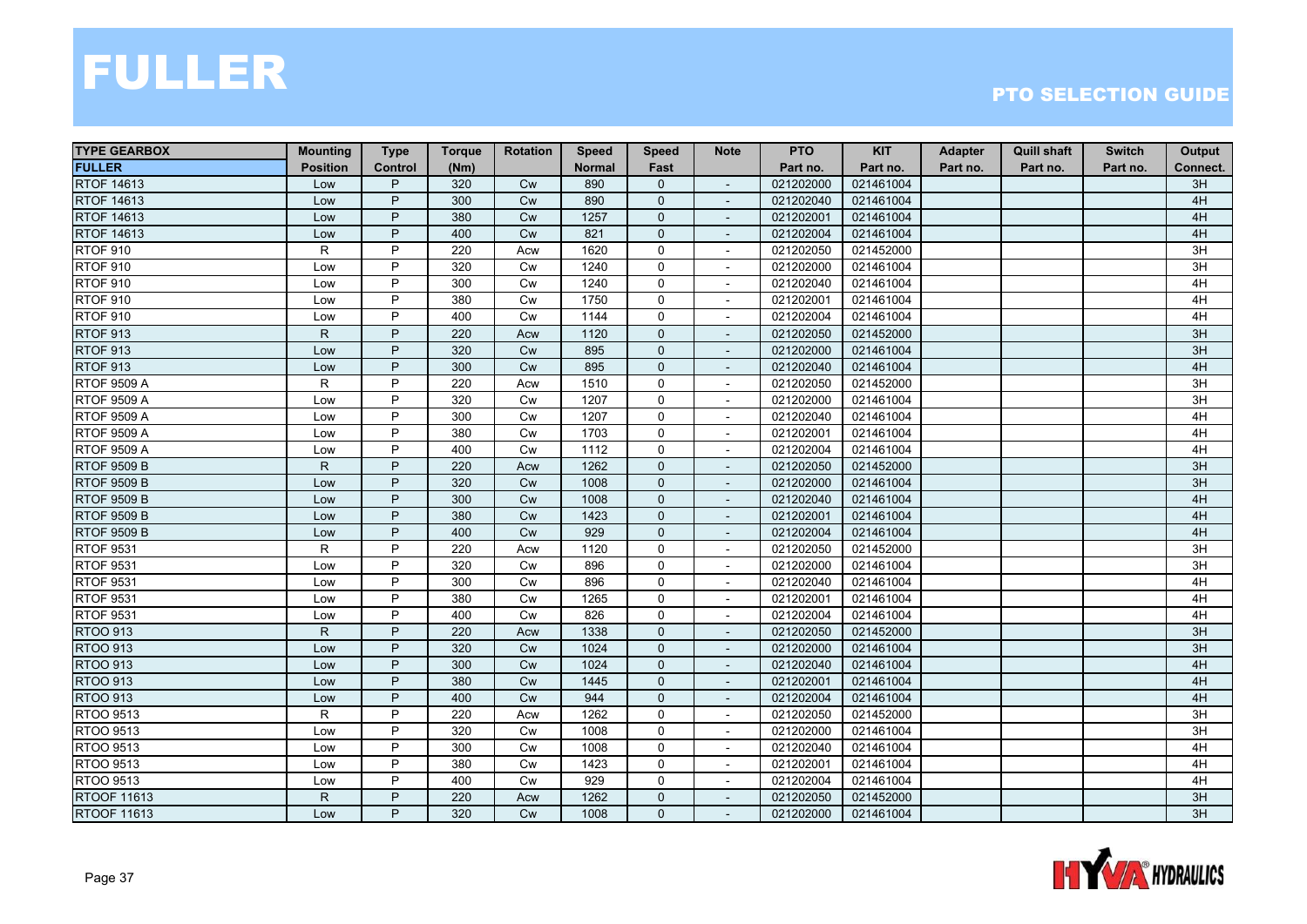# FULLER

## PTO SELECTION GUIDE

| TYPE GEARBOX | Mounting | Type | Torque | Rotation | Speed | Speed | Note | PTO | KIT | Adapter | Quill shaft | Switch | Output |
|---|---|---|---|---|---|---|---|---|---|---|---|---|---|
| FULLER | Position | Control | (Nm) | | Normal | Fast | | Part no. | Part no. | Part no. | Part no. | Part no. | Connect. |
| RTOF 14613 | Low | P | 320 | Cw | 890 | 0 | - | 021202000 | 021461004 | | | | 3H |
| RTOF 14613 | Low | P | 300 | Cw | 890 | 0 | - | 021202040 | 021461004 | | | | 4H |
| RTOF 14613 | Low | P | 380 | Cw | 1257 | 0 | - | 021202001 | 021461004 | | | | 4H |
| RTOF 14613 | Low | P | 400 | Cw | 821 | 0 | - | 021202004 | 021461004 | | | | 4H |
| RTOF 910 | R | P | 220 | Acw | 1620 | 0 | - | 021202050 | 021452000 | | | | 3H |
| RTOF 910 | Low | P | 320 | Cw | 1240 | 0 | - | 021202000 | 021461004 | | | | 3H |
| RTOF 910 | Low | P | 300 | Cw | 1240 | 0 | - | 021202040 | 021461004 | | | | 4H |
| RTOF 910 | Low | P | 380 | Cw | 1750 | 0 | - | 021202001 | 021461004 | | | | 4H |
| RTOF 910 | Low | P | 400 | Cw | 1144 | 0 | - | 021202004 | 021461004 | | | | 4H |
| RTOF 913 | R | P | 220 | Acw | 1120 | 0 | - | 021202050 | 021452000 | | | | 3H |
| RTOF 913 | Low | P | 320 | Cw | 895 | 0 | - | 021202000 | 021461004 | | | | 3H |
| RTOF 913 | Low | P | 300 | Cw | 895 | 0 | - | 021202040 | 021461004 | | | | 4H |
| RTOF 9509 A | R | P | 220 | Acw | 1510 | 0 | - | 021202050 | 021452000 | | | | 3H |
| RTOF 9509 A | Low | P | 320 | Cw | 1207 | 0 | - | 021202000 | 021461004 | | | | 3H |
| RTOF 9509 A | Low | P | 300 | Cw | 1207 | 0 | - | 021202040 | 021461004 | | | | 4H |
| RTOF 9509 A | Low | P | 380 | Cw | 1703 | 0 | - | 021202001 | 021461004 | | | | 4H |
| RTOF 9509 A | Low | P | 400 | Cw | 1112 | 0 | - | 021202004 | 021461004 | | | | 4H |
| RTOF 9509 B | R | P | 220 | Acw | 1262 | 0 | - | 021202050 | 021452000 | | | | 3H |
| RTOF 9509 B | Low | P | 320 | Cw | 1008 | 0 | - | 021202000 | 021461004 | | | | 3H |
| RTOF 9509 B | Low | P | 300 | Cw | 1008 | 0 | - | 021202040 | 021461004 | | | | 4H |
| RTOF 9509 B | Low | P | 380 | Cw | 1423 | 0 | - | 021202001 | 021461004 | | | | 4H |
| RTOF 9509 B | Low | P | 400 | Cw | 929 | 0 | - | 021202004 | 021461004 | | | | 4H |
| RTOF 9531 | R | P | 220 | Acw | 1120 | 0 | - | 021202050 | 021452000 | | | | 3H |
| RTOF 9531 | Low | P | 320 | Cw | 896 | 0 | - | 021202000 | 021461004 | | | | 3H |
| RTOF 9531 | Low | P | 300 | Cw | 896 | 0 | - | 021202040 | 021461004 | | | | 4H |
| RTOF 9531 | Low | P | 380 | Cw | 1265 | 0 | - | 021202001 | 021461004 | | | | 4H |
| RTOF 9531 | Low | P | 400 | Cw | 826 | 0 | - | 021202004 | 021461004 | | | | 4H |
| RTOO 913 | R | P | 220 | Acw | 1338 | 0 | - | 021202050 | 021452000 | | | | 3H |
| RTOO 913 | Low | P | 320 | Cw | 1024 | 0 | - | 021202000 | 021461004 | | | | 3H |
| RTOO 913 | Low | P | 300 | Cw | 1024 | 0 | - | 021202040 | 021461004 | | | | 4H |
| RTOO 913 | Low | P | 380 | Cw | 1445 | 0 | - | 021202001 | 021461004 | | | | 4H |
| RTOO 913 | Low | P | 400 | Cw | 944 | 0 | - | 021202004 | 021461004 | | | | 4H |
| RTOO 9513 | R | P | 220 | Acw | 1262 | 0 | - | 021202050 | 021452000 | | | | 3H |
| RTOO 9513 | Low | P | 320 | Cw | 1008 | 0 | - | 021202000 | 021461004 | | | | 3H |
| RTOO 9513 | Low | P | 300 | Cw | 1008 | 0 | - | 021202040 | 021461004 | | | | 4H |
| RTOO 9513 | Low | P | 380 | Cw | 1423 | 0 | - | 021202001 | 021461004 | | | | 4H |
| RTOO 9513 | Low | P | 400 | Cw | 929 | 0 | - | 021202004 | 021461004 | | | | 4H |
| RTOOF 11613 | R | P | 220 | Acw | 1262 | 0 | - | 021202050 | 021452000 | | | | 3H |
| RTOOF 11613 | Low | P | 320 | Cw | 1008 | 0 | - | 021202000 | 021461004 | | | | 3H |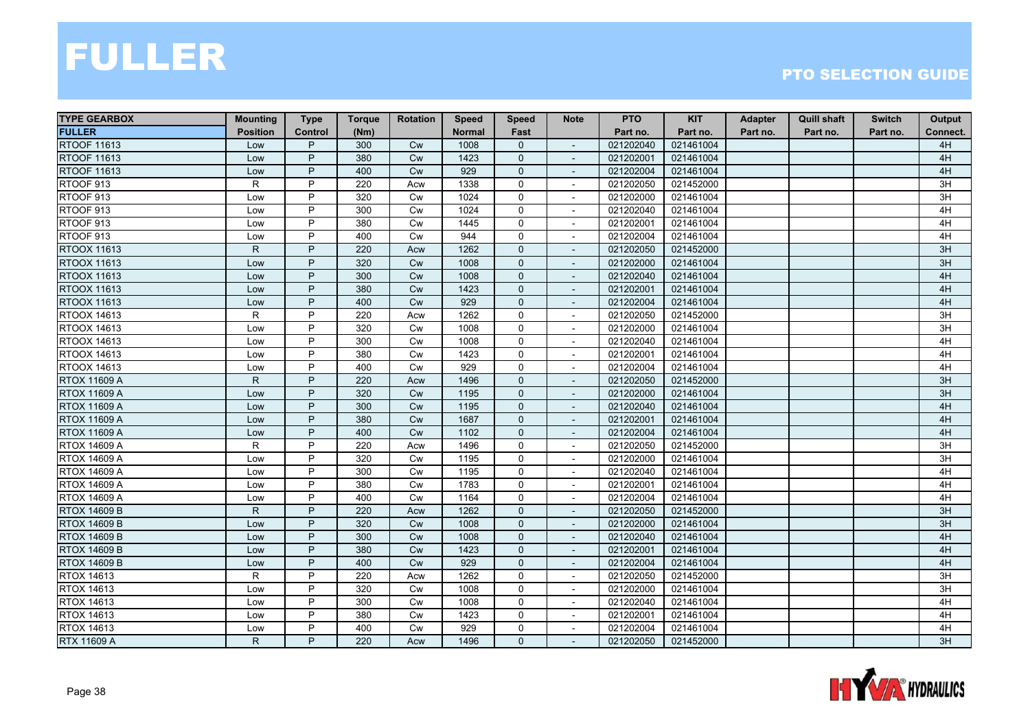# FULLER

## PTO SELECTION GUIDE

| TYPE GEARBOX | Mounting | Type | Torque | Rotation | Speed | Speed | Note | PTO | KIT | Adapter | Quill shaft | Switch | Output |
|---|---|---|---|---|---|---|---|---|---|---|---|---|---|
| FULLER | Position | Control | (Nm) | | Normal | Fast | | Part no. | Part no. | Part no. | Part no. | Part no. | Connect. |
| RTOOF 11613 | Low | P | 300 | Cw | 1008 | 0 | - | 021202040 | 021461004 | | | | 4H |
| RTOOF 11613 | Low | P | 380 | Cw | 1423 | 0 | - | 021202001 | 021461004 | | | | 4H |
| RTOOF 11613 | Low | P | 400 | Cw | 929 | 0 | - | 021202004 | 021461004 | | | | 4H |
| RTOOF 913 | R | P | 220 | Acw | 1338 | 0 | - | 021202050 | 021452000 | | | | 3H |
| RTOOF 913 | Low | P | 320 | Cw | 1024 | 0 | - | 021202000 | 021461004 | | | | 3H |
| RTOOF 913 | Low | P | 300 | Cw | 1024 | 0 | - | 021202040 | 021461004 | | | | 4H |
| RTOOF 913 | Low | P | 380 | Cw | 1445 | 0 | - | 021202001 | 021461004 | | | | 4H |
| RTOOF 913 | Low | P | 400 | Cw | 944 | 0 | - | 021202004 | 021461004 | | | | 4H |
| RTOOX 11613 | R | P | 220 | Acw | 1262 | 0 | - | 021202050 | 021452000 | | | | 3H |
| RTOOX 11613 | Low | P | 320 | Cw | 1008 | 0 | - | 021202000 | 021461004 | | | | 3H |
| RTOOX 11613 | Low | P | 300 | Cw | 1008 | 0 | - | 021202040 | 021461004 | | | | 4H |
| RTOOX 11613 | Low | P | 380 | Cw | 1423 | 0 | - | 021202001 | 021461004 | | | | 4H |
| RTOOX 11613 | Low | P | 400 | Cw | 929 | 0 | - | 021202004 | 021461004 | | | | 4H |
| RTOOX 14613 | R | P | 220 | Acw | 1262 | 0 | - | 021202050 | 021452000 | | | | 3H |
| RTOOX 14613 | Low | P | 320 | Cw | 1008 | 0 | - | 021202000 | 021461004 | | | | 3H |
| RTOOX 14613 | Low | P | 300 | Cw | 1008 | 0 | - | 021202040 | 021461004 | | | | 4H |
| RTOOX 14613 | Low | P | 380 | Cw | 1423 | 0 | - | 021202001 | 021461004 | | | | 4H |
| RTOOX 14613 | Low | P | 400 | Cw | 929 | 0 | - | 021202004 | 021461004 | | | | 4H |
| RTOX 11609 A | R | P | 220 | Acw | 1496 | 0 | - | 021202050 | 021452000 | | | | 3H |
| RTOX 11609 A | Low | P | 320 | Cw | 1195 | 0 | - | 021202000 | 021461004 | | | | 3H |
| RTOX 11609 A | Low | P | 300 | Cw | 1195 | 0 | - | 021202040 | 021461004 | | | | 4H |
| RTOX 11609 A | Low | P | 380 | Cw | 1687 | 0 | - | 021202001 | 021461004 | | | | 4H |
| RTOX 11609 A | Low | P | 400 | Cw | 1102 | 0 | - | 021202004 | 021461004 | | | | 4H |
| RTOX 14609 A | R | P | 220 | Acw | 1496 | 0 | - | 021202050 | 021452000 | | | | 3H |
| RTOX 14609 A | Low | P | 320 | Cw | 1195 | 0 | - | 021202000 | 021461004 | | | | 3H |
| RTOX 14609 A | Low | P | 300 | Cw | 1195 | 0 | - | 021202040 | 021461004 | | | | 4H |
| RTOX 14609 A | Low | P | 380 | Cw | 1783 | 0 | - | 021202001 | 021461004 | | | | 4H |
| RTOX 14609 A | Low | P | 400 | Cw | 1164 | 0 | - | 021202004 | 021461004 | | | | 4H |
| RTOX 14609 B | R | P | 220 | Acw | 1262 | 0 | - | 021202050 | 021452000 | | | | 3H |
| RTOX 14609 B | Low | P | 320 | Cw | 1008 | 0 | - | 021202000 | 021461004 | | | | 3H |
| RTOX 14609 B | Low | P | 300 | Cw | 1008 | 0 | - | 021202040 | 021461004 | | | | 4H |
| RTOX 14609 B | Low | P | 380 | Cw | 1423 | 0 | - | 021202001 | 021461004 | | | | 4H |
| RTOX 14609 B | Low | P | 400 | Cw | 929 | 0 | - | 021202004 | 021461004 | | | | 4H |
| RTOX 14613 | R | P | 220 | Acw | 1262 | 0 | - | 021202050 | 021452000 | | | | 3H |
| RTOX 14613 | Low | P | 320 | Cw | 1008 | 0 | - | 021202000 | 021461004 | | | | 3H |
| RTOX 14613 | Low | P | 300 | Cw | 1008 | 0 | - | 021202040 | 021461004 | | | | 4H |
| RTOX 14613 | Low | P | 380 | Cw | 1423 | 0 | - | 021202001 | 021461004 | | | | 4H |
| RTOX 14613 | Low | P | 400 | Cw | 929 | 0 | - | 021202004 | 021461004 | | | | 4H |
| RTX 11609 A | R | P | 220 | Acw | 1496 | 0 | - | 021202050 | 021452000 | | | | 3H |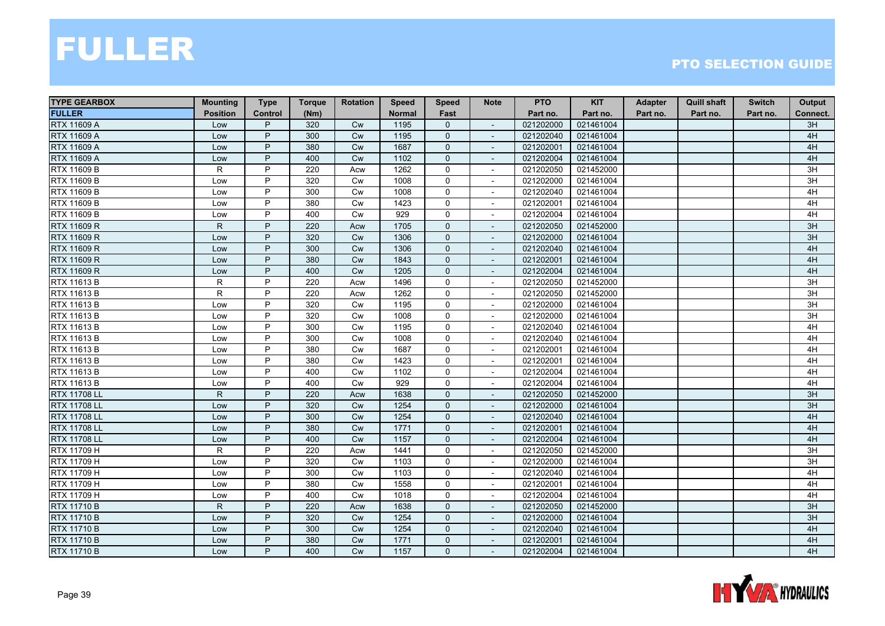# FULLER

## PTO SELECTION GUIDE

| TYPE GEARBOX<br>FULLER | Mounting<br>Position | Type<br>Control | Torque<br>(Nm) | Rotation | Speed<br>Normal | Speed<br>Fast | Note | PTO<br>Part no. | KIT<br>Part no. | Adapter<br>Part no. | Quill shaft<br>Part no. | Switch<br>Part no. | Output<br>Connect. |
|---|---|---|---|---|---|---|---|---|---|---|---|---|---|
| RTX 11609 A | Low | P | 320 | Cw | 1195 | 0 | - | 021202000 | 021461004 | | | | 3H |
| RTX 11609 A | Low | P | 300 | Cw | 1195 | 0 | - | 021202040 | 021461004 | | | | 4H |
| RTX 11609 A | Low | P | 380 | Cw | 1687 | 0 | - | 021202001 | 021461004 | | | | 4H |
| RTX 11609 A | Low | P | 400 | Cw | 1102 | 0 | - | 021202004 | 021461004 | | | | 4H |
| RTX 11609 B | R | P | 220 | Acw | 1262 | 0 | - | 021202050 | 021452000 | | | | 3H |
| RTX 11609 B | Low | P | 320 | Cw | 1008 | 0 | - | 021202000 | 021461004 | | | | 3H |
| RTX 11609 B | Low | P | 300 | Cw | 1008 | 0 | - | 021202040 | 021461004 | | | | 4H |
| RTX 11609 B | Low | P | 380 | Cw | 1423 | 0 | - | 021202001 | 021461004 | | | | 4H |
| RTX 11609 B | Low | P | 400 | Cw | 929 | 0 | - | 021202004 | 021461004 | | | | 4H |
| RTX 11609 R | R | P | 220 | Acw | 1705 | 0 | - | 021202050 | 021452000 | | | | 3H |
| RTX 11609 R | Low | P | 320 | Cw | 1306 | 0 | - | 021202000 | 021461004 | | | | 3H |
| RTX 11609 R | Low | P | 300 | Cw | 1306 | 0 | - | 021202040 | 021461004 | | | | 4H |
| RTX 11609 R | Low | P | 380 | Cw | 1843 | 0 | - | 021202001 | 021461004 | | | | 4H |
| RTX 11609 R | Low | P | 400 | Cw | 1205 | 0 | - | 021202004 | 021461004 | | | | 4H |
| RTX 11613 B | R | P | 220 | Acw | 1496 | 0 | - | 021202050 | 021452000 | | | | 3H |
| RTX 11613 B | R | P | 220 | Acw | 1262 | 0 | - | 021202050 | 021452000 | | | | 3H |
| RTX 11613 B | Low | P | 320 | Cw | 1195 | 0 | - | 021202000 | 021461004 | | | | 3H |
| RTX 11613 B | Low | P | 320 | Cw | 1008 | 0 | - | 021202000 | 021461004 | | | | 3H |
| RTX 11613 B | Low | P | 300 | Cw | 1195 | 0 | - | 021202040 | 021461004 | | | | 4H |
| RTX 11613 B | Low | P | 300 | Cw | 1008 | 0 | - | 021202040 | 021461004 | | | | 4H |
| RTX 11613 B | Low | P | 380 | Cw | 1687 | 0 | - | 021202001 | 021461004 | | | | 4H |
| RTX 11613 B | Low | P | 380 | Cw | 1423 | 0 | - | 021202001 | 021461004 | | | | 4H |
| RTX 11613 B | Low | P | 400 | Cw | 1102 | 0 | - | 021202004 | 021461004 | | | | 4H |
| RTX 11613 B | Low | P | 400 | Cw | 929 | 0 | - | 021202004 | 021461004 | | | | 4H |
| RTX 11708 LL | R | P | 220 | Acw | 1638 | 0 | - | 021202050 | 021452000 | | | | 3H |
| RTX 11708 LL | Low | P | 320 | Cw | 1254 | 0 | - | 021202000 | 021461004 | | | | 3H |
| RTX 11708 LL | Low | P | 300 | Cw | 1254 | 0 | - | 021202040 | 021461004 | | | | 4H |
| RTX 11708 LL | Low | P | 380 | Cw | 1771 | 0 | - | 021202001 | 021461004 | | | | 4H |
| RTX 11708 LL | Low | P | 400 | Cw | 1157 | 0 | - | 021202004 | 021461004 | | | | 4H |
| RTX 11709 H | R | P | 220 | Acw | 1441 | 0 | - | 021202050 | 021452000 | | | | 3H |
| RTX 11709 H | Low | P | 320 | Cw | 1103 | 0 | - | 021202000 | 021461004 | | | | 3H |
| RTX 11709 H | Low | P | 300 | Cw | 1103 | 0 | - | 021202040 | 021461004 | | | | 4H |
| RTX 11709 H | Low | P | 380 | Cw | 1558 | 0 | - | 021202001 | 021461004 | | | | 4H |
| RTX 11709 H | Low | P | 400 | Cw | 1018 | 0 | - | 021202004 | 021461004 | | | | 4H |
| RTX 11710 B | R | P | 220 | Acw | 1638 | 0 | - | 021202050 | 021452000 | | | | 3H |
| RTX 11710 B | Low | P | 320 | Cw | 1254 | 0 | - | 021202000 | 021461004 | | | | 3H |
| RTX 11710 B | Low | P | 300 | Cw | 1254 | 0 | - | 021202040 | 021461004 | | | | 4H |
| RTX 11710 B | Low | P | 380 | Cw | 1771 | 0 | - | 021202001 | 021461004 | | | | 4H |
| RTX 11710 B | Low | P | 400 | Cw | 1157 | 0 | - | 021202004 | 021461004 | | | | 4H |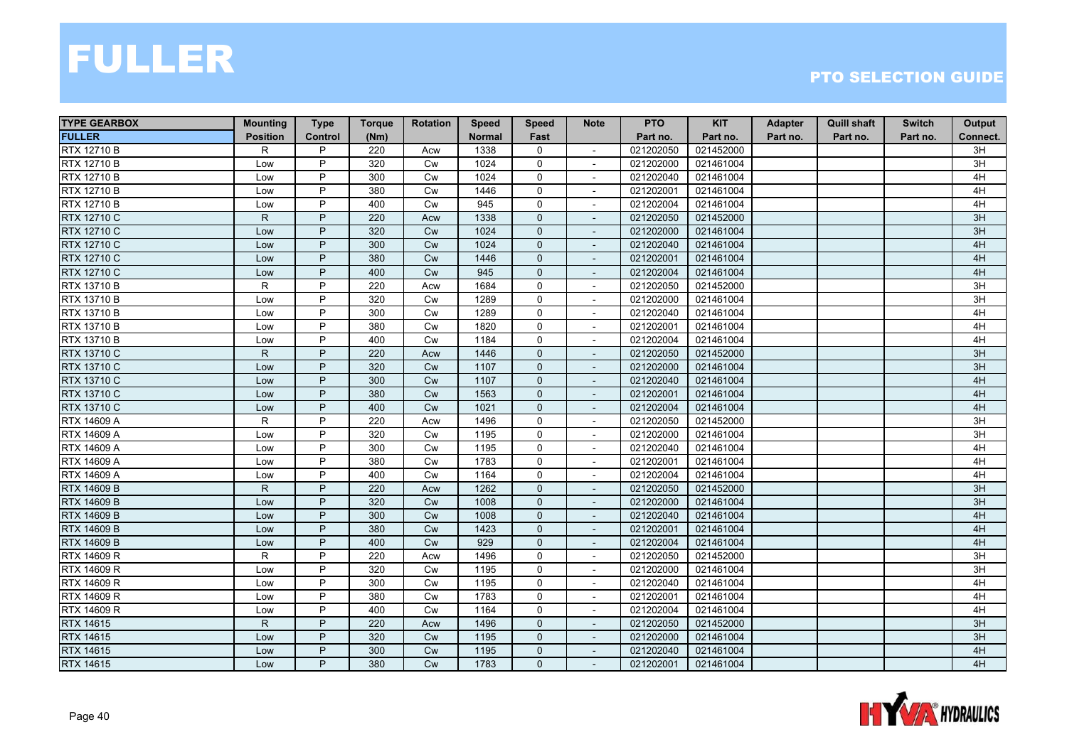// FULLER

PTO SELECTION GUIDE

| TYPE GEARBOX | Mounting | Type | Torque | Rotation | Speed | Speed | Note | PTO | KIT | Adapter | Quill shaft | Switch | Output |
|---|---|---|---|---|---|---|---|---|---|---|---|---|---|
| FULLER | Position | Control | (Nm) | | Normal | Fast | | Part no. | Part no. | Part no. | Part no. | Part no. | Connect. |
| RTX 12710 B | R | P | 220 | Acw | 1338 | 0 | - | 021202050 | 021452000 | | | | 3H |
| RTX 12710 B | Low | P | 320 | Cw | 1024 | 0 | - | 021202000 | 021461004 | | | | 3H |
| RTX 12710 B | Low | P | 300 | Cw | 1024 | 0 | - | 021202040 | 021461004 | | | | 4H |
| RTX 12710 B | Low | P | 380 | Cw | 1446 | 0 | - | 021202001 | 021461004 | | | | 4H |
| RTX 12710 B | Low | P | 400 | Cw | 945 | 0 | - | 021202004 | 021461004 | | | | 4H |
| RTX 12710 C | R | P | 220 | Acw | 1338 | 0 | - | 021202050 | 021452000 | | | | 3H |
| RTX 12710 C | Low | P | 320 | Cw | 1024 | 0 | - | 021202000 | 021461004 | | | | 3H |
| RTX 12710 C | Low | P | 300 | Cw | 1024 | 0 | - | 021202040 | 021461004 | | | | 4H |
| RTX 12710 C | Low | P | 380 | Cw | 1446 | 0 | - | 021202001 | 021461004 | | | | 4H |
| RTX 12710 C | Low | P | 400 | Cw | 945 | 0 | - | 021202004 | 021461004 | | | | 4H |
| RTX 13710 B | R | P | 220 | Acw | 1684 | 0 | - | 021202050 | 021452000 | | | | 3H |
| RTX 13710 B | Low | P | 320 | Cw | 1289 | 0 | - | 021202000 | 021461004 | | | | 3H |
| RTX 13710 B | Low | P | 300 | Cw | 1289 | 0 | - | 021202040 | 021461004 | | | | 4H |
| RTX 13710 B | Low | P | 380 | Cw | 1820 | 0 | - | 021202001 | 021461004 | | | | 4H |
| RTX 13710 B | Low | P | 400 | Cw | 1184 | 0 | - | 021202004 | 021461004 | | | | 4H |
| RTX 13710 C | R | P | 220 | Acw | 1446 | 0 | - | 021202050 | 021452000 | | | | 3H |
| RTX 13710 C | Low | P | 320 | Cw | 1107 | 0 | - | 021202000 | 021461004 | | | | 3H |
| RTX 13710 C | Low | P | 300 | Cw | 1107 | 0 | - | 021202040 | 021461004 | | | | 4H |
| RTX 13710 C | Low | P | 380 | Cw | 1563 | 0 | - | 021202001 | 021461004 | | | | 4H |
| RTX 13710 C | Low | P | 400 | Cw | 1021 | 0 | - | 021202004 | 021461004 | | | | 4H |
| RTX 14609 A | R | P | 220 | Acw | 1496 | 0 | - | 021202050 | 021452000 | | | | 3H |
| RTX 14609 A | Low | P | 320 | Cw | 1195 | 0 | - | 021202000 | 021461004 | | | | 3H |
| RTX 14609 A | Low | P | 300 | Cw | 1195 | 0 | - | 021202040 | 021461004 | | | | 4H |
| RTX 14609 A | Low | P | 380 | Cw | 1783 | 0 | - | 021202001 | 021461004 | | | | 4H |
| RTX 14609 A | Low | P | 400 | Cw | 1164 | 0 | - | 021202004 | 021461004 | | | | 4H |
| RTX 14609 B | R | P | 220 | Acw | 1262 | 0 | - | 021202050 | 021452000 | | | | 3H |
| RTX 14609 B | Low | P | 320 | Cw | 1008 | 0 | - | 021202000 | 021461004 | | | | 3H |
| RTX 14609 B | Low | P | 300 | Cw | 1008 | 0 | - | 021202040 | 021461004 | | | | 4H |
| RTX 14609 B | Low | P | 380 | Cw | 1423 | 0 | - | 021202001 | 021461004 | | | | 4H |
| RTX 14609 B | Low | P | 400 | Cw | 929 | 0 | - | 021202004 | 021461004 | | | | 4H |
| RTX 14609 R | R | P | 220 | Acw | 1496 | 0 | - | 021202050 | 021452000 | | | | 3H |
| RTX 14609 R | Low | P | 320 | Cw | 1195 | 0 | - | 021202000 | 021461004 | | | | 3H |
| RTX 14609 R | Low | P | 300 | Cw | 1195 | 0 | - | 021202040 | 021461004 | | | | 4H |
| RTX 14609 R | Low | P | 380 | Cw | 1783 | 0 | - | 021202001 | 021461004 | | | | 4H |
| RTX 14609 R | Low | P | 400 | Cw | 1164 | 0 | - | 021202004 | 021461004 | | | | 4H |
| RTX 14615 | R | P | 220 | Acw | 1496 | 0 | - | 021202050 | 021452000 | | | | 3H |
| RTX 14615 | Low | P | 320 | Cw | 1195 | 0 | - | 021202000 | 021461004 | | | | 3H |
| RTX 14615 | Low | P | 300 | Cw | 1195 | 0 | - | 021202040 | 021461004 | | | | 4H |
| RTX 14615 | Low | P | 380 | Cw | 1783 | 0 | - | 021202001 | 021461004 | | | | 4H |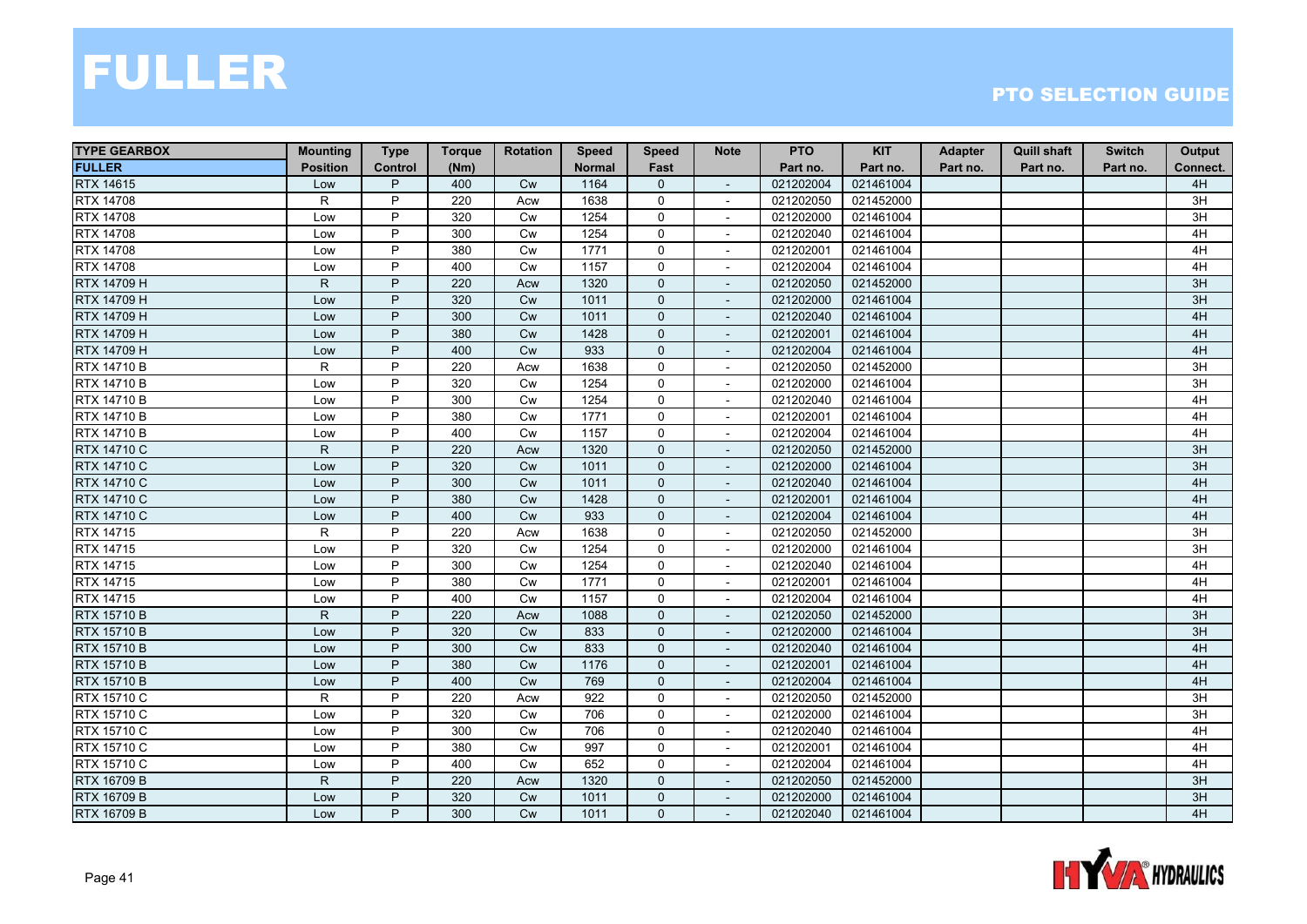# FULLER

## PTO SELECTION GUIDE

| TYPE GEARBOX | Mounting | Type | Torque | Rotation | Speed | Speed | Note | PTO | KIT | Adapter | Quill shaft | Switch | Output |
|---|---|---|---|---|---|---|---|---|---|---|---|---|---|
| FULLER | Position | Control | (Nm) | | Normal | Fast | | Part no. | Part no. | Part no. | Part no. | Part no. | Connect. |
| RTX 14615 | Low | P | 400 | Cw | 1164 | 0 | - | 021202004 | 021461004 | | | | 4H |
| RTX 14708 | R | P | 220 | Acw | 1638 | 0 | - | 021202050 | 021452000 | | | | 3H |
| RTX 14708 | Low | P | 320 | Cw | 1254 | 0 | - | 021202000 | 021461004 | | | | 3H |
| RTX 14708 | Low | P | 300 | Cw | 1254 | 0 | - | 021202040 | 021461004 | | | | 4H |
| RTX 14708 | Low | P | 380 | Cw | 1771 | 0 | - | 021202001 | 021461004 | | | | 4H |
| RTX 14708 | Low | P | 400 | Cw | 1157 | 0 | - | 021202004 | 021461004 | | | | 4H |
| RTX 14709 H | R | P | 220 | Acw | 1320 | 0 | - | 021202050 | 021452000 | | | | 3H |
| RTX 14709 H | Low | P | 320 | Cw | 1011 | 0 | - | 021202000 | 021461004 | | | | 3H |
| RTX 14709 H | Low | P | 300 | Cw | 1011 | 0 | - | 021202040 | 021461004 | | | | 4H |
| RTX 14709 H | Low | P | 380 | Cw | 1428 | 0 | - | 021202001 | 021461004 | | | | 4H |
| RTX 14709 H | Low | P | 400 | Cw | 933 | 0 | - | 021202004 | 021461004 | | | | 4H |
| RTX 14710 B | R | P | 220 | Acw | 1638 | 0 | - | 021202050 | 021452000 | | | | 3H |
| RTX 14710 B | Low | P | 320 | Cw | 1254 | 0 | - | 021202000 | 021461004 | | | | 3H |
| RTX 14710 B | Low | P | 300 | Cw | 1254 | 0 | - | 021202040 | 021461004 | | | | 4H |
| RTX 14710 B | Low | P | 380 | Cw | 1771 | 0 | - | 021202001 | 021461004 | | | | 4H |
| RTX 14710 B | Low | P | 400 | Cw | 1157 | 0 | - | 021202004 | 021461004 | | | | 4H |
| RTX 14710 C | R | P | 220 | Acw | 1320 | 0 | - | 021202050 | 021452000 | | | | 3H |
| RTX 14710 C | Low | P | 320 | Cw | 1011 | 0 | - | 021202000 | 021461004 | | | | 3H |
| RTX 14710 C | Low | P | 300 | Cw | 1011 | 0 | - | 021202040 | 021461004 | | | | 4H |
| RTX 14710 C | Low | P | 380 | Cw | 1428 | 0 | - | 021202001 | 021461004 | | | | 4H |
| RTX 14710 C | Low | P | 400 | Cw | 933 | 0 | - | 021202004 | 021461004 | | | | 4H |
| RTX 14715 | R | P | 220 | Acw | 1638 | 0 | - | 021202050 | 021452000 | | | | 3H |
| RTX 14715 | Low | P | 320 | Cw | 1254 | 0 | - | 021202000 | 021461004 | | | | 3H |
| RTX 14715 | Low | P | 300 | Cw | 1254 | 0 | - | 021202040 | 021461004 | | | | 4H |
| RTX 14715 | Low | P | 380 | Cw | 1771 | 0 | - | 021202001 | 021461004 | | | | 4H |
| RTX 14715 | Low | P | 400 | Cw | 1157 | 0 | - | 021202004 | 021461004 | | | | 4H |
| RTX 15710 B | R | P | 220 | Acw | 1088 | 0 | - | 021202050 | 021452000 | | | | 3H |
| RTX 15710 B | Low | P | 320 | Cw | 833 | 0 | - | 021202000 | 021461004 | | | | 3H |
| RTX 15710 B | Low | P | 300 | Cw | 833 | 0 | - | 021202040 | 021461004 | | | | 4H |
| RTX 15710 B | Low | P | 380 | Cw | 1176 | 0 | - | 021202001 | 021461004 | | | | 4H |
| RTX 15710 B | Low | P | 400 | Cw | 769 | 0 | - | 021202004 | 021461004 | | | | 4H |
| RTX 15710 C | R | P | 220 | Acw | 922 | 0 | - | 021202050 | 021452000 | | | | 3H |
| RTX 15710 C | Low | P | 320 | Cw | 706 | 0 | - | 021202000 | 021461004 | | | | 3H |
| RTX 15710 C | Low | P | 300 | Cw | 706 | 0 | - | 021202040 | 021461004 | | | | 4H |
| RTX 15710 C | Low | P | 380 | Cw | 997 | 0 | - | 021202001 | 021461004 | | | | 4H |
| RTX 15710 C | Low | P | 400 | Cw | 652 | 0 | - | 021202004 | 021461004 | | | | 4H |
| RTX 16709 B | R | P | 220 | Acw | 1320 | 0 | - | 021202050 | 021452000 | | | | 3H |
| RTX 16709 B | Low | P | 320 | Cw | 1011 | 0 | - | 021202000 | 021461004 | | | | 3H |
| RTX 16709 B | Low | P | 300 | Cw | 1011 | 0 | - | 021202040 | 021461004 | | | | 4H |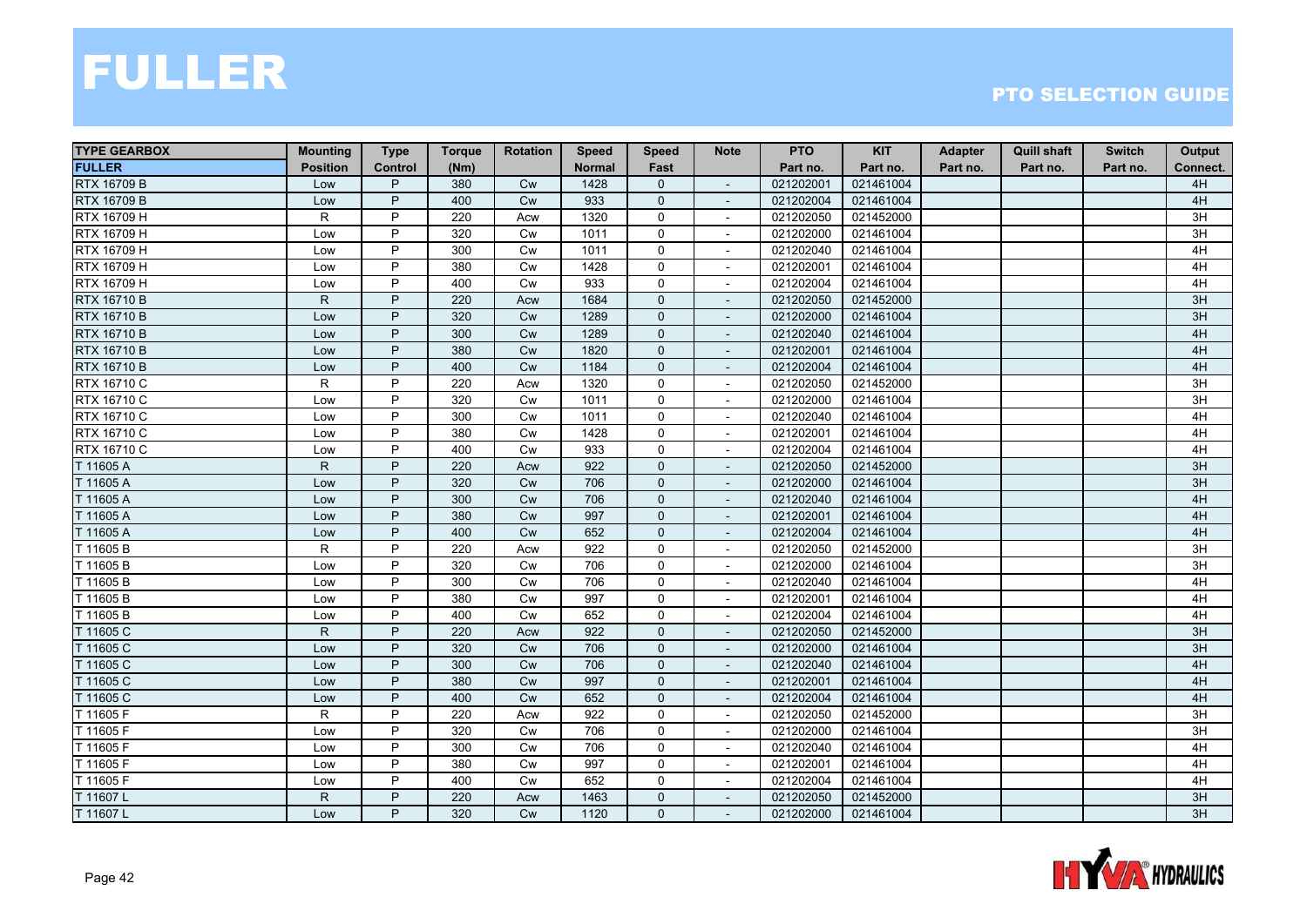# FULLER

## PTO SELECTION GUIDE

| TYPE GEARBOX FULLER | Mounting Position | Type Control | Torque (Nm) | Rotation | Speed Normal | Speed Fast | Note | PTO Part no. | KIT Part no. | Adapter Part no. | Quill shaft Part no. | Switch Part no. | Output Connect. |
|---|---|---|---|---|---|---|---|---|---|---|---|---|---|
| RTX 16709 B | Low | P | 380 | Cw | 1428 | 0 | - | 021202001 | 021461004 | | | | 4H |
| RTX 16709 B | Low | P | 400 | Cw | 933 | 0 | - | 021202004 | 021461004 | | | | 4H |
| RTX 16709 H | R | P | 220 | Acw | 1320 | 0 | - | 021202050 | 021452000 | | | | 3H |
| RTX 16709 H | Low | P | 320 | Cw | 1011 | 0 | - | 021202000 | 021461004 | | | | 3H |
| RTX 16709 H | Low | P | 300 | Cw | 1011 | 0 | - | 021202040 | 021461004 | | | | 4H |
| RTX 16709 H | Low | P | 380 | Cw | 1428 | 0 | - | 021202001 | 021461004 | | | | 4H |
| RTX 16709 H | Low | P | 400 | Cw | 933 | 0 | - | 021202004 | 021461004 | | | | 4H |
| RTX 16710 B | R | P | 220 | Acw | 1684 | 0 | - | 021202050 | 021452000 | | | | 3H |
| RTX 16710 B | Low | P | 320 | Cw | 1289 | 0 | - | 021202000 | 021461004 | | | | 3H |
| RTX 16710 B | Low | P | 300 | Cw | 1289 | 0 | - | 021202040 | 021461004 | | | | 4H |
| RTX 16710 B | Low | P | 380 | Cw | 1820 | 0 | - | 021202001 | 021461004 | | | | 4H |
| RTX 16710 B | Low | P | 400 | Cw | 1184 | 0 | - | 021202004 | 021461004 | | | | 4H |
| RTX 16710 C | R | P | 220 | Acw | 1320 | 0 | - | 021202050 | 021452000 | | | | 3H |
| RTX 16710 C | Low | P | 320 | Cw | 1011 | 0 | - | 021202000 | 021461004 | | | | 3H |
| RTX 16710 C | Low | P | 300 | Cw | 1011 | 0 | - | 021202040 | 021461004 | | | | 4H |
| RTX 16710 C | Low | P | 380 | Cw | 1428 | 0 | - | 021202001 | 021461004 | | | | 4H |
| RTX 16710 C | Low | P | 400 | Cw | 933 | 0 | - | 021202004 | 021461004 | | | | 4H |
| T 11605 A | R | P | 220 | Acw | 922 | 0 | - | 021202050 | 021452000 | | | | 3H |
| T 11605 A | Low | P | 320 | Cw | 706 | 0 | - | 021202000 | 021461004 | | | | 3H |
| T 11605 A | Low | P | 300 | Cw | 706 | 0 | - | 021202040 | 021461004 | | | | 4H |
| T 11605 A | Low | P | 380 | Cw | 997 | 0 | - | 021202001 | 021461004 | | | | 4H |
| T 11605 A | Low | P | 400 | Cw | 652 | 0 | - | 021202004 | 021461004 | | | | 4H |
| T 11605 B | R | P | 220 | Acw | 922 | 0 | - | 021202050 | 021452000 | | | | 3H |
| T 11605 B | Low | P | 320 | Cw | 706 | 0 | - | 021202000 | 021461004 | | | | 3H |
| T 11605 B | Low | P | 300 | Cw | 706 | 0 | - | 021202040 | 021461004 | | | | 4H |
| T 11605 B | Low | P | 380 | Cw | 997 | 0 | - | 021202001 | 021461004 | | | | 4H |
| T 11605 B | Low | P | 400 | Cw | 652 | 0 | - | 021202004 | 021461004 | | | | 4H |
| T 11605 C | R | P | 220 | Acw | 922 | 0 | - | 021202050 | 021452000 | | | | 3H |
| T 11605 C | Low | P | 320 | Cw | 706 | 0 | - | 021202000 | 021461004 | | | | 3H |
| T 11605 C | Low | P | 300 | Cw | 706 | 0 | - | 021202040 | 021461004 | | | | 4H |
| T 11605 C | Low | P | 380 | Cw | 997 | 0 | - | 021202001 | 021461004 | | | | 4H |
| T 11605 C | Low | P | 400 | Cw | 652 | 0 | - | 021202004 | 021461004 | | | | 4H |
| T 11605 F | R | P | 220 | Acw | 922 | 0 | - | 021202050 | 021452000 | | | | 3H |
| T 11605 F | Low | P | 320 | Cw | 706 | 0 | - | 021202000 | 021461004 | | | | 3H |
| T 11605 F | Low | P | 300 | Cw | 706 | 0 | - | 021202040 | 021461004 | | | | 4H |
| T 11605 F | Low | P | 380 | Cw | 997 | 0 | - | 021202001 | 021461004 | | | | 4H |
| T 11605 F | Low | P | 400 | Cw | 652 | 0 | - | 021202004 | 021461004 | | | | 4H |
| T 11607 L | R | P | 220 | Acw | 1463 | 0 | - | 021202050 | 021452000 | | | | 3H |
| T 11607 L | Low | P | 320 | Cw | 1120 | 0 | - | 021202000 | 021461004 | | | | 3H |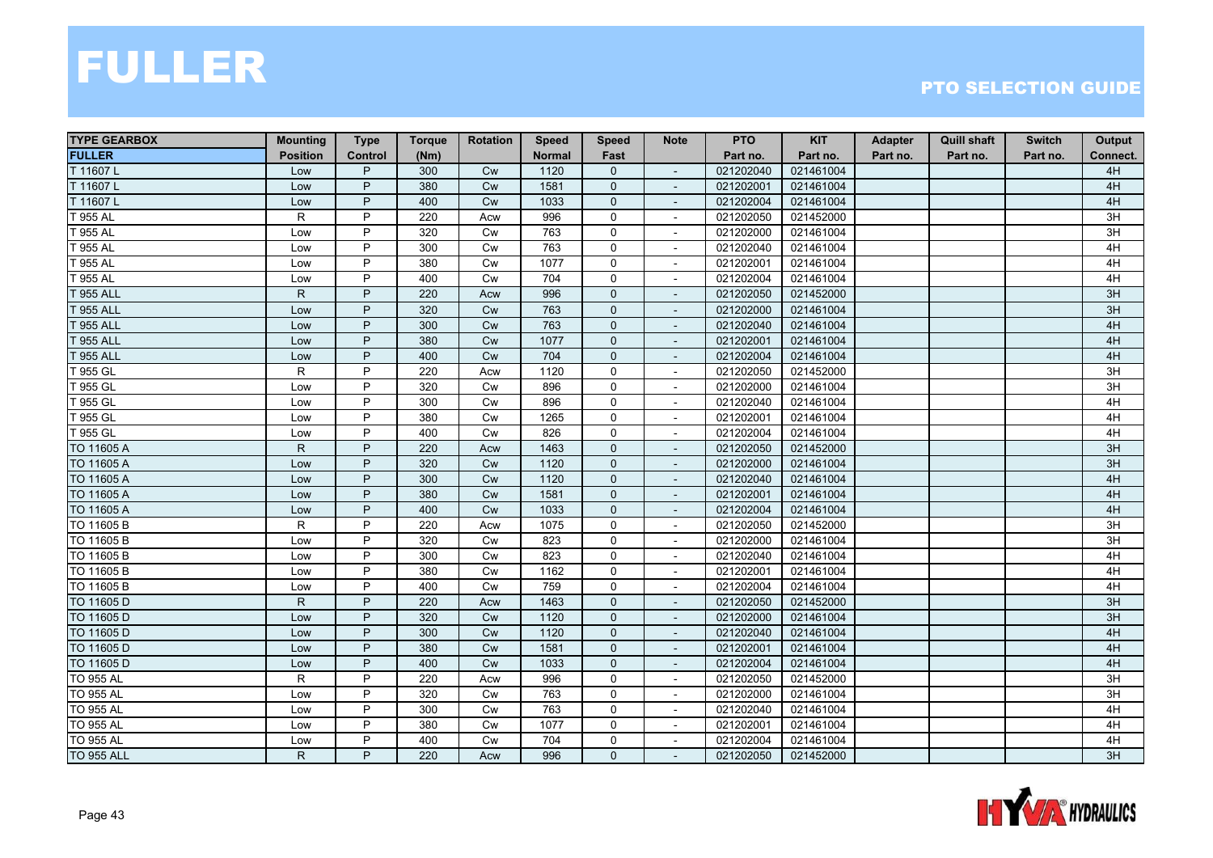# FULLER

## PTO SELECTION GUIDE

| TYPE GEARBOX FULLER | Mounting Position | Type Control | Torque (Nm) | Rotation | Speed Normal | Speed Fast | Note | PTO Part no. | KIT Part no. | Adapter Part no. | Quill shaft Part no. | Switch Part no. | Output Connect. |
|---|---|---|---|---|---|---|---|---|---|---|---|---|---|
| T 11607 L | Low | P | 300 | Cw | 1120 | 0 | - | 021202040 | 021461004 | | | | 4H |
| T 11607 L | Low | P | 380 | Cw | 1581 | 0 | - | 021202001 | 021461004 | | | | 4H |
| T 11607 L | Low | P | 400 | Cw | 1033 | 0 | - | 021202004 | 021461004 | | | | 4H |
| T 955 AL | R | P | 220 | Acw | 996 | 0 | - | 021202050 | 021452000 | | | | 3H |
| T 955 AL | Low | P | 320 | Cw | 763 | 0 | - | 021202000 | 021461004 | | | | 3H |
| T 955 AL | Low | P | 300 | Cw | 763 | 0 | - | 021202040 | 021461004 | | | | 4H |
| T 955 AL | Low | P | 380 | Cw | 1077 | 0 | - | 021202001 | 021461004 | | | | 4H |
| T 955 AL | Low | P | 400 | Cw | 704 | 0 | - | 021202004 | 021461004 | | | | 4H |
| T 955 ALL | R | P | 220 | Acw | 996 | 0 | - | 021202050 | 021452000 | | | | 3H |
| T 955 ALL | Low | P | 320 | Cw | 763 | 0 | - | 021202000 | 021461004 | | | | 3H |
| T 955 ALL | Low | P | 300 | Cw | 763 | 0 | - | 021202040 | 021461004 | | | | 4H |
| T 955 ALL | Low | P | 380 | Cw | 1077 | 0 | - | 021202001 | 021461004 | | | | 4H |
| T 955 ALL | Low | P | 400 | Cw | 704 | 0 | - | 021202004 | 021461004 | | | | 4H |
| T 955 GL | R | P | 220 | Acw | 1120 | 0 | - | 021202050 | 021452000 | | | | 3H |
| T 955 GL | Low | P | 320 | Cw | 896 | 0 | - | 021202000 | 021461004 | | | | 3H |
| T 955 GL | Low | P | 300 | Cw | 896 | 0 | - | 021202040 | 021461004 | | | | 4H |
| T 955 GL | Low | P | 380 | Cw | 1265 | 0 | - | 021202001 | 021461004 | | | | 4H |
| T 955 GL | Low | P | 400 | Cw | 826 | 0 | - | 021202004 | 021461004 | | | | 4H |
| TO 11605 A | R | P | 220 | Acw | 1463 | 0 | - | 021202050 | 021452000 | | | | 3H |
| TO 11605 A | Low | P | 320 | Cw | 1120 | 0 | - | 021202000 | 021461004 | | | | 3H |
| TO 11605 A | Low | P | 300 | Cw | 1120 | 0 | - | 021202040 | 021461004 | | | | 4H |
| TO 11605 A | Low | P | 380 | Cw | 1581 | 0 | - | 021202001 | 021461004 | | | | 4H |
| TO 11605 A | Low | P | 400 | Cw | 1033 | 0 | - | 021202004 | 021461004 | | | | 4H |
| TO 11605 B | R | P | 220 | Acw | 1075 | 0 | - | 021202050 | 021452000 | | | | 3H |
| TO 11605 B | Low | P | 320 | Cw | 823 | 0 | - | 021202000 | 021461004 | | | | 3H |
| TO 11605 B | Low | P | 300 | Cw | 823 | 0 | - | 021202040 | 021461004 | | | | 4H |
| TO 11605 B | Low | P | 380 | Cw | 1162 | 0 | - | 021202001 | 021461004 | | | | 4H |
| TO 11605 B | Low | P | 400 | Cw | 759 | 0 | - | 021202004 | 021461004 | | | | 4H |
| TO 11605 D | R | P | 220 | Acw | 1463 | 0 | - | 021202050 | 021452000 | | | | 3H |
| TO 11605 D | Low | P | 320 | Cw | 1120 | 0 | - | 021202000 | 021461004 | | | | 3H |
| TO 11605 D | Low | P | 300 | Cw | 1120 | 0 | - | 021202040 | 021461004 | | | | 4H |
| TO 11605 D | Low | P | 380 | Cw | 1581 | 0 | - | 021202001 | 021461004 | | | | 4H |
| TO 11605 D | Low | P | 400 | Cw | 1033 | 0 | - | 021202004 | 021461004 | | | | 4H |
| TO 955 AL | R | P | 220 | Acw | 996 | 0 | - | 021202050 | 021452000 | | | | 3H |
| TO 955 AL | Low | P | 320 | Cw | 763 | 0 | - | 021202000 | 021461004 | | | | 3H |
| TO 955 AL | Low | P | 300 | Cw | 763 | 0 | - | 021202040 | 021461004 | | | | 4H |
| TO 955 AL | Low | P | 380 | Cw | 1077 | 0 | - | 021202001 | 021461004 | | | | 4H |
| TO 955 AL | Low | P | 400 | Cw | 704 | 0 | - | 021202004 | 021461004 | | | | 4H |
| TO 955 ALL | R | P | 220 | Acw | 996 | 0 | - | 021202050 | 021452000 | | | | 3H |

HYVA HYDRAULICS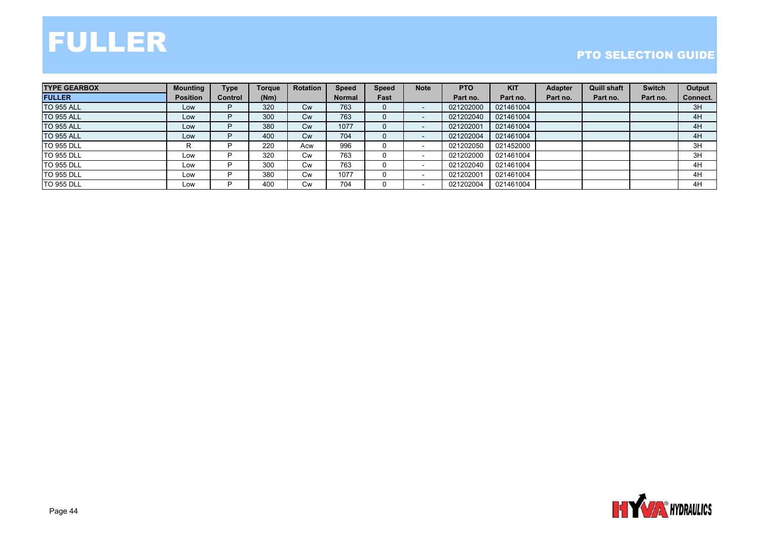# FULLER

## PTO SELECTION GUIDE

| TYPE GEARBOX FULLER | Mounting Position | Type Control | Torque (Nm) | Rotation | Speed Normal | Speed Fast | Note | PTO Part no. | KIT Part no. | Adapter Part no. | Quill shaft Part no. | Switch Part no. | Output Connect. |
|---|---|---|---|---|---|---|---|---|---|---|---|---|---|
| TO 955 ALL | Low | P | 320 | Cw | 763 | 0 | - | 021202000 | 021461004 | | | | 3H |
| TO 955 ALL | Low | P | 300 | Cw | 763 | 0 | - | 021202040 | 021461004 | | | | 4H |
| TO 955 ALL | Low | P | 380 | Cw | 1077 | 0 | - | 021202001 | 021461004 | | | | 4H |
| TO 955 ALL | Low | P | 400 | Cw | 704 | 0 | - | 021202004 | 021461004 | | | | 4H |
| TO 955 DLL | R | P | 220 | Acw | 996 | 0 | - | 021202050 | 021452000 | | | | 3H |
| TO 955 DLL | Low | P | 320 | Cw | 763 | 0 | - | 021202000 | 021461004 | | | | 3H |
| TO 955 DLL | Low | P | 300 | Cw | 763 | 0 | - | 021202040 | 021461004 | | | | 4H |
| TO 955 DLL | Low | P | 380 | Cw | 1077 | 0 | - | 021202001 | 021461004 | | | | 4H |
| TO 955 DLL | Low | P | 400 | Cw | 704 | 0 | - | 021202004 | 021461004 | | | | 4H |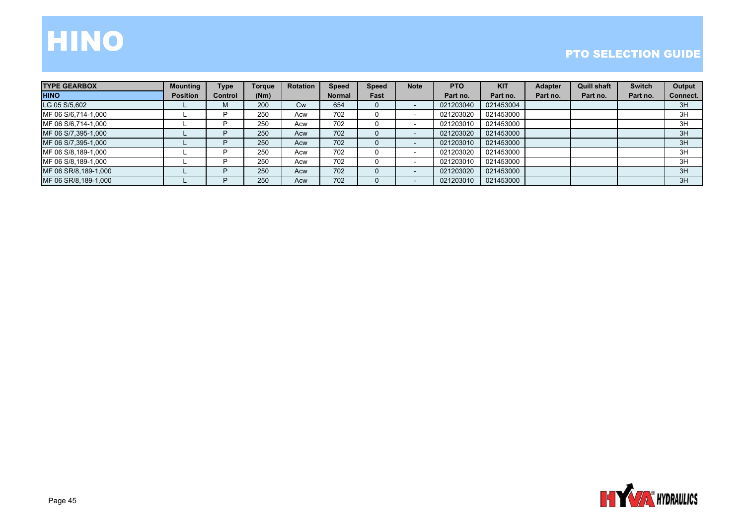# HINO

## PTO SELECTION GUIDE

| TYPE GEARBOX | Mounting | Type | Torque | Rotation | Speed | Speed | Note | PTO | KIT | Adapter | Quill shaft | Switch | Output |
|---|---|---|---|---|---|---|---|---|---|---|---|---|---|
| HINO | Position | Control | (Nm) | | Normal | Fast | | Part no. | Part no. | Part no. | Part no. | Part no. | Connect. |
| LG 05 S/5,602 | L | M | 200 | Cw | 654 | 0 | - | 021203040 | 021453004 | | | | 3H |
| MF 06 S/6,714-1,000 | L | P | 250 | Acw | 702 | 0 | - | 021203020 | 021453000 | | | | 3H |
| MF 06 S/6,714-1,000 | L | P | 250 | Acw | 702 | 0 | - | 021203010 | 021453000 | | | | 3H |
| MF 06 S/7,395-1,000 | L | P | 250 | Acw | 702 | 0 | - | 021203020 | 021453000 | | | | 3H |
| MF 06 S/7,395-1,000 | L | P | 250 | Acw | 702 | 0 | - | 021203010 | 021453000 | | | | 3H |
| MF 06 S/8,189-1,000 | L | P | 250 | Acw | 702 | 0 | - | 021203020 | 021453000 | | | | 3H |
| MF 06 S/8,189-1,000 | L | P | 250 | Acw | 702 | 0 | - | 021203010 | 021453000 | | | | 3H |
| MF 06 SR/8,189-1,000 | L | P | 250 | Acw | 702 | 0 | - | 021203020 | 021453000 | | | | 3H |
| MF 06 SR/8,189-1,000 | L | P | 250 | Acw | 702 | 0 | - | 021203010 | 021453000 | | | | 3H |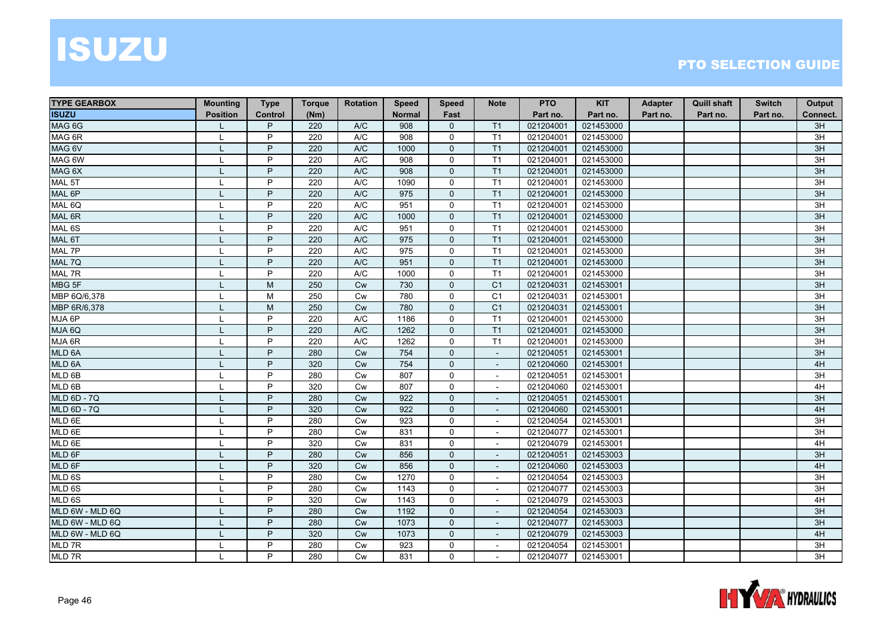# ISUZU

## PTO SELECTION GUIDE

| TYPE GEARBOX | Mounting | Type | Torque | Rotation | Speed | Speed | Note | PTO | KIT | Adapter | Quill shaft | Switch | Output |
|---|---|---|---|---|---|---|---|---|---|---|---|---|---|
| ISUZU | Position | Control | (Nm) | | Normal | Fast | | Part no. | Part no. | Part no. | Part no. | Part no. | Connect. |
| MAG 6G | L | P | 220 | A/C | 908 | 0 | T1 | 021204001 | 021453000 | | | | 3H |
| MAG 6R | L | P | 220 | A/C | 908 | 0 | T1 | 021204001 | 021453000 | | | | 3H |
| MAG 6V | L | P | 220 | A/C | 1000 | 0 | T1 | 021204001 | 021453000 | | | | 3H |
| MAG 6W | L | P | 220 | A/C | 908 | 0 | T1 | 021204001 | 021453000 | | | | 3H |
| MAG 6X | L | P | 220 | A/C | 908 | 0 | T1 | 021204001 | 021453000 | | | | 3H |
| MAL 5T | L | P | 220 | A/C | 1090 | 0 | T1 | 021204001 | 021453000 | | | | 3H |
| MAL 6P | L | P | 220 | A/C | 975 | 0 | T1 | 021204001 | 021453000 | | | | 3H |
| MAL 6Q | L | P | 220 | A/C | 951 | 0 | T1 | 021204001 | 021453000 | | | | 3H |
| MAL 6R | L | P | 220 | A/C | 1000 | 0 | T1 | 021204001 | 021453000 | | | | 3H |
| MAL 6S | L | P | 220 | A/C | 951 | 0 | T1 | 021204001 | 021453000 | | | | 3H |
| MAL 6T | L | P | 220 | A/C | 975 | 0 | T1 | 021204001 | 021453000 | | | | 3H |
| MAL 7P | L | P | 220 | A/C | 975 | 0 | T1 | 021204001 | 021453000 | | | | 3H |
| MAL 7Q | L | P | 220 | A/C | 951 | 0 | T1 | 021204001 | 021453000 | | | | 3H |
| MAL 7R | L | P | 220 | A/C | 1000 | 0 | T1 | 021204001 | 021453000 | | | | 3H |
| MBG 5F | L | M | 250 | Cw | 730 | 0 | C1 | 021204031 | 021453001 | | | | 3H |
| MBP 6Q/6,378 | L | M | 250 | Cw | 780 | 0 | C1 | 021204031 | 021453001 | | | | 3H |
| MBP 6R/6,378 | L | M | 250 | Cw | 780 | 0 | C1 | 021204031 | 021453001 | | | | 3H |
| MJA 6P | L | P | 220 | A/C | 1186 | 0 | T1 | 021204001 | 021453000 | | | | 3H |
| MJA 6Q | L | P | 220 | A/C | 1262 | 0 | T1 | 021204001 | 021453000 | | | | 3H |
| MJA 6R | L | P | 220 | A/C | 1262 | 0 | T1 | 021204001 | 021453000 | | | | 3H |
| MLD 6A | L | P | 280 | Cw | 754 | 0 | - | 021204051 | 021453001 | | | | 3H |
| MLD 6A | L | P | 320 | Cw | 754 | 0 | - | 021204060 | 021453001 | | | | 4H |
| MLD 6B | L | P | 280 | Cw | 807 | 0 | - | 021204051 | 021453001 | | | | 3H |
| MLD 6B | L | P | 320 | Cw | 807 | 0 | - | 021204060 | 021453001 | | | | 4H |
| MLD 6D - 7Q | L | P | 280 | Cw | 922 | 0 | - | 021204051 | 021453001 | | | | 3H |
| MLD 6D - 7Q | L | P | 320 | Cw | 922 | 0 | - | 021204060 | 021453001 | | | | 4H |
| MLD 6E | L | P | 280 | Cw | 923 | 0 | - | 021204054 | 021453001 | | | | 3H |
| MLD 6E | L | P | 280 | Cw | 831 | 0 | - | 021204077 | 021453001 | | | | 3H |
| MLD 6E | L | P | 320 | Cw | 831 | 0 | - | 021204079 | 021453001 | | | | 4H |
| MLD 6F | L | P | 280 | Cw | 856 | 0 | - | 021204051 | 021453003 | | | | 3H |
| MLD 6F | L | P | 320 | Cw | 856 | 0 | - | 021204060 | 021453003 | | | | 4H |
| MLD 6S | L | P | 280 | Cw | 1270 | 0 | - | 021204054 | 021453003 | | | | 3H |
| MLD 6S | L | P | 280 | Cw | 1143 | 0 | - | 021204077 | 021453003 | | | | 3H |
| MLD 6S | L | P | 320 | Cw | 1143 | 0 | - | 021204079 | 021453003 | | | | 4H |
| MLD 6W - MLD 6Q | L | P | 280 | Cw | 1192 | 0 | - | 021204054 | 021453003 | | | | 3H |
| MLD 6W - MLD 6Q | L | P | 280 | Cw | 1073 | 0 | - | 021204077 | 021453003 | | | | 3H |
| MLD 6W - MLD 6Q | L | P | 320 | Cw | 1073 | 0 | - | 021204079 | 021453003 | | | | 4H |
| MLD 7R | L | P | 280 | Cw | 923 | 0 | - | 021204054 | 021453001 | | | | 3H |
| MLD 7R | L | P | 280 | Cw | 831 | 0 | - | 021204077 | 021453001 | | | | 3H |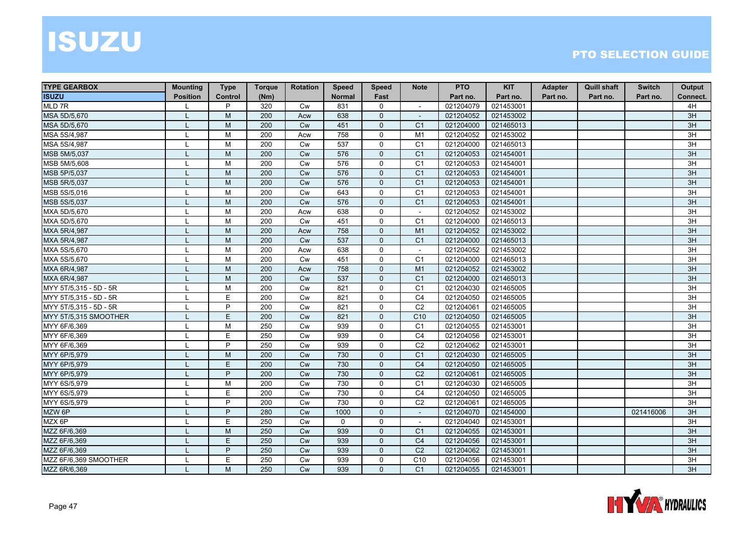# ISUZU

## PTO SELECTION GUIDE

| TYPE GEARBOX | Mounting | Type | Torque | Rotation | Speed | Speed | Note | PTO | KIT | Adapter | Quill shaft | Switch | Output |
|---|---|---|---|---|---|---|---|---|---|---|---|---|---|
| ISUZU | Position | Control | (Nm) | | Normal | Fast | | Part no. | Part no. | Part no. | Part no. | Part no. | Connect. |
| MLD 7R | L | P | 320 | Cw | 831 | 0 | - | 021204079 | 021453001 | | | | 4H |
| MSA 5D/5,670 | L | M | 200 | Acw | 638 | 0 | - | 021204052 | 021453002 | | | | 3H |
| MSA 5D/5,670 | L | M | 200 | Cw | 451 | 0 | C1 | 021204000 | 021465013 | | | | 3H |
| MSA 5S/4,987 | L | M | 200 | Acw | 758 | 0 | M1 | 021204052 | 021453002 | | | | 3H |
| MSA 5S/4,987 | L | M | 200 | Cw | 537 | 0 | C1 | 021204000 | 021465013 | | | | 3H |
| MSB 5M/5,037 | L | M | 200 | Cw | 576 | 0 | C1 | 021204053 | 021454001 | | | | 3H |
| MSB 5M/5,608 | L | M | 200 | Cw | 576 | 0 | C1 | 021204053 | 021454001 | | | | 3H |
| MSB 5P/5,037 | L | M | 200 | Cw | 576 | 0 | C1 | 021204053 | 021454001 | | | | 3H |
| MSB 5R/5,037 | L | M | 200 | Cw | 576 | 0 | C1 | 021204053 | 021454001 | | | | 3H |
| MSB 5S/5,016 | L | M | 200 | Cw | 643 | 0 | C1 | 021204053 | 021454001 | | | | 3H |
| MSB 5S/5,037 | L | M | 200 | Cw | 576 | 0 | C1 | 021204053 | 021454001 | | | | 3H |
| MXA 5D/5,670 | L | M | 200 | Acw | 638 | 0 | - | 021204052 | 021453002 | | | | 3H |
| MXA 5D/5,670 | L | M | 200 | Cw | 451 | 0 | C1 | 021204000 | 021465013 | | | | 3H |
| MXA 5R/4,987 | L | M | 200 | Acw | 758 | 0 | M1 | 021204052 | 021453002 | | | | 3H |
| MXA 5R/4,987 | L | M | 200 | Cw | 537 | 0 | C1 | 021204000 | 021465013 | | | | 3H |
| MXA 5S/5,670 | L | M | 200 | Acw | 638 | 0 | - | 021204052 | 021453002 | | | | 3H |
| MXA 5S/5,670 | L | M | 200 | Cw | 451 | 0 | C1 | 021204000 | 021465013 | | | | 3H |
| MXA 6R/4,987 | L | M | 200 | Acw | 758 | 0 | M1 | 021204052 | 021453002 | | | | 3H |
| MXA 6R/4,987 | L | M | 200 | Cw | 537 | 0 | C1 | 021204000 | 021465013 | | | | 3H |
| MYY 5T/5,315 - 5D - 5R | L | M | 200 | Cw | 821 | 0 | C1 | 021204030 | 021465005 | | | | 3H |
| MYY 5T/5,315 - 5D - 5R | L | E | 200 | Cw | 821 | 0 | C4 | 021204050 | 021465005 | | | | 3H |
| MYY 5T/5,315 - 5D - 5R | L | P | 200 | Cw | 821 | 0 | C2 | 021204061 | 021465005 | | | | 3H |
| MYY 5T/5,315 SMOOTHER | L | E | 200 | Cw | 821 | 0 | C10 | 021204050 | 021465005 | | | | 3H |
| MYY 6F/6,369 | L | M | 250 | Cw | 939 | 0 | C1 | 021204055 | 021453001 | | | | 3H |
| MYY 6F/6,369 | L | E | 250 | Cw | 939 | 0 | C4 | 021204056 | 021453001 | | | | 3H |
| MYY 6F/6,369 | L | P | 250 | Cw | 939 | 0 | C2 | 021204062 | 021453001 | | | | 3H |
| MYY 6P/5,979 | L | M | 200 | Cw | 730 | 0 | C1 | 021204030 | 021465005 | | | | 3H |
| MYY 6P/5,979 | L | E | 200 | Cw | 730 | 0 | C4 | 021204050 | 021465005 | | | | 3H |
| MYY 6P/5,979 | L | P | 200 | Cw | 730 | 0 | C2 | 021204061 | 021465005 | | | | 3H |
| MYY 6S/5,979 | L | M | 200 | Cw | 730 | 0 | C1 | 021204030 | 021465005 | | | | 3H |
| MYY 6S/5,979 | L | E | 200 | Cw | 730 | 0 | C4 | 021204050 | 021465005 | | | | 3H |
| MYY 6S/5,979 | L | P | 200 | Cw | 730 | 0 | C2 | 021204061 | 021465005 | | | | 3H |
| MZW 6P | L | P | 280 | Cw | 1000 | 0 | - | 021204070 | 021454000 | | | 021416006 | 3H |
| MZX 6P | L | E | 250 | Cw | 0 | 0 | - | 021204040 | 021453001 | | | | 3H |
| MZZ 6F/6,369 | L | M | 250 | Cw | 939 | 0 | C1 | 021204055 | 021453001 | | | | 3H |
| MZZ 6F/6,369 | L | E | 250 | Cw | 939 | 0 | C4 | 021204056 | 021453001 | | | | 3H |
| MZZ 6F/6,369 | L | P | 250 | Cw | 939 | 0 | C2 | 021204062 | 021453001 | | | | 3H |
| MZZ 6F/6,369 SMOOTHER | L | E | 250 | Cw | 939 | 0 | C10 | 021204056 | 021453001 | | | | 3H |
| MZZ 6R/6,369 | L | M | 250 | Cw | 939 | 0 | C1 | 021204055 | 021453001 | | | | 3H |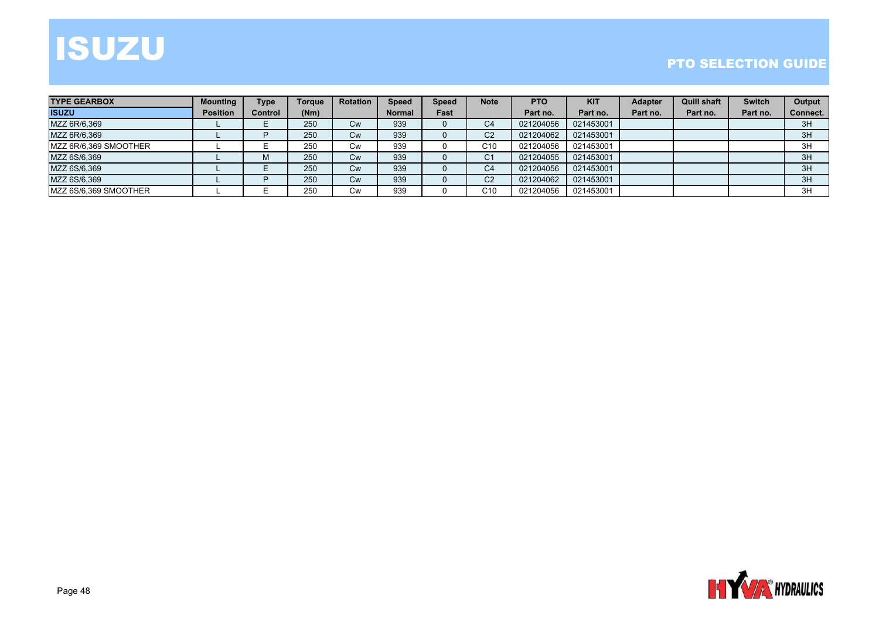# ISUZU

## PTO SELECTION GUIDE

| TYPE GEARBOX | Mounting | Type | Torque | Rotation | Speed | Speed | Note | PTO | KIT | Adapter | Quill shaft | Switch | Output |
|---|---|---|---|---|---|---|---|---|---|---|---|---|---|
| ISUZU | Position | Control | (Nm) | | Normal | Fast | | Part no. | Part no. | Part no. | Part no. | Part no. | Connect. |
| MZZ 6R/6,369 | L | E | 250 | Cw | 939 | 0 | C4 | 021204056 | 021453001 | | | | 3H |
| MZZ 6R/6,369 | L | P | 250 | Cw | 939 | 0 | C2 | 021204062 | 021453001 | | | | 3H |
| MZZ 6R/6,369 SMOOTHER | L | E | 250 | Cw | 939 | 0 | C10 | 021204056 | 021453001 | | | | 3H |
| MZZ 6S/6,369 | L | M | 250 | Cw | 939 | 0 | C1 | 021204055 | 021453001 | | | | 3H |
| MZZ 6S/6,369 | L | E | 250 | Cw | 939 | 0 | C4 | 021204056 | 021453001 | | | | 3H |
| MZZ 6S/6,369 | L | P | 250 | Cw | 939 | 0 | C2 | 021204062 | 021453001 | | | | 3H |
| MZZ 6S/6,369 SMOOTHER | L | E | 250 | Cw | 939 | 0 | C10 | 021204056 | 021453001 | | | | 3H |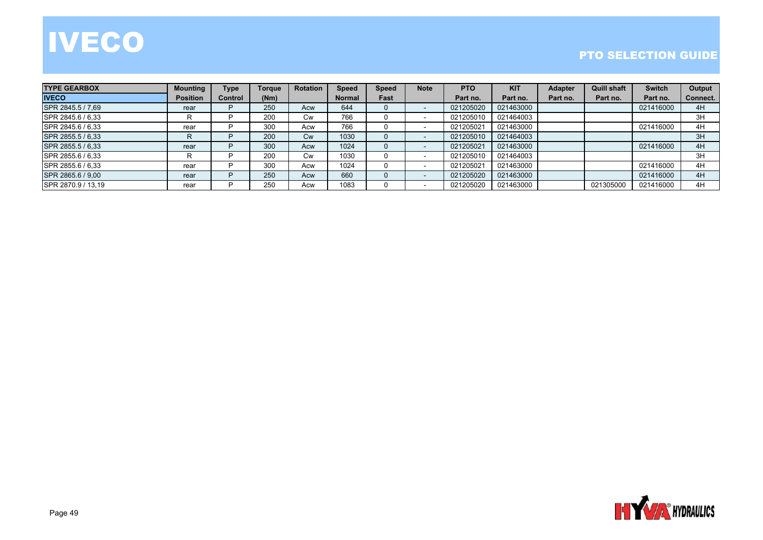# IVECO

## PTO SELECTION GUIDE

| TYPE GEARBOX | Mounting | Type | Torque | Rotation | Speed | Speed | Note | PTO | KIT | Adapter | Quill shaft | Switch | Output |
|---|---|---|---|---|---|---|---|---|---|---|---|---|---|
| IVECO | Position | Control | (Nm) | | Normal | Fast | | Part no. | Part no. | Part no. | Part no. | Part no. | Connect. |
| SPR 2845.5 / 7,69 | rear | P | 250 | Acw | 644 | 0 | - | 021205020 | 021463000 | | | 021416000 | 4H |
| SPR 2845.6 / 6,33 | R | P | 200 | Cw | 766 | 0 | - | 021205010 | 021464003 | | | | 3H |
| SPR 2845.6 / 6,33 | rear | P | 300 | Acw | 766 | 0 | - | 021205021 | 021463000 | | | 021416000 | 4H |
| SPR 2855.5 / 6,33 | R | P | 200 | Cw | 1030 | 0 | - | 021205010 | 021464003 | | | | 3H |
| SPR 2855.5 / 6,33 | rear | P | 300 | Acw | 1024 | 0 | - | 021205021 | 021463000 | | | 021416000 | 4H |
| SPR 2855.6 / 6,33 | R | P | 200 | Cw | 1030 | 0 | - | 021205010 | 021464003 | | | | 3H |
| SPR 2855.6 / 6,33 | rear | P | 300 | Acw | 1024 | 0 | - | 021205021 | 021463000 | | | 021416000 | 4H |
| SPR 2865.6 / 9,00 | rear | P | 250 | Acw | 660 | 0 | - | 021205020 | 021463000 | | | 021416000 | 4H |
| SPR 2870.9 / 13,19 | rear | P | 250 | Acw | 1083 | 0 | - | 021205020 | 021463000 | | 021305000 | 021416000 | 4H |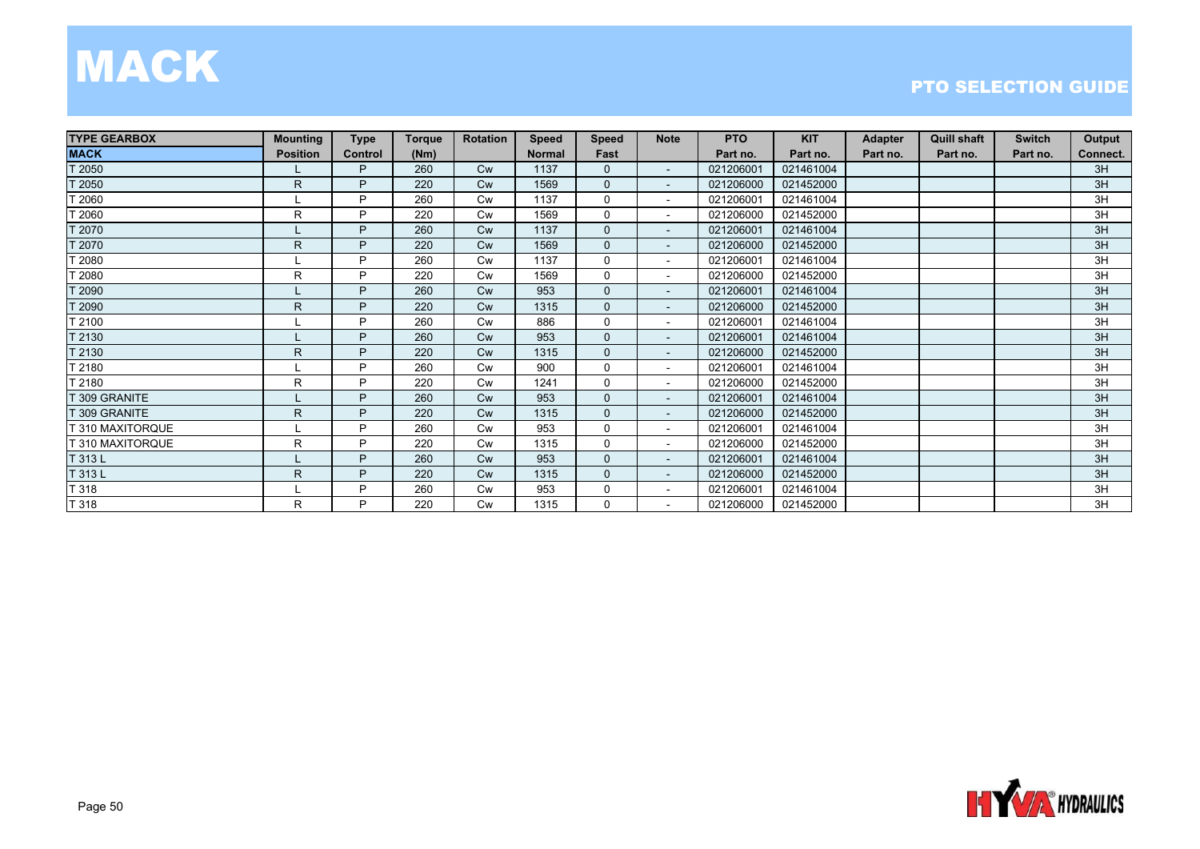# MACK

## PTO SELECTION GUIDE

| TYPE GEARBOX | Mounting | Type | Torque | Rotation | Speed | Speed | Note | PTO | KIT | Adapter | Quill shaft | Switch | Output |
|---|---|---|---|---|---|---|---|---|---|---|---|---|---|
| MACK | Position | Control | (Nm) | | Normal | Fast | | Part no. | Part no. | Part no. | Part no. | Part no. | Connect. |
| T 2050 | L | P | 260 | Cw | 1137 | 0 | - | 021206001 | 021461004 | | | | 3H |
| T 2050 | R | P | 220 | Cw | 1569 | 0 | - | 021206000 | 021452000 | | | | 3H |
| T 2060 | L | P | 260 | Cw | 1137 | 0 | - | 021206001 | 021461004 | | | | 3H |
| T 2060 | R | P | 220 | Cw | 1569 | 0 | - | 021206000 | 021452000 | | | | 3H |
| T 2070 | L | P | 260 | Cw | 1137 | 0 | - | 021206001 | 021461004 | | | | 3H |
| T 2070 | R | P | 220 | Cw | 1569 | 0 | - | 021206000 | 021452000 | | | | 3H |
| T 2080 | L | P | 260 | Cw | 1137 | 0 | - | 021206001 | 021461004 | | | | 3H |
| T 2080 | R | P | 220 | Cw | 1569 | 0 | - | 021206000 | 021452000 | | | | 3H |
| T 2090 | L | P | 260 | Cw | 953 | 0 | - | 021206001 | 021461004 | | | | 3H |
| T 2090 | R | P | 220 | Cw | 1315 | 0 | - | 021206000 | 021452000 | | | | 3H |
| T 2100 | L | P | 260 | Cw | 886 | 0 | - | 021206001 | 021461004 | | | | 3H |
| T 2130 | L | P | 260 | Cw | 953 | 0 | - | 021206001 | 021461004 | | | | 3H |
| T 2130 | R | P | 220 | Cw | 1315 | 0 | - | 021206000 | 021452000 | | | | 3H |
| T 2180 | L | P | 260 | Cw | 900 | 0 | - | 021206001 | 021461004 | | | | 3H |
| T 2180 | R | P | 220 | Cw | 1241 | 0 | - | 021206000 | 021452000 | | | | 3H |
| T 309 GRANITE | L | P | 260 | Cw | 953 | 0 | - | 021206001 | 021461004 | | | | 3H |
| T 309 GRANITE | R | P | 220 | Cw | 1315 | 0 | - | 021206000 | 021452000 | | | | 3H |
| T 310 MAXITORQUE | L | P | 260 | Cw | 953 | 0 | - | 021206001 | 021461004 | | | | 3H |
| T 310 MAXITORQUE | R | P | 220 | Cw | 1315 | 0 | - | 021206000 | 021452000 | | | | 3H |
| T 313 L | L | P | 260 | Cw | 953 | 0 | - | 021206001 | 021461004 | | | | 3H |
| T 313 L | R | P | 220 | Cw | 1315 | 0 | - | 021206000 | 021452000 | | | | 3H |
| T 318 | L | P | 260 | Cw | 953 | 0 | - | 021206001 | 021461004 | | | | 3H |
| T 318 | R | P | 220 | Cw | 1315 | 0 | - | 021206000 | 021452000 | | | | 3H |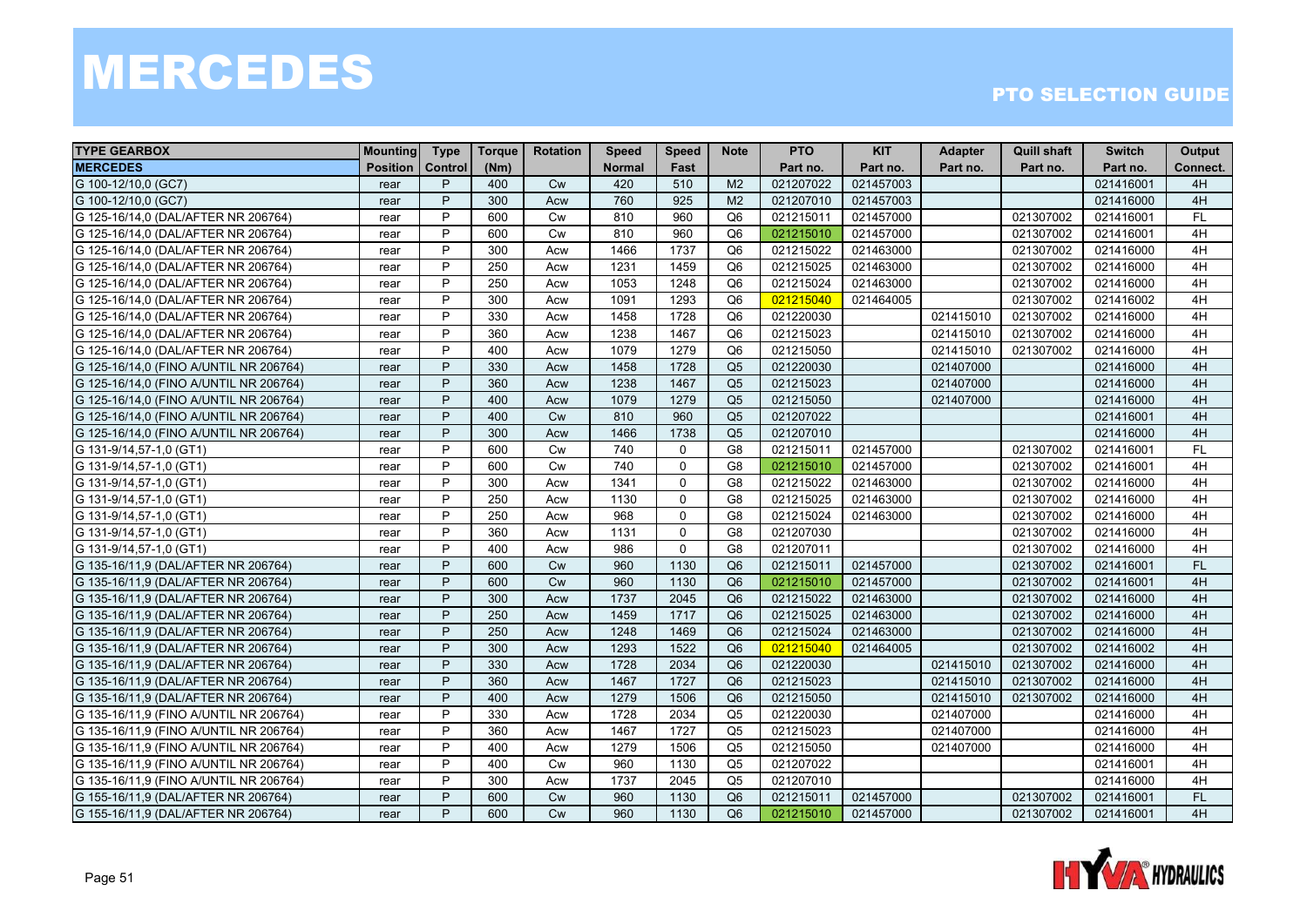# MERCEDES

## PTO SELECTION GUIDE

| TYPE GEARBOX | Mounting | Type | Torque | Rotation | Speed | Speed | Note | PTO | KIT | Adapter | Quill shaft | Switch | Output |
|---|---|---|---|---|---|---|---|---|---|---|---|---|---|
| MERCEDES | Position | Control | (Nm) | | Normal | Fast | | Part no. | Part no. | Part no. | Part no. | Part no. | Connect. |
| G 100-12/10,0 (GC7) | rear | P | 400 | Cw | 420 | 510 | M2 | 021207022 | 021457003 | | | 021416001 | 4H |
| G 100-12/10,0 (GC7) | rear | P | 300 | Acw | 760 | 925 | M2 | 021207010 | 021457003 | | | 021416000 | 4H |
| G 125-16/14,0 (DAL/AFTER NR 206764) | rear | P | 600 | Cw | 810 | 960 | Q6 | 021215011 | 021457000 | | 021307002 | 021416001 | FL |
| G 125-16/14,0 (DAL/AFTER NR 206764) | rear | P | 600 | Cw | 810 | 960 | Q6 | 021215010 | 021457000 | | 021307002 | 021416001 | 4H |
| G 125-16/14,0 (DAL/AFTER NR 206764) | rear | P | 300 | Acw | 1466 | 1737 | Q6 | 021215022 | 021463000 | | 021307002 | 021416000 | 4H |
| G 125-16/14,0 (DAL/AFTER NR 206764) | rear | P | 250 | Acw | 1231 | 1459 | Q6 | 021215025 | 021463000 | | 021307002 | 021416000 | 4H |
| G 125-16/14,0 (DAL/AFTER NR 206764) | rear | P | 250 | Acw | 1053 | 1248 | Q6 | 021215024 | 021463000 | | 021307002 | 021416000 | 4H |
| G 125-16/14,0 (DAL/AFTER NR 206764) | rear | P | 300 | Acw | 1091 | 1293 | Q6 | 021215040 | 021464005 | | 021307002 | 021416002 | 4H |
| G 125-16/14,0 (DAL/AFTER NR 206764) | rear | P | 330 | Acw | 1458 | 1728 | Q6 | 021220030 | | 021415010 | 021307002 | 021416000 | 4H |
| G 125-16/14,0 (DAL/AFTER NR 206764) | rear | P | 360 | Acw | 1238 | 1467 | Q6 | 021215023 | | 021415010 | 021307002 | 021416000 | 4H |
| G 125-16/14,0 (DAL/AFTER NR 206764) | rear | P | 400 | Acw | 1079 | 1279 | Q6 | 021215050 | | 021415010 | 021307002 | 021416000 | 4H |
| G 125-16/14,0 (FINO A/UNTIL NR 206764) | rear | P | 330 | Acw | 1458 | 1728 | Q5 | 021220030 | | 021407000 | | 021416000 | 4H |
| G 125-16/14,0 (FINO A/UNTIL NR 206764) | rear | P | 360 | Acw | 1238 | 1467 | Q5 | 021215023 | | 021407000 | | 021416000 | 4H |
| G 125-16/14,0 (FINO A/UNTIL NR 206764) | rear | P | 400 | Acw | 1079 | 1279 | Q5 | 021215050 | | 021407000 | | 021416000 | 4H |
| G 125-16/14,0 (FINO A/UNTIL NR 206764) | rear | P | 400 | Cw | 810 | 960 | Q5 | 021207022 | | | | 021416001 | 4H |
| G 125-16/14,0 (FINO A/UNTIL NR 206764) | rear | P | 300 | Acw | 1466 | 1738 | Q5 | 021207010 | | | | 021416000 | 4H |
| G 131-9/14,57-1,0 (GT1) | rear | P | 600 | Cw | 740 | 0 | G8 | 021215011 | 021457000 | | 021307002 | 021416001 | FL |
| G 131-9/14,57-1,0 (GT1) | rear | P | 600 | Cw | 740 | 0 | G8 | 021215010 | 021457000 | | 021307002 | 021416001 | 4H |
| G 131-9/14,57-1,0 (GT1) | rear | P | 300 | Acw | 1341 | 0 | G8 | 021215022 | 021463000 | | 021307002 | 021416000 | 4H |
| G 131-9/14,57-1,0 (GT1) | rear | P | 250 | Acw | 1130 | 0 | G8 | 021215025 | 021463000 | | 021307002 | 021416000 | 4H |
| G 131-9/14,57-1,0 (GT1) | rear | P | 250 | Acw | 968 | 0 | G8 | 021215024 | 021463000 | | 021307002 | 021416000 | 4H |
| G 131-9/14,57-1,0 (GT1) | rear | P | 360 | Acw | 1131 | 0 | G8 | 021207030 | | | 021307002 | 021416000 | 4H |
| G 131-9/14,57-1,0 (GT1) | rear | P | 400 | Acw | 986 | 0 | G8 | 021207011 | | | 021307002 | 021416000 | 4H |
| G 135-16/11,9 (DAL/AFTER NR 206764) | rear | P | 600 | Cw | 960 | 1130 | Q6 | 021215011 | 021457000 | | 021307002 | 021416001 | FL |
| G 135-16/11,9 (DAL/AFTER NR 206764) | rear | P | 600 | Cw | 960 | 1130 | Q6 | 021215010 | 021457000 | | 021307002 | 021416001 | 4H |
| G 135-16/11,9 (DAL/AFTER NR 206764) | rear | P | 300 | Acw | 1737 | 2045 | Q6 | 021215022 | 021463000 | | 021307002 | 021416000 | 4H |
| G 135-16/11,9 (DAL/AFTER NR 206764) | rear | P | 250 | Acw | 1459 | 1717 | Q6 | 021215025 | 021463000 | | 021307002 | 021416000 | 4H |
| G 135-16/11,9 (DAL/AFTER NR 206764) | rear | P | 250 | Acw | 1248 | 1469 | Q6 | 021215024 | 021463000 | | 021307002 | 021416000 | 4H |
| G 135-16/11,9 (DAL/AFTER NR 206764) | rear | P | 300 | Acw | 1293 | 1522 | Q6 | 021215040 | 021464005 | | 021307002 | 021416002 | 4H |
| G 135-16/11,9 (DAL/AFTER NR 206764) | rear | P | 330 | Acw | 1728 | 2034 | Q6 | 021220030 | | 021415010 | 021307002 | 021416000 | 4H |
| G 135-16/11,9 (DAL/AFTER NR 206764) | rear | P | 360 | Acw | 1467 | 1727 | Q6 | 021215023 | | 021415010 | 021307002 | 021416000 | 4H |
| G 135-16/11,9 (DAL/AFTER NR 206764) | rear | P | 400 | Acw | 1279 | 1506 | Q6 | 021215050 | | 021415010 | 021307002 | 021416000 | 4H |
| G 135-16/11,9 (FINO A/UNTIL NR 206764) | rear | P | 330 | Acw | 1728 | 2034 | Q5 | 021220030 | | 021407000 | | 021416000 | 4H |
| G 135-16/11,9 (FINO A/UNTIL NR 206764) | rear | P | 360 | Acw | 1467 | 1727 | Q5 | 021215023 | | 021407000 | | 021416000 | 4H |
| G 135-16/11,9 (FINO A/UNTIL NR 206764) | rear | P | 400 | Acw | 1279 | 1506 | Q5 | 021215050 | | 021407000 | | 021416000 | 4H |
| G 135-16/11,9 (FINO A/UNTIL NR 206764) | rear | P | 400 | Cw | 960 | 1130 | Q5 | 021207022 | | | | 021416001 | 4H |
| G 135-16/11,9 (FINO A/UNTIL NR 206764) | rear | P | 300 | Acw | 1737 | 2045 | Q5 | 021207010 | | | | 021416000 | 4H |
| G 155-16/11,9 (DAL/AFTER NR 206764) | rear | P | 600 | Cw | 960 | 1130 | Q6 | 021215011 | 021457000 | | 021307002 | 021416001 | FL |
| G 155-16/11,9 (DAL/AFTER NR 206764) | rear | P | 600 | Cw | 960 | 1130 | Q6 | 021215010 | 021457000 | | 021307002 | 021416001 | 4H |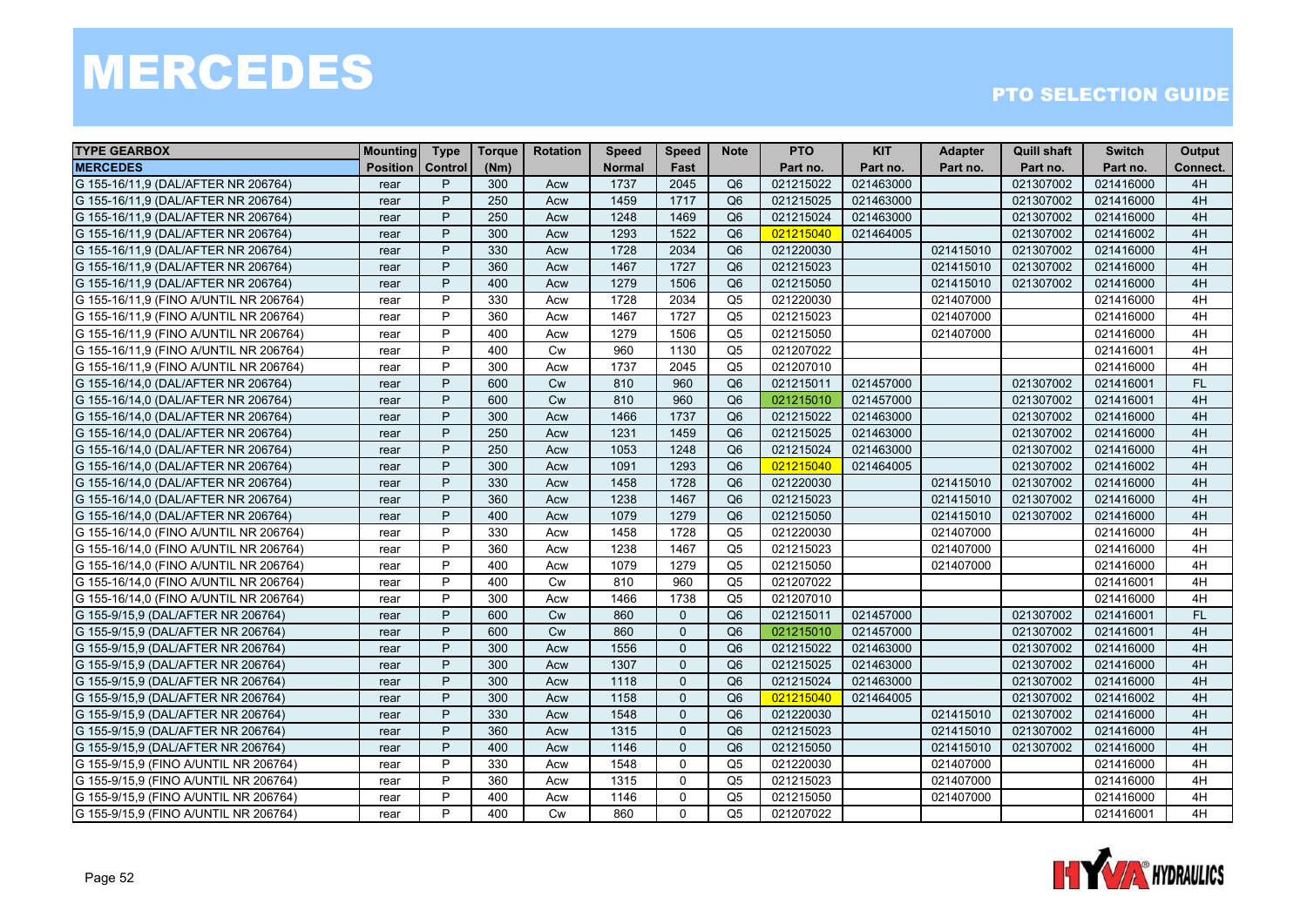# MERCEDES

## PTO SELECTION GUIDE

| TYPE GEARBOX | Mounting | Type | Torque | Rotation | Speed | Speed | Note | PTO | KIT | Adapter | Quill shaft | Switch | Output |
|---|---|---|---|---|---|---|---|---|---|---|---|---|---|
| MERCEDES | Position | Control | (Nm) | | Normal | Fast | | Part no. | Part no. | Part no. | Part no. | Part no. | Connect. |
| G 155-16/11,9 (DAL/AFTER NR 206764) | rear | P | 300 | Acw | 1737 | 2045 | Q6 | 021215022 | 021463000 | | 021307002 | 021416000 | 4H |
| G 155-16/11,9 (DAL/AFTER NR 206764) | rear | P | 250 | Acw | 1459 | 1717 | Q6 | 021215025 | 021463000 | | 021307002 | 021416000 | 4H |
| G 155-16/11,9 (DAL/AFTER NR 206764) | rear | P | 250 | Acw | 1248 | 1469 | Q6 | 021215024 | 021463000 | | 021307002 | 021416000 | 4H |
| G 155-16/11,9 (DAL/AFTER NR 206764) | rear | P | 300 | Acw | 1293 | 1522 | Q6 | 021215040 | 021464005 | | 021307002 | 021416002 | 4H |
| G 155-16/11,9 (DAL/AFTER NR 206764) | rear | P | 330 | Acw | 1728 | 2034 | Q6 | 021220030 | | 021415010 | 021307002 | 021416000 | 4H |
| G 155-16/11,9 (DAL/AFTER NR 206764) | rear | P | 360 | Acw | 1467 | 1727 | Q6 | 021215023 | | 021415010 | 021307002 | 021416000 | 4H |
| G 155-16/11,9 (DAL/AFTER NR 206764) | rear | P | 400 | Acw | 1279 | 1506 | Q6 | 021215050 | | 021415010 | 021307002 | 021416000 | 4H |
| G 155-16/11,9 (FINO A/UNTIL NR 206764) | rear | P | 330 | Acw | 1728 | 2034 | Q5 | 021220030 | | 021407000 | | 021416000 | 4H |
| G 155-16/11,9 (FINO A/UNTIL NR 206764) | rear | P | 360 | Acw | 1467 | 1727 | Q5 | 021215023 | | 021407000 | | 021416000 | 4H |
| G 155-16/11,9 (FINO A/UNTIL NR 206764) | rear | P | 400 | Acw | 1279 | 1506 | Q5 | 021215050 | | 021407000 | | 021416000 | 4H |
| G 155-16/11,9 (FINO A/UNTIL NR 206764) | rear | P | 400 | Cw | 960 | 1130 | Q5 | 021207022 | | | | 021416001 | 4H |
| G 155-16/11,9 (FINO A/UNTIL NR 206764) | rear | P | 300 | Acw | 1737 | 2045 | Q5 | 021207010 | | | | 021416000 | 4H |
| G 155-16/14,0 (DAL/AFTER NR 206764) | rear | P | 600 | Cw | 810 | 960 | Q6 | 021215011 | 021457000 | | 021307002 | 021416001 | FL |
| G 155-16/14,0 (DAL/AFTER NR 206764) | rear | P | 600 | Cw | 810 | 960 | Q6 | 021215010 | 021457000 | | 021307002 | 021416001 | 4H |
| G 155-16/14,0 (DAL/AFTER NR 206764) | rear | P | 300 | Acw | 1466 | 1737 | Q6 | 021215022 | 021463000 | | 021307002 | 021416000 | 4H |
| G 155-16/14,0 (DAL/AFTER NR 206764) | rear | P | 250 | Acw | 1231 | 1459 | Q6 | 021215025 | 021463000 | | 021307002 | 021416000 | 4H |
| G 155-16/14,0 (DAL/AFTER NR 206764) | rear | P | 250 | Acw | 1053 | 1248 | Q6 | 021215024 | 021463000 | | 021307002 | 021416000 | 4H |
| G 155-16/14,0 (DAL/AFTER NR 206764) | rear | P | 300 | Acw | 1091 | 1293 | Q6 | 021215040 | 021464005 | | 021307002 | 021416002 | 4H |
| G 155-16/14,0 (DAL/AFTER NR 206764) | rear | P | 330 | Acw | 1458 | 1728 | Q6 | 021220030 | | 021415010 | 021307002 | 021416000 | 4H |
| G 155-16/14,0 (DAL/AFTER NR 206764) | rear | P | 360 | Acw | 1238 | 1467 | Q6 | 021215023 | | 021415010 | 021307002 | 021416000 | 4H |
| G 155-16/14,0 (DAL/AFTER NR 206764) | rear | P | 400 | Acw | 1079 | 1279 | Q6 | 021215050 | | 021415010 | 021307002 | 021416000 | 4H |
| G 155-16/14,0 (FINO A/UNTIL NR 206764) | rear | P | 330 | Acw | 1458 | 1728 | Q5 | 021220030 | | 021407000 | | 021416000 | 4H |
| G 155-16/14,0 (FINO A/UNTIL NR 206764) | rear | P | 360 | Acw | 1238 | 1467 | Q5 | 021215023 | | 021407000 | | 021416000 | 4H |
| G 155-16/14,0 (FINO A/UNTIL NR 206764) | rear | P | 400 | Acw | 1079 | 1279 | Q5 | 021215050 | | 021407000 | | 021416000 | 4H |
| G 155-16/14,0 (FINO A/UNTIL NR 206764) | rear | P | 400 | Cw | 810 | 960 | Q5 | 021207022 | | | | 021416001 | 4H |
| G 155-16/14,0 (FINO A/UNTIL NR 206764) | rear | P | 300 | Acw | 1466 | 1738 | Q5 | 021207010 | | | | 021416000 | 4H |
| G 155-9/15,9 (DAL/AFTER NR 206764) | rear | P | 600 | Cw | 860 | 0 | Q6 | 021215011 | 021457000 | | 021307002 | 021416001 | FL |
| G 155-9/15,9 (DAL/AFTER NR 206764) | rear | P | 600 | Cw | 860 | 0 | Q6 | 021215010 | 021457000 | | 021307002 | 021416001 | 4H |
| G 155-9/15,9 (DAL/AFTER NR 206764) | rear | P | 300 | Acw | 1556 | 0 | Q6 | 021215022 | 021463000 | | 021307002 | 021416000 | 4H |
| G 155-9/15,9 (DAL/AFTER NR 206764) | rear | P | 300 | Acw | 1307 | 0 | Q6 | 021215025 | 021463000 | | 021307002 | 021416000 | 4H |
| G 155-9/15,9 (DAL/AFTER NR 206764) | rear | P | 300 | Acw | 1118 | 0 | Q6 | 021215024 | 021463000 | | 021307002 | 021416000 | 4H |
| G 155-9/15,9 (DAL/AFTER NR 206764) | rear | P | 300 | Acw | 1158 | 0 | Q6 | 021215040 | 021464005 | | 021307002 | 021416002 | 4H |
| G 155-9/15,9 (DAL/AFTER NR 206764) | rear | P | 330 | Acw | 1548 | 0 | Q6 | 021220030 | | 021415010 | 021307002 | 021416000 | 4H |
| G 155-9/15,9 (DAL/AFTER NR 206764) | rear | P | 360 | Acw | 1315 | 0 | Q6 | 021215023 | | 021415010 | 021307002 | 021416000 | 4H |
| G 155-9/15,9 (DAL/AFTER NR 206764) | rear | P | 400 | Acw | 1146 | 0 | Q6 | 021215050 | | 021415010 | 021307002 | 021416000 | 4H |
| G 155-9/15,9 (FINO A/UNTIL NR 206764) | rear | P | 330 | Acw | 1548 | 0 | Q5 | 021220030 | | 021407000 | | 021416000 | 4H |
| G 155-9/15,9 (FINO A/UNTIL NR 206764) | rear | P | 360 | Acw | 1315 | 0 | Q5 | 021215023 | | 021407000 | | 021416000 | 4H |
| G 155-9/15,9 (FINO A/UNTIL NR 206764) | rear | P | 400 | Acw | 1146 | 0 | Q5 | 021215050 | | 021407000 | | 021416000 | 4H |
| G 155-9/15,9 (FINO A/UNTIL NR 206764) | rear | P | 400 | Cw | 860 | 0 | Q5 | 021207022 | | | | 021416001 | 4H |

HYVA HYDRAULICS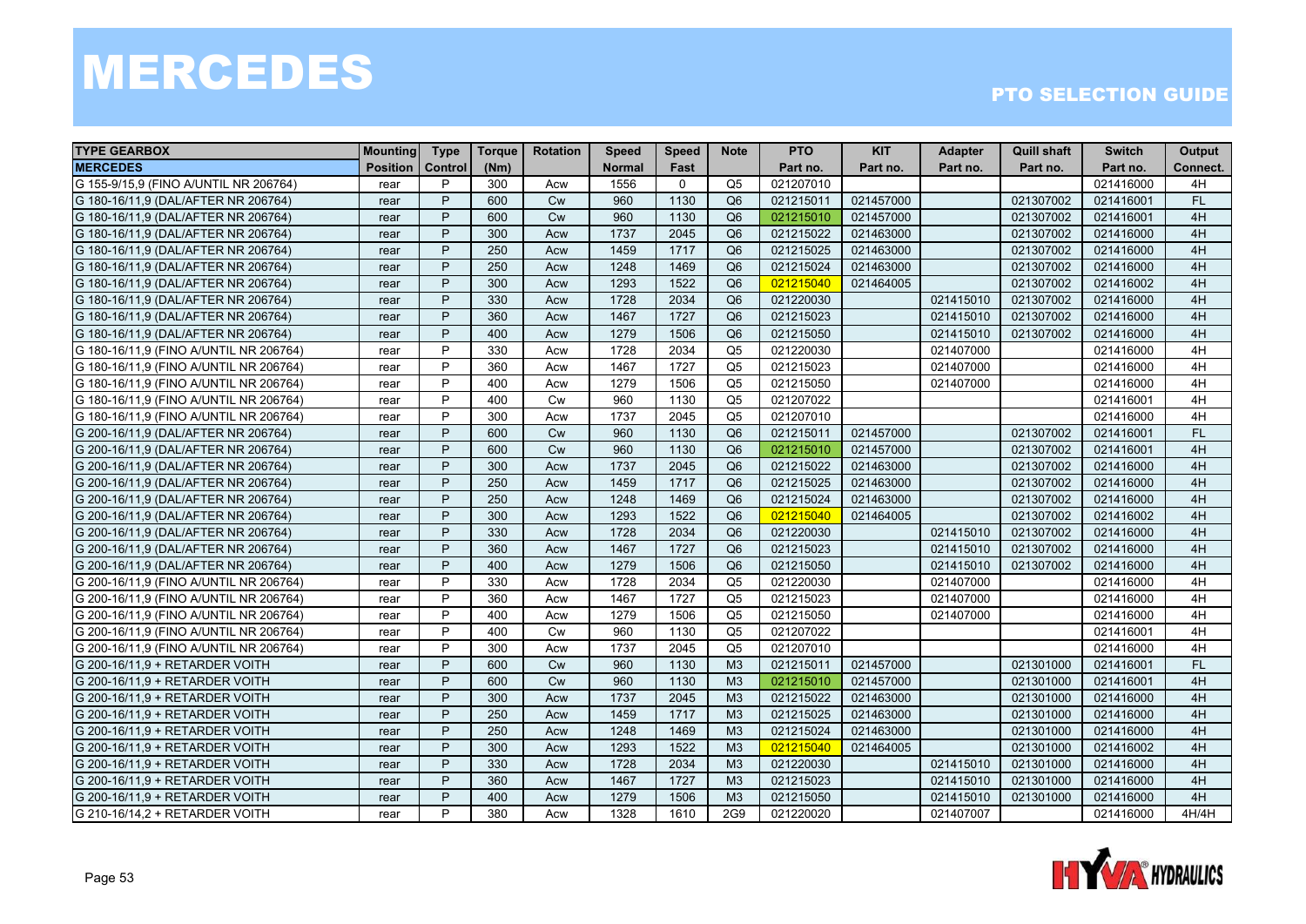# MERCEDES

## PTO SELECTION GUIDE

| TYPE GEARBOX | Mounting | Type | Torque | Rotation | Speed | Speed | Note | PTO | KIT | Adapter | Quill shaft | Switch | Output |
|---|---|---|---|---|---|---|---|---|---|---|---|---|---|
| MERCEDES | Position | Control | (Nm) | | Normal | Fast | | Part no. | Part no. | Part no. | Part no. | Part no. | Connect. |
| G 155-9/15,9 (FINO A/UNTIL NR 206764) | rear | P | 300 | Acw | 1556 | 0 | Q5 | 021207010 | | | | 021416000 | 4H |
| G 180-16/11,9 (DAL/AFTER NR 206764) | rear | P | 600 | Cw | 960 | 1130 | Q6 | 021215011 | 021457000 | | 021307002 | 021416001 | FL |
| G 180-16/11,9 (DAL/AFTER NR 206764) | rear | P | 600 | Cw | 960 | 1130 | Q6 | 021215010 | 021457000 | | 021307002 | 021416001 | 4H |
| G 180-16/11,9 (DAL/AFTER NR 206764) | rear | P | 300 | Acw | 1737 | 2045 | Q6 | 021215022 | 021463000 | | 021307002 | 021416000 | 4H |
| G 180-16/11,9 (DAL/AFTER NR 206764) | rear | P | 250 | Acw | 1459 | 1717 | Q6 | 021215025 | 021463000 | | 021307002 | 021416000 | 4H |
| G 180-16/11,9 (DAL/AFTER NR 206764) | rear | P | 250 | Acw | 1248 | 1469 | Q6 | 021215024 | 021463000 | | 021307002 | 021416000 | 4H |
| G 180-16/11,9 (DAL/AFTER NR 206764) | rear | P | 300 | Acw | 1293 | 1522 | Q6 | 021215040 | 021464005 | | 021307002 | 021416002 | 4H |
| G 180-16/11,9 (DAL/AFTER NR 206764) | rear | P | 330 | Acw | 1728 | 2034 | Q6 | 021220030 | | 021415010 | 021307002 | 021416000 | 4H |
| G 180-16/11,9 (DAL/AFTER NR 206764) | rear | P | 360 | Acw | 1467 | 1727 | Q6 | 021215023 | | 021415010 | 021307002 | 021416000 | 4H |
| G 180-16/11,9 (DAL/AFTER NR 206764) | rear | P | 400 | Acw | 1279 | 1506 | Q6 | 021215050 | | 021415010 | 021307002 | 021416000 | 4H |
| G 180-16/11,9 (FINO A/UNTIL NR 206764) | rear | P | 330 | Acw | 1728 | 2034 | Q5 | 021220030 | | 021407000 | | 021416000 | 4H |
| G 180-16/11,9 (FINO A/UNTIL NR 206764) | rear | P | 360 | Acw | 1467 | 1727 | Q5 | 021215023 | | 021407000 | | 021416000 | 4H |
| G 180-16/11,9 (FINO A/UNTIL NR 206764) | rear | P | 400 | Acw | 1279 | 1506 | Q5 | 021215050 | | 021407000 | | 021416000 | 4H |
| G 180-16/11,9 (FINO A/UNTIL NR 206764) | rear | P | 400 | Cw | 960 | 1130 | Q5 | 021207022 | | | | 021416001 | 4H |
| G 180-16/11,9 (FINO A/UNTIL NR 206764) | rear | P | 300 | Acw | 1737 | 2045 | Q5 | 021207010 | | | | 021416000 | 4H |
| G 200-16/11,9 (DAL/AFTER NR 206764) | rear | P | 600 | Cw | 960 | 1130 | Q6 | 021215011 | 021457000 | | 021307002 | 021416001 | FL |
| G 200-16/11,9 (DAL/AFTER NR 206764) | rear | P | 600 | Cw | 960 | 1130 | Q6 | 021215010 | 021457000 | | 021307002 | 021416001 | 4H |
| G 200-16/11,9 (DAL/AFTER NR 206764) | rear | P | 300 | Acw | 1737 | 2045 | Q6 | 021215022 | 021463000 | | 021307002 | 021416000 | 4H |
| G 200-16/11,9 (DAL/AFTER NR 206764) | rear | P | 250 | Acw | 1459 | 1717 | Q6 | 021215025 | 021463000 | | 021307002 | 021416000 | 4H |
| G 200-16/11,9 (DAL/AFTER NR 206764) | rear | P | 250 | Acw | 1248 | 1469 | Q6 | 021215024 | 021463000 | | 021307002 | 021416000 | 4H |
| G 200-16/11,9 (DAL/AFTER NR 206764) | rear | P | 300 | Acw | 1293 | 1522 | Q6 | 021215040 | 021464005 | | 021307002 | 021416002 | 4H |
| G 200-16/11,9 (DAL/AFTER NR 206764) | rear | P | 330 | Acw | 1728 | 2034 | Q6 | 021220030 | | 021415010 | 021307002 | 021416000 | 4H |
| G 200-16/11,9 (DAL/AFTER NR 206764) | rear | P | 360 | Acw | 1467 | 1727 | Q6 | 021215023 | | 021415010 | 021307002 | 021416000 | 4H |
| G 200-16/11,9 (DAL/AFTER NR 206764) | rear | P | 400 | Acw | 1279 | 1506 | Q6 | 021215050 | | 021415010 | 021307002 | 021416000 | 4H |
| G 200-16/11,9 (FINO A/UNTIL NR 206764) | rear | P | 330 | Acw | 1728 | 2034 | Q5 | 021220030 | | 021407000 | | 021416000 | 4H |
| G 200-16/11,9 (FINO A/UNTIL NR 206764) | rear | P | 360 | Acw | 1467 | 1727 | Q5 | 021215023 | | 021407000 | | 021416000 | 4H |
| G 200-16/11,9 (FINO A/UNTIL NR 206764) | rear | P | 400 | Acw | 1279 | 1506 | Q5 | 021215050 | | 021407000 | | 021416000 | 4H |
| G 200-16/11,9 (FINO A/UNTIL NR 206764) | rear | P | 400 | Cw | 960 | 1130 | Q5 | 021207022 | | | | 021416001 | 4H |
| G 200-16/11,9 (FINO A/UNTIL NR 206764) | rear | P | 300 | Acw | 1737 | 2045 | Q5 | 021207010 | | | | 021416000 | 4H |
| G 200-16/11,9 + RETARDER VOITH | rear | P | 600 | Cw | 960 | 1130 | M3 | 021215011 | 021457000 | | 021301000 | 021416001 | FL |
| G 200-16/11,9 + RETARDER VOITH | rear | P | 600 | Cw | 960 | 1130 | M3 | 021215010 | 021457000 | | 021301000 | 021416001 | 4H |
| G 200-16/11,9 + RETARDER VOITH | rear | P | 300 | Acw | 1737 | 2045 | M3 | 021215022 | 021463000 | | 021301000 | 021416000 | 4H |
| G 200-16/11,9 + RETARDER VOITH | rear | P | 250 | Acw | 1459 | 1717 | M3 | 021215025 | 021463000 | | 021301000 | 021416000 | 4H |
| G 200-16/11,9 + RETARDER VOITH | rear | P | 250 | Acw | 1248 | 1469 | M3 | 021215024 | 021463000 | | 021301000 | 021416000 | 4H |
| G 200-16/11,9 + RETARDER VOITH | rear | P | 300 | Acw | 1293 | 1522 | M3 | 021215040 | 021464005 | | 021301000 | 021416002 | 4H |
| G 200-16/11,9 + RETARDER VOITH | rear | P | 330 | Acw | 1728 | 2034 | M3 | 021220030 | | 021415010 | 021301000 | 021416000 | 4H |
| G 200-16/11,9 + RETARDER VOITH | rear | P | 360 | Acw | 1467 | 1727 | M3 | 021215023 | | 021415010 | 021301000 | 021416000 | 4H |
| G 200-16/11,9 + RETARDER VOITH | rear | P | 400 | Acw | 1279 | 1506 | M3 | 021215050 | | 021415010 | 021301000 | 021416000 | 4H |
| G 210-16/14,2 + RETARDER VOITH | rear | P | 380 | Acw | 1328 | 1610 | 2G9 | 021220020 | | 021407007 | | 021416000 | 4H/4H |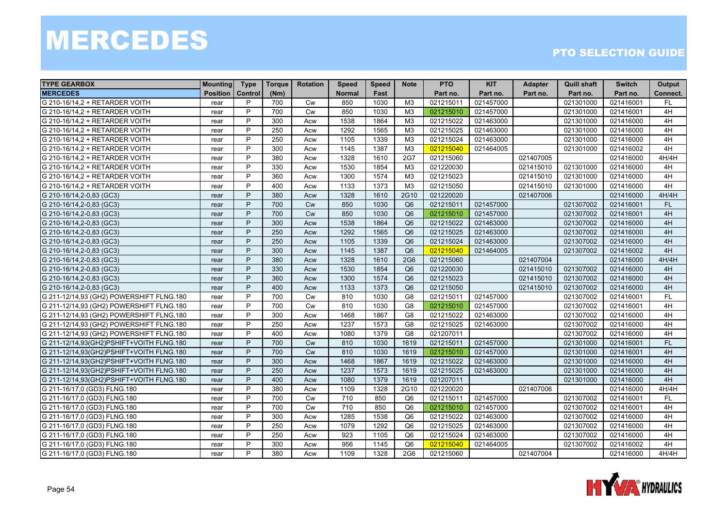# MERCEDES

PTO SELECTION GUIDE

| TYPE GEARBOX | Mounting | Type | Torque | Rotation | Speed | Speed | Note | PTO | KIT | Adapter | Quill shaft | Switch | Output |
|---|---|---|---|---|---|---|---|---|---|---|---|---|---|
| MERCEDES | Position | Control | (Nm) | | Normal | Fast | | Part no. | Part no. | Part no. | Part no. | Part no. | Connect. |
| G 210-16/14,2 + RETARDER VOITH | rear | P | 700 | Cw | 850 | 1030 | M3 | 021215011 | 021457000 | | 021301000 | 021416001 | FL |
| G 210-16/14,2 + RETARDER VOITH | rear | P | 700 | Cw | 850 | 1030 | M3 | 021215010 | 021457000 | | 021301000 | 021416001 | 4H |
| G 210-16/14,2 + RETARDER VOITH | rear | P | 300 | Acw | 1538 | 1864 | M3 | 021215022 | 021463000 | | 021301000 | 021416000 | 4H |
| G 210-16/14,2 + RETARDER VOITH | rear | P | 250 | Acw | 1292 | 1565 | M3 | 021215025 | 021463000 | | 021301000 | 021416000 | 4H |
| G 210-16/14,2 + RETARDER VOITH | rear | P | 250 | Acw | 1105 | 1339 | M3 | 021215024 | 021463000 | | 021301000 | 021416000 | 4H |
| G 210-16/14,2 + RETARDER VOITH | rear | P | 300 | Acw | 1145 | 1387 | M3 | 021215040 | 021464005 | | 021301000 | 021416002 | 4H |
| G 210-16/14,2 + RETARDER VOITH | rear | P | 380 | Acw | 1328 | 1610 | 2G7 | 021215060 | | 021407005 | | 021416000 | 4H/4H |
| G 210-16/14,2 + RETARDER VOITH | rear | P | 330 | Acw | 1530 | 1854 | M3 | 021220030 | | 021415010 | 021301000 | 021416000 | 4H |
| G 210-16/14,2 + RETARDER VOITH | rear | P | 360 | Acw | 1300 | 1574 | M3 | 021215023 | | 021415010 | 021301000 | 021416000 | 4H |
| G 210-16/14,2 + RETARDER VOITH | rear | P | 400 | Acw | 1133 | 1373 | M3 | 021215050 | | 021415010 | 021301000 | 021416000 | 4H |
| G 210-16/14,2-0,83 (GC3) | rear | P | 380 | Acw | 1328 | 1610 | 2G10 | 021220020 | | 021407006 | | 021416000 | 4H/4H |
| G 210-16/14,2-0,83 (GC3) | rear | P | 700 | Cw | 850 | 1030 | Q6 | 021215011 | 021457000 | | 021307002 | 021416001 | FL |
| G 210-16/14,2-0,83 (GC3) | rear | P | 700 | Cw | 850 | 1030 | Q6 | 021215010 | 021457000 | | 021307002 | 021416001 | 4H |
| G 210-16/14,2-0,83 (GC3) | rear | P | 300 | Acw | 1538 | 1864 | Q6 | 021215022 | 021463000 | | 021307002 | 021416000 | 4H |
| G 210-16/14,2-0,83 (GC3) | rear | P | 250 | Acw | 1292 | 1565 | Q6 | 021215025 | 021463000 | | 021307002 | 021416000 | 4H |
| G 210-16/14,2-0,83 (GC3) | rear | P | 250 | Acw | 1105 | 1339 | Q6 | 021215024 | 021463000 | | 021307002 | 021416000 | 4H |
| G 210-16/14,2-0,83 (GC3) | rear | P | 300 | Acw | 1145 | 1387 | Q6 | 021215040 | 021464005 | | 021307002 | 021416002 | 4H |
| G 210-16/14,2-0,83 (GC3) | rear | P | 380 | Acw | 1328 | 1610 | 2G6 | 021215060 | | 021407004 | | 021416000 | 4H/4H |
| G 210-16/14,2-0,83 (GC3) | rear | P | 330 | Acw | 1530 | 1854 | Q6 | 021220030 | | 021415010 | 021307002 | 021416000 | 4H |
| G 210-16/14,2-0,83 (GC3) | rear | P | 360 | Acw | 1300 | 1574 | Q6 | 021215023 | | 021415010 | 021307002 | 021416000 | 4H |
| G 210-16/14,2-0,83 (GC3) | rear | P | 400 | Acw | 1133 | 1373 | Q6 | 021215050 | | 021415010 | 021307002 | 021416000 | 4H |
| G 211-12/14,93 (GH2) POWERSHIFT FLNG.180 | rear | P | 700 | Cw | 810 | 1030 | G8 | 021215011 | 021457000 | | 021307002 | 021416001 | FL |
| G 211-12/14,93 (GH2) POWERSHIFT FLNG.180 | rear | P | 700 | Cw | 810 | 1030 | G8 | 021215010 | 021457000 | | 021307002 | 021416001 | 4H |
| G 211-12/14,93 (GH2) POWERSHIFT FLNG.180 | rear | P | 300 | Acw | 1468 | 1867 | G8 | 021215022 | 021463000 | | 021307002 | 021416000 | 4H |
| G 211-12/14,93 (GH2) POWERSHIFT FLNG.180 | rear | P | 250 | Acw | 1237 | 1573 | G8 | 021215025 | 021463000 | | 021307002 | 021416000 | 4H |
| G 211-12/14,93 (GH2) POWERSHIFT FLNG.180 | rear | P | 400 | Acw | 1080 | 1379 | G8 | 021207011 | | | 021307002 | 021416000 | 4H |
| G 211-12/14,93(GH2)PSHIFT+VOITH FLNG.180 | rear | P | 700 | Cw | 810 | 1030 | 1619 | 021215011 | 021457000 | | 021301000 | 021416001 | FL |
| G 211-12/14,93(GH2)PSHIFT+VOITH FLNG.180 | rear | P | 700 | Cw | 810 | 1030 | 1619 | 021215010 | 021457000 | | 021301000 | 021416001 | 4H |
| G 211-12/14,93(GH2)PSHIFT+VOITH FLNG.180 | rear | P | 300 | Acw | 1468 | 1867 | 1619 | 021215022 | 021463000 | | 021301000 | 021416000 | 4H |
| G 211-12/14,93(GH2)PSHIFT+VOITH FLNG.180 | rear | P | 250 | Acw | 1237 | 1573 | 1619 | 021215025 | 021463000 | | 021301000 | 021416000 | 4H |
| G 211-12/14,93(GH2)PSHIFT+VOITH FLNG.180 | rear | P | 400 | Acw | 1080 | 1379 | 1619 | 021207011 | | | 021301000 | 021416000 | 4H |
| G 211-16/17,0 (GD3) FLNG.180 | rear | P | 380 | Acw | 1109 | 1328 | 2G10 | 021220020 | | 021407006 | | 021416000 | 4H/4H |
| G 211-16/17,0 (GD3) FLNG.180 | rear | P | 700 | Cw | 710 | 850 | Q6 | 021215011 | 021457000 | | 021307002 | 021416001 | FL |
| G 211-16/17,0 (GD3) FLNG.180 | rear | P | 700 | Cw | 710 | 850 | Q6 | 021215010 | 021457000 | | 021307002 | 021416001 | 4H |
| G 211-16/17,0 (GD3) FLNG.180 | rear | P | 300 | Acw | 1285 | 1538 | Q6 | 021215022 | 021463000 | | 021307002 | 021416000 | 4H |
| G 211-16/17,0 (GD3) FLNG.180 | rear | P | 250 | Acw | 1079 | 1292 | Q6 | 021215025 | 021463000 | | 021307002 | 021416000 | 4H |
| G 211-16/17,0 (GD3) FLNG.180 | rear | P | 250 | Acw | 923 | 1105 | Q6 | 021215024 | 021463000 | | 021307002 | 021416000 | 4H |
| G 211-16/17,0 (GD3) FLNG.180 | rear | P | 300 | Acw | 956 | 1145 | Q6 | 021215040 | 021464005 | | 021307002 | 021416002 | 4H |
| G 211-16/17,0 (GD3) FLNG.180 | rear | P | 380 | Acw | 1109 | 1328 | 2G6 | 021215060 | | 021407004 | | 021416000 | 4H/4H |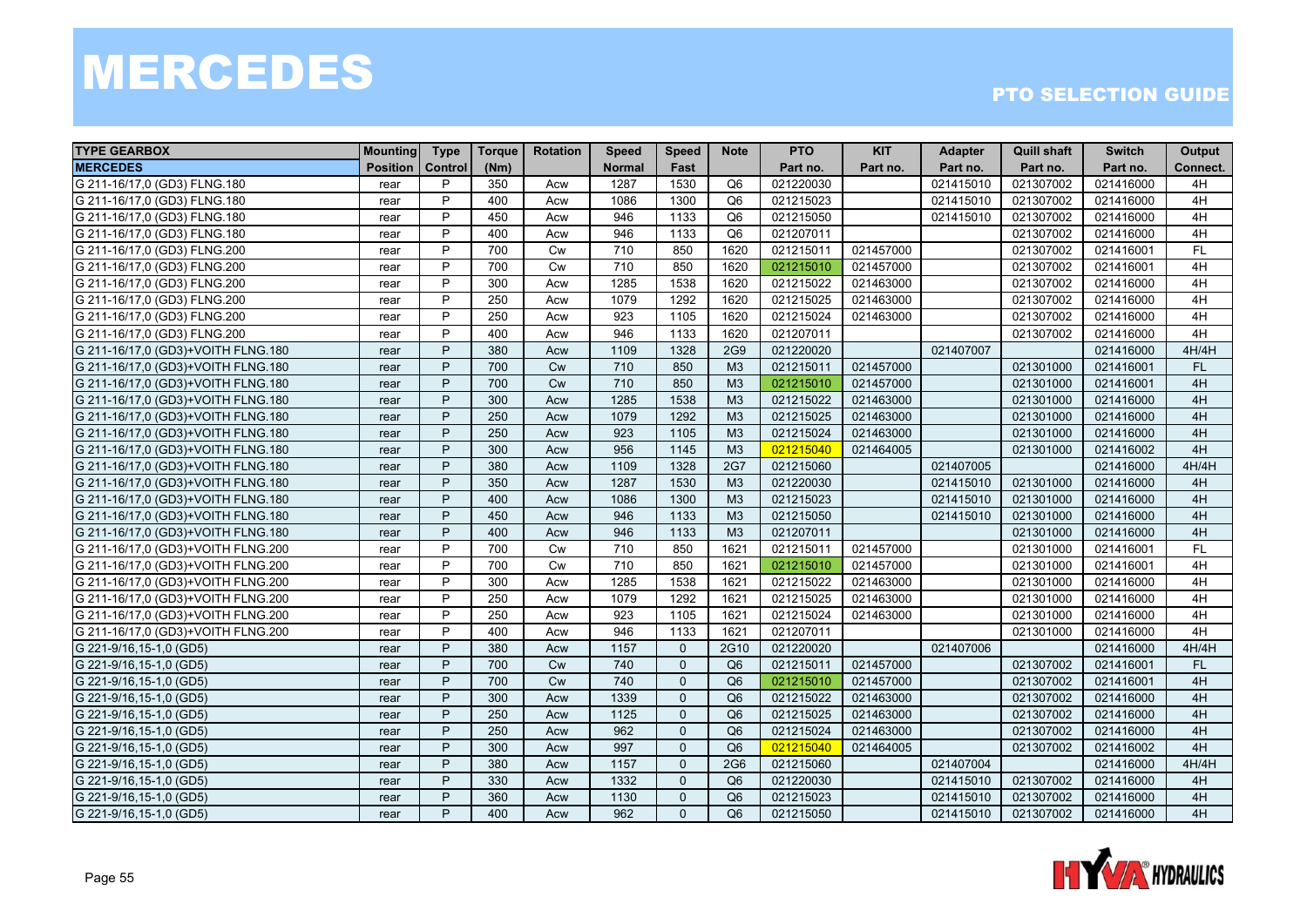# MERCEDES

## PTO SELECTION GUIDE

| TYPE GEARBOX | Mounting | Type | Torque | Rotation | Speed | Speed | Note | PTO | KIT | Adapter | Quill shaft | Switch | Output |
|---|---|---|---|---|---|---|---|---|---|---|---|---|---|
| MERCEDES | Position | Control | (Nm) | | Normal | Fast | | Part no. | Part no. | Part no. | Part no. | Part no. | Connect. |
| G 211-16/17,0 (GD3) FLNG.180 | rear | P | 350 | Acw | 1287 | 1530 | Q6 | 021220030 | | 021415010 | 021307002 | 021416000 | 4H |
| G 211-16/17,0 (GD3) FLNG.180 | rear | P | 400 | Acw | 1086 | 1300 | Q6 | 021215023 | | 021415010 | 021307002 | 021416000 | 4H |
| G 211-16/17,0 (GD3) FLNG.180 | rear | P | 450 | Acw | 946 | 1133 | Q6 | 021215050 | | 021415010 | 021307002 | 021416000 | 4H |
| G 211-16/17,0 (GD3) FLNG.180 | rear | P | 400 | Acw | 946 | 1133 | Q6 | 021207011 | | | 021307002 | 021416000 | 4H |
| G 211-16/17,0 (GD3) FLNG.200 | rear | P | 700 | Cw | 710 | 850 | 1620 | 021215011 | 021457000 | | 021307002 | 021416001 | FL |
| G 211-16/17,0 (GD3) FLNG.200 | rear | P | 700 | Cw | 710 | 850 | 1620 | 021215010 | 021457000 | | 021307002 | 021416001 | 4H |
| G 211-16/17,0 (GD3) FLNG.200 | rear | P | 300 | Acw | 1285 | 1538 | 1620 | 021215022 | 021463000 | | 021307002 | 021416000 | 4H |
| G 211-16/17,0 (GD3) FLNG.200 | rear | P | 250 | Acw | 1079 | 1292 | 1620 | 021215025 | 021463000 | | 021307002 | 021416000 | 4H |
| G 211-16/17,0 (GD3) FLNG.200 | rear | P | 250 | Acw | 923 | 1105 | 1620 | 021215024 | 021463000 | | 021307002 | 021416000 | 4H |
| G 211-16/17,0 (GD3) FLNG.200 | rear | P | 400 | Acw | 946 | 1133 | 1620 | 021207011 | | | 021307002 | 021416000 | 4H |
| G 211-16/17,0 (GD3)+VOITH FLNG.180 | rear | P | 380 | Acw | 1109 | 1328 | 2G9 | 021220020 | | 021407007 | | 021416000 | 4H/4H |
| G 211-16/17,0 (GD3)+VOITH FLNG.180 | rear | P | 700 | Cw | 710 | 850 | M3 | 021215011 | 021457000 | | 021301000 | 021416001 | FL |
| G 211-16/17,0 (GD3)+VOITH FLNG.180 | rear | P | 700 | Cw | 710 | 850 | M3 | 021215010 | 021457000 | | 021301000 | 021416001 | 4H |
| G 211-16/17,0 (GD3)+VOITH FLNG.180 | rear | P | 300 | Acw | 1285 | 1538 | M3 | 021215022 | 021463000 | | 021301000 | 021416000 | 4H |
| G 211-16/17,0 (GD3)+VOITH FLNG.180 | rear | P | 250 | Acw | 1079 | 1292 | M3 | 021215025 | 021463000 | | 021301000 | 021416000 | 4H |
| G 211-16/17,0 (GD3)+VOITH FLNG.180 | rear | P | 250 | Acw | 923 | 1105 | M3 | 021215024 | 021463000 | | 021301000 | 021416000 | 4H |
| G 211-16/17,0 (GD3)+VOITH FLNG.180 | rear | P | 300 | Acw | 956 | 1145 | M3 | 021215040 | 021464005 | | 021301000 | 021416002 | 4H |
| G 211-16/17,0 (GD3)+VOITH FLNG.180 | rear | P | 380 | Acw | 1109 | 1328 | 2G7 | 021215060 | | 021407005 | | 021416000 | 4H/4H |
| G 211-16/17,0 (GD3)+VOITH FLNG.180 | rear | P | 350 | Acw | 1287 | 1530 | M3 | 021220030 | | 021415010 | 021301000 | 021416000 | 4H |
| G 211-16/17,0 (GD3)+VOITH FLNG.180 | rear | P | 400 | Acw | 1086 | 1300 | M3 | 021215023 | | 021415010 | 021301000 | 021416000 | 4H |
| G 211-16/17,0 (GD3)+VOITH FLNG.180 | rear | P | 450 | Acw | 946 | 1133 | M3 | 021215050 | | 021415010 | 021301000 | 021416000 | 4H |
| G 211-16/17,0 (GD3)+VOITH FLNG.180 | rear | P | 400 | Acw | 946 | 1133 | M3 | 021207011 | | | 021301000 | 021416000 | 4H |
| G 211-16/17,0 (GD3)+VOITH FLNG.200 | rear | P | 700 | Cw | 710 | 850 | 1621 | 021215011 | 021457000 | | 021301000 | 021416001 | FL |
| G 211-16/17,0 (GD3)+VOITH FLNG.200 | rear | P | 700 | Cw | 710 | 850 | 1621 | 021215010 | 021457000 | | 021301000 | 021416001 | 4H |
| G 211-16/17,0 (GD3)+VOITH FLNG.200 | rear | P | 300 | Acw | 1285 | 1538 | 1621 | 021215022 | 021463000 | | 021301000 | 021416000 | 4H |
| G 211-16/17,0 (GD3)+VOITH FLNG.200 | rear | P | 250 | Acw | 1079 | 1292 | 1621 | 021215025 | 021463000 | | 021301000 | 021416000 | 4H |
| G 211-16/17,0 (GD3)+VOITH FLNG.200 | rear | P | 250 | Acw | 923 | 1105 | 1621 | 021215024 | 021463000 | | 021301000 | 021416000 | 4H |
| G 211-16/17,0 (GD3)+VOITH FLNG.200 | rear | P | 400 | Acw | 946 | 1133 | 1621 | 021207011 | | | 021301000 | 021416000 | 4H |
| G 221-9/16,15-1,0 (GD5) | rear | P | 380 | Acw | 1157 | 0 | 2G10 | 021220020 | | 021407006 | | 021416000 | 4H/4H |
| G 221-9/16,15-1,0 (GD5) | rear | P | 700 | Cw | 740 | 0 | Q6 | 021215011 | 021457000 | | 021307002 | 021416001 | FL |
| G 221-9/16,15-1,0 (GD5) | rear | P | 700 | Cw | 740 | 0 | Q6 | 021215010 | 021457000 | | 021307002 | 021416001 | 4H |
| G 221-9/16,15-1,0 (GD5) | rear | P | 300 | Acw | 1339 | 0 | Q6 | 021215022 | 021463000 | | 021307002 | 021416000 | 4H |
| G 221-9/16,15-1,0 (GD5) | rear | P | 250 | Acw | 1125 | 0 | Q6 | 021215025 | 021463000 | | 021307002 | 021416000 | 4H |
| G 221-9/16,15-1,0 (GD5) | rear | P | 250 | Acw | 962 | 0 | Q6 | 021215024 | 021463000 | | 021307002 | 021416000 | 4H |
| G 221-9/16,15-1,0 (GD5) | rear | P | 300 | Acw | 997 | 0 | Q6 | 021215040 | 021464005 | | 021307002 | 021416002 | 4H |
| G 221-9/16,15-1,0 (GD5) | rear | P | 380 | Acw | 1157 | 0 | 2G6 | 021215060 | | 021407004 | | 021416000 | 4H/4H |
| G 221-9/16,15-1,0 (GD5) | rear | P | 330 | Acw | 1332 | 0 | Q6 | 021220030 | | 021415010 | 021307002 | 021416000 | 4H |
| G 221-9/16,15-1,0 (GD5) | rear | P | 360 | Acw | 1130 | 0 | Q6 | 021215023 | | 021415010 | 021307002 | 021416000 | 4H |
| G 221-9/16,15-1,0 (GD5) | rear | P | 400 | Acw | 962 | 0 | Q6 | 021215050 | | 021415010 | 021307002 | 021416000 | 4H |

HYVA HYDRAULICS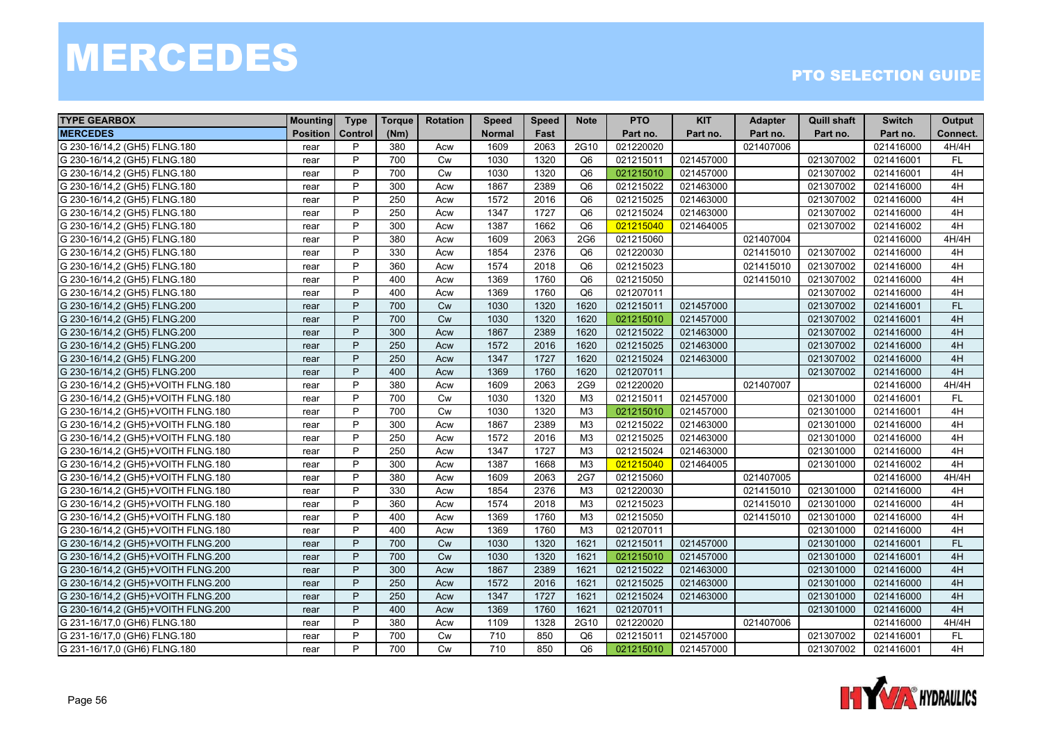# MERCEDES

## PTO SELECTION GUIDE

| TYPE GEARBOX | Mounting | Type | Torque | Rotation | Speed | Speed | Note | PTO | KIT | Adapter | Quill shaft | Switch | Output |
|---|---|---|---|---|---|---|---|---|---|---|---|---|---|
| MERCEDES | Position | Control | (Nm) | | Normal | Fast | | Part no. | Part no. | Part no. | Part no. | Part no. | Connect. |
| G 230-16/14,2 (GH5) FLNG.180 | rear | P | 380 | Acw | 1609 | 2063 | 2G10 | 021220020 | | 021407006 | | 021416000 | 4H/4H |
| G 230-16/14,2 (GH5) FLNG.180 | rear | P | 700 | Cw | 1030 | 1320 | Q6 | 021215011 | 021457000 | | 021307002 | 021416001 | FL |
| G 230-16/14,2 (GH5) FLNG.180 | rear | P | 700 | Cw | 1030 | 1320 | Q6 | 021215010 | 021457000 | | 021307002 | 021416001 | 4H |
| G 230-16/14,2 (GH5) FLNG.180 | rear | P | 300 | Acw | 1867 | 2389 | Q6 | 021215022 | 021463000 | | 021307002 | 021416000 | 4H |
| G 230-16/14,2 (GH5) FLNG.180 | rear | P | 250 | Acw | 1572 | 2016 | Q6 | 021215025 | 021463000 | | 021307002 | 021416000 | 4H |
| G 230-16/14,2 (GH5) FLNG.180 | rear | P | 250 | Acw | 1347 | 1727 | Q6 | 021215024 | 021463000 | | 021307002 | 021416000 | 4H |
| G 230-16/14,2 (GH5) FLNG.180 | rear | P | 300 | Acw | 1387 | 1662 | Q6 | 021215040 | 021464005 | | 021307002 | 021416002 | 4H |
| G 230-16/14,2 (GH5) FLNG.180 | rear | P | 380 | Acw | 1609 | 2063 | 2G6 | 021215060 | | 021407004 | | 021416000 | 4H/4H |
| G 230-16/14,2 (GH5) FLNG.180 | rear | P | 330 | Acw | 1854 | 2376 | Q6 | 021220030 | | 021415010 | 021307002 | 021416000 | 4H |
| G 230-16/14,2 (GH5) FLNG.180 | rear | P | 360 | Acw | 1574 | 2018 | Q6 | 021215023 | | 021415010 | 021307002 | 021416000 | 4H |
| G 230-16/14,2 (GH5) FLNG.180 | rear | P | 400 | Acw | 1369 | 1760 | Q6 | 021215050 | | 021415010 | 021307002 | 021416000 | 4H |
| G 230-16/14,2 (GH5) FLNG.180 | rear | P | 400 | Acw | 1369 | 1760 | Q6 | 021207011 | | | 021307002 | 021416000 | 4H |
| G 230-16/14,2 (GH5) FLNG.200 | rear | P | 700 | Cw | 1030 | 1320 | 1620 | 021215011 | 021457000 | | 021307002 | 021416001 | FL |
| G 230-16/14,2 (GH5) FLNG.200 | rear | P | 700 | Cw | 1030 | 1320 | 1620 | 021215010 | 021457000 | | 021307002 | 021416001 | 4H |
| G 230-16/14,2 (GH5) FLNG.200 | rear | P | 300 | Acw | 1867 | 2389 | 1620 | 021215022 | 021463000 | | 021307002 | 021416000 | 4H |
| G 230-16/14,2 (GH5) FLNG.200 | rear | P | 250 | Acw | 1572 | 2016 | 1620 | 021215025 | 021463000 | | 021307002 | 021416000 | 4H |
| G 230-16/14,2 (GH5) FLNG.200 | rear | P | 250 | Acw | 1347 | 1727 | 1620 | 021215024 | 021463000 | | 021307002 | 021416000 | 4H |
| G 230-16/14,2 (GH5) FLNG.200 | rear | P | 400 | Acw | 1369 | 1760 | 1620 | 021207011 | | | 021307002 | 021416000 | 4H |
| G 230-16/14,2 (GH5)+VOITH FLNG.180 | rear | P | 380 | Acw | 1609 | 2063 | 2G9 | 021220020 | | 021407007 | | 021416000 | 4H/4H |
| G 230-16/14,2 (GH5)+VOITH FLNG.180 | rear | P | 700 | Cw | 1030 | 1320 | M3 | 021215011 | 021457000 | | 021301000 | 021416001 | FL |
| G 230-16/14,2 (GH5)+VOITH FLNG.180 | rear | P | 700 | Cw | 1030 | 1320 | M3 | 021215010 | 021457000 | | 021301000 | 021416001 | 4H |
| G 230-16/14,2 (GH5)+VOITH FLNG.180 | rear | P | 300 | Acw | 1867 | 2389 | M3 | 021215022 | 021463000 | | 021301000 | 021416000 | 4H |
| G 230-16/14,2 (GH5)+VOITH FLNG.180 | rear | P | 250 | Acw | 1572 | 2016 | M3 | 021215025 | 021463000 | | 021301000 | 021416000 | 4H |
| G 230-16/14,2 (GH5)+VOITH FLNG.180 | rear | P | 250 | Acw | 1347 | 1727 | M3 | 021215024 | 021463000 | | 021301000 | 021416000 | 4H |
| G 230-16/14,2 (GH5)+VOITH FLNG.180 | rear | P | 300 | Acw | 1387 | 1668 | M3 | 021215040 | 021464005 | | 021301000 | 021416002 | 4H |
| G 230-16/14,2 (GH5)+VOITH FLNG.180 | rear | P | 380 | Acw | 1609 | 2063 | 2G7 | 021215060 | | 021407005 | | 021416000 | 4H/4H |
| G 230-16/14,2 (GH5)+VOITH FLNG.180 | rear | P | 330 | Acw | 1854 | 2376 | M3 | 021220030 | | 021415010 | 021301000 | 021416000 | 4H |
| G 230-16/14,2 (GH5)+VOITH FLNG.180 | rear | P | 360 | Acw | 1574 | 2018 | M3 | 021215023 | | 021415010 | 021301000 | 021416000 | 4H |
| G 230-16/14,2 (GH5)+VOITH FLNG.180 | rear | P | 400 | Acw | 1369 | 1760 | M3 | 021215050 | | 021415010 | 021301000 | 021416000 | 4H |
| G 230-16/14,2 (GH5)+VOITH FLNG.180 | rear | P | 400 | Acw | 1369 | 1760 | M3 | 021207011 | | | 021301000 | 021416000 | 4H |
| G 230-16/14,2 (GH5)+VOITH FLNG.200 | rear | P | 700 | Cw | 1030 | 1320 | 1621 | 021215011 | 021457000 | | 021301000 | 021416001 | FL |
| G 230-16/14,2 (GH5)+VOITH FLNG.200 | rear | P | 700 | Cw | 1030 | 1320 | 1621 | 021215010 | 021457000 | | 021301000 | 021416001 | 4H |
| G 230-16/14,2 (GH5)+VOITH FLNG.200 | rear | P | 300 | Acw | 1867 | 2389 | 1621 | 021215022 | 021463000 | | 021301000 | 021416000 | 4H |
| G 230-16/14,2 (GH5)+VOITH FLNG.200 | rear | P | 250 | Acw | 1572 | 2016 | 1621 | 021215025 | 021463000 | | 021301000 | 021416000 | 4H |
| G 230-16/14,2 (GH5)+VOITH FLNG.200 | rear | P | 250 | Acw | 1347 | 1727 | 1621 | 021215024 | 021463000 | | 021301000 | 021416000 | 4H |
| G 230-16/14,2 (GH5)+VOITH FLNG.200 | rear | P | 400 | Acw | 1369 | 1760 | 1621 | 021207011 | | | 021301000 | 021416000 | 4H |
| G 231-16/17,0 (GH6) FLNG.180 | rear | P | 380 | Acw | 1109 | 1328 | 2G10 | 021220020 | | 021407006 | | 021416000 | 4H/4H |
| G 231-16/17,0 (GH6) FLNG.180 | rear | P | 700 | Cw | 710 | 850 | Q6 | 021215011 | 021457000 | | 021307002 | 021416001 | FL |
| G 231-16/17,0 (GH6) FLNG.180 | rear | P | 700 | Cw | 710 | 850 | Q6 | 021215010 | 021457000 | | 021307002 | 021416001 | 4H |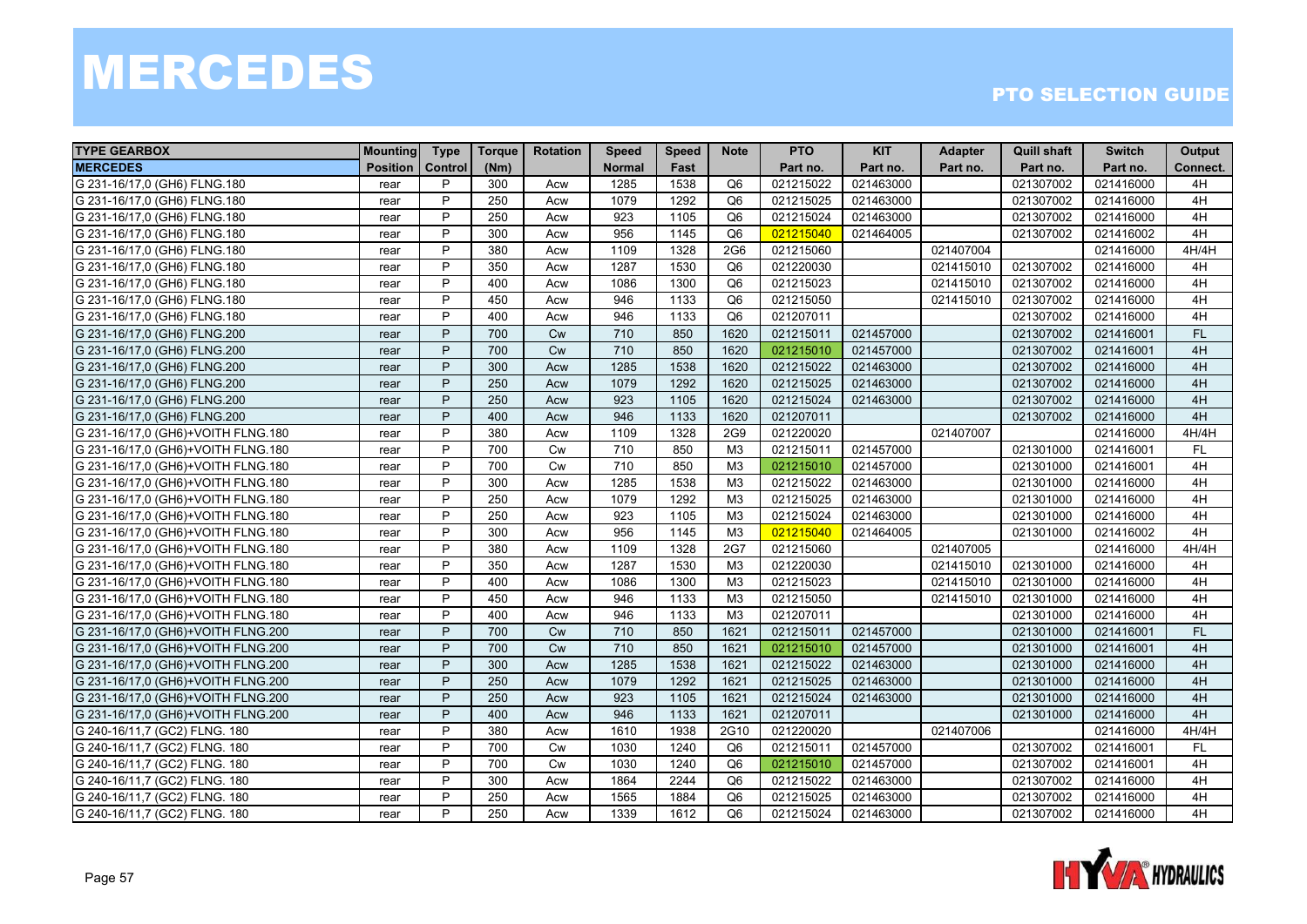# MERCEDES

## PTO SELECTION GUIDE

| TYPE GEARBOX | Mounting | Type | Torque | Rotation | Speed | Speed | Note | PTO | KIT | Adapter | Quill shaft | Switch | Output |
|---|---|---|---|---|---|---|---|---|---|---|---|---|---|
| MERCEDES | Position | Control | (Nm) | | Normal | Fast | | Part no. | Part no. | Part no. | Part no. | Part no. | Connect. |
| G 231-16/17,0 (GH6) FLNG.180 | rear | P | 300 | Acw | 1285 | 1538 | Q6 | 021215022 | 021463000 | | 021307002 | 021416000 | 4H |
| G 231-16/17,0 (GH6) FLNG.180 | rear | P | 250 | Acw | 1079 | 1292 | Q6 | 021215025 | 021463000 | | 021307002 | 021416000 | 4H |
| G 231-16/17,0 (GH6) FLNG.180 | rear | P | 250 | Acw | 923 | 1105 | Q6 | 021215024 | 021463000 | | 021307002 | 021416000 | 4H |
| G 231-16/17,0 (GH6) FLNG.180 | rear | P | 300 | Acw | 956 | 1145 | Q6 | 021215040 | 021464005 | | 021307002 | 021416002 | 4H |
| G 231-16/17,0 (GH6) FLNG.180 | rear | P | 380 | Acw | 1109 | 1328 | 2G6 | 021215060 | | 021407004 | | 021416000 | 4H/4H |
| G 231-16/17,0 (GH6) FLNG.180 | rear | P | 350 | Acw | 1287 | 1530 | Q6 | 021220030 | | 021415010 | 021307002 | 021416000 | 4H |
| G 231-16/17,0 (GH6) FLNG.180 | rear | P | 400 | Acw | 1086 | 1300 | Q6 | 021215023 | | 021415010 | 021307002 | 021416000 | 4H |
| G 231-16/17,0 (GH6) FLNG.180 | rear | P | 450 | Acw | 946 | 1133 | Q6 | 021215050 | | 021415010 | 021307002 | 021416000 | 4H |
| G 231-16/17,0 (GH6) FLNG.180 | rear | P | 400 | Acw | 946 | 1133 | Q6 | 021207011 | | | 021307002 | 021416000 | 4H |
| G 231-16/17,0 (GH6) FLNG.200 | rear | P | 700 | Cw | 710 | 850 | 1620 | 021215011 | 021457000 | | 021307002 | 021416001 | FL |
| G 231-16/17,0 (GH6) FLNG.200 | rear | P | 700 | Cw | 710 | 850 | 1620 | 021215010 | 021457000 | | 021307002 | 021416001 | 4H |
| G 231-16/17,0 (GH6) FLNG.200 | rear | P | 300 | Acw | 1285 | 1538 | 1620 | 021215022 | 021463000 | | 021307002 | 021416000 | 4H |
| G 231-16/17,0 (GH6) FLNG.200 | rear | P | 250 | Acw | 1079 | 1292 | 1620 | 021215025 | 021463000 | | 021307002 | 021416000 | 4H |
| G 231-16/17,0 (GH6) FLNG.200 | rear | P | 250 | Acw | 923 | 1105 | 1620 | 021215024 | 021463000 | | 021307002 | 021416000 | 4H |
| G 231-16/17,0 (GH6) FLNG.200 | rear | P | 400 | Acw | 946 | 1133 | 1620 | 021207011 | | | 021307002 | 021416000 | 4H |
| G 231-16/17,0 (GH6)+VOITH FLNG.180 | rear | P | 380 | Acw | 1109 | 1328 | 2G9 | 021220020 | | 021407007 | | 021416000 | 4H/4H |
| G 231-16/17,0 (GH6)+VOITH FLNG.180 | rear | P | 700 | Cw | 710 | 850 | M3 | 021215011 | 021457000 | | 021301000 | 021416001 | FL |
| G 231-16/17,0 (GH6)+VOITH FLNG.180 | rear | P | 700 | Cw | 710 | 850 | M3 | 021215010 | 021457000 | | 021301000 | 021416001 | 4H |
| G 231-16/17,0 (GH6)+VOITH FLNG.180 | rear | P | 300 | Acw | 1285 | 1538 | M3 | 021215022 | 021463000 | | 021301000 | 021416000 | 4H |
| G 231-16/17,0 (GH6)+VOITH FLNG.180 | rear | P | 250 | Acw | 1079 | 1292 | M3 | 021215025 | 021463000 | | 021301000 | 021416000 | 4H |
| G 231-16/17,0 (GH6)+VOITH FLNG.180 | rear | P | 250 | Acw | 923 | 1105 | M3 | 021215024 | 021463000 | | 021301000 | 021416000 | 4H |
| G 231-16/17,0 (GH6)+VOITH FLNG.180 | rear | P | 300 | Acw | 956 | 1145 | M3 | 021215040 | 021464005 | | 021301000 | 021416002 | 4H |
| G 231-16/17,0 (GH6)+VOITH FLNG.180 | rear | P | 380 | Acw | 1109 | 1328 | 2G7 | 021215060 | | 021407005 | | 021416000 | 4H/4H |
| G 231-16/17,0 (GH6)+VOITH FLNG.180 | rear | P | 350 | Acw | 1287 | 1530 | M3 | 021220030 | | 021415010 | 021301000 | 021416000 | 4H |
| G 231-16/17,0 (GH6)+VOITH FLNG.180 | rear | P | 400 | Acw | 1086 | 1300 | M3 | 021215023 | | 021415010 | 021301000 | 021416000 | 4H |
| G 231-16/17,0 (GH6)+VOITH FLNG.180 | rear | P | 450 | Acw | 946 | 1133 | M3 | 021215050 | | 021415010 | 021301000 | 021416000 | 4H |
| G 231-16/17,0 (GH6)+VOITH FLNG.180 | rear | P | 400 | Acw | 946 | 1133 | M3 | 021207011 | | | 021301000 | 021416000 | 4H |
| G 231-16/17,0 (GH6)+VOITH FLNG.200 | rear | P | 700 | Cw | 710 | 850 | 1621 | 021215011 | 021457000 | | 021301000 | 021416001 | FL |
| G 231-16/17,0 (GH6)+VOITH FLNG.200 | rear | P | 700 | Cw | 710 | 850 | 1621 | 021215010 | 021457000 | | 021301000 | 021416001 | 4H |
| G 231-16/17,0 (GH6)+VOITH FLNG.200 | rear | P | 300 | Acw | 1285 | 1538 | 1621 | 021215022 | 021463000 | | 021301000 | 021416000 | 4H |
| G 231-16/17,0 (GH6)+VOITH FLNG.200 | rear | P | 250 | Acw | 1079 | 1292 | 1621 | 021215025 | 021463000 | | 021301000 | 021416000 | 4H |
| G 231-16/17,0 (GH6)+VOITH FLNG.200 | rear | P | 250 | Acw | 923 | 1105 | 1621 | 021215024 | 021463000 | | 021301000 | 021416000 | 4H |
| G 231-16/17,0 (GH6)+VOITH FLNG.200 | rear | P | 400 | Acw | 946 | 1133 | 1621 | 021207011 | | | 021301000 | 021416000 | 4H |
| G 240-16/11,7 (GC2) FLNG. 180 | rear | P | 380 | Acw | 1610 | 1938 | 2G10 | 021220020 | | 021407006 | | 021416000 | 4H/4H |
| G 240-16/11,7 (GC2) FLNG. 180 | rear | P | 700 | Cw | 1030 | 1240 | Q6 | 021215011 | 021457000 | | 021307002 | 021416001 | FL |
| G 240-16/11,7 (GC2) FLNG. 180 | rear | P | 700 | Cw | 1030 | 1240 | Q6 | 021215010 | 021457000 | | 021307002 | 021416001 | 4H |
| G 240-16/11,7 (GC2) FLNG. 180 | rear | P | 300 | Acw | 1864 | 2244 | Q6 | 021215022 | 021463000 | | 021307002 | 021416000 | 4H |
| G 240-16/11,7 (GC2) FLNG. 180 | rear | P | 250 | Acw | 1565 | 1884 | Q6 | 021215025 | 021463000 | | 021307002 | 021416000 | 4H |
| G 240-16/11,7 (GC2) FLNG. 180 | rear | P | 250 | Acw | 1339 | 1612 | Q6 | 021215024 | 021463000 | | 021307002 | 021416000 | 4H |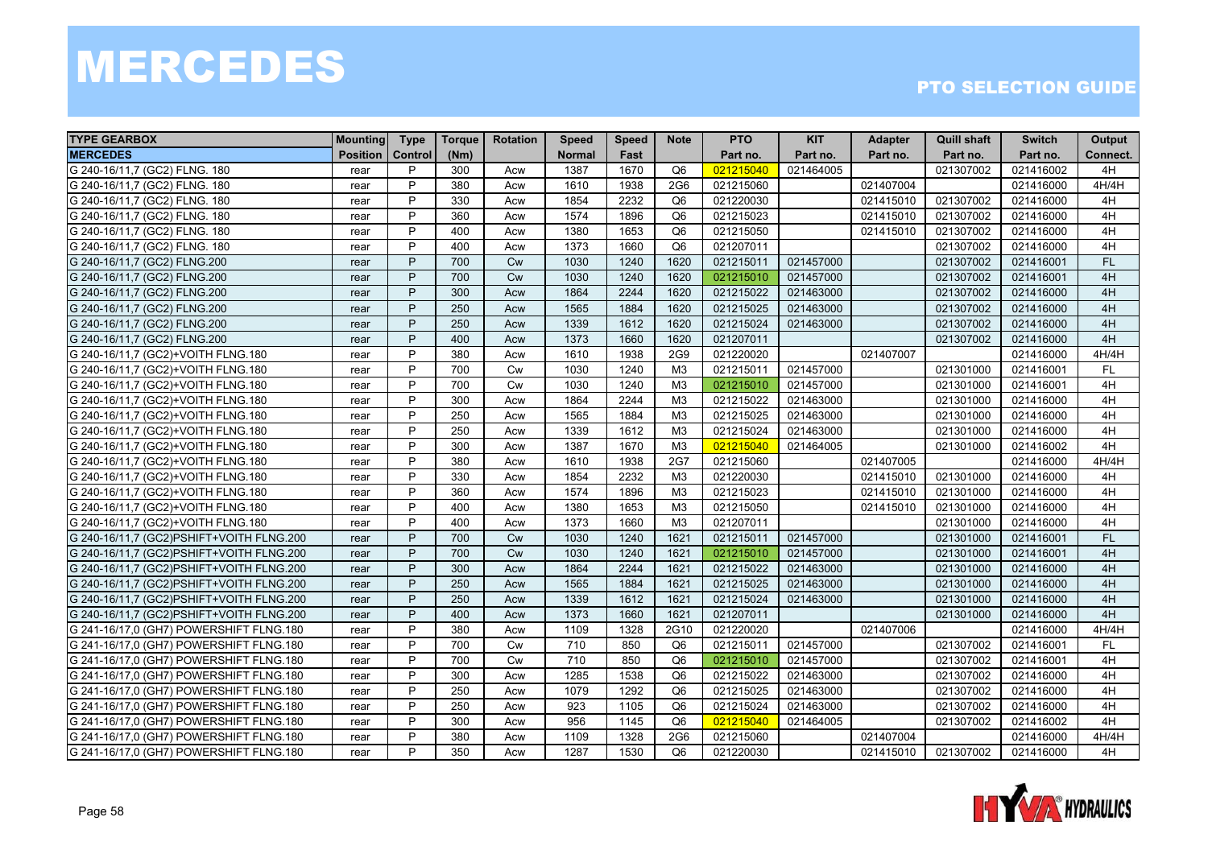# MERCEDES

## PTO SELECTION GUIDE

| TYPE GEARBOX | Mounting | Type | Torque | Rotation | Speed | Speed | Note | PTO | KIT | Adapter | Quill shaft | Switch | Output |
|---|---|---|---|---|---|---|---|---|---|---|---|---|---|
| MERCEDES | Position | Control | (Nm) | | Normal | Fast | | Part no. | Part no. | Part no. | Part no. | Part no. | Connect. |
| G 240-16/11,7 (GC2) FLNG. 180 | rear | P | 300 | Acw | 1387 | 1670 | Q6 | 021215040 | 021464005 | | 021307002 | 021416002 | 4H |
| G 240-16/11,7 (GC2) FLNG. 180 | rear | P | 380 | Acw | 1610 | 1938 | 2G6 | 021215060 | | 021407004 | | 021416000 | 4H/4H |
| G 240-16/11,7 (GC2) FLNG. 180 | rear | P | 330 | Acw | 1854 | 2232 | Q6 | 021220030 | | 021415010 | 021307002 | 021416000 | 4H |
| G 240-16/11,7 (GC2) FLNG. 180 | rear | P | 360 | Acw | 1574 | 1896 | Q6 | 021215023 | | 021415010 | 021307002 | 021416000 | 4H |
| G 240-16/11,7 (GC2) FLNG. 180 | rear | P | 400 | Acw | 1380 | 1653 | Q6 | 021215050 | | 021415010 | 021307002 | 021416000 | 4H |
| G 240-16/11,7 (GC2) FLNG. 180 | rear | P | 400 | Acw | 1373 | 1660 | Q6 | 021207011 | | | 021307002 | 021416000 | 4H |
| G 240-16/11,7 (GC2) FLNG.200 | rear | P | 700 | Cw | 1030 | 1240 | 1620 | 021215011 | 021457000 | | 021307002 | 021416001 | FL |
| G 240-16/11,7 (GC2) FLNG.200 | rear | P | 700 | Cw | 1030 | 1240 | 1620 | 021215010 | 021457000 | | 021307002 | 021416001 | 4H |
| G 240-16/11,7 (GC2) FLNG.200 | rear | P | 300 | Acw | 1864 | 2244 | 1620 | 021215022 | 021463000 | | 021307002 | 021416000 | 4H |
| G 240-16/11,7 (GC2) FLNG.200 | rear | P | 250 | Acw | 1565 | 1884 | 1620 | 021215025 | 021463000 | | 021307002 | 021416000 | 4H |
| G 240-16/11,7 (GC2) FLNG.200 | rear | P | 250 | Acw | 1339 | 1612 | 1620 | 021215024 | 021463000 | | 021307002 | 021416000 | 4H |
| G 240-16/11,7 (GC2) FLNG.200 | rear | P | 400 | Acw | 1373 | 1660 | 1620 | 021207011 | | | 021307002 | 021416000 | 4H |
| G 240-16/11,7 (GC2)+VOITH FLNG.180 | rear | P | 380 | Acw | 1610 | 1938 | 2G9 | 021220020 | | 021407007 | | 021416000 | 4H/4H |
| G 240-16/11,7 (GC2)+VOITH FLNG.180 | rear | P | 700 | Cw | 1030 | 1240 | M3 | 021215011 | 021457000 | | 021301000 | 021416001 | FL |
| G 240-16/11,7 (GC2)+VOITH FLNG.180 | rear | P | 700 | Cw | 1030 | 1240 | M3 | 021215010 | 021457000 | | 021301000 | 021416001 | 4H |
| G 240-16/11,7 (GC2)+VOITH FLNG.180 | rear | P | 300 | Acw | 1864 | 2244 | M3 | 021215022 | 021463000 | | 021301000 | 021416000 | 4H |
| G 240-16/11,7 (GC2)+VOITH FLNG.180 | rear | P | 250 | Acw | 1565 | 1884 | M3 | 021215025 | 021463000 | | 021301000 | 021416000 | 4H |
| G 240-16/11,7 (GC2)+VOITH FLNG.180 | rear | P | 250 | Acw | 1339 | 1612 | M3 | 021215024 | 021463000 | | 021301000 | 021416000 | 4H |
| G 240-16/11,7 (GC2)+VOITH FLNG.180 | rear | P | 300 | Acw | 1387 | 1670 | M3 | 021215040 | 021464005 | | 021301000 | 021416002 | 4H |
| G 240-16/11,7 (GC2)+VOITH FLNG.180 | rear | P | 380 | Acw | 1610 | 1938 | 2G7 | 021215060 | | 021407005 | | 021416000 | 4H/4H |
| G 240-16/11,7 (GC2)+VOITH FLNG.180 | rear | P | 330 | Acw | 1854 | 2232 | M3 | 021220030 | | 021415010 | 021301000 | 021416000 | 4H |
| G 240-16/11,7 (GC2)+VOITH FLNG.180 | rear | P | 360 | Acw | 1574 | 1896 | M3 | 021215023 | | 021415010 | 021301000 | 021416000 | 4H |
| G 240-16/11,7 (GC2)+VOITH FLNG.180 | rear | P | 400 | Acw | 1380 | 1653 | M3 | 021215050 | | 021415010 | 021301000 | 021416000 | 4H |
| G 240-16/11,7 (GC2)+VOITH FLNG.180 | rear | P | 400 | Acw | 1373 | 1660 | M3 | 021207011 | | | 021301000 | 021416000 | 4H |
| G 240-16/11,7 (GC2)PSHIFT+VOITH FLNG.200 | rear | P | 700 | Cw | 1030 | 1240 | 1621 | 021215011 | 021457000 | | 021301000 | 021416001 | FL |
| G 240-16/11,7 (GC2)PSHIFT+VOITH FLNG.200 | rear | P | 700 | Cw | 1030 | 1240 | 1621 | 021215010 | 021457000 | | 021301000 | 021416001 | 4H |
| G 240-16/11,7 (GC2)PSHIFT+VOITH FLNG.200 | rear | P | 300 | Acw | 1864 | 2244 | 1621 | 021215022 | 021463000 | | 021301000 | 021416000 | 4H |
| G 240-16/11,7 (GC2)PSHIFT+VOITH FLNG.200 | rear | P | 250 | Acw | 1565 | 1884 | 1621 | 021215025 | 021463000 | | 021301000 | 021416000 | 4H |
| G 240-16/11,7 (GC2)PSHIFT+VOITH FLNG.200 | rear | P | 250 | Acw | 1339 | 1612 | 1621 | 021215024 | 021463000 | | 021301000 | 021416000 | 4H |
| G 240-16/11,7 (GC2)PSHIFT+VOITH FLNG.200 | rear | P | 400 | Acw | 1373 | 1660 | 1621 | 021207011 | | | 021301000 | 021416000 | 4H |
| G 241-16/17,0 (GH7) POWERSHIFT FLNG.180 | rear | P | 380 | Acw | 1109 | 1328 | 2G10 | 021220020 | | 021407006 | | 021416000 | 4H/4H |
| G 241-16/17,0 (GH7) POWERSHIFT FLNG.180 | rear | P | 700 | Cw | 710 | 850 | Q6 | 021215011 | 021457000 | | 021307002 | 021416001 | FL |
| G 241-16/17,0 (GH7) POWERSHIFT FLNG.180 | rear | P | 700 | Cw | 710 | 850 | Q6 | 021215010 | 021457000 | | 021307002 | 021416001 | 4H |
| G 241-16/17,0 (GH7) POWERSHIFT FLNG.180 | rear | P | 300 | Acw | 1285 | 1538 | Q6 | 021215022 | 021463000 | | 021307002 | 021416000 | 4H |
| G 241-16/17,0 (GH7) POWERSHIFT FLNG.180 | rear | P | 250 | Acw | 1079 | 1292 | Q6 | 021215025 | 021463000 | | 021307002 | 021416000 | 4H |
| G 241-16/17,0 (GH7) POWERSHIFT FLNG.180 | rear | P | 250 | Acw | 923 | 1105 | Q6 | 021215024 | 021463000 | | 021307002 | 021416000 | 4H |
| G 241-16/17,0 (GH7) POWERSHIFT FLNG.180 | rear | P | 300 | Acw | 956 | 1145 | Q6 | 021215040 | 021464005 | | 021307002 | 021416002 | 4H |
| G 241-16/17,0 (GH7) POWERSHIFT FLNG.180 | rear | P | 380 | Acw | 1109 | 1328 | 2G6 | 021215060 | | 021407004 | | 021416000 | 4H/4H |
| G 241-16/17,0 (GH7) POWERSHIFT FLNG.180 | rear | P | 350 | Acw | 1287 | 1530 | Q6 | 021220030 | | 021415010 | 021307002 | 021416000 | 4H |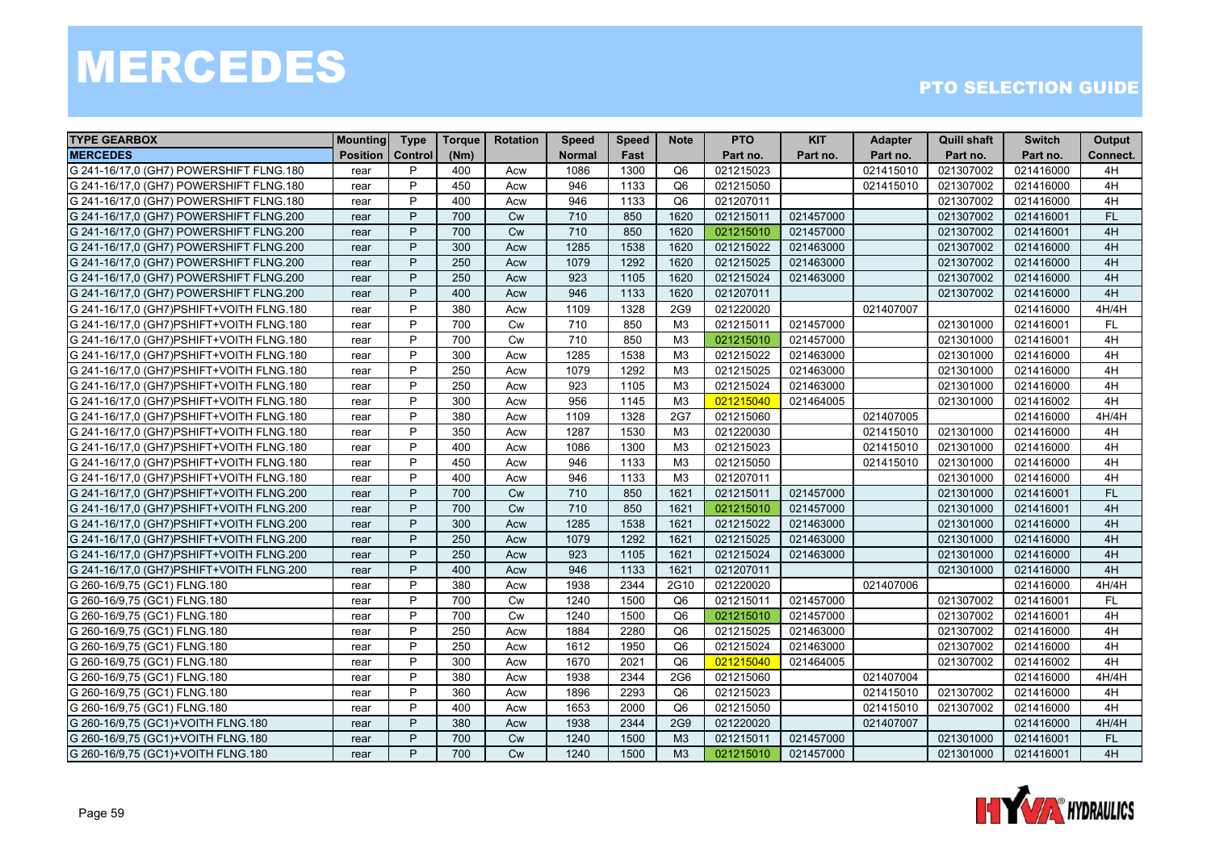# MERCEDES

## PTO SELECTION GUIDE

| TYPE GEARBOX MERCEDES | Mounting Position | Type Control | Torque (Nm) | Rotation | Speed Normal | Speed Fast | Note | PTO Part no. | KIT Part no. | Adapter Part no. | Quill shaft Part no. | Switch Part no. | Output Connect. |
|---|---|---|---|---|---|---|---|---|---|---|---|---|---|
| G 241-16/17,0 (GH7) POWERSHIFT FLNG.180 | rear | P | 400 | Acw | 1086 | 1300 | Q6 | 021215023 | | 021415010 | 021307002 | 021416000 | 4H |
| G 241-16/17,0 (GH7) POWERSHIFT FLNG.180 | rear | P | 450 | Acw | 946 | 1133 | Q6 | 021215050 | | 021415010 | 021307002 | 021416000 | 4H |
| G 241-16/17,0 (GH7) POWERSHIFT FLNG.180 | rear | P | 400 | Acw | 946 | 1133 | Q6 | 021207011 | | | 021307002 | 021416000 | 4H |
| G 241-16/17,0 (GH7) POWERSHIFT FLNG.200 | rear | P | 700 | Cw | 710 | 850 | 1620 | 021215011 | 021457000 | | 021307002 | 021416001 | FL |
| G 241-16/17,0 (GH7) POWERSHIFT FLNG.200 | rear | P | 700 | Cw | 710 | 850 | 1620 | 021215010 | 021457000 | | 021307002 | 021416001 | 4H |
| G 241-16/17,0 (GH7) POWERSHIFT FLNG.200 | rear | P | 300 | Acw | 1285 | 1538 | 1620 | 021215022 | 021463000 | | 021307002 | 021416000 | 4H |
| G 241-16/17,0 (GH7) POWERSHIFT FLNG.200 | rear | P | 250 | Acw | 1079 | 1292 | 1620 | 021215025 | 021463000 | | 021307002 | 021416000 | 4H |
| G 241-16/17,0 (GH7) POWERSHIFT FLNG.200 | rear | P | 250 | Acw | 923 | 1105 | 1620 | 021215024 | 021463000 | | 021307002 | 021416000 | 4H |
| G 241-16/17,0 (GH7) POWERSHIFT FLNG.200 | rear | P | 400 | Acw | 946 | 1133 | 1620 | 021207011 | | | 021307002 | 021416000 | 4H |
| G 241-16/17,0 (GH7)PSHIFT+VOITH FLNG.180 | rear | P | 380 | Acw | 1109 | 1328 | 2G9 | 021220020 | | 021407007 | | 021416000 | 4H/4H |
| G 241-16/17,0 (GH7)PSHIFT+VOITH FLNG.180 | rear | P | 700 | Cw | 710 | 850 | M3 | 021215011 | 021457000 | | 021301000 | 021416001 | FL |
| G 241-16/17,0 (GH7)PSHIFT+VOITH FLNG.180 | rear | P | 700 | Cw | 710 | 850 | M3 | 021215010 | 021457000 | | 021301000 | 021416001 | 4H |
| G 241-16/17,0 (GH7)PSHIFT+VOITH FLNG.180 | rear | P | 300 | Acw | 1285 | 1538 | M3 | 021215022 | 021463000 | | 021301000 | 021416000 | 4H |
| G 241-16/17,0 (GH7)PSHIFT+VOITH FLNG.180 | rear | P | 250 | Acw | 1079 | 1292 | M3 | 021215025 | 021463000 | | 021301000 | 021416000 | 4H |
| G 241-16/17,0 (GH7)PSHIFT+VOITH FLNG.180 | rear | P | 250 | Acw | 923 | 1105 | M3 | 021215024 | 021463000 | | 021301000 | 021416000 | 4H |
| G 241-16/17,0 (GH7)PSHIFT+VOITH FLNG.180 | rear | P | 300 | Acw | 956 | 1145 | M3 | 021215040 | 021464005 | | 021301000 | 021416002 | 4H |
| G 241-16/17,0 (GH7)PSHIFT+VOITH FLNG.180 | rear | P | 380 | Acw | 1109 | 1328 | 2G7 | 021215060 | | 021407005 | | 021416000 | 4H/4H |
| G 241-16/17,0 (GH7)PSHIFT+VOITH FLNG.180 | rear | P | 350 | Acw | 1287 | 1530 | M3 | 021220030 | | 021415010 | 021301000 | 021416000 | 4H |
| G 241-16/17,0 (GH7)PSHIFT+VOITH FLNG.180 | rear | P | 400 | Acw | 1086 | 1300 | M3 | 021215023 | | 021415010 | 021301000 | 021416000 | 4H |
| G 241-16/17,0 (GH7)PSHIFT+VOITH FLNG.180 | rear | P | 450 | Acw | 946 | 1133 | M3 | 021215050 | | 021415010 | 021301000 | 021416000 | 4H |
| G 241-16/17,0 (GH7)PSHIFT+VOITH FLNG.180 | rear | P | 400 | Acw | 946 | 1133 | M3 | 021207011 | | | 021301000 | 021416000 | 4H |
| G 241-16/17,0 (GH7)PSHIFT+VOITH FLNG.200 | rear | P | 700 | Cw | 710 | 850 | 1621 | 021215011 | 021457000 | | 021301000 | 021416001 | FL |
| G 241-16/17,0 (GH7)PSHIFT+VOITH FLNG.200 | rear | P | 700 | Cw | 710 | 850 | 1621 | 021215010 | 021457000 | | 021301000 | 021416001 | 4H |
| G 241-16/17,0 (GH7)PSHIFT+VOITH FLNG.200 | rear | P | 300 | Acw | 1285 | 1538 | 1621 | 021215022 | 021463000 | | 021301000 | 021416000 | 4H |
| G 241-16/17,0 (GH7)PSHIFT+VOITH FLNG.200 | rear | P | 250 | Acw | 1079 | 1292 | 1621 | 021215025 | 021463000 | | 021301000 | 021416000 | 4H |
| G 241-16/17,0 (GH7)PSHIFT+VOITH FLNG.200 | rear | P | 250 | Acw | 923 | 1105 | 1621 | 021215024 | 021463000 | | 021301000 | 021416000 | 4H |
| G 241-16/17,0 (GH7)PSHIFT+VOITH FLNG.200 | rear | P | 400 | Acw | 946 | 1133 | 1621 | 021207011 | | | 021301000 | 021416000 | 4H |
| G 260-16/9,75 (GC1) FLNG.180 | rear | P | 380 | Acw | 1938 | 2344 | 2G10 | 021220020 | | 021407006 | | 021416000 | 4H/4H |
| G 260-16/9,75 (GC1) FLNG.180 | rear | P | 700 | Cw | 1240 | 1500 | Q6 | 021215011 | 021457000 | | 021307002 | 021416001 | FL |
| G 260-16/9,75 (GC1) FLNG.180 | rear | P | 700 | Cw | 1240 | 1500 | Q6 | 021215010 | 021457000 | | 021307002 | 021416001 | 4H |
| G 260-16/9,75 (GC1) FLNG.180 | rear | P | 250 | Acw | 1884 | 2280 | Q6 | 021215025 | 021463000 | | 021307002 | 021416000 | 4H |
| G 260-16/9,75 (GC1) FLNG.180 | rear | P | 250 | Acw | 1612 | 1950 | Q6 | 021215024 | 021463000 | | 021307002 | 021416000 | 4H |
| G 260-16/9,75 (GC1) FLNG.180 | rear | P | 300 | Acw | 1670 | 2021 | Q6 | 021215040 | 021464005 | | 021307002 | 021416002 | 4H |
| G 260-16/9,75 (GC1) FLNG.180 | rear | P | 380 | Acw | 1938 | 2344 | 2G6 | 021215060 | | 021407004 | | 021416000 | 4H/4H |
| G 260-16/9,75 (GC1) FLNG.180 | rear | P | 360 | Acw | 1896 | 2293 | Q6 | 021215023 | | 021415010 | 021307002 | 021416000 | 4H |
| G 260-16/9,75 (GC1) FLNG.180 | rear | P | 400 | Acw | 1653 | 2000 | Q6 | 021215050 | | 021415010 | 021307002 | 021416000 | 4H |
| G 260-16/9,75 (GC1)+VOITH FLNG.180 | rear | P | 380 | Acw | 1938 | 2344 | 2G9 | 021220020 | | 021407007 | | 021416000 | 4H/4H |
| G 260-16/9,75 (GC1)+VOITH FLNG.180 | rear | P | 700 | Cw | 1240 | 1500 | M3 | 021215011 | 021457000 | | 021301000 | 021416001 | FL |
| G 260-16/9,75 (GC1)+VOITH FLNG.180 | rear | P | 700 | Cw | 1240 | 1500 | M3 | 021215010 | 021457000 | | 021301000 | 021416001 | 4H |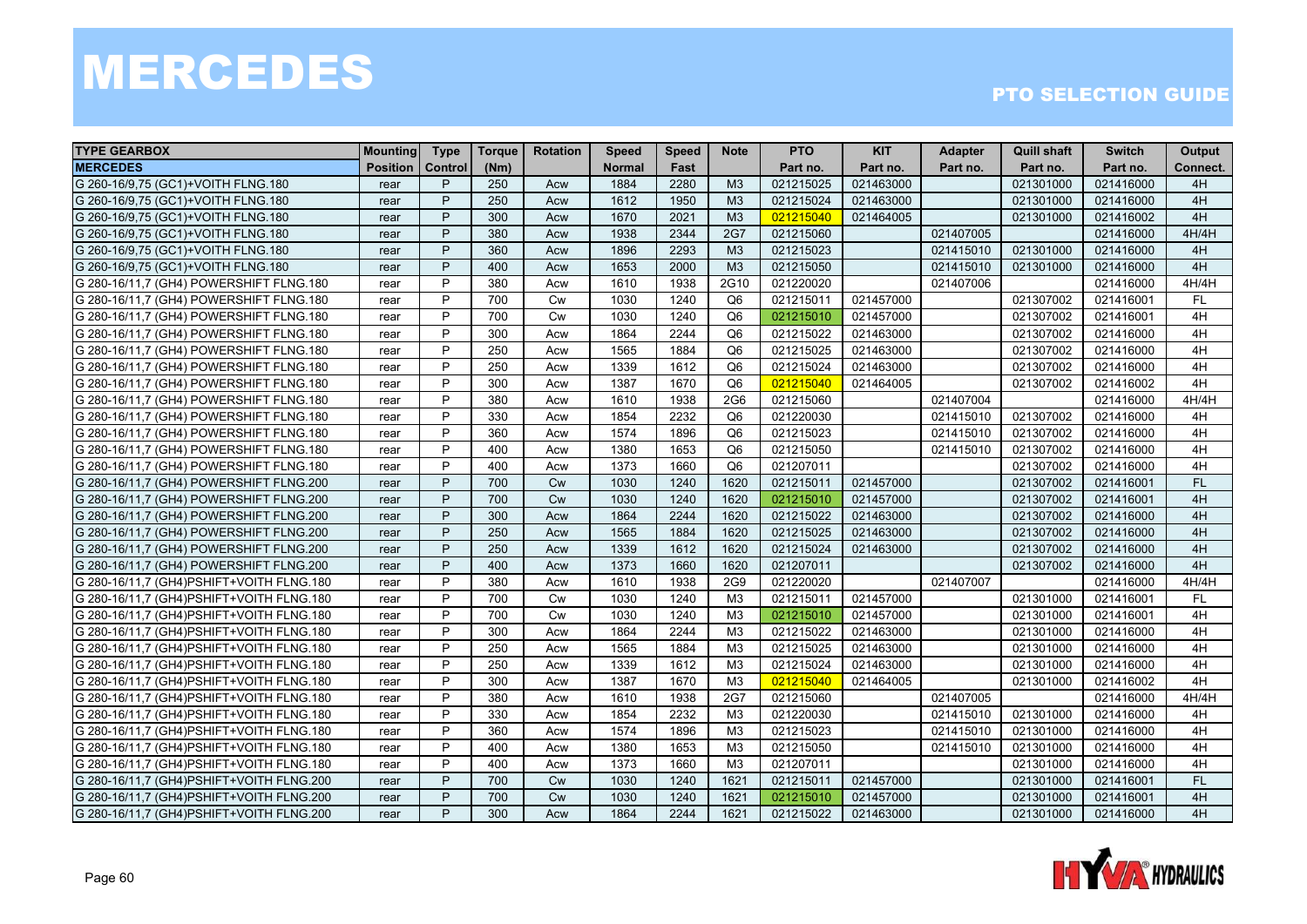# MERCEDES

## PTO SELECTION GUIDE

| TYPE GEARBOX<br>MERCEDES | Mounting Position | Type Control | Torque (Nm) | Rotation | Speed Normal | Speed Fast | Note | PTO Part no. | KIT Part no. | Adapter Part no. | Quill shaft Part no. | Switch Part no. | Output Connect. |
|---|---|---|---|---|---|---|---|---|---|---|---|---|---|
| G 260-16/9,75 (GC1)+VOITH FLNG.180 | rear | P | 250 | Acw | 1884 | 2280 | M3 | 021215025 | 021463000 | | 021301000 | 021416000 | 4H |
| G 260-16/9,75 (GC1)+VOITH FLNG.180 | rear | P | 250 | Acw | 1612 | 1950 | M3 | 021215024 | 021463000 | | 021301000 | 021416000 | 4H |
| G 260-16/9,75 (GC1)+VOITH FLNG.180 | rear | P | 300 | Acw | 1670 | 2021 | M3 | 021215040 | 021464005 | | 021301000 | 021416002 | 4H |
| G 260-16/9,75 (GC1)+VOITH FLNG.180 | rear | P | 380 | Acw | 1938 | 2344 | 2G7 | 021215060 | | 021407005 | | 021416000 | 4H/4H |
| G 260-16/9,75 (GC1)+VOITH FLNG.180 | rear | P | 360 | Acw | 1896 | 2293 | M3 | 021215023 | | 021415010 | 021301000 | 021416000 | 4H |
| G 260-16/9,75 (GC1)+VOITH FLNG.180 | rear | P | 400 | Acw | 1653 | 2000 | M3 | 021215050 | | 021415010 | 021301000 | 021416000 | 4H |
| G 280-16/11,7 (GH4) POWERSHIFT FLNG.180 | rear | P | 380 | Acw | 1610 | 1938 | 2G10 | 021220020 | | 021407006 | | 021416000 | 4H/4H |
| G 280-16/11,7 (GH4) POWERSHIFT FLNG.180 | rear | P | 700 | Cw | 1030 | 1240 | Q6 | 021215011 | 021457000 | | 021307002 | 021416001 | FL |
| G 280-16/11,7 (GH4) POWERSHIFT FLNG.180 | rear | P | 700 | Cw | 1030 | 1240 | Q6 | 021215010 | 021457000 | | 021307002 | 021416001 | 4H |
| G 280-16/11,7 (GH4) POWERSHIFT FLNG.180 | rear | P | 300 | Acw | 1864 | 2244 | Q6 | 021215022 | 021463000 | | 021307002 | 021416000 | 4H |
| G 280-16/11,7 (GH4) POWERSHIFT FLNG.180 | rear | P | 250 | Acw | 1565 | 1884 | Q6 | 021215025 | 021463000 | | 021307002 | 021416000 | 4H |
| G 280-16/11,7 (GH4) POWERSHIFT FLNG.180 | rear | P | 250 | Acw | 1339 | 1612 | Q6 | 021215024 | 021463000 | | 021307002 | 021416000 | 4H |
| G 280-16/11,7 (GH4) POWERSHIFT FLNG.180 | rear | P | 300 | Acw | 1387 | 1670 | Q6 | 021215040 | 021464005 | | 021307002 | 021416002 | 4H |
| G 280-16/11,7 (GH4) POWERSHIFT FLNG.180 | rear | P | 380 | Acw | 1610 | 1938 | 2G6 | 021215060 | | 021407004 | | 021416000 | 4H/4H |
| G 280-16/11,7 (GH4) POWERSHIFT FLNG.180 | rear | P | 330 | Acw | 1854 | 2232 | Q6 | 021220030 | | 021415010 | 021307002 | 021416000 | 4H |
| G 280-16/11,7 (GH4) POWERSHIFT FLNG.180 | rear | P | 360 | Acw | 1574 | 1896 | Q6 | 021215023 | | 021415010 | 021307002 | 021416000 | 4H |
| G 280-16/11,7 (GH4) POWERSHIFT FLNG.180 | rear | P | 400 | Acw | 1380 | 1653 | Q6 | 021215050 | | 021415010 | 021307002 | 021416000 | 4H |
| G 280-16/11,7 (GH4) POWERSHIFT FLNG.180 | rear | P | 400 | Acw | 1373 | 1660 | Q6 | 021207011 | | | 021307002 | 021416000 | 4H |
| G 280-16/11,7 (GH4) POWERSHIFT FLNG.200 | rear | P | 700 | Cw | 1030 | 1240 | 1620 | 021215011 | 021457000 | | 021307002 | 021416001 | FL |
| G 280-16/11,7 (GH4) POWERSHIFT FLNG.200 | rear | P | 700 | Cw | 1030 | 1240 | 1620 | 021215010 | 021457000 | | 021307002 | 021416001 | 4H |
| G 280-16/11,7 (GH4) POWERSHIFT FLNG.200 | rear | P | 300 | Acw | 1864 | 2244 | 1620 | 021215022 | 021463000 | | 021307002 | 021416000 | 4H |
| G 280-16/11,7 (GH4) POWERSHIFT FLNG.200 | rear | P | 250 | Acw | 1565 | 1884 | 1620 | 021215025 | 021463000 | | 021307002 | 021416000 | 4H |
| G 280-16/11,7 (GH4) POWERSHIFT FLNG.200 | rear | P | 250 | Acw | 1339 | 1612 | 1620 | 021215024 | 021463000 | | 021307002 | 021416000 | 4H |
| G 280-16/11,7 (GH4) POWERSHIFT FLNG.200 | rear | P | 400 | Acw | 1373 | 1660 | 1620 | 021207011 | | | 021307002 | 021416000 | 4H |
| G 280-16/11,7 (GH4)PSHIFT+VOITH FLNG.180 | rear | P | 380 | Acw | 1610 | 1938 | 2G9 | 021220020 | | 021407007 | | 021416000 | 4H/4H |
| G 280-16/11,7 (GH4)PSHIFT+VOITH FLNG.180 | rear | P | 700 | Cw | 1030 | 1240 | M3 | 021215011 | 021457000 | | 021301000 | 021416001 | FL |
| G 280-16/11,7 (GH4)PSHIFT+VOITH FLNG.180 | rear | P | 700 | Cw | 1030 | 1240 | M3 | 021215010 | 021457000 | | 021301000 | 021416001 | 4H |
| G 280-16/11,7 (GH4)PSHIFT+VOITH FLNG.180 | rear | P | 300 | Acw | 1864 | 2244 | M3 | 021215022 | 021463000 | | 021301000 | 021416000 | 4H |
| G 280-16/11,7 (GH4)PSHIFT+VOITH FLNG.180 | rear | P | 250 | Acw | 1565 | 1884 | M3 | 021215025 | 021463000 | | 021301000 | 021416000 | 4H |
| G 280-16/11,7 (GH4)PSHIFT+VOITH FLNG.180 | rear | P | 250 | Acw | 1339 | 1612 | M3 | 021215024 | 021463000 | | 021301000 | 021416000 | 4H |
| G 280-16/11,7 (GH4)PSHIFT+VOITH FLNG.180 | rear | P | 300 | Acw | 1387 | 1670 | M3 | 021215040 | 021464005 | | 021301000 | 021416002 | 4H |
| G 280-16/11,7 (GH4)PSHIFT+VOITH FLNG.180 | rear | P | 380 | Acw | 1610 | 1938 | 2G7 | 021215060 | | 021407005 | | 021416000 | 4H/4H |
| G 280-16/11,7 (GH4)PSHIFT+VOITH FLNG.180 | rear | P | 330 | Acw | 1854 | 2232 | M3 | 021220030 | | 021415010 | 021301000 | 021416000 | 4H |
| G 280-16/11,7 (GH4)PSHIFT+VOITH FLNG.180 | rear | P | 360 | Acw | 1574 | 1896 | M3 | 021215023 | | 021415010 | 021301000 | 021416000 | 4H |
| G 280-16/11,7 (GH4)PSHIFT+VOITH FLNG.180 | rear | P | 400 | Acw | 1380 | 1653 | M3 | 021215050 | | 021415010 | 021301000 | 021416000 | 4H |
| G 280-16/11,7 (GH4)PSHIFT+VOITH FLNG.180 | rear | P | 400 | Acw | 1373 | 1660 | M3 | 021207011 | | | 021301000 | 021416000 | 4H |
| G 280-16/11,7 (GH4)PSHIFT+VOITH FLNG.200 | rear | P | 700 | Cw | 1030 | 1240 | 1621 | 021215011 | 021457000 | | 021301000 | 021416001 | FL |
| G 280-16/11,7 (GH4)PSHIFT+VOITH FLNG.200 | rear | P | 700 | Cw | 1030 | 1240 | 1621 | 021215010 | 021457000 | | 021301000 | 021416001 | 4H |
| G 280-16/11,7 (GH4)PSHIFT+VOITH FLNG.200 | rear | P | 300 | Acw | 1864 | 2244 | 1621 | 021215022 | 021463000 | | 021301000 | 021416000 | 4H |

HYVA HYDRAULICS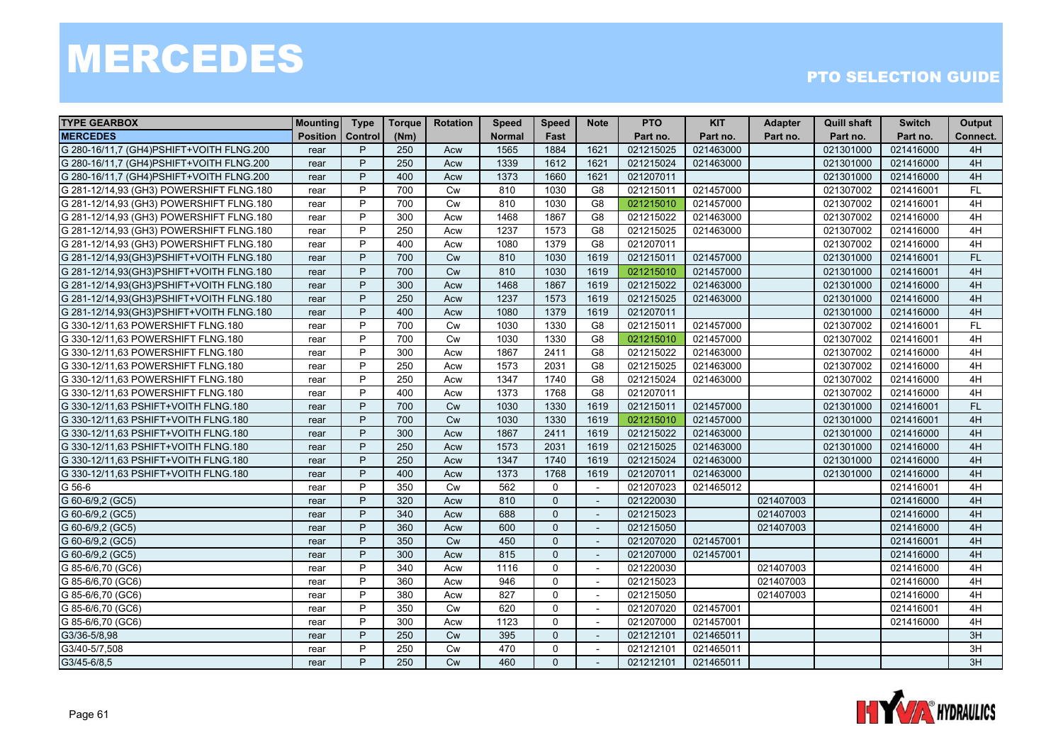# MERCEDES

PTO SELECTION GUIDE

| TYPE GEARBOX | Mounting | Type | Torque | Rotation | Speed | Speed | Note | PTO | KIT | Adapter | Quill shaft | Switch | Output |
|---|---|---|---|---|---|---|---|---|---|---|---|---|---|
| MERCEDES | Position | Control | (Nm) | | Normal | Fast | | Part no. | Part no. | Part no. | Part no. | Part no. | Connect. |
| G 280-16/11,7 (GH4)PSHIFT+VOITH FLNG.200 | rear | P | 250 | Acw | 1565 | 1884 | 1621 | 021215025 | 021463000 | | 021301000 | 021416000 | 4H |
| G 280-16/11,7 (GH4)PSHIFT+VOITH FLNG.200 | rear | P | 250 | Acw | 1339 | 1612 | 1621 | 021215024 | 021463000 | | 021301000 | 021416000 | 4H |
| G 280-16/11,7 (GH4)PSHIFT+VOITH FLNG.200 | rear | P | 400 | Acw | 1373 | 1660 | 1621 | 021207011 | | | 021301000 | 021416000 | 4H |
| G 281-12/14,93 (GH3) POWERSHIFT FLNG.180 | rear | P | 700 | Cw | 810 | 1030 | G8 | 021215011 | 021457000 | | 021307002 | 021416001 | FL |
| G 281-12/14,93 (GH3) POWERSHIFT FLNG.180 | rear | P | 700 | Cw | 810 | 1030 | G8 | 021215010 | 021457000 | | 021307002 | 021416001 | 4H |
| G 281-12/14,93 (GH3) POWERSHIFT FLNG.180 | rear | P | 300 | Acw | 1468 | 1867 | G8 | 021215022 | 021463000 | | 021307002 | 021416000 | 4H |
| G 281-12/14,93 (GH3) POWERSHIFT FLNG.180 | rear | P | 250 | Acw | 1237 | 1573 | G8 | 021215025 | 021463000 | | 021307002 | 021416000 | 4H |
| G 281-12/14,93 (GH3) POWERSHIFT FLNG.180 | rear | P | 400 | Acw | 1080 | 1379 | G8 | 021207011 | | | 021307002 | 021416000 | 4H |
| G 281-12/14,93(GH3)PSHIFT+VOITH FLNG.180 | rear | P | 700 | Cw | 810 | 1030 | 1619 | 021215011 | 021457000 | | 021301000 | 021416001 | FL |
| G 281-12/14,93(GH3)PSHIFT+VOITH FLNG.180 | rear | P | 700 | Cw | 810 | 1030 | 1619 | 021215010 | 021457000 | | 021301000 | 021416001 | 4H |
| G 281-12/14,93(GH3)PSHIFT+VOITH FLNG.180 | rear | P | 300 | Acw | 1468 | 1867 | 1619 | 021215022 | 021463000 | | 021301000 | 021416000 | 4H |
| G 281-12/14,93(GH3)PSHIFT+VOITH FLNG.180 | rear | P | 250 | Acw | 1237 | 1573 | 1619 | 021215025 | 021463000 | | 021301000 | 021416000 | 4H |
| G 281-12/14,93(GH3)PSHIFT+VOITH FLNG.180 | rear | P | 400 | Acw | 1080 | 1379 | 1619 | 021207011 | | | 021301000 | 021416000 | 4H |
| G 330-12/11,63 POWERSHIFT FLNG.180 | rear | P | 700 | Cw | 1030 | 1330 | G8 | 021215011 | 021457000 | | 021307002 | 021416001 | FL |
| G 330-12/11,63 POWERSHIFT FLNG.180 | rear | P | 700 | Cw | 1030 | 1330 | G8 | 021215010 | 021457000 | | 021307002 | 021416001 | 4H |
| G 330-12/11,63 POWERSHIFT FLNG.180 | rear | P | 300 | Acw | 1867 | 2411 | G8 | 021215022 | 021463000 | | 021307002 | 021416000 | 4H |
| G 330-12/11,63 POWERSHIFT FLNG.180 | rear | P | 250 | Acw | 1573 | 2031 | G8 | 021215025 | 021463000 | | 021307002 | 021416000 | 4H |
| G 330-12/11,63 POWERSHIFT FLNG.180 | rear | P | 250 | Acw | 1347 | 1740 | G8 | 021215024 | 021463000 | | 021307002 | 021416000 | 4H |
| G 330-12/11,63 POWERSHIFT FLNG.180 | rear | P | 400 | Acw | 1373 | 1768 | G8 | 021207011 | | | 021307002 | 021416000 | 4H |
| G 330-12/11,63 PSHIFT+VOITH FLNG.180 | rear | P | 700 | Cw | 1030 | 1330 | 1619 | 021215011 | 021457000 | | 021301000 | 021416001 | FL |
| G 330-12/11,63 PSHIFT+VOITH FLNG.180 | rear | P | 700 | Cw | 1030 | 1330 | 1619 | 021215010 | 021457000 | | 021301000 | 021416001 | 4H |
| G 330-12/11,63 PSHIFT+VOITH FLNG.180 | rear | P | 300 | Acw | 1867 | 2411 | 1619 | 021215022 | 021463000 | | 021301000 | 021416000 | 4H |
| G 330-12/11,63 PSHIFT+VOITH FLNG.180 | rear | P | 250 | Acw | 1573 | 2031 | 1619 | 021215025 | 021463000 | | 021301000 | 021416000 | 4H |
| G 330-12/11,63 PSHIFT+VOITH FLNG.180 | rear | P | 250 | Acw | 1347 | 1740 | 1619 | 021215024 | 021463000 | | 021301000 | 021416000 | 4H |
| G 330-12/11,63 PSHIFT+VOITH FLNG.180 | rear | P | 400 | Acw | 1373 | 1768 | 1619 | 021207011 | 021463000 | | 021301000 | 021416000 | 4H |
| G 56-6 | rear | P | 350 | Cw | 562 | 0 | - | 021207023 | 021465012 | | | 021416001 | 4H |
| G 60-6/9,2 (GC5) | rear | P | 320 | Acw | 810 | 0 | - | 021220030 | | 021407003 | | 021416000 | 4H |
| G 60-6/9,2 (GC5) | rear | P | 340 | Acw | 688 | 0 | - | 021215023 | | 021407003 | | 021416000 | 4H |
| G 60-6/9,2 (GC5) | rear | P | 360 | Acw | 600 | 0 | - | 021215050 | | 021407003 | | 021416000 | 4H |
| G 60-6/9,2 (GC5) | rear | P | 350 | Cw | 450 | 0 | - | 021207020 | 021457001 | | | 021416001 | 4H |
| G 60-6/9,2 (GC5) | rear | P | 300 | Acw | 815 | 0 | - | 021207000 | 021457001 | | | 021416000 | 4H |
| G 85-6/6,70 (GC6) | rear | P | 340 | Acw | 1116 | 0 | - | 021220030 | | 021407003 | | 021416000 | 4H |
| G 85-6/6,70 (GC6) | rear | P | 360 | Acw | 946 | 0 | - | 021215023 | | 021407003 | | 021416000 | 4H |
| G 85-6/6,70 (GC6) | rear | P | 380 | Acw | 827 | 0 | - | 021215050 | | 021407003 | | 021416000 | 4H |
| G 85-6/6,70 (GC6) | rear | P | 350 | Cw | 620 | 0 | - | 021207020 | 021457001 | | | 021416001 | 4H |
| G 85-6/6,70 (GC6) | rear | P | 300 | Acw | 1123 | 0 | - | 021207000 | 021457001 | | | 021416000 | 4H |
| G3/36-5/8,98 | rear | P | 250 | Cw | 395 | 0 | - | 021212101 | 021465011 | | | | 3H |
| G3/40-5/7,508 | rear | P | 250 | Cw | 470 | 0 | - | 021212101 | 021465011 | | | | 3H |
| G3/45-6/8,5 | rear | P | 250 | Cw | 460 | 0 | - | 021212101 | 021465011 | | | | 3H |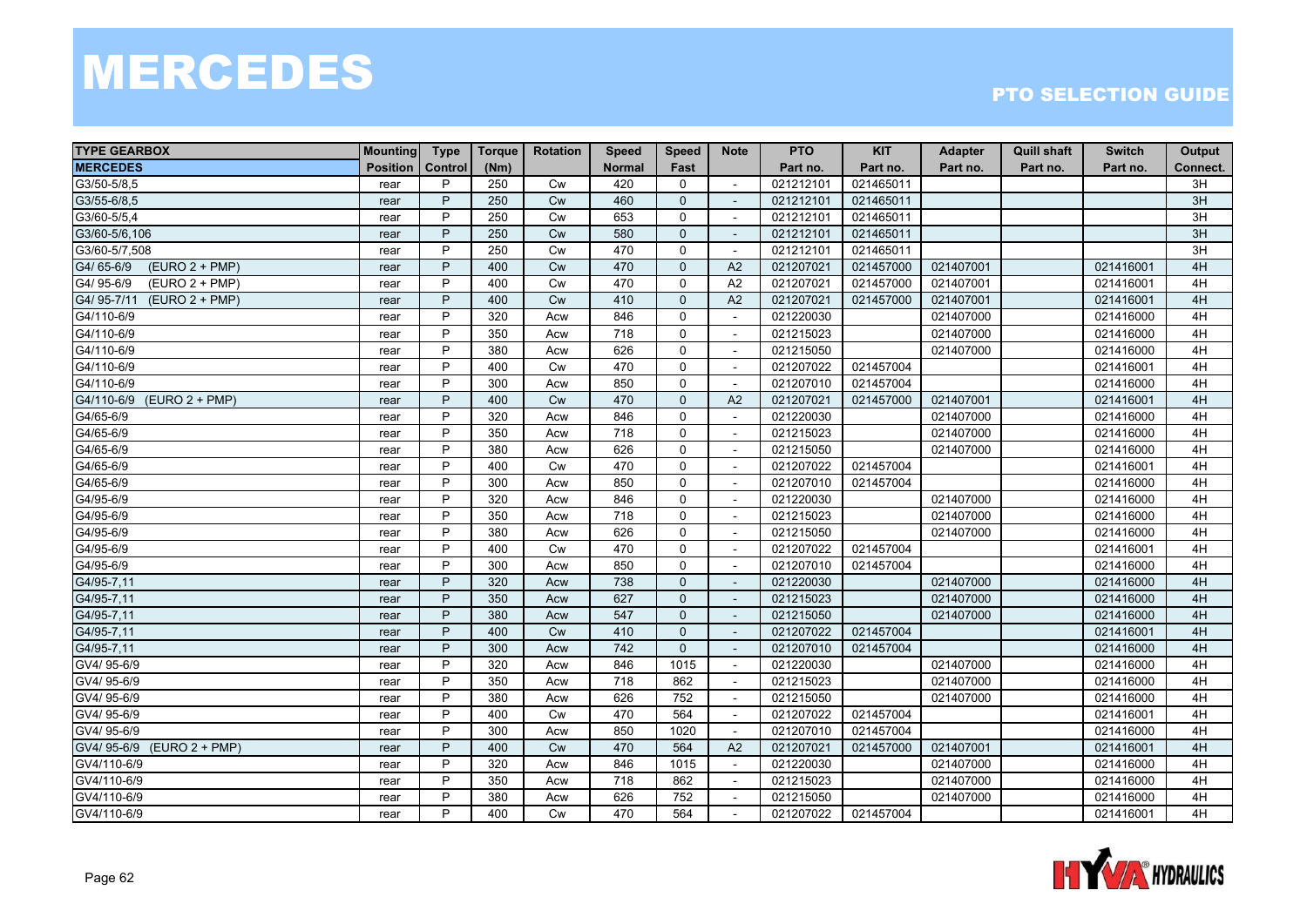# MERCEDES

PTO SELECTION GUIDE

| TYPE GEARBOX | Mounting | Type | Torque | Rotation | Speed | Speed | Note | PTO | KIT | Adapter | Quill shaft | Switch | Output |
|---|---|---|---|---|---|---|---|---|---|---|---|---|---|
| MERCEDES | Position | Control | (Nm) | | Normal | Fast | | Part no. | Part no. | Part no. | Part no. | Part no. | Connect. |
| G3/50-5/8,5 | rear | P | 250 | Cw | 420 | 0 | - | 021212101 | 021465011 | | | | 3H |
| G3/55-6/8,5 | rear | P | 250 | Cw | 460 | 0 | - | 021212101 | 021465011 | | | | 3H |
| G3/60-5/5,4 | rear | P | 250 | Cw | 653 | 0 | - | 021212101 | 021465011 | | | | 3H |
| G3/60-5/6,106 | rear | P | 250 | Cw | 580 | 0 | - | 021212101 | 021465011 | | | | 3H |
| G3/60-5/7,508 | rear | P | 250 | Cw | 470 | 0 | - | 021212101 | 021465011 | | | | 3H |
| G4/ 65-6/9 (EURO 2 + PMP) | rear | P | 400 | Cw | 470 | 0 | A2 | 021207021 | 021457000 | 021407001 | | 021416001 | 4H |
| G4/ 95-6/9 (EURO 2 + PMP) | rear | P | 400 | Cw | 470 | 0 | A2 | 021207021 | 021457000 | 021407001 | | 021416001 | 4H |
| G4/ 95-7/11 (EURO 2 + PMP) | rear | P | 400 | Cw | 410 | 0 | A2 | 021207021 | 021457000 | 021407001 | | 021416001 | 4H |
| G4/110-6/9 | rear | P | 320 | Acw | 846 | 0 | - | 021220030 | | 021407000 | | 021416000 | 4H |
| G4/110-6/9 | rear | P | 350 | Acw | 718 | 0 | - | 021215023 | | 021407000 | | 021416000 | 4H |
| G4/110-6/9 | rear | P | 380 | Acw | 626 | 0 | - | 021215050 | | 021407000 | | 021416000 | 4H |
| G4/110-6/9 | rear | P | 400 | Cw | 470 | 0 | - | 021207022 | 021457004 | | | 021416001 | 4H |
| G4/110-6/9 | rear | P | 300 | Acw | 850 | 0 | - | 021207010 | 021457004 | | | 021416000 | 4H |
| G4/110-6/9 (EURO 2 + PMP) | rear | P | 400 | Cw | 470 | 0 | A2 | 021207021 | 021457000 | 021407001 | | 021416001 | 4H |
| G4/65-6/9 | rear | P | 320 | Acw | 846 | 0 | - | 021220030 | | 021407000 | | 021416000 | 4H |
| G4/65-6/9 | rear | P | 350 | Acw | 718 | 0 | - | 021215023 | | 021407000 | | 021416000 | 4H |
| G4/65-6/9 | rear | P | 380 | Acw | 626 | 0 | - | 021215050 | | 021407000 | | 021416000 | 4H |
| G4/65-6/9 | rear | P | 400 | Cw | 470 | 0 | - | 021207022 | 021457004 | | | 021416001 | 4H |
| G4/65-6/9 | rear | P | 300 | Acw | 850 | 0 | - | 021207010 | 021457004 | | | 021416000 | 4H |
| G4/95-6/9 | rear | P | 320 | Acw | 846 | 0 | - | 021220030 | | 021407000 | | 021416000 | 4H |
| G4/95-6/9 | rear | P | 350 | Acw | 718 | 0 | - | 021215023 | | 021407000 | | 021416000 | 4H |
| G4/95-6/9 | rear | P | 380 | Acw | 626 | 0 | - | 021215050 | | 021407000 | | 021416000 | 4H |
| G4/95-6/9 | rear | P | 400 | Cw | 470 | 0 | - | 021207022 | 021457004 | | | 021416001 | 4H |
| G4/95-6/9 | rear | P | 300 | Acw | 850 | 0 | - | 021207010 | 021457004 | | | 021416000 | 4H |
| G4/95-7,11 | rear | P | 320 | Acw | 738 | 0 | - | 021220030 | | 021407000 | | 021416000 | 4H |
| G4/95-7,11 | rear | P | 350 | Acw | 627 | 0 | - | 021215023 | | 021407000 | | 021416000 | 4H |
| G4/95-7,11 | rear | P | 380 | Acw | 547 | 0 | - | 021215050 | | 021407000 | | 021416000 | 4H |
| G4/95-7,11 | rear | P | 400 | Cw | 410 | 0 | - | 021207022 | 021457004 | | | 021416001 | 4H |
| G4/95-7,11 | rear | P | 300 | Acw | 742 | 0 | - | 021207010 | 021457004 | | | 021416000 | 4H |
| GV4/ 95-6/9 | rear | P | 320 | Acw | 846 | 1015 | - | 021220030 | | 021407000 | | 021416000 | 4H |
| GV4/ 95-6/9 | rear | P | 350 | Acw | 718 | 862 | - | 021215023 | | 021407000 | | 021416000 | 4H |
| GV4/ 95-6/9 | rear | P | 380 | Acw | 626 | 752 | - | 021215050 | | 021407000 | | 021416000 | 4H |
| GV4/ 95-6/9 | rear | P | 400 | Cw | 470 | 564 | - | 021207022 | 021457004 | | | 021416001 | 4H |
| GV4/ 95-6/9 | rear | P | 300 | Acw | 850 | 1020 | - | 021207010 | 021457004 | | | 021416000 | 4H |
| GV4/ 95-6/9 (EURO 2 + PMP) | rear | P | 400 | Cw | 470 | 564 | A2 | 021207021 | 021457000 | 021407001 | | 021416001 | 4H |
| GV4/110-6/9 | rear | P | 320 | Acw | 846 | 1015 | - | 021220030 | | 021407000 | | 021416000 | 4H |
| GV4/110-6/9 | rear | P | 350 | Acw | 718 | 862 | - | 021215023 | | 021407000 | | 021416000 | 4H |
| GV4/110-6/9 | rear | P | 380 | Acw | 626 | 752 | - | 021215050 | | 021407000 | | 021416000 | 4H |
| GV4/110-6/9 | rear | P | 400 | Cw | 470 | 564 | - | 021207022 | 021457004 | | | 021416001 | 4H |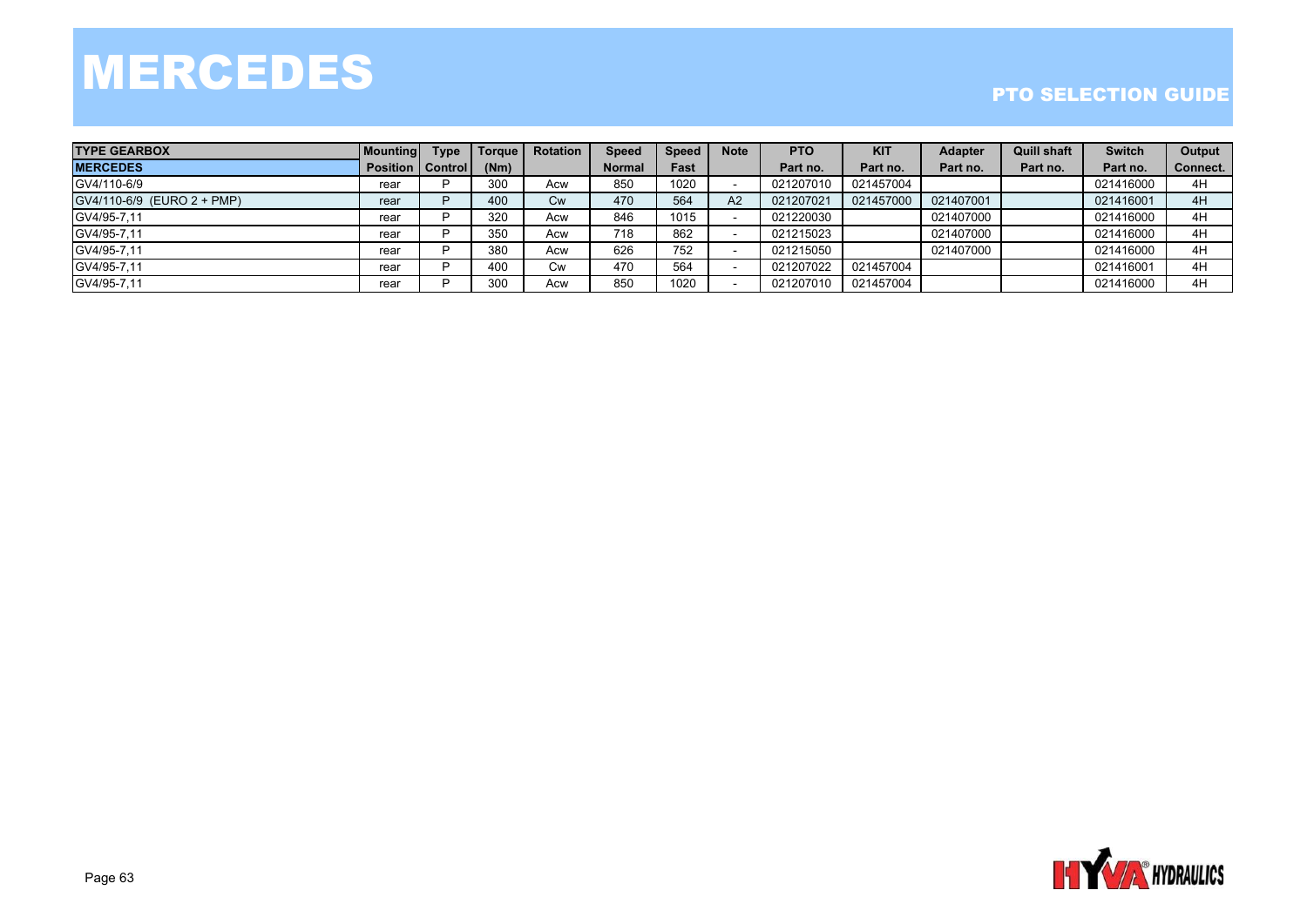# MERCEDES

## PTO SELECTION GUIDE

| TYPE GEARBOX<br>MERCEDES | Mounting<br>Position | Type<br>Control | Torque<br>(Nm) | Rotation | Speed<br>Normal | Speed<br>Fast | Note | PTO<br>Part no. | KIT<br>Part no. | Adapter<br>Part no. | Quill shaft<br>Part no. | Switch<br>Part no. | Output<br>Connect. |
|---|---|---|---|---|---|---|---|---|---|---|---|---|---|
| GV4/110-6/9 | rear | P | 300 | Acw | 850 | 1020 | - | 021207010 | 021457004 | | | 021416000 | 4H |
| GV4/110-6/9 (EURO 2 + PMP) | rear | P | 400 | Cw | 470 | 564 | A2 | 021207021 | 021457000 | 021407001 | | 021416001 | 4H |
| GV4/95-7,11 | rear | P | 320 | Acw | 846 | 1015 | - | 021220030 | | 021407000 | | 021416000 | 4H |
| GV4/95-7,11 | rear | P | 350 | Acw | 718 | 862 | - | 021215023 | | 021407000 | | 021416000 | 4H |
| GV4/95-7,11 | rear | P | 380 | Acw | 626 | 752 | - | 021215050 | | 021407000 | | 021416000 | 4H |
| GV4/95-7,11 | rear | P | 400 | Cw | 470 | 564 | - | 021207022 | 021457004 | | | 021416001 | 4H |
| GV4/95-7,11 | rear | P | 300 | Acw | 850 | 1020 | - | 021207010 | 021457004 | | | 021416000 | 4H |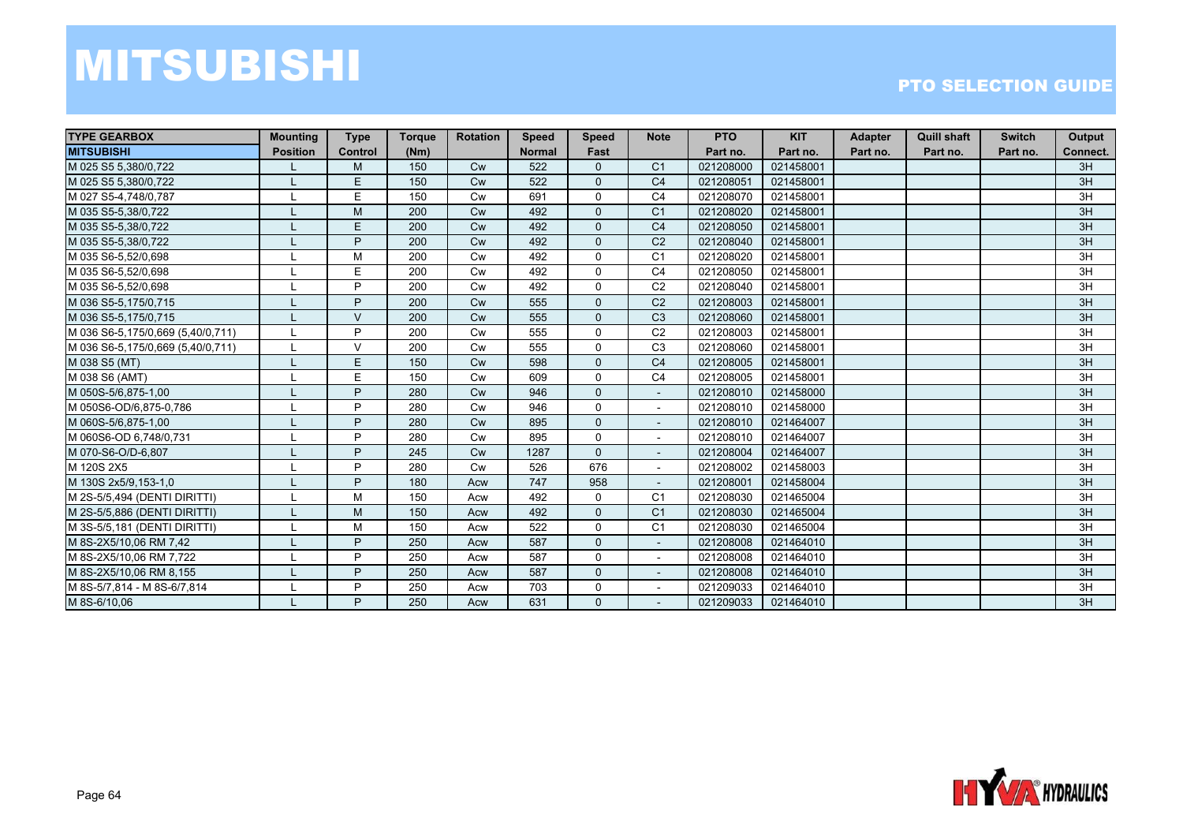# MITSUBISHI

## PTO SELECTION GUIDE

| TYPE GEARBOX MITSUBISHI | Mounting Position | Type Control | Torque (Nm) | Rotation | Speed Normal | Speed Fast | Note | PTO Part no. | KIT Part no. | Adapter Part no. | Quill shaft Part no. | Switch Part no. | Output Connect. |
|---|---|---|---|---|---|---|---|---|---|---|---|---|---|
| M 025 S5 5,380/0,722 | L | M | 150 | Cw | 522 | 0 | C1 | 021208000 | 021458001 | | | | 3H |
| M 025 S5 5,380/0,722 | L | E | 150 | Cw | 522 | 0 | C4 | 021208051 | 021458001 | | | | 3H |
| M 027 S5-4,748/0,787 | L | E | 150 | Cw | 691 | 0 | C4 | 021208070 | 021458001 | | | | 3H |
| M 035 S5-5,38/0,722 | L | M | 200 | Cw | 492 | 0 | C1 | 021208020 | 021458001 | | | | 3H |
| M 035 S5-5,38/0,722 | L | E | 200 | Cw | 492 | 0 | C4 | 021208050 | 021458001 | | | | 3H |
| M 035 S5-5,38/0,722 | L | P | 200 | Cw | 492 | 0 | C2 | 021208040 | 021458001 | | | | 3H |
| M 035 S6-5,52/0,698 | L | M | 200 | Cw | 492 | 0 | C1 | 021208020 | 021458001 | | | | 3H |
| M 035 S6-5,52/0,698 | L | E | 200 | Cw | 492 | 0 | C4 | 021208050 | 021458001 | | | | 3H |
| M 035 S6-5,52/0,698 | L | P | 200 | Cw | 492 | 0 | C2 | 021208040 | 021458001 | | | | 3H |
| M 036 S5-5,175/0,715 | L | P | 200 | Cw | 555 | 0 | C2 | 021208003 | 021458001 | | | | 3H |
| M 036 S5-5,175/0,715 | L | V | 200 | Cw | 555 | 0 | C3 | 021208060 | 021458001 | | | | 3H |
| M 036 S6-5,175/0,669 (5,40/0,711) | L | P | 200 | Cw | 555 | 0 | C2 | 021208003 | 021458001 | | | | 3H |
| M 036 S6-5,175/0,669 (5,40/0,711) | L | V | 200 | Cw | 555 | 0 | C3 | 021208060 | 021458001 | | | | 3H |
| M 038 S5 (MT) | L | E | 150 | Cw | 598 | 0 | C4 | 021208005 | 021458001 | | | | 3H |
| M 038 S6 (AMT) | L | E | 150 | Cw | 609 | 0 | C4 | 021208005 | 021458001 | | | | 3H |
| M 050S-5/6,875-1,00 | L | P | 280 | Cw | 946 | 0 | - | 021208010 | 021458000 | | | | 3H |
| M 050S6-OD/6,875-0,786 | L | P | 280 | Cw | 946 | 0 | - | 021208010 | 021458000 | | | | 3H |
| M 060S-5/6,875-1,00 | L | P | 280 | Cw | 895 | 0 | - | 021208010 | 021464007 | | | | 3H |
| M 060S6-OD 6,748/0,731 | L | P | 280 | Cw | 895 | 0 | - | 021208010 | 021464007 | | | | 3H |
| M 070-S6-O/D-6,807 | L | P | 245 | Cw | 1287 | 0 | - | 021208004 | 021464007 | | | | 3H |
| M 120S 2X5 | L | P | 280 | Cw | 526 | 676 | - | 021208002 | 021458003 | | | | 3H |
| M 130S 2x5/9,153-1,0 | L | P | 180 | Acw | 747 | 958 | - | 021208001 | 021458004 | | | | 3H |
| M 2S-5/5,494 (DENTI DIRITTI) | L | M | 150 | Acw | 492 | 0 | C1 | 021208030 | 021465004 | | | | 3H |
| M 2S-5/5,886 (DENTI DIRITTI) | L | M | 150 | Acw | 492 | 0 | C1 | 021208030 | 021465004 | | | | 3H |
| M 3S-5/5,181 (DENTI DIRITTI) | L | M | 150 | Acw | 522 | 0 | C1 | 021208030 | 021465004 | | | | 3H |
| M 8S-2X5/10,06 RM 7,42 | L | P | 250 | Acw | 587 | 0 | - | 021208008 | 021464010 | | | | 3H |
| M 8S-2X5/10,06 RM 7,722 | L | P | 250 | Acw | 587 | 0 | - | 021208008 | 021464010 | | | | 3H |
| M 8S-2X5/10,06 RM 8,155 | L | P | 250 | Acw | 587 | 0 | - | 021208008 | 021464010 | | | | 3H |
| M 8S-5/7,814 - M 8S-6/7,814 | L | P | 250 | Acw | 703 | 0 | - | 021209033 | 021464010 | | | | 3H |
| M 8S-6/10,06 | L | P | 250 | Acw | 631 | 0 | - | 021209033 | 021464010 | | | | 3H |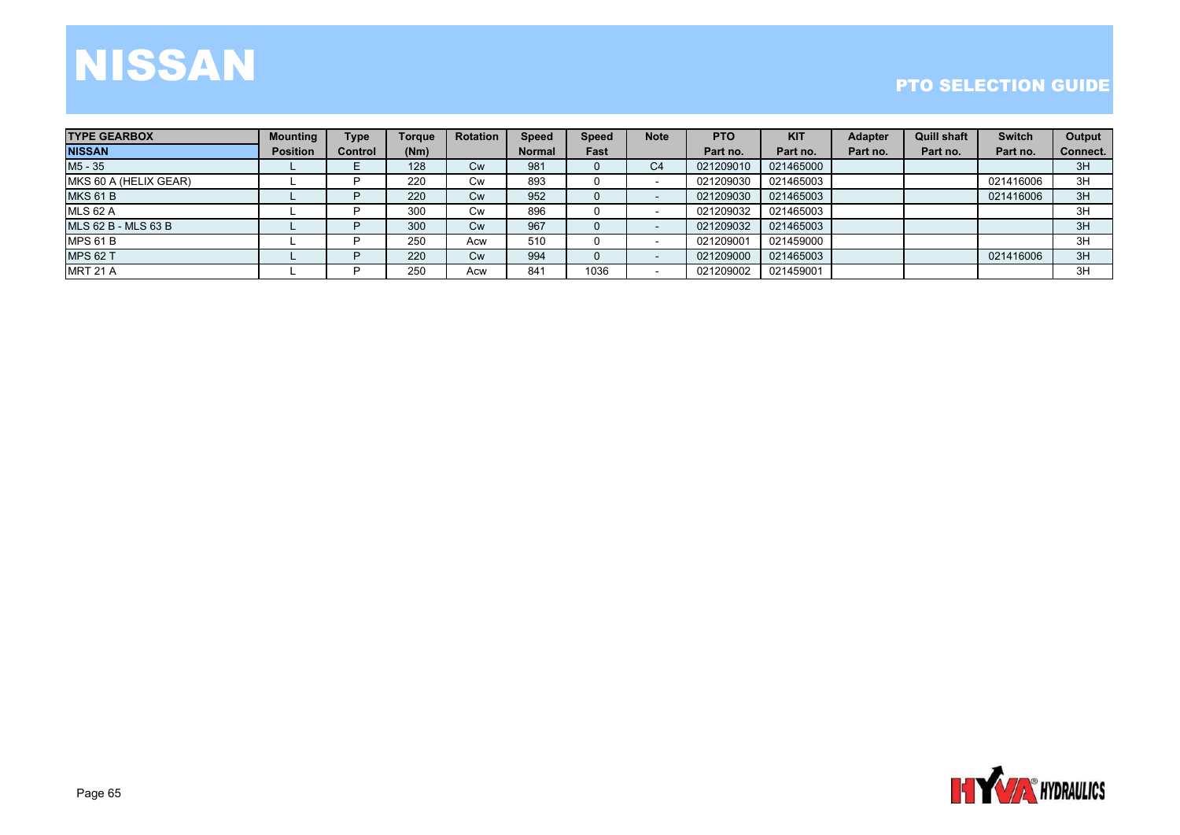# NISSAN

## PTO SELECTION GUIDE

| TYPE GEARBOX | Mounting | Type | Torque | Rotation | Speed | Speed | Note | PTO | KIT | Adapter | Quill shaft | Switch | Output |
|---|---|---|---|---|---|---|---|---|---|---|---|---|---|
| NISSAN | Position | Control | (Nm) | | Normal | Fast | | Part no. | Part no. | Part no. | Part no. | Part no. | Connect. |
| M5 - 35 | L | E | 128 | Cw | 981 | 0 | C4 | 021209010 | 021465000 | | | | 3H |
| MKS 60 A (HELIX GEAR) | L | P | 220 | Cw | 893 | 0 | - | 021209030 | 021465003 | | | 021416006 | 3H |
| MKS 61 B | L | P | 220 | Cw | 952 | 0 | - | 021209030 | 021465003 | | | 021416006 | 3H |
| MLS 62 A | L | P | 300 | Cw | 896 | 0 | - | 021209032 | 021465003 | | | | 3H |
| MLS 62 B - MLS 63 B | L | P | 300 | Cw | 967 | 0 | - | 021209032 | 021465003 | | | | 3H |
| MPS 61 B | L | P | 250 | Acw | 510 | 0 | - | 021209001 | 021459000 | | | | 3H |
| MPS 62 T | L | P | 220 | Cw | 994 | 0 | - | 021209000 | 021465003 | | | 021416006 | 3H |
| MRT 21 A | L | P | 250 | Acw | 841 | 1036 | - | 021209002 | 021459001 | | | | 3H |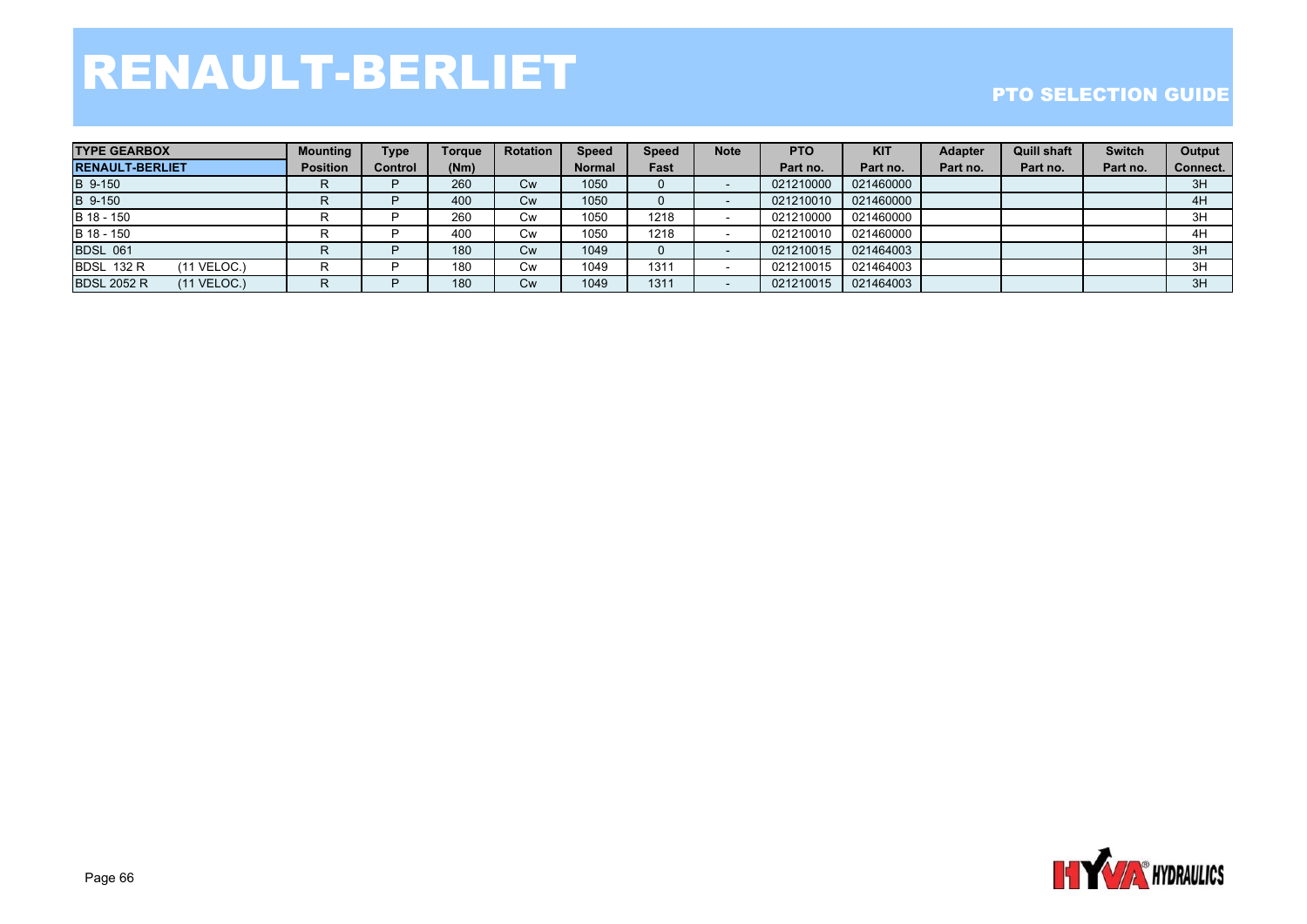# RENAULT-BERLIET

PTO SELECTION GUIDE

| TYPE GEARBOX | Mounting | Type | Torque | Rotation | Speed | Speed | Note | PTO | KIT | Adapter | Quill shaft | Switch | Output |
|---|---|---|---|---|---|---|---|---|---|---|---|---|---|
| RENAULT-BERLIET | Position | Control | (Nm) | | Normal | Fast | | Part no. | Part no. | Part no. | Part no. | Part no. | Connect. |
| B 9-150 | R | P | 260 | Cw | 1050 | 0 | - | 021210000 | 021460000 | | | | 3H |
| B 9-150 | R | P | 400 | Cw | 1050 | 0 | - | 021210010 | 021460000 | | | | 4H |
| B 18 - 150 | R | P | 260 | Cw | 1050 | 1218 | - | 021210000 | 021460000 | | | | 3H |
| B 18 - 150 | R | P | 400 | Cw | 1050 | 1218 | - | 021210010 | 021460000 | | | | 4H |
| BDSL 061 | R | P | 180 | Cw | 1049 | 0 | - | 021210015 | 021464003 | | | | 3H |
| BDSL 132 R (11 VELOC.) | R | P | 180 | Cw | 1049 | 1311 | - | 021210015 | 021464003 | | | | 3H |
| BDSL 2052 R (11 VELOC.) | R | P | 180 | Cw | 1049 | 1311 | - | 021210015 | 021464003 | | | | 3H |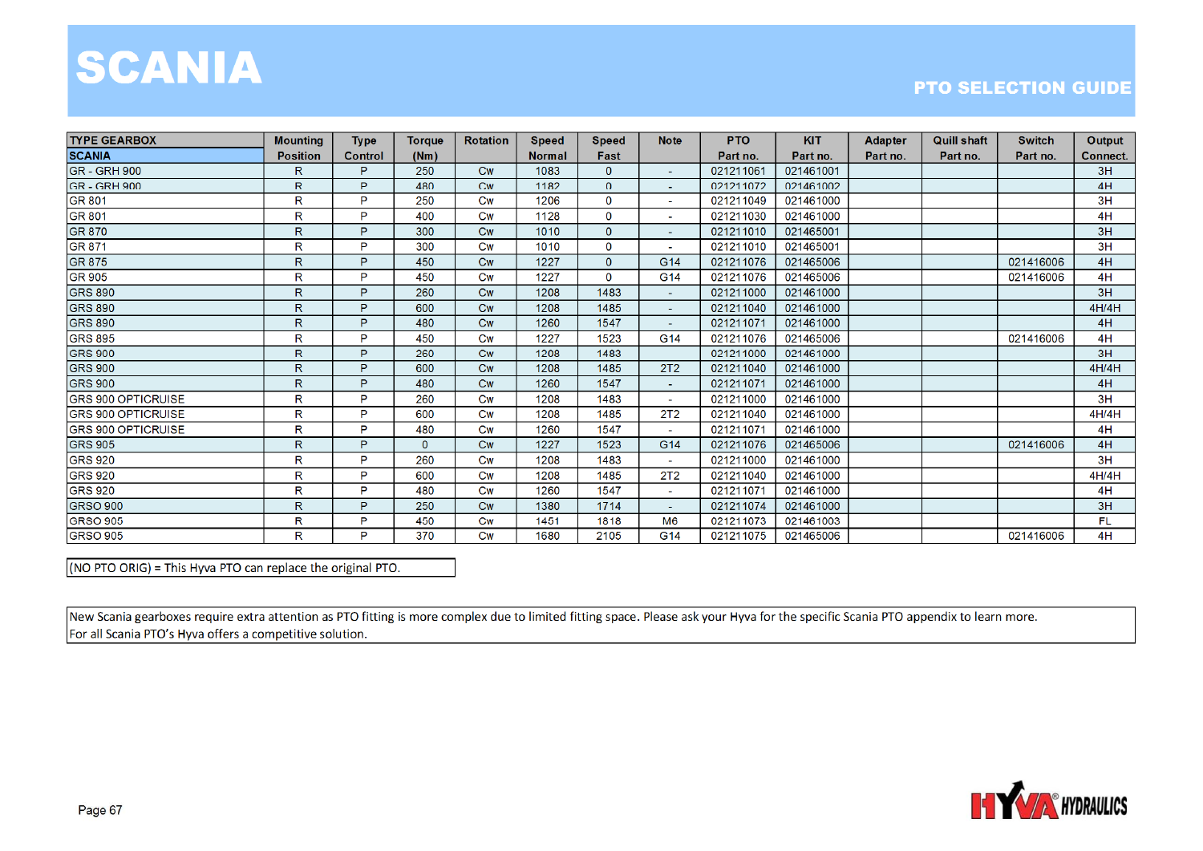# SCANIA

## PTO SELECTION GUIDE

| TYPE GEARBOX | Mounting | Type | Torque | Rotation | Speed | Speed | Note | PTO | KIT | Adapter | Quill shaft | Switch | Output |
|---|---|---|---|---|---|---|---|---|---|---|---|---|---|
| SCANIA | Position | Control | (Nm) | | Normal | Fast | | Part no. | Part no. | Part no. | Part no. | Part no. | Connect. |
| GR - GRH 900 | R | P | 250 | Cw | 1083 | 0 | - | 021211061 | 021461001 | | | | 3H |
| GR - GRH 900 | R | P | 480 | Cw | 1182 | 0 | - | 021211072 | 021461002 | | | | 4H |
| GR 801 | R | P | 250 | Cw | 1206 | 0 | - | 021211049 | 021461000 | | | | 3H |
| GR 801 | R | P | 400 | Cw | 1128 | 0 | - | 021211030 | 021461000 | | | | 4H |
| GR 870 | R | P | 300 | Cw | 1010 | 0 | - | 021211010 | 021465001 | | | | 3H |
| GR 871 | R | P | 300 | Cw | 1010 | 0 | - | 021211010 | 021465001 | | | | 3H |
| GR 875 | R | P | 450 | Cw | 1227 | 0 | G14 | 021211076 | 021465006 | | | 021416006 | 4H |
| GR 905 | R | P | 450 | Cw | 1227 | 0 | G14 | 021211076 | 021465006 | | | 021416006 | 4H |
| GRS 890 | R | P | 260 | Cw | 1208 | 1483 | - | 021211000 | 021461000 | | | | 3H |
| GRS 890 | R | P | 600 | Cw | 1208 | 1485 | - | 021211040 | 021461000 | | | | 4H/4H |
| GRS 890 | R | P | 480 | Cw | 1260 | 1547 | - | 021211071 | 021461000 | | | | 4H |
| GRS 895 | R | P | 450 | Cw | 1227 | 1523 | G14 | 021211076 | 021465006 | | | 021416006 | 4H |
| GRS 900 | R | P | 260 | Cw | 1208 | 1483 | | 021211000 | 021461000 | | | | 3H |
| GRS 900 | R | P | 600 | Cw | 1208 | 1485 | 2T2 | 021211040 | 021461000 | | | | 4H/4H |
| GRS 900 | R | P | 480 | Cw | 1260 | 1547 | - | 021211071 | 021461000 | | | | 4H |
| GRS 900 OPTICRUISE | R | P | 260 | Cw | 1208 | 1483 | - | 021211000 | 021461000 | | | | 3H |
| GRS 900 OPTICRUISE | R | P | 600 | Cw | 1208 | 1485 | 2T2 | 021211040 | 021461000 | | | | 4H/4H |
| GRS 900 OPTICRUISE | R | P | 480 | Cw | 1260 | 1547 | - | 021211071 | 021461000 | | | | 4H |
| GRS 905 | R | P | 0 | Cw | 1227 | 1523 | G14 | 021211076 | 021465006 | | | 021416006 | 4H |
| GRS 920 | R | P | 260 | Cw | 1208 | 1483 | - | 021211000 | 021461000 | | | | 3H |
| GRS 920 | R | P | 600 | Cw | 1208 | 1485 | 2T2 | 021211040 | 021461000 | | | | 4H/4H |
| GRS 920 | R | P | 480 | Cw | 1260 | 1547 | - | 021211071 | 021461000 | | | | 4H |
| GRSO 900 | R | P | 250 | Cw | 1380 | 1714 | - | 021211074 | 021461000 | | | | 3H |
| GRSO 905 | R | P | 450 | Cw | 1451 | 1818 | M6 | 021211073 | 021461003 | | | | FL |
| GRSO 905 | R | P | 370 | Cw | 1680 | 2105 | G14 | 021211075 | 021465006 | | | 021416006 | 4H |

(NO PTO ORIG) = This Hyva PTO can replace the original PTO.

New Scania gearboxes require extra attention as PTO fitting is more complex due to limited fitting space. Please ask your Hyva for the specific Scania PTO appendix to learn more.
For all Scania PTO's Hyva offers a competitive solution.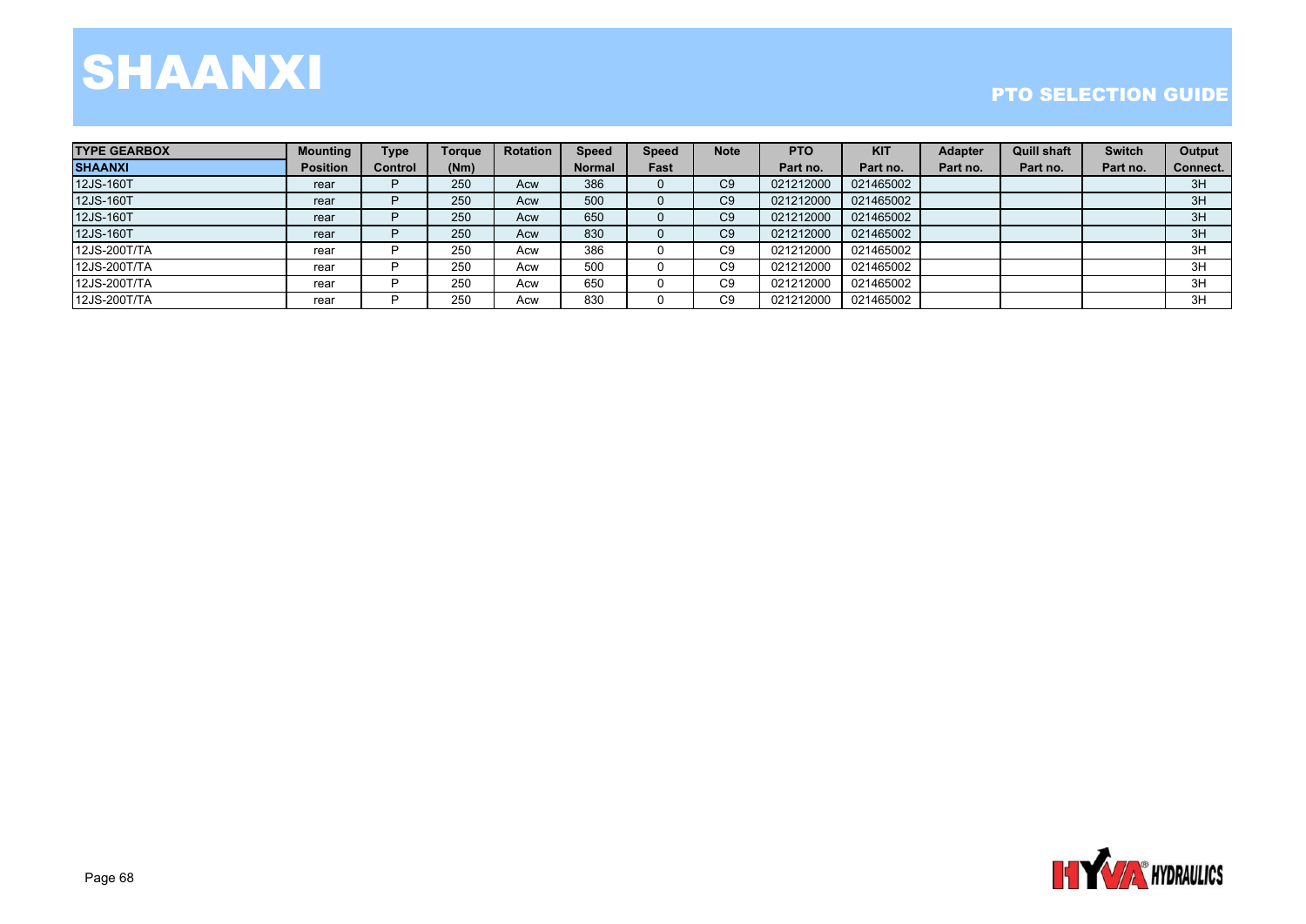# SHAANXI

## PTO SELECTION GUIDE

| TYPE GEARBOX | Mounting | Type | Torque | Rotation | Speed | Speed | Note | PTO | KIT | Adapter | Quill shaft | Switch | Output |
|---|---|---|---|---|---|---|---|---|---|---|---|---|---|
| SHAANXI | Position | Control | (Nm) | | Normal | Fast | | Part no. | Part no. | Part no. | Part no. | Part no. | Connect. |
| 12JS-160T | rear | P | 250 | Acw | 386 | 0 | C9 | 021212000 | 021465002 | | | | 3H |
| 12JS-160T | rear | P | 250 | Acw | 500 | 0 | C9 | 021212000 | 021465002 | | | | 3H |
| 12JS-160T | rear | P | 250 | Acw | 650 | 0 | C9 | 021212000 | 021465002 | | | | 3H |
| 12JS-160T | rear | P | 250 | Acw | 830 | 0 | C9 | 021212000 | 021465002 | | | | 3H |
| 12JS-200T/TA | rear | P | 250 | Acw | 386 | 0 | C9 | 021212000 | 021465002 | | | | 3H |
| 12JS-200T/TA | rear | P | 250 | Acw | 500 | 0 | C9 | 021212000 | 021465002 | | | | 3H |
| 12JS-200T/TA | rear | P | 250 | Acw | 650 | 0 | C9 | 021212000 | 021465002 | | | | 3H |
| 12JS-200T/TA | rear | P | 250 | Acw | 830 | 0 | C9 | 021212000 | 021465002 | | | | 3H |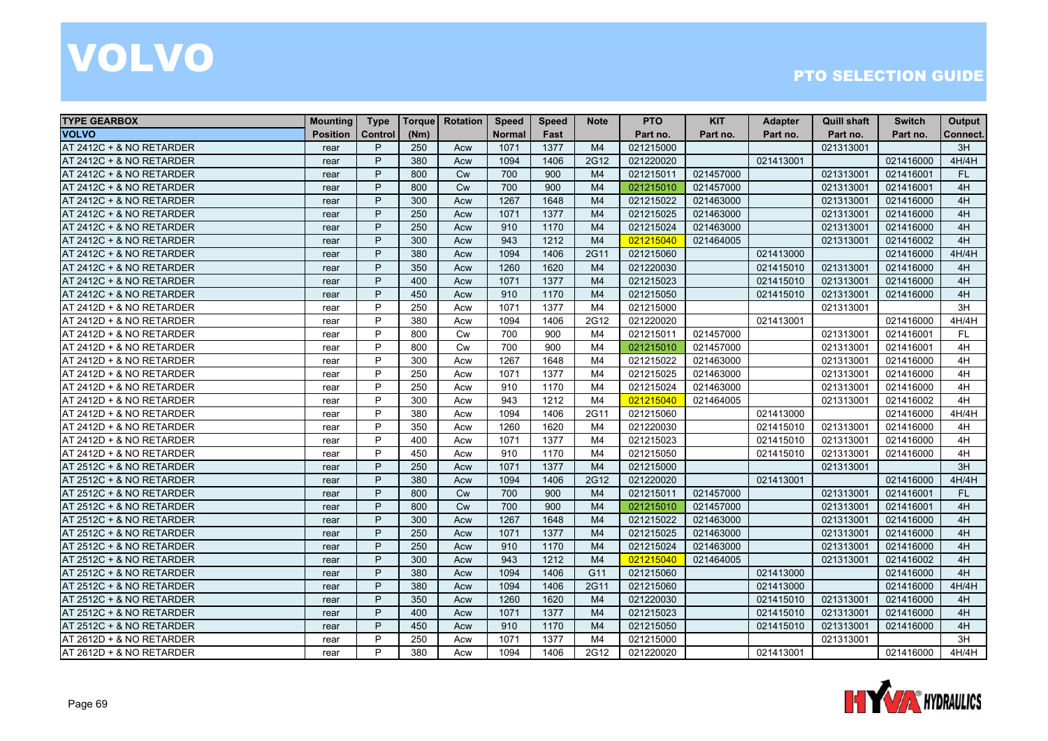# VOLVO

## PTO SELECTION GUIDE

| TYPE GEARBOX<br>VOLVO | Mounting<br>Position | Type<br>Control | Torque<br>(Nm) | Rotation | Speed<br>Normal | Speed<br>Fast | Note | PTO<br>Part no. | KIT<br>Part no. | Adapter<br>Part no. | Quill shaft<br>Part no. | Switch<br>Part no. | Output<br>Connect. |
|---|---|---|---|---|---|---|---|---|---|---|---|---|---|
| AT 2412C + & NO RETARDER | rear | P | 250 | Acw | 1071 | 1377 | M4 | 021215000 | | | 021313001 | | 3H |
| AT 2412C + & NO RETARDER | rear | P | 380 | Acw | 1094 | 1406 | 2G12 | 021220020 | | 021413001 | | 021416000 | 4H/4H |
| AT 2412C + & NO RETARDER | rear | P | 800 | Cw | 700 | 900 | M4 | 021215011 | 021457000 | | 021313001 | 021416001 | FL |
| AT 2412C + & NO RETARDER | rear | P | 800 | Cw | 700 | 900 | M4 | 021215010 | 021457000 | | 021313001 | 021416001 | 4H |
| AT 2412C + & NO RETARDER | rear | P | 300 | Acw | 1267 | 1648 | M4 | 021215022 | 021463000 | | 021313001 | 021416000 | 4H |
| AT 2412C + & NO RETARDER | rear | P | 250 | Acw | 1071 | 1377 | M4 | 021215025 | 021463000 | | 021313001 | 021416000 | 4H |
| AT 2412C + & NO RETARDER | rear | P | 250 | Acw | 910 | 1170 | M4 | 021215024 | 021463000 | | 021313001 | 021416000 | 4H |
| AT 2412C + & NO RETARDER | rear | P | 300 | Acw | 943 | 1212 | M4 | 021215040 | 021464005 | | 021313001 | 021416002 | 4H |
| AT 2412C + & NO RETARDER | rear | P | 380 | Acw | 1094 | 1406 | 2G11 | 021215060 | | 021413000 | | 021416000 | 4H/4H |
| AT 2412C + & NO RETARDER | rear | P | 350 | Acw | 1260 | 1620 | M4 | 021220030 | | 021415010 | 021313001 | 021416000 | 4H |
| AT 2412C + & NO RETARDER | rear | P | 400 | Acw | 1071 | 1377 | M4 | 021215023 | | 021415010 | 021313001 | 021416000 | 4H |
| AT 2412C + & NO RETARDER | rear | P | 450 | Acw | 910 | 1170 | M4 | 021215050 | | 021415010 | 021313001 | 021416000 | 4H |
| AT 2412D + & NO RETARDER | rear | P | 250 | Acw | 1071 | 1377 | M4 | 021215000 | | | 021313001 | | 3H |
| AT 2412D + & NO RETARDER | rear | P | 380 | Acw | 1094 | 1406 | 2G12 | 021220020 | | 021413001 | | 021416000 | 4H/4H |
| AT 2412D + & NO RETARDER | rear | P | 800 | Cw | 700 | 900 | M4 | 021215011 | 021457000 | | 021313001 | 021416001 | FL |
| AT 2412D + & NO RETARDER | rear | P | 800 | Cw | 700 | 900 | M4 | 021215010 | 021457000 | | 021313001 | 021416001 | 4H |
| AT 2412D + & NO RETARDER | rear | P | 300 | Acw | 1267 | 1648 | M4 | 021215022 | 021463000 | | 021313001 | 021416000 | 4H |
| AT 2412D + & NO RETARDER | rear | P | 250 | Acw | 1071 | 1377 | M4 | 021215025 | 021463000 | | 021313001 | 021416000 | 4H |
| AT 2412D + & NO RETARDER | rear | P | 250 | Acw | 910 | 1170 | M4 | 021215024 | 021463000 | | 021313001 | 021416000 | 4H |
| AT 2412D + & NO RETARDER | rear | P | 300 | Acw | 943 | 1212 | M4 | 021215040 | 021464005 | | 021313001 | 021416002 | 4H |
| AT 2412D + & NO RETARDER | rear | P | 380 | Acw | 1094 | 1406 | 2G11 | 021215060 | | 021413000 | | 021416000 | 4H/4H |
| AT 2412D + & NO RETARDER | rear | P | 350 | Acw | 1260 | 1620 | M4 | 021220030 | | 021415010 | 021313001 | 021416000 | 4H |
| AT 2412D + & NO RETARDER | rear | P | 400 | Acw | 1071 | 1377 | M4 | 021215023 | | 021415010 | 021313001 | 021416000 | 4H |
| AT 2412D + & NO RETARDER | rear | P | 450 | Acw | 910 | 1170 | M4 | 021215050 | | 021415010 | 021313001 | 021416000 | 4H |
| AT 2512C + & NO RETARDER | rear | P | 250 | Acw | 1071 | 1377 | M4 | 021215000 | | | 021313001 | | 3H |
| AT 2512C + & NO RETARDER | rear | P | 380 | Acw | 1094 | 1406 | 2G12 | 021220020 | | 021413001 | | 021416000 | 4H/4H |
| AT 2512C + & NO RETARDER | rear | P | 800 | Cw | 700 | 900 | M4 | 021215011 | 021457000 | | 021313001 | 021416001 | FL |
| AT 2512C + & NO RETARDER | rear | P | 800 | Cw | 700 | 900 | M4 | 021215010 | 021457000 | | 021313001 | 021416001 | 4H |
| AT 2512C + & NO RETARDER | rear | P | 300 | Acw | 1267 | 1648 | M4 | 021215022 | 021463000 | | 021313001 | 021416000 | 4H |
| AT 2512C + & NO RETARDER | rear | P | 250 | Acw | 1071 | 1377 | M4 | 021215025 | 021463000 | | 021313001 | 021416000 | 4H |
| AT 2512C + & NO RETARDER | rear | P | 250 | Acw | 910 | 1170 | M4 | 021215024 | 021463000 | | 021313001 | 021416000 | 4H |
| AT 2512C + & NO RETARDER | rear | P | 300 | Acw | 943 | 1212 | M4 | 021215040 | 021464005 | | 021313001 | 021416002 | 4H |
| AT 2512C + & NO RETARDER | rear | P | 380 | Acw | 1094 | 1406 | G11 | 021215060 | | 021413000 | | 021416000 | 4H |
| AT 2512C + & NO RETARDER | rear | P | 380 | Acw | 1094 | 1406 | 2G11 | 021215060 | | 021413000 | | 021416000 | 4H/4H |
| AT 2512C + & NO RETARDER | rear | P | 350 | Acw | 1260 | 1620 | M4 | 021220030 | | 021415010 | 021313001 | 021416000 | 4H |
| AT 2512C + & NO RETARDER | rear | P | 400 | Acw | 1071 | 1377 | M4 | 021215023 | | 021415010 | 021313001 | 021416000 | 4H |
| AT 2512C + & NO RETARDER | rear | P | 450 | Acw | 910 | 1170 | M4 | 021215050 | | 021415010 | 021313001 | 021416000 | 4H |
| AT 2612D + & NO RETARDER | rear | P | 250 | Acw | 1071 | 1377 | M4 | 021215000 | | | 021313001 | | 3H |
| AT 2612D + & NO RETARDER | rear | P | 380 | Acw | 1094 | 1406 | 2G12 | 021220020 | | 021413001 | | 021416000 | 4H/4H |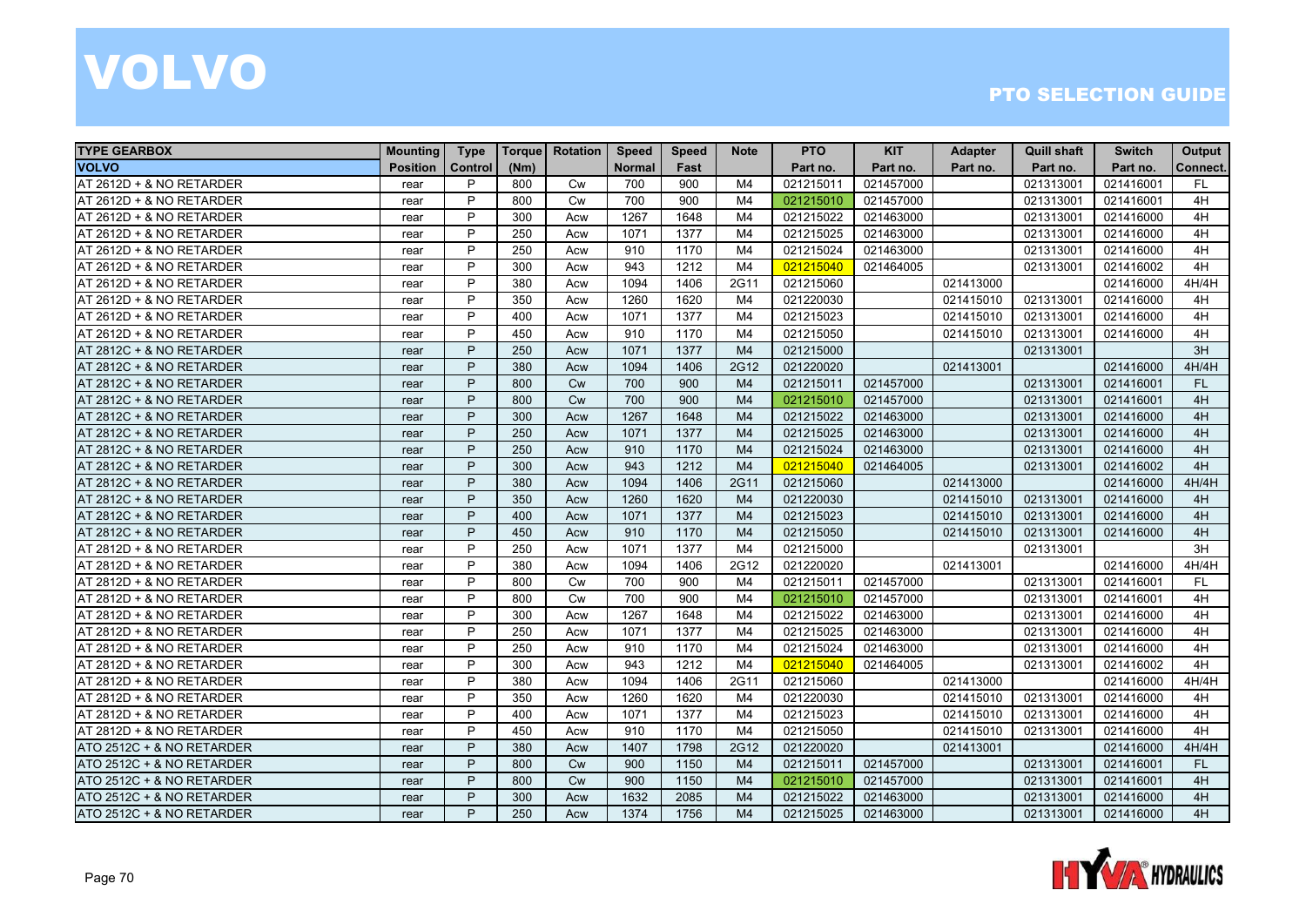# VOLVO

## PTO SELECTION GUIDE

| TYPE GEARBOX | Mounting | Type | Torque | Rotation | Speed | Speed | Note | PTO | KIT | Adapter | Quill shaft | Switch | Output |
|---|---|---|---|---|---|---|---|---|---|---|---|---|---|
| VOLVO | Position | Control | (Nm) | | Normal | Fast | | Part no. | Part no. | Part no. | Part no. | Part no. | Connect. |
| AT 2612D + & NO RETARDER | rear | P | 800 | Cw | 700 | 900 | M4 | 021215011 | 021457000 | | 021313001 | 021416001 | FL |
| AT 2612D + & NO RETARDER | rear | P | 800 | Cw | 700 | 900 | M4 | 021215010 | 021457000 | | 021313001 | 021416001 | 4H |
| AT 2612D + & NO RETARDER | rear | P | 300 | Acw | 1267 | 1648 | M4 | 021215022 | 021463000 | | 021313001 | 021416000 | 4H |
| AT 2612D + & NO RETARDER | rear | P | 250 | Acw | 1071 | 1377 | M4 | 021215025 | 021463000 | | 021313001 | 021416000 | 4H |
| AT 2612D + & NO RETARDER | rear | P | 250 | Acw | 910 | 1170 | M4 | 021215024 | 021463000 | | 021313001 | 021416000 | 4H |
| AT 2612D + & NO RETARDER | rear | P | 300 | Acw | 943 | 1212 | M4 | 021215040 | 021464005 | | 021313001 | 021416002 | 4H |
| AT 2612D + & NO RETARDER | rear | P | 380 | Acw | 1094 | 1406 | 2G11 | 021215060 | | 021413000 | | 021416000 | 4H/4H |
| AT 2612D + & NO RETARDER | rear | P | 350 | Acw | 1260 | 1620 | M4 | 021220030 | | 021415010 | 021313001 | 021416000 | 4H |
| AT 2612D + & NO RETARDER | rear | P | 400 | Acw | 1071 | 1377 | M4 | 021215023 | | 021415010 | 021313001 | 021416000 | 4H |
| AT 2612D + & NO RETARDER | rear | P | 450 | Acw | 910 | 1170 | M4 | 021215050 | | 021415010 | 021313001 | 021416000 | 4H |
| AT 2812C + & NO RETARDER | rear | P | 250 | Acw | 1071 | 1377 | M4 | 021215000 | | | 021313001 | | 3H |
| AT 2812C + & NO RETARDER | rear | P | 380 | Acw | 1094 | 1406 | 2G12 | 021220020 | | 021413001 | | 021416000 | 4H/4H |
| AT 2812C + & NO RETARDER | rear | P | 800 | Cw | 700 | 900 | M4 | 021215011 | 021457000 | | 021313001 | 021416001 | FL |
| AT 2812C + & NO RETARDER | rear | P | 800 | Cw | 700 | 900 | M4 | 021215010 | 021457000 | | 021313001 | 021416001 | 4H |
| AT 2812C + & NO RETARDER | rear | P | 300 | Acw | 1267 | 1648 | M4 | 021215022 | 021463000 | | 021313001 | 021416000 | 4H |
| AT 2812C + & NO RETARDER | rear | P | 250 | Acw | 1071 | 1377 | M4 | 021215025 | 021463000 | | 021313001 | 021416000 | 4H |
| AT 2812C + & NO RETARDER | rear | P | 250 | Acw | 910 | 1170 | M4 | 021215024 | 021463000 | | 021313001 | 021416000 | 4H |
| AT 2812C + & NO RETARDER | rear | P | 300 | Acw | 943 | 1212 | M4 | 021215040 | 021464005 | | 021313001 | 021416002 | 4H |
| AT 2812C + & NO RETARDER | rear | P | 380 | Acw | 1094 | 1406 | 2G11 | 021215060 | | 021413000 | | 021416000 | 4H/4H |
| AT 2812C + & NO RETARDER | rear | P | 350 | Acw | 1260 | 1620 | M4 | 021220030 | | 021415010 | 021313001 | 021416000 | 4H |
| AT 2812C + & NO RETARDER | rear | P | 400 | Acw | 1071 | 1377 | M4 | 021215023 | | 021415010 | 021313001 | 021416000 | 4H |
| AT 2812C + & NO RETARDER | rear | P | 450 | Acw | 910 | 1170 | M4 | 021215050 | | 021415010 | 021313001 | 021416000 | 4H |
| AT 2812D + & NO RETARDER | rear | P | 250 | Acw | 1071 | 1377 | M4 | 021215000 | | | 021313001 | | 3H |
| AT 2812D + & NO RETARDER | rear | P | 380 | Acw | 1094 | 1406 | 2G12 | 021220020 | | 021413001 | | 021416000 | 4H/4H |
| AT 2812D + & NO RETARDER | rear | P | 800 | Cw | 700 | 900 | M4 | 021215011 | 021457000 | | 021313001 | 021416001 | FL |
| AT 2812D + & NO RETARDER | rear | P | 800 | Cw | 700 | 900 | M4 | 021215010 | 021457000 | | 021313001 | 021416001 | 4H |
| AT 2812D + & NO RETARDER | rear | P | 300 | Acw | 1267 | 1648 | M4 | 021215022 | 021463000 | | 021313001 | 021416000 | 4H |
| AT 2812D + & NO RETARDER | rear | P | 250 | Acw | 1071 | 1377 | M4 | 021215025 | 021463000 | | 021313001 | 021416000 | 4H |
| AT 2812D + & NO RETARDER | rear | P | 250 | Acw | 910 | 1170 | M4 | 021215024 | 021463000 | | 021313001 | 021416000 | 4H |
| AT 2812D + & NO RETARDER | rear | P | 300 | Acw | 943 | 1212 | M4 | 021215040 | 021464005 | | 021313001 | 021416002 | 4H |
| AT 2812D + & NO RETARDER | rear | P | 380 | Acw | 1094 | 1406 | 2G11 | 021215060 | | 021413000 | | 021416000 | 4H/4H |
| AT 2812D + & NO RETARDER | rear | P | 350 | Acw | 1260 | 1620 | M4 | 021220030 | | 021415010 | 021313001 | 021416000 | 4H |
| AT 2812D + & NO RETARDER | rear | P | 400 | Acw | 1071 | 1377 | M4 | 021215023 | | 021415010 | 021313001 | 021416000 | 4H |
| AT 2812D + & NO RETARDER | rear | P | 450 | Acw | 910 | 1170 | M4 | 021215050 | | 021415010 | 021313001 | 021416000 | 4H |
| ATO 2512C + & NO RETARDER | rear | P | 380 | Acw | 1407 | 1798 | 2G12 | 021220020 | | 021413001 | | 021416000 | 4H/4H |
| ATO 2512C + & NO RETARDER | rear | P | 800 | Cw | 900 | 1150 | M4 | 021215011 | 021457000 | | 021313001 | 021416001 | FL |
| ATO 2512C + & NO RETARDER | rear | P | 800 | Cw | 900 | 1150 | M4 | 021215010 | 021457000 | | 021313001 | 021416001 | 4H |
| ATO 2512C + & NO RETARDER | rear | P | 300 | Acw | 1632 | 2085 | M4 | 021215022 | 021463000 | | 021313001 | 021416000 | 4H |
| ATO 2512C + & NO RETARDER | rear | P | 250 | Acw | 1374 | 1756 | M4 | 021215025 | 021463000 | | 021313001 | 021416000 | 4H |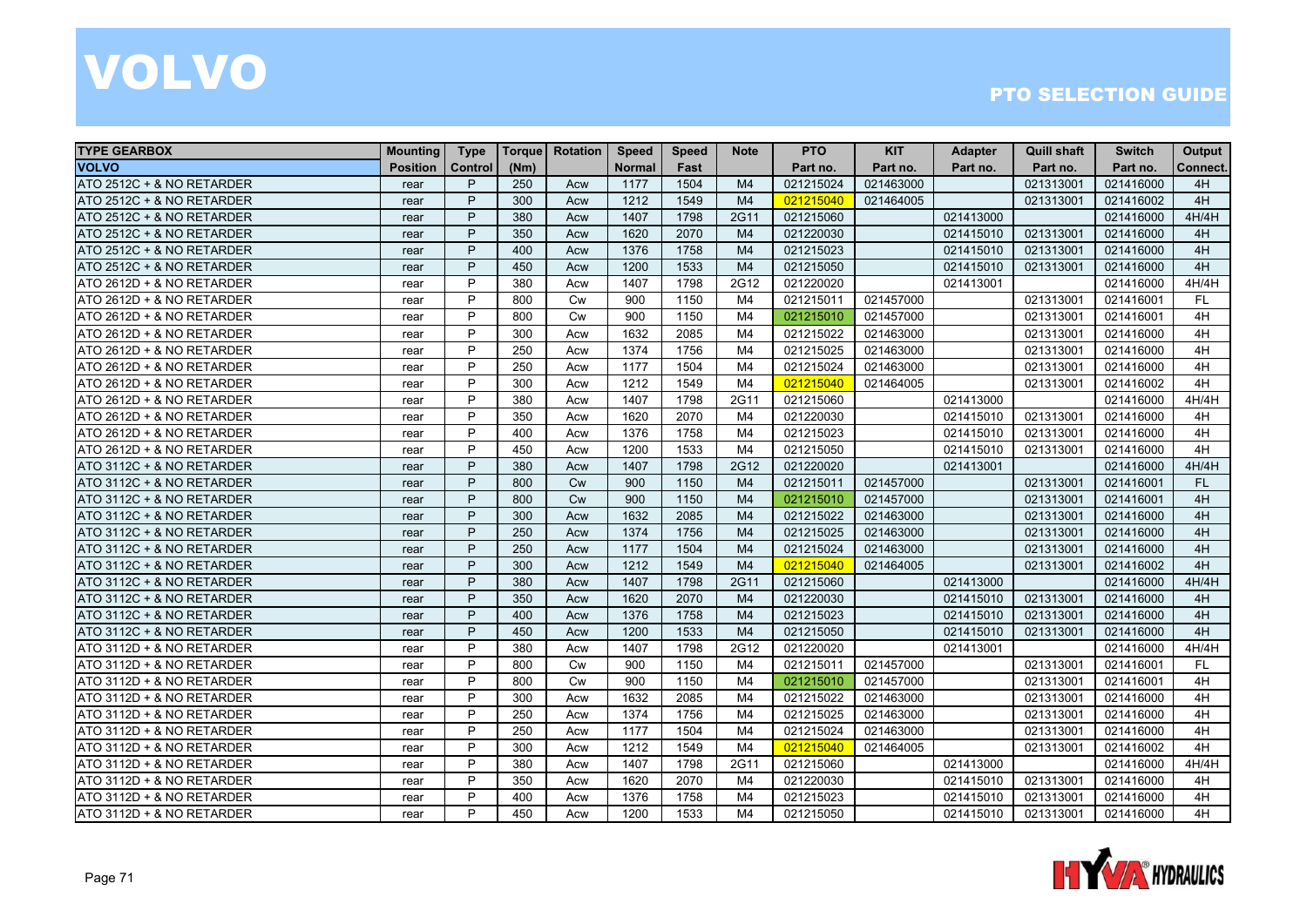# VOLVO

## PTO SELECTION GUIDE

| TYPE GEARBOX VOLVO | Mounting Position | Type Control | Torque (Nm) | Rotation | Speed Normal | Speed Fast | Note | PTO Part no. | KIT Part no. | Adapter Part no. | Quill shaft Part no. | Switch Part no. | Output Connect. |
|---|---|---|---|---|---|---|---|---|---|---|---|---|---|
| ATO 2512C + & NO RETARDER | rear | P | 250 | Acw | 1177 | 1504 | M4 | 021215024 | 021463000 | | 021313001 | 021416000 | 4H |
| ATO 2512C + & NO RETARDER | rear | P | 300 | Acw | 1212 | 1549 | M4 | 021215040 | 021464005 | | 021313001 | 021416002 | 4H |
| ATO 2512C + & NO RETARDER | rear | P | 380 | Acw | 1407 | 1798 | 2G11 | 021215060 | | 021413000 | | 021416000 | 4H/4H |
| ATO 2512C + & NO RETARDER | rear | P | 350 | Acw | 1620 | 2070 | M4 | 021220030 | | 021415010 | 021313001 | 021416000 | 4H |
| ATO 2512C + & NO RETARDER | rear | P | 400 | Acw | 1376 | 1758 | M4 | 021215023 | | 021415010 | 021313001 | 021416000 | 4H |
| ATO 2512C + & NO RETARDER | rear | P | 450 | Acw | 1200 | 1533 | M4 | 021215050 | | 021415010 | 021313001 | 021416000 | 4H |
| ATO 2612D + & NO RETARDER | rear | P | 380 | Acw | 1407 | 1798 | 2G12 | 021220020 | | 021413001 | | 021416000 | 4H/4H |
| ATO 2612D + & NO RETARDER | rear | P | 800 | Cw | 900 | 1150 | M4 | 021215011 | 021457000 | | 021313001 | 021416001 | FL |
| ATO 2612D + & NO RETARDER | rear | P | 800 | Cw | 900 | 1150 | M4 | 021215010 | 021457000 | | 021313001 | 021416001 | 4H |
| ATO 2612D + & NO RETARDER | rear | P | 300 | Acw | 1632 | 2085 | M4 | 021215022 | 021463000 | | 021313001 | 021416000 | 4H |
| ATO 2612D + & NO RETARDER | rear | P | 250 | Acw | 1374 | 1756 | M4 | 021215025 | 021463000 | | 021313001 | 021416000 | 4H |
| ATO 2612D + & NO RETARDER | rear | P | 250 | Acw | 1177 | 1504 | M4 | 021215024 | 021463000 | | 021313001 | 021416000 | 4H |
| ATO 2612D + & NO RETARDER | rear | P | 300 | Acw | 1212 | 1549 | M4 | 021215040 | 021464005 | | 021313001 | 021416002 | 4H |
| ATO 2612D + & NO RETARDER | rear | P | 380 | Acw | 1407 | 1798 | 2G11 | 021215060 | | 021413000 | | 021416000 | 4H/4H |
| ATO 2612D + & NO RETARDER | rear | P | 350 | Acw | 1620 | 2070 | M4 | 021220030 | | 021415010 | 021313001 | 021416000 | 4H |
| ATO 2612D + & NO RETARDER | rear | P | 400 | Acw | 1376 | 1758 | M4 | 021215023 | | 021415010 | 021313001 | 021416000 | 4H |
| ATO 2612D + & NO RETARDER | rear | P | 450 | Acw | 1200 | 1533 | M4 | 021215050 | | 021415010 | 021313001 | 021416000 | 4H |
| ATO 3112C + & NO RETARDER | rear | P | 380 | Acw | 1407 | 1798 | 2G12 | 021220020 | | 021413001 | | 021416000 | 4H/4H |
| ATO 3112C + & NO RETARDER | rear | P | 800 | Cw | 900 | 1150 | M4 | 021215011 | 021457000 | | 021313001 | 021416001 | FL |
| ATO 3112C + & NO RETARDER | rear | P | 800 | Cw | 900 | 1150 | M4 | 021215010 | 021457000 | | 021313001 | 021416001 | 4H |
| ATO 3112C + & NO RETARDER | rear | P | 300 | Acw | 1632 | 2085 | M4 | 021215022 | 021463000 | | 021313001 | 021416000 | 4H |
| ATO 3112C + & NO RETARDER | rear | P | 250 | Acw | 1374 | 1756 | M4 | 021215025 | 021463000 | | 021313001 | 021416000 | 4H |
| ATO 3112C + & NO RETARDER | rear | P | 250 | Acw | 1177 | 1504 | M4 | 021215024 | 021463000 | | 021313001 | 021416000 | 4H |
| ATO 3112C + & NO RETARDER | rear | P | 300 | Acw | 1212 | 1549 | M4 | 021215040 | 021464005 | | 021313001 | 021416002 | 4H |
| ATO 3112C + & NO RETARDER | rear | P | 380 | Acw | 1407 | 1798 | 2G11 | 021215060 | | 021413000 | | 021416000 | 4H/4H |
| ATO 3112C + & NO RETARDER | rear | P | 350 | Acw | 1620 | 2070 | M4 | 021220030 | | 021415010 | 021313001 | 021416000 | 4H |
| ATO 3112C + & NO RETARDER | rear | P | 400 | Acw | 1376 | 1758 | M4 | 021215023 | | 021415010 | 021313001 | 021416000 | 4H |
| ATO 3112C + & NO RETARDER | rear | P | 450 | Acw | 1200 | 1533 | M4 | 021215050 | | 021415010 | 021313001 | 021416000 | 4H |
| ATO 3112D + & NO RETARDER | rear | P | 380 | Acw | 1407 | 1798 | 2G12 | 021220020 | | 021413001 | | 021416000 | 4H/4H |
| ATO 3112D + & NO RETARDER | rear | P | 800 | Cw | 900 | 1150 | M4 | 021215011 | 021457000 | | 021313001 | 021416001 | FL |
| ATO 3112D + & NO RETARDER | rear | P | 800 | Cw | 900 | 1150 | M4 | 021215010 | 021457000 | | 021313001 | 021416001 | 4H |
| ATO 3112D + & NO RETARDER | rear | P | 300 | Acw | 1632 | 2085 | M4 | 021215022 | 021463000 | | 021313001 | 021416000 | 4H |
| ATO 3112D + & NO RETARDER | rear | P | 250 | Acw | 1374 | 1756 | M4 | 021215025 | 021463000 | | 021313001 | 021416000 | 4H |
| ATO 3112D + & NO RETARDER | rear | P | 250 | Acw | 1177 | 1504 | M4 | 021215024 | 021463000 | | 021313001 | 021416000 | 4H |
| ATO 3112D + & NO RETARDER | rear | P | 300 | Acw | 1212 | 1549 | M4 | 021215040 | 021464005 | | 021313001 | 021416002 | 4H |
| ATO 3112D + & NO RETARDER | rear | P | 380 | Acw | 1407 | 1798 | 2G11 | 021215060 | | 021413000 | | 021416000 | 4H/4H |
| ATO 3112D + & NO RETARDER | rear | P | 350 | Acw | 1620 | 2070 | M4 | 021220030 | | 021415010 | 021313001 | 021416000 | 4H |
| ATO 3112D + & NO RETARDER | rear | P | 400 | Acw | 1376 | 1758 | M4 | 021215023 | | 021415010 | 021313001 | 021416000 | 4H |
| ATO 3112D + & NO RETARDER | rear | P | 450 | Acw | 1200 | 1533 | M4 | 021215050 | | 021415010 | 021313001 | 021416000 | 4H |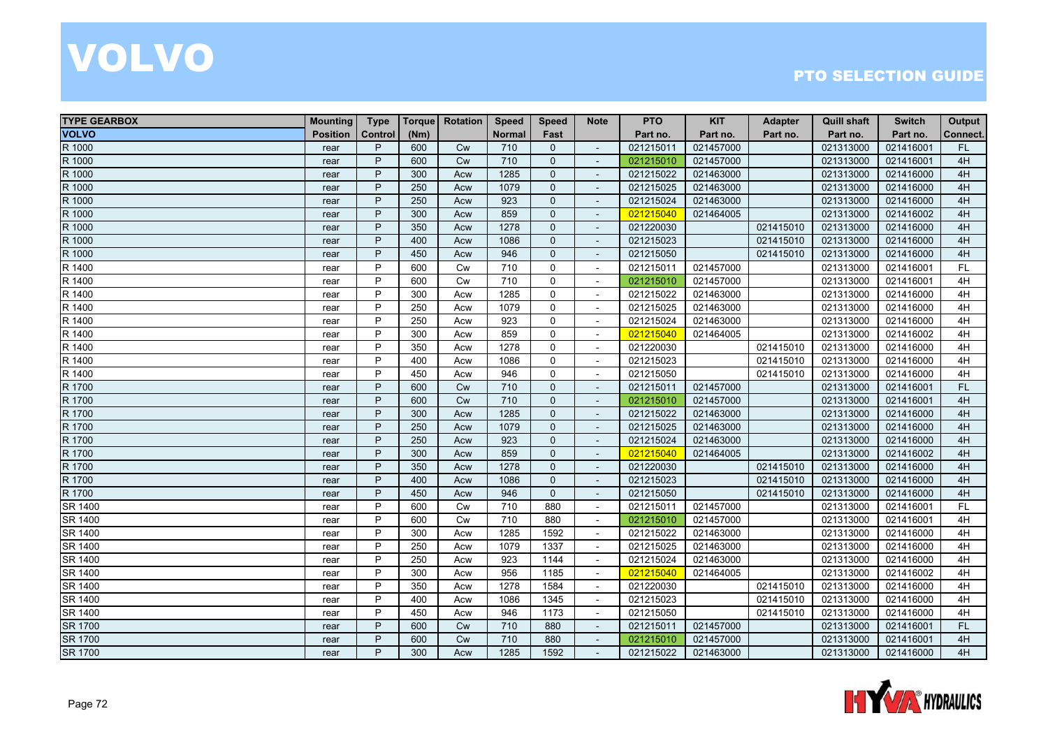# VOLVO

## PTO SELECTION GUIDE

| TYPE GEARBOX | Mounting | Type | Torque | Rotation | Speed | Speed | Note | PTO | KIT | Adapter | Quill shaft | Switch | Output |
|---|---|---|---|---|---|---|---|---|---|---|---|---|---|
| VOLVO | Position | Control | (Nm) | | Normal | Fast | | Part no. | Part no. | Part no. | Part no. | Part no. | Connect. |
| R 1000 | rear | P | 600 | Cw | 710 | 0 | - | 021215011 | 021457000 | | 021313000 | 021416001 | FL |
| R 1000 | rear | P | 600 | Cw | 710 | 0 | - | 021215010 | 021457000 | | 021313000 | 021416001 | 4H |
| R 1000 | rear | P | 300 | Acw | 1285 | 0 | - | 021215022 | 021463000 | | 021313000 | 021416000 | 4H |
| R 1000 | rear | P | 250 | Acw | 1079 | 0 | - | 021215025 | 021463000 | | 021313000 | 021416000 | 4H |
| R 1000 | rear | P | 250 | Acw | 923 | 0 | - | 021215024 | 021463000 | | 021313000 | 021416000 | 4H |
| R 1000 | rear | P | 300 | Acw | 859 | 0 | - | 021215040 | 021464005 | | 021313000 | 021416002 | 4H |
| R 1000 | rear | P | 350 | Acw | 1278 | 0 | - | 021220030 | | 021415010 | 021313000 | 021416000 | 4H |
| R 1000 | rear | P | 400 | Acw | 1086 | 0 | - | 021215023 | | 021415010 | 021313000 | 021416000 | 4H |
| R 1000 | rear | P | 450 | Acw | 946 | 0 | - | 021215050 | | 021415010 | 021313000 | 021416000 | 4H |
| R 1400 | rear | P | 600 | Cw | 710 | 0 | - | 021215011 | 021457000 | | 021313000 | 021416001 | FL |
| R 1400 | rear | P | 600 | Cw | 710 | 0 | - | 021215010 | 021457000 | | 021313000 | 021416001 | 4H |
| R 1400 | rear | P | 300 | Acw | 1285 | 0 | - | 021215022 | 021463000 | | 021313000 | 021416000 | 4H |
| R 1400 | rear | P | 250 | Acw | 1079 | 0 | - | 021215025 | 021463000 | | 021313000 | 021416000 | 4H |
| R 1400 | rear | P | 250 | Acw | 923 | 0 | - | 021215024 | 021463000 | | 021313000 | 021416000 | 4H |
| R 1400 | rear | P | 300 | Acw | 859 | 0 | - | 021215040 | 021464005 | | 021313000 | 021416002 | 4H |
| R 1400 | rear | P | 350 | Acw | 1278 | 0 | - | 021220030 | | 021415010 | 021313000 | 021416000 | 4H |
| R 1400 | rear | P | 400 | Acw | 1086 | 0 | - | 021215023 | | 021415010 | 021313000 | 021416000 | 4H |
| R 1400 | rear | P | 450 | Acw | 946 | 0 | - | 021215050 | | 021415010 | 021313000 | 021416000 | 4H |
| R 1700 | rear | P | 600 | Cw | 710 | 0 | - | 021215011 | 021457000 | | 021313000 | 021416001 | FL |
| R 1700 | rear | P | 600 | Cw | 710 | 0 | - | 021215010 | 021457000 | | 021313000 | 021416001 | 4H |
| R 1700 | rear | P | 300 | Acw | 1285 | 0 | - | 021215022 | 021463000 | | 021313000 | 021416000 | 4H |
| R 1700 | rear | P | 250 | Acw | 1079 | 0 | - | 021215025 | 021463000 | | 021313000 | 021416000 | 4H |
| R 1700 | rear | P | 250 | Acw | 923 | 0 | - | 021215024 | 021463000 | | 021313000 | 021416000 | 4H |
| R 1700 | rear | P | 300 | Acw | 859 | 0 | - | 021215040 | 021464005 | | 021313000 | 021416002 | 4H |
| R 1700 | rear | P | 350 | Acw | 1278 | 0 | - | 021220030 | | 021415010 | 021313000 | 021416000 | 4H |
| R 1700 | rear | P | 400 | Acw | 1086 | 0 | - | 021215023 | | 021415010 | 021313000 | 021416000 | 4H |
| R 1700 | rear | P | 450 | Acw | 946 | 0 | - | 021215050 | | 021415010 | 021313000 | 021416000 | 4H |
| SR 1400 | rear | P | 600 | Cw | 710 | 880 | - | 021215011 | 021457000 | | 021313000 | 021416001 | FL |
| SR 1400 | rear | P | 600 | Cw | 710 | 880 | - | 021215010 | 021457000 | | 021313000 | 021416001 | 4H |
| SR 1400 | rear | P | 300 | Acw | 1285 | 1592 | - | 021215022 | 021463000 | | 021313000 | 021416000 | 4H |
| SR 1400 | rear | P | 250 | Acw | 1079 | 1337 | - | 021215025 | 021463000 | | 021313000 | 021416000 | 4H |
| SR 1400 | rear | P | 250 | Acw | 923 | 1144 | - | 021215024 | 021463000 | | 021313000 | 021416000 | 4H |
| SR 1400 | rear | P | 300 | Acw | 956 | 1185 | - | 021215040 | 021464005 | | 021313000 | 021416002 | 4H |
| SR 1400 | rear | P | 350 | Acw | 1278 | 1584 | - | 021220030 | | 021415010 | 021313000 | 021416000 | 4H |
| SR 1400 | rear | P | 400 | Acw | 1086 | 1345 | - | 021215023 | | 021415010 | 021313000 | 021416000 | 4H |
| SR 1400 | rear | P | 450 | Acw | 946 | 1173 | - | 021215050 | | 021415010 | 021313000 | 021416000 | 4H |
| SR 1700 | rear | P | 600 | Cw | 710 | 880 | - | 021215011 | 021457000 | | 021313000 | 021416001 | FL |
| SR 1700 | rear | P | 600 | Cw | 710 | 880 | - | 021215010 | 021457000 | | 021313000 | 021416001 | 4H |
| SR 1700 | rear | P | 300 | Acw | 1285 | 1592 | - | 021215022 | 021463000 | | 021313000 | 021416000 | 4H |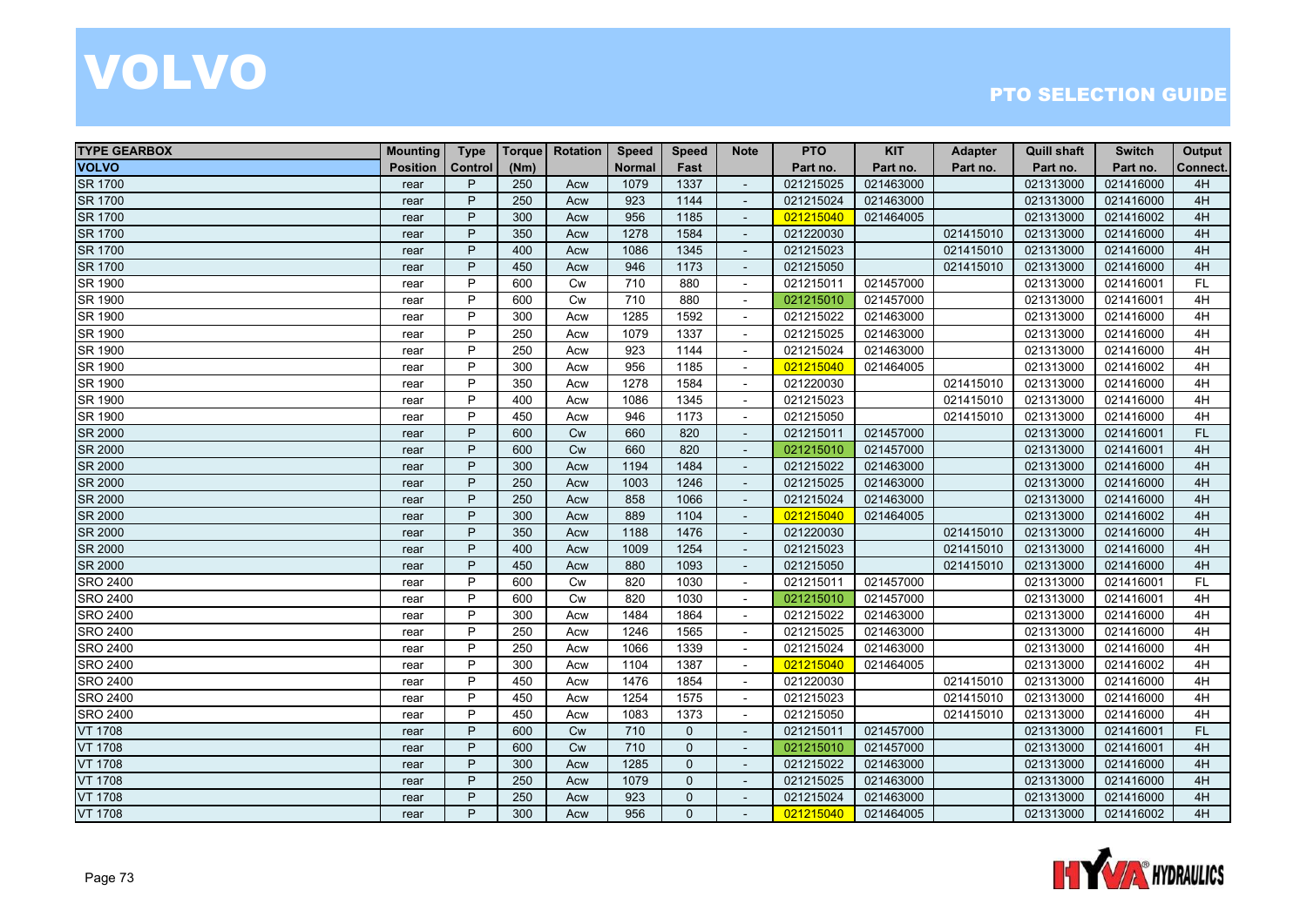# VOLVO

## PTO SELECTION GUIDE

| TYPE GEARBOX | Mounting | Type | Torque | Rotation | Speed | Speed | Note | PTO | KIT | Adapter | Quill shaft | Switch | Output |
|---|---|---|---|---|---|---|---|---|---|---|---|---|---|
| VOLVO | Position | Control | (Nm) | | Normal | Fast | | Part no. | Part no. | Part no. | Part no. | Part no. | Connect. |
| SR 1700 | rear | P | 250 | Acw | 1079 | 1337 | - | 021215025 | 021463000 | | 021313000 | 021416000 | 4H |
| SR 1700 | rear | P | 250 | Acw | 923 | 1144 | - | 021215024 | 021463000 | | 021313000 | 021416000 | 4H |
| SR 1700 | rear | P | 300 | Acw | 956 | 1185 | - | 021215040 | 021464005 | | 021313000 | 021416002 | 4H |
| SR 1700 | rear | P | 350 | Acw | 1278 | 1584 | - | 021220030 | | 021415010 | 021313000 | 021416000 | 4H |
| SR 1700 | rear | P | 400 | Acw | 1086 | 1345 | - | 021215023 | | 021415010 | 021313000 | 021416000 | 4H |
| SR 1700 | rear | P | 450 | Acw | 946 | 1173 | - | 021215050 | | 021415010 | 021313000 | 021416000 | 4H |
| SR 1900 | rear | P | 600 | Cw | 710 | 880 | - | 021215011 | 021457000 | | 021313000 | 021416001 | FL |
| SR 1900 | rear | P | 600 | Cw | 710 | 880 | - | 021215010 | 021457000 | | 021313000 | 021416001 | 4H |
| SR 1900 | rear | P | 300 | Acw | 1285 | 1592 | - | 021215022 | 021463000 | | 021313000 | 021416000 | 4H |
| SR 1900 | rear | P | 250 | Acw | 1079 | 1337 | - | 021215025 | 021463000 | | 021313000 | 021416000 | 4H |
| SR 1900 | rear | P | 250 | Acw | 923 | 1144 | - | 021215024 | 021463000 | | 021313000 | 021416000 | 4H |
| SR 1900 | rear | P | 300 | Acw | 956 | 1185 | - | 021215040 | 021464005 | | 021313000 | 021416002 | 4H |
| SR 1900 | rear | P | 350 | Acw | 1278 | 1584 | - | 021220030 | | 021415010 | 021313000 | 021416000 | 4H |
| SR 1900 | rear | P | 400 | Acw | 1086 | 1345 | - | 021215023 | | 021415010 | 021313000 | 021416000 | 4H |
| SR 1900 | rear | P | 450 | Acw | 946 | 1173 | - | 021215050 | | 021415010 | 021313000 | 021416000 | 4H |
| SR 2000 | rear | P | 600 | Cw | 660 | 820 | - | 021215011 | 021457000 | | 021313000 | 021416001 | FL |
| SR 2000 | rear | P | 600 | Cw | 660 | 820 | - | 021215010 | 021457000 | | 021313000 | 021416001 | 4H |
| SR 2000 | rear | P | 300 | Acw | 1194 | 1484 | - | 021215022 | 021463000 | | 021313000 | 021416000 | 4H |
| SR 2000 | rear | P | 250 | Acw | 1003 | 1246 | - | 021215025 | 021463000 | | 021313000 | 021416000 | 4H |
| SR 2000 | rear | P | 250 | Acw | 858 | 1066 | - | 021215024 | 021463000 | | 021313000 | 021416000 | 4H |
| SR 2000 | rear | P | 300 | Acw | 889 | 1104 | - | 021215040 | 021464005 | | 021313000 | 021416002 | 4H |
| SR 2000 | rear | P | 350 | Acw | 1188 | 1476 | - | 021220030 | | 021415010 | 021313000 | 021416000 | 4H |
| SR 2000 | rear | P | 400 | Acw | 1009 | 1254 | - | 021215023 | | 021415010 | 021313000 | 021416000 | 4H |
| SR 2000 | rear | P | 450 | Acw | 880 | 1093 | - | 021215050 | | 021415010 | 021313000 | 021416000 | 4H |
| SRO 2400 | rear | P | 600 | Cw | 820 | 1030 | - | 021215011 | 021457000 | | 021313000 | 021416001 | FL |
| SRO 2400 | rear | P | 600 | Cw | 820 | 1030 | - | 021215010 | 021457000 | | 021313000 | 021416001 | 4H |
| SRO 2400 | rear | P | 300 | Acw | 1484 | 1864 | - | 021215022 | 021463000 | | 021313000 | 021416000 | 4H |
| SRO 2400 | rear | P | 250 | Acw | 1246 | 1565 | - | 021215025 | 021463000 | | 021313000 | 021416000 | 4H |
| SRO 2400 | rear | P | 250 | Acw | 1066 | 1339 | - | 021215024 | 021463000 | | 021313000 | 021416000 | 4H |
| SRO 2400 | rear | P | 300 | Acw | 1104 | 1387 | - | 021215040 | 021464005 | | 021313000 | 021416002 | 4H |
| SRO 2400 | rear | P | 450 | Acw | 1476 | 1854 | - | 021220030 | | 021415010 | 021313000 | 021416000 | 4H |
| SRO 2400 | rear | P | 450 | Acw | 1254 | 1575 | - | 021215023 | | 021415010 | 021313000 | 021416000 | 4H |
| SRO 2400 | rear | P | 450 | Acw | 1083 | 1373 | - | 021215050 | | 021415010 | 021313000 | 021416000 | 4H |
| VT 1708 | rear | P | 600 | Cw | 710 | 0 | - | 021215011 | 021457000 | | 021313000 | 021416001 | FL |
| VT 1708 | rear | P | 600 | Cw | 710 | 0 | - | 021215010 | 021457000 | | 021313000 | 021416001 | 4H |
| VT 1708 | rear | P | 300 | Acw | 1285 | 0 | - | 021215022 | 021463000 | | 021313000 | 021416000 | 4H |
| VT 1708 | rear | P | 250 | Acw | 1079 | 0 | - | 021215025 | 021463000 | | 021313000 | 021416000 | 4H |
| VT 1708 | rear | P | 250 | Acw | 923 | 0 | - | 021215024 | 021463000 | | 021313000 | 021416000 | 4H |
| VT 1708 | rear | P | 300 | Acw | 956 | 0 | - | 021215040 | 021464005 | | 021313000 | 021416002 | 4H |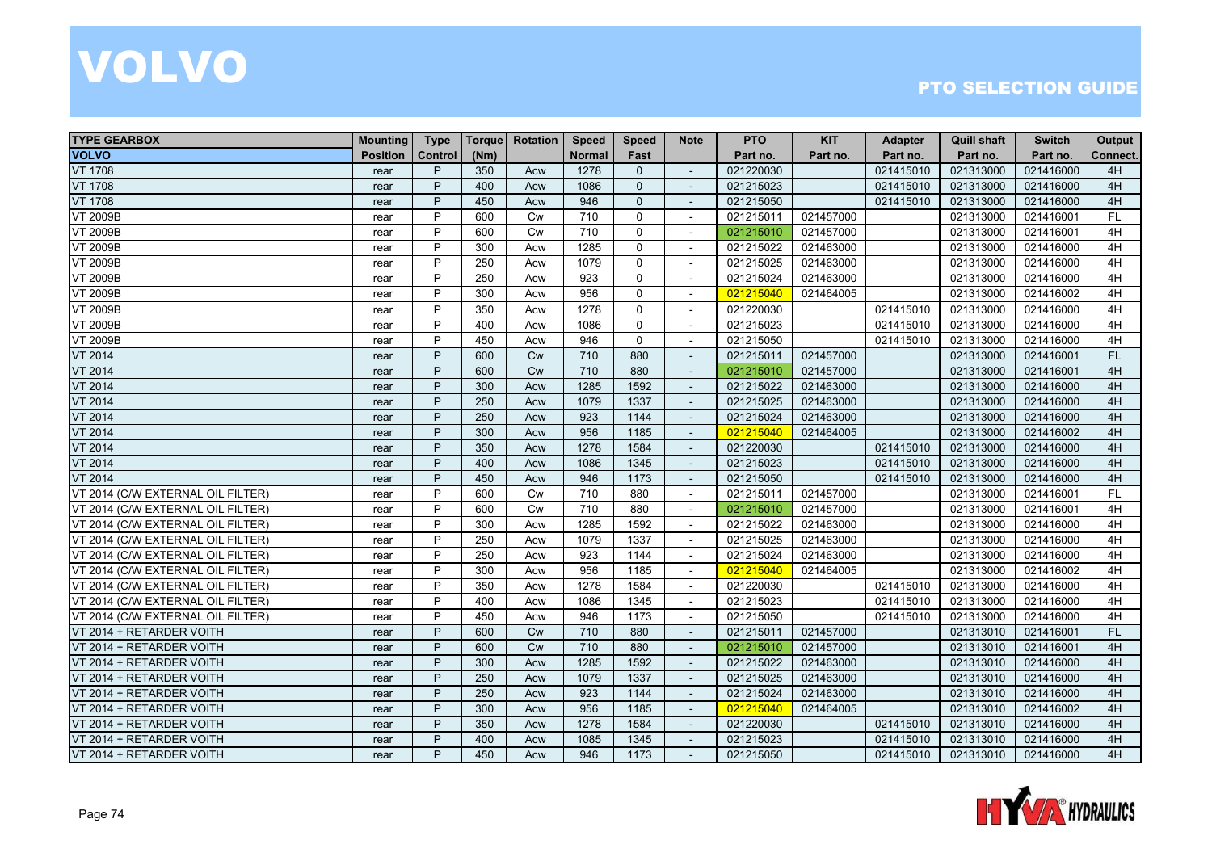# VOLVO

## PTO SELECTION GUIDE

| TYPE GEARBOX | Mounting | Type | Torque | Rotation | Speed | Speed | Note | PTO | KIT | Adapter | Quill shaft | Switch | Output |
|---|---|---|---|---|---|---|---|---|---|---|---|---|---|
| **VOLVO** | **Position** | **Control** | **(Nm)** | | **Normal** | **Fast** | | **Part no.** | **Part no.** | **Part no.** | **Part no.** | **Part no.** | **Connect.** |
| VT 1708 | rear | P | 350 | Acw | 1278 | 0 | - | 021220030 | | 021415010 | 021313000 | 021416000 | 4H |
| VT 1708 | rear | P | 400 | Acw | 1086 | 0 | - | 021215023 | | 021415010 | 021313000 | 021416000 | 4H |
| VT 1708 | rear | P | 450 | Acw | 946 | 0 | - | 021215050 | | 021415010 | 021313000 | 021416000 | 4H |
| VT 2009B | rear | P | 600 | Cw | 710 | 0 | - | 021215011 | 021457000 | | 021313000 | 021416001 | FL |
| VT 2009B | rear | P | 600 | Cw | 710 | 0 | - | 021215010 | 021457000 | | 021313000 | 021416001 | 4H |
| VT 2009B | rear | P | 300 | Acw | 1285 | 0 | - | 021215022 | 021463000 | | 021313000 | 021416000 | 4H |
| VT 2009B | rear | P | 250 | Acw | 1079 | 0 | - | 021215025 | 021463000 | | 021313000 | 021416000 | 4H |
| VT 2009B | rear | P | 250 | Acw | 923 | 0 | - | 021215024 | 021463000 | | 021313000 | 021416000 | 4H |
| VT 2009B | rear | P | 300 | Acw | 956 | 0 | - | 021215040 | 021464005 | | 021313000 | 021416002 | 4H |
| VT 2009B | rear | P | 350 | Acw | 1278 | 0 | - | 021220030 | | 021415010 | 021313000 | 021416000 | 4H |
| VT 2009B | rear | P | 400 | Acw | 1086 | 0 | - | 021215023 | | 021415010 | 021313000 | 021416000 | 4H |
| VT 2009B | rear | P | 450 | Acw | 946 | 0 | - | 021215050 | | 021415010 | 021313000 | 021416000 | 4H |
| VT 2014 | rear | P | 600 | Cw | 710 | 880 | - | 021215011 | 021457000 | | 021313000 | 021416001 | FL |
| VT 2014 | rear | P | 600 | Cw | 710 | 880 | - | 021215010 | 021457000 | | 021313000 | 021416001 | 4H |
| VT 2014 | rear | P | 300 | Acw | 1285 | 1592 | - | 021215022 | 021463000 | | 021313000 | 021416000 | 4H |
| VT 2014 | rear | P | 250 | Acw | 1079 | 1337 | - | 021215025 | 021463000 | | 021313000 | 021416000 | 4H |
| VT 2014 | rear | P | 250 | Acw | 923 | 1144 | - | 021215024 | 021463000 | | 021313000 | 021416000 | 4H |
| VT 2014 | rear | P | 300 | Acw | 956 | 1185 | - | 021215040 | 021464005 | | 021313000 | 021416002 | 4H |
| VT 2014 | rear | P | 350 | Acw | 1278 | 1584 | - | 021220030 | | 021415010 | 021313000 | 021416000 | 4H |
| VT 2014 | rear | P | 400 | Acw | 1086 | 1345 | - | 021215023 | | 021415010 | 021313000 | 021416000 | 4H |
| VT 2014 | rear | P | 450 | Acw | 946 | 1173 | - | 021215050 | | 021415010 | 021313000 | 021416000 | 4H |
| VT 2014 (C/W EXTERNAL OIL FILTER) | rear | P | 600 | Cw | 710 | 880 | - | 021215011 | 021457000 | | 021313000 | 021416001 | FL |
| VT 2014 (C/W EXTERNAL OIL FILTER) | rear | P | 600 | Cw | 710 | 880 | - | 021215010 | 021457000 | | 021313000 | 021416001 | 4H |
| VT 2014 (C/W EXTERNAL OIL FILTER) | rear | P | 300 | Acw | 1285 | 1592 | - | 021215022 | 021463000 | | 021313000 | 021416000 | 4H |
| VT 2014 (C/W EXTERNAL OIL FILTER) | rear | P | 250 | Acw | 1079 | 1337 | - | 021215025 | 021463000 | | 021313000 | 021416000 | 4H |
| VT 2014 (C/W EXTERNAL OIL FILTER) | rear | P | 250 | Acw | 923 | 1144 | - | 021215024 | 021463000 | | 021313000 | 021416000 | 4H |
| VT 2014 (C/W EXTERNAL OIL FILTER) | rear | P | 300 | Acw | 956 | 1185 | - | 021215040 | 021464005 | | 021313000 | 021416002 | 4H |
| VT 2014 (C/W EXTERNAL OIL FILTER) | rear | P | 350 | Acw | 1278 | 1584 | - | 021220030 | | 021415010 | 021313000 | 021416000 | 4H |
| VT 2014 (C/W EXTERNAL OIL FILTER) | rear | P | 400 | Acw | 1086 | 1345 | - | 021215023 | | 021415010 | 021313000 | 021416000 | 4H |
| VT 2014 (C/W EXTERNAL OIL FILTER) | rear | P | 450 | Acw | 946 | 1173 | - | 021215050 | | 021415010 | 021313000 | 021416000 | 4H |
| VT 2014 + RETARDER VOITH | rear | P | 600 | Cw | 710 | 880 | - | 021215011 | 021457000 | | 021313010 | 021416001 | FL |
| VT 2014 + RETARDER VOITH | rear | P | 600 | Cw | 710 | 880 | - | 021215010 | 021457000 | | 021313010 | 021416001 | 4H |
| VT 2014 + RETARDER VOITH | rear | P | 300 | Acw | 1285 | 1592 | - | 021215022 | 021463000 | | 021313010 | 021416000 | 4H |
| VT 2014 + RETARDER VOITH | rear | P | 250 | Acw | 1079 | 1337 | - | 021215025 | 021463000 | | 021313010 | 021416000 | 4H |
| VT 2014 + RETARDER VOITH | rear | P | 250 | Acw | 923 | 1144 | - | 021215024 | 021463000 | | 021313010 | 021416000 | 4H |
| VT 2014 + RETARDER VOITH | rear | P | 300 | Acw | 956 | 1185 | - | 021215040 | 021464005 | | 021313010 | 021416002 | 4H |
| VT 2014 + RETARDER VOITH | rear | P | 350 | Acw | 1278 | 1584 | - | 021220030 | | 021415010 | 021313010 | 021416000 | 4H |
| VT 2014 + RETARDER VOITH | rear | P | 400 | Acw | 1085 | 1345 | - | 021215023 | | 021415010 | 021313010 | 021416000 | 4H |
| VT 2014 + RETARDER VOITH | rear | P | 450 | Acw | 946 | 1173 | - | 021215050 | | 021415010 | 021313010 | 021416000 | 4H |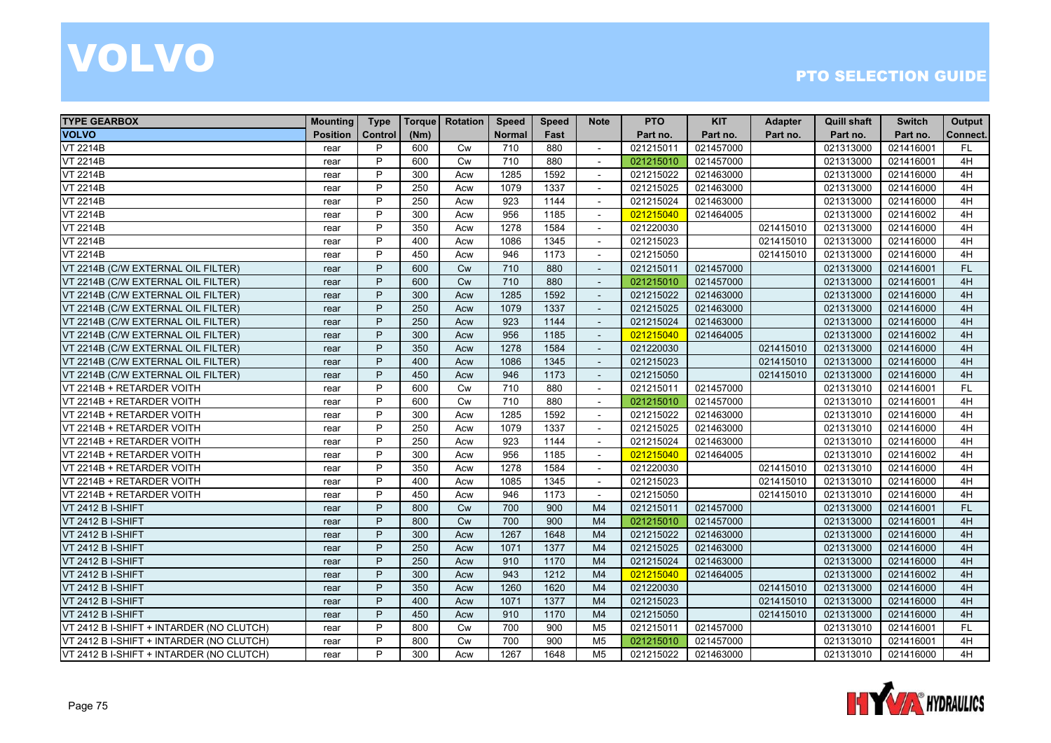# VOLVO

## PTO SELECTION GUIDE

| TYPE GEARBOX | Mounting | Type | Torque | Rotation | Speed | Speed | Note | PTO | KIT | Adapter | Quill shaft | Switch | Output |
|---|---|---|---|---|---|---|---|---|---|---|---|---|---|
| **VOLVO** | **Position** | **Control** | **(Nm)** | | **Normal** | **Fast** | | **Part no.** | **Part no.** | **Part no.** | **Part no.** | **Part no.** | **Connect.** |
| VT 2214B | rear | P | 600 | Cw | 710 | 880 | - | 021215011 | 021457000 | | 021313000 | 021416001 | FL |
| VT 2214B | rear | P | 600 | Cw | 710 | 880 | - | 021215010 | 021457000 | | 021313000 | 021416001 | 4H |
| VT 2214B | rear | P | 300 | Acw | 1285 | 1592 | - | 021215022 | 021463000 | | 021313000 | 021416000 | 4H |
| VT 2214B | rear | P | 250 | Acw | 1079 | 1337 | - | 021215025 | 021463000 | | 021313000 | 021416000 | 4H |
| VT 2214B | rear | P | 250 | Acw | 923 | 1144 | - | 021215024 | 021463000 | | 021313000 | 021416000 | 4H |
| VT 2214B | rear | P | 300 | Acw | 956 | 1185 | - | 021215040 | 021464005 | | 021313000 | 021416002 | 4H |
| VT 2214B | rear | P | 350 | Acw | 1278 | 1584 | - | 021220030 | | 021415010 | 021313000 | 021416000 | 4H |
| VT 2214B | rear | P | 400 | Acw | 1086 | 1345 | - | 021215023 | | 021415010 | 021313000 | 021416000 | 4H |
| VT 2214B | rear | P | 450 | Acw | 946 | 1173 | - | 021215050 | | 021415010 | 021313000 | 021416000 | 4H |
| VT 2214B (C/W EXTERNAL OIL FILTER) | rear | P | 600 | Cw | 710 | 880 | - | 021215011 | 021457000 | | 021313000 | 021416001 | FL |
| VT 2214B (C/W EXTERNAL OIL FILTER) | rear | P | 600 | Cw | 710 | 880 | - | 021215010 | 021457000 | | 021313000 | 021416001 | 4H |
| VT 2214B (C/W EXTERNAL OIL FILTER) | rear | P | 300 | Acw | 1285 | 1592 | - | 021215022 | 021463000 | | 021313000 | 021416000 | 4H |
| VT 2214B (C/W EXTERNAL OIL FILTER) | rear | P | 250 | Acw | 1079 | 1337 | - | 021215025 | 021463000 | | 021313000 | 021416000 | 4H |
| VT 2214B (C/W EXTERNAL OIL FILTER) | rear | P | 250 | Acw | 923 | 1144 | - | 021215024 | 021463000 | | 021313000 | 021416000 | 4H |
| VT 2214B (C/W EXTERNAL OIL FILTER) | rear | P | 300 | Acw | 956 | 1185 | - | 021215040 | 021464005 | | 021313000 | 021416002 | 4H |
| VT 2214B (C/W EXTERNAL OIL FILTER) | rear | P | 350 | Acw | 1278 | 1584 | - | 021220030 | | 021415010 | 021313000 | 021416000 | 4H |
| VT 2214B (C/W EXTERNAL OIL FILTER) | rear | P | 400 | Acw | 1086 | 1345 | - | 021215023 | | 021415010 | 021313000 | 021416000 | 4H |
| VT 2214B (C/W EXTERNAL OIL FILTER) | rear | P | 450 | Acw | 946 | 1173 | - | 021215050 | | 021415010 | 021313000 | 021416000 | 4H |
| VT 2214B + RETARDER VOITH | rear | P | 600 | Cw | 710 | 880 | - | 021215011 | 021457000 | | 021313010 | 021416001 | FL |
| VT 2214B + RETARDER VOITH | rear | P | 600 | Cw | 710 | 880 | - | 021215010 | 021457000 | | 021313010 | 021416001 | 4H |
| VT 2214B + RETARDER VOITH | rear | P | 300 | Acw | 1285 | 1592 | - | 021215022 | 021463000 | | 021313010 | 021416000 | 4H |
| VT 2214B + RETARDER VOITH | rear | P | 250 | Acw | 1079 | 1337 | - | 021215025 | 021463000 | | 021313010 | 021416000 | 4H |
| VT 2214B + RETARDER VOITH | rear | P | 250 | Acw | 923 | 1144 | - | 021215024 | 021463000 | | 021313010 | 021416000 | 4H |
| VT 2214B + RETARDER VOITH | rear | P | 300 | Acw | 956 | 1185 | - | 021215040 | 021464005 | | 021313010 | 021416002 | 4H |
| VT 2214B + RETARDER VOITH | rear | P | 350 | Acw | 1278 | 1584 | - | 021220030 | | 021415010 | 021313010 | 021416000 | 4H |
| VT 2214B + RETARDER VOITH | rear | P | 400 | Acw | 1085 | 1345 | - | 021215023 | | 021415010 | 021313010 | 021416000 | 4H |
| VT 2214B + RETARDER VOITH | rear | P | 450 | Acw | 946 | 1173 | - | 021215050 | | 021415010 | 021313010 | 021416000 | 4H |
| VT 2412 B I-SHIFT | rear | P | 800 | Cw | 700 | 900 | M4 | 021215011 | 021457000 | | 021313000 | 021416001 | FL |
| VT 2412 B I-SHIFT | rear | P | 800 | Cw | 700 | 900 | M4 | 021215010 | 021457000 | | 021313000 | 021416001 | 4H |
| VT 2412 B I-SHIFT | rear | P | 300 | Acw | 1267 | 1648 | M4 | 021215022 | 021463000 | | 021313000 | 021416000 | 4H |
| VT 2412 B I-SHIFT | rear | P | 250 | Acw | 1071 | 1377 | M4 | 021215025 | 021463000 | | 021313000 | 021416000 | 4H |
| VT 2412 B I-SHIFT | rear | P | 250 | Acw | 910 | 1170 | M4 | 021215024 | 021463000 | | 021313000 | 021416000 | 4H |
| VT 2412 B I-SHIFT | rear | P | 300 | Acw | 943 | 1212 | M4 | 021215040 | 021464005 | | 021313000 | 021416002 | 4H |
| VT 2412 B I-SHIFT | rear | P | 350 | Acw | 1260 | 1620 | M4 | 021220030 | | 021415010 | 021313000 | 021416000 | 4H |
| VT 2412 B I-SHIFT | rear | P | 400 | Acw | 1071 | 1377 | M4 | 021215023 | | 021415010 | 021313000 | 021416000 | 4H |
| VT 2412 B I-SHIFT | rear | P | 450 | Acw | 910 | 1170 | M4 | 021215050 | | 021415010 | 021313000 | 021416000 | 4H |
| VT 2412 B I-SHIFT + INTARDER (NO CLUTCH) | rear | P | 800 | Cw | 700 | 900 | M5 | 021215011 | 021457000 | | 021313010 | 021416001 | FL |
| VT 2412 B I-SHIFT + INTARDER (NO CLUTCH) | rear | P | 800 | Cw | 700 | 900 | M5 | 021215010 | 021457000 | | 021313010 | 021416001 | 4H |
| VT 2412 B I-SHIFT + INTARDER (NO CLUTCH) | rear | P | 300 | Acw | 1267 | 1648 | M5 | 021215022 | 021463000 | | 021313010 | 021416000 | 4H |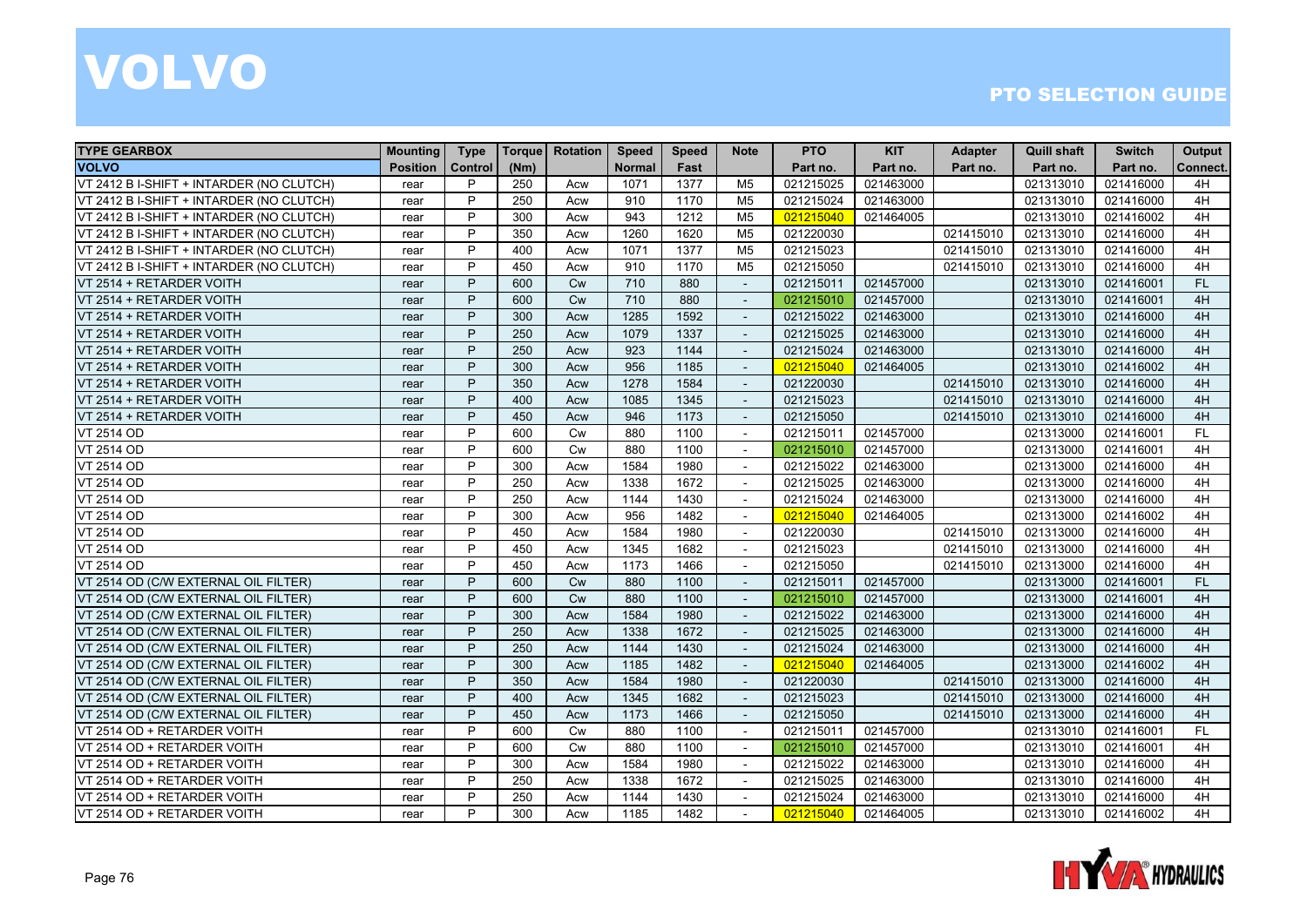# VOLVO

## PTO SELECTION GUIDE

| TYPE GEARBOX | Mounting | Type | Torque | Rotation | Speed | Speed | Note | PTO | KIT | Adapter | Quill shaft | Switch | Output |
|---|---|---|---|---|---|---|---|---|---|---|---|---|---|
| VOLVO | Position | Control | (Nm) | | Normal | Fast | | Part no. | Part no. | Part no. | Part no. | Part no. | Connect. |
| VT 2412 B I-SHIFT + INTARDER (NO CLUTCH) | rear | P | 250 | Acw | 1071 | 1377 | M5 | 021215025 | 021463000 | | 021313010 | 021416000 | 4H |
| VT 2412 B I-SHIFT + INTARDER (NO CLUTCH) | rear | P | 250 | Acw | 910 | 1170 | M5 | 021215024 | 021463000 | | 021313010 | 021416000 | 4H |
| VT 2412 B I-SHIFT + INTARDER (NO CLUTCH) | rear | P | 300 | Acw | 943 | 1212 | M5 | 021215040 | 021464005 | | 021313010 | 021416002 | 4H |
| VT 2412 B I-SHIFT + INTARDER (NO CLUTCH) | rear | P | 350 | Acw | 1260 | 1620 | M5 | 021220030 | | 021415010 | 021313010 | 021416000 | 4H |
| VT 2412 B I-SHIFT + INTARDER (NO CLUTCH) | rear | P | 400 | Acw | 1071 | 1377 | M5 | 021215023 | | 021415010 | 021313010 | 021416000 | 4H |
| VT 2412 B I-SHIFT + INTARDER (NO CLUTCH) | rear | P | 450 | Acw | 910 | 1170 | M5 | 021215050 | | 021415010 | 021313010 | 021416000 | 4H |
| VT 2514 + RETARDER VOITH | rear | P | 600 | Cw | 710 | 880 | - | 021215011 | 021457000 | | 021313010 | 021416001 | FL |
| VT 2514 + RETARDER VOITH | rear | P | 600 | Cw | 710 | 880 | - | 021215010 | 021457000 | | 021313010 | 021416001 | 4H |
| VT 2514 + RETARDER VOITH | rear | P | 300 | Acw | 1285 | 1592 | - | 021215022 | 021463000 | | 021313010 | 021416000 | 4H |
| VT 2514 + RETARDER VOITH | rear | P | 250 | Acw | 1079 | 1337 | - | 021215025 | 021463000 | | 021313010 | 021416000 | 4H |
| VT 2514 + RETARDER VOITH | rear | P | 250 | Acw | 923 | 1144 | - | 021215024 | 021463000 | | 021313010 | 021416000 | 4H |
| VT 2514 + RETARDER VOITH | rear | P | 300 | Acw | 956 | 1185 | - | 021215040 | 021464005 | | 021313010 | 021416002 | 4H |
| VT 2514 + RETARDER VOITH | rear | P | 350 | Acw | 1278 | 1584 | - | 021220030 | | 021415010 | 021313010 | 021416000 | 4H |
| VT 2514 + RETARDER VOITH | rear | P | 400 | Acw | 1085 | 1345 | - | 021215023 | | 021415010 | 021313010 | 021416000 | 4H |
| VT 2514 + RETARDER VOITH | rear | P | 450 | Acw | 946 | 1173 | - | 021215050 | | 021415010 | 021313010 | 021416000 | 4H |
| VT 2514 OD | rear | P | 600 | Cw | 880 | 1100 | - | 021215011 | 021457000 | | 021313000 | 021416001 | FL |
| VT 2514 OD | rear | P | 600 | Cw | 880 | 1100 | - | 021215010 | 021457000 | | 021313000 | 021416001 | 4H |
| VT 2514 OD | rear | P | 300 | Acw | 1584 | 1980 | - | 021215022 | 021463000 | | 021313000 | 021416000 | 4H |
| VT 2514 OD | rear | P | 250 | Acw | 1338 | 1672 | - | 021215025 | 021463000 | | 021313000 | 021416000 | 4H |
| VT 2514 OD | rear | P | 250 | Acw | 1144 | 1430 | - | 021215024 | 021463000 | | 021313000 | 021416000 | 4H |
| VT 2514 OD | rear | P | 300 | Acw | 956 | 1482 | - | 021215040 | 021464005 | | 021313000 | 021416002 | 4H |
| VT 2514 OD | rear | P | 450 | Acw | 1584 | 1980 | - | 021220030 | | 021415010 | 021313000 | 021416000 | 4H |
| VT 2514 OD | rear | P | 450 | Acw | 1345 | 1682 | - | 021215023 | | 021415010 | 021313000 | 021416000 | 4H |
| VT 2514 OD | rear | P | 450 | Acw | 1173 | 1466 | - | 021215050 | | 021415010 | 021313000 | 021416000 | 4H |
| VT 2514 OD (C/W EXTERNAL OIL FILTER) | rear | P | 600 | Cw | 880 | 1100 | - | 021215011 | 021457000 | | 021313000 | 021416001 | FL |
| VT 2514 OD (C/W EXTERNAL OIL FILTER) | rear | P | 600 | Cw | 880 | 1100 | - | 021215010 | 021457000 | | 021313000 | 021416001 | 4H |
| VT 2514 OD (C/W EXTERNAL OIL FILTER) | rear | P | 300 | Acw | 1584 | 1980 | - | 021215022 | 021463000 | | 021313000 | 021416000 | 4H |
| VT 2514 OD (C/W EXTERNAL OIL FILTER) | rear | P | 250 | Acw | 1338 | 1672 | - | 021215025 | 021463000 | | 021313000 | 021416000 | 4H |
| VT 2514 OD (C/W EXTERNAL OIL FILTER) | rear | P | 250 | Acw | 1144 | 1430 | - | 021215024 | 021463000 | | 021313000 | 021416000 | 4H |
| VT 2514 OD (C/W EXTERNAL OIL FILTER) | rear | P | 300 | Acw | 1185 | 1482 | - | 021215040 | 021464005 | | 021313000 | 021416002 | 4H |
| VT 2514 OD (C/W EXTERNAL OIL FILTER) | rear | P | 350 | Acw | 1584 | 1980 | - | 021220030 | | 021415010 | 021313000 | 021416000 | 4H |
| VT 2514 OD (C/W EXTERNAL OIL FILTER) | rear | P | 400 | Acw | 1345 | 1682 | - | 021215023 | | 021415010 | 021313000 | 021416000 | 4H |
| VT 2514 OD (C/W EXTERNAL OIL FILTER) | rear | P | 450 | Acw | 1173 | 1466 | - | 021215050 | | 021415010 | 021313000 | 021416000 | 4H |
| VT 2514 OD + RETARDER VOITH | rear | P | 600 | Cw | 880 | 1100 | - | 021215011 | 021457000 | | 021313010 | 021416001 | FL |
| VT 2514 OD + RETARDER VOITH | rear | P | 600 | Cw | 880 | 1100 | - | 021215010 | 021457000 | | 021313010 | 021416001 | 4H |
| VT 2514 OD + RETARDER VOITH | rear | P | 300 | Acw | 1584 | 1980 | - | 021215022 | 021463000 | | 021313010 | 021416000 | 4H |
| VT 2514 OD + RETARDER VOITH | rear | P | 250 | Acw | 1338 | 1672 | - | 021215025 | 021463000 | | 021313010 | 021416000 | 4H |
| VT 2514 OD + RETARDER VOITH | rear | P | 250 | Acw | 1144 | 1430 | - | 021215024 | 021463000 | | 021313010 | 021416000 | 4H |
| VT 2514 OD + RETARDER VOITH | rear | P | 300 | Acw | 1185 | 1482 | - | 021215040 | 021464005 | | 021313010 | 021416002 | 4H |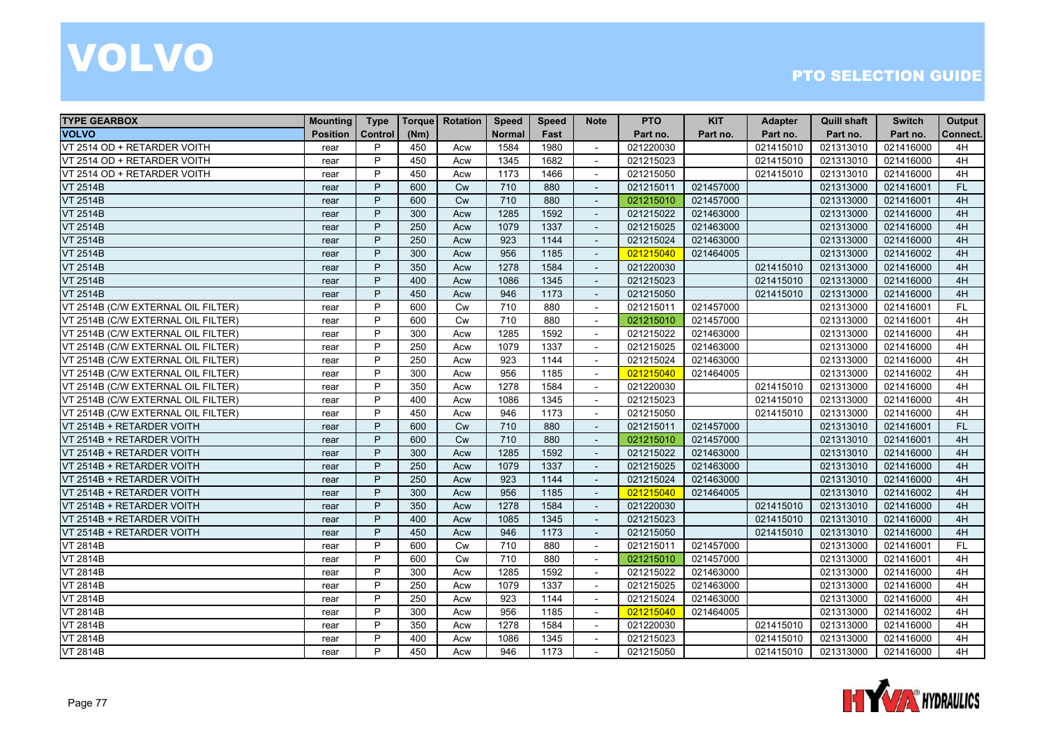# VOLVO

## PTO SELECTION GUIDE

| TYPE GEARBOX | Mounting | Type | Torque | Rotation | Speed | Speed | Note | PTO | KIT | Adapter | Quill shaft | Switch | Output |
|---|---|---|---|---|---|---|---|---|---|---|---|---|---|
| VOLVO | Position | Control | (Nm) | | Normal | Fast | | Part no. | Part no. | Part no. | Part no. | Part no. | Connect. |
| VT 2514 OD + RETARDER VOITH | rear | P | 450 | Acw | 1584 | 1980 | - | 021220030 | | 021415010 | 021313010 | 021416000 | 4H |
| VT 2514 OD + RETARDER VOITH | rear | P | 450 | Acw | 1345 | 1682 | - | 021215023 | | 021415010 | 021313010 | 021416000 | 4H |
| VT 2514 OD + RETARDER VOITH | rear | P | 450 | Acw | 1173 | 1466 | - | 021215050 | | 021415010 | 021313010 | 021416000 | 4H |
| VT 2514B | rear | P | 600 | Cw | 710 | 880 | - | 021215011 | 021457000 | | 021313000 | 021416001 | FL |
| VT 2514B | rear | P | 600 | Cw | 710 | 880 | - | 021215010 | 021457000 | | 021313000 | 021416001 | 4H |
| VT 2514B | rear | P | 300 | Acw | 1285 | 1592 | - | 021215022 | 021463000 | | 021313000 | 021416000 | 4H |
| VT 2514B | rear | P | 250 | Acw | 1079 | 1337 | - | 021215025 | 021463000 | | 021313000 | 021416000 | 4H |
| VT 2514B | rear | P | 250 | Acw | 923 | 1144 | - | 021215024 | 021463000 | | 021313000 | 021416000 | 4H |
| VT 2514B | rear | P | 300 | Acw | 956 | 1185 | - | 021215040 | 021464005 | | 021313000 | 021416002 | 4H |
| VT 2514B | rear | P | 350 | Acw | 1278 | 1584 | - | 021220030 | | 021415010 | 021313000 | 021416000 | 4H |
| VT 2514B | rear | P | 400 | Acw | 1086 | 1345 | - | 021215023 | | 021415010 | 021313000 | 021416000 | 4H |
| VT 2514B | rear | P | 450 | Acw | 946 | 1173 | - | 021215050 | | 021415010 | 021313000 | 021416000 | 4H |
| VT 2514B (C/W EXTERNAL OIL FILTER) | rear | P | 600 | Cw | 710 | 880 | - | 021215011 | 021457000 | | 021313000 | 021416001 | FL |
| VT 2514B (C/W EXTERNAL OIL FILTER) | rear | P | 600 | Cw | 710 | 880 | - | 021215010 | 021457000 | | 021313000 | 021416001 | 4H |
| VT 2514B (C/W EXTERNAL OIL FILTER) | rear | P | 300 | Acw | 1285 | 1592 | - | 021215022 | 021463000 | | 021313000 | 021416000 | 4H |
| VT 2514B (C/W EXTERNAL OIL FILTER) | rear | P | 250 | Acw | 1079 | 1337 | - | 021215025 | 021463000 | | 021313000 | 021416000 | 4H |
| VT 2514B (C/W EXTERNAL OIL FILTER) | rear | P | 250 | Acw | 923 | 1144 | - | 021215024 | 021463000 | | 021313000 | 021416000 | 4H |
| VT 2514B (C/W EXTERNAL OIL FILTER) | rear | P | 300 | Acw | 956 | 1185 | - | 021215040 | 021464005 | | 021313000 | 021416002 | 4H |
| VT 2514B (C/W EXTERNAL OIL FILTER) | rear | P | 350 | Acw | 1278 | 1584 | - | 021220030 | | 021415010 | 021313000 | 021416000 | 4H |
| VT 2514B (C/W EXTERNAL OIL FILTER) | rear | P | 400 | Acw | 1086 | 1345 | - | 021215023 | | 021415010 | 021313000 | 021416000 | 4H |
| VT 2514B (C/W EXTERNAL OIL FILTER) | rear | P | 450 | Acw | 946 | 1173 | - | 021215050 | | 021415010 | 021313000 | 021416000 | 4H |
| VT 2514B + RETARDER VOITH | rear | P | 600 | Cw | 710 | 880 | - | 021215011 | 021457000 | | 021313010 | 021416001 | FL |
| VT 2514B + RETARDER VOITH | rear | P | 600 | Cw | 710 | 880 | - | 021215010 | 021457000 | | 021313010 | 021416001 | 4H |
| VT 2514B + RETARDER VOITH | rear | P | 300 | Acw | 1285 | 1592 | - | 021215022 | 021463000 | | 021313010 | 021416000 | 4H |
| VT 2514B + RETARDER VOITH | rear | P | 250 | Acw | 1079 | 1337 | - | 021215025 | 021463000 | | 021313010 | 021416000 | 4H |
| VT 2514B + RETARDER VOITH | rear | P | 250 | Acw | 923 | 1144 | - | 021215024 | 021463000 | | 021313010 | 021416000 | 4H |
| VT 2514B + RETARDER VOITH | rear | P | 300 | Acw | 956 | 1185 | - | 021215040 | 021464005 | | 021313010 | 021416002 | 4H |
| VT 2514B + RETARDER VOITH | rear | P | 350 | Acw | 1278 | 1584 | - | 021220030 | | 021415010 | 021313010 | 021416000 | 4H |
| VT 2514B + RETARDER VOITH | rear | P | 400 | Acw | 1085 | 1345 | - | 021215023 | | 021415010 | 021313010 | 021416000 | 4H |
| VT 2514B + RETARDER VOITH | rear | P | 450 | Acw | 946 | 1173 | - | 021215050 | | 021415010 | 021313010 | 021416000 | 4H |
| VT 2814B | rear | P | 600 | Cw | 710 | 880 | - | 021215011 | 021457000 | | 021313000 | 021416001 | FL |
| VT 2814B | rear | P | 600 | Cw | 710 | 880 | - | 021215010 | 021457000 | | 021313000 | 021416001 | 4H |
| VT 2814B | rear | P | 300 | Acw | 1285 | 1592 | - | 021215022 | 021463000 | | 021313000 | 021416000 | 4H |
| VT 2814B | rear | P | 250 | Acw | 1079 | 1337 | - | 021215025 | 021463000 | | 021313000 | 021416000 | 4H |
| VT 2814B | rear | P | 250 | Acw | 923 | 1144 | - | 021215024 | 021463000 | | 021313000 | 021416000 | 4H |
| VT 2814B | rear | P | 300 | Acw | 956 | 1185 | - | 021215040 | 021464005 | | 021313000 | 021416002 | 4H |
| VT 2814B | rear | P | 350 | Acw | 1278 | 1584 | - | 021220030 | | 021415010 | 021313000 | 021416000 | 4H |
| VT 2814B | rear | P | 400 | Acw | 1086 | 1345 | - | 021215023 | | 021415010 | 021313000 | 021416000 | 4H |
| VT 2814B | rear | P | 450 | Acw | 946 | 1173 | - | 021215050 | | 021415010 | 021313000 | 021416000 | 4H |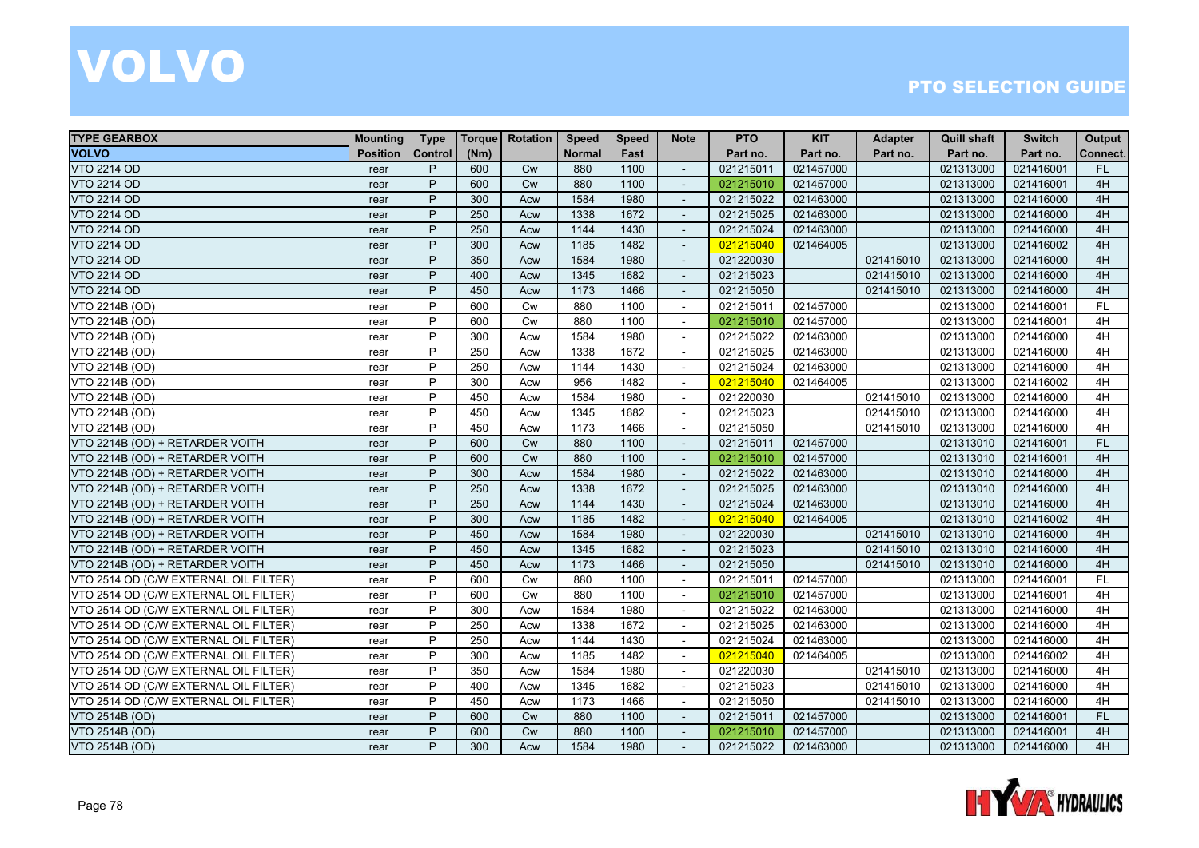# VOLVO

## PTO SELECTION GUIDE

| TYPE GEARBOX | Mounting | Type | Torque | Rotation | Speed | Speed | Note | PTO | KIT | Adapter | Quill shaft | Switch | Output |
|---|---|---|---|---|---|---|---|---|---|---|---|---|---|
| VOLVO | Position | Control | (Nm) | | Normal | Fast | | Part no. | Part no. | Part no. | Part no. | Part no. | Connect. |
| VTO 2214 OD | rear | P | 600 | Cw | 880 | 1100 | - | 021215011 | 021457000 | | 021313000 | 021416001 | FL |
| VTO 2214 OD | rear | P | 600 | Cw | 880 | 1100 | - | 021215010 | 021457000 | | 021313000 | 021416001 | 4H |
| VTO 2214 OD | rear | P | 300 | Acw | 1584 | 1980 | - | 021215022 | 021463000 | | 021313000 | 021416000 | 4H |
| VTO 2214 OD | rear | P | 250 | Acw | 1338 | 1672 | - | 021215025 | 021463000 | | 021313000 | 021416000 | 4H |
| VTO 2214 OD | rear | P | 250 | Acw | 1144 | 1430 | - | 021215024 | 021463000 | | 021313000 | 021416000 | 4H |
| VTO 2214 OD | rear | P | 300 | Acw | 1185 | 1482 | - | 021215040 | 021464005 | | 021313000 | 021416002 | 4H |
| VTO 2214 OD | rear | P | 350 | Acw | 1584 | 1980 | - | 021220030 | | 021415010 | 021313000 | 021416000 | 4H |
| VTO 2214 OD | rear | P | 400 | Acw | 1345 | 1682 | - | 021215023 | | 021415010 | 021313000 | 021416000 | 4H |
| VTO 2214 OD | rear | P | 450 | Acw | 1173 | 1466 | - | 021215050 | | 021415010 | 021313000 | 021416000 | 4H |
| VTO 2214B (OD) | rear | P | 600 | Cw | 880 | 1100 | - | 021215011 | 021457000 | | 021313000 | 021416001 | FL |
| VTO 2214B (OD) | rear | P | 600 | Cw | 880 | 1100 | - | 021215010 | 021457000 | | 021313000 | 021416001 | 4H |
| VTO 2214B (OD) | rear | P | 300 | Acw | 1584 | 1980 | - | 021215022 | 021463000 | | 021313000 | 021416000 | 4H |
| VTO 2214B (OD) | rear | P | 250 | Acw | 1338 | 1672 | - | 021215025 | 021463000 | | 021313000 | 021416000 | 4H |
| VTO 2214B (OD) | rear | P | 250 | Acw | 1144 | 1430 | - | 021215024 | 021463000 | | 021313000 | 021416000 | 4H |
| VTO 2214B (OD) | rear | P | 300 | Acw | 956 | 1482 | - | 021215040 | 021464005 | | 021313000 | 021416002 | 4H |
| VTO 2214B (OD) | rear | P | 450 | Acw | 1584 | 1980 | - | 021220030 | | 021415010 | 021313000 | 021416000 | 4H |
| VTO 2214B (OD) | rear | P | 450 | Acw | 1345 | 1682 | - | 021215023 | | 021415010 | 021313000 | 021416000 | 4H |
| VTO 2214B (OD) | rear | P | 450 | Acw | 1173 | 1466 | - | 021215050 | | 021415010 | 021313000 | 021416000 | 4H |
| VTO 2214B (OD) + RETARDER VOITH | rear | P | 600 | Cw | 880 | 1100 | - | 021215011 | 021457000 | | 021313010 | 021416001 | FL |
| VTO 2214B (OD) + RETARDER VOITH | rear | P | 600 | Cw | 880 | 1100 | - | 021215010 | 021457000 | | 021313010 | 021416001 | 4H |
| VTO 2214B (OD) + RETARDER VOITH | rear | P | 300 | Acw | 1584 | 1980 | - | 021215022 | 021463000 | | 021313010 | 021416000 | 4H |
| VTO 2214B (OD) + RETARDER VOITH | rear | P | 250 | Acw | 1338 | 1672 | - | 021215025 | 021463000 | | 021313010 | 021416000 | 4H |
| VTO 2214B (OD) + RETARDER VOITH | rear | P | 250 | Acw | 1144 | 1430 | - | 021215024 | 021463000 | | 021313010 | 021416000 | 4H |
| VTO 2214B (OD) + RETARDER VOITH | rear | P | 300 | Acw | 1185 | 1482 | - | 021215040 | 021464005 | | 021313010 | 021416002 | 4H |
| VTO 2214B (OD) + RETARDER VOITH | rear | P | 450 | Acw | 1584 | 1980 | - | 021220030 | | 021415010 | 021313010 | 021416000 | 4H |
| VTO 2214B (OD) + RETARDER VOITH | rear | P | 450 | Acw | 1345 | 1682 | - | 021215023 | | 021415010 | 021313010 | 021416000 | 4H |
| VTO 2214B (OD) + RETARDER VOITH | rear | P | 450 | Acw | 1173 | 1466 | - | 021215050 | | 021415010 | 021313010 | 021416000 | 4H |
| VTO 2514 OD (C/W EXTERNAL OIL FILTER) | rear | P | 600 | Cw | 880 | 1100 | - | 021215011 | 021457000 | | 021313000 | 021416001 | FL |
| VTO 2514 OD (C/W EXTERNAL OIL FILTER) | rear | P | 600 | Cw | 880 | 1100 | - | 021215010 | 021457000 | | 021313000 | 021416001 | 4H |
| VTO 2514 OD (C/W EXTERNAL OIL FILTER) | rear | P | 300 | Acw | 1584 | 1980 | - | 021215022 | 021463000 | | 021313000 | 021416000 | 4H |
| VTO 2514 OD (C/W EXTERNAL OIL FILTER) | rear | P | 250 | Acw | 1338 | 1672 | - | 021215025 | 021463000 | | 021313000 | 021416000 | 4H |
| VTO 2514 OD (C/W EXTERNAL OIL FILTER) | rear | P | 250 | Acw | 1144 | 1430 | - | 021215024 | 021463000 | | 021313000 | 021416000 | 4H |
| VTO 2514 OD (C/W EXTERNAL OIL FILTER) | rear | P | 300 | Acw | 1185 | 1482 | - | 021215040 | 021464005 | | 021313000 | 021416002 | 4H |
| VTO 2514 OD (C/W EXTERNAL OIL FILTER) | rear | P | 350 | Acw | 1584 | 1980 | - | 021220030 | | 021415010 | 021313000 | 021416000 | 4H |
| VTO 2514 OD (C/W EXTERNAL OIL FILTER) | rear | P | 400 | Acw | 1345 | 1682 | - | 021215023 | | 021415010 | 021313000 | 021416000 | 4H |
| VTO 2514 OD (C/W EXTERNAL OIL FILTER) | rear | P | 450 | Acw | 1173 | 1466 | - | 021215050 | | 021415010 | 021313000 | 021416000 | 4H |
| VTO 2514B (OD) | rear | P | 600 | Cw | 880 | 1100 | - | 021215011 | 021457000 | | 021313000 | 021416001 | FL |
| VTO 2514B (OD) | rear | P | 600 | Cw | 880 | 1100 | - | 021215010 | 021457000 | | 021313000 | 021416001 | 4H |
| VTO 2514B (OD) | rear | P | 300 | Acw | 1584 | 1980 | - | 021215022 | 021463000 | | 021313000 | 021416000 | 4H |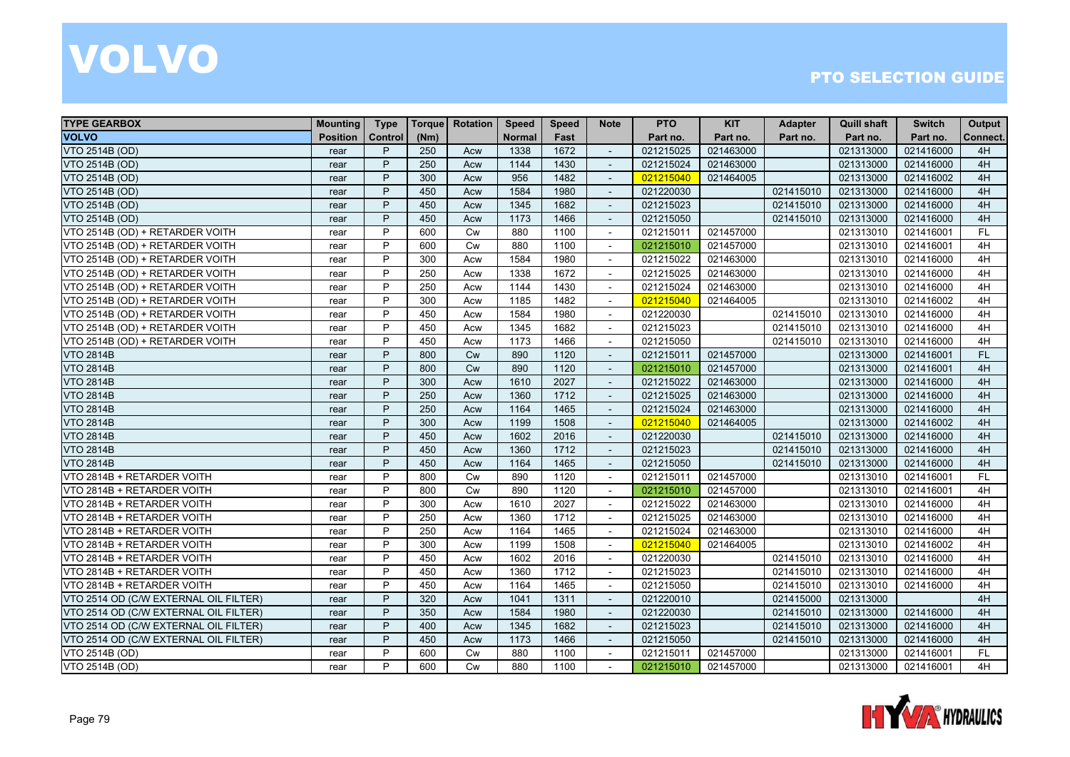# VOLVO

## PTO SELECTION GUIDE

| TYPE GEARBOX<br>VOLVO | Mounting<br>Position | Type<br>Control | Torque<br>(Nm) | Rotation | Speed<br>Normal | Speed<br>Fast | Note | PTO<br>Part no. | KIT<br>Part no. | Adapter<br>Part no. | Quill shaft<br>Part no. | Switch<br>Part no. | Output<br>Connect. |
|---|---|---|---|---|---|---|---|---|---|---|---|---|---|
| VTO 2514B (OD) | rear | P | 250 | Acw | 1338 | 1672 | - | 021215025 | 021463000 | | 021313000 | 021416000 | 4H |
| VTO 2514B (OD) | rear | P | 250 | Acw | 1144 | 1430 | - | 021215024 | 021463000 | | 021313000 | 021416000 | 4H |
| VTO 2514B (OD) | rear | P | 300 | Acw | 956 | 1482 | - | 021215040 | 021464005 | | 021313000 | 021416002 | 4H |
| VTO 2514B (OD) | rear | P | 450 | Acw | 1584 | 1980 | - | 021220030 | | 021415010 | 021313000 | 021416000 | 4H |
| VTO 2514B (OD) | rear | P | 450 | Acw | 1345 | 1682 | - | 021215023 | | 021415010 | 021313000 | 021416000 | 4H |
| VTO 2514B (OD) | rear | P | 450 | Acw | 1173 | 1466 | - | 021215050 | | 021415010 | 021313000 | 021416000 | 4H |
| VTO 2514B (OD) + RETARDER VOITH | rear | P | 600 | Cw | 880 | 1100 | - | 021215011 | 021457000 | | 021313010 | 021416001 | FL |
| VTO 2514B (OD) + RETARDER VOITH | rear | P | 600 | Cw | 880 | 1100 | - | 021215010 | 021457000 | | 021313010 | 021416001 | 4H |
| VTO 2514B (OD) + RETARDER VOITH | rear | P | 300 | Acw | 1584 | 1980 | - | 021215022 | 021463000 | | 021313010 | 021416000 | 4H |
| VTO 2514B (OD) + RETARDER VOITH | rear | P | 250 | Acw | 1338 | 1672 | - | 021215025 | 021463000 | | 021313010 | 021416000 | 4H |
| VTO 2514B (OD) + RETARDER VOITH | rear | P | 250 | Acw | 1144 | 1430 | - | 021215024 | 021463000 | | 021313010 | 021416000 | 4H |
| VTO 2514B (OD) + RETARDER VOITH | rear | P | 300 | Acw | 1185 | 1482 | - | 021215040 | 021464005 | | 021313010 | 021416002 | 4H |
| VTO 2514B (OD) + RETARDER VOITH | rear | P | 450 | Acw | 1584 | 1980 | - | 021220030 | | 021415010 | 021313010 | 021416000 | 4H |
| VTO 2514B (OD) + RETARDER VOITH | rear | P | 450 | Acw | 1345 | 1682 | - | 021215023 | | 021415010 | 021313010 | 021416000 | 4H |
| VTO 2514B (OD) + RETARDER VOITH | rear | P | 450 | Acw | 1173 | 1466 | - | 021215050 | | 021415010 | 021313010 | 021416000 | 4H |
| VTO 2814B | rear | P | 800 | Cw | 890 | 1120 | - | 021215011 | 021457000 | | 021313000 | 021416001 | FL |
| VTO 2814B | rear | P | 800 | Cw | 890 | 1120 | - | 021215010 | 021457000 | | 021313000 | 021416001 | 4H |
| VTO 2814B | rear | P | 300 | Acw | 1610 | 2027 | - | 021215022 | 021463000 | | 021313000 | 021416000 | 4H |
| VTO 2814B | rear | P | 250 | Acw | 1360 | 1712 | - | 021215025 | 021463000 | | 021313000 | 021416000 | 4H |
| VTO 2814B | rear | P | 250 | Acw | 1164 | 1465 | - | 021215024 | 021463000 | | 021313000 | 021416000 | 4H |
| VTO 2814B | rear | P | 300 | Acw | 1199 | 1508 | - | 021215040 | 021464005 | | 021313000 | 021416002 | 4H |
| VTO 2814B | rear | P | 450 | Acw | 1602 | 2016 | - | 021220030 | | 021415010 | 021313000 | 021416000 | 4H |
| VTO 2814B | rear | P | 450 | Acw | 1360 | 1712 | - | 021215023 | | 021415010 | 021313000 | 021416000 | 4H |
| VTO 2814B | rear | P | 450 | Acw | 1164 | 1465 | - | 021215050 | | 021415010 | 021313000 | 021416000 | 4H |
| VTO 2814B + RETARDER VOITH | rear | P | 800 | Cw | 890 | 1120 | - | 021215011 | 021457000 | | 021313010 | 021416001 | FL |
| VTO 2814B + RETARDER VOITH | rear | P | 800 | Cw | 890 | 1120 | - | 021215010 | 021457000 | | 021313010 | 021416001 | 4H |
| VTO 2814B + RETARDER VOITH | rear | P | 300 | Acw | 1610 | 2027 | - | 021215022 | 021463000 | | 021313010 | 021416000 | 4H |
| VTO 2814B + RETARDER VOITH | rear | P | 250 | Acw | 1360 | 1712 | - | 021215025 | 021463000 | | 021313010 | 021416000 | 4H |
| VTO 2814B + RETARDER VOITH | rear | P | 250 | Acw | 1164 | 1465 | - | 021215024 | 021463000 | | 021313010 | 021416000 | 4H |
| VTO 2814B + RETARDER VOITH | rear | P | 300 | Acw | 1199 | 1508 | - | 021215040 | 021464005 | | 021313010 | 021416002 | 4H |
| VTO 2814B + RETARDER VOITH | rear | P | 450 | Acw | 1602 | 2016 | - | 021220030 | | 021415010 | 021313010 | 021416000 | 4H |
| VTO 2814B + RETARDER VOITH | rear | P | 450 | Acw | 1360 | 1712 | - | 021215023 | | 021415010 | 021313010 | 021416000 | 4H |
| VTO 2814B + RETARDER VOITH | rear | P | 450 | Acw | 1164 | 1465 | - | 021215050 | | 021415010 | 021313010 | 021416000 | 4H |
| VTO 2514 OD (C/W EXTERNAL OIL FILTER) | rear | P | 320 | Acw | 1041 | 1311 | - | 021220010 | | 021415000 | 021313000 | | 4H |
| VTO 2514 OD (C/W EXTERNAL OIL FILTER) | rear | P | 350 | Acw | 1584 | 1980 | - | 021220030 | | 021415010 | 021313000 | 021416000 | 4H |
| VTO 2514 OD (C/W EXTERNAL OIL FILTER) | rear | P | 400 | Acw | 1345 | 1682 | - | 021215023 | | 021415010 | 021313000 | 021416000 | 4H |
| VTO 2514 OD (C/W EXTERNAL OIL FILTER) | rear | P | 450 | Acw | 1173 | 1466 | - | 021215050 | | 021415010 | 021313000 | 021416000 | 4H |
| VTO 2514B (OD) | rear | P | 600 | Cw | 880 | 1100 | - | 021215011 | 021457000 | | 021313000 | 021416001 | FL |
| VTO 2514B (OD) | rear | P | 600 | Cw | 880 | 1100 | - | 021215010 | 021457000 | | 021313000 | 021416001 | 4H |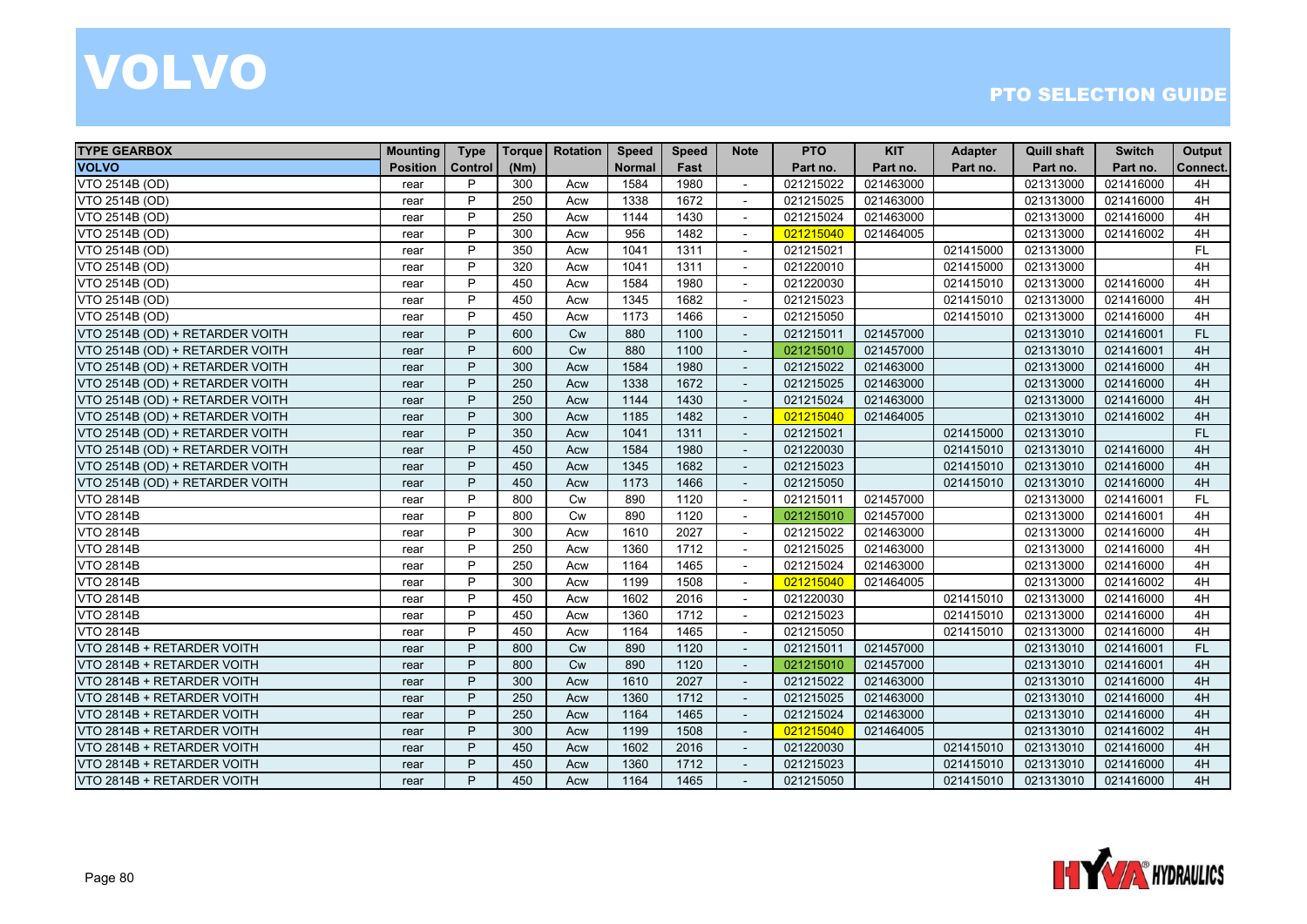# VOLVO

## PTO SELECTION GUIDE

| TYPE GEARBOX | Mounting | Type | Torque | Rotation | Speed | Speed | Note | PTO | KIT | Adapter | Quill shaft | Switch | Output |
|---|---|---|---|---|---|---|---|---|---|---|---|---|---|
| VOLVO | Position | Control | (Nm) | | Normal | Fast | | Part no. | Part no. | Part no. | Part no. | Part no. | Connect. |
| VTO 2514B (OD) | rear | P | 300 | Acw | 1584 | 1980 | - | 021215022 | 021463000 | | 021313000 | 021416000 | 4H |
| VTO 2514B (OD) | rear | P | 250 | Acw | 1338 | 1672 | - | 021215025 | 021463000 | | 021313000 | 021416000 | 4H |
| VTO 2514B (OD) | rear | P | 250 | Acw | 1144 | 1430 | - | 021215024 | 021463000 | | 021313000 | 021416000 | 4H |
| VTO 2514B (OD) | rear | P | 300 | Acw | 956 | 1482 | - | 021215040 | 021464005 | | 021313000 | 021416002 | 4H |
| VTO 2514B (OD) | rear | P | 350 | Acw | 1041 | 1311 | - | 021215021 | | 021415000 | 021313000 | | FL |
| VTO 2514B (OD) | rear | P | 320 | Acw | 1041 | 1311 | - | 021220010 | | 021415000 | 021313000 | | 4H |
| VTO 2514B (OD) | rear | P | 450 | Acw | 1584 | 1980 | - | 021220030 | | 021415010 | 021313000 | 021416000 | 4H |
| VTO 2514B (OD) | rear | P | 450 | Acw | 1345 | 1682 | - | 021215023 | | 021415010 | 021313000 | 021416000 | 4H |
| VTO 2514B (OD) | rear | P | 450 | Acw | 1173 | 1466 | - | 021215050 | | 021415010 | 021313000 | 021416000 | 4H |
| VTO 2514B (OD) + RETARDER VOITH | rear | P | 600 | Cw | 880 | 1100 | - | 021215011 | 021457000 | | 021313010 | 021416001 | FL |
| VTO 2514B (OD) + RETARDER VOITH | rear | P | 600 | Cw | 880 | 1100 | - | 021215010 | 021457000 | | 021313010 | 021416001 | 4H |
| VTO 2514B (OD) + RETARDER VOITH | rear | P | 300 | Acw | 1584 | 1980 | - | 021215022 | 021463000 | | 021313000 | 021416000 | 4H |
| VTO 2514B (OD) + RETARDER VOITH | rear | P | 250 | Acw | 1338 | 1672 | - | 021215025 | 021463000 | | 021313000 | 021416000 | 4H |
| VTO 2514B (OD) + RETARDER VOITH | rear | P | 250 | Acw | 1144 | 1430 | - | 021215024 | 021463000 | | 021313000 | 021416000 | 4H |
| VTO 2514B (OD) + RETARDER VOITH | rear | P | 300 | Acw | 1185 | 1482 | - | 021215040 | 021464005 | | 021313010 | 021416002 | 4H |
| VTO 2514B (OD) + RETARDER VOITH | rear | P | 350 | Acw | 1041 | 1311 | - | 021215021 | | 021415000 | 021313010 | | FL |
| VTO 2514B (OD) + RETARDER VOITH | rear | P | 450 | Acw | 1584 | 1980 | - | 021220030 | | 021415010 | 021313010 | 021416000 | 4H |
| VTO 2514B (OD) + RETARDER VOITH | rear | P | 450 | Acw | 1345 | 1682 | - | 021215023 | | 021415010 | 021313010 | 021416000 | 4H |
| VTO 2514B (OD) + RETARDER VOITH | rear | P | 450 | Acw | 1173 | 1466 | - | 021215050 | | 021415010 | 021313010 | 021416000 | 4H |
| VTO 2814B | rear | P | 800 | Cw | 890 | 1120 | - | 021215011 | 021457000 | | 021313000 | 021416001 | FL |
| VTO 2814B | rear | P | 800 | Cw | 890 | 1120 | - | 021215010 | 021457000 | | 021313000 | 021416001 | 4H |
| VTO 2814B | rear | P | 300 | Acw | 1610 | 2027 | - | 021215022 | 021463000 | | 021313000 | 021416000 | 4H |
| VTO 2814B | rear | P | 250 | Acw | 1360 | 1712 | - | 021215025 | 021463000 | | 021313000 | 021416000 | 4H |
| VTO 2814B | rear | P | 250 | Acw | 1164 | 1465 | - | 021215024 | 021463000 | | 021313000 | 021416000 | 4H |
| VTO 2814B | rear | P | 300 | Acw | 1199 | 1508 | - | 021215040 | 021464005 | | 021313000 | 021416002 | 4H |
| VTO 2814B | rear | P | 450 | Acw | 1602 | 2016 | - | 021220030 | | 021415010 | 021313000 | 021416000 | 4H |
| VTO 2814B | rear | P | 450 | Acw | 1360 | 1712 | - | 021215023 | | 021415010 | 021313000 | 021416000 | 4H |
| VTO 2814B | rear | P | 450 | Acw | 1164 | 1465 | - | 021215050 | | 021415010 | 021313000 | 021416000 | 4H |
| VTO 2814B + RETARDER VOITH | rear | P | 800 | Cw | 890 | 1120 | - | 021215011 | 021457000 | | 021313010 | 021416001 | FL |
| VTO 2814B + RETARDER VOITH | rear | P | 800 | Cw | 890 | 1120 | - | 021215010 | 021457000 | | 021313010 | 021416001 | 4H |
| VTO 2814B + RETARDER VOITH | rear | P | 300 | Acw | 1610 | 2027 | - | 021215022 | 021463000 | | 021313010 | 021416000 | 4H |
| VTO 2814B + RETARDER VOITH | rear | P | 250 | Acw | 1360 | 1712 | - | 021215025 | 021463000 | | 021313010 | 021416000 | 4H |
| VTO 2814B + RETARDER VOITH | rear | P | 250 | Acw | 1164 | 1465 | - | 021215024 | 021463000 | | 021313010 | 021416000 | 4H |
| VTO 2814B + RETARDER VOITH | rear | P | 300 | Acw | 1199 | 1508 | - | 021215040 | 021464005 | | 021313010 | 021416002 | 4H |
| VTO 2814B + RETARDER VOITH | rear | P | 450 | Acw | 1602 | 2016 | - | 021220030 | | 021415010 | 021313010 | 021416000 | 4H |
| VTO 2814B + RETARDER VOITH | rear | P | 450 | Acw | 1360 | 1712 | - | 021215023 | | 021415010 | 021313010 | 021416000 | 4H |
| VTO 2814B + RETARDER VOITH | rear | P | 450 | Acw | 1164 | 1465 | - | 021215050 | | 021415010 | 021313010 | 021416000 | 4H |

HYVA HYDRAULICS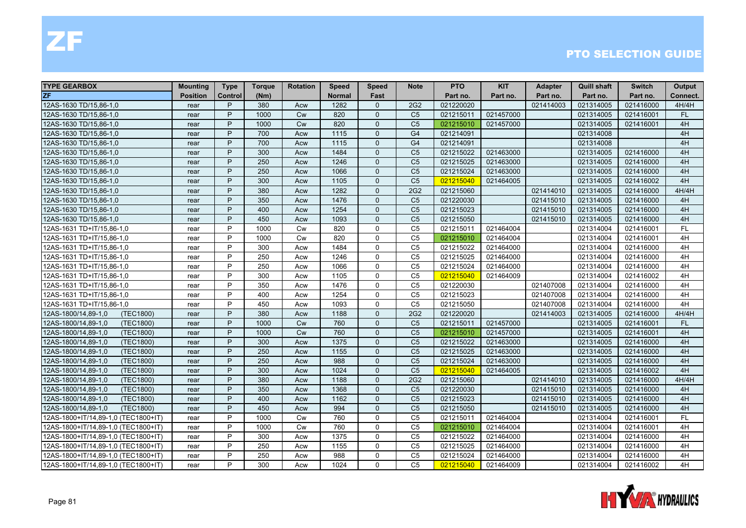# ZF

## PTO SELECTION GUIDE

| TYPE GEARBOX | Mounting | Type | Torque | Rotation | Speed | Speed | Note | PTO | KIT | Adapter | Quill shaft | Switch | Output |
|---|---|---|---|---|---|---|---|---|---|---|---|---|---|
| ZF | Position | Control | (Nm) | | Normal | Fast | | Part no. | Part no. | Part no. | Part no. | Part no. | Connect. |
| 12AS-1630 TD/15,86-1,0 | rear | P | 380 | Acw | 1282 | 0 | 2G2 | 021220020 | | 021414003 | 021314005 | 021416000 | 4H/4H |
| 12AS-1630 TD/15,86-1,0 | rear | P | 1000 | Cw | 820 | 0 | C5 | 021215011 | 021457000 | | 021314005 | 021416001 | FL |
| 12AS-1630 TD/15,86-1,0 | rear | P | 1000 | Cw | 820 | 0 | C5 | 021215010 | 021457000 | | 021314005 | 021416001 | 4H |
| 12AS-1630 TD/15,86-1,0 | rear | P | 700 | Acw | 1115 | 0 | G4 | 021214091 | | | 021314008 | | 4H |
| 12AS-1630 TD/15,86-1,0 | rear | P | 700 | Acw | 1115 | 0 | G4 | 021214091 | | | 021314008 | | 4H |
| 12AS-1630 TD/15,86-1,0 | rear | P | 300 | Acw | 1484 | 0 | C5 | 021215022 | 021463000 | | 021314005 | 021416000 | 4H |
| 12AS-1630 TD/15,86-1,0 | rear | P | 250 | Acw | 1246 | 0 | C5 | 021215025 | 021463000 | | 021314005 | 021416000 | 4H |
| 12AS-1630 TD/15,86-1,0 | rear | P | 250 | Acw | 1066 | 0 | C5 | 021215024 | 021463000 | | 021314005 | 021416000 | 4H |
| 12AS-1630 TD/15,86-1,0 | rear | P | 300 | Acw | 1105 | 0 | C5 | 021215040 | 021464005 | | 021314005 | 021416002 | 4H |
| 12AS-1630 TD/15,86-1,0 | rear | P | 380 | Acw | 1282 | 0 | 2G2 | 021215060 | | 021414010 | 021314005 | 021416000 | 4H/4H |
| 12AS-1630 TD/15,86-1,0 | rear | P | 350 | Acw | 1476 | 0 | C5 | 021220030 | | 021415010 | 021314005 | 021416000 | 4H |
| 12AS-1630 TD/15,86-1,0 | rear | P | 400 | Acw | 1254 | 0 | C5 | 021215023 | | 021415010 | 021314005 | 021416000 | 4H |
| 12AS-1630 TD/15,86-1,0 | rear | P | 450 | Acw | 1093 | 0 | C5 | 021215050 | | 021415010 | 021314005 | 021416000 | 4H |
| 12AS-1631 TD+IT/15,86-1,0 | rear | P | 1000 | Cw | 820 | 0 | C5 | 021215011 | 021464004 | | 021314004 | 021416001 | FL |
| 12AS-1631 TD+IT/15,86-1,0 | rear | P | 1000 | Cw | 820 | 0 | C5 | 021215010 | 021464004 | | 021314004 | 021416001 | 4H |
| 12AS-1631 TD+IT/15,86-1,0 | rear | P | 300 | Acw | 1484 | 0 | C5 | 021215022 | 021464000 | | 021314004 | 021416000 | 4H |
| 12AS-1631 TD+IT/15,86-1,0 | rear | P | 250 | Acw | 1246 | 0 | C5 | 021215025 | 021464000 | | 021314004 | 021416000 | 4H |
| 12AS-1631 TD+IT/15,86-1,0 | rear | P | 250 | Acw | 1066 | 0 | C5 | 021215024 | 021464000 | | 021314004 | 021416000 | 4H |
| 12AS-1631 TD+IT/15,86-1,0 | rear | P | 300 | Acw | 1105 | 0 | C5 | 021215040 | 021464009 | | 021314004 | 021416002 | 4H |
| 12AS-1631 TD+IT/15,86-1,0 | rear | P | 350 | Acw | 1476 | 0 | C5 | 021220030 | | 021407008 | 021314004 | 021416000 | 4H |
| 12AS-1631 TD+IT/15,86-1,0 | rear | P | 400 | Acw | 1254 | 0 | C5 | 021215023 | | 021407008 | 021314004 | 021416000 | 4H |
| 12AS-1631 TD+IT/15,86-1,0 | rear | P | 450 | Acw | 1093 | 0 | C5 | 021215050 | | 021407008 | 021314004 | 021416000 | 4H |
| 12AS-1800/14,89-1,0 (TEC1800) | rear | P | 380 | Acw | 1188 | 0 | 2G2 | 021220020 | | 021414003 | 021314005 | 021416000 | 4H/4H |
| 12AS-1800/14,89-1,0 (TEC1800) | rear | P | 1000 | Cw | 760 | 0 | C5 | 021215011 | 021457000 | | 021314005 | 021416001 | FL |
| 12AS-1800/14,89-1,0 (TEC1800) | rear | P | 1000 | Cw | 760 | 0 | C5 | 021215010 | 021457000 | | 021314005 | 021416001 | 4H |
| 12AS-1800/14,89-1,0 (TEC1800) | rear | P | 300 | Acw | 1375 | 0 | C5 | 021215022 | 021463000 | | 021314005 | 021416000 | 4H |
| 12AS-1800/14,89-1,0 (TEC1800) | rear | P | 250 | Acw | 1155 | 0 | C5 | 021215025 | 021463000 | | 021314005 | 021416000 | 4H |
| 12AS-1800/14,89-1,0 (TEC1800) | rear | P | 250 | Acw | 988 | 0 | C5 | 021215024 | 021463000 | | 021314005 | 021416000 | 4H |
| 12AS-1800/14,89-1,0 (TEC1800) | rear | P | 300 | Acw | 1024 | 0 | C5 | 021215040 | 021464005 | | 021314005 | 021416002 | 4H |
| 12AS-1800/14,89-1,0 (TEC1800) | rear | P | 380 | Acw | 1188 | 0 | 2G2 | 021215060 | | 021414010 | 021314005 | 021416000 | 4H/4H |
| 12AS-1800/14,89-1,0 (TEC1800) | rear | P | 350 | Acw | 1368 | 0 | C5 | 021220030 | | 021415010 | 021314005 | 021416000 | 4H |
| 12AS-1800/14,89-1,0 (TEC1800) | rear | P | 400 | Acw | 1162 | 0 | C5 | 021215023 | | 021415010 | 021314005 | 021416000 | 4H |
| 12AS-1800/14,89-1,0 (TEC1800) | rear | P | 450 | Acw | 994 | 0 | C5 | 021215050 | | 021415010 | 021314005 | 021416000 | 4H |
| 12AS-1800+IT/14,89-1,0 (TEC1800+IT) | rear | P | 1000 | Cw | 760 | 0 | C5 | 021215011 | 021464004 | | 021314004 | 021416001 | FL |
| 12AS-1800+IT/14,89-1,0 (TEC1800+IT) | rear | P | 1000 | Cw | 760 | 0 | C5 | 021215010 | 021464004 | | 021314004 | 021416001 | 4H |
| 12AS-1800+IT/14,89-1,0 (TEC1800+IT) | rear | P | 300 | Acw | 1375 | 0 | C5 | 021215022 | 021464000 | | 021314004 | 021416000 | 4H |
| 12AS-1800+IT/14,89-1,0 (TEC1800+IT) | rear | P | 250 | Acw | 1155 | 0 | C5 | 021215025 | 021464000 | | 021314004 | 021416000 | 4H |
| 12AS-1800+IT/14,89-1,0 (TEC1800+IT) | rear | P | 250 | Acw | 988 | 0 | C5 | 021215024 | 021464000 | | 021314004 | 021416000 | 4H |
| 12AS-1800+IT/14,89-1,0 (TEC1800+IT) | rear | P | 300 | Acw | 1024 | 0 | C5 | 021215040 | 021464009 | | 021314004 | 021416002 | 4H |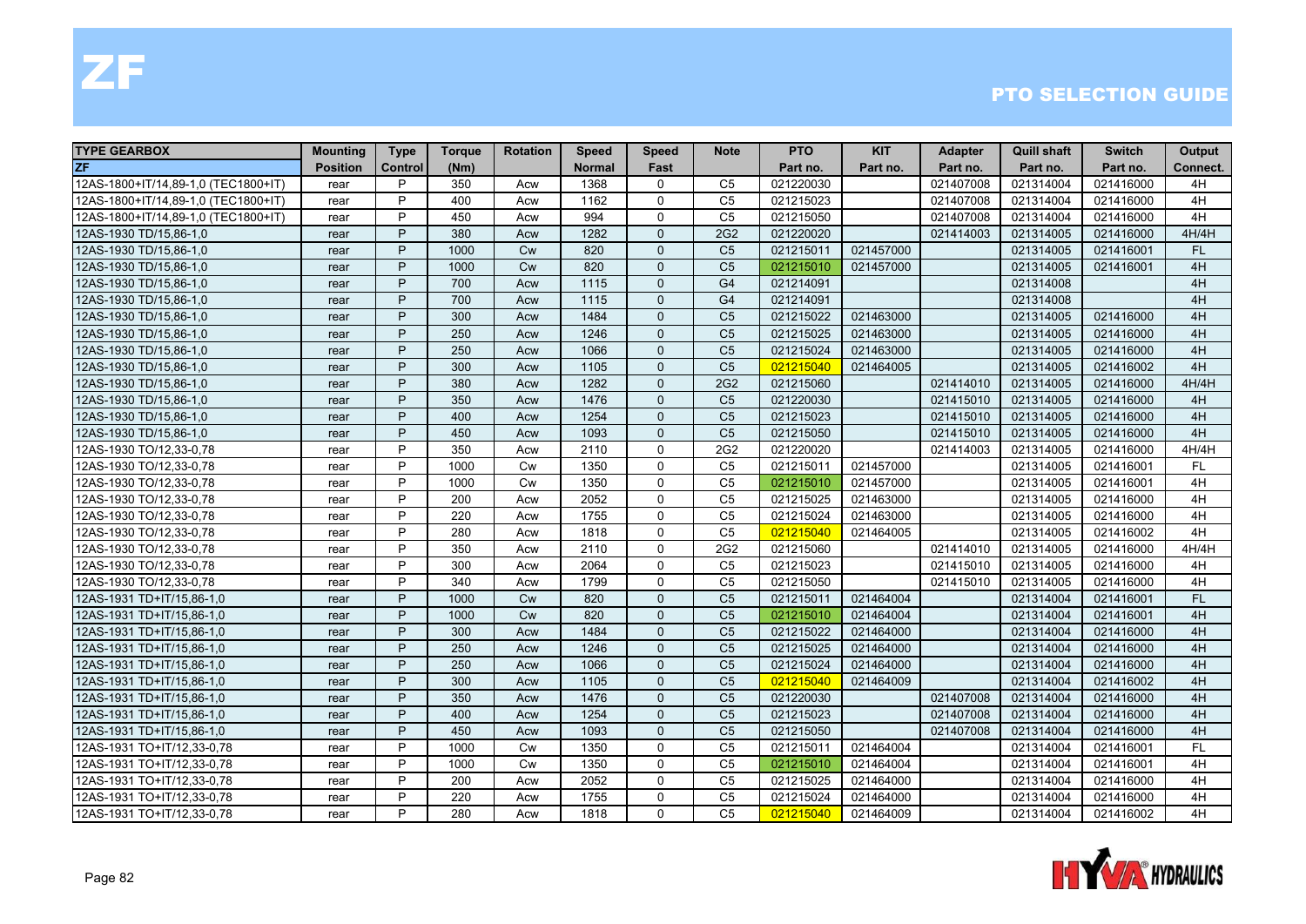# ZF

## PTO SELECTION GUIDE

| TYPE GEARBOX | Mounting | Type | Torque | Rotation | Speed | Speed | Note | PTO | KIT | Adapter | Quill shaft | Switch | Output |
|---|---|---|---|---|---|---|---|---|---|---|---|---|---|
| ZF | Position | Control | (Nm) | | Normal | Fast | | Part no. | Part no. | Part no. | Part no. | Part no. | Connect. |
| 12AS-1800+IT/14,89-1,0 (TEC1800+IT) | rear | P | 350 | Acw | 1368 | 0 | C5 | 021220030 | | 021407008 | 021314004 | 021416000 | 4H |
| 12AS-1800+IT/14,89-1,0 (TEC1800+IT) | rear | P | 400 | Acw | 1162 | 0 | C5 | 021215023 | | 021407008 | 021314004 | 021416000 | 4H |
| 12AS-1800+IT/14,89-1,0 (TEC1800+IT) | rear | P | 450 | Acw | 994 | 0 | C5 | 021215050 | | 021407008 | 021314004 | 021416000 | 4H |
| 12AS-1930 TD/15,86-1,0 | rear | P | 380 | Acw | 1282 | 0 | 2G2 | 021220020 | | 021414003 | 021314005 | 021416000 | 4H/4H |
| 12AS-1930 TD/15,86-1,0 | rear | P | 1000 | Cw | 820 | 0 | C5 | 021215011 | 021457000 | | 021314005 | 021416001 | FL |
| 12AS-1930 TD/15,86-1,0 | rear | P | 1000 | Cw | 820 | 0 | C5 | 021215010 | 021457000 | | 021314005 | 021416001 | 4H |
| 12AS-1930 TD/15,86-1,0 | rear | P | 700 | Acw | 1115 | 0 | G4 | 021214091 | | | 021314008 | | 4H |
| 12AS-1930 TD/15,86-1,0 | rear | P | 700 | Acw | 1115 | 0 | G4 | 021214091 | | | 021314008 | | 4H |
| 12AS-1930 TD/15,86-1,0 | rear | P | 300 | Acw | 1484 | 0 | C5 | 021215022 | 021463000 | | 021314005 | 021416000 | 4H |
| 12AS-1930 TD/15,86-1,0 | rear | P | 250 | Acw | 1246 | 0 | C5 | 021215025 | 021463000 | | 021314005 | 021416000 | 4H |
| 12AS-1930 TD/15,86-1,0 | rear | P | 250 | Acw | 1066 | 0 | C5 | 021215024 | 021463000 | | 021314005 | 021416000 | 4H |
| 12AS-1930 TD/15,86-1,0 | rear | P | 300 | Acw | 1105 | 0 | C5 | 021215040 | 021464005 | | 021314005 | 021416002 | 4H |
| 12AS-1930 TD/15,86-1,0 | rear | P | 380 | Acw | 1282 | 0 | 2G2 | 021215060 | | 021414010 | 021314005 | 021416000 | 4H/4H |
| 12AS-1930 TD/15,86-1,0 | rear | P | 350 | Acw | 1476 | 0 | C5 | 021220030 | | 021415010 | 021314005 | 021416000 | 4H |
| 12AS-1930 TD/15,86-1,0 | rear | P | 400 | Acw | 1254 | 0 | C5 | 021215023 | | 021415010 | 021314005 | 021416000 | 4H |
| 12AS-1930 TD/15,86-1,0 | rear | P | 450 | Acw | 1093 | 0 | C5 | 021215050 | | 021415010 | 021314005 | 021416000 | 4H |
| 12AS-1930 TO/12,33-0,78 | rear | P | 350 | Acw | 2110 | 0 | 2G2 | 021220020 | | 021414003 | 021314005 | 021416000 | 4H/4H |
| 12AS-1930 TO/12,33-0,78 | rear | P | 1000 | Cw | 1350 | 0 | C5 | 021215011 | 021457000 | | 021314005 | 021416001 | FL |
| 12AS-1930 TO/12,33-0,78 | rear | P | 1000 | Cw | 1350 | 0 | C5 | 021215010 | 021457000 | | 021314005 | 021416001 | 4H |
| 12AS-1930 TO/12,33-0,78 | rear | P | 200 | Acw | 2052 | 0 | C5 | 021215025 | 021463000 | | 021314005 | 021416000 | 4H |
| 12AS-1930 TO/12,33-0,78 | rear | P | 220 | Acw | 1755 | 0 | C5 | 021215024 | 021463000 | | 021314005 | 021416000 | 4H |
| 12AS-1930 TO/12,33-0,78 | rear | P | 280 | Acw | 1818 | 0 | C5 | 021215040 | 021464005 | | 021314005 | 021416002 | 4H |
| 12AS-1930 TO/12,33-0,78 | rear | P | 350 | Acw | 2110 | 0 | 2G2 | 021215060 | | 021414010 | 021314005 | 021416000 | 4H/4H |
| 12AS-1930 TO/12,33-0,78 | rear | P | 300 | Acw | 2064 | 0 | C5 | 021215023 | | 021415010 | 021314005 | 021416000 | 4H |
| 12AS-1930 TO/12,33-0,78 | rear | P | 340 | Acw | 1799 | 0 | C5 | 021215050 | | 021415010 | 021314005 | 021416000 | 4H |
| 12AS-1931 TD+IT/15,86-1,0 | rear | P | 1000 | Cw | 820 | 0 | C5 | 021215011 | 021464004 | | 021314004 | 021416001 | FL |
| 12AS-1931 TD+IT/15,86-1,0 | rear | P | 1000 | Cw | 820 | 0 | C5 | 021215010 | 021464004 | | 021314004 | 021416001 | 4H |
| 12AS-1931 TD+IT/15,86-1,0 | rear | P | 300 | Acw | 1484 | 0 | C5 | 021215022 | 021464000 | | 021314004 | 021416000 | 4H |
| 12AS-1931 TD+IT/15,86-1,0 | rear | P | 250 | Acw | 1246 | 0 | C5 | 021215025 | 021464000 | | 021314004 | 021416000 | 4H |
| 12AS-1931 TD+IT/15,86-1,0 | rear | P | 250 | Acw | 1066 | 0 | C5 | 021215024 | 021464000 | | 021314004 | 021416000 | 4H |
| 12AS-1931 TD+IT/15,86-1,0 | rear | P | 300 | Acw | 1105 | 0 | C5 | 021215040 | 021464009 | | 021314004 | 021416002 | 4H |
| 12AS-1931 TD+IT/15,86-1,0 | rear | P | 350 | Acw | 1476 | 0 | C5 | 021220030 | | 021407008 | 021314004 | 021416000 | 4H |
| 12AS-1931 TD+IT/15,86-1,0 | rear | P | 400 | Acw | 1254 | 0 | C5 | 021215023 | | 021407008 | 021314004 | 021416000 | 4H |
| 12AS-1931 TD+IT/15,86-1,0 | rear | P | 450 | Acw | 1093 | 0 | C5 | 021215050 | | 021407008 | 021314004 | 021416000 | 4H |
| 12AS-1931 TO+IT/12,33-0,78 | rear | P | 1000 | Cw | 1350 | 0 | C5 | 021215011 | 021464004 | | 021314004 | 021416001 | FL |
| 12AS-1931 TO+IT/12,33-0,78 | rear | P | 1000 | Cw | 1350 | 0 | C5 | 021215010 | 021464004 | | 021314004 | 021416001 | 4H |
| 12AS-1931 TO+IT/12,33-0,78 | rear | P | 200 | Acw | 2052 | 0 | C5 | 021215025 | 021464000 | | 021314004 | 021416000 | 4H |
| 12AS-1931 TO+IT/12,33-0,78 | rear | P | 220 | Acw | 1755 | 0 | C5 | 021215024 | 021464000 | | 021314004 | 021416000 | 4H |
| 12AS-1931 TO+IT/12,33-0,78 | rear | P | 280 | Acw | 1818 | 0 | C5 | 021215040 | 021464009 | | 021314004 | 021416002 | 4H |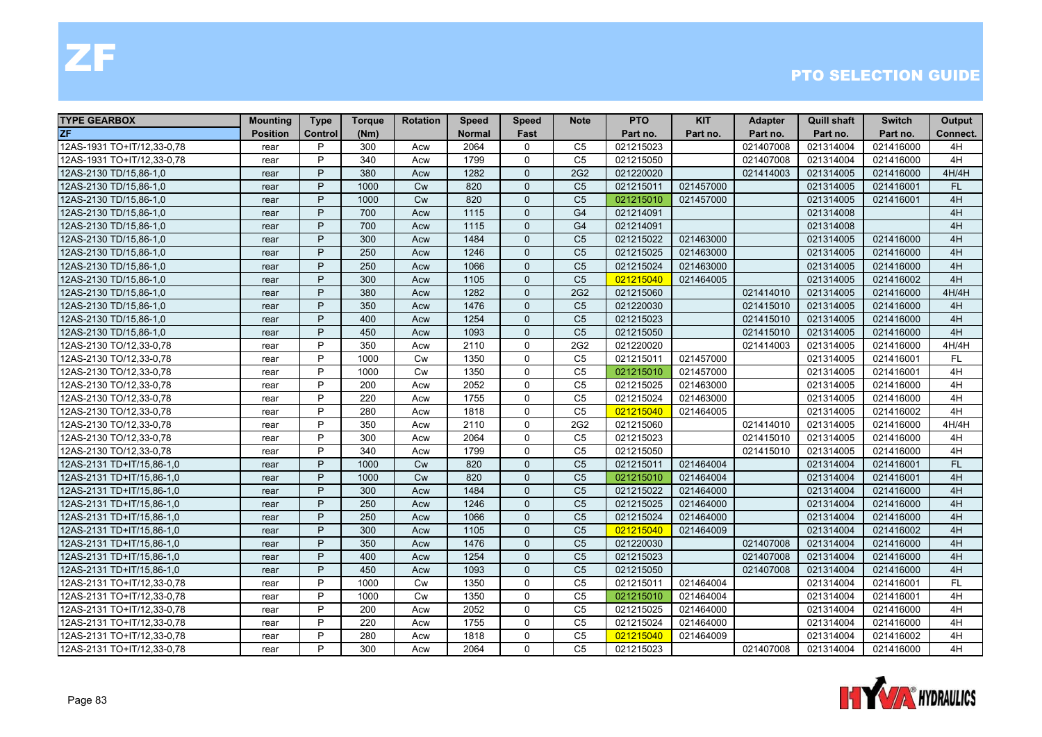# ZF

## PTO SELECTION GUIDE

| TYPE GEARBOX | Mounting | Type | Torque | Rotation | Speed | Speed | Note | PTO | KIT | Adapter | Quill shaft | Switch | Output |
|---|---|---|---|---|---|---|---|---|---|---|---|---|---|
| ZF | Position | Control | (Nm) | | Normal | Fast | | Part no. | Part no. | Part no. | Part no. | Part no. | Connect. |
| 12AS-1931 TO+IT/12,33-0,78 | rear | P | 300 | Acw | 2064 | 0 | C5 | 021215023 | | 021407008 | 021314004 | 021416000 | 4H |
| 12AS-1931 TO+IT/12,33-0,78 | rear | P | 340 | Acw | 1799 | 0 | C5 | 021215050 | | 021407008 | 021314004 | 021416000 | 4H |
| 12AS-2130 TD/15,86-1,0 | rear | P | 380 | Acw | 1282 | 0 | 2G2 | 021220020 | | 021414003 | 021314005 | 021416000 | 4H/4H |
| 12AS-2130 TD/15,86-1,0 | rear | P | 1000 | Cw | 820 | 0 | C5 | 021215011 | 021457000 | | 021314005 | 021416001 | FL |
| 12AS-2130 TD/15,86-1,0 | rear | P | 1000 | Cw | 820 | 0 | C5 | 021215010 | 021457000 | | 021314005 | 021416001 | 4H |
| 12AS-2130 TD/15,86-1,0 | rear | P | 700 | Acw | 1115 | 0 | G4 | 021214091 | | | 021314008 | | 4H |
| 12AS-2130 TD/15,86-1,0 | rear | P | 700 | Acw | 1115 | 0 | G4 | 021214091 | | | 021314008 | | 4H |
| 12AS-2130 TD/15,86-1,0 | rear | P | 300 | Acw | 1484 | 0 | C5 | 021215022 | 021463000 | | 021314005 | 021416000 | 4H |
| 12AS-2130 TD/15,86-1,0 | rear | P | 250 | Acw | 1246 | 0 | C5 | 021215025 | 021463000 | | 021314005 | 021416000 | 4H |
| 12AS-2130 TD/15,86-1,0 | rear | P | 250 | Acw | 1066 | 0 | C5 | 021215024 | 021463000 | | 021314005 | 021416000 | 4H |
| 12AS-2130 TD/15,86-1,0 | rear | P | 300 | Acw | 1105 | 0 | C5 | 021215040 | 021464005 | | 021314005 | 021416002 | 4H |
| 12AS-2130 TD/15,86-1,0 | rear | P | 380 | Acw | 1282 | 0 | 2G2 | 021215060 | | 021414010 | 021314005 | 021416000 | 4H/4H |
| 12AS-2130 TD/15,86-1,0 | rear | P | 350 | Acw | 1476 | 0 | C5 | 021220030 | | 021415010 | 021314005 | 021416000 | 4H |
| 12AS-2130 TD/15,86-1,0 | rear | P | 400 | Acw | 1254 | 0 | C5 | 021215023 | | 021415010 | 021314005 | 021416000 | 4H |
| 12AS-2130 TD/15,86-1,0 | rear | P | 450 | Acw | 1093 | 0 | C5 | 021215050 | | 021415010 | 021314005 | 021416000 | 4H |
| 12AS-2130 TO/12,33-0,78 | rear | P | 350 | Acw | 2110 | 0 | 2G2 | 021220020 | | 021414003 | 021314005 | 021416000 | 4H/4H |
| 12AS-2130 TO/12,33-0,78 | rear | P | 1000 | Cw | 1350 | 0 | C5 | 021215011 | 021457000 | | 021314005 | 021416001 | FL |
| 12AS-2130 TO/12,33-0,78 | rear | P | 1000 | Cw | 1350 | 0 | C5 | 021215010 | 021457000 | | 021314005 | 021416001 | 4H |
| 12AS-2130 TO/12,33-0,78 | rear | P | 200 | Acw | 2052 | 0 | C5 | 021215025 | 021463000 | | 021314005 | 021416000 | 4H |
| 12AS-2130 TO/12,33-0,78 | rear | P | 220 | Acw | 1755 | 0 | C5 | 021215024 | 021463000 | | 021314005 | 021416000 | 4H |
| 12AS-2130 TO/12,33-0,78 | rear | P | 280 | Acw | 1818 | 0 | C5 | 021215040 | 021464005 | | 021314005 | 021416002 | 4H |
| 12AS-2130 TO/12,33-0,78 | rear | P | 350 | Acw | 2110 | 0 | 2G2 | 021215060 | | 021414010 | 021314005 | 021416000 | 4H/4H |
| 12AS-2130 TO/12,33-0,78 | rear | P | 300 | Acw | 2064 | 0 | C5 | 021215023 | | 021415010 | 021314005 | 021416000 | 4H |
| 12AS-2130 TO/12,33-0,78 | rear | P | 340 | Acw | 1799 | 0 | C5 | 021215050 | | 021415010 | 021314005 | 021416000 | 4H |
| 12AS-2131 TD+IT/15,86-1,0 | rear | P | 1000 | Cw | 820 | 0 | C5 | 021215011 | 021464004 | | 021314004 | 021416001 | FL |
| 12AS-2131 TD+IT/15,86-1,0 | rear | P | 1000 | Cw | 820 | 0 | C5 | 021215010 | 021464004 | | 021314004 | 021416001 | 4H |
| 12AS-2131 TD+IT/15,86-1,0 | rear | P | 300 | Acw | 1484 | 0 | C5 | 021215022 | 021464000 | | 021314004 | 021416000 | 4H |
| 12AS-2131 TD+IT/15,86-1,0 | rear | P | 250 | Acw | 1246 | 0 | C5 | 021215025 | 021464000 | | 021314004 | 021416000 | 4H |
| 12AS-2131 TD+IT/15,86-1,0 | rear | P | 250 | Acw | 1066 | 0 | C5 | 021215024 | 021464000 | | 021314004 | 021416000 | 4H |
| 12AS-2131 TD+IT/15,86-1,0 | rear | P | 300 | Acw | 1105 | 0 | C5 | 021215040 | 021464009 | | 021314004 | 021416002 | 4H |
| 12AS-2131 TD+IT/15,86-1,0 | rear | P | 350 | Acw | 1476 | 0 | C5 | 021220030 | | 021407008 | 021314004 | 021416000 | 4H |
| 12AS-2131 TD+IT/15,86-1,0 | rear | P | 400 | Acw | 1254 | 0 | C5 | 021215023 | | 021407008 | 021314004 | 021416000 | 4H |
| 12AS-2131 TD+IT/15,86-1,0 | rear | P | 450 | Acw | 1093 | 0 | C5 | 021215050 | | 021407008 | 021314004 | 021416000 | 4H |
| 12AS-2131 TO+IT/12,33-0,78 | rear | P | 1000 | Cw | 1350 | 0 | C5 | 021215011 | 021464004 | | 021314004 | 021416001 | FL |
| 12AS-2131 TO+IT/12,33-0,78 | rear | P | 1000 | Cw | 1350 | 0 | C5 | 021215010 | 021464004 | | 021314004 | 021416001 | 4H |
| 12AS-2131 TO+IT/12,33-0,78 | rear | P | 200 | Acw | 2052 | 0 | C5 | 021215025 | 021464000 | | 021314004 | 021416000 | 4H |
| 12AS-2131 TO+IT/12,33-0,78 | rear | P | 220 | Acw | 1755 | 0 | C5 | 021215024 | 021464000 | | 021314004 | 021416000 | 4H |
| 12AS-2131 TO+IT/12,33-0,78 | rear | P | 280 | Acw | 1818 | 0 | C5 | 021215040 | 021464009 | | 021314004 | 021416002 | 4H |
| 12AS-2131 TO+IT/12,33-0,78 | rear | P | 300 | Acw | 2064 | 0 | C5 | 021215023 | | 021407008 | 021314004 | 021416000 | 4H |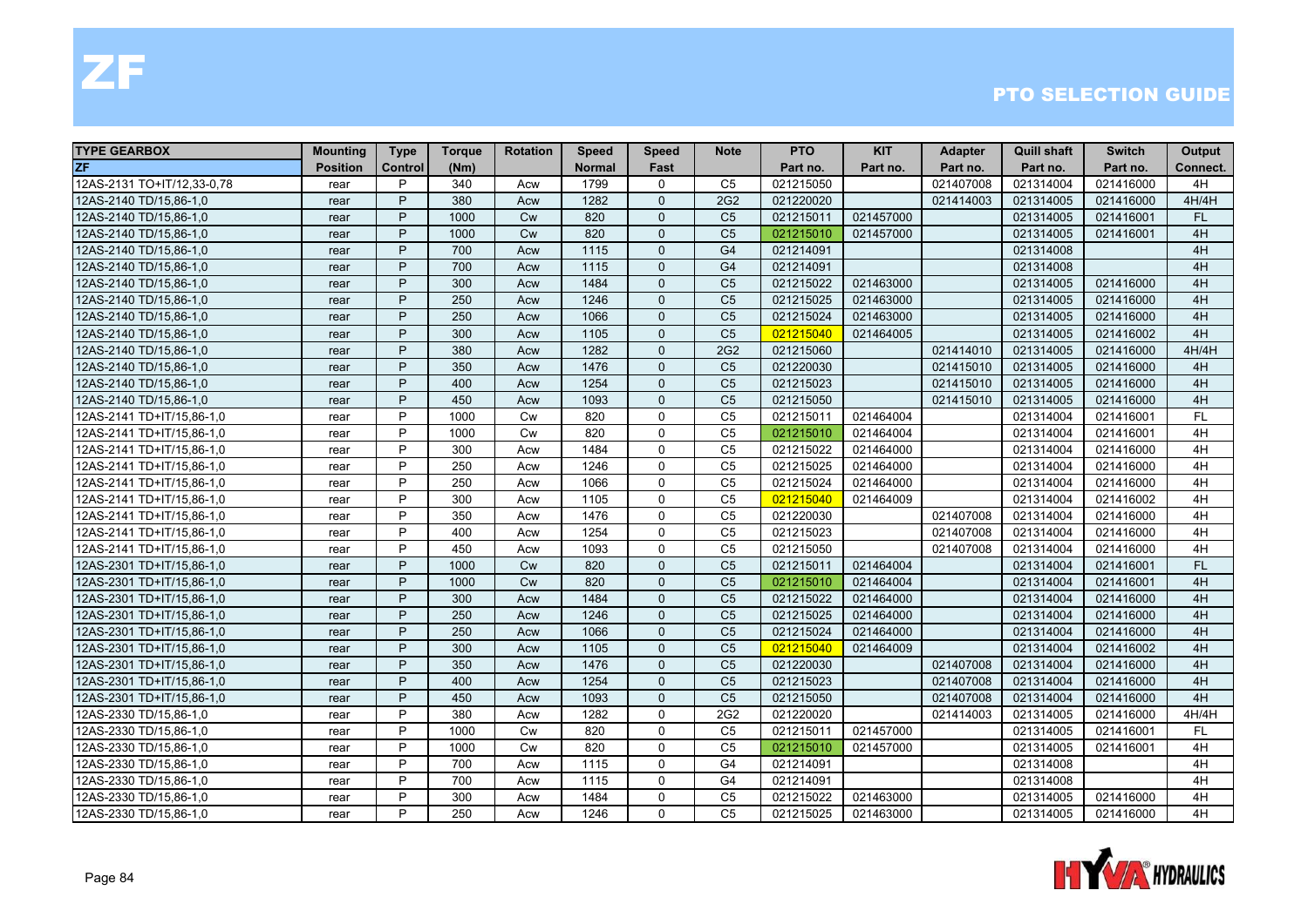# ZF

## PTO SELECTION GUIDE

| TYPE GEARBOX | Mounting | Type | Torque | Rotation | Speed | Speed | Note | PTO | KIT | Adapter | Quill shaft | Switch | Output |
|---|---|---|---|---|---|---|---|---|---|---|---|---|---|
| ZF | Position | Control | (Nm) | | Normal | Fast | | Part no. | Part no. | Part no. | Part no. | Part no. | Connect. |
| 12AS-2131 TO+IT/12,33-0,78 | rear | P | 340 | Acw | 1799 | 0 | C5 | 021215050 | | 021407008 | 021314004 | 021416000 | 4H |
| 12AS-2140 TD/15,86-1,0 | rear | P | 380 | Acw | 1282 | 0 | 2G2 | 021220020 | | 021414003 | 021314005 | 021416000 | 4H/4H |
| 12AS-2140 TD/15,86-1,0 | rear | P | 1000 | Cw | 820 | 0 | C5 | 021215011 | 021457000 | | 021314005 | 021416001 | FL |
| 12AS-2140 TD/15,86-1,0 | rear | P | 1000 | Cw | 820 | 0 | C5 | 021215010 | 021457000 | | 021314005 | 021416001 | 4H |
| 12AS-2140 TD/15,86-1,0 | rear | P | 700 | Acw | 1115 | 0 | G4 | 021214091 | | | 021314008 | | 4H |
| 12AS-2140 TD/15,86-1,0 | rear | P | 700 | Acw | 1115 | 0 | G4 | 021214091 | | | 021314008 | | 4H |
| 12AS-2140 TD/15,86-1,0 | rear | P | 300 | Acw | 1484 | 0 | C5 | 021215022 | 021463000 | | 021314005 | 021416000 | 4H |
| 12AS-2140 TD/15,86-1,0 | rear | P | 250 | Acw | 1246 | 0 | C5 | 021215025 | 021463000 | | 021314005 | 021416000 | 4H |
| 12AS-2140 TD/15,86-1,0 | rear | P | 250 | Acw | 1066 | 0 | C5 | 021215024 | 021463000 | | 021314005 | 021416000 | 4H |
| 12AS-2140 TD/15,86-1,0 | rear | P | 300 | Acw | 1105 | 0 | C5 | 021215040 | 021464005 | | 021314005 | 021416002 | 4H |
| 12AS-2140 TD/15,86-1,0 | rear | P | 380 | Acw | 1282 | 0 | 2G2 | 021215060 | | 021414010 | 021314005 | 021416000 | 4H/4H |
| 12AS-2140 TD/15,86-1,0 | rear | P | 350 | Acw | 1476 | 0 | C5 | 021220030 | | 021415010 | 021314005 | 021416000 | 4H |
| 12AS-2140 TD/15,86-1,0 | rear | P | 400 | Acw | 1254 | 0 | C5 | 021215023 | | 021415010 | 021314005 | 021416000 | 4H |
| 12AS-2140 TD/15,86-1,0 | rear | P | 450 | Acw | 1093 | 0 | C5 | 021215050 | | 021415010 | 021314005 | 021416000 | 4H |
| 12AS-2141 TD+IT/15,86-1,0 | rear | P | 1000 | Cw | 820 | 0 | C5 | 021215011 | 021464004 | | 021314004 | 021416001 | FL |
| 12AS-2141 TD+IT/15,86-1,0 | rear | P | 1000 | Cw | 820 | 0 | C5 | 021215010 | 021464004 | | 021314004 | 021416001 | 4H |
| 12AS-2141 TD+IT/15,86-1,0 | rear | P | 300 | Acw | 1484 | 0 | C5 | 021215022 | 021464000 | | 021314004 | 021416000 | 4H |
| 12AS-2141 TD+IT/15,86-1,0 | rear | P | 250 | Acw | 1246 | 0 | C5 | 021215025 | 021464000 | | 021314004 | 021416000 | 4H |
| 12AS-2141 TD+IT/15,86-1,0 | rear | P | 250 | Acw | 1066 | 0 | C5 | 021215024 | 021464000 | | 021314004 | 021416000 | 4H |
| 12AS-2141 TD+IT/15,86-1,0 | rear | P | 300 | Acw | 1105 | 0 | C5 | 021215040 | 021464009 | | 021314004 | 021416002 | 4H |
| 12AS-2141 TD+IT/15,86-1,0 | rear | P | 350 | Acw | 1476 | 0 | C5 | 021220030 | | 021407008 | 021314004 | 021416000 | 4H |
| 12AS-2141 TD+IT/15,86-1,0 | rear | P | 400 | Acw | 1254 | 0 | C5 | 021215023 | | 021407008 | 021314004 | 021416000 | 4H |
| 12AS-2141 TD+IT/15,86-1,0 | rear | P | 450 | Acw | 1093 | 0 | C5 | 021215050 | | 021407008 | 021314004 | 021416000 | 4H |
| 12AS-2301 TD+IT/15,86-1,0 | rear | P | 1000 | Cw | 820 | 0 | C5 | 021215011 | 021464004 | | 021314004 | 021416001 | FL |
| 12AS-2301 TD+IT/15,86-1,0 | rear | P | 1000 | Cw | 820 | 0 | C5 | 021215010 | 021464004 | | 021314004 | 021416001 | 4H |
| 12AS-2301 TD+IT/15,86-1,0 | rear | P | 300 | Acw | 1484 | 0 | C5 | 021215022 | 021464000 | | 021314004 | 021416000 | 4H |
| 12AS-2301 TD+IT/15,86-1,0 | rear | P | 250 | Acw | 1246 | 0 | C5 | 021215025 | 021464000 | | 021314004 | 021416000 | 4H |
| 12AS-2301 TD+IT/15,86-1,0 | rear | P | 250 | Acw | 1066 | 0 | C5 | 021215024 | 021464000 | | 021314004 | 021416000 | 4H |
| 12AS-2301 TD+IT/15,86-1,0 | rear | P | 300 | Acw | 1105 | 0 | C5 | 021215040 | 021464009 | | 021314004 | 021416002 | 4H |
| 12AS-2301 TD+IT/15,86-1,0 | rear | P | 350 | Acw | 1476 | 0 | C5 | 021220030 | | 021407008 | 021314004 | 021416000 | 4H |
| 12AS-2301 TD+IT/15,86-1,0 | rear | P | 400 | Acw | 1254 | 0 | C5 | 021215023 | | 021407008 | 021314004 | 021416000 | 4H |
| 12AS-2301 TD+IT/15,86-1,0 | rear | P | 450 | Acw | 1093 | 0 | C5 | 021215050 | | 021407008 | 021314004 | 021416000 | 4H |
| 12AS-2330 TD/15,86-1,0 | rear | P | 380 | Acw | 1282 | 0 | 2G2 | 021220020 | | 021414003 | 021314005 | 021416000 | 4H/4H |
| 12AS-2330 TD/15,86-1,0 | rear | P | 1000 | Cw | 820 | 0 | C5 | 021215011 | 021457000 | | 021314005 | 021416001 | FL |
| 12AS-2330 TD/15,86-1,0 | rear | P | 1000 | Cw | 820 | 0 | C5 | 021215010 | 021457000 | | 021314005 | 021416001 | 4H |
| 12AS-2330 TD/15,86-1,0 | rear | P | 700 | Acw | 1115 | 0 | G4 | 021214091 | | | 021314008 | | 4H |
| 12AS-2330 TD/15,86-1,0 | rear | P | 700 | Acw | 1115 | 0 | G4 | 021214091 | | | 021314008 | | 4H |
| 12AS-2330 TD/15,86-1,0 | rear | P | 300 | Acw | 1484 | 0 | C5 | 021215022 | 021463000 | | 021314005 | 021416000 | 4H |
| 12AS-2330 TD/15,86-1,0 | rear | P | 250 | Acw | 1246 | 0 | C5 | 021215025 | 021463000 | | 021314005 | 021416000 | 4H |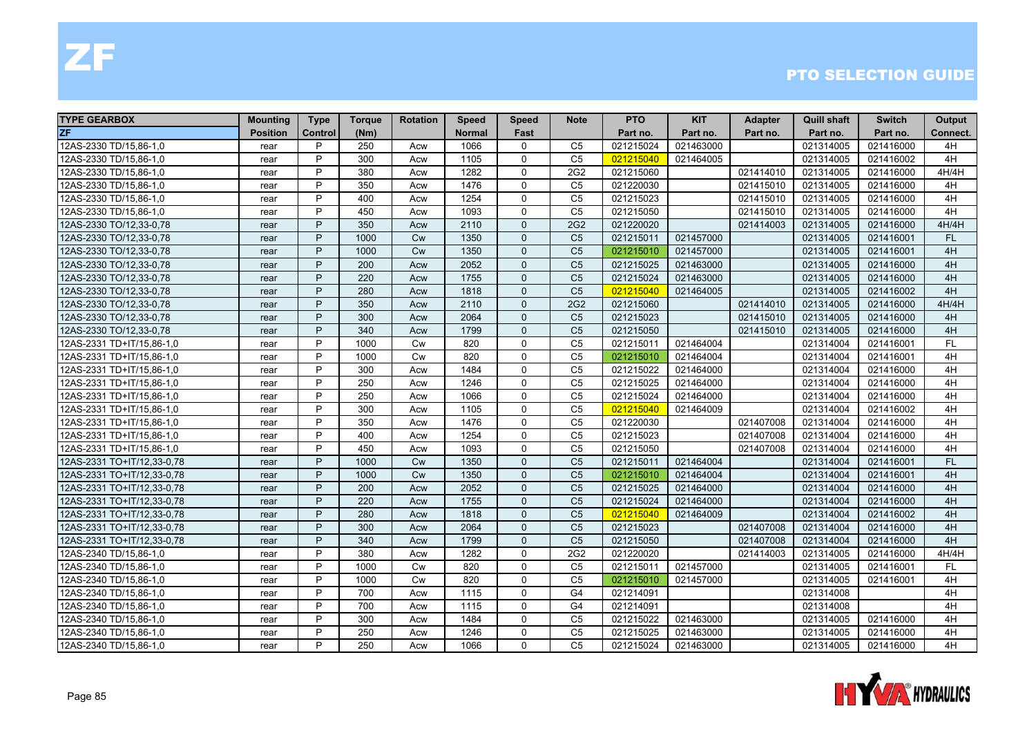# ZF

## PTO SELECTION GUIDE

| TYPE GEARBOX | Mounting | Type | Torque | Rotation | Speed | Speed | Note | PTO | KIT | Adapter | Quill shaft | Switch | Output |
|---|---|---|---|---|---|---|---|---|---|---|---|---|---|
| ZF | Position | Control | (Nm) | | Normal | Fast | | Part no. | Part no. | Part no. | Part no. | Part no. | Connect. |
| 12AS-2330 TD/15,86-1,0 | rear | P | 250 | Acw | 1066 | 0 | C5 | 021215024 | 021463000 | | 021314005 | 021416000 | 4H |
| 12AS-2330 TD/15,86-1,0 | rear | P | 300 | Acw | 1105 | 0 | C5 | 021215040 | 021464005 | | 021314005 | 021416002 | 4H |
| 12AS-2330 TD/15,86-1,0 | rear | P | 380 | Acw | 1282 | 0 | 2G2 | 021215060 | | 021414010 | 021314005 | 021416000 | 4H/4H |
| 12AS-2330 TD/15,86-1,0 | rear | P | 350 | Acw | 1476 | 0 | C5 | 021220030 | | 021415010 | 021314005 | 021416000 | 4H |
| 12AS-2330 TD/15,86-1,0 | rear | P | 400 | Acw | 1254 | 0 | C5 | 021215023 | | 021415010 | 021314005 | 021416000 | 4H |
| 12AS-2330 TD/15,86-1,0 | rear | P | 450 | Acw | 1093 | 0 | C5 | 021215050 | | 021415010 | 021314005 | 021416000 | 4H |
| 12AS-2330 TO/12,33-0,78 | rear | P | 350 | Acw | 2110 | 0 | 2G2 | 021220020 | | 021414003 | 021314005 | 021416000 | 4H/4H |
| 12AS-2330 TO/12,33-0,78 | rear | P | 1000 | Cw | 1350 | 0 | C5 | 021215011 | 021457000 | | 021314005 | 021416001 | FL |
| 12AS-2330 TO/12,33-0,78 | rear | P | 1000 | Cw | 1350 | 0 | C5 | 021215010 | 021457000 | | 021314005 | 021416001 | 4H |
| 12AS-2330 TO/12,33-0,78 | rear | P | 200 | Acw | 2052 | 0 | C5 | 021215025 | 021463000 | | 021314005 | 021416000 | 4H |
| 12AS-2330 TO/12,33-0,78 | rear | P | 220 | Acw | 1755 | 0 | C5 | 021215024 | 021463000 | | 021314005 | 021416000 | 4H |
| 12AS-2330 TO/12,33-0,78 | rear | P | 280 | Acw | 1818 | 0 | C5 | 021215040 | 021464005 | | 021314005 | 021416002 | 4H |
| 12AS-2330 TO/12,33-0,78 | rear | P | 350 | Acw | 2110 | 0 | 2G2 | 021215060 | | 021414010 | 021314005 | 021416000 | 4H/4H |
| 12AS-2330 TO/12,33-0,78 | rear | P | 300 | Acw | 2064 | 0 | C5 | 021215023 | | 021415010 | 021314005 | 021416000 | 4H |
| 12AS-2330 TO/12,33-0,78 | rear | P | 340 | Acw | 1799 | 0 | C5 | 021215050 | | 021415010 | 021314005 | 021416000 | 4H |
| 12AS-2331 TD+IT/15,86-1,0 | rear | P | 1000 | Cw | 820 | 0 | C5 | 021215011 | 021464004 | | 021314004 | 021416001 | FL |
| 12AS-2331 TD+IT/15,86-1,0 | rear | P | 1000 | Cw | 820 | 0 | C5 | 021215010 | 021464004 | | 021314004 | 021416001 | 4H |
| 12AS-2331 TD+IT/15,86-1,0 | rear | P | 300 | Acw | 1484 | 0 | C5 | 021215022 | 021464000 | | 021314004 | 021416000 | 4H |
| 12AS-2331 TD+IT/15,86-1,0 | rear | P | 250 | Acw | 1246 | 0 | C5 | 021215025 | 021464000 | | 021314004 | 021416000 | 4H |
| 12AS-2331 TD+IT/15,86-1,0 | rear | P | 250 | Acw | 1066 | 0 | C5 | 021215024 | 021464000 | | 021314004 | 021416000 | 4H |
| 12AS-2331 TD+IT/15,86-1,0 | rear | P | 300 | Acw | 1105 | 0 | C5 | 021215040 | 021464009 | | 021314004 | 021416002 | 4H |
| 12AS-2331 TD+IT/15,86-1,0 | rear | P | 350 | Acw | 1476 | 0 | C5 | 021220030 | | 021407008 | 021314004 | 021416000 | 4H |
| 12AS-2331 TD+IT/15,86-1,0 | rear | P | 400 | Acw | 1254 | 0 | C5 | 021215023 | | 021407008 | 021314004 | 021416000 | 4H |
| 12AS-2331 TD+IT/15,86-1,0 | rear | P | 450 | Acw | 1093 | 0 | C5 | 021215050 | | 021407008 | 021314004 | 021416000 | 4H |
| 12AS-2331 TO+IT/12,33-0,78 | rear | P | 1000 | Cw | 1350 | 0 | C5 | 021215011 | 021464004 | | 021314004 | 021416001 | FL |
| 12AS-2331 TO+IT/12,33-0,78 | rear | P | 1000 | Cw | 1350 | 0 | C5 | 021215010 | 021464004 | | 021314004 | 021416001 | 4H |
| 12AS-2331 TO+IT/12,33-0,78 | rear | P | 200 | Acw | 2052 | 0 | C5 | 021215025 | 021464000 | | 021314004 | 021416000 | 4H |
| 12AS-2331 TO+IT/12,33-0,78 | rear | P | 220 | Acw | 1755 | 0 | C5 | 021215024 | 021464000 | | 021314004 | 021416000 | 4H |
| 12AS-2331 TO+IT/12,33-0,78 | rear | P | 280 | Acw | 1818 | 0 | C5 | 021215040 | 021464009 | | 021314004 | 021416002 | 4H |
| 12AS-2331 TO+IT/12,33-0,78 | rear | P | 300 | Acw | 2064 | 0 | C5 | 021215023 | | 021407008 | 021314004 | 021416000 | 4H |
| 12AS-2331 TO+IT/12,33-0,78 | rear | P | 340 | Acw | 1799 | 0 | C5 | 021215050 | | 021407008 | 021314004 | 021416000 | 4H |
| 12AS-2340 TD/15,86-1,0 | rear | P | 380 | Acw | 1282 | 0 | 2G2 | 021220020 | | 021414003 | 021314005 | 021416000 | 4H/4H |
| 12AS-2340 TD/15,86-1,0 | rear | P | 1000 | Cw | 820 | 0 | C5 | 021215011 | 021457000 | | 021314005 | 021416001 | FL |
| 12AS-2340 TD/15,86-1,0 | rear | P | 1000 | Cw | 820 | 0 | C5 | 021215010 | 021457000 | | 021314005 | 021416001 | 4H |
| 12AS-2340 TD/15,86-1,0 | rear | P | 700 | Acw | 1115 | 0 | G4 | 021214091 | | | 021314008 | | 4H |
| 12AS-2340 TD/15,86-1,0 | rear | P | 700 | Acw | 1115 | 0 | G4 | 021214091 | | | 021314008 | | 4H |
| 12AS-2340 TD/15,86-1,0 | rear | P | 300 | Acw | 1484 | 0 | C5 | 021215022 | 021463000 | | 021314005 | 021416000 | 4H |
| 12AS-2340 TD/15,86-1,0 | rear | P | 250 | Acw | 1246 | 0 | C5 | 021215025 | 021463000 | | 021314005 | 021416000 | 4H |
| 12AS-2340 TD/15,86-1,0 | rear | P | 250 | Acw | 1066 | 0 | C5 | 021215024 | 021463000 | | 021314005 | 021416000 | 4H |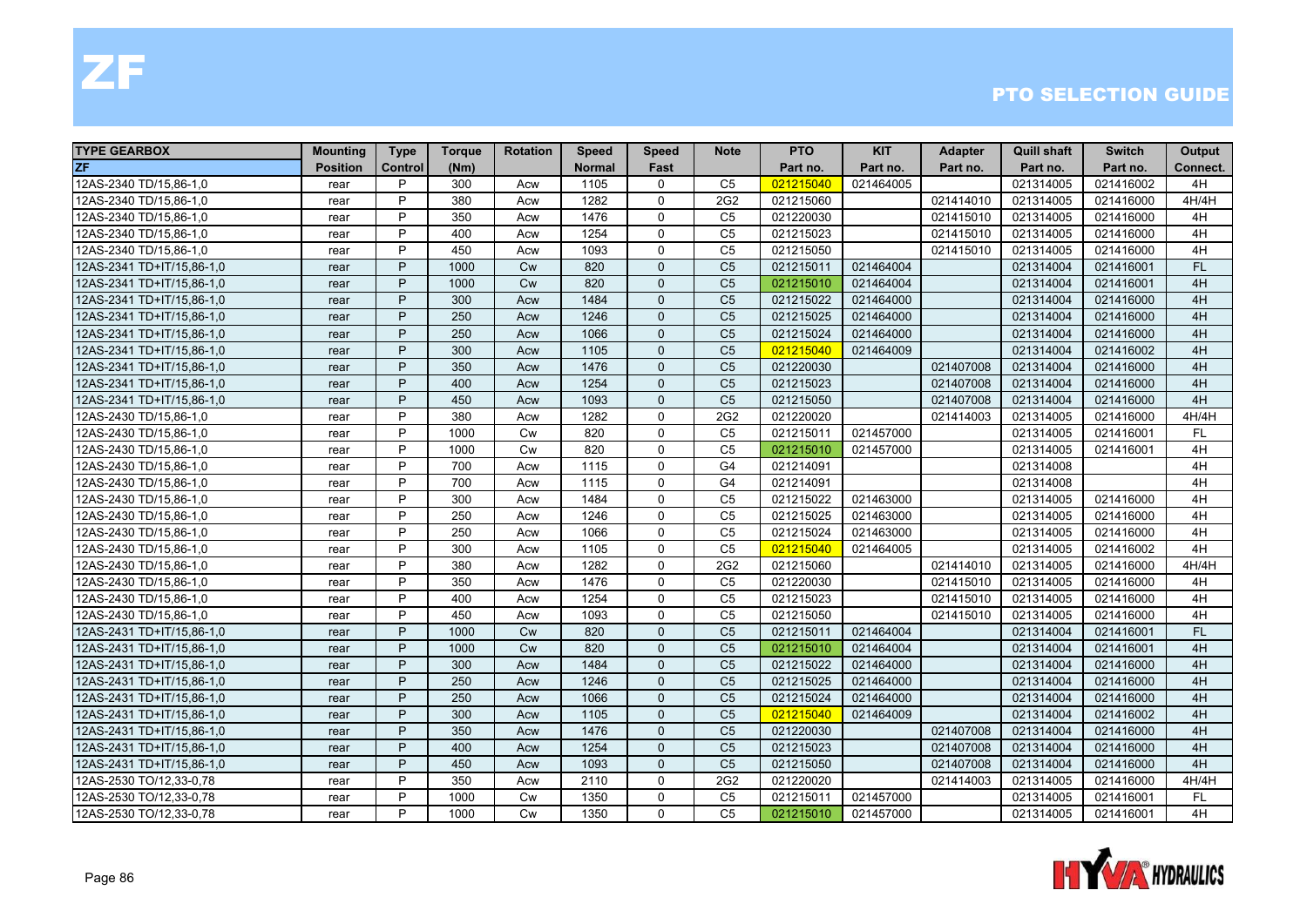# ZF

## PTO SELECTION GUIDE

| TYPE GEARBOX | Mounting | Type | Torque | Rotation | Speed | Speed | Note | PTO | KIT | Adapter | Quill shaft | Switch | Output |
|---|---|---|---|---|---|---|---|---|---|---|---|---|---|
| ZF | Position | Control | (Nm) | | Normal | Fast | | Part no. | Part no. | Part no. | Part no. | Part no. | Connect. |
| 12AS-2340 TD/15,86-1,0 | rear | P | 300 | Acw | 1105 | 0 | C5 | 021215040 | 021464005 | | 021314005 | 021416002 | 4H |
| 12AS-2340 TD/15,86-1,0 | rear | P | 380 | Acw | 1282 | 0 | 2G2 | 021215060 | | 021414010 | 021314005 | 021416000 | 4H/4H |
| 12AS-2340 TD/15,86-1,0 | rear | P | 350 | Acw | 1476 | 0 | C5 | 021220030 | | 021415010 | 021314005 | 021416000 | 4H |
| 12AS-2340 TD/15,86-1,0 | rear | P | 400 | Acw | 1254 | 0 | C5 | 021215023 | | 021415010 | 021314005 | 021416000 | 4H |
| 12AS-2340 TD/15,86-1,0 | rear | P | 450 | Acw | 1093 | 0 | C5 | 021215050 | | 021415010 | 021314005 | 021416000 | 4H |
| 12AS-2341 TD+IT/15,86-1,0 | rear | P | 1000 | Cw | 820 | 0 | C5 | 021215011 | 021464004 | | 021314004 | 021416001 | FL |
| 12AS-2341 TD+IT/15,86-1,0 | rear | P | 1000 | Cw | 820 | 0 | C5 | 021215010 | 021464004 | | 021314004 | 021416001 | 4H |
| 12AS-2341 TD+IT/15,86-1,0 | rear | P | 300 | Acw | 1484 | 0 | C5 | 021215022 | 021464000 | | 021314004 | 021416000 | 4H |
| 12AS-2341 TD+IT/15,86-1,0 | rear | P | 250 | Acw | 1246 | 0 | C5 | 021215025 | 021464000 | | 021314004 | 021416000 | 4H |
| 12AS-2341 TD+IT/15,86-1,0 | rear | P | 250 | Acw | 1066 | 0 | C5 | 021215024 | 021464000 | | 021314004 | 021416000 | 4H |
| 12AS-2341 TD+IT/15,86-1,0 | rear | P | 300 | Acw | 1105 | 0 | C5 | 021215040 | 021464009 | | 021314004 | 021416002 | 4H |
| 12AS-2341 TD+IT/15,86-1,0 | rear | P | 350 | Acw | 1476 | 0 | C5 | 021220030 | | 021407008 | 021314004 | 021416000 | 4H |
| 12AS-2341 TD+IT/15,86-1,0 | rear | P | 400 | Acw | 1254 | 0 | C5 | 021215023 | | 021407008 | 021314004 | 021416000 | 4H |
| 12AS-2341 TD+IT/15,86-1,0 | rear | P | 450 | Acw | 1093 | 0 | C5 | 021215050 | | 021407008 | 021314004 | 021416000 | 4H |
| 12AS-2430 TD/15,86-1,0 | rear | P | 380 | Acw | 1282 | 0 | 2G2 | 021220020 | | 021414003 | 021314005 | 021416000 | 4H/4H |
| 12AS-2430 TD/15,86-1,0 | rear | P | 1000 | Cw | 820 | 0 | C5 | 021215011 | 021457000 | | 021314005 | 021416001 | FL |
| 12AS-2430 TD/15,86-1,0 | rear | P | 1000 | Cw | 820 | 0 | C5 | 021215010 | 021457000 | | 021314005 | 021416001 | 4H |
| 12AS-2430 TD/15,86-1,0 | rear | P | 700 | Acw | 1115 | 0 | G4 | 021214091 | | | 021314008 | | 4H |
| 12AS-2430 TD/15,86-1,0 | rear | P | 700 | Acw | 1115 | 0 | G4 | 021214091 | | | 021314008 | | 4H |
| 12AS-2430 TD/15,86-1,0 | rear | P | 300 | Acw | 1484 | 0 | C5 | 021215022 | 021463000 | | 021314005 | 021416000 | 4H |
| 12AS-2430 TD/15,86-1,0 | rear | P | 250 | Acw | 1246 | 0 | C5 | 021215025 | 021463000 | | 021314005 | 021416000 | 4H |
| 12AS-2430 TD/15,86-1,0 | rear | P | 250 | Acw | 1066 | 0 | C5 | 021215024 | 021463000 | | 021314005 | 021416000 | 4H |
| 12AS-2430 TD/15,86-1,0 | rear | P | 300 | Acw | 1105 | 0 | C5 | 021215040 | 021464005 | | 021314005 | 021416002 | 4H |
| 12AS-2430 TD/15,86-1,0 | rear | P | 380 | Acw | 1282 | 0 | 2G2 | 021215060 | | 021414010 | 021314005 | 021416000 | 4H/4H |
| 12AS-2430 TD/15,86-1,0 | rear | P | 350 | Acw | 1476 | 0 | C5 | 021220030 | | 021415010 | 021314005 | 021416000 | 4H |
| 12AS-2430 TD/15,86-1,0 | rear | P | 400 | Acw | 1254 | 0 | C5 | 021215023 | | 021415010 | 021314005 | 021416000 | 4H |
| 12AS-2430 TD/15,86-1,0 | rear | P | 450 | Acw | 1093 | 0 | C5 | 021215050 | | 021415010 | 021314005 | 021416000 | 4H |
| 12AS-2431 TD+IT/15,86-1,0 | rear | P | 1000 | Cw | 820 | 0 | C5 | 021215011 | 021464004 | | 021314004 | 021416001 | FL |
| 12AS-2431 TD+IT/15,86-1,0 | rear | P | 1000 | Cw | 820 | 0 | C5 | 021215010 | 021464004 | | 021314004 | 021416001 | 4H |
| 12AS-2431 TD+IT/15,86-1,0 | rear | P | 300 | Acw | 1484 | 0 | C5 | 021215022 | 021464000 | | 021314004 | 021416000 | 4H |
| 12AS-2431 TD+IT/15,86-1,0 | rear | P | 250 | Acw | 1246 | 0 | C5 | 021215025 | 021464000 | | 021314004 | 021416000 | 4H |
| 12AS-2431 TD+IT/15,86-1,0 | rear | P | 250 | Acw | 1066 | 0 | C5 | 021215024 | 021464000 | | 021314004 | 021416000 | 4H |
| 12AS-2431 TD+IT/15,86-1,0 | rear | P | 300 | Acw | 1105 | 0 | C5 | 021215040 | 021464009 | | 021314004 | 021416002 | 4H |
| 12AS-2431 TD+IT/15,86-1,0 | rear | P | 350 | Acw | 1476 | 0 | C5 | 021220030 | | 021407008 | 021314004 | 021416000 | 4H |
| 12AS-2431 TD+IT/15,86-1,0 | rear | P | 400 | Acw | 1254 | 0 | C5 | 021215023 | | 021407008 | 021314004 | 021416000 | 4H |
| 12AS-2431 TD+IT/15,86-1,0 | rear | P | 450 | Acw | 1093 | 0 | C5 | 021215050 | | 021407008 | 021314004 | 021416000 | 4H |
| 12AS-2530 TO/12,33-0,78 | rear | P | 350 | Acw | 2110 | 0 | 2G2 | 021220020 | | 021414003 | 021314005 | 021416000 | 4H/4H |
| 12AS-2530 TO/12,33-0,78 | rear | P | 1000 | Cw | 1350 | 0 | C5 | 021215011 | 021457000 | | 021314005 | 021416001 | FL |
| 12AS-2530 TO/12,33-0,78 | rear | P | 1000 | Cw | 1350 | 0 | C5 | 021215010 | 021457000 | | 021314005 | 021416001 | 4H |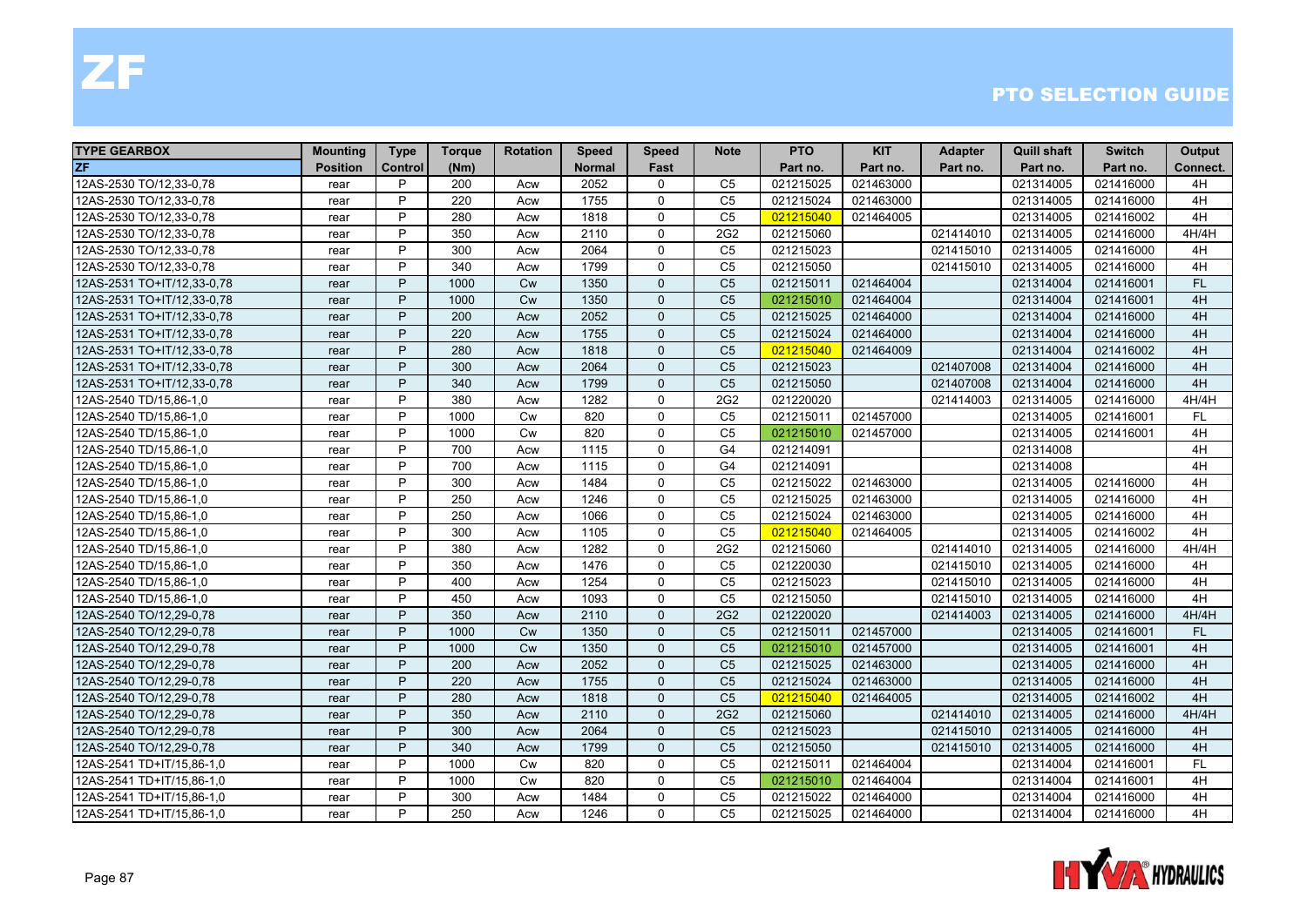# ZF

## PTO SELECTION GUIDE

| TYPE GEARBOX | Mounting | Type | Torque | Rotation | Speed | Speed | Note | PTO | KIT | Adapter | Quill shaft | Switch | Output |
|---|---|---|---|---|---|---|---|---|---|---|---|---|---|
| ZF | Position | Control | (Nm) | | Normal | Fast | | Part no. | Part no. | Part no. | Part no. | Part no. | Connect. |
| 12AS-2530 TO/12,33-0,78 | rear | P | 200 | Acw | 2052 | 0 | C5 | 021215025 | 021463000 | | 021314005 | 021416000 | 4H |
| 12AS-2530 TO/12,33-0,78 | rear | P | 220 | Acw | 1755 | 0 | C5 | 021215024 | 021463000 | | 021314005 | 021416000 | 4H |
| 12AS-2530 TO/12,33-0,78 | rear | P | 280 | Acw | 1818 | 0 | C5 | 021215040 | 021464005 | | 021314005 | 021416002 | 4H |
| 12AS-2530 TO/12,33-0,78 | rear | P | 350 | Acw | 2110 | 0 | 2G2 | 021215060 | | 021414010 | 021314005 | 021416000 | 4H/4H |
| 12AS-2530 TO/12,33-0,78 | rear | P | 300 | Acw | 2064 | 0 | C5 | 021215023 | | 021415010 | 021314005 | 021416000 | 4H |
| 12AS-2530 TO/12,33-0,78 | rear | P | 340 | Acw | 1799 | 0 | C5 | 021215050 | | 021415010 | 021314005 | 021416000 | 4H |
| 12AS-2531 TO+IT/12,33-0,78 | rear | P | 1000 | Cw | 1350 | 0 | C5 | 021215011 | 021464004 | | 021314004 | 021416001 | FL |
| 12AS-2531 TO+IT/12,33-0,78 | rear | P | 1000 | Cw | 1350 | 0 | C5 | 021215010 | 021464004 | | 021314004 | 021416001 | 4H |
| 12AS-2531 TO+IT/12,33-0,78 | rear | P | 200 | Acw | 2052 | 0 | C5 | 021215025 | 021464000 | | 021314004 | 021416000 | 4H |
| 12AS-2531 TO+IT/12,33-0,78 | rear | P | 220 | Acw | 1755 | 0 | C5 | 021215024 | 021464000 | | 021314004 | 021416000 | 4H |
| 12AS-2531 TO+IT/12,33-0,78 | rear | P | 280 | Acw | 1818 | 0 | C5 | 021215040 | 021464009 | | 021314004 | 021416002 | 4H |
| 12AS-2531 TO+IT/12,33-0,78 | rear | P | 300 | Acw | 2064 | 0 | C5 | 021215023 | | 021407008 | 021314004 | 021416000 | 4H |
| 12AS-2531 TO+IT/12,33-0,78 | rear | P | 340 | Acw | 1799 | 0 | C5 | 021215050 | | 021407008 | 021314004 | 021416000 | 4H |
| 12AS-2540 TD/15,86-1,0 | rear | P | 380 | Acw | 1282 | 0 | 2G2 | 021220020 | | 021414003 | 021314005 | 021416000 | 4H/4H |
| 12AS-2540 TD/15,86-1,0 | rear | P | 1000 | Cw | 820 | 0 | C5 | 021215011 | 021457000 | | 021314005 | 021416001 | FL |
| 12AS-2540 TD/15,86-1,0 | rear | P | 1000 | Cw | 820 | 0 | C5 | 021215010 | 021457000 | | 021314005 | 021416001 | 4H |
| 12AS-2540 TD/15,86-1,0 | rear | P | 700 | Acw | 1115 | 0 | G4 | 021214091 | | | 021314008 | | 4H |
| 12AS-2540 TD/15,86-1,0 | rear | P | 700 | Acw | 1115 | 0 | G4 | 021214091 | | | 021314008 | | 4H |
| 12AS-2540 TD/15,86-1,0 | rear | P | 300 | Acw | 1484 | 0 | C5 | 021215022 | 021463000 | | 021314005 | 021416000 | 4H |
| 12AS-2540 TD/15,86-1,0 | rear | P | 250 | Acw | 1246 | 0 | C5 | 021215025 | 021463000 | | 021314005 | 021416000 | 4H |
| 12AS-2540 TD/15,86-1,0 | rear | P | 250 | Acw | 1066 | 0 | C5 | 021215024 | 021463000 | | 021314005 | 021416000 | 4H |
| 12AS-2540 TD/15,86-1,0 | rear | P | 300 | Acw | 1105 | 0 | C5 | 021215040 | 021464005 | | 021314005 | 021416002 | 4H |
| 12AS-2540 TD/15,86-1,0 | rear | P | 380 | Acw | 1282 | 0 | 2G2 | 021215060 | | 021414010 | 021314005 | 021416000 | 4H/4H |
| 12AS-2540 TD/15,86-1,0 | rear | P | 350 | Acw | 1476 | 0 | C5 | 021220030 | | 021415010 | 021314005 | 021416000 | 4H |
| 12AS-2540 TD/15,86-1,0 | rear | P | 400 | Acw | 1254 | 0 | C5 | 021215023 | | 021415010 | 021314005 | 021416000 | 4H |
| 12AS-2540 TD/15,86-1,0 | rear | P | 450 | Acw | 1093 | 0 | C5 | 021215050 | | 021415010 | 021314005 | 021416000 | 4H |
| 12AS-2540 TO/12,29-0,78 | rear | P | 350 | Acw | 2110 | 0 | 2G2 | 021220020 | | 021414003 | 021314005 | 021416000 | 4H/4H |
| 12AS-2540 TO/12,29-0,78 | rear | P | 1000 | Cw | 1350 | 0 | C5 | 021215011 | 021457000 | | 021314005 | 021416001 | FL |
| 12AS-2540 TO/12,29-0,78 | rear | P | 1000 | Cw | 1350 | 0 | C5 | 021215010 | 021457000 | | 021314005 | 021416001 | 4H |
| 12AS-2540 TO/12,29-0,78 | rear | P | 200 | Acw | 2052 | 0 | C5 | 021215025 | 021463000 | | 021314005 | 021416000 | 4H |
| 12AS-2540 TO/12,29-0,78 | rear | P | 220 | Acw | 1755 | 0 | C5 | 021215024 | 021463000 | | 021314005 | 021416000 | 4H |
| 12AS-2540 TO/12,29-0,78 | rear | P | 280 | Acw | 1818 | 0 | C5 | 021215040 | 021464005 | | 021314005 | 021416002 | 4H |
| 12AS-2540 TO/12,29-0,78 | rear | P | 350 | Acw | 2110 | 0 | 2G2 | 021215060 | | 021414010 | 021314005 | 021416000 | 4H/4H |
| 12AS-2540 TO/12,29-0,78 | rear | P | 300 | Acw | 2064 | 0 | C5 | 021215023 | | 021415010 | 021314005 | 021416000 | 4H |
| 12AS-2540 TO/12,29-0,78 | rear | P | 340 | Acw | 1799 | 0 | C5 | 021215050 | | 021415010 | 021314005 | 021416000 | 4H |
| 12AS-2541 TD+IT/15,86-1,0 | rear | P | 1000 | Cw | 820 | 0 | C5 | 021215011 | 021464004 | | 021314004 | 021416001 | FL |
| 12AS-2541 TD+IT/15,86-1,0 | rear | P | 1000 | Cw | 820 | 0 | C5 | 021215010 | 021464004 | | 021314004 | 021416001 | 4H |
| 12AS-2541 TD+IT/15,86-1,0 | rear | P | 300 | Acw | 1484 | 0 | C5 | 021215022 | 021464000 | | 021314004 | 021416000 | 4H |
| 12AS-2541 TD+IT/15,86-1,0 | rear | P | 250 | Acw | 1246 | 0 | C5 | 021215025 | 021464000 | | 021314004 | 021416000 | 4H |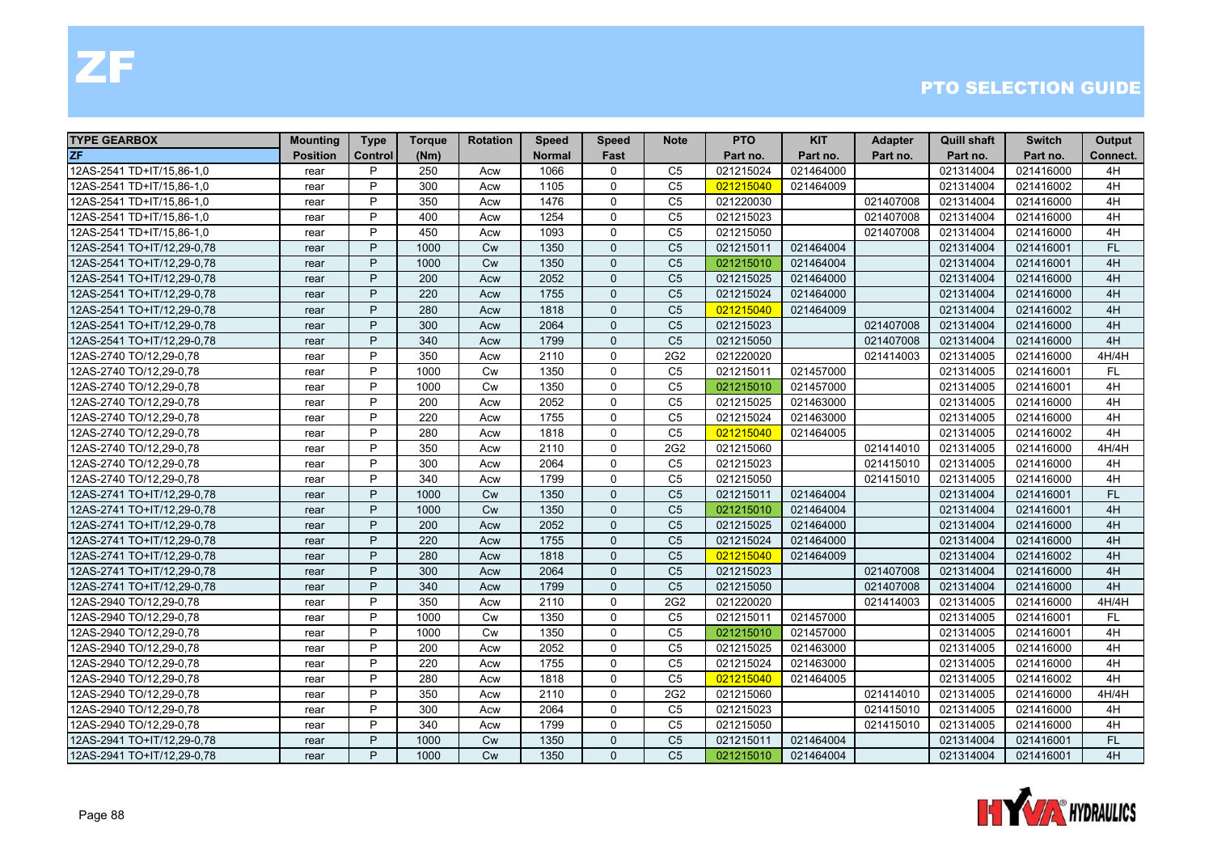# ZF

## PTO SELECTION GUIDE

| TYPE GEARBOX | Mounting | Type | Torque | Rotation | Speed | Speed | Note | PTO | KIT | Adapter | Quill shaft | Switch | Output |
|---|---|---|---|---|---|---|---|---|---|---|---|---|---|
| ZF | Position | Control | (Nm) | | Normal | Fast | | Part no. | Part no. | Part no. | Part no. | Part no. | Connect. |
| 12AS-2541 TD+IT/15,86-1,0 | rear | P | 250 | Acw | 1066 | 0 | C5 | 021215024 | 021464000 | | 021314004 | 021416000 | 4H |
| 12AS-2541 TD+IT/15,86-1,0 | rear | P | 300 | Acw | 1105 | 0 | C5 | 021215040 | 021464009 | | 021314004 | 021416002 | 4H |
| 12AS-2541 TD+IT/15,86-1,0 | rear | P | 350 | Acw | 1476 | 0 | C5 | 021220030 | | 021407008 | 021314004 | 021416000 | 4H |
| 12AS-2541 TD+IT/15,86-1,0 | rear | P | 400 | Acw | 1254 | 0 | C5 | 021215023 | | 021407008 | 021314004 | 021416000 | 4H |
| 12AS-2541 TD+IT/15,86-1,0 | rear | P | 450 | Acw | 1093 | 0 | C5 | 021215050 | | 021407008 | 021314004 | 021416000 | 4H |
| 12AS-2541 TO+IT/12,29-0,78 | rear | P | 1000 | Cw | 1350 | 0 | C5 | 021215011 | 021464004 | | 021314004 | 021416001 | FL |
| 12AS-2541 TO+IT/12,29-0,78 | rear | P | 1000 | Cw | 1350 | 0 | C5 | 021215010 | 021464004 | | 021314004 | 021416001 | 4H |
| 12AS-2541 TO+IT/12,29-0,78 | rear | P | 200 | Acw | 2052 | 0 | C5 | 021215025 | 021464000 | | 021314004 | 021416000 | 4H |
| 12AS-2541 TO+IT/12,29-0,78 | rear | P | 220 | Acw | 1755 | 0 | C5 | 021215024 | 021464000 | | 021314004 | 021416000 | 4H |
| 12AS-2541 TO+IT/12,29-0,78 | rear | P | 280 | Acw | 1818 | 0 | C5 | 021215040 | 021464009 | | 021314004 | 021416002 | 4H |
| 12AS-2541 TO+IT/12,29-0,78 | rear | P | 300 | Acw | 2064 | 0 | C5 | 021215023 | | 021407008 | 021314004 | 021416000 | 4H |
| 12AS-2541 TO+IT/12,29-0,78 | rear | P | 340 | Acw | 1799 | 0 | C5 | 021215050 | | 021407008 | 021314004 | 021416000 | 4H |
| 12AS-2740 TO/12,29-0,78 | rear | P | 350 | Acw | 2110 | 0 | 2G2 | 021220020 | | 021414003 | 021314005 | 021416000 | 4H/4H |
| 12AS-2740 TO/12,29-0,78 | rear | P | 1000 | Cw | 1350 | 0 | C5 | 021215011 | 021457000 | | 021314005 | 021416001 | FL |
| 12AS-2740 TO/12,29-0,78 | rear | P | 1000 | Cw | 1350 | 0 | C5 | 021215010 | 021457000 | | 021314005 | 021416001 | 4H |
| 12AS-2740 TO/12,29-0,78 | rear | P | 200 | Acw | 2052 | 0 | C5 | 021215025 | 021463000 | | 021314005 | 021416000 | 4H |
| 12AS-2740 TO/12,29-0,78 | rear | P | 220 | Acw | 1755 | 0 | C5 | 021215024 | 021463000 | | 021314005 | 021416000 | 4H |
| 12AS-2740 TO/12,29-0,78 | rear | P | 280 | Acw | 1818 | 0 | C5 | 021215040 | 021464005 | | 021314005 | 021416002 | 4H |
| 12AS-2740 TO/12,29-0,78 | rear | P | 350 | Acw | 2110 | 0 | 2G2 | 021215060 | | 021414010 | 021314005 | 021416000 | 4H/4H |
| 12AS-2740 TO/12,29-0,78 | rear | P | 300 | Acw | 2064 | 0 | C5 | 021215023 | | 021415010 | 021314005 | 021416000 | 4H |
| 12AS-2740 TO/12,29-0,78 | rear | P | 340 | Acw | 1799 | 0 | C5 | 021215050 | | 021415010 | 021314005 | 021416000 | 4H |
| 12AS-2741 TO+IT/12,29-0,78 | rear | P | 1000 | Cw | 1350 | 0 | C5 | 021215011 | 021464004 | | 021314004 | 021416001 | FL |
| 12AS-2741 TO+IT/12,29-0,78 | rear | P | 1000 | Cw | 1350 | 0 | C5 | 021215010 | 021464004 | | 021314004 | 021416001 | 4H |
| 12AS-2741 TO+IT/12,29-0,78 | rear | P | 200 | Acw | 2052 | 0 | C5 | 021215025 | 021464000 | | 021314004 | 021416000 | 4H |
| 12AS-2741 TO+IT/12,29-0,78 | rear | P | 220 | Acw | 1755 | 0 | C5 | 021215024 | 021464000 | | 021314004 | 021416000 | 4H |
| 12AS-2741 TO+IT/12,29-0,78 | rear | P | 280 | Acw | 1818 | 0 | C5 | 021215040 | 021464009 | | 021314004 | 021416002 | 4H |
| 12AS-2741 TO+IT/12,29-0,78 | rear | P | 300 | Acw | 2064 | 0 | C5 | 021215023 | | 021407008 | 021314004 | 021416000 | 4H |
| 12AS-2741 TO+IT/12,29-0,78 | rear | P | 340 | Acw | 1799 | 0 | C5 | 021215050 | | 021407008 | 021314004 | 021416000 | 4H |
| 12AS-2940 TO/12,29-0,78 | rear | P | 350 | Acw | 2110 | 0 | 2G2 | 021220020 | | 021414003 | 021314005 | 021416000 | 4H/4H |
| 12AS-2940 TO/12,29-0,78 | rear | P | 1000 | Cw | 1350 | 0 | C5 | 021215011 | 021457000 | | 021314005 | 021416001 | FL |
| 12AS-2940 TO/12,29-0,78 | rear | P | 1000 | Cw | 1350 | 0 | C5 | 021215010 | 021457000 | | 021314005 | 021416001 | 4H |
| 12AS-2940 TO/12,29-0,78 | rear | P | 200 | Acw | 2052 | 0 | C5 | 021215025 | 021463000 | | 021314005 | 021416000 | 4H |
| 12AS-2940 TO/12,29-0,78 | rear | P | 220 | Acw | 1755 | 0 | C5 | 021215024 | 021463000 | | 021314005 | 021416000 | 4H |
| 12AS-2940 TO/12,29-0,78 | rear | P | 280 | Acw | 1818 | 0 | C5 | 021215040 | 021464005 | | 021314005 | 021416002 | 4H |
| 12AS-2940 TO/12,29-0,78 | rear | P | 350 | Acw | 2110 | 0 | 2G2 | 021215060 | | 021414010 | 021314005 | 021416000 | 4H/4H |
| 12AS-2940 TO/12,29-0,78 | rear | P | 300 | Acw | 2064 | 0 | C5 | 021215023 | | 021415010 | 021314005 | 021416000 | 4H |
| 12AS-2940 TO/12,29-0,78 | rear | P | 340 | Acw | 1799 | 0 | C5 | 021215050 | | 021415010 | 021314005 | 021416000 | 4H |
| 12AS-2941 TO+IT/12,29-0,78 | rear | P | 1000 | Cw | 1350 | 0 | C5 | 021215011 | 021464004 | | 021314004 | 021416001 | FL |
| 12AS-2941 TO+IT/12,29-0,78 | rear | P | 1000 | Cw | 1350 | 0 | C5 | 021215010 | 021464004 | | 021314004 | 021416001 | 4H |

HYVA HYDRAULICS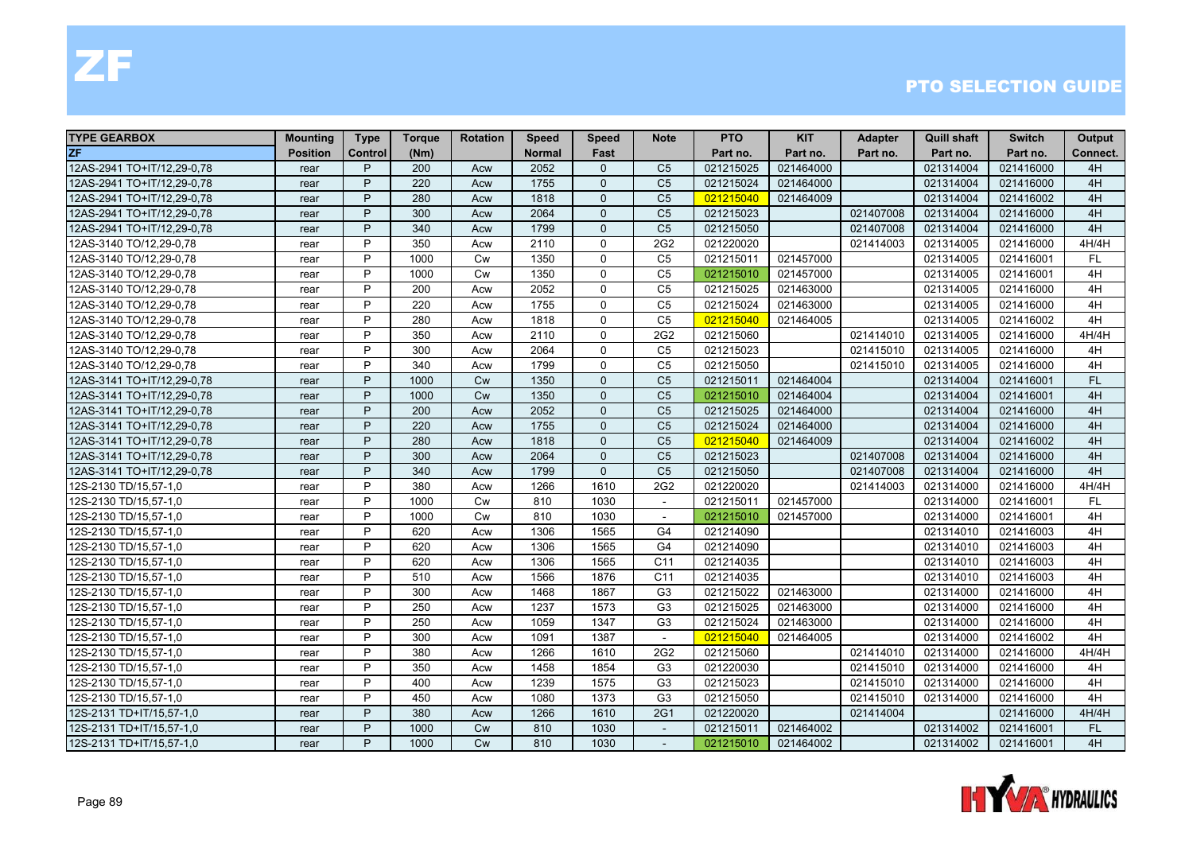# ZF

## PTO SELECTION GUIDE

| TYPE GEARBOX | Mounting | Type | Torque | Rotation | Speed | Speed | Note | PTO | KIT | Adapter | Quill shaft | Switch | Output |
|---|---|---|---|---|---|---|---|---|---|---|---|---|---|
| ZF | Position | Control | (Nm) | | Normal | Fast | | Part no. | Part no. | Part no. | Part no. | Part no. | Connect. |
| 12AS-2941 TO+IT/12,29-0,78 | rear | P | 200 | Acw | 2052 | 0 | C5 | 021215025 | 021464000 | | 021314004 | 021416000 | 4H |
| 12AS-2941 TO+IT/12,29-0,78 | rear | P | 220 | Acw | 1755 | 0 | C5 | 021215024 | 021464000 | | 021314004 | 021416000 | 4H |
| 12AS-2941 TO+IT/12,29-0,78 | rear | P | 280 | Acw | 1818 | 0 | C5 | 021215040 | 021464009 | | 021314004 | 021416002 | 4H |
| 12AS-2941 TO+IT/12,29-0,78 | rear | P | 300 | Acw | 2064 | 0 | C5 | 021215023 | | 021407008 | 021314004 | 021416000 | 4H |
| 12AS-2941 TO+IT/12,29-0,78 | rear | P | 340 | Acw | 1799 | 0 | C5 | 021215050 | | 021407008 | 021314004 | 021416000 | 4H |
| 12AS-3140 TO/12,29-0,78 | rear | P | 350 | Acw | 2110 | 0 | 2G2 | 021220020 | | 021414003 | 021314005 | 021416000 | 4H/4H |
| 12AS-3140 TO/12,29-0,78 | rear | P | 1000 | Cw | 1350 | 0 | C5 | 021215011 | 021457000 | | 021314005 | 021416001 | FL |
| 12AS-3140 TO/12,29-0,78 | rear | P | 1000 | Cw | 1350 | 0 | C5 | 021215010 | 021457000 | | 021314005 | 021416001 | 4H |
| 12AS-3140 TO/12,29-0,78 | rear | P | 200 | Acw | 2052 | 0 | C5 | 021215025 | 021463000 | | 021314005 | 021416000 | 4H |
| 12AS-3140 TO/12,29-0,78 | rear | P | 220 | Acw | 1755 | 0 | C5 | 021215024 | 021463000 | | 021314005 | 021416000 | 4H |
| 12AS-3140 TO/12,29-0,78 | rear | P | 280 | Acw | 1818 | 0 | C5 | 021215040 | 021464005 | | 021314005 | 021416002 | 4H |
| 12AS-3140 TO/12,29-0,78 | rear | P | 350 | Acw | 2110 | 0 | 2G2 | 021215060 | | 021414010 | 021314005 | 021416000 | 4H/4H |
| 12AS-3140 TO/12,29-0,78 | rear | P | 300 | Acw | 2064 | 0 | C5 | 021215023 | | 021415010 | 021314005 | 021416000 | 4H |
| 12AS-3140 TO/12,29-0,78 | rear | P | 340 | Acw | 1799 | 0 | C5 | 021215050 | | 021415010 | 021314005 | 021416000 | 4H |
| 12AS-3141 TO+IT/12,29-0,78 | rear | P | 1000 | Cw | 1350 | 0 | C5 | 021215011 | 021464004 | | 021314004 | 021416001 | FL |
| 12AS-3141 TO+IT/12,29-0,78 | rear | P | 1000 | Cw | 1350 | 0 | C5 | 021215010 | 021464004 | | 021314004 | 021416001 | 4H |
| 12AS-3141 TO+IT/12,29-0,78 | rear | P | 200 | Acw | 2052 | 0 | C5 | 021215025 | 021464000 | | 021314004 | 021416000 | 4H |
| 12AS-3141 TO+IT/12,29-0,78 | rear | P | 220 | Acw | 1755 | 0 | C5 | 021215024 | 021464000 | | 021314004 | 021416000 | 4H |
| 12AS-3141 TO+IT/12,29-0,78 | rear | P | 280 | Acw | 1818 | 0 | C5 | 021215040 | 021464009 | | 021314004 | 021416002 | 4H |
| 12AS-3141 TO+IT/12,29-0,78 | rear | P | 300 | Acw | 2064 | 0 | C5 | 021215023 | | 021407008 | 021314004 | 021416000 | 4H |
| 12AS-3141 TO+IT/12,29-0,78 | rear | P | 340 | Acw | 1799 | 0 | C5 | 021215050 | | 021407008 | 021314004 | 021416000 | 4H |
| 12S-2130 TD/15,57-1,0 | rear | P | 380 | Acw | 1266 | 1610 | 2G2 | 021220020 | | 021414003 | 021314000 | 021416000 | 4H/4H |
| 12S-2130 TD/15,57-1,0 | rear | P | 1000 | Cw | 810 | 1030 | - | 021215011 | 021457000 | | 021314000 | 021416001 | FL |
| 12S-2130 TD/15,57-1,0 | rear | P | 1000 | Cw | 810 | 1030 | - | 021215010 | 021457000 | | 021314000 | 021416001 | 4H |
| 12S-2130 TD/15,57-1,0 | rear | P | 620 | Acw | 1306 | 1565 | G4 | 021214090 | | | 021314010 | 021416003 | 4H |
| 12S-2130 TD/15,57-1,0 | rear | P | 620 | Acw | 1306 | 1565 | G4 | 021214090 | | | 021314010 | 021416003 | 4H |
| 12S-2130 TD/15,57-1,0 | rear | P | 620 | Acw | 1306 | 1565 | C11 | 021214035 | | | 021314010 | 021416003 | 4H |
| 12S-2130 TD/15,57-1,0 | rear | P | 510 | Acw | 1566 | 1876 | C11 | 021214035 | | | 021314010 | 021416003 | 4H |
| 12S-2130 TD/15,57-1,0 | rear | P | 300 | Acw | 1468 | 1867 | G3 | 021215022 | 021463000 | | 021314000 | 021416000 | 4H |
| 12S-2130 TD/15,57-1,0 | rear | P | 250 | Acw | 1237 | 1573 | G3 | 021215025 | 021463000 | | 021314000 | 021416000 | 4H |
| 12S-2130 TD/15,57-1,0 | rear | P | 250 | Acw | 1059 | 1347 | G3 | 021215024 | 021463000 | | 021314000 | 021416000 | 4H |
| 12S-2130 TD/15,57-1,0 | rear | P | 300 | Acw | 1091 | 1387 | - | 021215040 | 021464005 | | 021314000 | 021416002 | 4H |
| 12S-2130 TD/15,57-1,0 | rear | P | 380 | Acw | 1266 | 1610 | 2G2 | 021215060 | | 021414010 | 021314000 | 021416000 | 4H/4H |
| 12S-2130 TD/15,57-1,0 | rear | P | 350 | Acw | 1458 | 1854 | G3 | 021220030 | | 021415010 | 021314000 | 021416000 | 4H |
| 12S-2130 TD/15,57-1,0 | rear | P | 400 | Acw | 1239 | 1575 | G3 | 021215023 | | 021415010 | 021314000 | 021416000 | 4H |
| 12S-2130 TD/15,57-1,0 | rear | P | 450 | Acw | 1080 | 1373 | G3 | 021215050 | | 021415010 | 021314000 | 021416000 | 4H |
| 12S-2131 TD+IT/15,57-1,0 | rear | P | 380 | Acw | 1266 | 1610 | 2G1 | 021220020 | | 021414004 | | 021416000 | 4H/4H |
| 12S-2131 TD+IT/15,57-1,0 | rear | P | 1000 | Cw | 810 | 1030 | - | 021215011 | 021464002 | | 021314002 | 021416001 | FL |
| 12S-2131 TD+IT/15,57-1,0 | rear | P | 1000 | Cw | 810 | 1030 | - | 021215010 | 021464002 | | 021314002 | 021416001 | 4H |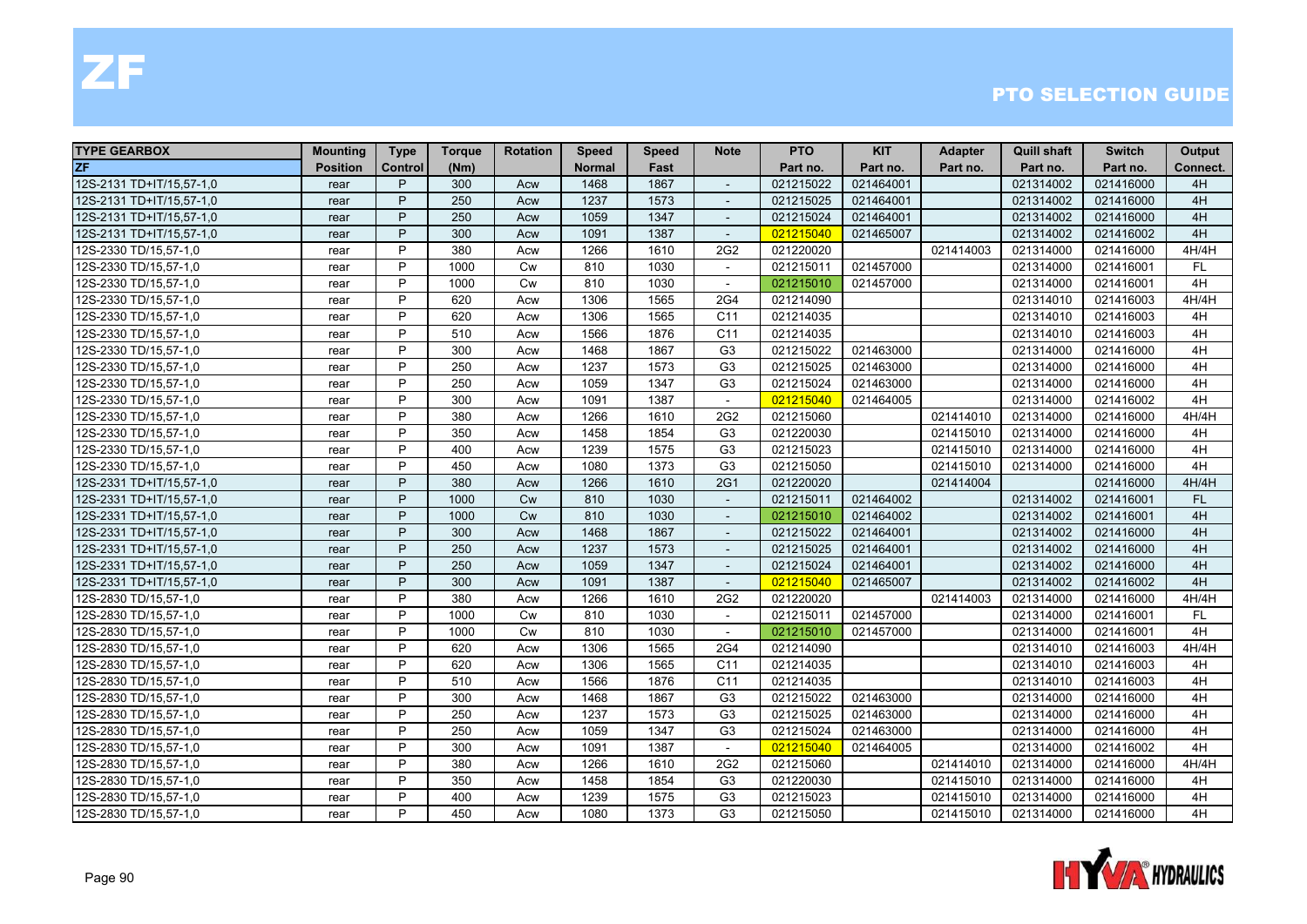# ZF

## PTO SELECTION GUIDE

| TYPE GEARBOX | Mounting | Type | Torque | Rotation | Speed | Speed | Note | PTO | KIT | Adapter | Quill shaft | Switch | Output |
|---|---|---|---|---|---|---|---|---|---|---|---|---|---|
| ZF | Position | Control | (Nm) | | Normal | Fast | | Part no. | Part no. | Part no. | Part no. | Part no. | Connect. |
| 12S-2131 TD+IT/15,57-1,0 | rear | P | 300 | Acw | 1468 | 1867 | - | 021215022 | 021464001 | | 021314002 | 021416000 | 4H |
| 12S-2131 TD+IT/15,57-1,0 | rear | P | 250 | Acw | 1237 | 1573 | - | 021215025 | 021464001 | | 021314002 | 021416000 | 4H |
| 12S-2131 TD+IT/15,57-1,0 | rear | P | 250 | Acw | 1059 | 1347 | - | 021215024 | 021464001 | | 021314002 | 021416000 | 4H |
| 12S-2131 TD+IT/15,57-1,0 | rear | P | 300 | Acw | 1091 | 1387 | - | 021215040 | 021465007 | | 021314002 | 021416002 | 4H |
| 12S-2330 TD/15,57-1,0 | rear | P | 380 | Acw | 1266 | 1610 | 2G2 | 021220020 | | 021414003 | 021314000 | 021416000 | 4H/4H |
| 12S-2330 TD/15,57-1,0 | rear | P | 1000 | Cw | 810 | 1030 | - | 021215011 | 021457000 | | 021314000 | 021416001 | FL |
| 12S-2330 TD/15,57-1,0 | rear | P | 1000 | Cw | 810 | 1030 | - | 021215010 | 021457000 | | 021314000 | 021416001 | 4H |
| 12S-2330 TD/15,57-1,0 | rear | P | 620 | Acw | 1306 | 1565 | 2G4 | 021214090 | | | 021314010 | 021416003 | 4H/4H |
| 12S-2330 TD/15,57-1,0 | rear | P | 620 | Acw | 1306 | 1565 | C11 | 021214035 | | | 021314010 | 021416003 | 4H |
| 12S-2330 TD/15,57-1,0 | rear | P | 510 | Acw | 1566 | 1876 | C11 | 021214035 | | | 021314010 | 021416003 | 4H |
| 12S-2330 TD/15,57-1,0 | rear | P | 300 | Acw | 1468 | 1867 | G3 | 021215022 | 021463000 | | 021314000 | 021416000 | 4H |
| 12S-2330 TD/15,57-1,0 | rear | P | 250 | Acw | 1237 | 1573 | G3 | 021215025 | 021463000 | | 021314000 | 021416000 | 4H |
| 12S-2330 TD/15,57-1,0 | rear | P | 250 | Acw | 1059 | 1347 | G3 | 021215024 | 021463000 | | 021314000 | 021416000 | 4H |
| 12S-2330 TD/15,57-1,0 | rear | P | 300 | Acw | 1091 | 1387 | - | 021215040 | 021464005 | | 021314000 | 021416002 | 4H |
| 12S-2330 TD/15,57-1,0 | rear | P | 380 | Acw | 1266 | 1610 | 2G2 | 021215060 | | 021414010 | 021314000 | 021416000 | 4H/4H |
| 12S-2330 TD/15,57-1,0 | rear | P | 350 | Acw | 1458 | 1854 | G3 | 021220030 | | 021415010 | 021314000 | 021416000 | 4H |
| 12S-2330 TD/15,57-1,0 | rear | P | 400 | Acw | 1239 | 1575 | G3 | 021215023 | | 021415010 | 021314000 | 021416000 | 4H |
| 12S-2330 TD/15,57-1,0 | rear | P | 450 | Acw | 1080 | 1373 | G3 | 021215050 | | 021415010 | 021314000 | 021416000 | 4H |
| 12S-2331 TD+IT/15,57-1,0 | rear | P | 380 | Acw | 1266 | 1610 | 2G1 | 021220020 | | 021414004 | | 021416000 | 4H/4H |
| 12S-2331 TD+IT/15,57-1,0 | rear | P | 1000 | Cw | 810 | 1030 | - | 021215011 | 021464002 | | 021314002 | 021416001 | FL |
| 12S-2331 TD+IT/15,57-1,0 | rear | P | 1000 | Cw | 810 | 1030 | - | 021215010 | 021464002 | | 021314002 | 021416001 | 4H |
| 12S-2331 TD+IT/15,57-1,0 | rear | P | 300 | Acw | 1468 | 1867 | - | 021215022 | 021464001 | | 021314002 | 021416000 | 4H |
| 12S-2331 TD+IT/15,57-1,0 | rear | P | 250 | Acw | 1237 | 1573 | - | 021215025 | 021464001 | | 021314002 | 021416000 | 4H |
| 12S-2331 TD+IT/15,57-1,0 | rear | P | 250 | Acw | 1059 | 1347 | - | 021215024 | 021464001 | | 021314002 | 021416000 | 4H |
| 12S-2331 TD+IT/15,57-1,0 | rear | P | 300 | Acw | 1091 | 1387 | - | 021215040 | 021465007 | | 021314002 | 021416002 | 4H |
| 12S-2830 TD/15,57-1,0 | rear | P | 380 | Acw | 1266 | 1610 | 2G2 | 021220020 | | 021414003 | 021314000 | 021416000 | 4H/4H |
| 12S-2830 TD/15,57-1,0 | rear | P | 1000 | Cw | 810 | 1030 | - | 021215011 | 021457000 | | 021314000 | 021416001 | FL |
| 12S-2830 TD/15,57-1,0 | rear | P | 1000 | Cw | 810 | 1030 | - | 021215010 | 021457000 | | 021314000 | 021416001 | 4H |
| 12S-2830 TD/15,57-1,0 | rear | P | 620 | Acw | 1306 | 1565 | 2G4 | 021214090 | | | 021314010 | 021416003 | 4H/4H |
| 12S-2830 TD/15,57-1,0 | rear | P | 620 | Acw | 1306 | 1565 | C11 | 021214035 | | | 021314010 | 021416003 | 4H |
| 12S-2830 TD/15,57-1,0 | rear | P | 510 | Acw | 1566 | 1876 | C11 | 021214035 | | | 021314010 | 021416003 | 4H |
| 12S-2830 TD/15,57-1,0 | rear | P | 300 | Acw | 1468 | 1867 | G3 | 021215022 | 021463000 | | 021314000 | 021416000 | 4H |
| 12S-2830 TD/15,57-1,0 | rear | P | 250 | Acw | 1237 | 1573 | G3 | 021215025 | 021463000 | | 021314000 | 021416000 | 4H |
| 12S-2830 TD/15,57-1,0 | rear | P | 250 | Acw | 1059 | 1347 | G3 | 021215024 | 021463000 | | 021314000 | 021416000 | 4H |
| 12S-2830 TD/15,57-1,0 | rear | P | 300 | Acw | 1091 | 1387 | - | 021215040 | 021464005 | | 021314000 | 021416002 | 4H |
| 12S-2830 TD/15,57-1,0 | rear | P | 380 | Acw | 1266 | 1610 | 2G2 | 021215060 | | 021414010 | 021314000 | 021416000 | 4H/4H |
| 12S-2830 TD/15,57-1,0 | rear | P | 350 | Acw | 1458 | 1854 | G3 | 021220030 | | 021415010 | 021314000 | 021416000 | 4H |
| 12S-2830 TD/15,57-1,0 | rear | P | 400 | Acw | 1239 | 1575 | G3 | 021215023 | | 021415010 | 021314000 | 021416000 | 4H |
| 12S-2830 TD/15,57-1,0 | rear | P | 450 | Acw | 1080 | 1373 | G3 | 021215050 | | 021415010 | 021314000 | 021416000 | 4H |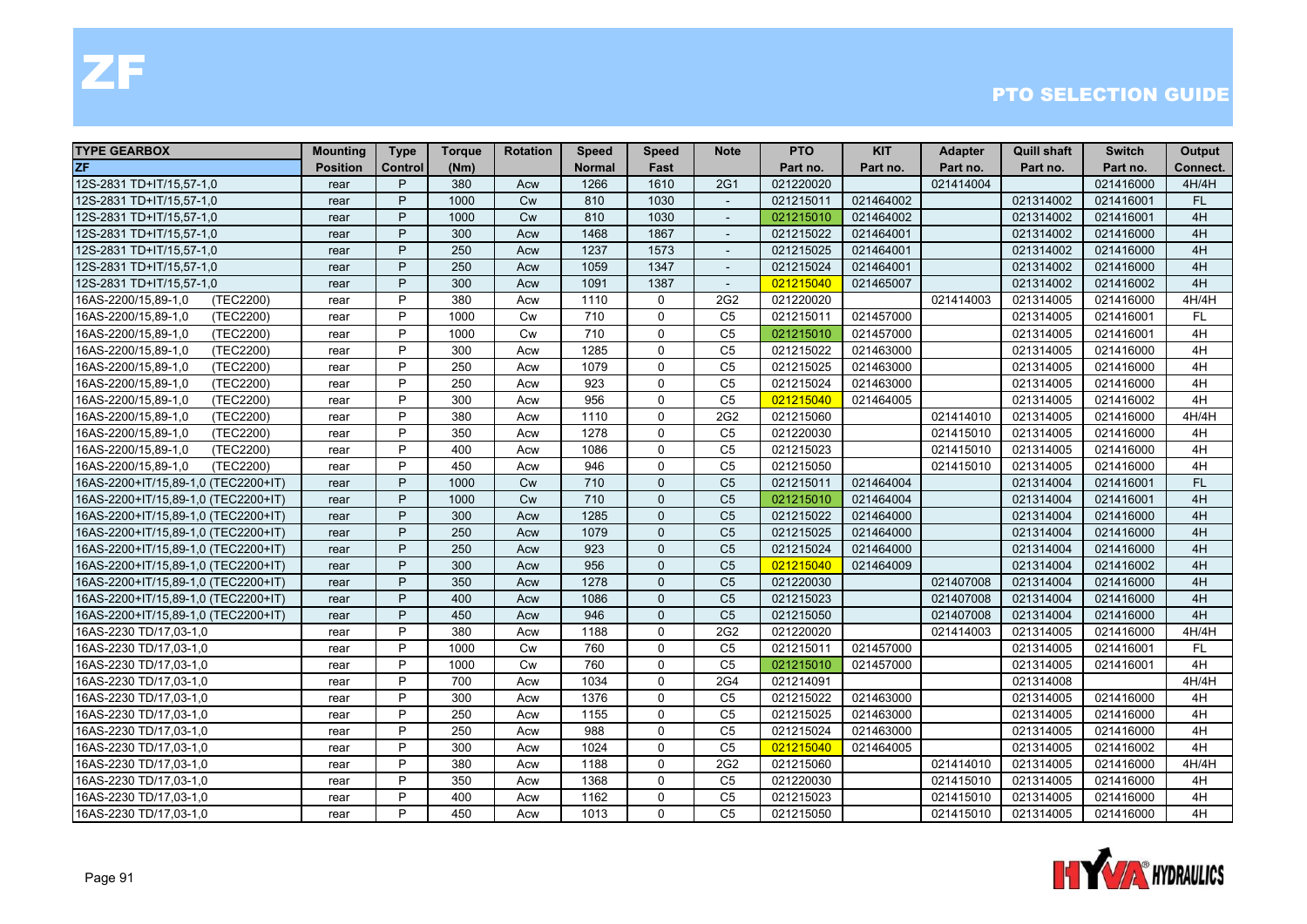# ZF

## PTO SELECTION GUIDE

| TYPE GEARBOX | Mounting | Type | Torque | Rotation | Speed | Speed | Note | PTO | KIT | Adapter | Quill shaft | Switch | Output |
|---|---|---|---|---|---|---|---|---|---|---|---|---|---|
| ZF | Position | Control | (Nm) | | Normal | Fast | | Part no. | Part no. | Part no. | Part no. | Part no. | Connect. |
| 12S-2831 TD+IT/15,57-1,0 | rear | P | 380 | Acw | 1266 | 1610 | 2G1 | 021220020 | | 021414004 | | 021416000 | 4H/4H |
| 12S-2831 TD+IT/15,57-1,0 | rear | P | 1000 | Cw | 810 | 1030 | - | 021215011 | 021464002 | | 021314002 | 021416001 | FL |
| 12S-2831 TD+IT/15,57-1,0 | rear | P | 1000 | Cw | 810 | 1030 | - | 021215010 | 021464002 | | 021314002 | 021416001 | 4H |
| 12S-2831 TD+IT/15,57-1,0 | rear | P | 300 | Acw | 1468 | 1867 | - | 021215022 | 021464001 | | 021314002 | 021416000 | 4H |
| 12S-2831 TD+IT/15,57-1,0 | rear | P | 250 | Acw | 1237 | 1573 | - | 021215025 | 021464001 | | 021314002 | 021416000 | 4H |
| 12S-2831 TD+IT/15,57-1,0 | rear | P | 250 | Acw | 1059 | 1347 | - | 021215024 | 021464001 | | 021314002 | 021416000 | 4H |
| 12S-2831 TD+IT/15,57-1,0 | rear | P | 300 | Acw | 1091 | 1387 | - | 021215040 | 021465007 | | 021314002 | 021416002 | 4H |
| 16AS-2200/15,89-1,0 (TEC2200) | rear | P | 380 | Acw | 1110 | 0 | 2G2 | 021220020 | | 021414003 | 021314005 | 021416000 | 4H/4H |
| 16AS-2200/15,89-1,0 (TEC2200) | rear | P | 1000 | Cw | 710 | 0 | C5 | 021215011 | 021457000 | | 021314005 | 021416001 | FL |
| 16AS-2200/15,89-1,0 (TEC2200) | rear | P | 1000 | Cw | 710 | 0 | C5 | 021215010 | 021457000 | | 021314005 | 021416001 | 4H |
| 16AS-2200/15,89-1,0 (TEC2200) | rear | P | 300 | Acw | 1285 | 0 | C5 | 021215022 | 021463000 | | 021314005 | 021416000 | 4H |
| 16AS-2200/15,89-1,0 (TEC2200) | rear | P | 250 | Acw | 1079 | 0 | C5 | 021215025 | 021463000 | | 021314005 | 021416000 | 4H |
| 16AS-2200/15,89-1,0 (TEC2200) | rear | P | 250 | Acw | 923 | 0 | C5 | 021215024 | 021463000 | | 021314005 | 021416000 | 4H |
| 16AS-2200/15,89-1,0 (TEC2200) | rear | P | 300 | Acw | 956 | 0 | C5 | 021215040 | 021464005 | | 021314005 | 021416002 | 4H |
| 16AS-2200/15,89-1,0 (TEC2200) | rear | P | 380 | Acw | 1110 | 0 | 2G2 | 021215060 | | 021414010 | 021314005 | 021416000 | 4H/4H |
| 16AS-2200/15,89-1,0 (TEC2200) | rear | P | 350 | Acw | 1278 | 0 | C5 | 021220030 | | 021415010 | 021314005 | 021416000 | 4H |
| 16AS-2200/15,89-1,0 (TEC2200) | rear | P | 400 | Acw | 1086 | 0 | C5 | 021215023 | | 021415010 | 021314005 | 021416000 | 4H |
| 16AS-2200/15,89-1,0 (TEC2200) | rear | P | 450 | Acw | 946 | 0 | C5 | 021215050 | | 021415010 | 021314005 | 021416000 | 4H |
| 16AS-2200+IT/15,89-1,0 (TEC2200+IT) | rear | P | 1000 | Cw | 710 | 0 | C5 | 021215011 | 021464004 | | 021314004 | 021416001 | FL |
| 16AS-2200+IT/15,89-1,0 (TEC2200+IT) | rear | P | 1000 | Cw | 710 | 0 | C5 | 021215010 | 021464004 | | 021314004 | 021416001 | 4H |
| 16AS-2200+IT/15,89-1,0 (TEC2200+IT) | rear | P | 300 | Acw | 1285 | 0 | C5 | 021215022 | 021464000 | | 021314004 | 021416000 | 4H |
| 16AS-2200+IT/15,89-1,0 (TEC2200+IT) | rear | P | 250 | Acw | 1079 | 0 | C5 | 021215025 | 021464000 | | 021314004 | 021416000 | 4H |
| 16AS-2200+IT/15,89-1,0 (TEC2200+IT) | rear | P | 250 | Acw | 923 | 0 | C5 | 021215024 | 021464000 | | 021314004 | 021416000 | 4H |
| 16AS-2200+IT/15,89-1,0 (TEC2200+IT) | rear | P | 300 | Acw | 956 | 0 | C5 | 021215040 | 021464009 | | 021314004 | 021416002 | 4H |
| 16AS-2200+IT/15,89-1,0 (TEC2200+IT) | rear | P | 350 | Acw | 1278 | 0 | C5 | 021220030 | | 021407008 | 021314004 | 021416000 | 4H |
| 16AS-2200+IT/15,89-1,0 (TEC2200+IT) | rear | P | 400 | Acw | 1086 | 0 | C5 | 021215023 | | 021407008 | 021314004 | 021416000 | 4H |
| 16AS-2200+IT/15,89-1,0 (TEC2200+IT) | rear | P | 450 | Acw | 946 | 0 | C5 | 021215050 | | 021407008 | 021314004 | 021416000 | 4H |
| 16AS-2230 TD/17,03-1,0 | rear | P | 380 | Acw | 1188 | 0 | 2G2 | 021220020 | | 021414003 | 021314005 | 021416000 | 4H/4H |
| 16AS-2230 TD/17,03-1,0 | rear | P | 1000 | Cw | 760 | 0 | C5 | 021215011 | 021457000 | | 021314005 | 021416001 | FL |
| 16AS-2230 TD/17,03-1,0 | rear | P | 1000 | Cw | 760 | 0 | C5 | 021215010 | 021457000 | | 021314005 | 021416001 | 4H |
| 16AS-2230 TD/17,03-1,0 | rear | P | 700 | Acw | 1034 | 0 | 2G4 | 021214091 | | | 021314008 | | 4H/4H |
| 16AS-2230 TD/17,03-1,0 | rear | P | 300 | Acw | 1376 | 0 | C5 | 021215022 | 021463000 | | 021314005 | 021416000 | 4H |
| 16AS-2230 TD/17,03-1,0 | rear | P | 250 | Acw | 1155 | 0 | C5 | 021215025 | 021463000 | | 021314005 | 021416000 | 4H |
| 16AS-2230 TD/17,03-1,0 | rear | P | 250 | Acw | 988 | 0 | C5 | 021215024 | 021463000 | | 021314005 | 021416000 | 4H |
| 16AS-2230 TD/17,03-1,0 | rear | P | 300 | Acw | 1024 | 0 | C5 | 021215040 | 021464005 | | 021314005 | 021416002 | 4H |
| 16AS-2230 TD/17,03-1,0 | rear | P | 380 | Acw | 1188 | 0 | 2G2 | 021215060 | | 021414010 | 021314005 | 021416000 | 4H/4H |
| 16AS-2230 TD/17,03-1,0 | rear | P | 350 | Acw | 1368 | 0 | C5 | 021220030 | | 021415010 | 021314005 | 021416000 | 4H |
| 16AS-2230 TD/17,03-1,0 | rear | P | 400 | Acw | 1162 | 0 | C5 | 021215023 | | 021415010 | 021314005 | 021416000 | 4H |
| 16AS-2230 TD/17,03-1,0 | rear | P | 450 | Acw | 1013 | 0 | C5 | 021215050 | | 021415010 | 021314005 | 021416000 | 4H |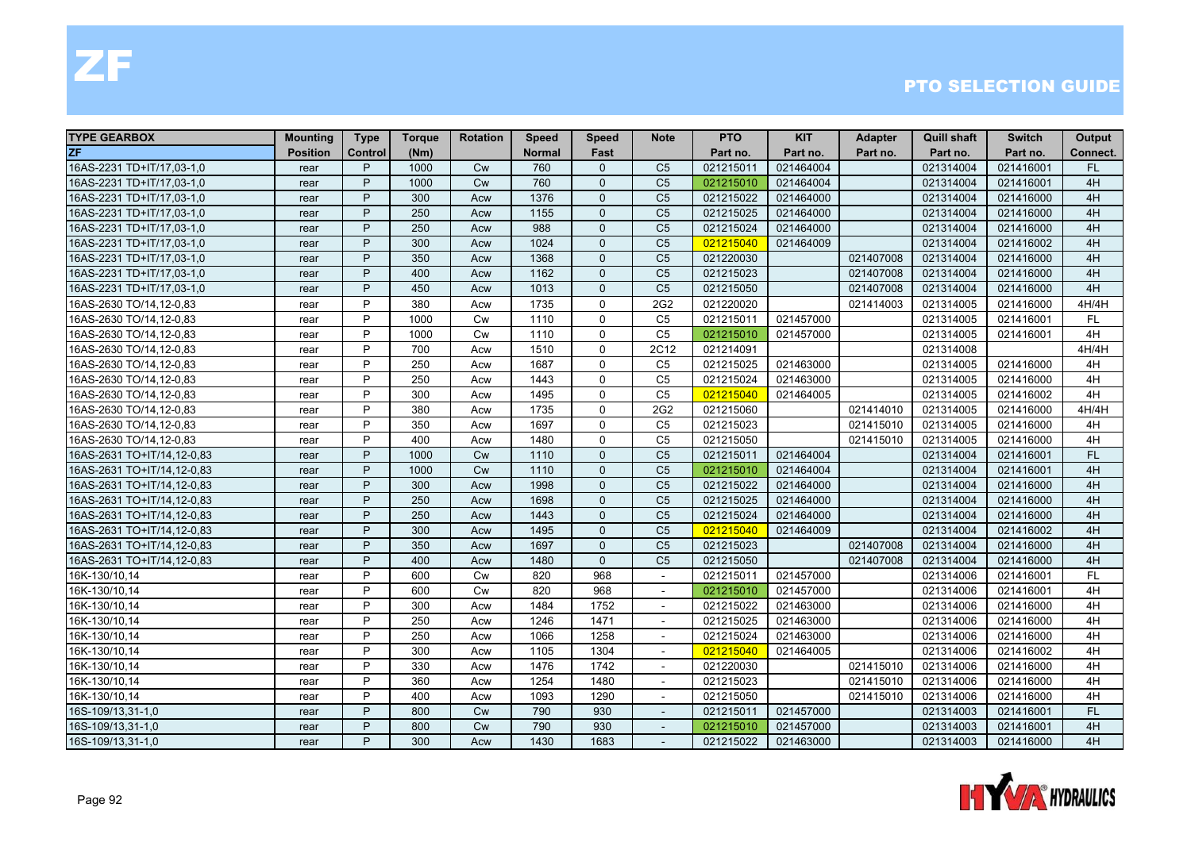# ZF

## PTO SELECTION GUIDE

| TYPE GEARBOX | Mounting | Type | Torque | Rotation | Speed | Speed | Note | PTO | KIT | Adapter | Quill shaft | Switch | Output |
|---|---|---|---|---|---|---|---|---|---|---|---|---|---|
| ZF | Position | Control | (Nm) | | Normal | Fast | | Part no. | Part no. | Part no. | Part no. | Part no. | Connect. |
| 16AS-2231 TD+IT/17,03-1,0 | rear | P | 1000 | Cw | 760 | 0 | C5 | 021215011 | 021464004 | | 021314004 | 021416001 | FL |
| 16AS-2231 TD+IT/17,03-1,0 | rear | P | 1000 | Cw | 760 | 0 | C5 | 021215010 | 021464004 | | 021314004 | 021416001 | 4H |
| 16AS-2231 TD+IT/17,03-1,0 | rear | P | 300 | Acw | 1376 | 0 | C5 | 021215022 | 021464000 | | 021314004 | 021416000 | 4H |
| 16AS-2231 TD+IT/17,03-1,0 | rear | P | 250 | Acw | 1155 | 0 | C5 | 021215025 | 021464000 | | 021314004 | 021416000 | 4H |
| 16AS-2231 TD+IT/17,03-1,0 | rear | P | 250 | Acw | 988 | 0 | C5 | 021215024 | 021464000 | | 021314004 | 021416000 | 4H |
| 16AS-2231 TD+IT/17,03-1,0 | rear | P | 300 | Acw | 1024 | 0 | C5 | 021215040 | 021464009 | | 021314004 | 021416002 | 4H |
| 16AS-2231 TD+IT/17,03-1,0 | rear | P | 350 | Acw | 1368 | 0 | C5 | 021220030 | | 021407008 | 021314004 | 021416000 | 4H |
| 16AS-2231 TD+IT/17,03-1,0 | rear | P | 400 | Acw | 1162 | 0 | C5 | 021215023 | | 021407008 | 021314004 | 021416000 | 4H |
| 16AS-2231 TD+IT/17,03-1,0 | rear | P | 450 | Acw | 1013 | 0 | C5 | 021215050 | | 021407008 | 021314004 | 021416000 | 4H |
| 16AS-2630 TO/14,12-0,83 | rear | P | 380 | Acw | 1735 | 0 | 2G2 | 021220020 | | 021414003 | 021314005 | 021416000 | 4H/4H |
| 16AS-2630 TO/14,12-0,83 | rear | P | 1000 | Cw | 1110 | 0 | C5 | 021215011 | 021457000 | | 021314005 | 021416001 | FL |
| 16AS-2630 TO/14,12-0,83 | rear | P | 1000 | Cw | 1110 | 0 | C5 | 021215010 | 021457000 | | 021314005 | 021416001 | 4H |
| 16AS-2630 TO/14,12-0,83 | rear | P | 700 | Acw | 1510 | 0 | 2C12 | 021214091 | | | 021314008 | | 4H/4H |
| 16AS-2630 TO/14,12-0,83 | rear | P | 250 | Acw | 1687 | 0 | C5 | 021215025 | 021463000 | | 021314005 | 021416000 | 4H |
| 16AS-2630 TO/14,12-0,83 | rear | P | 250 | Acw | 1443 | 0 | C5 | 021215024 | 021463000 | | 021314005 | 021416000 | 4H |
| 16AS-2630 TO/14,12-0,83 | rear | P | 300 | Acw | 1495 | 0 | C5 | 021215040 | 021464005 | | 021314005 | 021416002 | 4H |
| 16AS-2630 TO/14,12-0,83 | rear | P | 380 | Acw | 1735 | 0 | 2G2 | 021215060 | | 021414010 | 021314005 | 021416000 | 4H/4H |
| 16AS-2630 TO/14,12-0,83 | rear | P | 350 | Acw | 1697 | 0 | C5 | 021215023 | | 021415010 | 021314005 | 021416000 | 4H |
| 16AS-2630 TO/14,12-0,83 | rear | P | 400 | Acw | 1480 | 0 | C5 | 021215050 | | 021415010 | 021314005 | 021416000 | 4H |
| 16AS-2631 TO+IT/14,12-0,83 | rear | P | 1000 | Cw | 1110 | 0 | C5 | 021215011 | 021464004 | | 021314004 | 021416001 | FL |
| 16AS-2631 TO+IT/14,12-0,83 | rear | P | 1000 | Cw | 1110 | 0 | C5 | 021215010 | 021464004 | | 021314004 | 021416001 | 4H |
| 16AS-2631 TO+IT/14,12-0,83 | rear | P | 300 | Acw | 1998 | 0 | C5 | 021215022 | 021464000 | | 021314004 | 021416000 | 4H |
| 16AS-2631 TO+IT/14,12-0,83 | rear | P | 250 | Acw | 1698 | 0 | C5 | 021215025 | 021464000 | | 021314004 | 021416000 | 4H |
| 16AS-2631 TO+IT/14,12-0,83 | rear | P | 250 | Acw | 1443 | 0 | C5 | 021215024 | 021464000 | | 021314004 | 021416000 | 4H |
| 16AS-2631 TO+IT/14,12-0,83 | rear | P | 300 | Acw | 1495 | 0 | C5 | 021215040 | 021464009 | | 021314004 | 021416002 | 4H |
| 16AS-2631 TO+IT/14,12-0,83 | rear | P | 350 | Acw | 1697 | 0 | C5 | 021215023 | | 021407008 | 021314004 | 021416000 | 4H |
| 16AS-2631 TO+IT/14,12-0,83 | rear | P | 400 | Acw | 1480 | 0 | C5 | 021215050 | | 021407008 | 021314004 | 021416000 | 4H |
| 16K-130/10,14 | rear | P | 600 | Cw | 820 | 968 | - | 021215011 | 021457000 | | 021314006 | 021416001 | FL |
| 16K-130/10,14 | rear | P | 600 | Cw | 820 | 968 | - | 021215010 | 021457000 | | 021314006 | 021416001 | 4H |
| 16K-130/10,14 | rear | P | 300 | Acw | 1484 | 1752 | - | 021215022 | 021463000 | | 021314006 | 021416000 | 4H |
| 16K-130/10,14 | rear | P | 250 | Acw | 1246 | 1471 | - | 021215025 | 021463000 | | 021314006 | 021416000 | 4H |
| 16K-130/10,14 | rear | P | 250 | Acw | 1066 | 1258 | - | 021215024 | 021463000 | | 021314006 | 021416000 | 4H |
| 16K-130/10,14 | rear | P | 300 | Acw | 1105 | 1304 | - | 021215040 | 021464005 | | 021314006 | 021416002 | 4H |
| 16K-130/10,14 | rear | P | 330 | Acw | 1476 | 1742 | - | 021220030 | | 021415010 | 021314006 | 021416000 | 4H |
| 16K-130/10,14 | rear | P | 360 | Acw | 1254 | 1480 | - | 021215023 | | 021415010 | 021314006 | 021416000 | 4H |
| 16K-130/10,14 | rear | P | 400 | Acw | 1093 | 1290 | - | 021215050 | | 021415010 | 021314006 | 021416000 | 4H |
| 16S-109/13,31-1,0 | rear | P | 800 | Cw | 790 | 930 | - | 021215011 | 021457000 | | 021314003 | 021416001 | FL |
| 16S-109/13,31-1,0 | rear | P | 800 | Cw | 790 | 930 | - | 021215010 | 021457000 | | 021314003 | 021416001 | 4H |
| 16S-109/13,31-1,0 | rear | P | 300 | Acw | 1430 | 1683 | - | 021215022 | 021463000 | | 021314003 | 021416000 | 4H |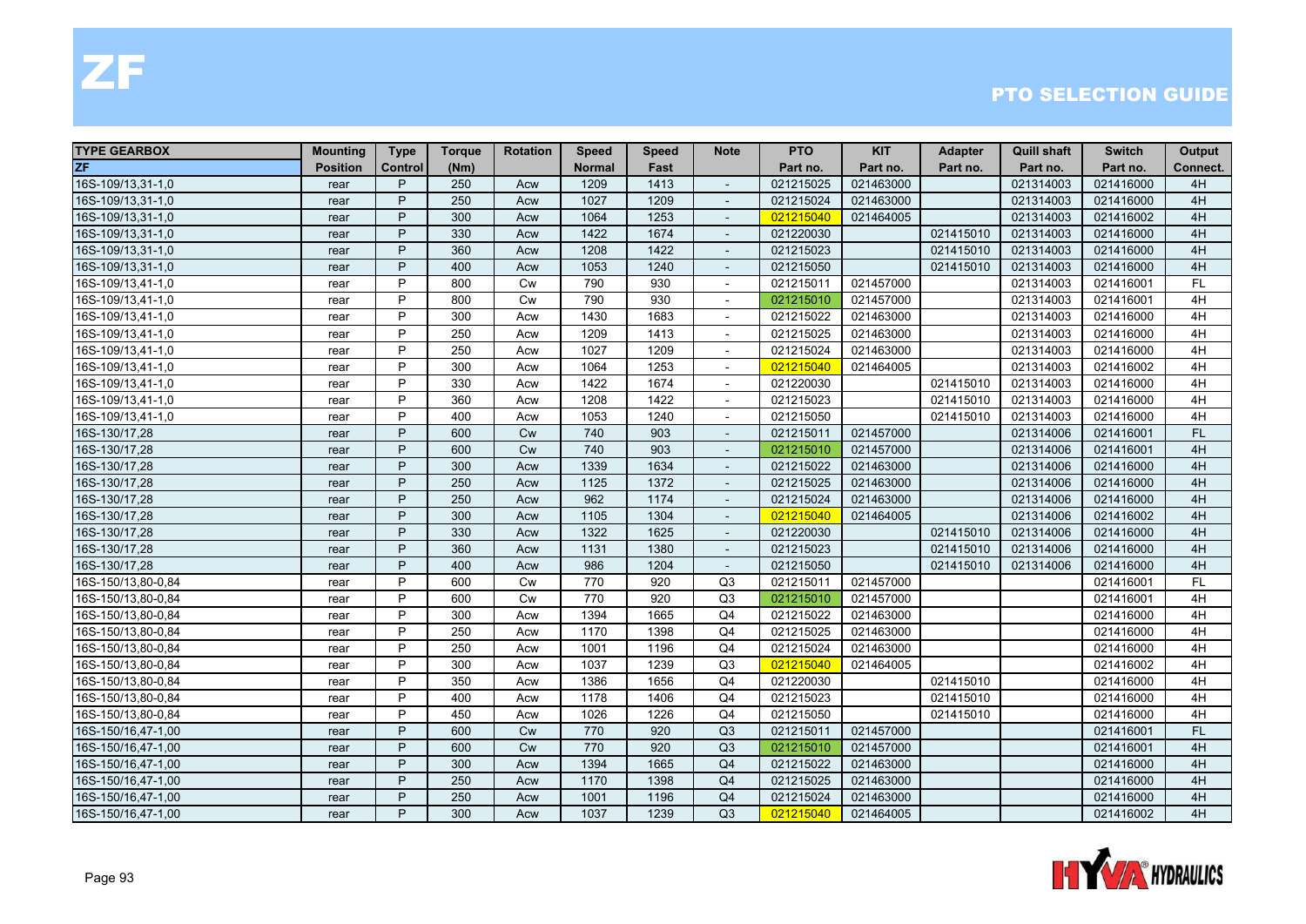# ZF

## PTO SELECTION GUIDE

| TYPE GEARBOX | Mounting | Type | Torque | Rotation | Speed | Speed | Note | PTO | KIT | Adapter | Quill shaft | Switch | Output |
|---|---|---|---|---|---|---|---|---|---|---|---|---|---|
| ZF | Position | Control | (Nm) | | Normal | Fast | | Part no. | Part no. | Part no. | Part no. | Part no. | Connect. |
| 16S-109/13,31-1,0 | rear | P | 250 | Acw | 1209 | 1413 | - | 021215025 | 021463000 | | 021314003 | 021416000 | 4H |
| 16S-109/13,31-1,0 | rear | P | 250 | Acw | 1027 | 1209 | - | 021215024 | 021463000 | | 021314003 | 021416000 | 4H |
| 16S-109/13,31-1,0 | rear | P | 300 | Acw | 1064 | 1253 | - | 021215040 | 021464005 | | 021314003 | 021416002 | 4H |
| 16S-109/13,31-1,0 | rear | P | 330 | Acw | 1422 | 1674 | - | 021220030 | | 021415010 | 021314003 | 021416000 | 4H |
| 16S-109/13,31-1,0 | rear | P | 360 | Acw | 1208 | 1422 | - | 021215023 | | 021415010 | 021314003 | 021416000 | 4H |
| 16S-109/13,31-1,0 | rear | P | 400 | Acw | 1053 | 1240 | - | 021215050 | | 021415010 | 021314003 | 021416000 | 4H |
| 16S-109/13,41-1,0 | rear | P | 800 | Cw | 790 | 930 | - | 021215011 | 021457000 | | 021314003 | 021416001 | FL |
| 16S-109/13,41-1,0 | rear | P | 800 | Cw | 790 | 930 | - | 021215010 | 021457000 | | 021314003 | 021416001 | 4H |
| 16S-109/13,41-1,0 | rear | P | 300 | Acw | 1430 | 1683 | - | 021215022 | 021463000 | | 021314003 | 021416000 | 4H |
| 16S-109/13,41-1,0 | rear | P | 250 | Acw | 1209 | 1413 | - | 021215025 | 021463000 | | 021314003 | 021416000 | 4H |
| 16S-109/13,41-1,0 | rear | P | 250 | Acw | 1027 | 1209 | - | 021215024 | 021463000 | | 021314003 | 021416000 | 4H |
| 16S-109/13,41-1,0 | rear | P | 300 | Acw | 1064 | 1253 | - | 021215040 | 021464005 | | 021314003 | 021416002 | 4H |
| 16S-109/13,41-1,0 | rear | P | 330 | Acw | 1422 | 1674 | - | 021220030 | | 021415010 | 021314003 | 021416000 | 4H |
| 16S-109/13,41-1,0 | rear | P | 360 | Acw | 1208 | 1422 | - | 021215023 | | 021415010 | 021314003 | 021416000 | 4H |
| 16S-109/13,41-1,0 | rear | P | 400 | Acw | 1053 | 1240 | - | 021215050 | | 021415010 | 021314003 | 021416000 | 4H |
| 16S-130/17,28 | rear | P | 600 | Cw | 740 | 903 | - | 021215011 | 021457000 | | 021314006 | 021416001 | FL |
| 16S-130/17,28 | rear | P | 600 | Cw | 740 | 903 | - | 021215010 | 021457000 | | 021314006 | 021416001 | 4H |
| 16S-130/17,28 | rear | P | 300 | Acw | 1339 | 1634 | - | 021215022 | 021463000 | | 021314006 | 021416000 | 4H |
| 16S-130/17,28 | rear | P | 250 | Acw | 1125 | 1372 | - | 021215025 | 021463000 | | 021314006 | 021416000 | 4H |
| 16S-130/17,28 | rear | P | 250 | Acw | 962 | 1174 | - | 021215024 | 021463000 | | 021314006 | 021416000 | 4H |
| 16S-130/17,28 | rear | P | 300 | Acw | 1105 | 1304 | - | 021215040 | 021464005 | | 021314006 | 021416002 | 4H |
| 16S-130/17,28 | rear | P | 330 | Acw | 1322 | 1625 | - | 021220030 | | 021415010 | 021314006 | 021416000 | 4H |
| 16S-130/17,28 | rear | P | 360 | Acw | 1131 | 1380 | - | 021215023 | | 021415010 | 021314006 | 021416000 | 4H |
| 16S-130/17,28 | rear | P | 400 | Acw | 986 | 1204 | - | 021215050 | | 021415010 | 021314006 | 021416000 | 4H |
| 16S-150/13,80-0,84 | rear | P | 600 | Cw | 770 | 920 | Q3 | 021215011 | 021457000 | | | 021416001 | FL |
| 16S-150/13,80-0,84 | rear | P | 600 | Cw | 770 | 920 | Q3 | 021215010 | 021457000 | | | 021416001 | 4H |
| 16S-150/13,80-0,84 | rear | P | 300 | Acw | 1394 | 1665 | Q4 | 021215022 | 021463000 | | | 021416000 | 4H |
| 16S-150/13,80-0,84 | rear | P | 250 | Acw | 1170 | 1398 | Q4 | 021215025 | 021463000 | | | 021416000 | 4H |
| 16S-150/13,80-0,84 | rear | P | 250 | Acw | 1001 | 1196 | Q4 | 021215024 | 021463000 | | | 021416000 | 4H |
| 16S-150/13,80-0,84 | rear | P | 300 | Acw | 1037 | 1239 | Q3 | 021215040 | 021464005 | | | 021416002 | 4H |
| 16S-150/13,80-0,84 | rear | P | 350 | Acw | 1386 | 1656 | Q4 | 021220030 | | 021415010 | | 021416000 | 4H |
| 16S-150/13,80-0,84 | rear | P | 400 | Acw | 1178 | 1406 | Q4 | 021215023 | | 021415010 | | 021416000 | 4H |
| 16S-150/13,80-0,84 | rear | P | 450 | Acw | 1026 | 1226 | Q4 | 021215050 | | 021415010 | | 021416000 | 4H |
| 16S-150/16,47-1,00 | rear | P | 600 | Cw | 770 | 920 | Q3 | 021215011 | 021457000 | | | 021416001 | FL |
| 16S-150/16,47-1,00 | rear | P | 600 | Cw | 770 | 920 | Q3 | 021215010 | 021457000 | | | 021416001 | 4H |
| 16S-150/16,47-1,00 | rear | P | 300 | Acw | 1394 | 1665 | Q4 | 021215022 | 021463000 | | | 021416000 | 4H |
| 16S-150/16,47-1,00 | rear | P | 250 | Acw | 1170 | 1398 | Q4 | 021215025 | 021463000 | | | 021416000 | 4H |
| 16S-150/16,47-1,00 | rear | P | 250 | Acw | 1001 | 1196 | Q4 | 021215024 | 021463000 | | | 021416000 | 4H |
| 16S-150/16,47-1,00 | rear | P | 300 | Acw | 1037 | 1239 | Q3 | 021215040 | 021464005 | | | 021416002 | 4H |

HYVA HYDRAULICS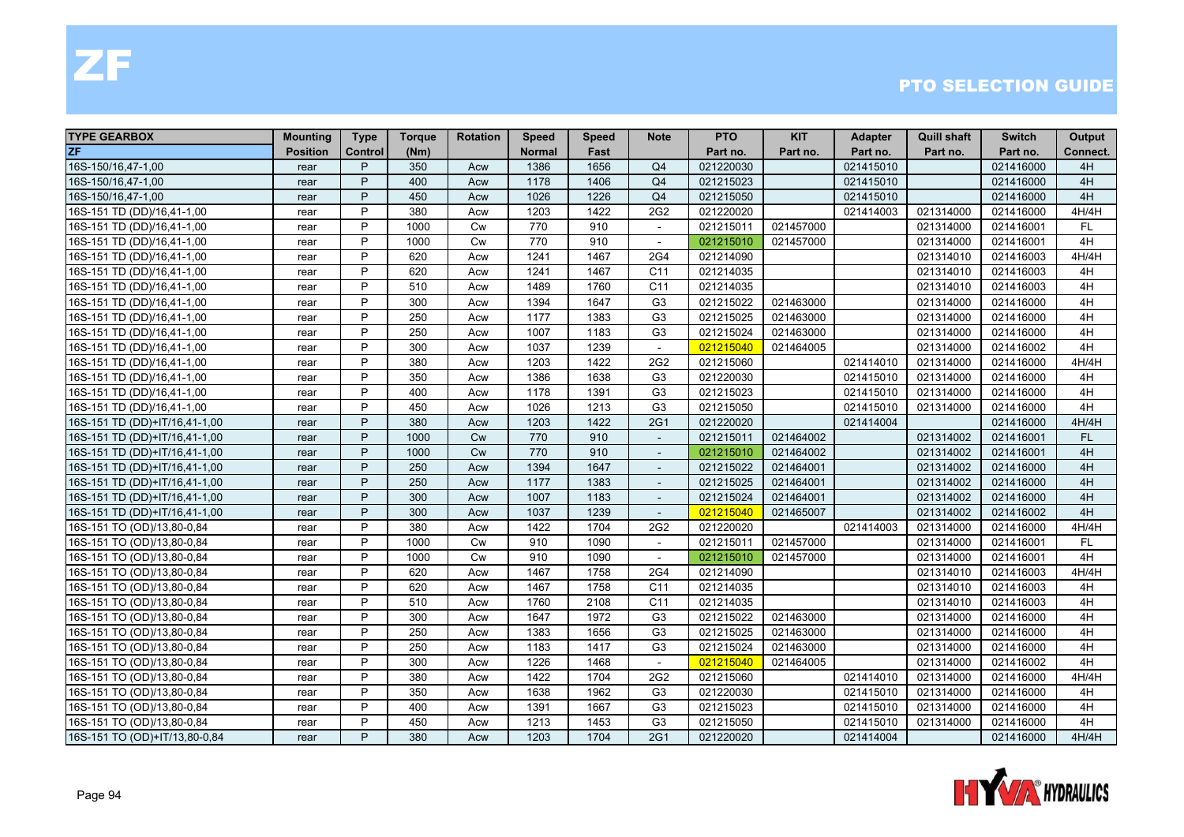# ZF

## PTO SELECTION GUIDE

| TYPE GEARBOX | Mounting | Type | Torque | Rotation | Speed | Speed | Note | PTO | KIT | Adapter | Quill shaft | Switch | Output |
|---|---|---|---|---|---|---|---|---|---|---|---|---|---|
| ZF | Position | Control | (Nm) | | Normal | Fast | | Part no. | Part no. | Part no. | Part no. | Part no. | Connect. |
| 16S-150/16,47-1,00 | rear | P | 350 | Acw | 1386 | 1656 | Q4 | 021220030 | | 021415010 | | 021416000 | 4H |
| 16S-150/16,47-1,00 | rear | P | 400 | Acw | 1178 | 1406 | Q4 | 021215023 | | 021415010 | | 021416000 | 4H |
| 16S-150/16,47-1,00 | rear | P | 450 | Acw | 1026 | 1226 | Q4 | 021215050 | | 021415010 | | 021416000 | 4H |
| 16S-151 TD (DD)/16,41-1,00 | rear | P | 380 | Acw | 1203 | 1422 | 2G2 | 021220020 | | 021414003 | 021314000 | 021416000 | 4H/4H |
| 16S-151 TD (DD)/16,41-1,00 | rear | P | 1000 | Cw | 770 | 910 | - | 021215011 | 021457000 | | 021314000 | 021416001 | FL |
| 16S-151 TD (DD)/16,41-1,00 | rear | P | 1000 | Cw | 770 | 910 | - | 021215010 | 021457000 | | 021314000 | 021416001 | 4H |
| 16S-151 TD (DD)/16,41-1,00 | rear | P | 620 | Acw | 1241 | 1467 | 2G4 | 021214090 | | | 021314010 | 021416003 | 4H/4H |
| 16S-151 TD (DD)/16,41-1,00 | rear | P | 620 | Acw | 1241 | 1467 | C11 | 021214035 | | | 021314010 | 021416003 | 4H |
| 16S-151 TD (DD)/16,41-1,00 | rear | P | 510 | Acw | 1489 | 1760 | C11 | 021214035 | | | 021314010 | 021416003 | 4H |
| 16S-151 TD (DD)/16,41-1,00 | rear | P | 300 | Acw | 1394 | 1647 | G3 | 021215022 | 021463000 | | 021314000 | 021416000 | 4H |
| 16S-151 TD (DD)/16,41-1,00 | rear | P | 250 | Acw | 1177 | 1383 | G3 | 021215025 | 021463000 | | 021314000 | 021416000 | 4H |
| 16S-151 TD (DD)/16,41-1,00 | rear | P | 250 | Acw | 1007 | 1183 | G3 | 021215024 | 021463000 | | 021314000 | 021416000 | 4H |
| 16S-151 TD (DD)/16,41-1,00 | rear | P | 300 | Acw | 1037 | 1239 | - | 021215040 | 021464005 | | 021314000 | 021416002 | 4H |
| 16S-151 TD (DD)/16,41-1,00 | rear | P | 380 | Acw | 1203 | 1422 | 2G2 | 021215060 | | 021414010 | 021314000 | 021416000 | 4H/4H |
| 16S-151 TD (DD)/16,41-1,00 | rear | P | 350 | Acw | 1386 | 1638 | G3 | 021220030 | | 021415010 | 021314000 | 021416000 | 4H |
| 16S-151 TD (DD)/16,41-1,00 | rear | P | 400 | Acw | 1178 | 1391 | G3 | 021215023 | | 021415010 | 021314000 | 021416000 | 4H |
| 16S-151 TD (DD)/16,41-1,00 | rear | P | 450 | Acw | 1026 | 1213 | G3 | 021215050 | | 021415010 | 021314000 | 021416000 | 4H |
| 16S-151 TD (DD)+IT/16,41-1,00 | rear | P | 380 | Acw | 1203 | 1422 | 2G1 | 021220020 | | 021414004 | | 021416000 | 4H/4H |
| 16S-151 TD (DD)+IT/16,41-1,00 | rear | P | 1000 | Cw | 770 | 910 | - | 021215011 | 021464002 | | 021314002 | 021416001 | FL |
| 16S-151 TD (DD)+IT/16,41-1,00 | rear | P | 1000 | Cw | 770 | 910 | - | 021215010 | 021464002 | | 021314002 | 021416001 | 4H |
| 16S-151 TD (DD)+IT/16,41-1,00 | rear | P | 250 | Acw | 1394 | 1647 | - | 021215022 | 021464001 | | 021314002 | 021416000 | 4H |
| 16S-151 TD (DD)+IT/16,41-1,00 | rear | P | 250 | Acw | 1177 | 1383 | - | 021215025 | 021464001 | | 021314002 | 021416000 | 4H |
| 16S-151 TD (DD)+IT/16,41-1,00 | rear | P | 300 | Acw | 1007 | 1183 | - | 021215024 | 021464001 | | 021314002 | 021416000 | 4H |
| 16S-151 TD (DD)+IT/16,41-1,00 | rear | P | 300 | Acw | 1037 | 1239 | - | 021215040 | 021465007 | | 021314002 | 021416002 | 4H |
| 16S-151 TO (OD)/13,80-0,84 | rear | P | 380 | Acw | 1422 | 1704 | 2G2 | 021220020 | | 021414003 | 021314000 | 021416000 | 4H/4H |
| 16S-151 TO (OD)/13,80-0,84 | rear | P | 1000 | Cw | 910 | 1090 | - | 021215011 | 021457000 | | 021314000 | 021416001 | FL |
| 16S-151 TO (OD)/13,80-0,84 | rear | P | 1000 | Cw | 910 | 1090 | - | 021215010 | 021457000 | | 021314000 | 021416001 | 4H |
| 16S-151 TO (OD)/13,80-0,84 | rear | P | 620 | Acw | 1467 | 1758 | 2G4 | 021214090 | | | 021314010 | 021416003 | 4H/4H |
| 16S-151 TO (OD)/13,80-0,84 | rear | P | 620 | Acw | 1467 | 1758 | C11 | 021214035 | | | 021314010 | 021416003 | 4H |
| 16S-151 TO (OD)/13,80-0,84 | rear | P | 510 | Acw | 1760 | 2108 | C11 | 021214035 | | | 021314010 | 021416003 | 4H |
| 16S-151 TO (OD)/13,80-0,84 | rear | P | 300 | Acw | 1647 | 1972 | G3 | 021215022 | 021463000 | | 021314000 | 021416000 | 4H |
| 16S-151 TO (OD)/13,80-0,84 | rear | P | 250 | Acw | 1383 | 1656 | G3 | 021215025 | 021463000 | | 021314000 | 021416000 | 4H |
| 16S-151 TO (OD)/13,80-0,84 | rear | P | 250 | Acw | 1183 | 1417 | G3 | 021215024 | 021463000 | | 021314000 | 021416000 | 4H |
| 16S-151 TO (OD)/13,80-0,84 | rear | P | 300 | Acw | 1226 | 1468 | - | 021215040 | 021464005 | | 021314000 | 021416002 | 4H |
| 16S-151 TO (OD)/13,80-0,84 | rear | P | 380 | Acw | 1422 | 1704 | 2G2 | 021215060 | | 021414010 | 021314000 | 021416000 | 4H/4H |
| 16S-151 TO (OD)/13,80-0,84 | rear | P | 350 | Acw | 1638 | 1962 | G3 | 021220030 | | 021415010 | 021314000 | 021416000 | 4H |
| 16S-151 TO (OD)/13,80-0,84 | rear | P | 400 | Acw | 1391 | 1667 | G3 | 021215023 | | 021415010 | 021314000 | 021416000 | 4H |
| 16S-151 TO (OD)/13,80-0,84 | rear | P | 450 | Acw | 1213 | 1453 | G3 | 021215050 | | 021415010 | 021314000 | 021416000 | 4H |
| 16S-151 TO (OD)+IT/13,80-0,84 | rear | P | 380 | Acw | 1203 | 1704 | 2G1 | 021220020 | | 021414004 | | 021416000 | 4H/4H |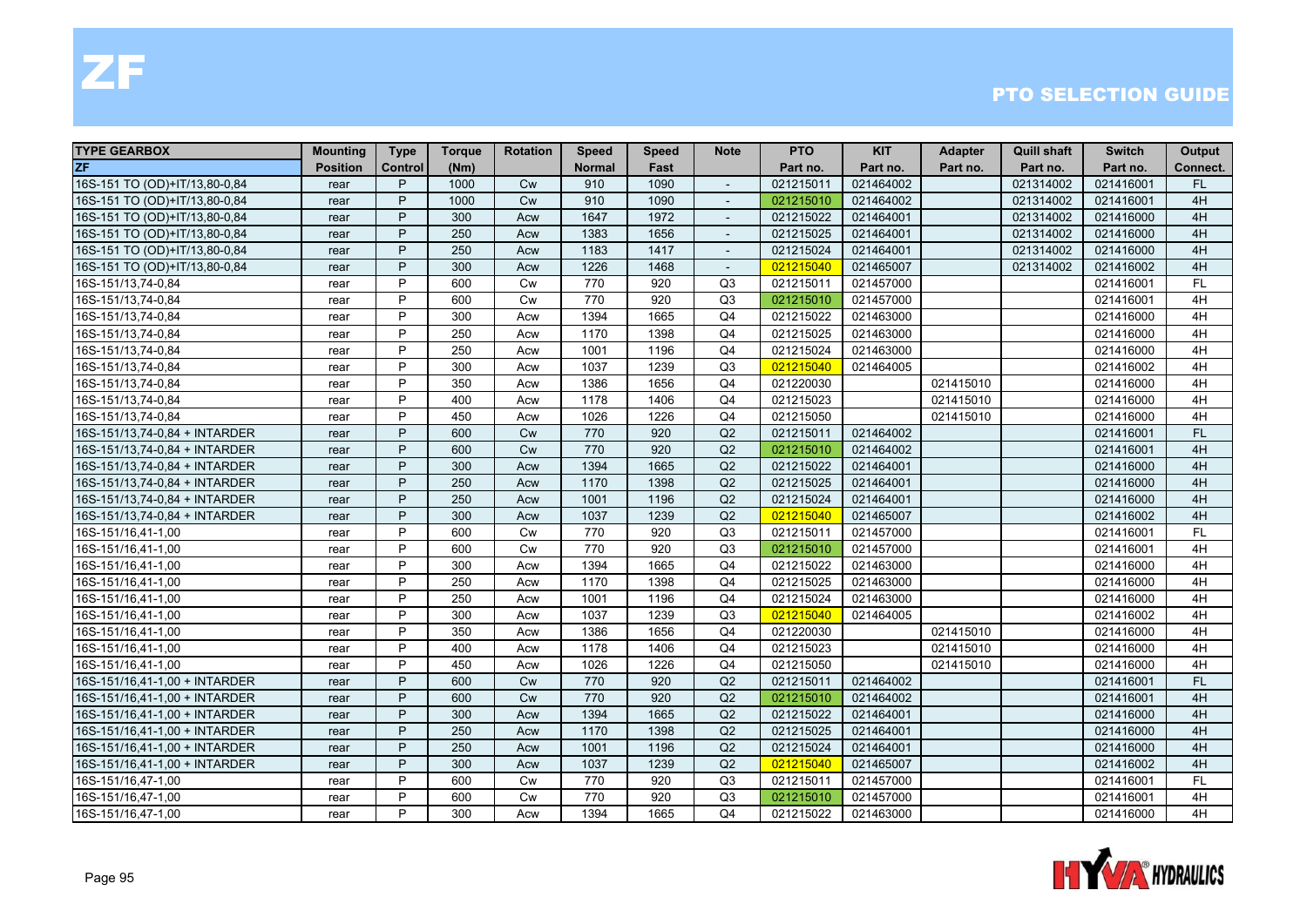# ZF

## PTO SELECTION GUIDE

| TYPE GEARBOX | Mounting | Type | Torque | Rotation | Speed | Speed | Note | PTO | KIT | Adapter | Quill shaft | Switch | Output |
|---|---|---|---|---|---|---|---|---|---|---|---|---|---|
| ZF | Position | Control | (Nm) | | Normal | Fast | | Part no. | Part no. | Part no. | Part no. | Part no. | Connect. |
| 16S-151 TO (OD)+IT/13,80-0,84 | rear | P | 1000 | Cw | 910 | 1090 | - | 021215011 | 021464002 | | 021314002 | 021416001 | FL |
| 16S-151 TO (OD)+IT/13,80-0,84 | rear | P | 1000 | Cw | 910 | 1090 | - | 021215010 | 021464002 | | 021314002 | 021416001 | 4H |
| 16S-151 TO (OD)+IT/13,80-0,84 | rear | P | 300 | Acw | 1647 | 1972 | - | 021215022 | 021464001 | | 021314002 | 021416000 | 4H |
| 16S-151 TO (OD)+IT/13,80-0,84 | rear | P | 250 | Acw | 1383 | 1656 | - | 021215025 | 021464001 | | 021314002 | 021416000 | 4H |
| 16S-151 TO (OD)+IT/13,80-0,84 | rear | P | 250 | Acw | 1183 | 1417 | - | 021215024 | 021464001 | | 021314002 | 021416000 | 4H |
| 16S-151 TO (OD)+IT/13,80-0,84 | rear | P | 300 | Acw | 1226 | 1468 | - | 021215040 | 021465007 | | 021314002 | 021416002 | 4H |
| 16S-151/13,74-0,84 | rear | P | 600 | Cw | 770 | 920 | Q3 | 021215011 | 021457000 | | | 021416001 | FL |
| 16S-151/13,74-0,84 | rear | P | 600 | Cw | 770 | 920 | Q3 | 021215010 | 021457000 | | | 021416001 | 4H |
| 16S-151/13,74-0,84 | rear | P | 300 | Acw | 1394 | 1665 | Q4 | 021215022 | 021463000 | | | 021416000 | 4H |
| 16S-151/13,74-0,84 | rear | P | 250 | Acw | 1170 | 1398 | Q4 | 021215025 | 021463000 | | | 021416000 | 4H |
| 16S-151/13,74-0,84 | rear | P | 250 | Acw | 1001 | 1196 | Q4 | 021215024 | 021463000 | | | 021416000 | 4H |
| 16S-151/13,74-0,84 | rear | P | 300 | Acw | 1037 | 1239 | Q3 | 021215040 | 021464005 | | | 021416002 | 4H |
| 16S-151/13,74-0,84 | rear | P | 350 | Acw | 1386 | 1656 | Q4 | 021220030 | | 021415010 | | 021416000 | 4H |
| 16S-151/13,74-0,84 | rear | P | 400 | Acw | 1178 | 1406 | Q4 | 021215023 | | 021415010 | | 021416000 | 4H |
| 16S-151/13,74-0,84 | rear | P | 450 | Acw | 1026 | 1226 | Q4 | 021215050 | | 021415010 | | 021416000 | 4H |
| 16S-151/13,74-0,84 + INTARDER | rear | P | 600 | Cw | 770 | 920 | Q2 | 021215011 | 021464002 | | | 021416001 | FL |
| 16S-151/13,74-0,84 + INTARDER | rear | P | 600 | Cw | 770 | 920 | Q2 | 021215010 | 021464002 | | | 021416001 | 4H |
| 16S-151/13,74-0,84 + INTARDER | rear | P | 300 | Acw | 1394 | 1665 | Q2 | 021215022 | 021464001 | | | 021416000 | 4H |
| 16S-151/13,74-0,84 + INTARDER | rear | P | 250 | Acw | 1170 | 1398 | Q2 | 021215025 | 021464001 | | | 021416000 | 4H |
| 16S-151/13,74-0,84 + INTARDER | rear | P | 250 | Acw | 1001 | 1196 | Q2 | 021215024 | 021464001 | | | 021416000 | 4H |
| 16S-151/13,74-0,84 + INTARDER | rear | P | 300 | Acw | 1037 | 1239 | Q2 | 021215040 | 021465007 | | | 021416002 | 4H |
| 16S-151/16,41-1,00 | rear | P | 600 | Cw | 770 | 920 | Q3 | 021215011 | 021457000 | | | 021416001 | FL |
| 16S-151/16,41-1,00 | rear | P | 600 | Cw | 770 | 920 | Q3 | 021215010 | 021457000 | | | 021416001 | 4H |
| 16S-151/16,41-1,00 | rear | P | 300 | Acw | 1394 | 1665 | Q4 | 021215022 | 021463000 | | | 021416000 | 4H |
| 16S-151/16,41-1,00 | rear | P | 250 | Acw | 1170 | 1398 | Q4 | 021215025 | 021463000 | | | 021416000 | 4H |
| 16S-151/16,41-1,00 | rear | P | 250 | Acw | 1001 | 1196 | Q4 | 021215024 | 021463000 | | | 021416000 | 4H |
| 16S-151/16,41-1,00 | rear | P | 300 | Acw | 1037 | 1239 | Q3 | 021215040 | 021464005 | | | 021416002 | 4H |
| 16S-151/16,41-1,00 | rear | P | 350 | Acw | 1386 | 1656 | Q4 | 021220030 | | 021415010 | | 021416000 | 4H |
| 16S-151/16,41-1,00 | rear | P | 400 | Acw | 1178 | 1406 | Q4 | 021215023 | | 021415010 | | 021416000 | 4H |
| 16S-151/16,41-1,00 | rear | P | 450 | Acw | 1026 | 1226 | Q4 | 021215050 | | 021415010 | | 021416000 | 4H |
| 16S-151/16,41-1,00 + INTARDER | rear | P | 600 | Cw | 770 | 920 | Q2 | 021215011 | 021464002 | | | 021416001 | FL |
| 16S-151/16,41-1,00 + INTARDER | rear | P | 600 | Cw | 770 | 920 | Q2 | 021215010 | 021464002 | | | 021416001 | 4H |
| 16S-151/16,41-1,00 + INTARDER | rear | P | 300 | Acw | 1394 | 1665 | Q2 | 021215022 | 021464001 | | | 021416000 | 4H |
| 16S-151/16,41-1,00 + INTARDER | rear | P | 250 | Acw | 1170 | 1398 | Q2 | 021215025 | 021464001 | | | 021416000 | 4H |
| 16S-151/16,41-1,00 + INTARDER | rear | P | 250 | Acw | 1001 | 1196 | Q2 | 021215024 | 021464001 | | | 021416000 | 4H |
| 16S-151/16,41-1,00 + INTARDER | rear | P | 300 | Acw | 1037 | 1239 | Q2 | 021215040 | 021465007 | | | 021416002 | 4H |
| 16S-151/16,47-1,00 | rear | P | 600 | Cw | 770 | 920 | Q3 | 021215011 | 021457000 | | | 021416001 | FL |
| 16S-151/16,47-1,00 | rear | P | 600 | Cw | 770 | 920 | Q3 | 021215010 | 021457000 | | | 021416001 | 4H |
| 16S-151/16,47-1,00 | rear | P | 300 | Acw | 1394 | 1665 | Q4 | 021215022 | 021463000 | | | 021416000 | 4H |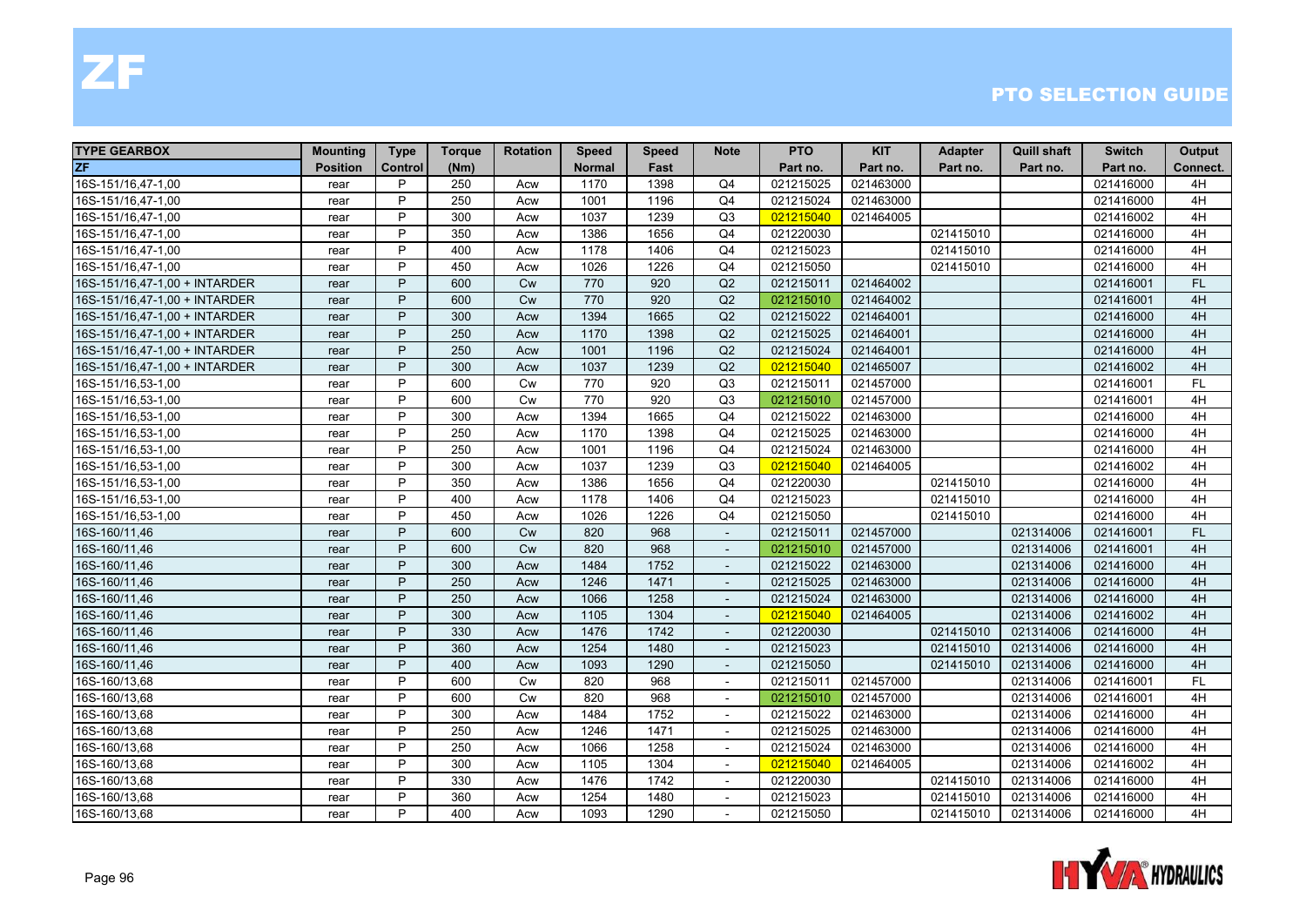# ZF

## PTO SELECTION GUIDE

| TYPE GEARBOX | Mounting | Type | Torque | Rotation | Speed | Speed | Note | PTO | KIT | Adapter | Quill shaft | Switch | Output |
|---|---|---|---|---|---|---|---|---|---|---|---|---|---|
| ZF | Position | Control | (Nm) | | Normal | Fast | | Part no. | Part no. | Part no. | Part no. | Part no. | Connect. |
| 16S-151/16,47-1,00 | rear | P | 250 | Acw | 1170 | 1398 | Q4 | 021215025 | 021463000 | | | 021416000 | 4H |
| 16S-151/16,47-1,00 | rear | P | 250 | Acw | 1001 | 1196 | Q4 | 021215024 | 021463000 | | | 021416000 | 4H |
| 16S-151/16,47-1,00 | rear | P | 300 | Acw | 1037 | 1239 | Q3 | 021215040 | 021464005 | | | 021416002 | 4H |
| 16S-151/16,47-1,00 | rear | P | 350 | Acw | 1386 | 1656 | Q4 | 021220030 | | 021415010 | | 021416000 | 4H |
| 16S-151/16,47-1,00 | rear | P | 400 | Acw | 1178 | 1406 | Q4 | 021215023 | | 021415010 | | 021416000 | 4H |
| 16S-151/16,47-1,00 | rear | P | 450 | Acw | 1026 | 1226 | Q4 | 021215050 | | 021415010 | | 021416000 | 4H |
| 16S-151/16,47-1,00 + INTARDER | rear | P | 600 | Cw | 770 | 920 | Q2 | 021215011 | 021464002 | | | 021416001 | FL |
| 16S-151/16,47-1,00 + INTARDER | rear | P | 600 | Cw | 770 | 920 | Q2 | 021215010 | 021464002 | | | 021416001 | 4H |
| 16S-151/16,47-1,00 + INTARDER | rear | P | 300 | Acw | 1394 | 1665 | Q2 | 021215022 | 021464001 | | | 021416000 | 4H |
| 16S-151/16,47-1,00 + INTARDER | rear | P | 250 | Acw | 1170 | 1398 | Q2 | 021215025 | 021464001 | | | 021416000 | 4H |
| 16S-151/16,47-1,00 + INTARDER | rear | P | 250 | Acw | 1001 | 1196 | Q2 | 021215024 | 021464001 | | | 021416000 | 4H |
| 16S-151/16,47-1,00 + INTARDER | rear | P | 300 | Acw | 1037 | 1239 | Q2 | 021215040 | 021465007 | | | 021416002 | 4H |
| 16S-151/16,53-1,00 | rear | P | 600 | Cw | 770 | 920 | Q3 | 021215011 | 021457000 | | | 021416001 | FL |
| 16S-151/16,53-1,00 | rear | P | 600 | Cw | 770 | 920 | Q3 | 021215010 | 021457000 | | | 021416001 | 4H |
| 16S-151/16,53-1,00 | rear | P | 300 | Acw | 1394 | 1665 | Q4 | 021215022 | 021463000 | | | 021416000 | 4H |
| 16S-151/16,53-1,00 | rear | P | 250 | Acw | 1170 | 1398 | Q4 | 021215025 | 021463000 | | | 021416000 | 4H |
| 16S-151/16,53-1,00 | rear | P | 250 | Acw | 1001 | 1196 | Q4 | 021215024 | 021463000 | | | 021416000 | 4H |
| 16S-151/16,53-1,00 | rear | P | 300 | Acw | 1037 | 1239 | Q3 | 021215040 | 021464005 | | | 021416002 | 4H |
| 16S-151/16,53-1,00 | rear | P | 350 | Acw | 1386 | 1656 | Q4 | 021220030 | | 021415010 | | 021416000 | 4H |
| 16S-151/16,53-1,00 | rear | P | 400 | Acw | 1178 | 1406 | Q4 | 021215023 | | 021415010 | | 021416000 | 4H |
| 16S-151/16,53-1,00 | rear | P | 450 | Acw | 1026 | 1226 | Q4 | 021215050 | | 021415010 | | 021416000 | 4H |
| 16S-160/11,46 | rear | P | 600 | Cw | 820 | 968 | - | 021215011 | 021457000 | | 021314006 | 021416001 | FL |
| 16S-160/11,46 | rear | P | 600 | Cw | 820 | 968 | - | 021215010 | 021457000 | | 021314006 | 021416001 | 4H |
| 16S-160/11,46 | rear | P | 300 | Acw | 1484 | 1752 | - | 021215022 | 021463000 | | 021314006 | 021416000 | 4H |
| 16S-160/11,46 | rear | P | 250 | Acw | 1246 | 1471 | - | 021215025 | 021463000 | | 021314006 | 021416000 | 4H |
| 16S-160/11,46 | rear | P | 250 | Acw | 1066 | 1258 | - | 021215024 | 021463000 | | 021314006 | 021416000 | 4H |
| 16S-160/11,46 | rear | P | 300 | Acw | 1105 | 1304 | - | 021215040 | 021464005 | | 021314006 | 021416002 | 4H |
| 16S-160/11,46 | rear | P | 330 | Acw | 1476 | 1742 | - | 021220030 | | 021415010 | 021314006 | 021416000 | 4H |
| 16S-160/11,46 | rear | P | 360 | Acw | 1254 | 1480 | - | 021215023 | | 021415010 | 021314006 | 021416000 | 4H |
| 16S-160/11,46 | rear | P | 400 | Acw | 1093 | 1290 | - | 021215050 | | 021415010 | 021314006 | 021416000 | 4H |
| 16S-160/13,68 | rear | P | 600 | Cw | 820 | 968 | - | 021215011 | 021457000 | | 021314006 | 021416001 | FL |
| 16S-160/13,68 | rear | P | 600 | Cw | 820 | 968 | - | 021215010 | 021457000 | | 021314006 | 021416001 | 4H |
| 16S-160/13,68 | rear | P | 300 | Acw | 1484 | 1752 | - | 021215022 | 021463000 | | 021314006 | 021416000 | 4H |
| 16S-160/13,68 | rear | P | 250 | Acw | 1246 | 1471 | - | 021215025 | 021463000 | | 021314006 | 021416000 | 4H |
| 16S-160/13,68 | rear | P | 250 | Acw | 1066 | 1258 | - | 021215024 | 021463000 | | 021314006 | 021416000 | 4H |
| 16S-160/13,68 | rear | P | 300 | Acw | 1105 | 1304 | - | 021215040 | 021464005 | | 021314006 | 021416002 | 4H |
| 16S-160/13,68 | rear | P | 330 | Acw | 1476 | 1742 | - | 021220030 | | 021415010 | 021314006 | 021416000 | 4H |
| 16S-160/13,68 | rear | P | 360 | Acw | 1254 | 1480 | - | 021215023 | | 021415010 | 021314006 | 021416000 | 4H |
| 16S-160/13,68 | rear | P | 400 | Acw | 1093 | 1290 | - | 021215050 | | 021415010 | 021314006 | 021416000 | 4H |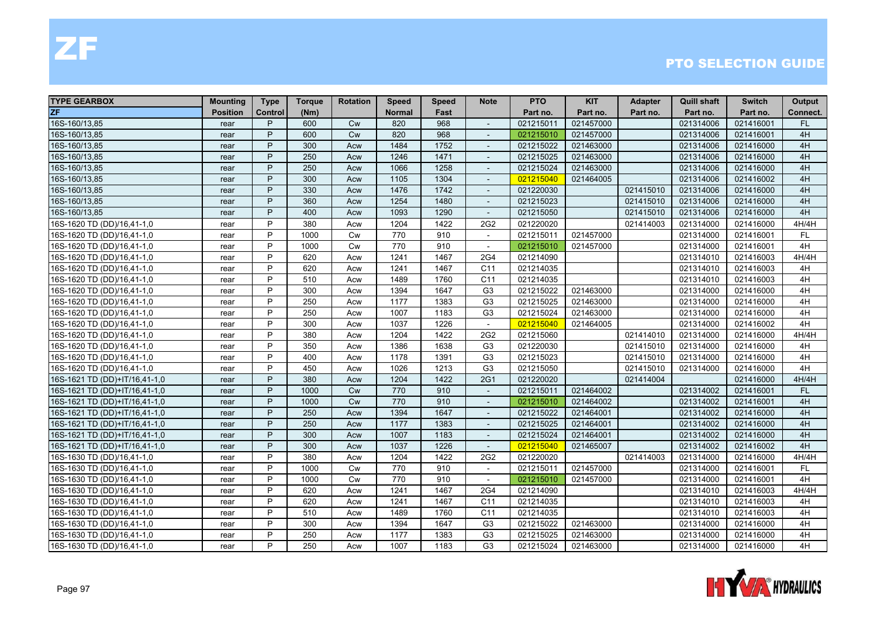# ZF

## PTO SELECTION GUIDE

| TYPE GEARBOX | Mounting | Type | Torque | Rotation | Speed | Speed | Note | PTO | KIT | Adapter | Quill shaft | Switch | Output |
|---|---|---|---|---|---|---|---|---|---|---|---|---|---|
| ZF | Position | Control | (Nm) | | Normal | Fast | | Part no. | Part no. | Part no. | Part no. | Part no. | Connect. |
| 16S-160/13,85 | rear | P | 600 | Cw | 820 | 968 | - | 021215011 | 021457000 | | 021314006 | 021416001 | FL |
| 16S-160/13,85 | rear | P | 600 | Cw | 820 | 968 | - | 021215010 | 021457000 | | 021314006 | 021416001 | 4H |
| 16S-160/13,85 | rear | P | 300 | Acw | 1484 | 1752 | - | 021215022 | 021463000 | | 021314006 | 021416000 | 4H |
| 16S-160/13,85 | rear | P | 250 | Acw | 1246 | 1471 | - | 021215025 | 021463000 | | 021314006 | 021416000 | 4H |
| 16S-160/13,85 | rear | P | 250 | Acw | 1066 | 1258 | - | 021215024 | 021463000 | | 021314006 | 021416000 | 4H |
| 16S-160/13,85 | rear | P | 300 | Acw | 1105 | 1304 | - | 021215040 | 021464005 | | 021314006 | 021416002 | 4H |
| 16S-160/13,85 | rear | P | 330 | Acw | 1476 | 1742 | - | 021220030 | | 021415010 | 021314006 | 021416000 | 4H |
| 16S-160/13,85 | rear | P | 360 | Acw | 1254 | 1480 | - | 021215023 | | 021415010 | 021314006 | 021416000 | 4H |
| 16S-160/13,85 | rear | P | 400 | Acw | 1093 | 1290 | - | 021215050 | | 021415010 | 021314006 | 021416000 | 4H |
| 16S-1620 TD (DD)/16,41-1,0 | rear | P | 380 | Acw | 1204 | 1422 | 2G2 | 021220020 | | 021414003 | 021314000 | 021416000 | 4H/4H |
| 16S-1620 TD (DD)/16,41-1,0 | rear | P | 1000 | Cw | 770 | 910 | - | 021215011 | 021457000 | | 021314000 | 021416001 | FL |
| 16S-1620 TD (DD)/16,41-1,0 | rear | P | 1000 | Cw | 770 | 910 | - | 021215010 | 021457000 | | 021314000 | 021416001 | 4H |
| 16S-1620 TD (DD)/16,41-1,0 | rear | P | 620 | Acw | 1241 | 1467 | 2G4 | 021214090 | | | 021314010 | 021416003 | 4H/4H |
| 16S-1620 TD (DD)/16,41-1,0 | rear | P | 620 | Acw | 1241 | 1467 | C11 | 021214035 | | | 021314010 | 021416003 | 4H |
| 16S-1620 TD (DD)/16,41-1,0 | rear | P | 510 | Acw | 1489 | 1760 | C11 | 021214035 | | | 021314010 | 021416003 | 4H |
| 16S-1620 TD (DD)/16,41-1,0 | rear | P | 300 | Acw | 1394 | 1647 | G3 | 021215022 | 021463000 | | 021314000 | 021416000 | 4H |
| 16S-1620 TD (DD)/16,41-1,0 | rear | P | 250 | Acw | 1177 | 1383 | G3 | 021215025 | 021463000 | | 021314000 | 021416000 | 4H |
| 16S-1620 TD (DD)/16,41-1,0 | rear | P | 250 | Acw | 1007 | 1183 | G3 | 021215024 | 021463000 | | 021314000 | 021416000 | 4H |
| 16S-1620 TD (DD)/16,41-1,0 | rear | P | 300 | Acw | 1037 | 1226 | - | 021215040 | 021464005 | | 021314000 | 021416002 | 4H |
| 16S-1620 TD (DD)/16,41-1,0 | rear | P | 380 | Acw | 1204 | 1422 | 2G2 | 021215060 | | 021414010 | 021314000 | 021416000 | 4H/4H |
| 16S-1620 TD (DD)/16,41-1,0 | rear | P | 350 | Acw | 1386 | 1638 | G3 | 021220030 | | 021415010 | 021314000 | 021416000 | 4H |
| 16S-1620 TD (DD)/16,41-1,0 | rear | P | 400 | Acw | 1178 | 1391 | G3 | 021215023 | | 021415010 | 021314000 | 021416000 | 4H |
| 16S-1620 TD (DD)/16,41-1,0 | rear | P | 450 | Acw | 1026 | 1213 | G3 | 021215050 | | 021415010 | 021314000 | 021416000 | 4H |
| 16S-1621 TD (DD)+IT/16,41-1,0 | rear | P | 380 | Acw | 1204 | 1422 | 2G1 | 021220020 | | 021414004 | | 021416000 | 4H/4H |
| 16S-1621 TD (DD)+IT/16,41-1,0 | rear | P | 1000 | Cw | 770 | 910 | - | 021215011 | 021464002 | | 021314002 | 021416001 | FL |
| 16S-1621 TD (DD)+IT/16,41-1,0 | rear | P | 1000 | Cw | 770 | 910 | - | 021215010 | 021464002 | | 021314002 | 021416001 | 4H |
| 16S-1621 TD (DD)+IT/16,41-1,0 | rear | P | 250 | Acw | 1394 | 1647 | - | 021215022 | 021464001 | | 021314002 | 021416000 | 4H |
| 16S-1621 TD (DD)+IT/16,41-1,0 | rear | P | 250 | Acw | 1177 | 1383 | - | 021215025 | 021464001 | | 021314002 | 021416000 | 4H |
| 16S-1621 TD (DD)+IT/16,41-1,0 | rear | P | 300 | Acw | 1007 | 1183 | - | 021215024 | 021464001 | | 021314002 | 021416000 | 4H |
| 16S-1621 TD (DD)+IT/16,41-1,0 | rear | P | 300 | Acw | 1037 | 1226 | - | 021215040 | 021465007 | | 021314002 | 021416002 | 4H |
| 16S-1630 TD (DD)/16,41-1,0 | rear | P | 380 | Acw | 1204 | 1422 | 2G2 | 021220020 | | 021414003 | 021314000 | 021416000 | 4H/4H |
| 16S-1630 TD (DD)/16,41-1,0 | rear | P | 1000 | Cw | 770 | 910 | - | 021215011 | 021457000 | | 021314000 | 021416001 | FL |
| 16S-1630 TD (DD)/16,41-1,0 | rear | P | 1000 | Cw | 770 | 910 | - | 021215010 | 021457000 | | 021314000 | 021416001 | 4H |
| 16S-1630 TD (DD)/16,41-1,0 | rear | P | 620 | Acw | 1241 | 1467 | 2G4 | 021214090 | | | 021314010 | 021416003 | 4H/4H |
| 16S-1630 TD (DD)/16,41-1,0 | rear | P | 620 | Acw | 1241 | 1467 | C11 | 021214035 | | | 021314010 | 021416003 | 4H |
| 16S-1630 TD (DD)/16,41-1,0 | rear | P | 510 | Acw | 1489 | 1760 | C11 | 021214035 | | | 021314010 | 021416003 | 4H |
| 16S-1630 TD (DD)/16,41-1,0 | rear | P | 300 | Acw | 1394 | 1647 | G3 | 021215022 | 021463000 | | 021314000 | 021416000 | 4H |
| 16S-1630 TD (DD)/16,41-1,0 | rear | P | 250 | Acw | 1177 | 1383 | G3 | 021215025 | 021463000 | | 021314000 | 021416000 | 4H |
| 16S-1630 TD (DD)/16,41-1,0 | rear | P | 250 | Acw | 1007 | 1183 | G3 | 021215024 | 021463000 | | 021314000 | 021416000 | 4H |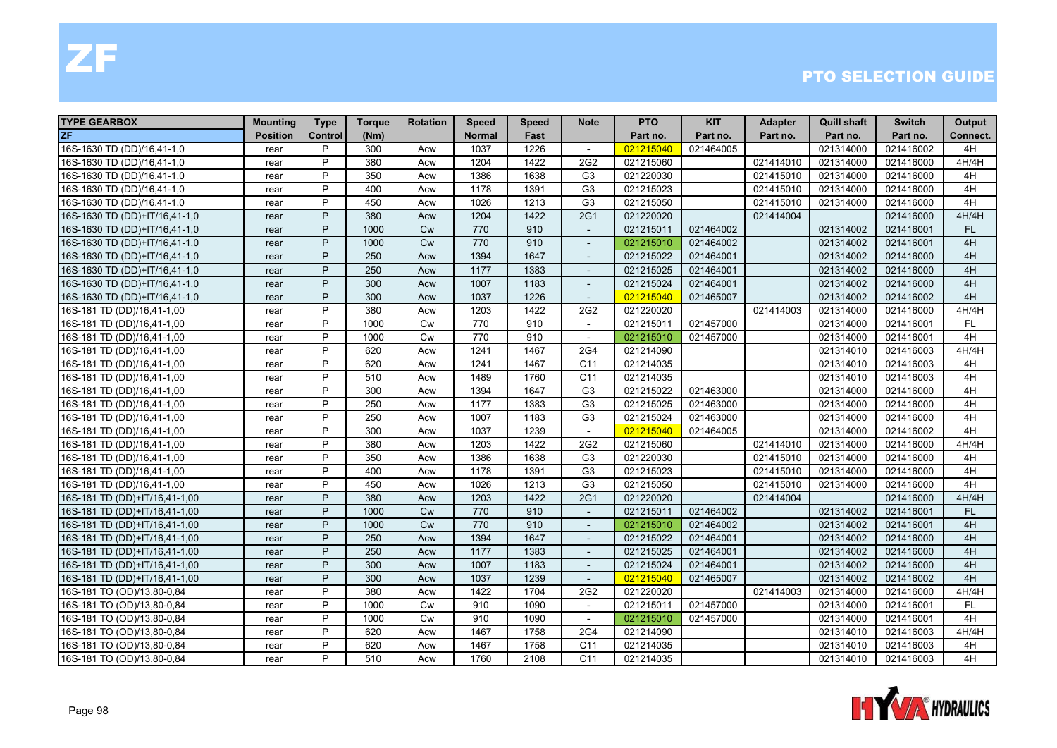# ZF

## PTO SELECTION GUIDE

| TYPE GEARBOX | Mounting | Type | Torque | Rotation | Speed | Speed | Note | PTO | KIT | Adapter | Quill shaft | Switch | Output |
|---|---|---|---|---|---|---|---|---|---|---|---|---|---|
| ZF | Position | Control | (Nm) | | Normal | Fast | | Part no. | Part no. | Part no. | Part no. | Part no. | Connect. |
| 16S-1630 TD (DD)/16,41-1,0 | rear | P | 300 | Acw | 1037 | 1226 | - | 021215040 | 021464005 | | 021314000 | 021416002 | 4H |
| 16S-1630 TD (DD)/16,41-1,0 | rear | P | 380 | Acw | 1204 | 1422 | 2G2 | 021215060 | | 021414010 | 021314000 | 021416000 | 4H/4H |
| 16S-1630 TD (DD)/16,41-1,0 | rear | P | 350 | Acw | 1386 | 1638 | G3 | 021220030 | | 021415010 | 021314000 | 021416000 | 4H |
| 16S-1630 TD (DD)/16,41-1,0 | rear | P | 400 | Acw | 1178 | 1391 | G3 | 021215023 | | 021415010 | 021314000 | 021416000 | 4H |
| 16S-1630 TD (DD)/16,41-1,0 | rear | P | 450 | Acw | 1026 | 1213 | G3 | 021215050 | | 021415010 | 021314000 | 021416000 | 4H |
| 16S-1630 TD (DD)+IT/16,41-1,0 | rear | P | 380 | Acw | 1204 | 1422 | 2G1 | 021220020 | | 021414004 | | 021416000 | 4H/4H |
| 16S-1630 TD (DD)+IT/16,41-1,0 | rear | P | 1000 | Cw | 770 | 910 | - | 021215011 | 021464002 | | 021314002 | 021416001 | FL |
| 16S-1630 TD (DD)+IT/16,41-1,0 | rear | P | 1000 | Cw | 770 | 910 | - | 021215010 | 021464002 | | 021314002 | 021416001 | 4H |
| 16S-1630 TD (DD)+IT/16,41-1,0 | rear | P | 250 | Acw | 1394 | 1647 | - | 021215022 | 021464001 | | 021314002 | 021416000 | 4H |
| 16S-1630 TD (DD)+IT/16,41-1,0 | rear | P | 250 | Acw | 1177 | 1383 | - | 021215025 | 021464001 | | 021314002 | 021416000 | 4H |
| 16S-1630 TD (DD)+IT/16,41-1,0 | rear | P | 300 | Acw | 1007 | 1183 | - | 021215024 | 021464001 | | 021314002 | 021416000 | 4H |
| 16S-1630 TD (DD)+IT/16,41-1,0 | rear | P | 300 | Acw | 1037 | 1226 | - | 021215040 | 021465007 | | 021314002 | 021416002 | 4H |
| 16S-181 TD (DD)/16,41-1,00 | rear | P | 380 | Acw | 1203 | 1422 | 2G2 | 021220020 | | 021414003 | 021314000 | 021416000 | 4H/4H |
| 16S-181 TD (DD)/16,41-1,00 | rear | P | 1000 | Cw | 770 | 910 | - | 021215011 | 021457000 | | 021314000 | 021416001 | FL |
| 16S-181 TD (DD)/16,41-1,00 | rear | P | 1000 | Cw | 770 | 910 | - | 021215010 | 021457000 | | 021314000 | 021416001 | 4H |
| 16S-181 TD (DD)/16,41-1,00 | rear | P | 620 | Acw | 1241 | 1467 | 2G4 | 021214090 | | | 021314010 | 021416003 | 4H/4H |
| 16S-181 TD (DD)/16,41-1,00 | rear | P | 620 | Acw | 1241 | 1467 | C11 | 021214035 | | | 021314010 | 021416003 | 4H |
| 16S-181 TD (DD)/16,41-1,00 | rear | P | 510 | Acw | 1489 | 1760 | C11 | 021214035 | | | 021314010 | 021416003 | 4H |
| 16S-181 TD (DD)/16,41-1,00 | rear | P | 300 | Acw | 1394 | 1647 | G3 | 021215022 | 021463000 | | 021314000 | 021416000 | 4H |
| 16S-181 TD (DD)/16,41-1,00 | rear | P | 250 | Acw | 1177 | 1383 | G3 | 021215025 | 021463000 | | 021314000 | 021416000 | 4H |
| 16S-181 TD (DD)/16,41-1,00 | rear | P | 250 | Acw | 1007 | 1183 | G3 | 021215024 | 021463000 | | 021314000 | 021416000 | 4H |
| 16S-181 TD (DD)/16,41-1,00 | rear | P | 300 | Acw | 1037 | 1239 | - | 021215040 | 021464005 | | 021314000 | 021416002 | 4H |
| 16S-181 TD (DD)/16,41-1,00 | rear | P | 380 | Acw | 1203 | 1422 | 2G2 | 021215060 | | 021414010 | 021314000 | 021416000 | 4H/4H |
| 16S-181 TD (DD)/16,41-1,00 | rear | P | 350 | Acw | 1386 | 1638 | G3 | 021220030 | | 021415010 | 021314000 | 021416000 | 4H |
| 16S-181 TD (DD)/16,41-1,00 | rear | P | 400 | Acw | 1178 | 1391 | G3 | 021215023 | | 021415010 | 021314000 | 021416000 | 4H |
| 16S-181 TD (DD)/16,41-1,00 | rear | P | 450 | Acw | 1026 | 1213 | G3 | 021215050 | | 021415010 | 021314000 | 021416000 | 4H |
| 16S-181 TD (DD)+IT/16,41-1,00 | rear | P | 380 | Acw | 1203 | 1422 | 2G1 | 021220020 | | 021414004 | | 021416000 | 4H/4H |
| 16S-181 TD (DD)+IT/16,41-1,00 | rear | P | 1000 | Cw | 770 | 910 | - | 021215011 | 021464002 | | 021314002 | 021416001 | FL |
| 16S-181 TD (DD)+IT/16,41-1,00 | rear | P | 1000 | Cw | 770 | 910 | - | 021215010 | 021464002 | | 021314002 | 021416001 | 4H |
| 16S-181 TD (DD)+IT/16,41-1,00 | rear | P | 250 | Acw | 1394 | 1647 | - | 021215022 | 021464001 | | 021314002 | 021416000 | 4H |
| 16S-181 TD (DD)+IT/16,41-1,00 | rear | P | 250 | Acw | 1177 | 1383 | - | 021215025 | 021464001 | | 021314002 | 021416000 | 4H |
| 16S-181 TD (DD)+IT/16,41-1,00 | rear | P | 300 | Acw | 1007 | 1183 | - | 021215024 | 021464001 | | 021314002 | 021416000 | 4H |
| 16S-181 TD (DD)+IT/16,41-1,00 | rear | P | 300 | Acw | 1037 | 1239 | - | 021215040 | 021465007 | | 021314002 | 021416002 | 4H |
| 16S-181 TO (OD)/13,80-0,84 | rear | P | 380 | Acw | 1422 | 1704 | 2G2 | 021220020 | | 021414003 | 021314000 | 021416000 | 4H/4H |
| 16S-181 TO (OD)/13,80-0,84 | rear | P | 1000 | Cw | 910 | 1090 | - | 021215011 | 021457000 | | 021314000 | 021416001 | FL |
| 16S-181 TO (OD)/13,80-0,84 | rear | P | 1000 | Cw | 910 | 1090 | - | 021215010 | 021457000 | | 021314000 | 021416001 | 4H |
| 16S-181 TO (OD)/13,80-0,84 | rear | P | 620 | Acw | 1467 | 1758 | 2G4 | 021214090 | | | 021314010 | 021416003 | 4H/4H |
| 16S-181 TO (OD)/13,80-0,84 | rear | P | 620 | Acw | 1467 | 1758 | C11 | 021214035 | | | 021314010 | 021416003 | 4H |
| 16S-181 TO (OD)/13,80-0,84 | rear | P | 510 | Acw | 1760 | 2108 | C11 | 021214035 | | | 021314010 | 021416003 | 4H |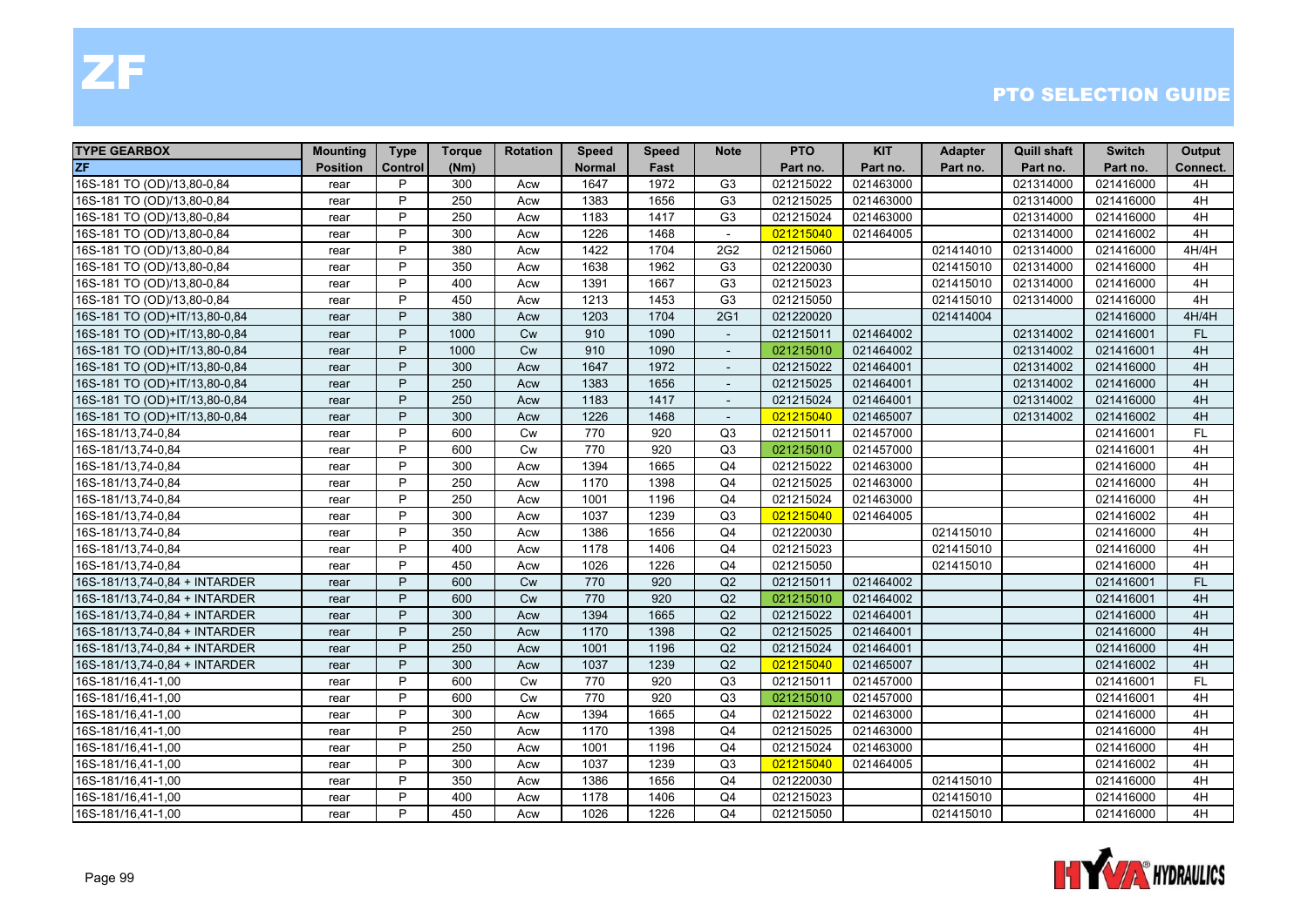# ZF

## PTO SELECTION GUIDE

| TYPE GEARBOX | Mounting | Type | Torque | Rotation | Speed | Speed | Note | PTO | KIT | Adapter | Quill shaft | Switch | Output |
|---|---|---|---|---|---|---|---|---|---|---|---|---|---|
| ZF | Position | Control | (Nm) | | Normal | Fast | | Part no. | Part no. | Part no. | Part no. | Part no. | Connect. |
| 16S-181 TO (OD)/13,80-0,84 | rear | P | 300 | Acw | 1647 | 1972 | G3 | 021215022 | 021463000 | | 021314000 | 021416000 | 4H |
| 16S-181 TO (OD)/13,80-0,84 | rear | P | 250 | Acw | 1383 | 1656 | G3 | 021215025 | 021463000 | | 021314000 | 021416000 | 4H |
| 16S-181 TO (OD)/13,80-0,84 | rear | P | 250 | Acw | 1183 | 1417 | G3 | 021215024 | 021463000 | | 021314000 | 021416000 | 4H |
| 16S-181 TO (OD)/13,80-0,84 | rear | P | 300 | Acw | 1226 | 1468 | - | 021215040 | 021464005 | | 021314000 | 021416002 | 4H |
| 16S-181 TO (OD)/13,80-0,84 | rear | P | 380 | Acw | 1422 | 1704 | 2G2 | 021215060 | | 021414010 | 021314000 | 021416000 | 4H/4H |
| 16S-181 TO (OD)/13,80-0,84 | rear | P | 350 | Acw | 1638 | 1962 | G3 | 021220030 | | 021415010 | 021314000 | 021416000 | 4H |
| 16S-181 TO (OD)/13,80-0,84 | rear | P | 400 | Acw | 1391 | 1667 | G3 | 021215023 | | 021415010 | 021314000 | 021416000 | 4H |
| 16S-181 TO (OD)/13,80-0,84 | rear | P | 450 | Acw | 1213 | 1453 | G3 | 021215050 | | 021415010 | 021314000 | 021416000 | 4H |
| 16S-181 TO (OD)+IT/13,80-0,84 | rear | P | 380 | Acw | 1203 | 1704 | 2G1 | 021220020 | | 021414004 | | 021416000 | 4H/4H |
| 16S-181 TO (OD)+IT/13,80-0,84 | rear | P | 1000 | Cw | 910 | 1090 | - | 021215011 | 021464002 | | 021314002 | 021416001 | FL |
| 16S-181 TO (OD)+IT/13,80-0,84 | rear | P | 1000 | Cw | 910 | 1090 | - | 021215010 | 021464002 | | 021314002 | 021416001 | 4H |
| 16S-181 TO (OD)+IT/13,80-0,84 | rear | P | 300 | Acw | 1647 | 1972 | - | 021215022 | 021464001 | | 021314002 | 021416000 | 4H |
| 16S-181 TO (OD)+IT/13,80-0,84 | rear | P | 250 | Acw | 1383 | 1656 | - | 021215025 | 021464001 | | 021314002 | 021416000 | 4H |
| 16S-181 TO (OD)+IT/13,80-0,84 | rear | P | 250 | Acw | 1183 | 1417 | - | 021215024 | 021464001 | | 021314002 | 021416000 | 4H |
| 16S-181 TO (OD)+IT/13,80-0,84 | rear | P | 300 | Acw | 1226 | 1468 | - | 021215040 | 021465007 | | 021314002 | 021416002 | 4H |
| 16S-181/13,74-0,84 | rear | P | 600 | Cw | 770 | 920 | Q3 | 021215011 | 021457000 | | | 021416001 | FL |
| 16S-181/13,74-0,84 | rear | P | 600 | Cw | 770 | 920 | Q3 | 021215010 | 021457000 | | | 021416001 | 4H |
| 16S-181/13,74-0,84 | rear | P | 300 | Acw | 1394 | 1665 | Q4 | 021215022 | 021463000 | | | 021416000 | 4H |
| 16S-181/13,74-0,84 | rear | P | 250 | Acw | 1170 | 1398 | Q4 | 021215025 | 021463000 | | | 021416000 | 4H |
| 16S-181/13,74-0,84 | rear | P | 250 | Acw | 1001 | 1196 | Q4 | 021215024 | 021463000 | | | 021416000 | 4H |
| 16S-181/13,74-0,84 | rear | P | 300 | Acw | 1037 | 1239 | Q3 | 021215040 | 021464005 | | | 021416002 | 4H |
| 16S-181/13,74-0,84 | rear | P | 350 | Acw | 1386 | 1656 | Q4 | 021220030 | | 021415010 | | 021416000 | 4H |
| 16S-181/13,74-0,84 | rear | P | 400 | Acw | 1178 | 1406 | Q4 | 021215023 | | 021415010 | | 021416000 | 4H |
| 16S-181/13,74-0,84 | rear | P | 450 | Acw | 1026 | 1226 | Q4 | 021215050 | | 021415010 | | 021416000 | 4H |
| 16S-181/13,74-0,84 + INTARDER | rear | P | 600 | Cw | 770 | 920 | Q2 | 021215011 | 021464002 | | | 021416001 | FL |
| 16S-181/13,74-0,84 + INTARDER | rear | P | 600 | Cw | 770 | 920 | Q2 | 021215010 | 021464002 | | | 021416001 | 4H |
| 16S-181/13,74-0,84 + INTARDER | rear | P | 300 | Acw | 1394 | 1665 | Q2 | 021215022 | 021464001 | | | 021416000 | 4H |
| 16S-181/13,74-0,84 + INTARDER | rear | P | 250 | Acw | 1170 | 1398 | Q2 | 021215025 | 021464001 | | | 021416000 | 4H |
| 16S-181/13,74-0,84 + INTARDER | rear | P | 250 | Acw | 1001 | 1196 | Q2 | 021215024 | 021464001 | | | 021416000 | 4H |
| 16S-181/13,74-0,84 + INTARDER | rear | P | 300 | Acw | 1037 | 1239 | Q2 | 021215040 | 021465007 | | | 021416002 | 4H |
| 16S-181/16,41-1,00 | rear | P | 600 | Cw | 770 | 920 | Q3 | 021215011 | 021457000 | | | 021416001 | FL |
| 16S-181/16,41-1,00 | rear | P | 600 | Cw | 770 | 920 | Q3 | 021215010 | 021457000 | | | 021416001 | 4H |
| 16S-181/16,41-1,00 | rear | P | 300 | Acw | 1394 | 1665 | Q4 | 021215022 | 021463000 | | | 021416000 | 4H |
| 16S-181/16,41-1,00 | rear | P | 250 | Acw | 1170 | 1398 | Q4 | 021215025 | 021463000 | | | 021416000 | 4H |
| 16S-181/16,41-1,00 | rear | P | 250 | Acw | 1001 | 1196 | Q4 | 021215024 | 021463000 | | | 021416000 | 4H |
| 16S-181/16,41-1,00 | rear | P | 300 | Acw | 1037 | 1239 | Q3 | 021215040 | 021464005 | | | 021416002 | 4H |
| 16S-181/16,41-1,00 | rear | P | 350 | Acw | 1386 | 1656 | Q4 | 021220030 | | 021415010 | | 021416000 | 4H |
| 16S-181/16,41-1,00 | rear | P | 400 | Acw | 1178 | 1406 | Q4 | 021215023 | | 021415010 | | 021416000 | 4H |
| 16S-181/16,41-1,00 | rear | P | 450 | Acw | 1026 | 1226 | Q4 | 021215050 | | 021415010 | | 021416000 | 4H |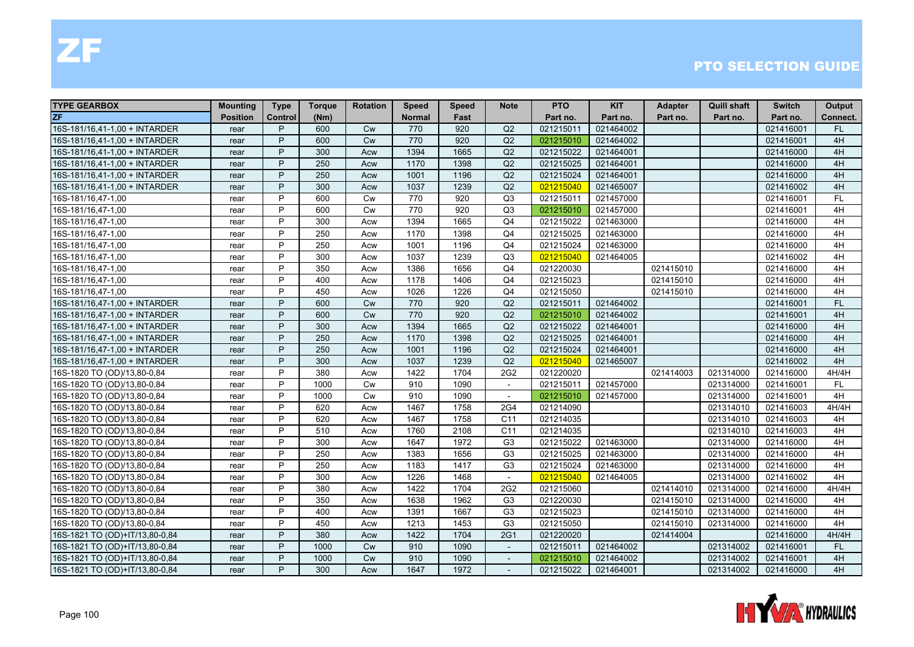# ZF

## PTO SELECTION GUIDE

| TYPE GEARBOX | Mounting | Type | Torque | Rotation | Speed | Speed | Note | PTO | KIT | Adapter | Quill shaft | Switch | Output |
|---|---|---|---|---|---|---|---|---|---|---|---|---|---|
| ZF | Position | Control | (Nm) | | Normal | Fast | | Part no. | Part no. | Part no. | Part no. | Part no. | Connect. |
| 16S-181/16,41-1,00 + INTARDER | rear | P | 600 | Cw | 770 | 920 | Q2 | 021215011 | 021464002 | | | 021416001 | FL |
| 16S-181/16,41-1,00 + INTARDER | rear | P | 600 | Cw | 770 | 920 | Q2 | 021215010 | 021464002 | | | 021416001 | 4H |
| 16S-181/16,41-1,00 + INTARDER | rear | P | 300 | Acw | 1394 | 1665 | Q2 | 021215022 | 021464001 | | | 021416000 | 4H |
| 16S-181/16,41-1,00 + INTARDER | rear | P | 250 | Acw | 1170 | 1398 | Q2 | 021215025 | 021464001 | | | 021416000 | 4H |
| 16S-181/16,41-1,00 + INTARDER | rear | P | 250 | Acw | 1001 | 1196 | Q2 | 021215024 | 021464001 | | | 021416000 | 4H |
| 16S-181/16,41-1,00 + INTARDER | rear | P | 300 | Acw | 1037 | 1239 | Q2 | 021215040 | 021465007 | | | 021416002 | 4H |
| 16S-181/16,47-1,00 | rear | P | 600 | Cw | 770 | 920 | Q3 | 021215011 | 021457000 | | | 021416001 | FL |
| 16S-181/16,47-1,00 | rear | P | 600 | Cw | 770 | 920 | Q3 | 021215010 | 021457000 | | | 021416001 | 4H |
| 16S-181/16,47-1,00 | rear | P | 300 | Acw | 1394 | 1665 | Q4 | 021215022 | 021463000 | | | 021416000 | 4H |
| 16S-181/16,47-1,00 | rear | P | 250 | Acw | 1170 | 1398 | Q4 | 021215025 | 021463000 | | | 021416000 | 4H |
| 16S-181/16,47-1,00 | rear | P | 250 | Acw | 1001 | 1196 | Q4 | 021215024 | 021463000 | | | 021416000 | 4H |
| 16S-181/16,47-1,00 | rear | P | 300 | Acw | 1037 | 1239 | Q3 | 021215040 | 021464005 | | | 021416002 | 4H |
| 16S-181/16,47-1,00 | rear | P | 350 | Acw | 1386 | 1656 | Q4 | 021220030 | | 021415010 | | 021416000 | 4H |
| 16S-181/16,47-1,00 | rear | P | 400 | Acw | 1178 | 1406 | Q4 | 021215023 | | 021415010 | | 021416000 | 4H |
| 16S-181/16,47-1,00 | rear | P | 450 | Acw | 1026 | 1226 | Q4 | 021215050 | | 021415010 | | 021416000 | 4H |
| 16S-181/16,47-1,00 + INTARDER | rear | P | 600 | Cw | 770 | 920 | Q2 | 021215011 | 021464002 | | | 021416001 | FL |
| 16S-181/16,47-1,00 + INTARDER | rear | P | 600 | Cw | 770 | 920 | Q2 | 021215010 | 021464002 | | | 021416001 | 4H |
| 16S-181/16,47-1,00 + INTARDER | rear | P | 300 | Acw | 1394 | 1665 | Q2 | 021215022 | 021464001 | | | 021416000 | 4H |
| 16S-181/16,47-1,00 + INTARDER | rear | P | 250 | Acw | 1170 | 1398 | Q2 | 021215025 | 021464001 | | | 021416000 | 4H |
| 16S-181/16,47-1,00 + INTARDER | rear | P | 250 | Acw | 1001 | 1196 | Q2 | 021215024 | 021464001 | | | 021416000 | 4H |
| 16S-181/16,47-1,00 + INTARDER | rear | P | 300 | Acw | 1037 | 1239 | Q2 | 021215040 | 021465007 | | | 021416002 | 4H |
| 16S-1820 TO (OD)/13,80-0,84 | rear | P | 380 | Acw | 1422 | 1704 | 2G2 | 021220020 | | 021414003 | 021314000 | 021416000 | 4H/4H |
| 16S-1820 TO (OD)/13,80-0,84 | rear | P | 1000 | Cw | 910 | 1090 | - | 021215011 | 021457000 | | 021314000 | 021416001 | FL |
| 16S-1820 TO (OD)/13,80-0,84 | rear | P | 1000 | Cw | 910 | 1090 | - | 021215010 | 021457000 | | 021314000 | 021416001 | 4H |
| 16S-1820 TO (OD)/13,80-0,84 | rear | P | 620 | Acw | 1467 | 1758 | 2G4 | 021214090 | | | 021314010 | 021416003 | 4H/4H |
| 16S-1820 TO (OD)/13,80-0,84 | rear | P | 620 | Acw | 1467 | 1758 | C11 | 021214035 | | | 021314010 | 021416003 | 4H |
| 16S-1820 TO (OD)/13,80-0,84 | rear | P | 510 | Acw | 1760 | 2108 | C11 | 021214035 | | | 021314010 | 021416003 | 4H |
| 16S-1820 TO (OD)/13,80-0,84 | rear | P | 300 | Acw | 1647 | 1972 | G3 | 021215022 | 021463000 | | 021314000 | 021416000 | 4H |
| 16S-1820 TO (OD)/13,80-0,84 | rear | P | 250 | Acw | 1383 | 1656 | G3 | 021215025 | 021463000 | | 021314000 | 021416000 | 4H |
| 16S-1820 TO (OD)/13,80-0,84 | rear | P | 250 | Acw | 1183 | 1417 | G3 | 021215024 | 021463000 | | 021314000 | 021416000 | 4H |
| 16S-1820 TO (OD)/13,80-0,84 | rear | P | 300 | Acw | 1226 | 1468 | - | 021215040 | 021464005 | | 021314000 | 021416002 | 4H |
| 16S-1820 TO (OD)/13,80-0,84 | rear | P | 380 | Acw | 1422 | 1704 | 2G2 | 021215060 | | 021414010 | 021314000 | 021416000 | 4H/4H |
| 16S-1820 TO (OD)/13,80-0,84 | rear | P | 350 | Acw | 1638 | 1962 | G3 | 021220030 | | 021415010 | 021314000 | 021416000 | 4H |
| 16S-1820 TO (OD)/13,80-0,84 | rear | P | 400 | Acw | 1391 | 1667 | G3 | 021215023 | | 021415010 | 021314000 | 021416000 | 4H |
| 16S-1820 TO (OD)/13,80-0,84 | rear | P | 450 | Acw | 1213 | 1453 | G3 | 021215050 | | 021415010 | 021314000 | 021416000 | 4H |
| 16S-1821 TO (OD)+IT/13,80-0,84 | rear | P | 380 | Acw | 1422 | 1704 | 2G1 | 021220020 | | 021414004 | | 021416000 | 4H/4H |
| 16S-1821 TO (OD)+IT/13,80-0,84 | rear | P | 1000 | Cw | 910 | 1090 | - | 021215011 | 021464002 | | 021314002 | 021416001 | FL |
| 16S-1821 TO (OD)+IT/13,80-0,84 | rear | P | 1000 | Cw | 910 | 1090 | - | 021215010 | 021464002 | | 021314002 | 021416001 | 4H |
| 16S-1821 TO (OD)+IT/13,80-0,84 | rear | P | 300 | Acw | 1647 | 1972 | - | 021215022 | 021464001 | | 021314002 | 021416000 | 4H |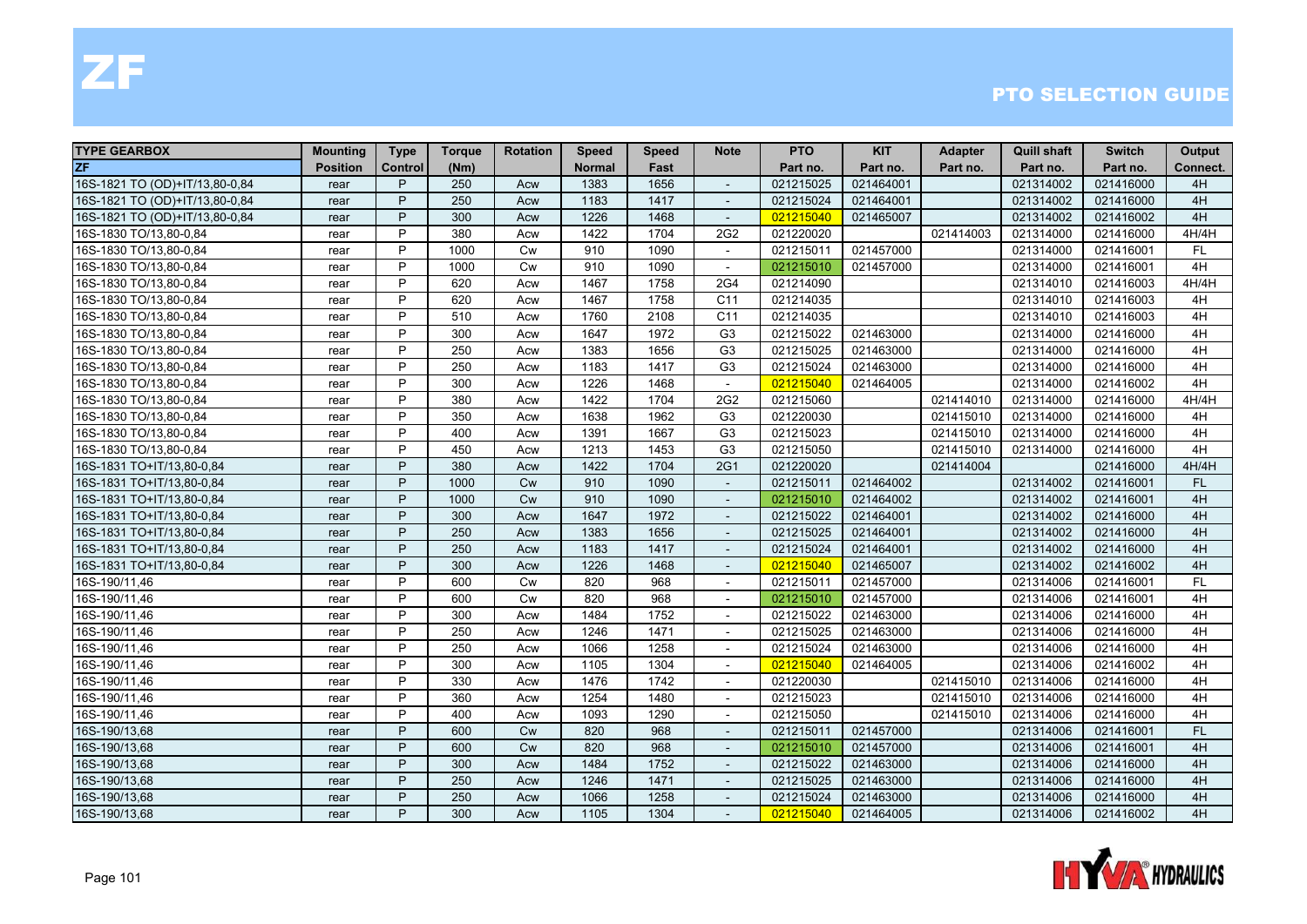# ZF

## PTO SELECTION GUIDE

| TYPE GEARBOX | Mounting | Type | Torque | Rotation | Speed | Speed | Note | PTO | KIT | Adapter | Quill shaft | Switch | Output |
|---|---|---|---|---|---|---|---|---|---|---|---|---|---|
| ZF | Position | Control | (Nm) | | Normal | Fast | | Part no. | Part no. | Part no. | Part no. | Part no. | Connect. |
| 16S-1821 TO (OD)+IT/13,80-0,84 | rear | P | 250 | Acw | 1383 | 1656 | - | 021215025 | 021464001 | | 021314002 | 021416000 | 4H |
| 16S-1821 TO (OD)+IT/13,80-0,84 | rear | P | 250 | Acw | 1183 | 1417 | - | 021215024 | 021464001 | | 021314002 | 021416000 | 4H |
| 16S-1821 TO (OD)+IT/13,80-0,84 | rear | P | 300 | Acw | 1226 | 1468 | - | 021215040 | 021465007 | | 021314002 | 021416002 | 4H |
| 16S-1830 TO/13,80-0,84 | rear | P | 380 | Acw | 1422 | 1704 | 2G2 | 021220020 | | 021414003 | 021314000 | 021416000 | 4H/4H |
| 16S-1830 TO/13,80-0,84 | rear | P | 1000 | Cw | 910 | 1090 | - | 021215011 | 021457000 | | 021314000 | 021416001 | FL |
| 16S-1830 TO/13,80-0,84 | rear | P | 1000 | Cw | 910 | 1090 | - | 021215010 | 021457000 | | 021314000 | 021416001 | 4H |
| 16S-1830 TO/13,80-0,84 | rear | P | 620 | Acw | 1467 | 1758 | 2G4 | 021214090 | | | 021314010 | 021416003 | 4H/4H |
| 16S-1830 TO/13,80-0,84 | rear | P | 620 | Acw | 1467 | 1758 | C11 | 021214035 | | | 021314010 | 021416003 | 4H |
| 16S-1830 TO/13,80-0,84 | rear | P | 510 | Acw | 1760 | 2108 | C11 | 021214035 | | | 021314010 | 021416003 | 4H |
| 16S-1830 TO/13,80-0,84 | rear | P | 300 | Acw | 1647 | 1972 | G3 | 021215022 | 021463000 | | 021314000 | 021416000 | 4H |
| 16S-1830 TO/13,80-0,84 | rear | P | 250 | Acw | 1383 | 1656 | G3 | 021215025 | 021463000 | | 021314000 | 021416000 | 4H |
| 16S-1830 TO/13,80-0,84 | rear | P | 250 | Acw | 1183 | 1417 | G3 | 021215024 | 021463000 | | 021314000 | 021416000 | 4H |
| 16S-1830 TO/13,80-0,84 | rear | P | 300 | Acw | 1226 | 1468 | - | 021215040 | 021464005 | | 021314000 | 021416002 | 4H |
| 16S-1830 TO/13,80-0,84 | rear | P | 380 | Acw | 1422 | 1704 | 2G2 | 021215060 | | 021414010 | 021314000 | 021416000 | 4H/4H |
| 16S-1830 TO/13,80-0,84 | rear | P | 350 | Acw | 1638 | 1962 | G3 | 021220030 | | 021415010 | 021314000 | 021416000 | 4H |
| 16S-1830 TO/13,80-0,84 | rear | P | 400 | Acw | 1391 | 1667 | G3 | 021215023 | | 021415010 | 021314000 | 021416000 | 4H |
| 16S-1830 TO/13,80-0,84 | rear | P | 450 | Acw | 1213 | 1453 | G3 | 021215050 | | 021415010 | 021314000 | 021416000 | 4H |
| 16S-1831 TO+IT/13,80-0,84 | rear | P | 380 | Acw | 1422 | 1704 | 2G1 | 021220020 | | 021414004 | | 021416000 | 4H/4H |
| 16S-1831 TO+IT/13,80-0,84 | rear | P | 1000 | Cw | 910 | 1090 | - | 021215011 | 021464002 | | 021314002 | 021416001 | FL |
| 16S-1831 TO+IT/13,80-0,84 | rear | P | 1000 | Cw | 910 | 1090 | - | 021215010 | 021464002 | | 021314002 | 021416001 | 4H |
| 16S-1831 TO+IT/13,80-0,84 | rear | P | 300 | Acw | 1647 | 1972 | - | 021215022 | 021464001 | | 021314002 | 021416000 | 4H |
| 16S-1831 TO+IT/13,80-0,84 | rear | P | 250 | Acw | 1383 | 1656 | - | 021215025 | 021464001 | | 021314002 | 021416000 | 4H |
| 16S-1831 TO+IT/13,80-0,84 | rear | P | 250 | Acw | 1183 | 1417 | - | 021215024 | 021464001 | | 021314002 | 021416000 | 4H |
| 16S-1831 TO+IT/13,80-0,84 | rear | P | 300 | Acw | 1226 | 1468 | - | 021215040 | 021465007 | | 021314002 | 021416002 | 4H |
| 16S-190/11,46 | rear | P | 600 | Cw | 820 | 968 | - | 021215011 | 021457000 | | 021314006 | 021416001 | FL |
| 16S-190/11,46 | rear | P | 600 | Cw | 820 | 968 | - | 021215010 | 021457000 | | 021314006 | 021416001 | 4H |
| 16S-190/11,46 | rear | P | 300 | Acw | 1484 | 1752 | - | 021215022 | 021463000 | | 021314006 | 021416000 | 4H |
| 16S-190/11,46 | rear | P | 250 | Acw | 1246 | 1471 | - | 021215025 | 021463000 | | 021314006 | 021416000 | 4H |
| 16S-190/11,46 | rear | P | 250 | Acw | 1066 | 1258 | - | 021215024 | 021463000 | | 021314006 | 021416000 | 4H |
| 16S-190/11,46 | rear | P | 300 | Acw | 1105 | 1304 | - | 021215040 | 021464005 | | 021314006 | 021416002 | 4H |
| 16S-190/11,46 | rear | P | 330 | Acw | 1476 | 1742 | - | 021220030 | | 021415010 | 021314006 | 021416000 | 4H |
| 16S-190/11,46 | rear | P | 360 | Acw | 1254 | 1480 | - | 021215023 | | 021415010 | 021314006 | 021416000 | 4H |
| 16S-190/11,46 | rear | P | 400 | Acw | 1093 | 1290 | - | 021215050 | | 021415010 | 021314006 | 021416000 | 4H |
| 16S-190/13,68 | rear | P | 600 | Cw | 820 | 968 | - | 021215011 | 021457000 | | 021314006 | 021416001 | FL |
| 16S-190/13,68 | rear | P | 600 | Cw | 820 | 968 | - | 021215010 | 021457000 | | 021314006 | 021416001 | 4H |
| 16S-190/13,68 | rear | P | 300 | Acw | 1484 | 1752 | - | 021215022 | 021463000 | | 021314006 | 021416000 | 4H |
| 16S-190/13,68 | rear | P | 250 | Acw | 1246 | 1471 | - | 021215025 | 021463000 | | 021314006 | 021416000 | 4H |
| 16S-190/13,68 | rear | P | 250 | Acw | 1066 | 1258 | - | 021215024 | 021463000 | | 021314006 | 021416000 | 4H |
| 16S-190/13,68 | rear | P | 300 | Acw | 1105 | 1304 | - | 021215040 | 021464005 | | 021314006 | 021416002 | 4H |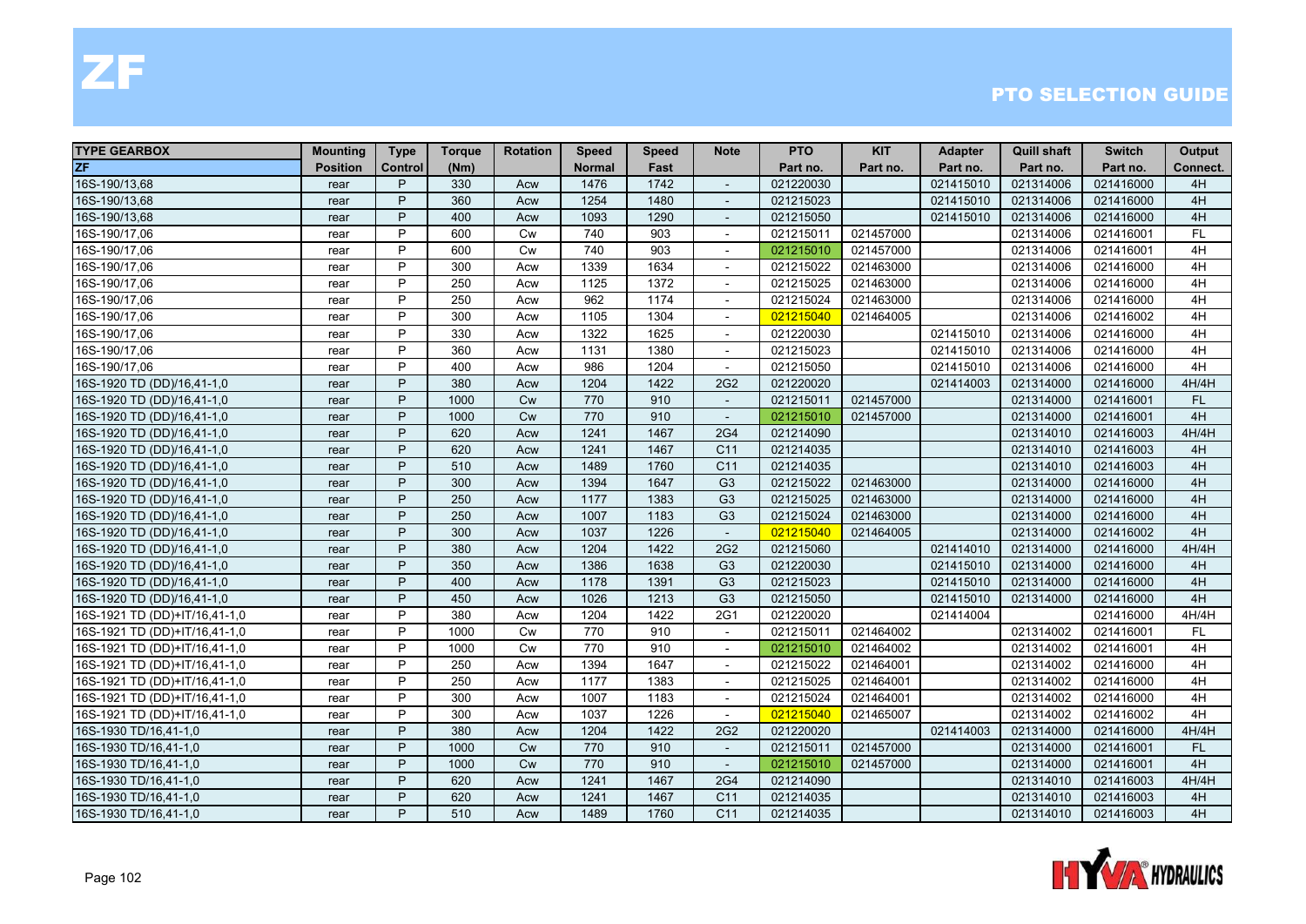# ZF

## PTO SELECTION GUIDE

| TYPE GEARBOX | Mounting | Type | Torque | Rotation | Speed | Speed | Note | PTO | KIT | Adapter | Quill shaft | Switch | Output |
|---|---|---|---|---|---|---|---|---|---|---|---|---|---|
| ZF | Position | Control | (Nm) | | Normal | Fast | | Part no. | Part no. | Part no. | Part no. | Part no. | Connect. |
| 16S-190/13,68 | rear | P | 330 | Acw | 1476 | 1742 | - | 021220030 | | 021415010 | 021314006 | 021416000 | 4H |
| 16S-190/13,68 | rear | P | 360 | Acw | 1254 | 1480 | - | 021215023 | | 021415010 | 021314006 | 021416000 | 4H |
| 16S-190/13,68 | rear | P | 400 | Acw | 1093 | 1290 | - | 021215050 | | 021415010 | 021314006 | 021416000 | 4H |
| 16S-190/17,06 | rear | P | 600 | Cw | 740 | 903 | - | 021215011 | 021457000 | | 021314006 | 021416001 | FL |
| 16S-190/17,06 | rear | P | 600 | Cw | 740 | 903 | - | 021215010 | 021457000 | | 021314006 | 021416001 | 4H |
| 16S-190/17,06 | rear | P | 300 | Acw | 1339 | 1634 | - | 021215022 | 021463000 | | 021314006 | 021416000 | 4H |
| 16S-190/17,06 | rear | P | 250 | Acw | 1125 | 1372 | - | 021215025 | 021463000 | | 021314006 | 021416000 | 4H |
| 16S-190/17,06 | rear | P | 250 | Acw | 962 | 1174 | - | 021215024 | 021463000 | | 021314006 | 021416000 | 4H |
| 16S-190/17,06 | rear | P | 300 | Acw | 1105 | 1304 | - | 021215040 | 021464005 | | 021314006 | 021416002 | 4H |
| 16S-190/17,06 | rear | P | 330 | Acw | 1322 | 1625 | - | 021220030 | | 021415010 | 021314006 | 021416000 | 4H |
| 16S-190/17,06 | rear | P | 360 | Acw | 1131 | 1380 | - | 021215023 | | 021415010 | 021314006 | 021416000 | 4H |
| 16S-190/17,06 | rear | P | 400 | Acw | 986 | 1204 | - | 021215050 | | 021415010 | 021314006 | 021416000 | 4H |
| 16S-1920 TD (DD)/16,41-1,0 | rear | P | 380 | Acw | 1204 | 1422 | 2G2 | 021220020 | | 021414003 | 021314000 | 021416000 | 4H/4H |
| 16S-1920 TD (DD)/16,41-1,0 | rear | P | 1000 | Cw | 770 | 910 | - | 021215011 | 021457000 | | 021314000 | 021416001 | FL |
| 16S-1920 TD (DD)/16,41-1,0 | rear | P | 1000 | Cw | 770 | 910 | - | 021215010 | 021457000 | | 021314000 | 021416001 | 4H |
| 16S-1920 TD (DD)/16,41-1,0 | rear | P | 620 | Acw | 1241 | 1467 | 2G4 | 021214090 | | | 021314010 | 021416003 | 4H/4H |
| 16S-1920 TD (DD)/16,41-1,0 | rear | P | 620 | Acw | 1241 | 1467 | C11 | 021214035 | | | 021314010 | 021416003 | 4H |
| 16S-1920 TD (DD)/16,41-1,0 | rear | P | 510 | Acw | 1489 | 1760 | C11 | 021214035 | | | 021314010 | 021416003 | 4H |
| 16S-1920 TD (DD)/16,41-1,0 | rear | P | 300 | Acw | 1394 | 1647 | G3 | 021215022 | 021463000 | | 021314000 | 021416000 | 4H |
| 16S-1920 TD (DD)/16,41-1,0 | rear | P | 250 | Acw | 1177 | 1383 | G3 | 021215025 | 021463000 | | 021314000 | 021416000 | 4H |
| 16S-1920 TD (DD)/16,41-1,0 | rear | P | 250 | Acw | 1007 | 1183 | G3 | 021215024 | 021463000 | | 021314000 | 021416000 | 4H |
| 16S-1920 TD (DD)/16,41-1,0 | rear | P | 300 | Acw | 1037 | 1226 | - | 021215040 | 021464005 | | 021314000 | 021416002 | 4H |
| 16S-1920 TD (DD)/16,41-1,0 | rear | P | 380 | Acw | 1204 | 1422 | 2G2 | 021215060 | | 021414010 | 021314000 | 021416000 | 4H/4H |
| 16S-1920 TD (DD)/16,41-1,0 | rear | P | 350 | Acw | 1386 | 1638 | G3 | 021220030 | | 021415010 | 021314000 | 021416000 | 4H |
| 16S-1920 TD (DD)/16,41-1,0 | rear | P | 400 | Acw | 1178 | 1391 | G3 | 021215023 | | 021415010 | 021314000 | 021416000 | 4H |
| 16S-1920 TD (DD)/16,41-1,0 | rear | P | 450 | Acw | 1026 | 1213 | G3 | 021215050 | | 021415010 | 021314000 | 021416000 | 4H |
| 16S-1921 TD (DD)+IT/16,41-1,0 | rear | P | 380 | Acw | 1204 | 1422 | 2G1 | 021220020 | | 021414004 | | 021416000 | 4H/4H |
| 16S-1921 TD (DD)+IT/16,41-1,0 | rear | P | 1000 | Cw | 770 | 910 | - | 021215011 | 021464002 | | 021314002 | 021416001 | FL |
| 16S-1921 TD (DD)+IT/16,41-1,0 | rear | P | 1000 | Cw | 770 | 910 | - | 021215010 | 021464002 | | 021314002 | 021416001 | 4H |
| 16S-1921 TD (DD)+IT/16,41-1,0 | rear | P | 250 | Acw | 1394 | 1647 | - | 021215022 | 021464001 | | 021314002 | 021416000 | 4H |
| 16S-1921 TD (DD)+IT/16,41-1,0 | rear | P | 250 | Acw | 1177 | 1383 | - | 021215025 | 021464001 | | 021314002 | 021416000 | 4H |
| 16S-1921 TD (DD)+IT/16,41-1,0 | rear | P | 300 | Acw | 1007 | 1183 | - | 021215024 | 021464001 | | 021314002 | 021416000 | 4H |
| 16S-1921 TD (DD)+IT/16,41-1,0 | rear | P | 300 | Acw | 1037 | 1226 | - | 021215040 | 021465007 | | 021314002 | 021416002 | 4H |
| 16S-1930 TD/16,41-1,0 | rear | P | 380 | Acw | 1204 | 1422 | 2G2 | 021220020 | | 021414003 | 021314000 | 021416000 | 4H/4H |
| 16S-1930 TD/16,41-1,0 | rear | P | 1000 | Cw | 770 | 910 | - | 021215011 | 021457000 | | 021314000 | 021416001 | FL |
| 16S-1930 TD/16,41-1,0 | rear | P | 1000 | Cw | 770 | 910 | - | 021215010 | 021457000 | | 021314000 | 021416001 | 4H |
| 16S-1930 TD/16,41-1,0 | rear | P | 620 | Acw | 1241 | 1467 | 2G4 | 021214090 | | | 021314010 | 021416003 | 4H/4H |
| 16S-1930 TD/16,41-1,0 | rear | P | 620 | Acw | 1241 | 1467 | C11 | 021214035 | | | 021314010 | 021416003 | 4H |
| 16S-1930 TD/16,41-1,0 | rear | P | 510 | Acw | 1489 | 1760 | C11 | 021214035 | | | 021314010 | 021416003 | 4H |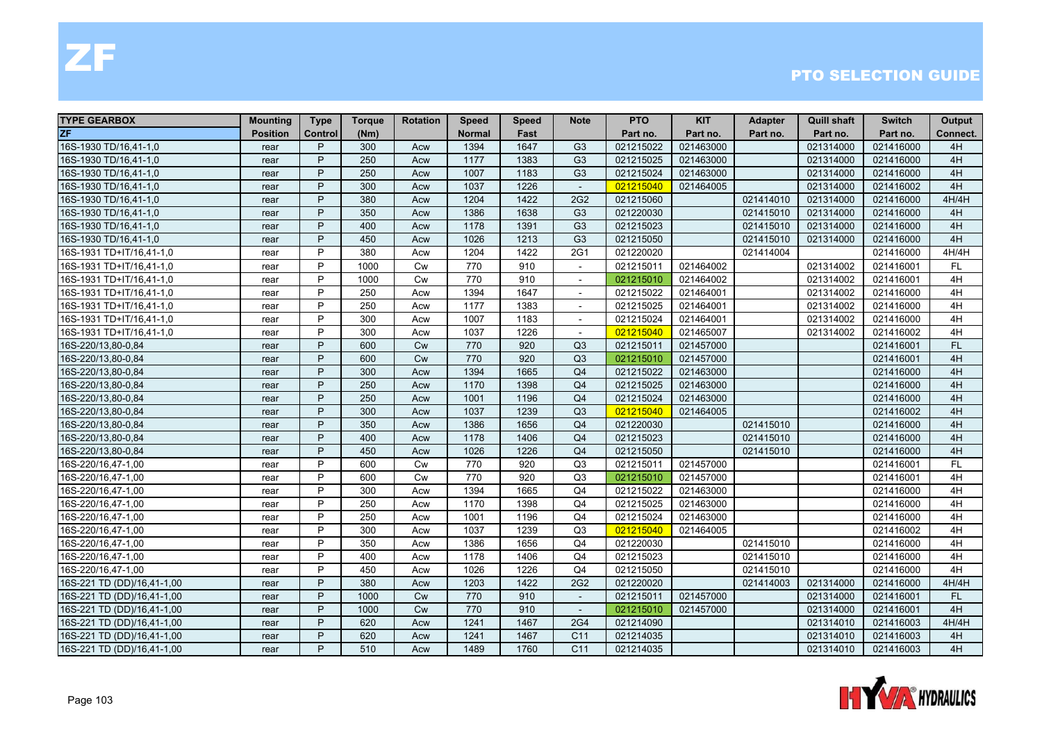# ZF

## PTO SELECTION GUIDE

| TYPE GEARBOX | Mounting | Type | Torque | Rotation | Speed | Speed | Note | PTO | KIT | Adapter | Quill shaft | Switch | Output |
|---|---|---|---|---|---|---|---|---|---|---|---|---|---|
| ZF | Position | Control | (Nm) | | Normal | Fast | | Part no. | Part no. | Part no. | Part no. | Part no. | Connect. |
| 16S-1930 TD/16,41-1,0 | rear | P | 300 | Acw | 1394 | 1647 | G3 | 021215022 | 021463000 | | 021314000 | 021416000 | 4H |
| 16S-1930 TD/16,41-1,0 | rear | P | 250 | Acw | 1177 | 1383 | G3 | 021215025 | 021463000 | | 021314000 | 021416000 | 4H |
| 16S-1930 TD/16,41-1,0 | rear | P | 250 | Acw | 1007 | 1183 | G3 | 021215024 | 021463000 | | 021314000 | 021416000 | 4H |
| 16S-1930 TD/16,41-1,0 | rear | P | 300 | Acw | 1037 | 1226 | - | 021215040 | 021464005 | | 021314000 | 021416002 | 4H |
| 16S-1930 TD/16,41-1,0 | rear | P | 380 | Acw | 1204 | 1422 | 2G2 | 021215060 | | 021414010 | 021314000 | 021416000 | 4H/4H |
| 16S-1930 TD/16,41-1,0 | rear | P | 350 | Acw | 1386 | 1638 | G3 | 021220030 | | 021415010 | 021314000 | 021416000 | 4H |
| 16S-1930 TD/16,41-1,0 | rear | P | 400 | Acw | 1178 | 1391 | G3 | 021215023 | | 021415010 | 021314000 | 021416000 | 4H |
| 16S-1930 TD/16,41-1,0 | rear | P | 450 | Acw | 1026 | 1213 | G3 | 021215050 | | 021415010 | 021314000 | 021416000 | 4H |
| 16S-1931 TD+IT/16,41-1,0 | rear | P | 380 | Acw | 1204 | 1422 | 2G1 | 021220020 | | 021414004 | | 021416000 | 4H/4H |
| 16S-1931 TD+IT/16,41-1,0 | rear | P | 1000 | Cw | 770 | 910 | - | 021215011 | 021464002 | | 021314002 | 021416001 | FL |
| 16S-1931 TD+IT/16,41-1,0 | rear | P | 1000 | Cw | 770 | 910 | - | 021215010 | 021464002 | | 021314002 | 021416001 | 4H |
| 16S-1931 TD+IT/16,41-1,0 | rear | P | 250 | Acw | 1394 | 1647 | - | 021215022 | 021464001 | | 021314002 | 021416000 | 4H |
| 16S-1931 TD+IT/16,41-1,0 | rear | P | 250 | Acw | 1177 | 1383 | - | 021215025 | 021464001 | | 021314002 | 021416000 | 4H |
| 16S-1931 TD+IT/16,41-1,0 | rear | P | 300 | Acw | 1007 | 1183 | - | 021215024 | 021464001 | | 021314002 | 021416000 | 4H |
| 16S-1931 TD+IT/16,41-1,0 | rear | P | 300 | Acw | 1037 | 1226 | - | 021215040 | 021465007 | | 021314002 | 021416002 | 4H |
| 16S-220/13,80-0,84 | rear | P | 600 | Cw | 770 | 920 | Q3 | 021215011 | 021457000 | | | 021416001 | FL |
| 16S-220/13,80-0,84 | rear | P | 600 | Cw | 770 | 920 | Q3 | 021215010 | 021457000 | | | 021416001 | 4H |
| 16S-220/13,80-0,84 | rear | P | 300 | Acw | 1394 | 1665 | Q4 | 021215022 | 021463000 | | | 021416000 | 4H |
| 16S-220/13,80-0,84 | rear | P | 250 | Acw | 1170 | 1398 | Q4 | 021215025 | 021463000 | | | 021416000 | 4H |
| 16S-220/13,80-0,84 | rear | P | 250 | Acw | 1001 | 1196 | Q4 | 021215024 | 021463000 | | | 021416000 | 4H |
| 16S-220/13,80-0,84 | rear | P | 300 | Acw | 1037 | 1239 | Q3 | 021215040 | 021464005 | | | 021416002 | 4H |
| 16S-220/13,80-0,84 | rear | P | 350 | Acw | 1386 | 1656 | Q4 | 021220030 | | 021415010 | | 021416000 | 4H |
| 16S-220/13,80-0,84 | rear | P | 400 | Acw | 1178 | 1406 | Q4 | 021215023 | | 021415010 | | 021416000 | 4H |
| 16S-220/13,80-0,84 | rear | P | 450 | Acw | 1026 | 1226 | Q4 | 021215050 | | 021415010 | | 021416000 | 4H |
| 16S-220/16,47-1,00 | rear | P | 600 | Cw | 770 | 920 | Q3 | 021215011 | 021457000 | | | 021416001 | FL |
| 16S-220/16,47-1,00 | rear | P | 600 | Cw | 770 | 920 | Q3 | 021215010 | 021457000 | | | 021416001 | 4H |
| 16S-220/16,47-1,00 | rear | P | 300 | Acw | 1394 | 1665 | Q4 | 021215022 | 021463000 | | | 021416000 | 4H |
| 16S-220/16,47-1,00 | rear | P | 250 | Acw | 1170 | 1398 | Q4 | 021215025 | 021463000 | | | 021416000 | 4H |
| 16S-220/16,47-1,00 | rear | P | 250 | Acw | 1001 | 1196 | Q4 | 021215024 | 021463000 | | | 021416000 | 4H |
| 16S-220/16,47-1,00 | rear | P | 300 | Acw | 1037 | 1239 | Q3 | 021215040 | 021464005 | | | 021416002 | 4H |
| 16S-220/16,47-1,00 | rear | P | 350 | Acw | 1386 | 1656 | Q4 | 021220030 | | 021415010 | | 021416000 | 4H |
| 16S-220/16,47-1,00 | rear | P | 400 | Acw | 1178 | 1406 | Q4 | 021215023 | | 021415010 | | 021416000 | 4H |
| 16S-220/16,47-1,00 | rear | P | 450 | Acw | 1026 | 1226 | Q4 | 021215050 | | 021415010 | | 021416000 | 4H |
| 16S-221 TD (DD)/16,41-1,00 | rear | P | 380 | Acw | 1203 | 1422 | 2G2 | 021220020 | | 021414003 | 021314000 | 021416000 | 4H/4H |
| 16S-221 TD (DD)/16,41-1,00 | rear | P | 1000 | Cw | 770 | 910 | - | 021215011 | 021457000 | | 021314000 | 021416001 | FL |
| 16S-221 TD (DD)/16,41-1,00 | rear | P | 1000 | Cw | 770 | 910 | - | 021215010 | 021457000 | | 021314000 | 021416001 | 4H |
| 16S-221 TD (DD)/16,41-1,00 | rear | P | 620 | Acw | 1241 | 1467 | 2G4 | 021214090 | | | 021314010 | 021416003 | 4H/4H |
| 16S-221 TD (DD)/16,41-1,00 | rear | P | 620 | Acw | 1241 | 1467 | C11 | 021214035 | | | 021314010 | 021416003 | 4H |
| 16S-221 TD (DD)/16,41-1,00 | rear | P | 510 | Acw | 1489 | 1760 | C11 | 021214035 | | | 021314010 | 021416003 | 4H |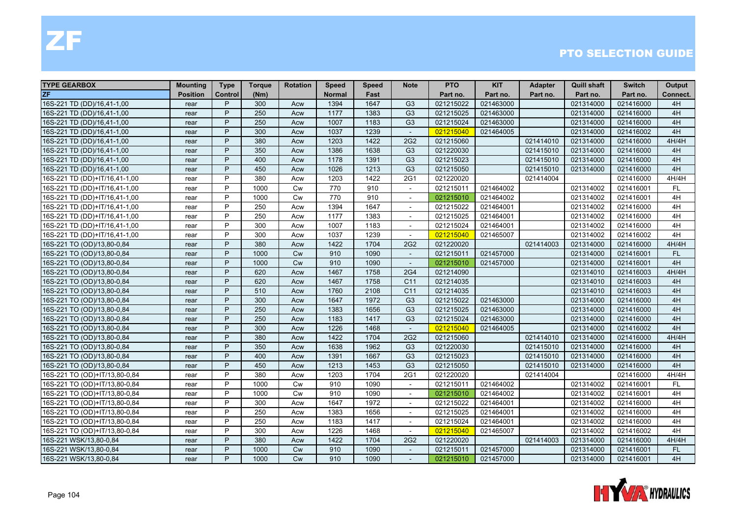# ZF

## PTO SELECTION GUIDE

| TYPE GEARBOX | Mounting | Type | Torque | Rotation | Speed | Speed | Note | PTO | KIT | Adapter | Quill shaft | Switch | Output |
|---|---|---|---|---|---|---|---|---|---|---|---|---|---|
| ZF | Position | Control | (Nm) | | Normal | Fast | | Part no. | Part no. | Part no. | Part no. | Part no. | Connect. |
| 16S-221 TD (DD)/16,41-1,00 | rear | P | 300 | Acw | 1394 | 1647 | G3 | 021215022 | 021463000 | | 021314000 | 021416000 | 4H |
| 16S-221 TD (DD)/16,41-1,00 | rear | P | 250 | Acw | 1177 | 1383 | G3 | 021215025 | 021463000 | | 021314000 | 021416000 | 4H |
| 16S-221 TD (DD)/16,41-1,00 | rear | P | 250 | Acw | 1007 | 1183 | G3 | 021215024 | 021463000 | | 021314000 | 021416000 | 4H |
| 16S-221 TD (DD)/16,41-1,00 | rear | P | 300 | Acw | 1037 | 1239 | - | 021215040 | 021464005 | | 021314000 | 021416002 | 4H |
| 16S-221 TD (DD)/16,41-1,00 | rear | P | 380 | Acw | 1203 | 1422 | 2G2 | 021215060 | | 021414010 | 021314000 | 021416000 | 4H/4H |
| 16S-221 TD (DD)/16,41-1,00 | rear | P | 350 | Acw | 1386 | 1638 | G3 | 021220030 | | 021415010 | 021314000 | 021416000 | 4H |
| 16S-221 TD (DD)/16,41-1,00 | rear | P | 400 | Acw | 1178 | 1391 | G3 | 021215023 | | 021415010 | 021314000 | 021416000 | 4H |
| 16S-221 TD (DD)/16,41-1,00 | rear | P | 450 | Acw | 1026 | 1213 | G3 | 021215050 | | 021415010 | 021314000 | 021416000 | 4H |
| 16S-221 TD (DD)+IT/16,41-1,00 | rear | P | 380 | Acw | 1203 | 1422 | 2G1 | 021220020 | | 021414004 | | 021416000 | 4H/4H |
| 16S-221 TD (DD)+IT/16,41-1,00 | rear | P | 1000 | Cw | 770 | 910 | - | 021215011 | 021464002 | | 021314002 | 021416001 | FL |
| 16S-221 TD (DD)+IT/16,41-1,00 | rear | P | 1000 | Cw | 770 | 910 | - | 021215010 | 021464002 | | 021314002 | 021416001 | 4H |
| 16S-221 TD (DD)+IT/16,41-1,00 | rear | P | 250 | Acw | 1394 | 1647 | - | 021215022 | 021464001 | | 021314002 | 021416000 | 4H |
| 16S-221 TD (DD)+IT/16,41-1,00 | rear | P | 250 | Acw | 1177 | 1383 | - | 021215025 | 021464001 | | 021314002 | 021416000 | 4H |
| 16S-221 TD (DD)+IT/16,41-1,00 | rear | P | 300 | Acw | 1007 | 1183 | - | 021215024 | 021464001 | | 021314002 | 021416000 | 4H |
| 16S-221 TD (DD)+IT/16,41-1,00 | rear | P | 300 | Acw | 1037 | 1239 | - | 021215040 | 021465007 | | 021314002 | 021416002 | 4H |
| 16S-221 TO (OD)/13,80-0,84 | rear | P | 380 | Acw | 1422 | 1704 | 2G2 | 021220020 | | 021414003 | 021314000 | 021416000 | 4H/4H |
| 16S-221 TO (OD)/13,80-0,84 | rear | P | 1000 | Cw | 910 | 1090 | - | 021215011 | 021457000 | | 021314000 | 021416001 | FL |
| 16S-221 TO (OD)/13,80-0,84 | rear | P | 1000 | Cw | 910 | 1090 | - | 021215010 | 021457000 | | 021314000 | 021416001 | 4H |
| 16S-221 TO (OD)/13,80-0,84 | rear | P | 620 | Acw | 1467 | 1758 | 2G4 | 021214090 | | | 021314010 | 021416003 | 4H/4H |
| 16S-221 TO (OD)/13,80-0,84 | rear | P | 620 | Acw | 1467 | 1758 | C11 | 021214035 | | | 021314010 | 021416003 | 4H |
| 16S-221 TO (OD)/13,80-0,84 | rear | P | 510 | Acw | 1760 | 2108 | C11 | 021214035 | | | 021314010 | 021416003 | 4H |
| 16S-221 TO (OD)/13,80-0,84 | rear | P | 300 | Acw | 1647 | 1972 | G3 | 021215022 | 021463000 | | 021314000 | 021416000 | 4H |
| 16S-221 TO (OD)/13,80-0,84 | rear | P | 250 | Acw | 1383 | 1656 | G3 | 021215025 | 021463000 | | 021314000 | 021416000 | 4H |
| 16S-221 TO (OD)/13,80-0,84 | rear | P | 250 | Acw | 1183 | 1417 | G3 | 021215024 | 021463000 | | 021314000 | 021416000 | 4H |
| 16S-221 TO (OD)/13,80-0,84 | rear | P | 300 | Acw | 1226 | 1468 | - | 021215040 | 021464005 | | 021314000 | 021416002 | 4H |
| 16S-221 TO (OD)/13,80-0,84 | rear | P | 380 | Acw | 1422 | 1704 | 2G2 | 021215060 | | 021414010 | 021314000 | 021416000 | 4H/4H |
| 16S-221 TO (OD)/13,80-0,84 | rear | P | 350 | Acw | 1638 | 1962 | G3 | 021220030 | | 021415010 | 021314000 | 021416000 | 4H |
| 16S-221 TO (OD)/13,80-0,84 | rear | P | 400 | Acw | 1391 | 1667 | G3 | 021215023 | | 021415010 | 021314000 | 021416000 | 4H |
| 16S-221 TO (OD)/13,80-0,84 | rear | P | 450 | Acw | 1213 | 1453 | G3 | 021215050 | | 021415010 | 021314000 | 021416000 | 4H |
| 16S-221 TO (OD)+IT/13,80-0,84 | rear | P | 380 | Acw | 1203 | 1704 | 2G1 | 021220020 | | 021414004 | | 021416000 | 4H/4H |
| 16S-221 TO (OD)+IT/13,80-0,84 | rear | P | 1000 | Cw | 910 | 1090 | - | 021215011 | 021464002 | | 021314002 | 021416001 | FL |
| 16S-221 TO (OD)+IT/13,80-0,84 | rear | P | 1000 | Cw | 910 | 1090 | - | 021215010 | 021464002 | | 021314002 | 021416001 | 4H |
| 16S-221 TO (OD)+IT/13,80-0,84 | rear | P | 300 | Acw | 1647 | 1972 | - | 021215022 | 021464001 | | 021314002 | 021416000 | 4H |
| 16S-221 TO (OD)+IT/13,80-0,84 | rear | P | 250 | Acw | 1383 | 1656 | - | 021215025 | 021464001 | | 021314002 | 021416000 | 4H |
| 16S-221 TO (OD)+IT/13,80-0,84 | rear | P | 250 | Acw | 1183 | 1417 | - | 021215024 | 021464001 | | 021314002 | 021416000 | 4H |
| 16S-221 TO (OD)+IT/13,80-0,84 | rear | P | 300 | Acw | 1226 | 1468 | - | 021215040 | 021465007 | | 021314002 | 021416002 | 4H |
| 16S-221 WSK/13,80-0,84 | rear | P | 380 | Acw | 1422 | 1704 | 2G2 | 021220020 | | 021414003 | 021314000 | 021416000 | 4H/4H |
| 16S-221 WSK/13,80-0,84 | rear | P | 1000 | Cw | 910 | 1090 | - | 021215011 | 021457000 | | 021314000 | 021416001 | FL |
| 16S-221 WSK/13,80-0,84 | rear | P | 1000 | Cw | 910 | 1090 | - | 021215010 | 021457000 | | 021314000 | 021416001 | 4H |

HYVA HYDRAULICS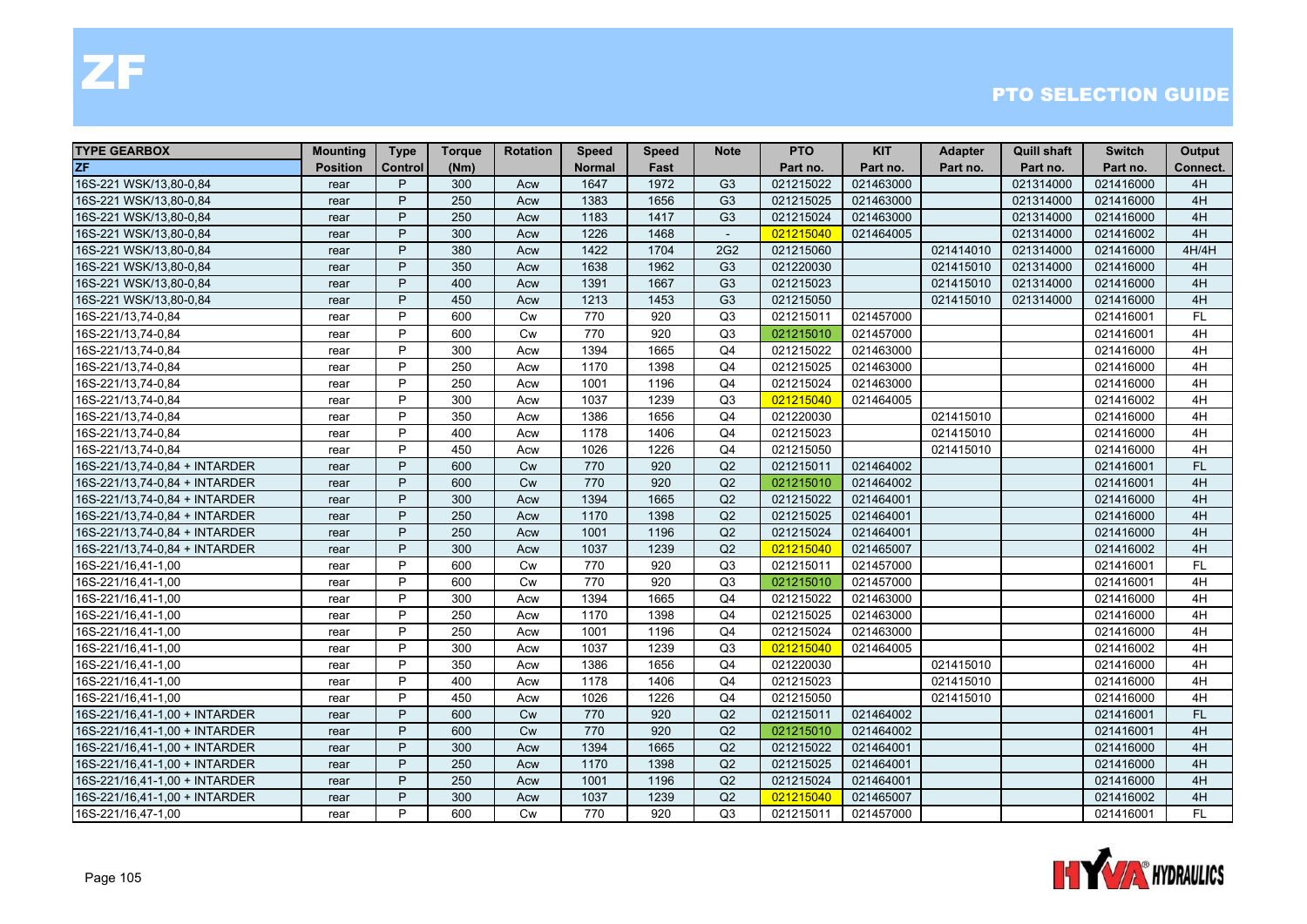# ZF

## PTO SELECTION GUIDE

| TYPE GEARBOX | Mounting | Type | Torque | Rotation | Speed | Speed | Note | PTO | KIT | Adapter | Quill shaft | Switch | Output |
|---|---|---|---|---|---|---|---|---|---|---|---|---|---|
| ZF | Position | Control | (Nm) | | Normal | Fast | | Part no. | Part no. | Part no. | Part no. | Part no. | Connect. |
| 16S-221 WSK/13,80-0,84 | rear | P | 300 | Acw | 1647 | 1972 | G3 | 021215022 | 021463000 | | 021314000 | 021416000 | 4H |
| 16S-221 WSK/13,80-0,84 | rear | P | 250 | Acw | 1383 | 1656 | G3 | 021215025 | 021463000 | | 021314000 | 021416000 | 4H |
| 16S-221 WSK/13,80-0,84 | rear | P | 250 | Acw | 1183 | 1417 | G3 | 021215024 | 021463000 | | 021314000 | 021416000 | 4H |
| 16S-221 WSK/13,80-0,84 | rear | P | 300 | Acw | 1226 | 1468 | - | 021215040 | 021464005 | | 021314000 | 021416002 | 4H |
| 16S-221 WSK/13,80-0,84 | rear | P | 380 | Acw | 1422 | 1704 | 2G2 | 021215060 | | 021414010 | 021314000 | 021416000 | 4H/4H |
| 16S-221 WSK/13,80-0,84 | rear | P | 350 | Acw | 1638 | 1962 | G3 | 021220030 | | 021415010 | 021314000 | 021416000 | 4H |
| 16S-221 WSK/13,80-0,84 | rear | P | 400 | Acw | 1391 | 1667 | G3 | 021215023 | | 021415010 | 021314000 | 021416000 | 4H |
| 16S-221 WSK/13,80-0,84 | rear | P | 450 | Acw | 1213 | 1453 | G3 | 021215050 | | 021415010 | 021314000 | 021416000 | 4H |
| 16S-221/13,74-0,84 | rear | P | 600 | Cw | 770 | 920 | Q3 | 021215011 | 021457000 | | | 021416001 | FL |
| 16S-221/13,74-0,84 | rear | P | 600 | Cw | 770 | 920 | Q3 | 021215010 | 021457000 | | | 021416001 | 4H |
| 16S-221/13,74-0,84 | rear | P | 300 | Acw | 1394 | 1665 | Q4 | 021215022 | 021463000 | | | 021416000 | 4H |
| 16S-221/13,74-0,84 | rear | P | 250 | Acw | 1170 | 1398 | Q4 | 021215025 | 021463000 | | | 021416000 | 4H |
| 16S-221/13,74-0,84 | rear | P | 250 | Acw | 1001 | 1196 | Q4 | 021215024 | 021463000 | | | 021416000 | 4H |
| 16S-221/13,74-0,84 | rear | P | 300 | Acw | 1037 | 1239 | Q3 | 021215040 | 021464005 | | | 021416002 | 4H |
| 16S-221/13,74-0,84 | rear | P | 350 | Acw | 1386 | 1656 | Q4 | 021220030 | | 021415010 | | 021416000 | 4H |
| 16S-221/13,74-0,84 | rear | P | 400 | Acw | 1178 | 1406 | Q4 | 021215023 | | 021415010 | | 021416000 | 4H |
| 16S-221/13,74-0,84 | rear | P | 450 | Acw | 1026 | 1226 | Q4 | 021215050 | | 021415010 | | 021416000 | 4H |
| 16S-221/13,74-0,84 + INTARDER | rear | P | 600 | Cw | 770 | 920 | Q2 | 021215011 | 021464002 | | | 021416001 | FL |
| 16S-221/13,74-0,84 + INTARDER | rear | P | 600 | Cw | 770 | 920 | Q2 | 021215010 | 021464002 | | | 021416001 | 4H |
| 16S-221/13,74-0,84 + INTARDER | rear | P | 300 | Acw | 1394 | 1665 | Q2 | 021215022 | 021464001 | | | 021416000 | 4H |
| 16S-221/13,74-0,84 + INTARDER | rear | P | 250 | Acw | 1170 | 1398 | Q2 | 021215025 | 021464001 | | | 021416000 | 4H |
| 16S-221/13,74-0,84 + INTARDER | rear | P | 250 | Acw | 1001 | 1196 | Q2 | 021215024 | 021464001 | | | 021416000 | 4H |
| 16S-221/13,74-0,84 + INTARDER | rear | P | 300 | Acw | 1037 | 1239 | Q2 | 021215040 | 021465007 | | | 021416002 | 4H |
| 16S-221/16,41-1,00 | rear | P | 600 | Cw | 770 | 920 | Q3 | 021215011 | 021457000 | | | 021416001 | FL |
| 16S-221/16,41-1,00 | rear | P | 600 | Cw | 770 | 920 | Q3 | 021215010 | 021457000 | | | 021416001 | 4H |
| 16S-221/16,41-1,00 | rear | P | 300 | Acw | 1394 | 1665 | Q4 | 021215022 | 021463000 | | | 021416000 | 4H |
| 16S-221/16,41-1,00 | rear | P | 250 | Acw | 1170 | 1398 | Q4 | 021215025 | 021463000 | | | 021416000 | 4H |
| 16S-221/16,41-1,00 | rear | P | 250 | Acw | 1001 | 1196 | Q4 | 021215024 | 021463000 | | | 021416000 | 4H |
| 16S-221/16,41-1,00 | rear | P | 300 | Acw | 1037 | 1239 | Q3 | 021215040 | 021464005 | | | 021416002 | 4H |
| 16S-221/16,41-1,00 | rear | P | 350 | Acw | 1386 | 1656 | Q4 | 021220030 | | 021415010 | | 021416000 | 4H |
| 16S-221/16,41-1,00 | rear | P | 400 | Acw | 1178 | 1406 | Q4 | 021215023 | | 021415010 | | 021416000 | 4H |
| 16S-221/16,41-1,00 | rear | P | 450 | Acw | 1026 | 1226 | Q4 | 021215050 | | 021415010 | | 021416000 | 4H |
| 16S-221/16,41-1,00 + INTARDER | rear | P | 600 | Cw | 770 | 920 | Q2 | 021215011 | 021464002 | | | 021416001 | FL |
| 16S-221/16,41-1,00 + INTARDER | rear | P | 600 | Cw | 770 | 920 | Q2 | 021215010 | 021464002 | | | 021416001 | 4H |
| 16S-221/16,41-1,00 + INTARDER | rear | P | 300 | Acw | 1394 | 1665 | Q2 | 021215022 | 021464001 | | | 021416000 | 4H |
| 16S-221/16,41-1,00 + INTARDER | rear | P | 250 | Acw | 1170 | 1398 | Q2 | 021215025 | 021464001 | | | 021416000 | 4H |
| 16S-221/16,41-1,00 + INTARDER | rear | P | 250 | Acw | 1001 | 1196 | Q2 | 021215024 | 021464001 | | | 021416000 | 4H |
| 16S-221/16,41-1,00 + INTARDER | rear | P | 300 | Acw | 1037 | 1239 | Q2 | 021215040 | 021465007 | | | 021416002 | 4H |
| 16S-221/16,47-1,00 | rear | P | 600 | Cw | 770 | 920 | Q3 | 021215011 | 021457000 | | | 021416001 | FL |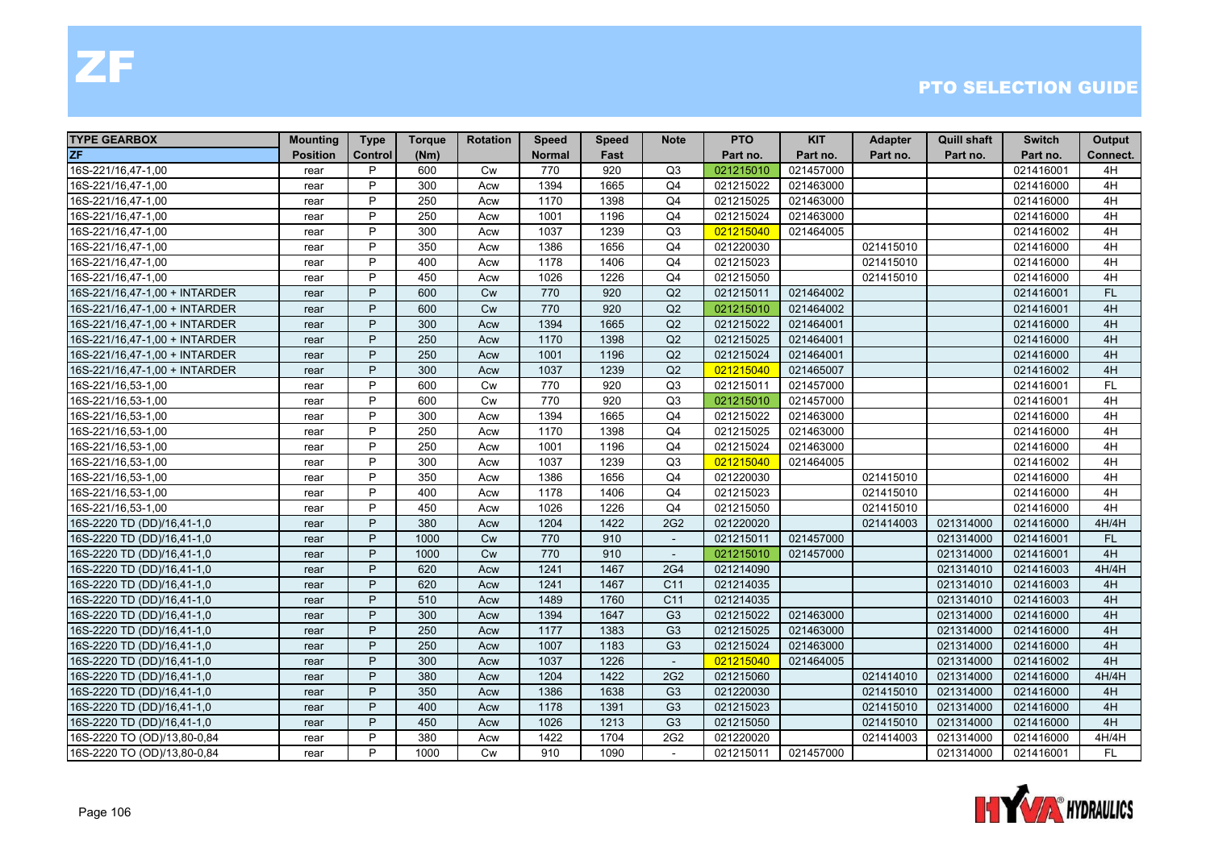# ZF

## PTO SELECTION GUIDE

| TYPE GEARBOX | Mounting | Type | Torque | Rotation | Speed | Speed | Note | PTO | KIT | Adapter | Quill shaft | Switch | Output |
|---|---|---|---|---|---|---|---|---|---|---|---|---|---|
| ZF | Position | Control | (Nm) | | Normal | Fast | | Part no. | Part no. | Part no. | Part no. | Part no. | Connect. |
| 16S-221/16,47-1,00 | rear | P | 600 | Cw | 770 | 920 | Q3 | 021215010 | 021457000 | | | 021416001 | 4H |
| 16S-221/16,47-1,00 | rear | P | 300 | Acw | 1394 | 1665 | Q4 | 021215022 | 021463000 | | | 021416000 | 4H |
| 16S-221/16,47-1,00 | rear | P | 250 | Acw | 1170 | 1398 | Q4 | 021215025 | 021463000 | | | 021416000 | 4H |
| 16S-221/16,47-1,00 | rear | P | 250 | Acw | 1001 | 1196 | Q4 | 021215024 | 021463000 | | | 021416000 | 4H |
| 16S-221/16,47-1,00 | rear | P | 300 | Acw | 1037 | 1239 | Q3 | 021215040 | 021464005 | | | 021416002 | 4H |
| 16S-221/16,47-1,00 | rear | P | 350 | Acw | 1386 | 1656 | Q4 | 021220030 | | 021415010 | | 021416000 | 4H |
| 16S-221/16,47-1,00 | rear | P | 400 | Acw | 1178 | 1406 | Q4 | 021215023 | | 021415010 | | 021416000 | 4H |
| 16S-221/16,47-1,00 | rear | P | 450 | Acw | 1026 | 1226 | Q4 | 021215050 | | 021415010 | | 021416000 | 4H |
| 16S-221/16,47-1,00 + INTARDER | rear | P | 600 | Cw | 770 | 920 | Q2 | 021215011 | 021464002 | | | 021416001 | FL |
| 16S-221/16,47-1,00 + INTARDER | rear | P | 600 | Cw | 770 | 920 | Q2 | 021215010 | 021464002 | | | 021416001 | 4H |
| 16S-221/16,47-1,00 + INTARDER | rear | P | 300 | Acw | 1394 | 1665 | Q2 | 021215022 | 021464001 | | | 021416000 | 4H |
| 16S-221/16,47-1,00 + INTARDER | rear | P | 250 | Acw | 1170 | 1398 | Q2 | 021215025 | 021464001 | | | 021416000 | 4H |
| 16S-221/16,47-1,00 + INTARDER | rear | P | 250 | Acw | 1001 | 1196 | Q2 | 021215024 | 021464001 | | | 021416000 | 4H |
| 16S-221/16,47-1,00 + INTARDER | rear | P | 300 | Acw | 1037 | 1239 | Q2 | 021215040 | 021465007 | | | 021416002 | 4H |
| 16S-221/16,53-1,00 | rear | P | 600 | Cw | 770 | 920 | Q3 | 021215011 | 021457000 | | | 021416001 | FL |
| 16S-221/16,53-1,00 | rear | P | 600 | Cw | 770 | 920 | Q3 | 021215010 | 021457000 | | | 021416001 | 4H |
| 16S-221/16,53-1,00 | rear | P | 300 | Acw | 1394 | 1665 | Q4 | 021215022 | 021463000 | | | 021416000 | 4H |
| 16S-221/16,53-1,00 | rear | P | 250 | Acw | 1170 | 1398 | Q4 | 021215025 | 021463000 | | | 021416000 | 4H |
| 16S-221/16,53-1,00 | rear | P | 250 | Acw | 1001 | 1196 | Q4 | 021215024 | 021463000 | | | 021416000 | 4H |
| 16S-221/16,53-1,00 | rear | P | 300 | Acw | 1037 | 1239 | Q3 | 021215040 | 021464005 | | | 021416002 | 4H |
| 16S-221/16,53-1,00 | rear | P | 350 | Acw | 1386 | 1656 | Q4 | 021220030 | | 021415010 | | 021416000 | 4H |
| 16S-221/16,53-1,00 | rear | P | 400 | Acw | 1178 | 1406 | Q4 | 021215023 | | 021415010 | | 021416000 | 4H |
| 16S-221/16,53-1,00 | rear | P | 450 | Acw | 1026 | 1226 | Q4 | 021215050 | | 021415010 | | 021416000 | 4H |
| 16S-2220 TD (DD)/16,41-1,0 | rear | P | 380 | Acw | 1204 | 1422 | 2G2 | 021220020 | | 021414003 | 021314000 | 021416000 | 4H/4H |
| 16S-2220 TD (DD)/16,41-1,0 | rear | P | 1000 | Cw | 770 | 910 | - | 021215011 | 021457000 | | 021314000 | 021416001 | FL |
| 16S-2220 TD (DD)/16,41-1,0 | rear | P | 1000 | Cw | 770 | 910 | - | 021215010 | 021457000 | | 021314000 | 021416001 | 4H |
| 16S-2220 TD (DD)/16,41-1,0 | rear | P | 620 | Acw | 1241 | 1467 | 2G4 | 021214090 | | | 021314010 | 021416003 | 4H/4H |
| 16S-2220 TD (DD)/16,41-1,0 | rear | P | 620 | Acw | 1241 | 1467 | C11 | 021214035 | | | 021314010 | 021416003 | 4H |
| 16S-2220 TD (DD)/16,41-1,0 | rear | P | 510 | Acw | 1489 | 1760 | C11 | 021214035 | | | 021314010 | 021416003 | 4H |
| 16S-2220 TD (DD)/16,41-1,0 | rear | P | 300 | Acw | 1394 | 1647 | G3 | 021215022 | 021463000 | | 021314000 | 021416000 | 4H |
| 16S-2220 TD (DD)/16,41-1,0 | rear | P | 250 | Acw | 1177 | 1383 | G3 | 021215025 | 021463000 | | 021314000 | 021416000 | 4H |
| 16S-2220 TD (DD)/16,41-1,0 | rear | P | 250 | Acw | 1007 | 1183 | G3 | 021215024 | 021463000 | | 021314000 | 021416000 | 4H |
| 16S-2220 TD (DD)/16,41-1,0 | rear | P | 300 | Acw | 1037 | 1226 | - | 021215040 | 021464005 | | 021314000 | 021416002 | 4H |
| 16S-2220 TD (DD)/16,41-1,0 | rear | P | 380 | Acw | 1204 | 1422 | 2G2 | 021215060 | | 021414010 | 021314000 | 021416000 | 4H/4H |
| 16S-2220 TD (DD)/16,41-1,0 | rear | P | 350 | Acw | 1386 | 1638 | G3 | 021220030 | | 021415010 | 021314000 | 021416000 | 4H |
| 16S-2220 TD (DD)/16,41-1,0 | rear | P | 400 | Acw | 1178 | 1391 | G3 | 021215023 | | 021415010 | 021314000 | 021416000 | 4H |
| 16S-2220 TD (DD)/16,41-1,0 | rear | P | 450 | Acw | 1026 | 1213 | G3 | 021215050 | | 021415010 | 021314000 | 021416000 | 4H |
| 16S-2220 TO (OD)/13,80-0,84 | rear | P | 380 | Acw | 1422 | 1704 | 2G2 | 021220020 | | 021414003 | 021314000 | 021416000 | 4H/4H |
| 16S-2220 TO (OD)/13,80-0,84 | rear | P | 1000 | Cw | 910 | 1090 | - | 021215011 | 021457000 | | 021314000 | 021416001 | FL |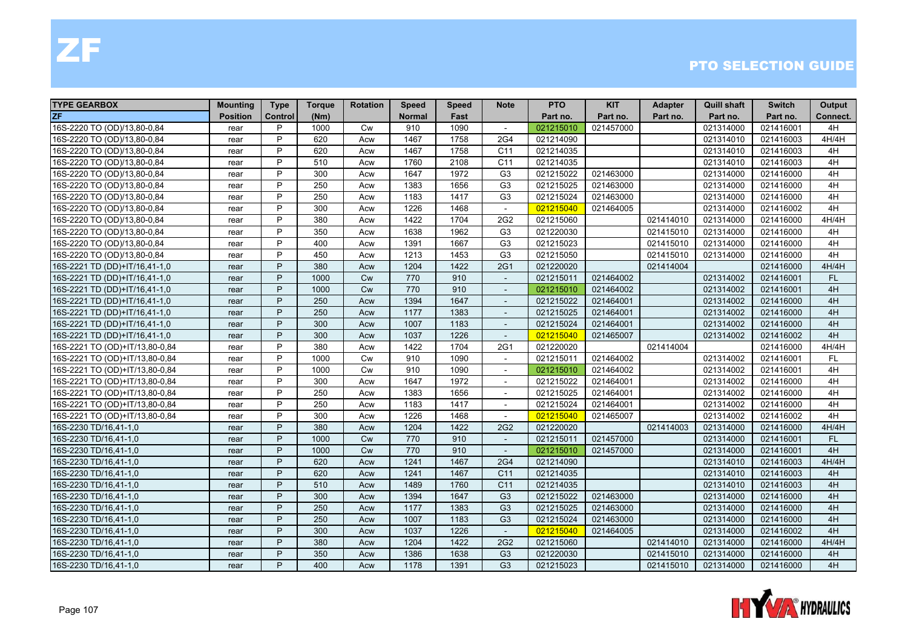# ZF

## PTO SELECTION GUIDE

| TYPE GEARBOX | Mounting | Type | Torque | Rotation | Speed | Speed | Note | PTO | KIT | Adapter | Quill shaft | Switch | Output |
|---|---|---|---|---|---|---|---|---|---|---|---|---|---|
| ZF | Position | Control | (Nm) | | Normal | Fast | | Part no. | Part no. | Part no. | Part no. | Part no. | Connect. |
| 16S-2220 TO (OD)/13,80-0,84 | rear | P | 1000 | Cw | 910 | 1090 | - | 021215010 | 021457000 | | 021314000 | 021416001 | 4H |
| 16S-2220 TO (OD)/13,80-0,84 | rear | P | 620 | Acw | 1467 | 1758 | 2G4 | 021214090 | | | 021314010 | 021416003 | 4H/4H |
| 16S-2220 TO (OD)/13,80-0,84 | rear | P | 620 | Acw | 1467 | 1758 | C11 | 021214035 | | | 021314010 | 021416003 | 4H |
| 16S-2220 TO (OD)/13,80-0,84 | rear | P | 510 | Acw | 1760 | 2108 | C11 | 021214035 | | | 021314010 | 021416003 | 4H |
| 16S-2220 TO (OD)/13,80-0,84 | rear | P | 300 | Acw | 1647 | 1972 | G3 | 021215022 | 021463000 | | 021314000 | 021416000 | 4H |
| 16S-2220 TO (OD)/13,80-0,84 | rear | P | 250 | Acw | 1383 | 1656 | G3 | 021215025 | 021463000 | | 021314000 | 021416000 | 4H |
| 16S-2220 TO (OD)/13,80-0,84 | rear | P | 250 | Acw | 1183 | 1417 | G3 | 021215024 | 021463000 | | 021314000 | 021416000 | 4H |
| 16S-2220 TO (OD)/13,80-0,84 | rear | P | 300 | Acw | 1226 | 1468 | - | 021215040 | 021464005 | | 021314000 | 021416002 | 4H |
| 16S-2220 TO (OD)/13,80-0,84 | rear | P | 380 | Acw | 1422 | 1704 | 2G2 | 021215060 | | 021414010 | 021314000 | 021416000 | 4H/4H |
| 16S-2220 TO (OD)/13,80-0,84 | rear | P | 350 | Acw | 1638 | 1962 | G3 | 021220030 | | 021415010 | 021314000 | 021416000 | 4H |
| 16S-2220 TO (OD)/13,80-0,84 | rear | P | 400 | Acw | 1391 | 1667 | G3 | 021215023 | | 021415010 | 021314000 | 021416000 | 4H |
| 16S-2220 TO (OD)/13,80-0,84 | rear | P | 450 | Acw | 1213 | 1453 | G3 | 021215050 | | 021415010 | 021314000 | 021416000 | 4H |
| 16S-2221 TD (DD)+IT/16,41-1,0 | rear | P | 380 | Acw | 1204 | 1422 | 2G1 | 021220020 | | 021414004 | | 021416000 | 4H/4H |
| 16S-2221 TD (DD)+IT/16,41-1,0 | rear | P | 1000 | Cw | 770 | 910 | - | 021215011 | 021464002 | | 021314002 | 021416001 | FL |
| 16S-2221 TD (DD)+IT/16,41-1,0 | rear | P | 1000 | Cw | 770 | 910 | - | 021215010 | 021464002 | | 021314002 | 021416001 | 4H |
| 16S-2221 TD (DD)+IT/16,41-1,0 | rear | P | 250 | Acw | 1394 | 1647 | - | 021215022 | 021464001 | | 021314002 | 021416000 | 4H |
| 16S-2221 TD (DD)+IT/16,41-1,0 | rear | P | 250 | Acw | 1177 | 1383 | - | 021215025 | 021464001 | | 021314002 | 021416000 | 4H |
| 16S-2221 TD (DD)+IT/16,41-1,0 | rear | P | 300 | Acw | 1007 | 1183 | - | 021215024 | 021464001 | | 021314002 | 021416000 | 4H |
| 16S-2221 TD (DD)+IT/16,41-1,0 | rear | P | 300 | Acw | 1037 | 1226 | - | 021215040 | 021465007 | | 021314002 | 021416002 | 4H |
| 16S-2221 TO (OD)+IT/13,80-0,84 | rear | P | 380 | Acw | 1422 | 1704 | 2G1 | 021220020 | | 021414004 | | 021416000 | 4H/4H |
| 16S-2221 TO (OD)+IT/13,80-0,84 | rear | P | 1000 | Cw | 910 | 1090 | - | 021215011 | 021464002 | | 021314002 | 021416001 | FL |
| 16S-2221 TO (OD)+IT/13,80-0,84 | rear | P | 1000 | Cw | 910 | 1090 | - | 021215010 | 021464002 | | 021314002 | 021416001 | 4H |
| 16S-2221 TO (OD)+IT/13,80-0,84 | rear | P | 300 | Acw | 1647 | 1972 | - | 021215022 | 021464001 | | 021314002 | 021416000 | 4H |
| 16S-2221 TO (OD)+IT/13,80-0,84 | rear | P | 250 | Acw | 1383 | 1656 | - | 021215025 | 021464001 | | 021314002 | 021416000 | 4H |
| 16S-2221 TO (OD)+IT/13,80-0,84 | rear | P | 250 | Acw | 1183 | 1417 | - | 021215024 | 021464001 | | 021314002 | 021416000 | 4H |
| 16S-2221 TO (OD)+IT/13,80-0,84 | rear | P | 300 | Acw | 1226 | 1468 | - | 021215040 | 021465007 | | 021314002 | 021416002 | 4H |
| 16S-2230 TD/16,41-1,0 | rear | P | 380 | Acw | 1204 | 1422 | 2G2 | 021220020 | | 021414003 | 021314000 | 021416000 | 4H/4H |
| 16S-2230 TD/16,41-1,0 | rear | P | 1000 | Cw | 770 | 910 | - | 021215011 | 021457000 | | 021314000 | 021416001 | FL |
| 16S-2230 TD/16,41-1,0 | rear | P | 1000 | Cw | 770 | 910 | - | 021215010 | 021457000 | | 021314000 | 021416001 | 4H |
| 16S-2230 TD/16,41-1,0 | rear | P | 620 | Acw | 1241 | 1467 | 2G4 | 021214090 | | | 021314010 | 021416003 | 4H/4H |
| 16S-2230 TD/16,41-1,0 | rear | P | 620 | Acw | 1241 | 1467 | C11 | 021214035 | | | 021314010 | 021416003 | 4H |
| 16S-2230 TD/16,41-1,0 | rear | P | 510 | Acw | 1489 | 1760 | C11 | 021214035 | | | 021314010 | 021416003 | 4H |
| 16S-2230 TD/16,41-1,0 | rear | P | 300 | Acw | 1394 | 1647 | G3 | 021215022 | 021463000 | | 021314000 | 021416000 | 4H |
| 16S-2230 TD/16,41-1,0 | rear | P | 250 | Acw | 1177 | 1383 | G3 | 021215025 | 021463000 | | 021314000 | 021416000 | 4H |
| 16S-2230 TD/16,41-1,0 | rear | P | 250 | Acw | 1007 | 1183 | G3 | 021215024 | 021463000 | | 021314000 | 021416000 | 4H |
| 16S-2230 TD/16,41-1,0 | rear | P | 300 | Acw | 1037 | 1226 | - | 021215040 | 021464005 | | 021314000 | 021416002 | 4H |
| 16S-2230 TD/16,41-1,0 | rear | P | 380 | Acw | 1204 | 1422 | 2G2 | 021215060 | | 021414010 | 021314000 | 021416000 | 4H/4H |
| 16S-2230 TD/16,41-1,0 | rear | P | 350 | Acw | 1386 | 1638 | G3 | 021220030 | | 021415010 | 021314000 | 021416000 | 4H |
| 16S-2230 TD/16,41-1,0 | rear | P | 400 | Acw | 1178 | 1391 | G3 | 021215023 | | 021415010 | 021314000 | 021416000 | 4H |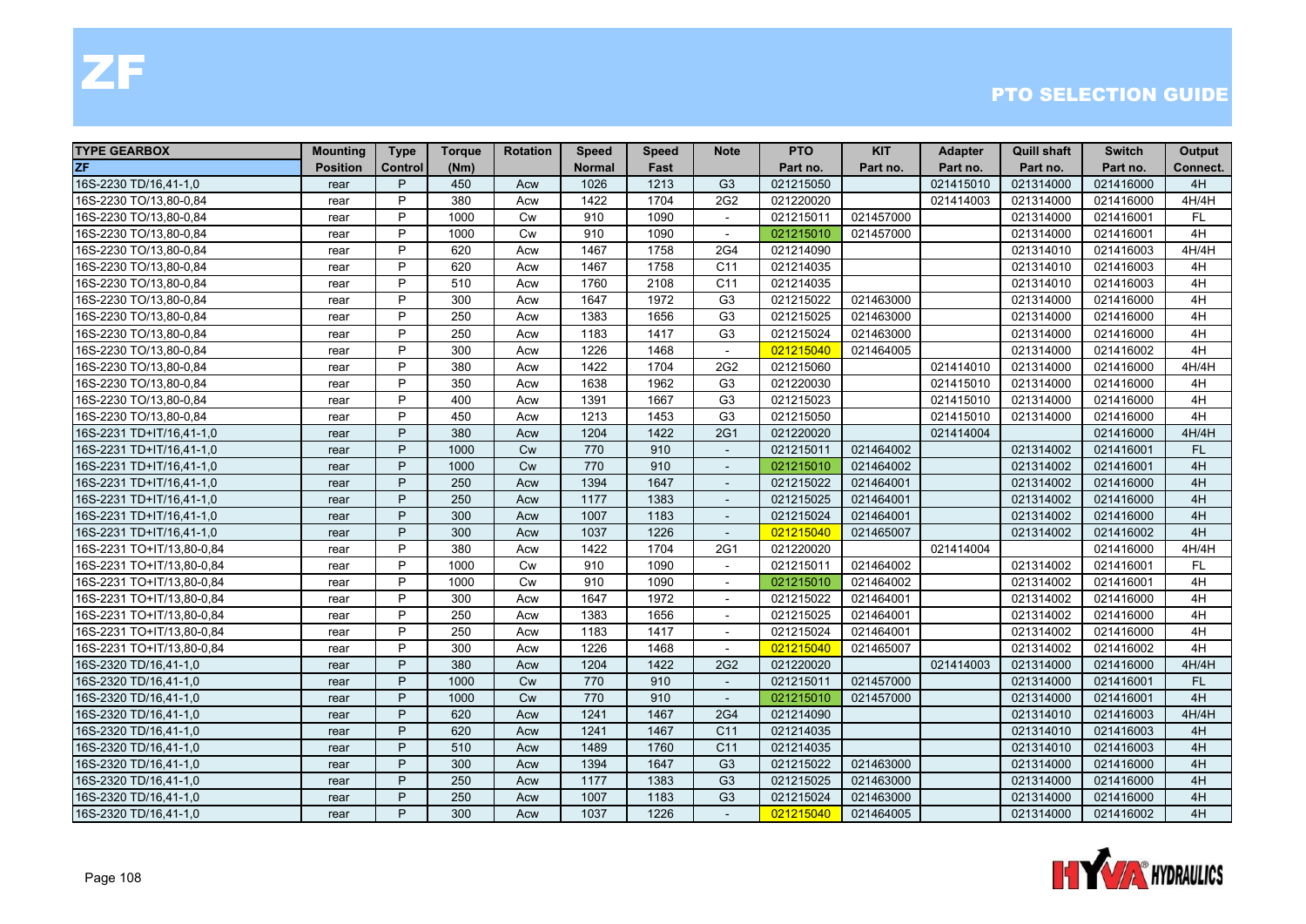# ZF

## PTO SELECTION GUIDE

| TYPE GEARBOX | Mounting | Type | Torque | Rotation | Speed | Speed | Note | PTO | KIT | Adapter | Quill shaft | Switch | Output |
|---|---|---|---|---|---|---|---|---|---|---|---|---|---|
| ZF | Position | Control | (Nm) | | Normal | Fast | | Part no. | Part no. | Part no. | Part no. | Part no. | Connect. |
| 16S-2230 TD/16,41-1,0 | rear | P | 450 | Acw | 1026 | 1213 | G3 | 021215050 | | 021415010 | 021314000 | 021416000 | 4H |
| 16S-2230 TO/13,80-0,84 | rear | P | 380 | Acw | 1422 | 1704 | 2G2 | 021220020 | | 021414003 | 021314000 | 021416000 | 4H/4H |
| 16S-2230 TO/13,80-0,84 | rear | P | 1000 | Cw | 910 | 1090 | - | 021215011 | 021457000 | | 021314000 | 021416001 | FL |
| 16S-2230 TO/13,80-0,84 | rear | P | 1000 | Cw | 910 | 1090 | - | 021215010 | 021457000 | | 021314000 | 021416001 | 4H |
| 16S-2230 TO/13,80-0,84 | rear | P | 620 | Acw | 1467 | 1758 | 2G4 | 021214090 | | | 021314010 | 021416003 | 4H/4H |
| 16S-2230 TO/13,80-0,84 | rear | P | 620 | Acw | 1467 | 1758 | C11 | 021214035 | | | 021314010 | 021416003 | 4H |
| 16S-2230 TO/13,80-0,84 | rear | P | 510 | Acw | 1760 | 2108 | C11 | 021214035 | | | 021314010 | 021416003 | 4H |
| 16S-2230 TO/13,80-0,84 | rear | P | 300 | Acw | 1647 | 1972 | G3 | 021215022 | 021463000 | | 021314000 | 021416000 | 4H |
| 16S-2230 TO/13,80-0,84 | rear | P | 250 | Acw | 1383 | 1656 | G3 | 021215025 | 021463000 | | 021314000 | 021416000 | 4H |
| 16S-2230 TO/13,80-0,84 | rear | P | 250 | Acw | 1183 | 1417 | G3 | 021215024 | 021463000 | | 021314000 | 021416000 | 4H |
| 16S-2230 TO/13,80-0,84 | rear | P | 300 | Acw | 1226 | 1468 | - | 021215040 | 021464005 | | 021314000 | 021416002 | 4H |
| 16S-2230 TO/13,80-0,84 | rear | P | 380 | Acw | 1422 | 1704 | 2G2 | 021215060 | | 021414010 | 021314000 | 021416000 | 4H/4H |
| 16S-2230 TO/13,80-0,84 | rear | P | 350 | Acw | 1638 | 1962 | G3 | 021220030 | | 021415010 | 021314000 | 021416000 | 4H |
| 16S-2230 TO/13,80-0,84 | rear | P | 400 | Acw | 1391 | 1667 | G3 | 021215023 | | 021415010 | 021314000 | 021416000 | 4H |
| 16S-2230 TO/13,80-0,84 | rear | P | 450 | Acw | 1213 | 1453 | G3 | 021215050 | | 021415010 | 021314000 | 021416000 | 4H |
| 16S-2231 TD+IT/16,41-1,0 | rear | P | 380 | Acw | 1204 | 1422 | 2G1 | 021220020 | | 021414004 | | 021416000 | 4H/4H |
| 16S-2231 TD+IT/16,41-1,0 | rear | P | 1000 | Cw | 770 | 910 | - | 021215011 | 021464002 | | 021314002 | 021416001 | FL |
| 16S-2231 TD+IT/16,41-1,0 | rear | P | 1000 | Cw | 770 | 910 | - | 021215010 | 021464002 | | 021314002 | 021416001 | 4H |
| 16S-2231 TD+IT/16,41-1,0 | rear | P | 250 | Acw | 1394 | 1647 | - | 021215022 | 021464001 | | 021314002 | 021416000 | 4H |
| 16S-2231 TD+IT/16,41-1,0 | rear | P | 250 | Acw | 1177 | 1383 | - | 021215025 | 021464001 | | 021314002 | 021416000 | 4H |
| 16S-2231 TD+IT/16,41-1,0 | rear | P | 300 | Acw | 1007 | 1183 | - | 021215024 | 021464001 | | 021314002 | 021416000 | 4H |
| 16S-2231 TD+IT/16,41-1,0 | rear | P | 300 | Acw | 1037 | 1226 | - | 021215040 | 021465007 | | 021314002 | 021416002 | 4H |
| 16S-2231 TO+IT/13,80-0,84 | rear | P | 380 | Acw | 1422 | 1704 | 2G1 | 021220020 | | 021414004 | | 021416000 | 4H/4H |
| 16S-2231 TO+IT/13,80-0,84 | rear | P | 1000 | Cw | 910 | 1090 | - | 021215011 | 021464002 | | 021314002 | 021416001 | FL |
| 16S-2231 TO+IT/13,80-0,84 | rear | P | 1000 | Cw | 910 | 1090 | - | 021215010 | 021464002 | | 021314002 | 021416001 | 4H |
| 16S-2231 TO+IT/13,80-0,84 | rear | P | 300 | Acw | 1647 | 1972 | - | 021215022 | 021464001 | | 021314002 | 021416000 | 4H |
| 16S-2231 TO+IT/13,80-0,84 | rear | P | 250 | Acw | 1383 | 1656 | - | 021215025 | 021464001 | | 021314002 | 021416000 | 4H |
| 16S-2231 TO+IT/13,80-0,84 | rear | P | 250 | Acw | 1183 | 1417 | - | 021215024 | 021464001 | | 021314002 | 021416000 | 4H |
| 16S-2231 TO+IT/13,80-0,84 | rear | P | 300 | Acw | 1226 | 1468 | - | 021215040 | 021465007 | | 021314002 | 021416002 | 4H |
| 16S-2320 TD/16,41-1,0 | rear | P | 380 | Acw | 1204 | 1422 | 2G2 | 021220020 | | 021414003 | 021314000 | 021416000 | 4H/4H |
| 16S-2320 TD/16,41-1,0 | rear | P | 1000 | Cw | 770 | 910 | - | 021215011 | 021457000 | | 021314000 | 021416001 | FL |
| 16S-2320 TD/16,41-1,0 | rear | P | 1000 | Cw | 770 | 910 | - | 021215010 | 021457000 | | 021314000 | 021416001 | 4H |
| 16S-2320 TD/16,41-1,0 | rear | P | 620 | Acw | 1241 | 1467 | 2G4 | 021214090 | | | 021314010 | 021416003 | 4H/4H |
| 16S-2320 TD/16,41-1,0 | rear | P | 620 | Acw | 1241 | 1467 | C11 | 021214035 | | | 021314010 | 021416003 | 4H |
| 16S-2320 TD/16,41-1,0 | rear | P | 510 | Acw | 1489 | 1760 | C11 | 021214035 | | | 021314010 | 021416003 | 4H |
| 16S-2320 TD/16,41-1,0 | rear | P | 300 | Acw | 1394 | 1647 | G3 | 021215022 | 021463000 | | 021314000 | 021416000 | 4H |
| 16S-2320 TD/16,41-1,0 | rear | P | 250 | Acw | 1177 | 1383 | G3 | 021215025 | 021463000 | | 021314000 | 021416000 | 4H |
| 16S-2320 TD/16,41-1,0 | rear | P | 250 | Acw | 1007 | 1183 | G3 | 021215024 | 021463000 | | 021314000 | 021416000 | 4H |
| 16S-2320 TD/16,41-1,0 | rear | P | 300 | Acw | 1037 | 1226 | - | 021215040 | 021464005 | | 021314000 | 021416002 | 4H |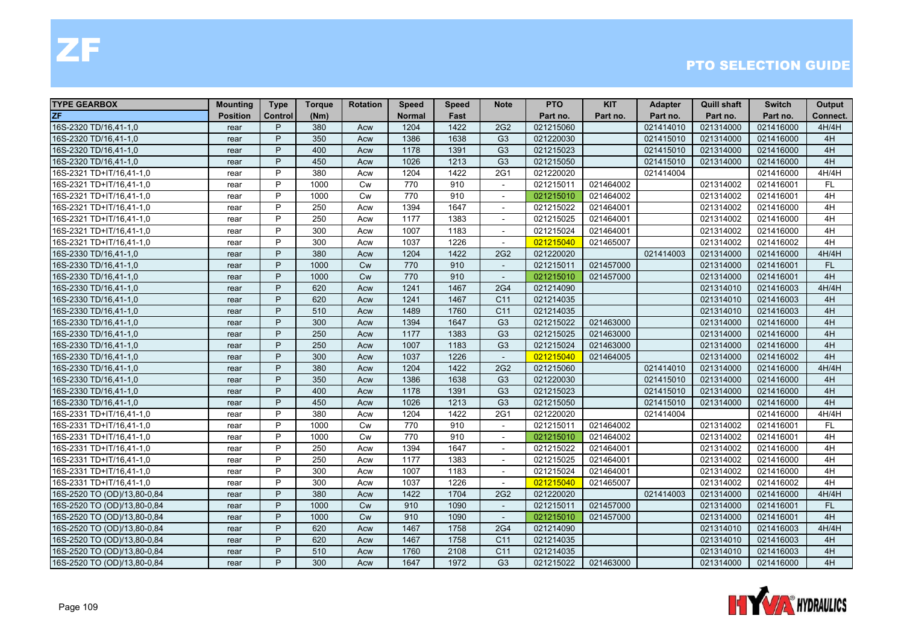# ZF

## PTO SELECTION GUIDE

| TYPE GEARBOX | Mounting | Type | Torque | Rotation | Speed | Speed | Note | PTO | KIT | Adapter | Quill shaft | Switch | Output |
|---|---|---|---|---|---|---|---|---|---|---|---|---|---|
| ZF | Position | Control | (Nm) | | Normal | Fast | | Part no. | Part no. | Part no. | Part no. | Part no. | Connect. |
| 16S-2320 TD/16,41-1,0 | rear | P | 380 | Acw | 1204 | 1422 | 2G2 | 021215060 | | 021414010 | 021314000 | 021416000 | 4H/4H |
| 16S-2320 TD/16,41-1,0 | rear | P | 350 | Acw | 1386 | 1638 | G3 | 021220030 | | 021415010 | 021314000 | 021416000 | 4H |
| 16S-2320 TD/16,41-1,0 | rear | P | 400 | Acw | 1178 | 1391 | G3 | 021215023 | | 021415010 | 021314000 | 021416000 | 4H |
| 16S-2320 TD/16,41-1,0 | rear | P | 450 | Acw | 1026 | 1213 | G3 | 021215050 | | 021415010 | 021314000 | 021416000 | 4H |
| 16S-2321 TD+IT/16,41-1,0 | rear | P | 380 | Acw | 1204 | 1422 | 2G1 | 021220020 | | 021414004 | | 021416000 | 4H/4H |
| 16S-2321 TD+IT/16,41-1,0 | rear | P | 1000 | Cw | 770 | 910 | - | 021215011 | 021464002 | | 021314002 | 021416001 | FL |
| 16S-2321 TD+IT/16,41-1,0 | rear | P | 1000 | Cw | 770 | 910 | - | 021215010 | 021464002 | | 021314002 | 021416001 | 4H |
| 16S-2321 TD+IT/16,41-1,0 | rear | P | 250 | Acw | 1394 | 1647 | - | 021215022 | 021464001 | | 021314002 | 021416000 | 4H |
| 16S-2321 TD+IT/16,41-1,0 | rear | P | 250 | Acw | 1177 | 1383 | - | 021215025 | 021464001 | | 021314002 | 021416000 | 4H |
| 16S-2321 TD+IT/16,41-1,0 | rear | P | 300 | Acw | 1007 | 1183 | - | 021215024 | 021464001 | | 021314002 | 021416000 | 4H |
| 16S-2321 TD+IT/16,41-1,0 | rear | P | 300 | Acw | 1037 | 1226 | - | 021215040 | 021465007 | | 021314002 | 021416002 | 4H |
| 16S-2330 TD/16,41-1,0 | rear | P | 380 | Acw | 1204 | 1422 | 2G2 | 021220020 | | 021414003 | 021314000 | 021416000 | 4H/4H |
| 16S-2330 TD/16,41-1,0 | rear | P | 1000 | Cw | 770 | 910 | - | 021215011 | 021457000 | | 021314000 | 021416001 | FL |
| 16S-2330 TD/16,41-1,0 | rear | P | 1000 | Cw | 770 | 910 | - | 021215010 | 021457000 | | 021314000 | 021416001 | 4H |
| 16S-2330 TD/16,41-1,0 | rear | P | 620 | Acw | 1241 | 1467 | 2G4 | 021214090 | | | 021314010 | 021416003 | 4H/4H |
| 16S-2330 TD/16,41-1,0 | rear | P | 620 | Acw | 1241 | 1467 | C11 | 021214035 | | | 021314010 | 021416003 | 4H |
| 16S-2330 TD/16,41-1,0 | rear | P | 510 | Acw | 1489 | 1760 | C11 | 021214035 | | | 021314010 | 021416003 | 4H |
| 16S-2330 TD/16,41-1,0 | rear | P | 300 | Acw | 1394 | 1647 | G3 | 021215022 | 021463000 | | 021314000 | 021416000 | 4H |
| 16S-2330 TD/16,41-1,0 | rear | P | 250 | Acw | 1177 | 1383 | G3 | 021215025 | 021463000 | | 021314000 | 021416000 | 4H |
| 16S-2330 TD/16,41-1,0 | rear | P | 250 | Acw | 1007 | 1183 | G3 | 021215024 | 021463000 | | 021314000 | 021416000 | 4H |
| 16S-2330 TD/16,41-1,0 | rear | P | 300 | Acw | 1037 | 1226 | - | 021215040 | 021464005 | | 021314000 | 021416002 | 4H |
| 16S-2330 TD/16,41-1,0 | rear | P | 380 | Acw | 1204 | 1422 | 2G2 | 021215060 | | 021414010 | 021314000 | 021416000 | 4H/4H |
| 16S-2330 TD/16,41-1,0 | rear | P | 350 | Acw | 1386 | 1638 | G3 | 021220030 | | 021415010 | 021314000 | 021416000 | 4H |
| 16S-2330 TD/16,41-1,0 | rear | P | 400 | Acw | 1178 | 1391 | G3 | 021215023 | | 021415010 | 021314000 | 021416000 | 4H |
| 16S-2330 TD/16,41-1,0 | rear | P | 450 | Acw | 1026 | 1213 | G3 | 021215050 | | 021415010 | 021314000 | 021416000 | 4H |
| 16S-2331 TD+IT/16,41-1,0 | rear | P | 380 | Acw | 1204 | 1422 | 2G1 | 021220020 | | 021414004 | | 021416000 | 4H/4H |
| 16S-2331 TD+IT/16,41-1,0 | rear | P | 1000 | Cw | 770 | 910 | - | 021215011 | 021464002 | | 021314002 | 021416001 | FL |
| 16S-2331 TD+IT/16,41-1,0 | rear | P | 1000 | Cw | 770 | 910 | - | 021215010 | 021464002 | | 021314002 | 021416001 | 4H |
| 16S-2331 TD+IT/16,41-1,0 | rear | P | 250 | Acw | 1394 | 1647 | - | 021215022 | 021464001 | | 021314002 | 021416000 | 4H |
| 16S-2331 TD+IT/16,41-1,0 | rear | P | 250 | Acw | 1177 | 1383 | - | 021215025 | 021464001 | | 021314002 | 021416000 | 4H |
| 16S-2331 TD+IT/16,41-1,0 | rear | P | 300 | Acw | 1007 | 1183 | - | 021215024 | 021464001 | | 021314002 | 021416000 | 4H |
| 16S-2331 TD+IT/16,41-1,0 | rear | P | 300 | Acw | 1037 | 1226 | - | 021215040 | 021465007 | | 021314002 | 021416002 | 4H |
| 16S-2520 TO (OD)/13,80-0,84 | rear | P | 380 | Acw | 1422 | 1704 | 2G2 | 021220020 | | 021414003 | 021314000 | 021416000 | 4H/4H |
| 16S-2520 TO (OD)/13,80-0,84 | rear | P | 1000 | Cw | 910 | 1090 | - | 021215011 | 021457000 | | 021314000 | 021416001 | FL |
| 16S-2520 TO (OD)/13,80-0,84 | rear | P | 1000 | Cw | 910 | 1090 | - | 021215010 | 021457000 | | 021314000 | 021416001 | 4H |
| 16S-2520 TO (OD)/13,80-0,84 | rear | P | 620 | Acw | 1467 | 1758 | 2G4 | 021214090 | | | 021314010 | 021416003 | 4H/4H |
| 16S-2520 TO (OD)/13,80-0,84 | rear | P | 620 | Acw | 1467 | 1758 | C11 | 021214035 | | | 021314010 | 021416003 | 4H |
| 16S-2520 TO (OD)/13,80-0,84 | rear | P | 510 | Acw | 1760 | 2108 | C11 | 021214035 | | | 021314010 | 021416003 | 4H |
| 16S-2520 TO (OD)/13,80-0,84 | rear | P | 300 | Acw | 1647 | 1972 | G3 | 021215022 | 021463000 | | 021314000 | 021416000 | 4H |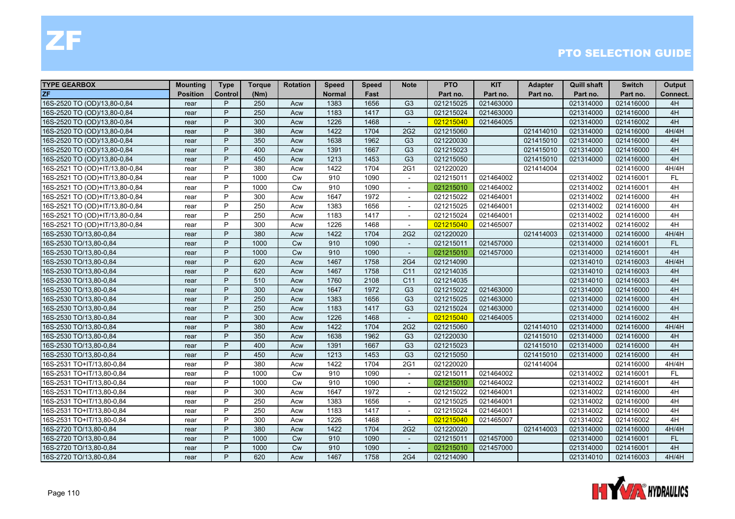# ZF

## PTO SELECTION GUIDE

| TYPE GEARBOX | Mounting | Type | Torque | Rotation | Speed | Speed | Note | PTO | KIT | Adapter | Quill shaft | Switch | Output |
|---|---|---|---|---|---|---|---|---|---|---|---|---|---|
| ZF | Position | Control | (Nm) | | Normal | Fast | | Part no. | Part no. | Part no. | Part no. | Part no. | Connect. |
| 16S-2520 TO (OD)/13,80-0,84 | rear | P | 250 | Acw | 1383 | 1656 | G3 | 021215025 | 021463000 | | 021314000 | 021416000 | 4H |
| 16S-2520 TO (OD)/13,80-0,84 | rear | P | 250 | Acw | 1183 | 1417 | G3 | 021215024 | 021463000 | | 021314000 | 021416000 | 4H |
| 16S-2520 TO (OD)/13,80-0,84 | rear | P | 300 | Acw | 1226 | 1468 | - | 021215040 | 021464005 | | 021314000 | 021416002 | 4H |
| 16S-2520 TO (OD)/13,80-0,84 | rear | P | 380 | Acw | 1422 | 1704 | 2G2 | 021215060 | | 021414010 | 021314000 | 021416000 | 4H/4H |
| 16S-2520 TO (OD)/13,80-0,84 | rear | P | 350 | Acw | 1638 | 1962 | G3 | 021220030 | | 021415010 | 021314000 | 021416000 | 4H |
| 16S-2520 TO (OD)/13,80-0,84 | rear | P | 400 | Acw | 1391 | 1667 | G3 | 021215023 | | 021415010 | 021314000 | 021416000 | 4H |
| 16S-2520 TO (OD)/13,80-0,84 | rear | P | 450 | Acw | 1213 | 1453 | G3 | 021215050 | | 021415010 | 021314000 | 021416000 | 4H |
| 16S-2521 TO (OD)+IT/13,80-0,84 | rear | P | 380 | Acw | 1422 | 1704 | 2G1 | 021220020 | | 021414004 | | 021416000 | 4H/4H |
| 16S-2521 TO (OD)+IT/13,80-0,84 | rear | P | 1000 | Cw | 910 | 1090 | - | 021215011 | 021464002 | | 021314002 | 021416001 | FL |
| 16S-2521 TO (OD)+IT/13,80-0,84 | rear | P | 1000 | Cw | 910 | 1090 | - | 021215010 | 021464002 | | 021314002 | 021416001 | 4H |
| 16S-2521 TO (OD)+IT/13,80-0,84 | rear | P | 300 | Acw | 1647 | 1972 | - | 021215022 | 021464001 | | 021314002 | 021416000 | 4H |
| 16S-2521 TO (OD)+IT/13,80-0,84 | rear | P | 250 | Acw | 1383 | 1656 | - | 021215025 | 021464001 | | 021314002 | 021416000 | 4H |
| 16S-2521 TO (OD)+IT/13,80-0,84 | rear | P | 250 | Acw | 1183 | 1417 | - | 021215024 | 021464001 | | 021314002 | 021416000 | 4H |
| 16S-2521 TO (OD)+IT/13,80-0,84 | rear | P | 300 | Acw | 1226 | 1468 | - | 021215040 | 021465007 | | 021314002 | 021416002 | 4H |
| 16S-2530 TO/13,80-0,84 | rear | P | 380 | Acw | 1422 | 1704 | 2G2 | 021220020 | | 021414003 | 021314000 | 021416000 | 4H/4H |
| 16S-2530 TO/13,80-0,84 | rear | P | 1000 | Cw | 910 | 1090 | - | 021215011 | 021457000 | | 021314000 | 021416001 | FL |
| 16S-2530 TO/13,80-0,84 | rear | P | 1000 | Cw | 910 | 1090 | - | 021215010 | 021457000 | | 021314000 | 021416001 | 4H |
| 16S-2530 TO/13,80-0,84 | rear | P | 620 | Acw | 1467 | 1758 | 2G4 | 021214090 | | | 021314010 | 021416003 | 4H/4H |
| 16S-2530 TO/13,80-0,84 | rear | P | 620 | Acw | 1467 | 1758 | C11 | 021214035 | | | 021314010 | 021416003 | 4H |
| 16S-2530 TO/13,80-0,84 | rear | P | 510 | Acw | 1760 | 2108 | C11 | 021214035 | | | 021314010 | 021416003 | 4H |
| 16S-2530 TO/13,80-0,84 | rear | P | 300 | Acw | 1647 | 1972 | G3 | 021215022 | 021463000 | | 021314000 | 021416000 | 4H |
| 16S-2530 TO/13,80-0,84 | rear | P | 250 | Acw | 1383 | 1656 | G3 | 021215025 | 021463000 | | 021314000 | 021416000 | 4H |
| 16S-2530 TO/13,80-0,84 | rear | P | 250 | Acw | 1183 | 1417 | G3 | 021215024 | 021463000 | | 021314000 | 021416000 | 4H |
| 16S-2530 TO/13,80-0,84 | rear | P | 300 | Acw | 1226 | 1468 | - | 021215040 | 021464005 | | 021314000 | 021416002 | 4H |
| 16S-2530 TO/13,80-0,84 | rear | P | 380 | Acw | 1422 | 1704 | 2G2 | 021215060 | | 021414010 | 021314000 | 021416000 | 4H/4H |
| 16S-2530 TO/13,80-0,84 | rear | P | 350 | Acw | 1638 | 1962 | G3 | 021220030 | | 021415010 | 021314000 | 021416000 | 4H |
| 16S-2530 TO/13,80-0,84 | rear | P | 400 | Acw | 1391 | 1667 | G3 | 021215023 | | 021415010 | 021314000 | 021416000 | 4H |
| 16S-2530 TO/13,80-0,84 | rear | P | 450 | Acw | 1213 | 1453 | G3 | 021215050 | | 021415010 | 021314000 | 021416000 | 4H |
| 16S-2531 TO+IT/13,80-0,84 | rear | P | 380 | Acw | 1422 | 1704 | 2G1 | 021220020 | | 021414004 | | 021416000 | 4H/4H |
| 16S-2531 TO+IT/13,80-0,84 | rear | P | 1000 | Cw | 910 | 1090 | - | 021215011 | 021464002 | | 021314002 | 021416001 | FL |
| 16S-2531 TO+IT/13,80-0,84 | rear | P | 1000 | Cw | 910 | 1090 | - | 021215010 | 021464002 | | 021314002 | 021416001 | 4H |
| 16S-2531 TO+IT/13,80-0,84 | rear | P | 300 | Acw | 1647 | 1972 | - | 021215022 | 021464001 | | 021314002 | 021416000 | 4H |
| 16S-2531 TO+IT/13,80-0,84 | rear | P | 250 | Acw | 1383 | 1656 | - | 021215025 | 021464001 | | 021314002 | 021416000 | 4H |
| 16S-2531 TO+IT/13,80-0,84 | rear | P | 250 | Acw | 1183 | 1417 | - | 021215024 | 021464001 | | 021314002 | 021416000 | 4H |
| 16S-2531 TO+IT/13,80-0,84 | rear | P | 300 | Acw | 1226 | 1468 | - | 021215040 | 021465007 | | 021314002 | 021416002 | 4H |
| 16S-2720 TO/13,80-0,84 | rear | P | 380 | Acw | 1422 | 1704 | 2G2 | 021220020 | | 021414003 | 021314000 | 021416000 | 4H/4H |
| 16S-2720 TO/13,80-0,84 | rear | P | 1000 | Cw | 910 | 1090 | - | 021215011 | 021457000 | | 021314000 | 021416001 | FL |
| 16S-2720 TO/13,80-0,84 | rear | P | 1000 | Cw | 910 | 1090 | - | 021215010 | 021457000 | | 021314000 | 021416001 | 4H |
| 16S-2720 TO/13,80-0,84 | rear | P | 620 | Acw | 1467 | 1758 | 2G4 | 021214090 | | | 021314010 | 021416003 | 4H/4H |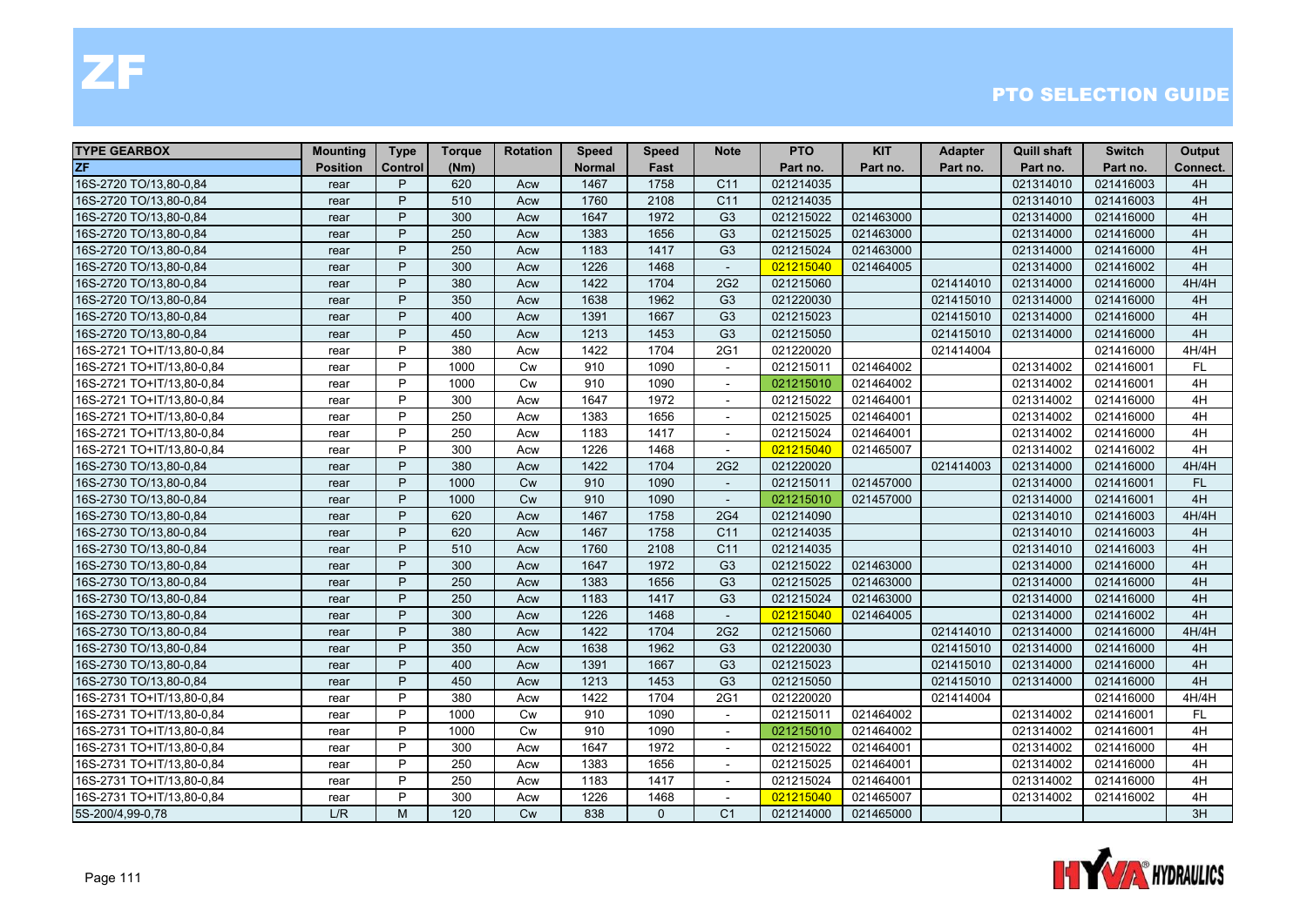# ZF

## PTO SELECTION GUIDE

| TYPE GEARBOX | Mounting | Type | Torque | Rotation | Speed | Speed | Note | PTO | KIT | Adapter | Quill shaft | Switch | Output |
|---|---|---|---|---|---|---|---|---|---|---|---|---|---|
| ZF | Position | Control | (Nm) | | Normal | Fast | | Part no. | Part no. | Part no. | Part no. | Part no. | Connect. |
| 16S-2720 TO/13,80-0,84 | rear | P | 620 | Acw | 1467 | 1758 | C11 | 021214035 | | | 021314010 | 021416003 | 4H |
| 16S-2720 TO/13,80-0,84 | rear | P | 510 | Acw | 1760 | 2108 | C11 | 021214035 | | | 021314010 | 021416003 | 4H |
| 16S-2720 TO/13,80-0,84 | rear | P | 300 | Acw | 1647 | 1972 | G3 | 021215022 | 021463000 | | 021314000 | 021416000 | 4H |
| 16S-2720 TO/13,80-0,84 | rear | P | 250 | Acw | 1383 | 1656 | G3 | 021215025 | 021463000 | | 021314000 | 021416000 | 4H |
| 16S-2720 TO/13,80-0,84 | rear | P | 250 | Acw | 1183 | 1417 | G3 | 021215024 | 021463000 | | 021314000 | 021416000 | 4H |
| 16S-2720 TO/13,80-0,84 | rear | P | 300 | Acw | 1226 | 1468 | - | 021215040 | 021464005 | | 021314000 | 021416002 | 4H |
| 16S-2720 TO/13,80-0,84 | rear | P | 380 | Acw | 1422 | 1704 | 2G2 | 021215060 | | 021414010 | 021314000 | 021416000 | 4H/4H |
| 16S-2720 TO/13,80-0,84 | rear | P | 350 | Acw | 1638 | 1962 | G3 | 021220030 | | 021415010 | 021314000 | 021416000 | 4H |
| 16S-2720 TO/13,80-0,84 | rear | P | 400 | Acw | 1391 | 1667 | G3 | 021215023 | | 021415010 | 021314000 | 021416000 | 4H |
| 16S-2720 TO/13,80-0,84 | rear | P | 450 | Acw | 1213 | 1453 | G3 | 021215050 | | 021415010 | 021314000 | 021416000 | 4H |
| 16S-2721 TO+IT/13,80-0,84 | rear | P | 380 | Acw | 1422 | 1704 | 2G1 | 021220020 | | 021414004 | | 021416000 | 4H/4H |
| 16S-2721 TO+IT/13,80-0,84 | rear | P | 1000 | Cw | 910 | 1090 | - | 021215011 | 021464002 | | 021314002 | 021416001 | FL |
| 16S-2721 TO+IT/13,80-0,84 | rear | P | 1000 | Cw | 910 | 1090 | - | 021215010 | 021464002 | | 021314002 | 021416001 | 4H |
| 16S-2721 TO+IT/13,80-0,84 | rear | P | 300 | Acw | 1647 | 1972 | - | 021215022 | 021464001 | | 021314002 | 021416000 | 4H |
| 16S-2721 TO+IT/13,80-0,84 | rear | P | 250 | Acw | 1383 | 1656 | - | 021215025 | 021464001 | | 021314002 | 021416000 | 4H |
| 16S-2721 TO+IT/13,80-0,84 | rear | P | 250 | Acw | 1183 | 1417 | - | 021215024 | 021464001 | | 021314002 | 021416000 | 4H |
| 16S-2721 TO+IT/13,80-0,84 | rear | P | 300 | Acw | 1226 | 1468 | - | 021215040 | 021465007 | | 021314002 | 021416002 | 4H |
| 16S-2730 TO/13,80-0,84 | rear | P | 380 | Acw | 1422 | 1704 | 2G2 | 021220020 | | 021414003 | 021314000 | 021416000 | 4H/4H |
| 16S-2730 TO/13,80-0,84 | rear | P | 1000 | Cw | 910 | 1090 | - | 021215011 | 021457000 | | 021314000 | 021416001 | FL |
| 16S-2730 TO/13,80-0,84 | rear | P | 1000 | Cw | 910 | 1090 | - | 021215010 | 021457000 | | 021314000 | 021416001 | 4H |
| 16S-2730 TO/13,80-0,84 | rear | P | 620 | Acw | 1467 | 1758 | 2G4 | 021214090 | | | 021314010 | 021416003 | 4H/4H |
| 16S-2730 TO/13,80-0,84 | rear | P | 620 | Acw | 1467 | 1758 | C11 | 021214035 | | | 021314010 | 021416003 | 4H |
| 16S-2730 TO/13,80-0,84 | rear | P | 510 | Acw | 1760 | 2108 | C11 | 021214035 | | | 021314010 | 021416003 | 4H |
| 16S-2730 TO/13,80-0,84 | rear | P | 300 | Acw | 1647 | 1972 | G3 | 021215022 | 021463000 | | 021314000 | 021416000 | 4H |
| 16S-2730 TO/13,80-0,84 | rear | P | 250 | Acw | 1383 | 1656 | G3 | 021215025 | 021463000 | | 021314000 | 021416000 | 4H |
| 16S-2730 TO/13,80-0,84 | rear | P | 250 | Acw | 1183 | 1417 | G3 | 021215024 | 021463000 | | 021314000 | 021416000 | 4H |
| 16S-2730 TO/13,80-0,84 | rear | P | 300 | Acw | 1226 | 1468 | - | 021215040 | 021464005 | | 021314000 | 021416002 | 4H |
| 16S-2730 TO/13,80-0,84 | rear | P | 380 | Acw | 1422 | 1704 | 2G2 | 021215060 | | 021414010 | 021314000 | 021416000 | 4H/4H |
| 16S-2730 TO/13,80-0,84 | rear | P | 350 | Acw | 1638 | 1962 | G3 | 021220030 | | 021415010 | 021314000 | 021416000 | 4H |
| 16S-2730 TO/13,80-0,84 | rear | P | 400 | Acw | 1391 | 1667 | G3 | 021215023 | | 021415010 | 021314000 | 021416000 | 4H |
| 16S-2730 TO/13,80-0,84 | rear | P | 450 | Acw | 1213 | 1453 | G3 | 021215050 | | 021415010 | 021314000 | 021416000 | 4H |
| 16S-2731 TO+IT/13,80-0,84 | rear | P | 380 | Acw | 1422 | 1704 | 2G1 | 021220020 | | 021414004 | | 021416000 | 4H/4H |
| 16S-2731 TO+IT/13,80-0,84 | rear | P | 1000 | Cw | 910 | 1090 | - | 021215011 | 021464002 | | 021314002 | 021416001 | FL |
| 16S-2731 TO+IT/13,80-0,84 | rear | P | 1000 | Cw | 910 | 1090 | - | 021215010 | 021464002 | | 021314002 | 021416001 | 4H |
| 16S-2731 TO+IT/13,80-0,84 | rear | P | 300 | Acw | 1647 | 1972 | - | 021215022 | 021464001 | | 021314002 | 021416000 | 4H |
| 16S-2731 TO+IT/13,80-0,84 | rear | P | 250 | Acw | 1383 | 1656 | - | 021215025 | 021464001 | | 021314002 | 021416000 | 4H |
| 16S-2731 TO+IT/13,80-0,84 | rear | P | 250 | Acw | 1183 | 1417 | - | 021215024 | 021464001 | | 021314002 | 021416000 | 4H |
| 16S-2731 TO+IT/13,80-0,84 | rear | P | 300 | Acw | 1226 | 1468 | - | 021215040 | 021465007 | | 021314002 | 021416002 | 4H |
| 5S-200/4,99-0,78 | L/R | M | 120 | Cw | 838 | 0 | C1 | 021214000 | 021465000 | | | | 3H |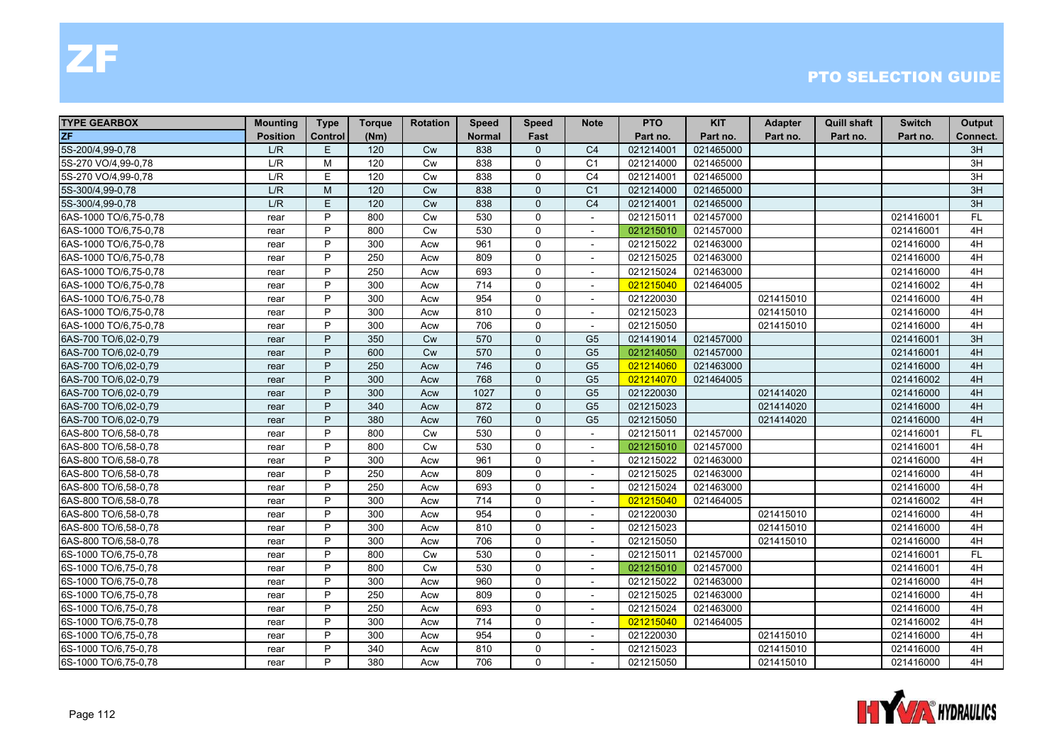# ZF

## PTO SELECTION GUIDE

| TYPE GEARBOX | Mounting | Type | Torque | Rotation | Speed | Speed | Note | PTO | KIT | Adapter | Quill shaft | Switch | Output |
|---|---|---|---|---|---|---|---|---|---|---|---|---|---|
| ZF | Position | Control | (Nm) | | Normal | Fast | | Part no. | Part no. | Part no. | Part no. | Part no. | Connect. |
| 5S-200/4,99-0,78 | L/R | E | 120 | Cw | 838 | 0 | C4 | 021214001 | 021465000 | | | | 3H |
| 5S-270 VO/4,99-0,78 | L/R | M | 120 | Cw | 838 | 0 | C1 | 021214000 | 021465000 | | | | 3H |
| 5S-270 VO/4,99-0,78 | L/R | E | 120 | Cw | 838 | 0 | C4 | 021214001 | 021465000 | | | | 3H |
| 5S-300/4,99-0,78 | L/R | M | 120 | Cw | 838 | 0 | C1 | 021214000 | 021465000 | | | | 3H |
| 5S-300/4,99-0,78 | L/R | E | 120 | Cw | 838 | 0 | C4 | 021214001 | 021465000 | | | | 3H |
| 6AS-1000 TO/6,75-0,78 | rear | P | 800 | Cw | 530 | 0 | - | 021215011 | 021457000 | | | 021416001 | FL |
| 6AS-1000 TO/6,75-0,78 | rear | P | 800 | Cw | 530 | 0 | - | 021215010 | 021457000 | | | 021416001 | 4H |
| 6AS-1000 TO/6,75-0,78 | rear | P | 300 | Acw | 961 | 0 | - | 021215022 | 021463000 | | | 021416000 | 4H |
| 6AS-1000 TO/6,75-0,78 | rear | P | 250 | Acw | 809 | 0 | - | 021215025 | 021463000 | | | 021416000 | 4H |
| 6AS-1000 TO/6,75-0,78 | rear | P | 250 | Acw | 693 | 0 | - | 021215024 | 021463000 | | | 021416000 | 4H |
| 6AS-1000 TO/6,75-0,78 | rear | P | 300 | Acw | 714 | 0 | - | 021215040 | 021464005 | | | 021416002 | 4H |
| 6AS-1000 TO/6,75-0,78 | rear | P | 300 | Acw | 954 | 0 | - | 021220030 | | 021415010 | | 021416000 | 4H |
| 6AS-1000 TO/6,75-0,78 | rear | P | 300 | Acw | 810 | 0 | - | 021215023 | | 021415010 | | 021416000 | 4H |
| 6AS-1000 TO/6,75-0,78 | rear | P | 300 | Acw | 706 | 0 | - | 021215050 | | 021415010 | | 021416000 | 4H |
| 6AS-700 TO/6,02-0,79 | rear | P | 350 | Cw | 570 | 0 | G5 | 021419014 | 021457000 | | | 021416001 | 3H |
| 6AS-700 TO/6,02-0,79 | rear | P | 600 | Cw | 570 | 0 | G5 | 021214050 | 021457000 | | | 021416001 | 4H |
| 6AS-700 TO/6,02-0,79 | rear | P | 250 | Acw | 746 | 0 | G5 | 021214060 | 021463000 | | | 021416000 | 4H |
| 6AS-700 TO/6,02-0,79 | rear | P | 300 | Acw | 768 | 0 | G5 | 021214070 | 021464005 | | | 021416002 | 4H |
| 6AS-700 TO/6,02-0,79 | rear | P | 300 | Acw | 1027 | 0 | G5 | 021220030 | | 021414020 | | 021416000 | 4H |
| 6AS-700 TO/6,02-0,79 | rear | P | 340 | Acw | 872 | 0 | G5 | 021215023 | | 021414020 | | 021416000 | 4H |
| 6AS-700 TO/6,02-0,79 | rear | P | 380 | Acw | 760 | 0 | G5 | 021215050 | | 021414020 | | 021416000 | 4H |
| 6AS-800 TO/6,58-0,78 | rear | P | 800 | Cw | 530 | 0 | - | 021215011 | 021457000 | | | 021416001 | FL |
| 6AS-800 TO/6,58-0,78 | rear | P | 800 | Cw | 530 | 0 | - | 021215010 | 021457000 | | | 021416001 | 4H |
| 6AS-800 TO/6,58-0,78 | rear | P | 300 | Acw | 961 | 0 | - | 021215022 | 021463000 | | | 021416000 | 4H |
| 6AS-800 TO/6,58-0,78 | rear | P | 250 | Acw | 809 | 0 | - | 021215025 | 021463000 | | | 021416000 | 4H |
| 6AS-800 TO/6,58-0,78 | rear | P | 250 | Acw | 693 | 0 | - | 021215024 | 021463000 | | | 021416000 | 4H |
| 6AS-800 TO/6,58-0,78 | rear | P | 300 | Acw | 714 | 0 | - | 021215040 | 021464005 | | | 021416002 | 4H |
| 6AS-800 TO/6,58-0,78 | rear | P | 300 | Acw | 954 | 0 | - | 021220030 | | 021415010 | | 021416000 | 4H |
| 6AS-800 TO/6,58-0,78 | rear | P | 300 | Acw | 810 | 0 | - | 021215023 | | 021415010 | | 021416000 | 4H |
| 6AS-800 TO/6,58-0,78 | rear | P | 300 | Acw | 706 | 0 | - | 021215050 | | 021415010 | | 021416000 | 4H |
| 6S-1000 TO/6,75-0,78 | rear | P | 800 | Cw | 530 | 0 | - | 021215011 | 021457000 | | | 021416001 | FL |
| 6S-1000 TO/6,75-0,78 | rear | P | 800 | Cw | 530 | 0 | - | 021215010 | 021457000 | | | 021416001 | 4H |
| 6S-1000 TO/6,75-0,78 | rear | P | 300 | Acw | 960 | 0 | - | 021215022 | 021463000 | | | 021416000 | 4H |
| 6S-1000 TO/6,75-0,78 | rear | P | 250 | Acw | 809 | 0 | - | 021215025 | 021463000 | | | 021416000 | 4H |
| 6S-1000 TO/6,75-0,78 | rear | P | 250 | Acw | 693 | 0 | - | 021215024 | 021463000 | | | 021416000 | 4H |
| 6S-1000 TO/6,75-0,78 | rear | P | 300 | Acw | 714 | 0 | - | 021215040 | 021464005 | | | 021416002 | 4H |
| 6S-1000 TO/6,75-0,78 | rear | P | 300 | Acw | 954 | 0 | - | 021220030 | | 021415010 | | 021416000 | 4H |
| 6S-1000 TO/6,75-0,78 | rear | P | 340 | Acw | 810 | 0 | - | 021215023 | | 021415010 | | 021416000 | 4H |
| 6S-1000 TO/6,75-0,78 | rear | P | 380 | Acw | 706 | 0 | - | 021215050 | | 021415010 | | 021416000 | 4H |

HYVA HYDRAULICS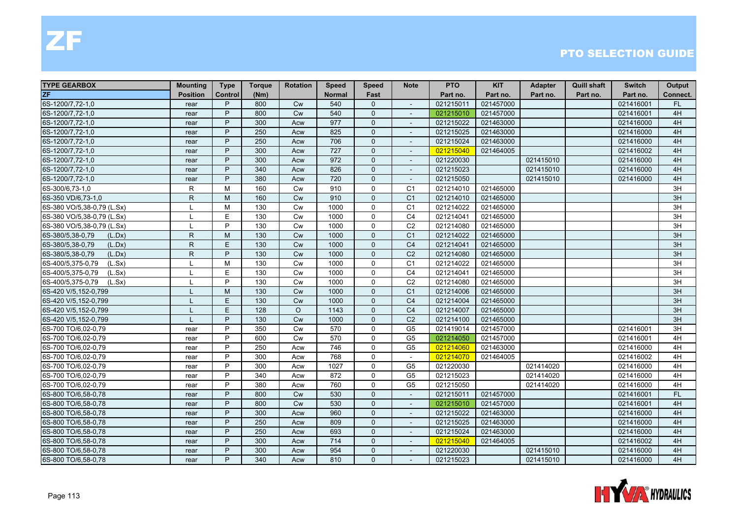# ZF

## PTO SELECTION GUIDE

| TYPE GEARBOX | Mounting | Type | Torque | Rotation | Speed | Speed | Note | PTO | KIT | Adapter | Quill shaft | Switch | Output |
|---|---|---|---|---|---|---|---|---|---|---|---|---|---|
| ZF | Position | Control | (Nm) | | Normal | Fast | | Part no. | Part no. | Part no. | Part no. | Part no. | Connect. |
| 6S-1200/7,72-1,0 | rear | P | 800 | Cw | 540 | 0 | - | 021215011 | 021457000 | | | 021416001 | FL |
| 6S-1200/7,72-1,0 | rear | P | 800 | Cw | 540 | 0 | - | 021215010 | 021457000 | | | 021416001 | 4H |
| 6S-1200/7,72-1,0 | rear | P | 300 | Acw | 977 | 0 | - | 021215022 | 021463000 | | | 021416000 | 4H |
| 6S-1200/7,72-1,0 | rear | P | 250 | Acw | 825 | 0 | - | 021215025 | 021463000 | | | 021416000 | 4H |
| 6S-1200/7,72-1,0 | rear | P | 250 | Acw | 706 | 0 | - | 021215024 | 021463000 | | | 021416000 | 4H |
| 6S-1200/7,72-1,0 | rear | P | 300 | Acw | 727 | 0 | - | 021215040 | 021464005 | | | 021416002 | 4H |
| 6S-1200/7,72-1,0 | rear | P | 300 | Acw | 972 | 0 | - | 021220030 | | 021415010 | | 021416000 | 4H |
| 6S-1200/7,72-1,0 | rear | P | 340 | Acw | 826 | 0 | - | 021215023 | | 021415010 | | 021416000 | 4H |
| 6S-1200/7,72-1,0 | rear | P | 380 | Acw | 720 | 0 | - | 021215050 | | 021415010 | | 021416000 | 4H |
| 6S-300/6,73-1,0 | R | M | 160 | Cw | 910 | 0 | C1 | 021214010 | 021465000 | | | | 3H |
| 6S-350 VD/6,73-1,0 | R | M | 160 | Cw | 910 | 0 | C1 | 021214010 | 021465000 | | | | 3H |
| 6S-380 VO/5,38-0,79 (L.Sx) | L | M | 130 | Cw | 1000 | 0 | C1 | 021214022 | 021465000 | | | | 3H |
| 6S-380 VO/5,38-0,79 (L.Sx) | L | E | 130 | Cw | 1000 | 0 | C4 | 021214041 | 021465000 | | | | 3H |
| 6S-380 VO/5,38-0,79 (L.Sx) | L | P | 130 | Cw | 1000 | 0 | C2 | 021214080 | 021465000 | | | | 3H |
| 6S-380/5,38-0,79 (L.Dx) | R | M | 130 | Cw | 1000 | 0 | C1 | 021214022 | 021465000 | | | | 3H |
| 6S-380/5,38-0,79 (L.Dx) | R | E | 130 | Cw | 1000 | 0 | C4 | 021214041 | 021465000 | | | | 3H |
| 6S-380/5,38-0,79 (L.Dx) | R | P | 130 | Cw | 1000 | 0 | C2 | 021214080 | 021465000 | | | | 3H |
| 6S-400/5,375-0,79 (L.Sx) | L | M | 130 | Cw | 1000 | 0 | C1 | 021214022 | 021465000 | | | | 3H |
| 6S-400/5,375-0,79 (L.Sx) | L | E | 130 | Cw | 1000 | 0 | C4 | 021214041 | 021465000 | | | | 3H |
| 6S-400/5,375-0,79 (L.Sx) | L | P | 130 | Cw | 1000 | 0 | C2 | 021214080 | 021465000 | | | | 3H |
| 6S-420 V/5,152-0,799 | L | M | 130 | Cw | 1000 | 0 | C1 | 021214006 | 021465000 | | | | 3H |
| 6S-420 V/5,152-0,799 | L | E | 130 | Cw | 1000 | 0 | C4 | 021214004 | 021465000 | | | | 3H |
| 6S-420 V/5,152-0,799 | L | E | 128 | O | 1143 | 0 | C4 | 021214007 | 021465000 | | | | 3H |
| 6S-420 V/5,152-0,799 | L | P | 130 | Cw | 1000 | 0 | C2 | 021214100 | 021465000 | | | | 3H |
| 6S-700 TO/6,02-0,79 | rear | P | 350 | Cw | 570 | 0 | G5 | 021419014 | 021457000 | | | 021416001 | 3H |
| 6S-700 TO/6,02-0,79 | rear | P | 600 | Cw | 570 | 0 | G5 | 021214050 | 021457000 | | | 021416001 | 4H |
| 6S-700 TO/6,02-0,79 | rear | P | 250 | Acw | 746 | 0 | G5 | 021214060 | 021463000 | | | 021416000 | 4H |
| 6S-700 TO/6,02-0,79 | rear | P | 300 | Acw | 768 | 0 | - | 021214070 | 021464005 | | | 021416002 | 4H |
| 6S-700 TO/6,02-0,79 | rear | P | 300 | Acw | 1027 | 0 | G5 | 021220030 | | 021414020 | | 021416000 | 4H |
| 6S-700 TO/6,02-0,79 | rear | P | 340 | Acw | 872 | 0 | G5 | 021215023 | | 021414020 | | 021416000 | 4H |
| 6S-700 TO/6,02-0,79 | rear | P | 380 | Acw | 760 | 0 | G5 | 021215050 | | 021414020 | | 021416000 | 4H |
| 6S-800 TO/6,58-0,78 | rear | P | 800 | Cw | 530 | 0 | - | 021215011 | 021457000 | | | 021416001 | FL |
| 6S-800 TO/6,58-0,78 | rear | P | 800 | Cw | 530 | 0 | - | 021215010 | 021457000 | | | 021416001 | 4H |
| 6S-800 TO/6,58-0,78 | rear | P | 300 | Acw | 960 | 0 | - | 021215022 | 021463000 | | | 021416000 | 4H |
| 6S-800 TO/6,58-0,78 | rear | P | 250 | Acw | 809 | 0 | - | 021215025 | 021463000 | | | 021416000 | 4H |
| 6S-800 TO/6,58-0,78 | rear | P | 250 | Acw | 693 | 0 | - | 021215024 | 021463000 | | | 021416000 | 4H |
| 6S-800 TO/6,58-0,78 | rear | P | 300 | Acw | 714 | 0 | - | 021215040 | 021464005 | | | 021416002 | 4H |
| 6S-800 TO/6,58-0,78 | rear | P | 300 | Acw | 954 | 0 | - | 021220030 | | 021415010 | | 021416000 | 4H |
| 6S-800 TO/6,58-0,78 | rear | P | 340 | Acw | 810 | 0 | - | 021215023 | | 021415010 | | 021416000 | 4H |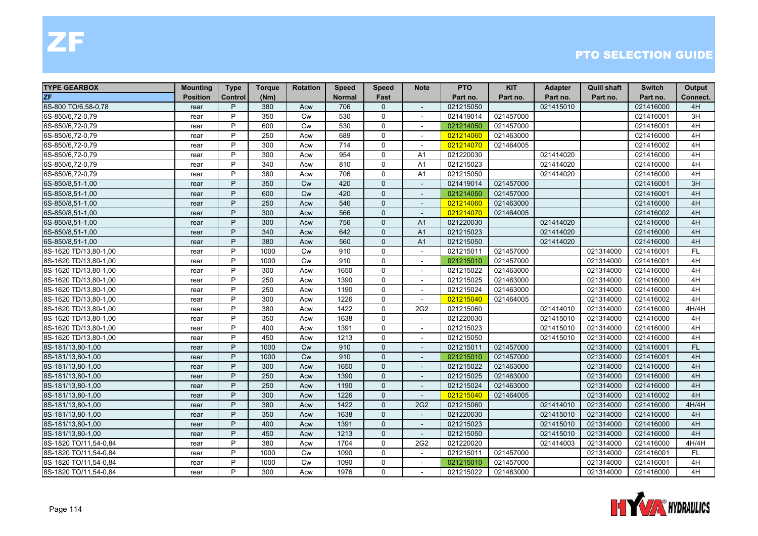# ZF

## PTO SELECTION GUIDE

| TYPE GEARBOX | Mounting | Type | Torque | Rotation | Speed | Speed | Note | PTO | KIT | Adapter | Quill shaft | Switch | Output |
|---|---|---|---|---|---|---|---|---|---|---|---|---|---|
| ZF | Position | Control | (Nm) | | Normal | Fast | | Part no. | Part no. | Part no. | Part no. | Part no. | Connect. |
| 6S-800 TO/6,58-0,78 | rear | P | 380 | Acw | 706 | 0 | - | 021215050 | | 021415010 | | 021416000 | 4H |
| 6S-850/6,72-0,79 | rear | P | 350 | Cw | 530 | 0 | - | 021419014 | 021457000 | | | 021416001 | 3H |
| 6S-850/6,72-0,79 | rear | P | 600 | Cw | 530 | 0 | - | 021214050 | 021457000 | | | 021416001 | 4H |
| 6S-850/6,72-0,79 | rear | P | 250 | Acw | 689 | 0 | - | 021214060 | 021463000 | | | 021416000 | 4H |
| 6S-850/6,72-0,79 | rear | P | 300 | Acw | 714 | 0 | - | 021214070 | 021464005 | | | 021416002 | 4H |
| 6S-850/6,72-0,79 | rear | P | 300 | Acw | 954 | 0 | A1 | 021220030 | | 021414020 | | 021416000 | 4H |
| 6S-850/6,72-0,79 | rear | P | 340 | Acw | 810 | 0 | A1 | 021215023 | | 021414020 | | 021416000 | 4H |
| 6S-850/6,72-0,79 | rear | P | 380 | Acw | 706 | 0 | A1 | 021215050 | | 021414020 | | 021416000 | 4H |
| 6S-850/8,51-1,00 | rear | P | 350 | Cw | 420 | 0 | - | 021419014 | 021457000 | | | 021416001 | 3H |
| 6S-850/8,51-1,00 | rear | P | 600 | Cw | 420 | 0 | - | 021214050 | 021457000 | | | 021416001 | 4H |
| 6S-850/8,51-1,00 | rear | P | 250 | Acw | 546 | 0 | - | 021214060 | 021463000 | | | 021416000 | 4H |
| 6S-850/8,51-1,00 | rear | P | 300 | Acw | 566 | 0 | - | 021214070 | 021464005 | | | 021416002 | 4H |
| 6S-850/8,51-1,00 | rear | P | 300 | Acw | 756 | 0 | A1 | 021220030 | | 021414020 | | 021416000 | 4H |
| 6S-850/8,51-1,00 | rear | P | 340 | Acw | 642 | 0 | A1 | 021215023 | | 021414020 | | 021416000 | 4H |
| 6S-850/8,51-1,00 | rear | P | 380 | Acw | 560 | 0 | A1 | 021215050 | | 021414020 | | 021416000 | 4H |
| 8S-1620 TD/13,80-1,00 | rear | P | 1000 | Cw | 910 | 0 | - | 021215011 | 021457000 | | 021314000 | 021416001 | FL |
| 8S-1620 TD/13,80-1,00 | rear | P | 1000 | Cw | 910 | 0 | - | 021215010 | 021457000 | | 021314000 | 021416001 | 4H |
| 8S-1620 TD/13,80-1,00 | rear | P | 300 | Acw | 1650 | 0 | - | 021215022 | 021463000 | | 021314000 | 021416000 | 4H |
| 8S-1620 TD/13,80-1,00 | rear | P | 250 | Acw | 1390 | 0 | - | 021215025 | 021463000 | | 021314000 | 021416000 | 4H |
| 8S-1620 TD/13,80-1,00 | rear | P | 250 | Acw | 1190 | 0 | - | 021215024 | 021463000 | | 021314000 | 021416000 | 4H |
| 8S-1620 TD/13,80-1,00 | rear | P | 300 | Acw | 1226 | 0 | - | 021215040 | 021464005 | | 021314000 | 021416002 | 4H |
| 8S-1620 TD/13,80-1,00 | rear | P | 380 | Acw | 1422 | 0 | 2G2 | 021215060 | | 021414010 | 021314000 | 021416000 | 4H/4H |
| 8S-1620 TD/13,80-1,00 | rear | P | 350 | Acw | 1638 | 0 | - | 021220030 | | 021415010 | 021314000 | 021416000 | 4H |
| 8S-1620 TD/13,80-1,00 | rear | P | 400 | Acw | 1391 | 0 | - | 021215023 | | 021415010 | 021314000 | 021416000 | 4H |
| 8S-1620 TD/13,80-1,00 | rear | P | 450 | Acw | 1213 | 0 | - | 021215050 | | 021415010 | 021314000 | 021416000 | 4H |
| 8S-181/13,80-1,00 | rear | P | 1000 | Cw | 910 | 0 | - | 021215011 | 021457000 | | 021314000 | 021416001 | FL |
| 8S-181/13,80-1,00 | rear | P | 1000 | Cw | 910 | 0 | - | 021215010 | 021457000 | | 021314000 | 021416001 | 4H |
| 8S-181/13,80-1,00 | rear | P | 300 | Acw | 1650 | 0 | - | 021215022 | 021463000 | | 021314000 | 021416000 | 4H |
| 8S-181/13,80-1,00 | rear | P | 250 | Acw | 1390 | 0 | - | 021215025 | 021463000 | | 021314000 | 021416000 | 4H |
| 8S-181/13,80-1,00 | rear | P | 250 | Acw | 1190 | 0 | - | 021215024 | 021463000 | | 021314000 | 021416000 | 4H |
| 8S-181/13,80-1,00 | rear | P | 300 | Acw | 1226 | 0 | - | 021215040 | 021464005 | | 021314000 | 021416002 | 4H |
| 8S-181/13,80-1,00 | rear | P | 380 | Acw | 1422 | 0 | 2G2 | 021215060 | | 021414010 | 021314000 | 021416000 | 4H/4H |
| 8S-181/13,80-1,00 | rear | P | 350 | Acw | 1638 | 0 | - | 021220030 | | 021415010 | 021314000 | 021416000 | 4H |
| 8S-181/13,80-1,00 | rear | P | 400 | Acw | 1391 | 0 | - | 021215023 | | 021415010 | 021314000 | 021416000 | 4H |
| 8S-181/13,80-1,00 | rear | P | 450 | Acw | 1213 | 0 | - | 021215050 | | 021415010 | 021314000 | 021416000 | 4H |
| 8S-1820 TO/11,54-0,84 | rear | P | 380 | Acw | 1704 | 0 | 2G2 | 021220020 | | 021414003 | 021314000 | 021416000 | 4H/4H |
| 8S-1820 TO/11,54-0,84 | rear | P | 1000 | Cw | 1090 | 0 | - | 021215011 | 021457000 | | 021314000 | 021416001 | FL |
| 8S-1820 TO/11,54-0,84 | rear | P | 1000 | Cw | 1090 | 0 | - | 021215010 | 021457000 | | 021314000 | 021416001 | 4H |
| 8S-1820 TO/11,54-0,84 | rear | P | 300 | Acw | 1976 | 0 | - | 021215022 | 021463000 | | 021314000 | 021416000 | 4H |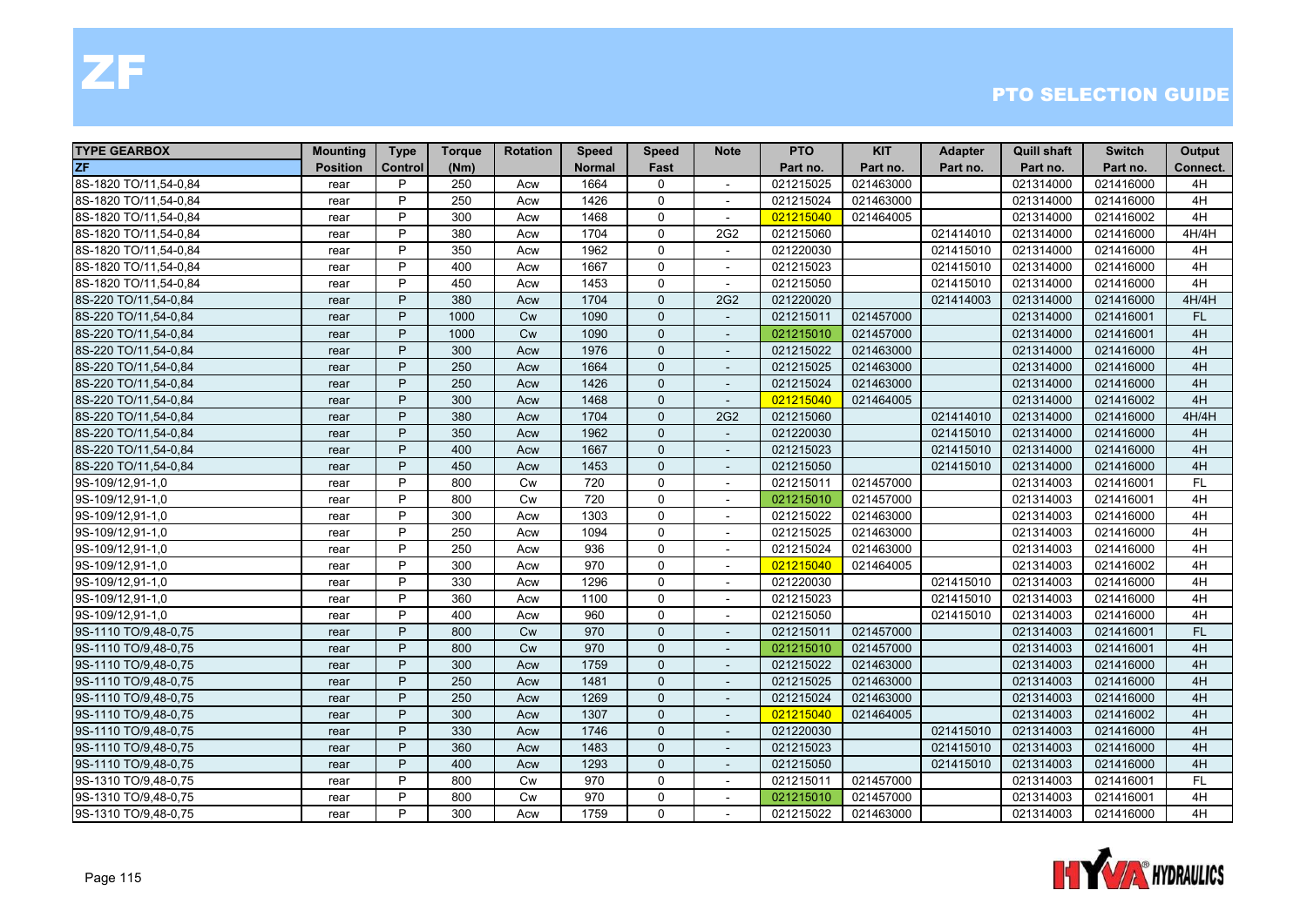# ZF

## PTO SELECTION GUIDE

| TYPE GEARBOX | Mounting | Type | Torque | Rotation | Speed | Speed | Note | PTO | KIT | Adapter | Quill shaft | Switch | Output |
|---|---|---|---|---|---|---|---|---|---|---|---|---|---|
| ZF | Position | Control | (Nm) | | Normal | Fast | | Part no. | Part no. | Part no. | Part no. | Part no. | Connect. |
| 8S-1820 TO/11,54-0,84 | rear | P | 250 | Acw | 1664 | 0 | - | 021215025 | 021463000 | | 021314000 | 021416000 | 4H |
| 8S-1820 TO/11,54-0,84 | rear | P | 250 | Acw | 1426 | 0 | - | 021215024 | 021463000 | | 021314000 | 021416000 | 4H |
| 8S-1820 TO/11,54-0,84 | rear | P | 300 | Acw | 1468 | 0 | - | 021215040 | 021464005 | | 021314000 | 021416002 | 4H |
| 8S-1820 TO/11,54-0,84 | rear | P | 380 | Acw | 1704 | 0 | 2G2 | 021215060 | | 021414010 | 021314000 | 021416000 | 4H/4H |
| 8S-1820 TO/11,54-0,84 | rear | P | 350 | Acw | 1962 | 0 | - | 021220030 | | 021415010 | 021314000 | 021416000 | 4H |
| 8S-1820 TO/11,54-0,84 | rear | P | 400 | Acw | 1667 | 0 | - | 021215023 | | 021415010 | 021314000 | 021416000 | 4H |
| 8S-1820 TO/11,54-0,84 | rear | P | 450 | Acw | 1453 | 0 | - | 021215050 | | 021415010 | 021314000 | 021416000 | 4H |
| 8S-220 TO/11,54-0,84 | rear | P | 380 | Acw | 1704 | 0 | 2G2 | 021220020 | | 021414003 | 021314000 | 021416000 | 4H/4H |
| 8S-220 TO/11,54-0,84 | rear | P | 1000 | Cw | 1090 | 0 | - | 021215011 | 021457000 | | 021314000 | 021416001 | FL |
| 8S-220 TO/11,54-0,84 | rear | P | 1000 | Cw | 1090 | 0 | - | 021215010 | 021457000 | | 021314000 | 021416001 | 4H |
| 8S-220 TO/11,54-0,84 | rear | P | 300 | Acw | 1976 | 0 | - | 021215022 | 021463000 | | 021314000 | 021416000 | 4H |
| 8S-220 TO/11,54-0,84 | rear | P | 250 | Acw | 1664 | 0 | - | 021215025 | 021463000 | | 021314000 | 021416000 | 4H |
| 8S-220 TO/11,54-0,84 | rear | P | 250 | Acw | 1426 | 0 | - | 021215024 | 021463000 | | 021314000 | 021416000 | 4H |
| 8S-220 TO/11,54-0,84 | rear | P | 300 | Acw | 1468 | 0 | - | 021215040 | 021464005 | | 021314000 | 021416002 | 4H |
| 8S-220 TO/11,54-0,84 | rear | P | 380 | Acw | 1704 | 0 | 2G2 | 021215060 | | 021414010 | 021314000 | 021416000 | 4H/4H |
| 8S-220 TO/11,54-0,84 | rear | P | 350 | Acw | 1962 | 0 | - | 021220030 | | 021415010 | 021314000 | 021416000 | 4H |
| 8S-220 TO/11,54-0,84 | rear | P | 400 | Acw | 1667 | 0 | - | 021215023 | | 021415010 | 021314000 | 021416000 | 4H |
| 8S-220 TO/11,54-0,84 | rear | P | 450 | Acw | 1453 | 0 | - | 021215050 | | 021415010 | 021314000 | 021416000 | 4H |
| 9S-109/12,91-1,0 | rear | P | 800 | Cw | 720 | 0 | - | 021215011 | 021457000 | | 021314003 | 021416001 | FL |
| 9S-109/12,91-1,0 | rear | P | 800 | Cw | 720 | 0 | - | 021215010 | 021457000 | | 021314003 | 021416001 | 4H |
| 9S-109/12,91-1,0 | rear | P | 300 | Acw | 1303 | 0 | - | 021215022 | 021463000 | | 021314003 | 021416000 | 4H |
| 9S-109/12,91-1,0 | rear | P | 250 | Acw | 1094 | 0 | - | 021215025 | 021463000 | | 021314003 | 021416000 | 4H |
| 9S-109/12,91-1,0 | rear | P | 250 | Acw | 936 | 0 | - | 021215024 | 021463000 | | 021314003 | 021416000 | 4H |
| 9S-109/12,91-1,0 | rear | P | 300 | Acw | 970 | 0 | - | 021215040 | 021464005 | | 021314003 | 021416002 | 4H |
| 9S-109/12,91-1,0 | rear | P | 330 | Acw | 1296 | 0 | - | 021220030 | | 021415010 | 021314003 | 021416000 | 4H |
| 9S-109/12,91-1,0 | rear | P | 360 | Acw | 1100 | 0 | - | 021215023 | | 021415010 | 021314003 | 021416000 | 4H |
| 9S-109/12,91-1,0 | rear | P | 400 | Acw | 960 | 0 | - | 021215050 | | 021415010 | 021314003 | 021416000 | 4H |
| 9S-1110 TO/9,48-0,75 | rear | P | 800 | Cw | 970 | 0 | - | 021215011 | 021457000 | | 021314003 | 021416001 | FL |
| 9S-1110 TO/9,48-0,75 | rear | P | 800 | Cw | 970 | 0 | - | 021215010 | 021457000 | | 021314003 | 021416001 | 4H |
| 9S-1110 TO/9,48-0,75 | rear | P | 300 | Acw | 1759 | 0 | - | 021215022 | 021463000 | | 021314003 | 021416000 | 4H |
| 9S-1110 TO/9,48-0,75 | rear | P | 250 | Acw | 1481 | 0 | - | 021215025 | 021463000 | | 021314003 | 021416000 | 4H |
| 9S-1110 TO/9,48-0,75 | rear | P | 250 | Acw | 1269 | 0 | - | 021215024 | 021463000 | | 021314003 | 021416000 | 4H |
| 9S-1110 TO/9,48-0,75 | rear | P | 300 | Acw | 1307 | 0 | - | 021215040 | 021464005 | | 021314003 | 021416002 | 4H |
| 9S-1110 TO/9,48-0,75 | rear | P | 330 | Acw | 1746 | 0 | - | 021220030 | | 021415010 | 021314003 | 021416000 | 4H |
| 9S-1110 TO/9,48-0,75 | rear | P | 360 | Acw | 1483 | 0 | - | 021215023 | | 021415010 | 021314003 | 021416000 | 4H |
| 9S-1110 TO/9,48-0,75 | rear | P | 400 | Acw | 1293 | 0 | - | 021215050 | | 021415010 | 021314003 | 021416000 | 4H |
| 9S-1310 TO/9,48-0,75 | rear | P | 800 | Cw | 970 | 0 | - | 021215011 | 021457000 | | 021314003 | 021416001 | FL |
| 9S-1310 TO/9,48-0,75 | rear | P | 800 | Cw | 970 | 0 | - | 021215010 | 021457000 | | 021314003 | 021416001 | 4H |
| 9S-1310 TO/9,48-0,75 | rear | P | 300 | Acw | 1759 | 0 | - | 021215022 | 021463000 | | 021314003 | 021416000 | 4H |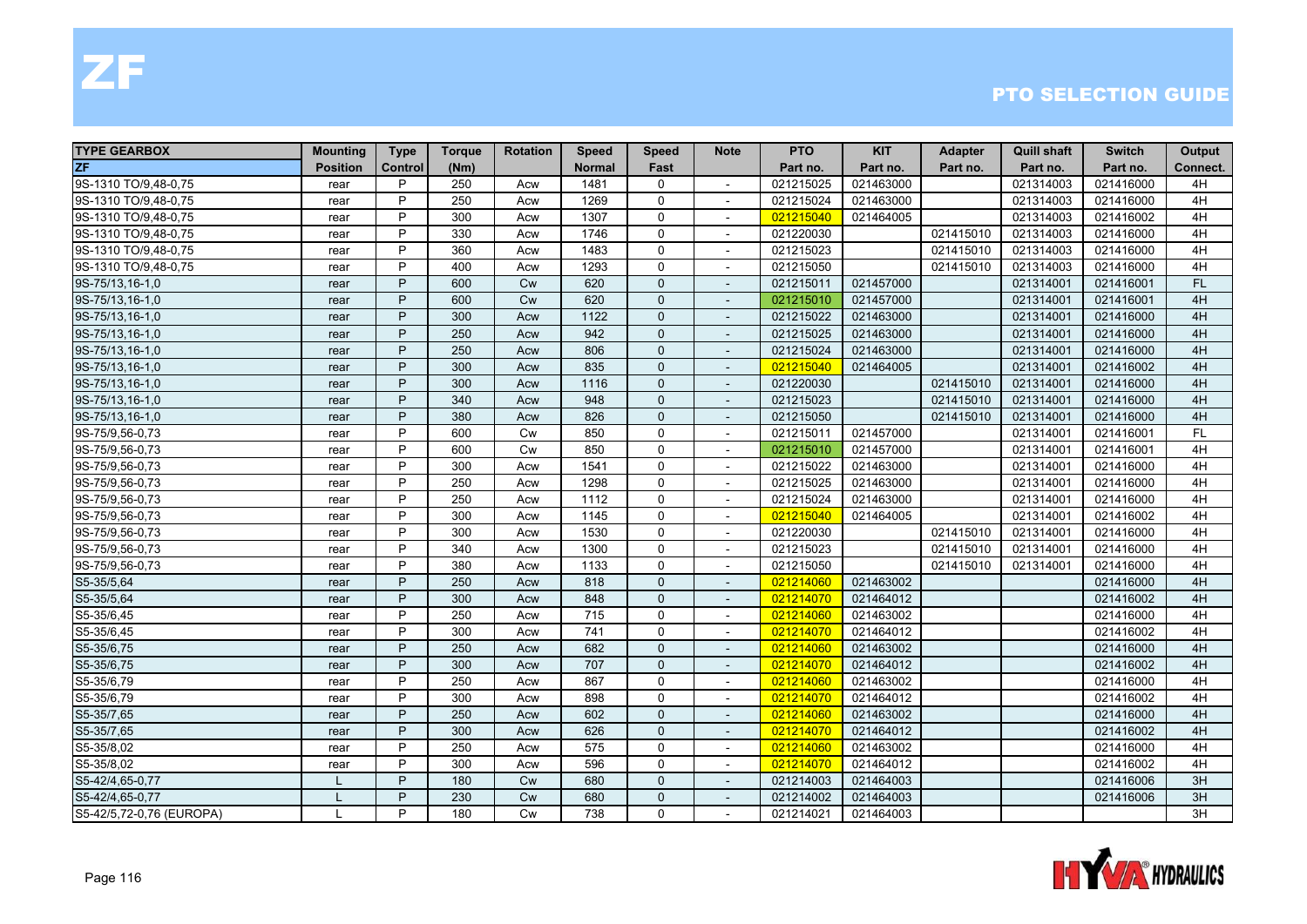# ZF

## PTO SELECTION GUIDE

| TYPE GEARBOX | Mounting | Type | Torque | Rotation | Speed | Speed | Note | PTO | KIT | Adapter | Quill shaft | Switch | Output |
|---|---|---|---|---|---|---|---|---|---|---|---|---|---|
| ZF | Position | Control | (Nm) | | Normal | Fast | | Part no. | Part no. | Part no. | Part no. | Part no. | Connect. |
| 9S-1310 TO/9,48-0,75 | rear | P | 250 | Acw | 1481 | 0 | - | 021215025 | 021463000 | | 021314003 | 021416000 | 4H |
| 9S-1310 TO/9,48-0,75 | rear | P | 250 | Acw | 1269 | 0 | - | 021215024 | 021463000 | | 021314003 | 021416000 | 4H |
| 9S-1310 TO/9,48-0,75 | rear | P | 300 | Acw | 1307 | 0 | - | 021215040 | 021464005 | | 021314003 | 021416002 | 4H |
| 9S-1310 TO/9,48-0,75 | rear | P | 330 | Acw | 1746 | 0 | - | 021220030 | | 021415010 | 021314003 | 021416000 | 4H |
| 9S-1310 TO/9,48-0,75 | rear | P | 360 | Acw | 1483 | 0 | - | 021215023 | | 021415010 | 021314003 | 021416000 | 4H |
| 9S-1310 TO/9,48-0,75 | rear | P | 400 | Acw | 1293 | 0 | - | 021215050 | | 021415010 | 021314003 | 021416000 | 4H |
| 9S-75/13,16-1,0 | rear | P | 600 | Cw | 620 | 0 | - | 021215011 | 021457000 | | 021314001 | 021416001 | FL |
| 9S-75/13,16-1,0 | rear | P | 600 | Cw | 620 | 0 | - | 021215010 | 021457000 | | 021314001 | 021416001 | 4H |
| 9S-75/13,16-1,0 | rear | P | 300 | Acw | 1122 | 0 | - | 021215022 | 021463000 | | 021314001 | 021416000 | 4H |
| 9S-75/13,16-1,0 | rear | P | 250 | Acw | 942 | 0 | - | 021215025 | 021463000 | | 021314001 | 021416000 | 4H |
| 9S-75/13,16-1,0 | rear | P | 250 | Acw | 806 | 0 | - | 021215024 | 021463000 | | 021314001 | 021416000 | 4H |
| 9S-75/13,16-1,0 | rear | P | 300 | Acw | 835 | 0 | - | 021215040 | 021464005 | | 021314001 | 021416002 | 4H |
| 9S-75/13,16-1,0 | rear | P | 300 | Acw | 1116 | 0 | - | 021220030 | | 021415010 | 021314001 | 021416000 | 4H |
| 9S-75/13,16-1,0 | rear | P | 340 | Acw | 948 | 0 | - | 021215023 | | 021415010 | 021314001 | 021416000 | 4H |
| 9S-75/13,16-1,0 | rear | P | 380 | Acw | 826 | 0 | - | 021215050 | | 021415010 | 021314001 | 021416000 | 4H |
| 9S-75/9,56-0,73 | rear | P | 600 | Cw | 850 | 0 | - | 021215011 | 021457000 | | 021314001 | 021416001 | FL |
| 9S-75/9,56-0,73 | rear | P | 600 | Cw | 850 | 0 | - | 021215010 | 021457000 | | 021314001 | 021416001 | 4H |
| 9S-75/9,56-0,73 | rear | P | 300 | Acw | 1541 | 0 | - | 021215022 | 021463000 | | 021314001 | 021416000 | 4H |
| 9S-75/9,56-0,73 | rear | P | 250 | Acw | 1298 | 0 | - | 021215025 | 021463000 | | 021314001 | 021416000 | 4H |
| 9S-75/9,56-0,73 | rear | P | 250 | Acw | 1112 | 0 | - | 021215024 | 021463000 | | 021314001 | 021416000 | 4H |
| 9S-75/9,56-0,73 | rear | P | 300 | Acw | 1145 | 0 | - | 021215040 | 021464005 | | 021314001 | 021416002 | 4H |
| 9S-75/9,56-0,73 | rear | P | 300 | Acw | 1530 | 0 | - | 021220030 | | 021415010 | 021314001 | 021416000 | 4H |
| 9S-75/9,56-0,73 | rear | P | 340 | Acw | 1300 | 0 | - | 021215023 | | 021415010 | 021314001 | 021416000 | 4H |
| 9S-75/9,56-0,73 | rear | P | 380 | Acw | 1133 | 0 | - | 021215050 | | 021415010 | 021314001 | 021416000 | 4H |
| S5-35/5,64 | rear | P | 250 | Acw | 818 | 0 | - | 021214060 | 021463002 | | | 021416000 | 4H |
| S5-35/5,64 | rear | P | 300 | Acw | 848 | 0 | - | 021214070 | 021464012 | | | 021416002 | 4H |
| S5-35/6,45 | rear | P | 250 | Acw | 715 | 0 | - | 021214060 | 021463002 | | | 021416000 | 4H |
| S5-35/6,45 | rear | P | 300 | Acw | 741 | 0 | - | 021214070 | 021464012 | | | 021416002 | 4H |
| S5-35/6,75 | rear | P | 250 | Acw | 682 | 0 | - | 021214060 | 021463002 | | | 021416000 | 4H |
| S5-35/6,75 | rear | P | 300 | Acw | 707 | 0 | - | 021214070 | 021464012 | | | 021416002 | 4H |
| S5-35/6,79 | rear | P | 250 | Acw | 867 | 0 | - | 021214060 | 021463002 | | | 021416000 | 4H |
| S5-35/6,79 | rear | P | 300 | Acw | 898 | 0 | - | 021214070 | 021464012 | | | 021416002 | 4H |
| S5-35/7,65 | rear | P | 250 | Acw | 602 | 0 | - | 021214060 | 021463002 | | | 021416000 | 4H |
| S5-35/7,65 | rear | P | 300 | Acw | 626 | 0 | - | 021214070 | 021464012 | | | 021416002 | 4H |
| S5-35/8,02 | rear | P | 250 | Acw | 575 | 0 | - | 021214060 | 021463002 | | | 021416000 | 4H |
| S5-35/8,02 | rear | P | 300 | Acw | 596 | 0 | - | 021214070 | 021464012 | | | 021416002 | 4H |
| S5-42/4,65-0,77 | L | P | 180 | Cw | 680 | 0 | - | 021214003 | 021464003 | | | 021416006 | 3H |
| S5-42/4,65-0,77 | L | P | 230 | Cw | 680 | 0 | - | 021214002 | 021464003 | | | 021416006 | 3H |
| S5-42/5,72-0,76 (EUROPA) | L | P | 180 | Cw | 738 | 0 | - | 021214021 | 021464003 | | | | 3H |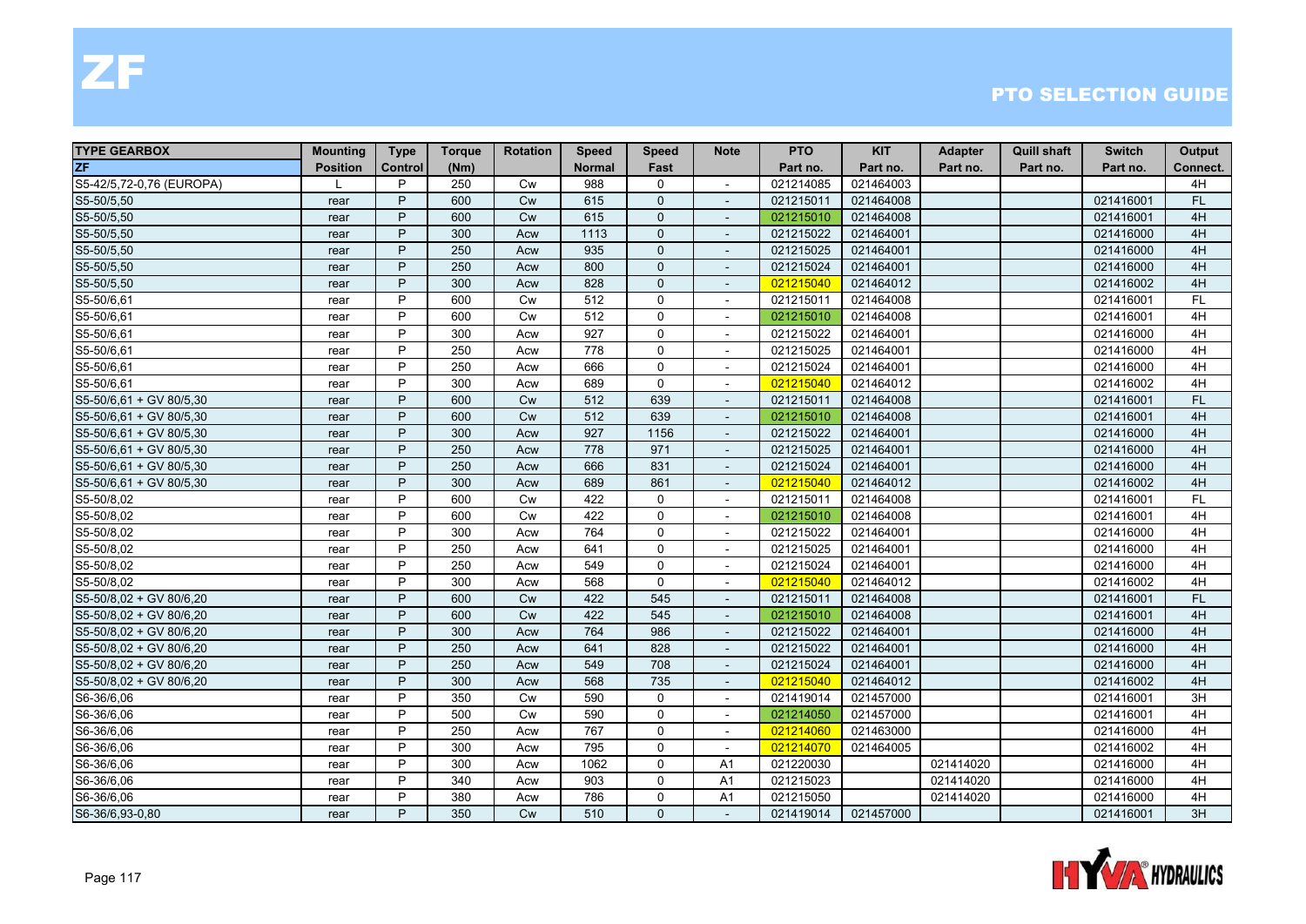# ZF

## PTO SELECTION GUIDE

| TYPE GEARBOX | Mounting | Type | Torque | Rotation | Speed | Speed | Note | PTO | KIT | Adapter | Quill shaft | Switch | Output |
|---|---|---|---|---|---|---|---|---|---|---|---|---|---|
| ZF | Position | Control | (Nm) | | Normal | Fast | | Part no. | Part no. | Part no. | Part no. | Part no. | Connect. |
| S5-42/5,72-0,76 (EUROPA) | L | P | 250 | Cw | 988 | 0 | - | 021214085 | 021464003 | | | | 4H |
| S5-50/5,50 | rear | P | 600 | Cw | 615 | 0 | - | 021215011 | 021464008 | | | 021416001 | FL |
| S5-50/5,50 | rear | P | 600 | Cw | 615 | 0 | - | 021215010 | 021464008 | | | 021416001 | 4H |
| S5-50/5,50 | rear | P | 300 | Acw | 1113 | 0 | - | 021215022 | 021464001 | | | 021416000 | 4H |
| S5-50/5,50 | rear | P | 250 | Acw | 935 | 0 | - | 021215025 | 021464001 | | | 021416000 | 4H |
| S5-50/5,50 | rear | P | 250 | Acw | 800 | 0 | - | 021215024 | 021464001 | | | 021416000 | 4H |
| S5-50/5,50 | rear | P | 300 | Acw | 828 | 0 | - | 021215040 | 021464012 | | | 021416002 | 4H |
| S5-50/6,61 | rear | P | 600 | Cw | 512 | 0 | - | 021215011 | 021464008 | | | 021416001 | FL |
| S5-50/6,61 | rear | P | 600 | Cw | 512 | 0 | - | 021215010 | 021464008 | | | 021416001 | 4H |
| S5-50/6,61 | rear | P | 300 | Acw | 927 | 0 | - | 021215022 | 021464001 | | | 021416000 | 4H |
| S5-50/6,61 | rear | P | 250 | Acw | 778 | 0 | - | 021215025 | 021464001 | | | 021416000 | 4H |
| S5-50/6,61 | rear | P | 250 | Acw | 666 | 0 | - | 021215024 | 021464001 | | | 021416000 | 4H |
| S5-50/6,61 | rear | P | 300 | Acw | 689 | 0 | - | 021215040 | 021464012 | | | 021416002 | 4H |
| S5-50/6,61 + GV 80/5,30 | rear | P | 600 | Cw | 512 | 639 | - | 021215011 | 021464008 | | | 021416001 | FL |
| S5-50/6,61 + GV 80/5,30 | rear | P | 600 | Cw | 512 | 639 | - | 021215010 | 021464008 | | | 021416001 | 4H |
| S5-50/6,61 + GV 80/5,30 | rear | P | 300 | Acw | 927 | 1156 | - | 021215022 | 021464001 | | | 021416000 | 4H |
| S5-50/6,61 + GV 80/5,30 | rear | P | 250 | Acw | 778 | 971 | - | 021215025 | 021464001 | | | 021416000 | 4H |
| S5-50/6,61 + GV 80/5,30 | rear | P | 250 | Acw | 666 | 831 | - | 021215024 | 021464001 | | | 021416000 | 4H |
| S5-50/6,61 + GV 80/5,30 | rear | P | 300 | Acw | 689 | 861 | - | 021215040 | 021464012 | | | 021416002 | 4H |
| S5-50/8,02 | rear | P | 600 | Cw | 422 | 0 | - | 021215011 | 021464008 | | | 021416001 | FL |
| S5-50/8,02 | rear | P | 600 | Cw | 422 | 0 | - | 021215010 | 021464008 | | | 021416001 | 4H |
| S5-50/8,02 | rear | P | 300 | Acw | 764 | 0 | - | 021215022 | 021464001 | | | 021416000 | 4H |
| S5-50/8,02 | rear | P | 250 | Acw | 641 | 0 | - | 021215025 | 021464001 | | | 021416000 | 4H |
| S5-50/8,02 | rear | P | 250 | Acw | 549 | 0 | - | 021215024 | 021464001 | | | 021416000 | 4H |
| S5-50/8,02 | rear | P | 300 | Acw | 568 | 0 | - | 021215040 | 021464012 | | | 021416002 | 4H |
| S5-50/8,02 + GV 80/6,20 | rear | P | 600 | Cw | 422 | 545 | - | 021215011 | 021464008 | | | 021416001 | FL |
| S5-50/8,02 + GV 80/6,20 | rear | P | 600 | Cw | 422 | 545 | - | 021215010 | 021464008 | | | 021416001 | 4H |
| S5-50/8,02 + GV 80/6,20 | rear | P | 300 | Acw | 764 | 986 | - | 021215022 | 021464001 | | | 021416000 | 4H |
| S5-50/8,02 + GV 80/6,20 | rear | P | 250 | Acw | 641 | 828 | - | 021215022 | 021464001 | | | 021416000 | 4H |
| S5-50/8,02 + GV 80/6,20 | rear | P | 250 | Acw | 549 | 708 | - | 021215024 | 021464001 | | | 021416000 | 4H |
| S5-50/8,02 + GV 80/6,20 | rear | P | 300 | Acw | 568 | 735 | - | 021215040 | 021464012 | | | 021416002 | 4H |
| S6-36/6,06 | rear | P | 350 | Cw | 590 | 0 | - | 021419014 | 021457000 | | | 021416001 | 3H |
| S6-36/6,06 | rear | P | 500 | Cw | 590 | 0 | - | 021214050 | 021457000 | | | 021416001 | 4H |
| S6-36/6,06 | rear | P | 250 | Acw | 767 | 0 | - | 021214060 | 021463000 | | | 021416000 | 4H |
| S6-36/6,06 | rear | P | 300 | Acw | 795 | 0 | - | 021214070 | 021464005 | | | 021416002 | 4H |
| S6-36/6,06 | rear | P | 300 | Acw | 1062 | 0 | A1 | 021220030 | | 021414020 | | 021416000 | 4H |
| S6-36/6,06 | rear | P | 340 | Acw | 903 | 0 | A1 | 021215023 | | 021414020 | | 021416000 | 4H |
| S6-36/6,06 | rear | P | 380 | Acw | 786 | 0 | A1 | 021215050 | | 021414020 | | 021416000 | 4H |
| S6-36/6,93-0,80 | rear | P | 350 | Cw | 510 | 0 | - | 021419014 | 021457000 | | | 021416001 | 3H |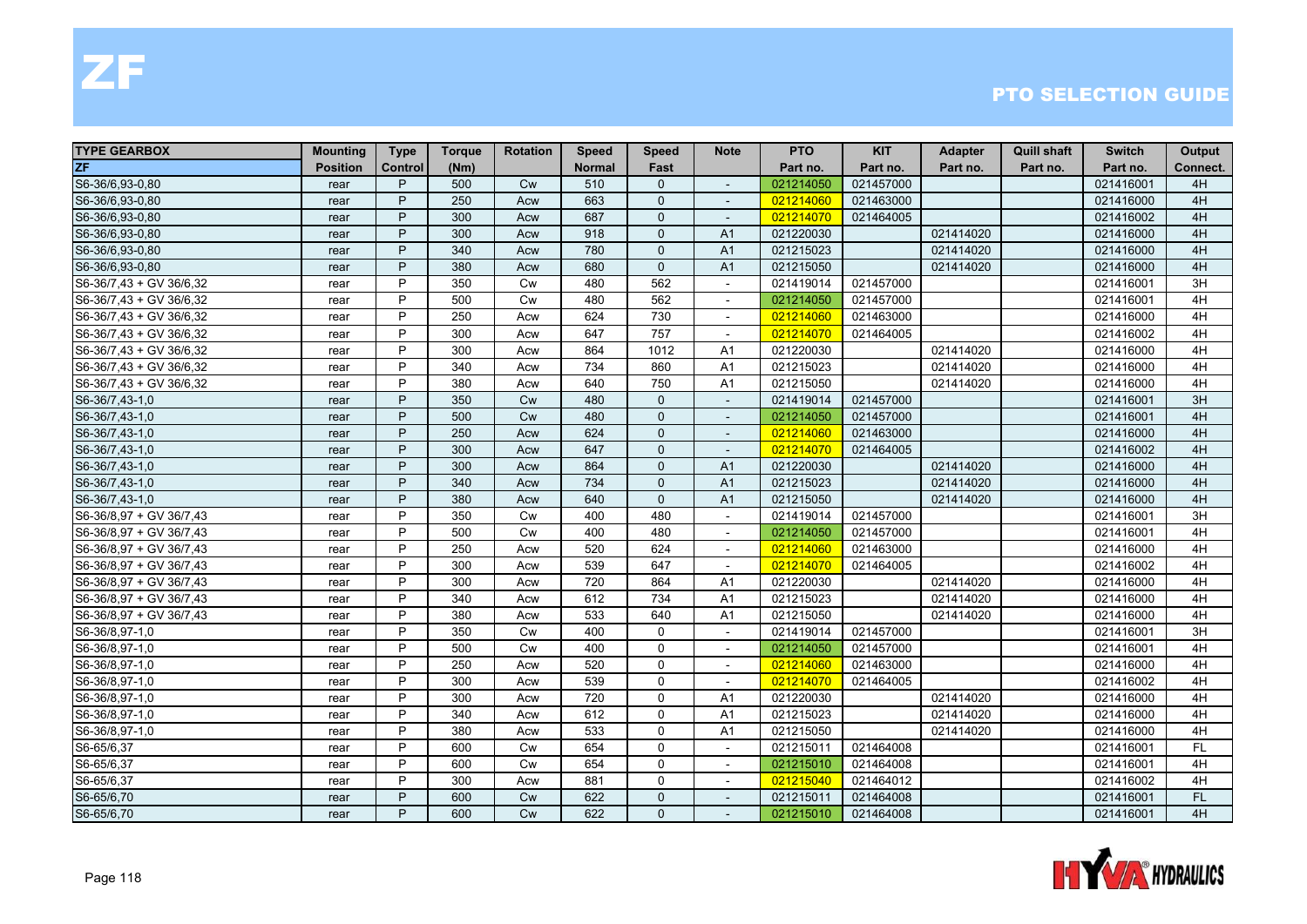# ZF

## PTO SELECTION GUIDE

| TYPE GEARBOX | Mounting | Type | Torque | Rotation | Speed | Speed | Note | PTO | KIT | Adapter | Quill shaft | Switch | Output |
|---|---|---|---|---|---|---|---|---|---|---|---|---|---|
| ZF | Position | Control | (Nm) | | Normal | Fast | | Part no. | Part no. | Part no. | Part no. | Part no. | Connect. |
| S6-36/6,93-0,80 | rear | P | 500 | Cw | 510 | 0 | - | 021214050 | 021457000 | | | 021416001 | 4H |
| S6-36/6,93-0,80 | rear | P | 250 | Acw | 663 | 0 | - | 021214060 | 021463000 | | | 021416000 | 4H |
| S6-36/6,93-0,80 | rear | P | 300 | Acw | 687 | 0 | - | 021214070 | 021464005 | | | 021416002 | 4H |
| S6-36/6,93-0,80 | rear | P | 300 | Acw | 918 | 0 | A1 | 021220030 | | 021414020 | | 021416000 | 4H |
| S6-36/6,93-0,80 | rear | P | 340 | Acw | 780 | 0 | A1 | 021215023 | | 021414020 | | 021416000 | 4H |
| S6-36/6,93-0,80 | rear | P | 380 | Acw | 680 | 0 | A1 | 021215050 | | 021414020 | | 021416000 | 4H |
| S6-36/7,43 + GV 36/6,32 | rear | P | 350 | Cw | 480 | 562 | - | 021419014 | 021457000 | | | 021416001 | 3H |
| S6-36/7,43 + GV 36/6,32 | rear | P | 500 | Cw | 480 | 562 | - | 021214050 | 021457000 | | | 021416001 | 4H |
| S6-36/7,43 + GV 36/6,32 | rear | P | 250 | Acw | 624 | 730 | - | 021214060 | 021463000 | | | 021416000 | 4H |
| S6-36/7,43 + GV 36/6,32 | rear | P | 300 | Acw | 647 | 757 | - | 021214070 | 021464005 | | | 021416002 | 4H |
| S6-36/7,43 + GV 36/6,32 | rear | P | 300 | Acw | 864 | 1012 | A1 | 021220030 | | 021414020 | | 021416000 | 4H |
| S6-36/7,43 + GV 36/6,32 | rear | P | 340 | Acw | 734 | 860 | A1 | 021215023 | | 021414020 | | 021416000 | 4H |
| S6-36/7,43 + GV 36/6,32 | rear | P | 380 | Acw | 640 | 750 | A1 | 021215050 | | 021414020 | | 021416000 | 4H |
| S6-36/7,43-1,0 | rear | P | 350 | Cw | 480 | 0 | - | 021419014 | 021457000 | | | 021416001 | 3H |
| S6-36/7,43-1,0 | rear | P | 500 | Cw | 480 | 0 | - | 021214050 | 021457000 | | | 021416001 | 4H |
| S6-36/7,43-1,0 | rear | P | 250 | Acw | 624 | 0 | - | 021214060 | 021463000 | | | 021416000 | 4H |
| S6-36/7,43-1,0 | rear | P | 300 | Acw | 647 | 0 | - | 021214070 | 021464005 | | | 021416002 | 4H |
| S6-36/7,43-1,0 | rear | P | 300 | Acw | 864 | 0 | A1 | 021220030 | | 021414020 | | 021416000 | 4H |
| S6-36/7,43-1,0 | rear | P | 340 | Acw | 734 | 0 | A1 | 021215023 | | 021414020 | | 021416000 | 4H |
| S6-36/7,43-1,0 | rear | P | 380 | Acw | 640 | 0 | A1 | 021215050 | | 021414020 | | 021416000 | 4H |
| S6-36/8,97 + GV 36/7,43 | rear | P | 350 | Cw | 400 | 480 | - | 021419014 | 021457000 | | | 021416001 | 3H |
| S6-36/8,97 + GV 36/7,43 | rear | P | 500 | Cw | 400 | 480 | - | 021214050 | 021457000 | | | 021416001 | 4H |
| S6-36/8,97 + GV 36/7,43 | rear | P | 250 | Acw | 520 | 624 | - | 021214060 | 021463000 | | | 021416000 | 4H |
| S6-36/8,97 + GV 36/7,43 | rear | P | 300 | Acw | 539 | 647 | - | 021214070 | 021464005 | | | 021416002 | 4H |
| S6-36/8,97 + GV 36/7,43 | rear | P | 300 | Acw | 720 | 864 | A1 | 021220030 | | 021414020 | | 021416000 | 4H |
| S6-36/8,97 + GV 36/7,43 | rear | P | 340 | Acw | 612 | 734 | A1 | 021215023 | | 021414020 | | 021416000 | 4H |
| S6-36/8,97 + GV 36/7,43 | rear | P | 380 | Acw | 533 | 640 | A1 | 021215050 | | 021414020 | | 021416000 | 4H |
| S6-36/8,97-1,0 | rear | P | 350 | Cw | 400 | 0 | - | 021419014 | 021457000 | | | 021416001 | 3H |
| S6-36/8,97-1,0 | rear | P | 500 | Cw | 400 | 0 | - | 021214050 | 021457000 | | | 021416001 | 4H |
| S6-36/8,97-1,0 | rear | P | 250 | Acw | 520 | 0 | - | 021214060 | 021463000 | | | 021416000 | 4H |
| S6-36/8,97-1,0 | rear | P | 300 | Acw | 539 | 0 | - | 021214070 | 021464005 | | | 021416002 | 4H |
| S6-36/8,97-1,0 | rear | P | 300 | Acw | 720 | 0 | A1 | 021220030 | | 021414020 | | 021416000 | 4H |
| S6-36/8,97-1,0 | rear | P | 340 | Acw | 612 | 0 | A1 | 021215023 | | 021414020 | | 021416000 | 4H |
| S6-36/8,97-1,0 | rear | P | 380 | Acw | 533 | 0 | A1 | 021215050 | | 021414020 | | 021416000 | 4H |
| S6-65/6,37 | rear | P | 600 | Cw | 654 | 0 | - | 021215011 | 021464008 | | | 021416001 | FL |
| S6-65/6,37 | rear | P | 600 | Cw | 654 | 0 | - | 021215010 | 021464008 | | | 021416001 | 4H |
| S6-65/6,37 | rear | P | 300 | Acw | 881 | 0 | - | 021215040 | 021464012 | | | 021416002 | 4H |
| S6-65/6,70 | rear | P | 600 | Cw | 622 | 0 | - | 021215011 | 021464008 | | | 021416001 | FL |
| S6-65/6,70 | rear | P | 600 | Cw | 622 | 0 | - | 021215010 | 021464008 | | | 021416001 | 4H |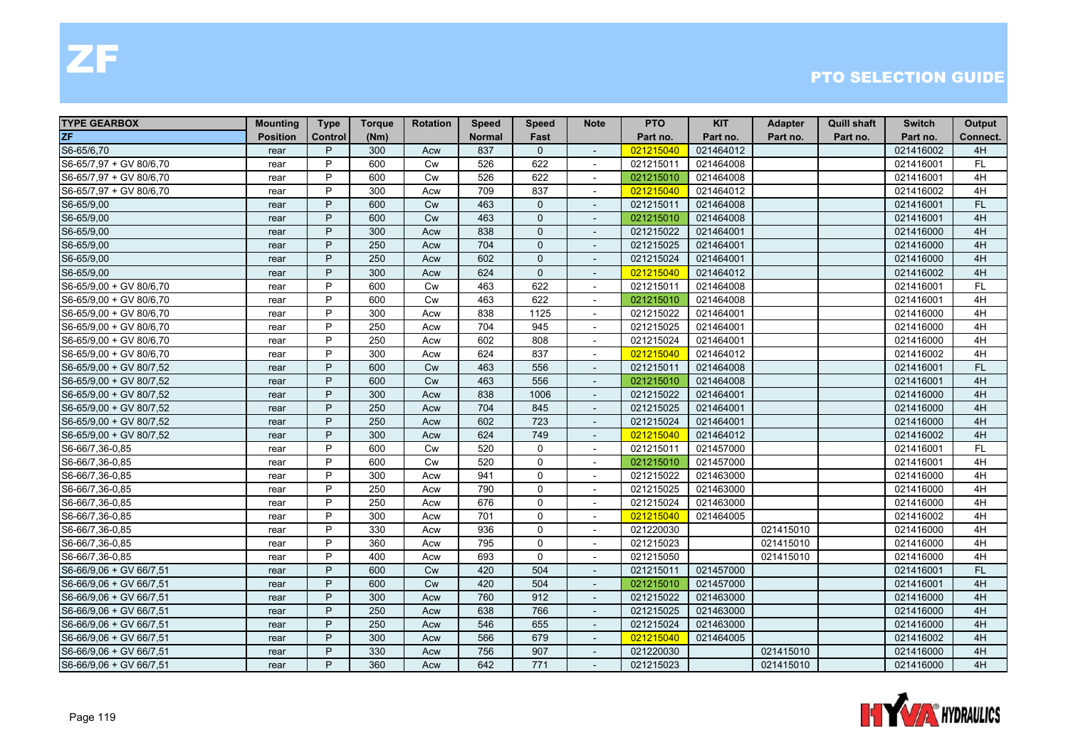# ZF

## PTO SELECTION GUIDE

| TYPE GEARBOX | Mounting | Type | Torque | Rotation | Speed | Speed | Note | PTO | KIT | Adapter | Quill shaft | Switch | Output |
|---|---|---|---|---|---|---|---|---|---|---|---|---|---|
| ZF | Position | Control | (Nm) | | Normal | Fast | | Part no. | Part no. | Part no. | Part no. | Part no. | Connect. |
| S6-65/6,70 | rear | P | 300 | Acw | 837 | 0 | - | 021215040 | 021464012 | | | 021416002 | 4H |
| S6-65/7,97 + GV 80/6,70 | rear | P | 600 | Cw | 526 | 622 | - | 021215011 | 021464008 | | | 021416001 | FL |
| S6-65/7,97 + GV 80/6,70 | rear | P | 600 | Cw | 526 | 622 | - | 021215010 | 021464008 | | | 021416001 | 4H |
| S6-65/7,97 + GV 80/6,70 | rear | P | 300 | Acw | 709 | 837 | - | 021215040 | 021464012 | | | 021416002 | 4H |
| S6-65/9,00 | rear | P | 600 | Cw | 463 | 0 | - | 021215011 | 021464008 | | | 021416001 | FL |
| S6-65/9,00 | rear | P | 600 | Cw | 463 | 0 | - | 021215010 | 021464008 | | | 021416001 | 4H |
| S6-65/9,00 | rear | P | 300 | Acw | 838 | 0 | - | 021215022 | 021464001 | | | 021416000 | 4H |
| S6-65/9,00 | rear | P | 250 | Acw | 704 | 0 | - | 021215025 | 021464001 | | | 021416000 | 4H |
| S6-65/9,00 | rear | P | 250 | Acw | 602 | 0 | - | 021215024 | 021464001 | | | 021416000 | 4H |
| S6-65/9,00 | rear | P | 300 | Acw | 624 | 0 | - | 021215040 | 021464012 | | | 021416002 | 4H |
| S6-65/9,00 + GV 80/6,70 | rear | P | 600 | Cw | 463 | 622 | - | 021215011 | 021464008 | | | 021416001 | FL |
| S6-65/9,00 + GV 80/6,70 | rear | P | 600 | Cw | 463 | 622 | - | 021215010 | 021464008 | | | 021416001 | 4H |
| S6-65/9,00 + GV 80/6,70 | rear | P | 300 | Acw | 838 | 1125 | - | 021215022 | 021464001 | | | 021416000 | 4H |
| S6-65/9,00 + GV 80/6,70 | rear | P | 250 | Acw | 704 | 945 | - | 021215025 | 021464001 | | | 021416000 | 4H |
| S6-65/9,00 + GV 80/6,70 | rear | P | 250 | Acw | 602 | 808 | - | 021215024 | 021464001 | | | 021416000 | 4H |
| S6-65/9,00 + GV 80/6,70 | rear | P | 300 | Acw | 624 | 837 | - | 021215040 | 021464012 | | | 021416002 | 4H |
| S6-65/9,00 + GV 80/7,52 | rear | P | 600 | Cw | 463 | 556 | - | 021215011 | 021464008 | | | 021416001 | FL |
| S6-65/9,00 + GV 80/7,52 | rear | P | 600 | Cw | 463 | 556 | - | 021215010 | 021464008 | | | 021416001 | 4H |
| S6-65/9,00 + GV 80/7,52 | rear | P | 300 | Acw | 838 | 1006 | - | 021215022 | 021464001 | | | 021416000 | 4H |
| S6-65/9,00 + GV 80/7,52 | rear | P | 250 | Acw | 704 | 845 | - | 021215025 | 021464001 | | | 021416000 | 4H |
| S6-65/9,00 + GV 80/7,52 | rear | P | 250 | Acw | 602 | 723 | - | 021215024 | 021464001 | | | 021416000 | 4H |
| S6-65/9,00 + GV 80/7,52 | rear | P | 300 | Acw | 624 | 749 | - | 021215040 | 021464012 | | | 021416002 | 4H |
| S6-66/7,36-0,85 | rear | P | 600 | Cw | 520 | 0 | - | 021215011 | 021457000 | | | 021416001 | FL |
| S6-66/7,36-0,85 | rear | P | 600 | Cw | 520 | 0 | - | 021215010 | 021457000 | | | 021416001 | 4H |
| S6-66/7,36-0,85 | rear | P | 300 | Acw | 941 | 0 | - | 021215022 | 021463000 | | | 021416000 | 4H |
| S6-66/7,36-0,85 | rear | P | 250 | Acw | 790 | 0 | - | 021215025 | 021463000 | | | 021416000 | 4H |
| S6-66/7,36-0,85 | rear | P | 250 | Acw | 676 | 0 | - | 021215024 | 021463000 | | | 021416000 | 4H |
| S6-66/7,36-0,85 | rear | P | 300 | Acw | 701 | 0 | - | 021215040 | 021464005 | | | 021416002 | 4H |
| S6-66/7,36-0,85 | rear | P | 330 | Acw | 936 | 0 | - | 021220030 | | 021415010 | | 021416000 | 4H |
| S6-66/7,36-0,85 | rear | P | 360 | Acw | 795 | 0 | - | 021215023 | | 021415010 | | 021416000 | 4H |
| S6-66/7,36-0,85 | rear | P | 400 | Acw | 693 | 0 | - | 021215050 | | 021415010 | | 021416000 | 4H |
| S6-66/9,06 + GV 66/7,51 | rear | P | 600 | Cw | 420 | 504 | - | 021215011 | 021457000 | | | 021416001 | FL |
| S6-66/9,06 + GV 66/7,51 | rear | P | 600 | Cw | 420 | 504 | - | 021215010 | 021457000 | | | 021416001 | 4H |
| S6-66/9,06 + GV 66/7,51 | rear | P | 300 | Acw | 760 | 912 | - | 021215022 | 021463000 | | | 021416000 | 4H |
| S6-66/9,06 + GV 66/7,51 | rear | P | 250 | Acw | 638 | 766 | - | 021215025 | 021463000 | | | 021416000 | 4H |
| S6-66/9,06 + GV 66/7,51 | rear | P | 250 | Acw | 546 | 655 | - | 021215024 | 021463000 | | | 021416000 | 4H |
| S6-66/9,06 + GV 66/7,51 | rear | P | 300 | Acw | 566 | 679 | - | 021215040 | 021464005 | | | 021416002 | 4H |
| S6-66/9,06 + GV 66/7,51 | rear | P | 330 | Acw | 756 | 907 | - | 021220030 | | 021415010 | | 021416000 | 4H |
| S6-66/9,06 + GV 66/7,51 | rear | P | 360 | Acw | 642 | 771 | - | 021215023 | | 021415010 | | 021416000 | 4H |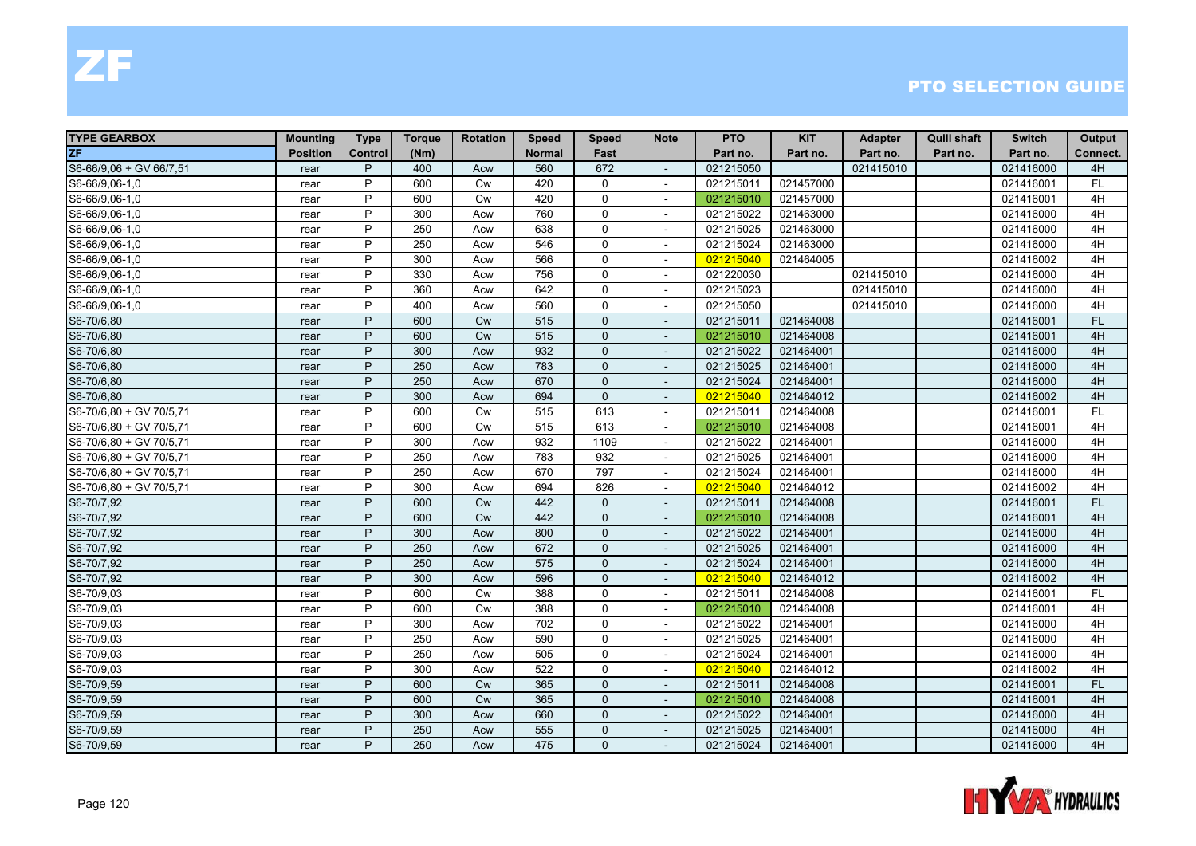# ZF

## PTO SELECTION GUIDE

| TYPE GEARBOX | Mounting | Type | Torque | Rotation | Speed | Speed | Note | PTO | KIT | Adapter | Quill shaft | Switch | Output |
|---|---|---|---|---|---|---|---|---|---|---|---|---|---|
| ZF | Position | Control | (Nm) | | Normal | Fast | | Part no. | Part no. | Part no. | Part no. | Part no. | Connect. |
| S6-66/9,06 + GV 66/7,51 | rear | P | 400 | Acw | 560 | 672 | - | 021215050 | | 021415010 | | 021416000 | 4H |
| S6-66/9,06-1,0 | rear | P | 600 | Cw | 420 | 0 | - | 021215011 | 021457000 | | | 021416001 | FL |
| S6-66/9,06-1,0 | rear | P | 600 | Cw | 420 | 0 | - | 021215010 | 021457000 | | | 021416001 | 4H |
| S6-66/9,06-1,0 | rear | P | 300 | Acw | 760 | 0 | - | 021215022 | 021463000 | | | 021416000 | 4H |
| S6-66/9,06-1,0 | rear | P | 250 | Acw | 638 | 0 | - | 021215025 | 021463000 | | | 021416000 | 4H |
| S6-66/9,06-1,0 | rear | P | 250 | Acw | 546 | 0 | - | 021215024 | 021463000 | | | 021416000 | 4H |
| S6-66/9,06-1,0 | rear | P | 300 | Acw | 566 | 0 | - | 021215040 | 021464005 | | | 021416002 | 4H |
| S6-66/9,06-1,0 | rear | P | 330 | Acw | 756 | 0 | - | 021220030 | | 021415010 | | 021416000 | 4H |
| S6-66/9,06-1,0 | rear | P | 360 | Acw | 642 | 0 | - | 021215023 | | 021415010 | | 021416000 | 4H |
| S6-66/9,06-1,0 | rear | P | 400 | Acw | 560 | 0 | - | 021215050 | | 021415010 | | 021416000 | 4H |
| S6-70/6,80 | rear | P | 600 | Cw | 515 | 0 | - | 021215011 | 021464008 | | | 021416001 | FL |
| S6-70/6,80 | rear | P | 600 | Cw | 515 | 0 | - | 021215010 | 021464008 | | | 021416001 | 4H |
| S6-70/6,80 | rear | P | 300 | Acw | 932 | 0 | - | 021215022 | 021464001 | | | 021416000 | 4H |
| S6-70/6,80 | rear | P | 250 | Acw | 783 | 0 | - | 021215025 | 021464001 | | | 021416000 | 4H |
| S6-70/6,80 | rear | P | 250 | Acw | 670 | 0 | - | 021215024 | 021464001 | | | 021416000 | 4H |
| S6-70/6,80 | rear | P | 300 | Acw | 694 | 0 | - | 021215040 | 021464012 | | | 021416002 | 4H |
| S6-70/6,80 + GV 70/5,71 | rear | P | 600 | Cw | 515 | 613 | - | 021215011 | 021464008 | | | 021416001 | FL |
| S6-70/6,80 + GV 70/5,71 | rear | P | 600 | Cw | 515 | 613 | - | 021215010 | 021464008 | | | 021416001 | 4H |
| S6-70/6,80 + GV 70/5,71 | rear | P | 300 | Acw | 932 | 1109 | - | 021215022 | 021464001 | | | 021416000 | 4H |
| S6-70/6,80 + GV 70/5,71 | rear | P | 250 | Acw | 783 | 932 | - | 021215025 | 021464001 | | | 021416000 | 4H |
| S6-70/6,80 + GV 70/5,71 | rear | P | 250 | Acw | 670 | 797 | - | 021215024 | 021464001 | | | 021416000 | 4H |
| S6-70/6,80 + GV 70/5,71 | rear | P | 300 | Acw | 694 | 826 | - | 021215040 | 021464012 | | | 021416002 | 4H |
| S6-70/7,92 | rear | P | 600 | Cw | 442 | 0 | - | 021215011 | 021464008 | | | 021416001 | FL |
| S6-70/7,92 | rear | P | 600 | Cw | 442 | 0 | - | 021215010 | 021464008 | | | 021416001 | 4H |
| S6-70/7,92 | rear | P | 300 | Acw | 800 | 0 | - | 021215022 | 021464001 | | | 021416000 | 4H |
| S6-70/7,92 | rear | P | 250 | Acw | 672 | 0 | - | 021215025 | 021464001 | | | 021416000 | 4H |
| S6-70/7,92 | rear | P | 250 | Acw | 575 | 0 | - | 021215024 | 021464001 | | | 021416000 | 4H |
| S6-70/7,92 | rear | P | 300 | Acw | 596 | 0 | - | 021215040 | 021464012 | | | 021416002 | 4H |
| S6-70/9,03 | rear | P | 600 | Cw | 388 | 0 | - | 021215011 | 021464008 | | | 021416001 | FL |
| S6-70/9,03 | rear | P | 600 | Cw | 388 | 0 | - | 021215010 | 021464008 | | | 021416001 | 4H |
| S6-70/9,03 | rear | P | 300 | Acw | 702 | 0 | - | 021215022 | 021464001 | | | 021416000 | 4H |
| S6-70/9,03 | rear | P | 250 | Acw | 590 | 0 | - | 021215025 | 021464001 | | | 021416000 | 4H |
| S6-70/9,03 | rear | P | 250 | Acw | 505 | 0 | - | 021215024 | 021464001 | | | 021416000 | 4H |
| S6-70/9,03 | rear | P | 300 | Acw | 522 | 0 | - | 021215040 | 021464012 | | | 021416002 | 4H |
| S6-70/9,59 | rear | P | 600 | Cw | 365 | 0 | - | 021215011 | 021464008 | | | 021416001 | FL |
| S6-70/9,59 | rear | P | 600 | Cw | 365 | 0 | - | 021215010 | 021464008 | | | 021416001 | 4H |
| S6-70/9,59 | rear | P | 300 | Acw | 660 | 0 | - | 021215022 | 021464001 | | | 021416000 | 4H |
| S6-70/9,59 | rear | P | 250 | Acw | 555 | 0 | - | 021215025 | 021464001 | | | 021416000 | 4H |
| S6-70/9,59 | rear | P | 250 | Acw | 475 | 0 | - | 021215024 | 021464001 | | | 021416000 | 4H |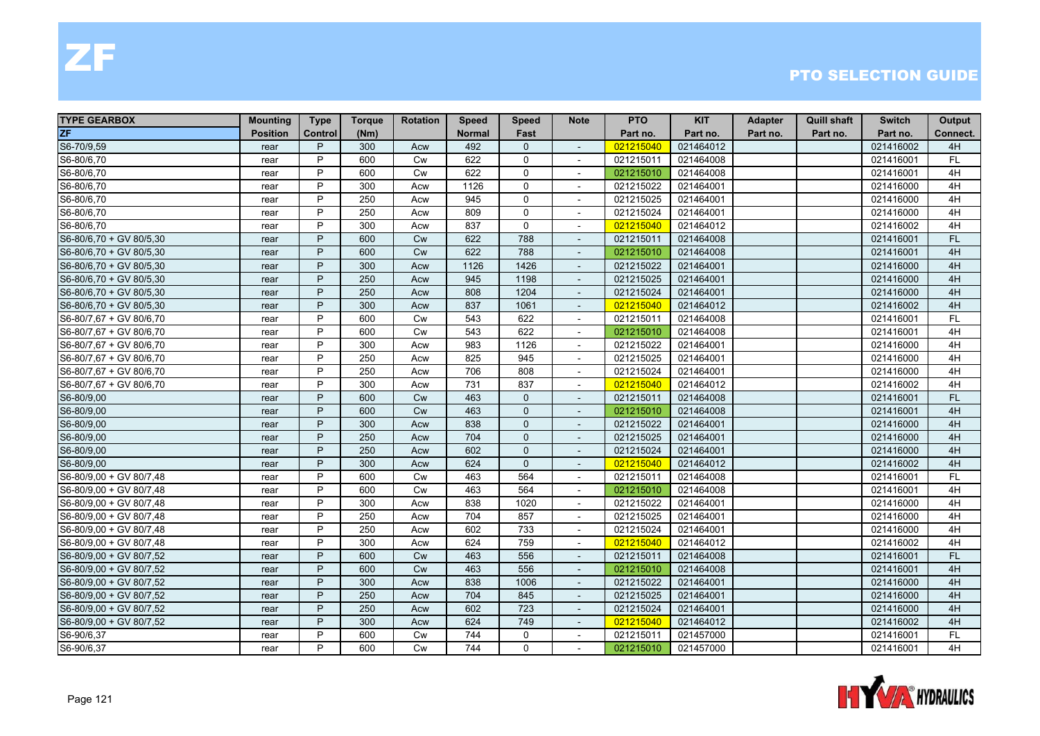# ZF

## PTO SELECTION GUIDE

| TYPE GEARBOX | Mounting | Type | Torque | Rotation | Speed | Speed | Note | PTO | KIT | Adapter | Quill shaft | Switch | Output |
|---|---|---|---|---|---|---|---|---|---|---|---|---|---|
| ZF | Position | Control | (Nm) | | Normal | Fast | | Part no. | Part no. | Part no. | Part no. | Part no. | Connect. |
| S6-70/9,59 | rear | P | 300 | Acw | 492 | 0 | - | 021215040 | 021464012 | | | 021416002 | 4H |
| S6-80/6,70 | rear | P | 600 | Cw | 622 | 0 | - | 021215011 | 021464008 | | | 021416001 | FL |
| S6-80/6,70 | rear | P | 600 | Cw | 622 | 0 | - | 021215010 | 021464008 | | | 021416001 | 4H |
| S6-80/6,70 | rear | P | 300 | Acw | 1126 | 0 | - | 021215022 | 021464001 | | | 021416000 | 4H |
| S6-80/6,70 | rear | P | 250 | Acw | 945 | 0 | - | 021215025 | 021464001 | | | 021416000 | 4H |
| S6-80/6,70 | rear | P | 250 | Acw | 809 | 0 | - | 021215024 | 021464001 | | | 021416000 | 4H |
| S6-80/6,70 | rear | P | 300 | Acw | 837 | 0 | - | 021215040 | 021464012 | | | 021416002 | 4H |
| S6-80/6,70 + GV 80/5,30 | rear | P | 600 | Cw | 622 | 788 | - | 021215011 | 021464008 | | | 021416001 | FL |
| S6-80/6,70 + GV 80/5,30 | rear | P | 600 | Cw | 622 | 788 | - | 021215010 | 021464008 | | | 021416001 | 4H |
| S6-80/6,70 + GV 80/5,30 | rear | P | 300 | Acw | 1126 | 1426 | - | 021215022 | 021464001 | | | 021416000 | 4H |
| S6-80/6,70 + GV 80/5,30 | rear | P | 250 | Acw | 945 | 1198 | - | 021215025 | 021464001 | | | 021416000 | 4H |
| S6-80/6,70 + GV 80/5,30 | rear | P | 250 | Acw | 808 | 1204 | - | 021215024 | 021464001 | | | 021416000 | 4H |
| S6-80/6,70 + GV 80/5,30 | rear | P | 300 | Acw | 837 | 1061 | - | 021215040 | 021464012 | | | 021416002 | 4H |
| S6-80/7,67 + GV 80/6,70 | rear | P | 600 | Cw | 543 | 622 | - | 021215011 | 021464008 | | | 021416001 | FL |
| S6-80/7,67 + GV 80/6,70 | rear | P | 600 | Cw | 543 | 622 | - | 021215010 | 021464008 | | | 021416001 | 4H |
| S6-80/7,67 + GV 80/6,70 | rear | P | 300 | Acw | 983 | 1126 | - | 021215022 | 021464001 | | | 021416000 | 4H |
| S6-80/7,67 + GV 80/6,70 | rear | P | 250 | Acw | 825 | 945 | - | 021215025 | 021464001 | | | 021416000 | 4H |
| S6-80/7,67 + GV 80/6,70 | rear | P | 250 | Acw | 706 | 808 | - | 021215024 | 021464001 | | | 021416000 | 4H |
| S6-80/7,67 + GV 80/6,70 | rear | P | 300 | Acw | 731 | 837 | - | 021215040 | 021464012 | | | 021416002 | 4H |
| S6-80/9,00 | rear | P | 600 | Cw | 463 | 0 | - | 021215011 | 021464008 | | | 021416001 | FL |
| S6-80/9,00 | rear | P | 600 | Cw | 463 | 0 | - | 021215010 | 021464008 | | | 021416001 | 4H |
| S6-80/9,00 | rear | P | 300 | Acw | 838 | 0 | - | 021215022 | 021464001 | | | 021416000 | 4H |
| S6-80/9,00 | rear | P | 250 | Acw | 704 | 0 | - | 021215025 | 021464001 | | | 021416000 | 4H |
| S6-80/9,00 | rear | P | 250 | Acw | 602 | 0 | - | 021215024 | 021464001 | | | 021416000 | 4H |
| S6-80/9,00 | rear | P | 300 | Acw | 624 | 0 | - | 021215040 | 021464012 | | | 021416002 | 4H |
| S6-80/9,00 + GV 80/7,48 | rear | P | 600 | Cw | 463 | 564 | - | 021215011 | 021464008 | | | 021416001 | FL |
| S6-80/9,00 + GV 80/7,48 | rear | P | 600 | Cw | 463 | 564 | - | 021215010 | 021464008 | | | 021416001 | 4H |
| S6-80/9,00 + GV 80/7,48 | rear | P | 300 | Acw | 838 | 1020 | - | 021215022 | 021464001 | | | 021416000 | 4H |
| S6-80/9,00 + GV 80/7,48 | rear | P | 250 | Acw | 704 | 857 | - | 021215025 | 021464001 | | | 021416000 | 4H |
| S6-80/9,00 + GV 80/7,48 | rear | P | 250 | Acw | 602 | 733 | - | 021215024 | 021464001 | | | 021416000 | 4H |
| S6-80/9,00 + GV 80/7,48 | rear | P | 300 | Acw | 624 | 759 | - | 021215040 | 021464012 | | | 021416002 | 4H |
| S6-80/9,00 + GV 80/7,52 | rear | P | 600 | Cw | 463 | 556 | - | 021215011 | 021464008 | | | 021416001 | FL |
| S6-80/9,00 + GV 80/7,52 | rear | P | 600 | Cw | 463 | 556 | - | 021215010 | 021464008 | | | 021416001 | 4H |
| S6-80/9,00 + GV 80/7,52 | rear | P | 300 | Acw | 838 | 1006 | - | 021215022 | 021464001 | | | 021416000 | 4H |
| S6-80/9,00 + GV 80/7,52 | rear | P | 250 | Acw | 704 | 845 | - | 021215025 | 021464001 | | | 021416000 | 4H |
| S6-80/9,00 + GV 80/7,52 | rear | P | 250 | Acw | 602 | 723 | - | 021215024 | 021464001 | | | 021416000 | 4H |
| S6-80/9,00 + GV 80/7,52 | rear | P | 300 | Acw | 624 | 749 | - | 021215040 | 021464012 | | | 021416002 | 4H |
| S6-90/6,37 | rear | P | 600 | Cw | 744 | 0 | - | 021215011 | 021457000 | | | 021416001 | FL |
| S6-90/6,37 | rear | P | 600 | Cw | 744 | 0 | - | 021215010 | 021457000 | | | 021416001 | 4H |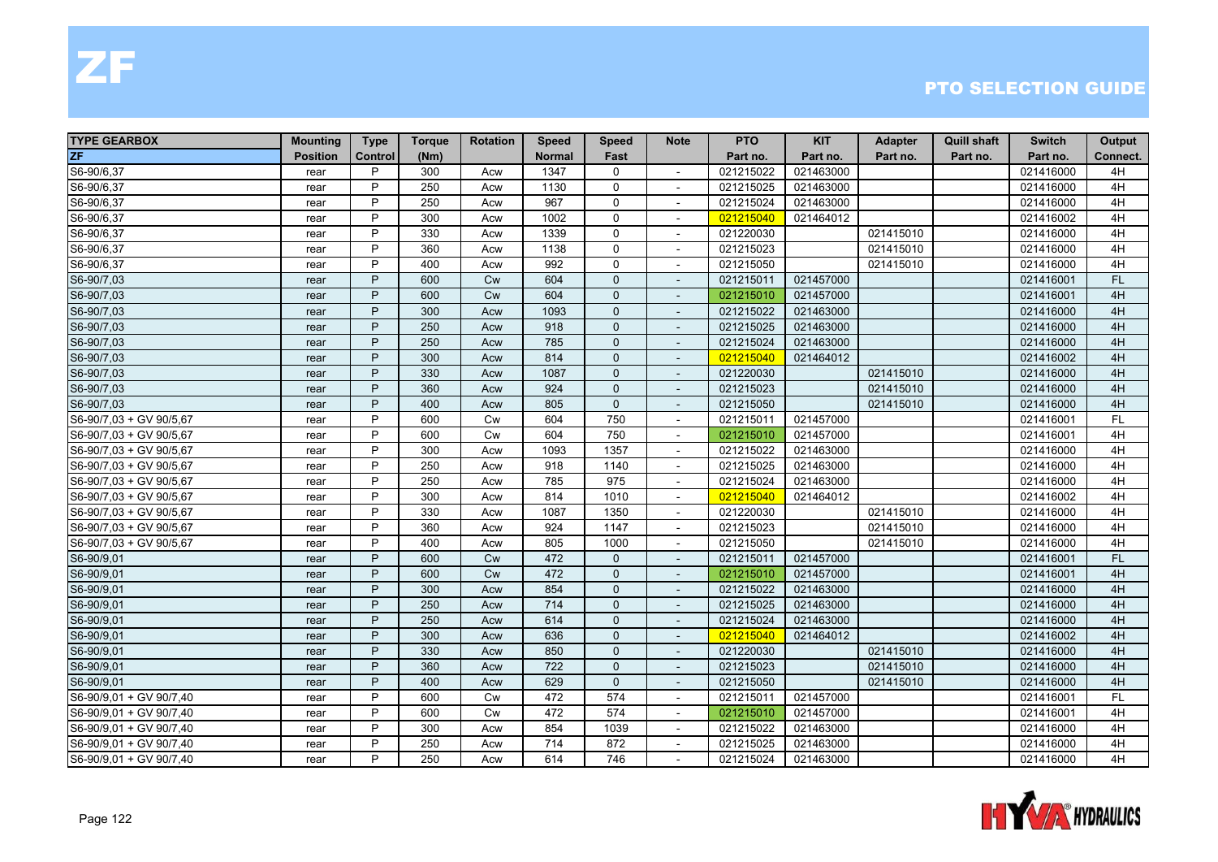# ZF

## PTO SELECTION GUIDE

| TYPE GEARBOX | Mounting | Type | Torque | Rotation | Speed | Speed | Note | PTO | KIT | Adapter | Quill shaft | Switch | Output |
|---|---|---|---|---|---|---|---|---|---|---|---|---|---|
| ZF | Position | Control | (Nm) | | Normal | Fast | | Part no. | Part no. | Part no. | Part no. | Part no. | Connect. |
| S6-90/6,37 | rear | P | 300 | Acw | 1347 | 0 | - | 021215022 | 021463000 | | | 021416000 | 4H |
| S6-90/6,37 | rear | P | 250 | Acw | 1130 | 0 | - | 021215025 | 021463000 | | | 021416000 | 4H |
| S6-90/6,37 | rear | P | 250 | Acw | 967 | 0 | - | 021215024 | 021463000 | | | 021416000 | 4H |
| S6-90/6,37 | rear | P | 300 | Acw | 1002 | 0 | - | 021215040 | 021464012 | | | 021416002 | 4H |
| S6-90/6,37 | rear | P | 330 | Acw | 1339 | 0 | - | 021220030 | | 021415010 | | 021416000 | 4H |
| S6-90/6,37 | rear | P | 360 | Acw | 1138 | 0 | - | 021215023 | | 021415010 | | 021416000 | 4H |
| S6-90/6,37 | rear | P | 400 | Acw | 992 | 0 | - | 021215050 | | 021415010 | | 021416000 | 4H |
| S6-90/7,03 | rear | P | 600 | Cw | 604 | 0 | - | 021215011 | 021457000 | | | 021416001 | FL |
| S6-90/7,03 | rear | P | 600 | Cw | 604 | 0 | - | 021215010 | 021457000 | | | 021416001 | 4H |
| S6-90/7,03 | rear | P | 300 | Acw | 1093 | 0 | - | 021215022 | 021463000 | | | 021416000 | 4H |
| S6-90/7,03 | rear | P | 250 | Acw | 918 | 0 | - | 021215025 | 021463000 | | | 021416000 | 4H |
| S6-90/7,03 | rear | P | 250 | Acw | 785 | 0 | - | 021215024 | 021463000 | | | 021416000 | 4H |
| S6-90/7,03 | rear | P | 300 | Acw | 814 | 0 | - | 021215040 | 021464012 | | | 021416002 | 4H |
| S6-90/7,03 | rear | P | 330 | Acw | 1087 | 0 | - | 021220030 | | 021415010 | | 021416000 | 4H |
| S6-90/7,03 | rear | P | 360 | Acw | 924 | 0 | - | 021215023 | | 021415010 | | 021416000 | 4H |
| S6-90/7,03 | rear | P | 400 | Acw | 805 | 0 | - | 021215050 | | 021415010 | | 021416000 | 4H |
| S6-90/7,03 + GV 90/5,67 | rear | P | 600 | Cw | 604 | 750 | - | 021215011 | 021457000 | | | 021416001 | FL |
| S6-90/7,03 + GV 90/5,67 | rear | P | 600 | Cw | 604 | 750 | - | 021215010 | 021457000 | | | 021416001 | 4H |
| S6-90/7,03 + GV 90/5,67 | rear | P | 300 | Acw | 1093 | 1357 | - | 021215022 | 021463000 | | | 021416000 | 4H |
| S6-90/7,03 + GV 90/5,67 | rear | P | 250 | Acw | 918 | 1140 | - | 021215025 | 021463000 | | | 021416000 | 4H |
| S6-90/7,03 + GV 90/5,67 | rear | P | 250 | Acw | 785 | 975 | - | 021215024 | 021463000 | | | 021416000 | 4H |
| S6-90/7,03 + GV 90/5,67 | rear | P | 300 | Acw | 814 | 1010 | - | 021215040 | 021464012 | | | 021416002 | 4H |
| S6-90/7,03 + GV 90/5,67 | rear | P | 330 | Acw | 1087 | 1350 | - | 021220030 | | 021415010 | | 021416000 | 4H |
| S6-90/7,03 + GV 90/5,67 | rear | P | 360 | Acw | 924 | 1147 | - | 021215023 | | 021415010 | | 021416000 | 4H |
| S6-90/7,03 + GV 90/5,67 | rear | P | 400 | Acw | 805 | 1000 | - | 021215050 | | 021415010 | | 021416000 | 4H |
| S6-90/9,01 | rear | P | 600 | Cw | 472 | 0 | - | 021215011 | 021457000 | | | 021416001 | FL |
| S6-90/9,01 | rear | P | 600 | Cw | 472 | 0 | - | 021215010 | 021457000 | | | 021416001 | 4H |
| S6-90/9,01 | rear | P | 300 | Acw | 854 | 0 | - | 021215022 | 021463000 | | | 021416000 | 4H |
| S6-90/9,01 | rear | P | 250 | Acw | 714 | 0 | - | 021215025 | 021463000 | | | 021416000 | 4H |
| S6-90/9,01 | rear | P | 250 | Acw | 614 | 0 | - | 021215024 | 021463000 | | | 021416000 | 4H |
| S6-90/9,01 | rear | P | 300 | Acw | 636 | 0 | - | 021215040 | 021464012 | | | 021416002 | 4H |
| S6-90/9,01 | rear | P | 330 | Acw | 850 | 0 | - | 021220030 | | 021415010 | | 021416000 | 4H |
| S6-90/9,01 | rear | P | 360 | Acw | 722 | 0 | - | 021215023 | | 021415010 | | 021416000 | 4H |
| S6-90/9,01 | rear | P | 400 | Acw | 629 | 0 | - | 021215050 | | 021415010 | | 021416000 | 4H |
| S6-90/9,01 + GV 90/7,40 | rear | P | 600 | Cw | 472 | 574 | - | 021215011 | 021457000 | | | 021416001 | FL |
| S6-90/9,01 + GV 90/7,40 | rear | P | 600 | Cw | 472 | 574 | - | 021215010 | 021457000 | | | 021416001 | 4H |
| S6-90/9,01 + GV 90/7,40 | rear | P | 300 | Acw | 854 | 1039 | - | 021215022 | 021463000 | | | 021416000 | 4H |
| S6-90/9,01 + GV 90/7,40 | rear | P | 250 | Acw | 714 | 872 | - | 021215025 | 021463000 | | | 021416000 | 4H |
| S6-90/9,01 + GV 90/7,40 | rear | P | 250 | Acw | 614 | 746 | - | 021215024 | 021463000 | | | 021416000 | 4H |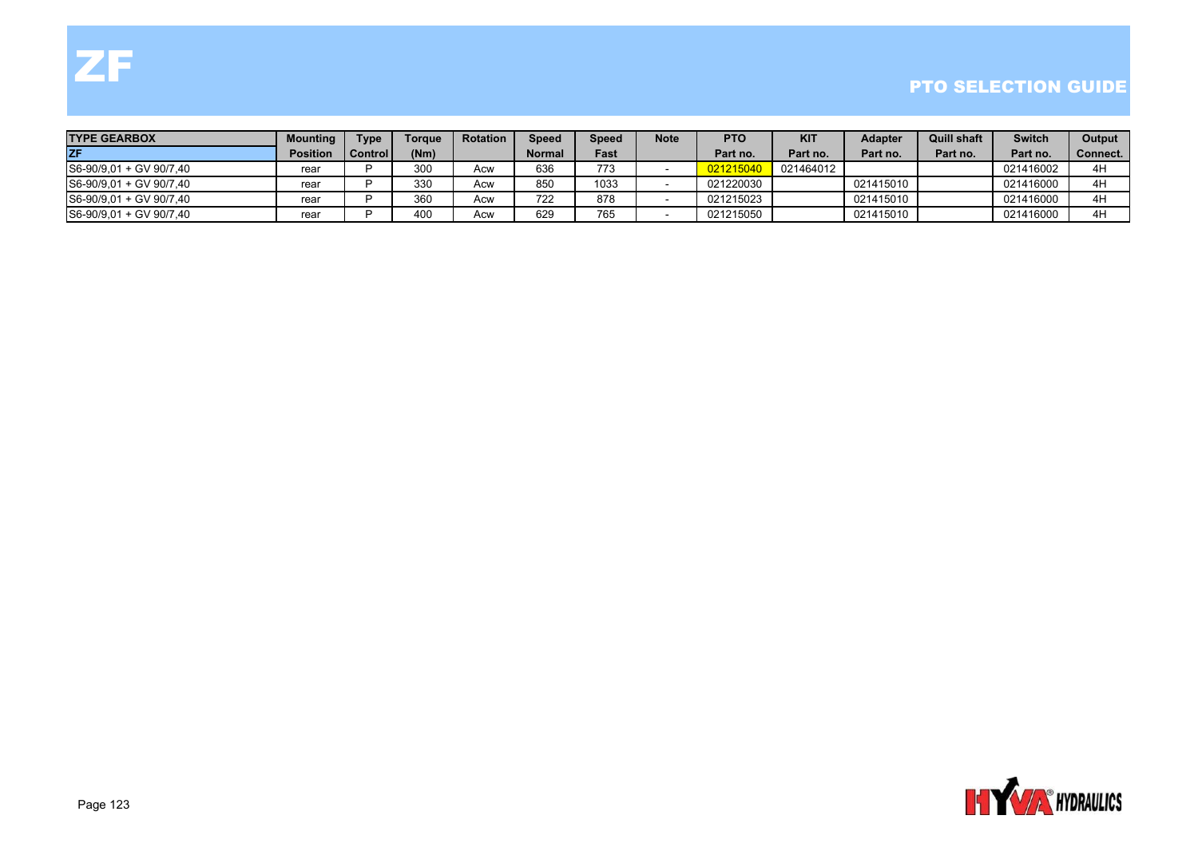# ZF

## PTO SELECTION GUIDE

| TYPE GEARBOX | Mounting | Type | Torque | Rotation | Speed | Speed | Note | PTO | KIT | Adapter | Quill shaft | Switch | Output |
|---|---|---|---|---|---|---|---|---|---|---|---|---|---|
| ZF | Position | Control | (Nm) | | Normal | Fast | | Part no. | Part no. | Part no. | Part no. | Part no. | Connect. |
| S6-90/9,01 + GV 90/7,40 | rear | P | 300 | Acw | 636 | 773 | - | 021215040 | 021464012 | | | 021416002 | 4H |
| S6-90/9,01 + GV 90/7,40 | rear | P | 330 | Acw | 850 | 1033 | - | 021220030 | | 021415010 | | 021416000 | 4H |
| S6-90/9,01 + GV 90/7,40 | rear | P | 360 | Acw | 722 | 878 | - | 021215023 | | 021415010 | | 021416000 | 4H |
| S6-90/9,01 + GV 90/7,40 | rear | P | 400 | Acw | 629 | 765 | - | 021215050 | | 021415010 | | 021416000 | 4H |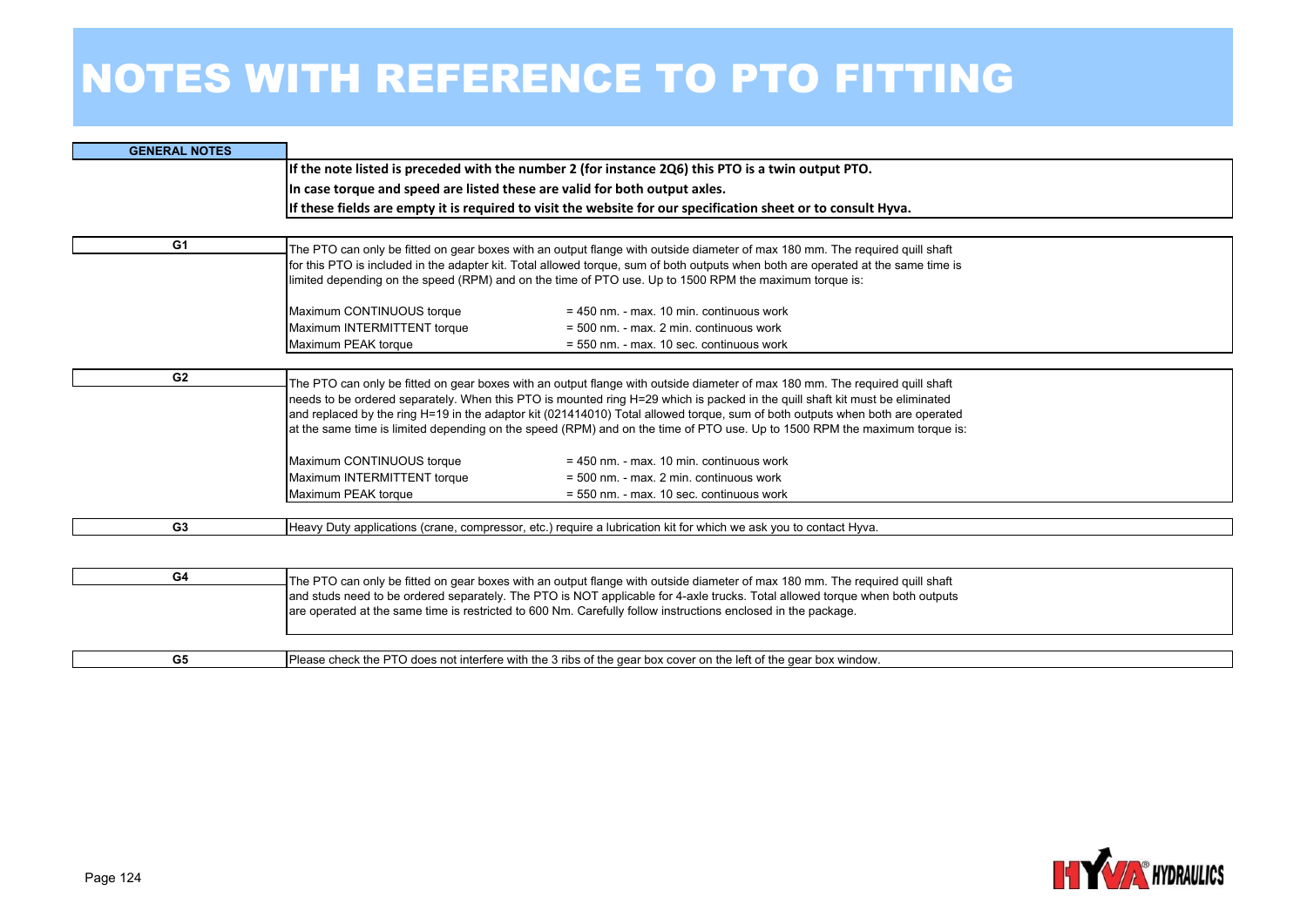# NOTES WITH REFERENCE TO PTO FITTING

| GENERAL NOTES | |
|---|---|
| | **If the note listed is preceded with the number 2 (for instance 2Q6) this PTO is a twin output PTO.**<br>**In case torque and speed are listed these are valid for both output axles.**<br>**If these fields are empty it is required to visit the website for our specification sheet or to consult Hyva.** |
| **G1** | The PTO can only be fitted on gear boxes with an output flange with outside diameter of max 180 mm. The required quill shaft for this PTO is included in the adapter kit. Total allowed torque, sum of both outputs when both are operated at the same time is limited depending on the speed (RPM) and on the time of PTO use. Up to 1500 RPM the maximum torque is:<br><br>Maximum CONTINUOUS torque = 450 nm. - max. 10 min. continuous work<br>Maximum INTERMITTENT torque = 500 nm. - max. 2 min. continuous work<br>Maximum PEAK torque = 550 nm. - max. 10 sec. continuous work |
| **G2** | The PTO can only be fitted on gear boxes with an output flange with outside diameter of max 180 mm. The required quill shaft needs to be ordered separately. When this PTO is mounted ring H=29 which is packed in the quill shaft kit must be eliminated and replaced by the ring H=19 in the adaptor kit (021414010) Total allowed torque, sum of both outputs when both are operated at the same time is limited depending on the speed (RPM) and on the time of PTO use. Up to 1500 RPM the maximum torque is:<br><br>Maximum CONTINUOUS torque = 450 nm. - max. 10 min. continuous work<br>Maximum INTERMITTENT torque = 500 nm. - max. 2 min. continuous work<br>Maximum PEAK torque = 550 nm. - max. 10 sec. continuous work |
| **G3** | Heavy Duty applications (crane, compressor, etc.) require a lubrication kit for which we ask you to contact Hyva. |
| **G4** | The PTO can only be fitted on gear boxes with an output flange with outside diameter of max 180 mm. The required quill shaft and studs need to be ordered separately. The PTO is NOT applicable for 4-axle trucks. Total allowed torque when both outputs are operated at the same time is restricted to 600 Nm. Carefully follow instructions enclosed in the package. |
| **G5** | Please check the PTO does not interfere with the 3 ribs of the gear box cover on the left of the gear box window. |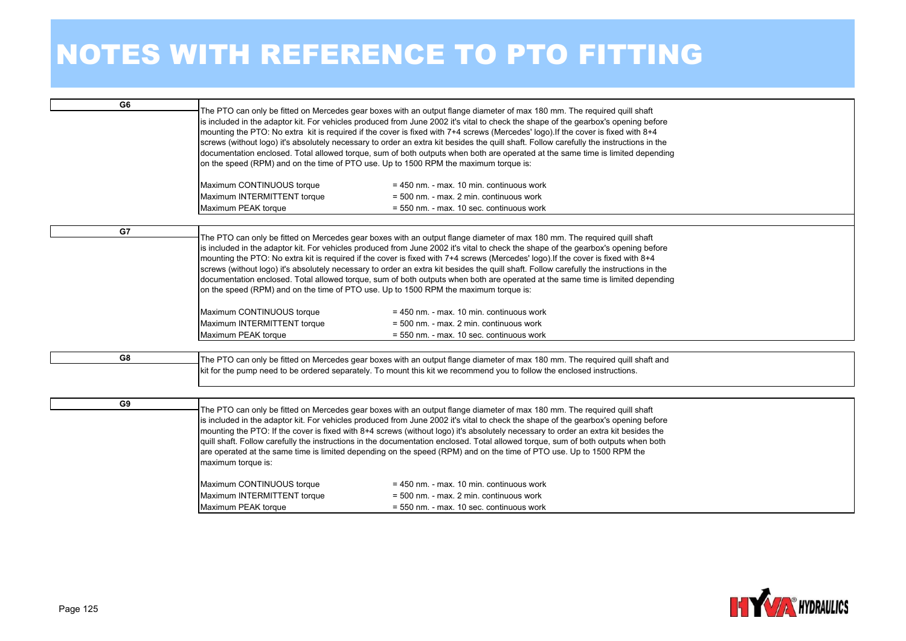# NOTES WITH REFERENCE TO PTO FITTING

**G6**

The PTO can only be fitted on Mercedes gear boxes with an output flange diameter of max 180 mm. The required quill shaft is included in the adaptor kit. For vehicles produced from June 2002 it's vital to check the shape of the gearbox's opening before mounting the PTO: No extra  kit is required if the cover is fixed with 7+4 screws (Mercedes' logo).If the cover is fixed with 8+4 screws (without logo) it's absolutely necessary to order an extra kit besides the quill shaft. Follow carefully the instructions in the documentation enclosed. Total allowed torque, sum of both outputs when both are operated at the same time is limited depending on the speed (RPM) and on the time of PTO use. Up to 1500 RPM the maximum torque is:

| | |
|---|---|
| Maximum CONTINUOUS torque | = 450 nm. - max. 10 min. continuous work |
| Maximum INTERMITTENT torque | = 500 nm. - max. 2 min. continuous work |
| Maximum PEAK torque | = 550 nm. - max. 10 sec. continuous work |

**G7**

The PTO can only be fitted on Mercedes gear boxes with an output flange diameter of max 180 mm. The required quill shaft is included in the adaptor kit. For vehicles produced from June 2002 it's vital to check the shape of the gearbox's opening before mounting the PTO: No extra kit is required if the cover is fixed with 7+4 screws (Mercedes' logo).If the cover is fixed with 8+4 screws (without logo) it's absolutely necessary to order an extra kit besides the quill shaft. Follow carefully the instructions in the documentation enclosed. Total allowed torque, sum of both outputs when both are operated at the same time is limited depending on the speed (RPM) and on the time of PTO use. Up to 1500 RPM the maximum torque is:

| | |
|---|---|
| Maximum CONTINUOUS torque | = 450 nm. - max. 10 min. continuous work |
| Maximum INTERMITTENT torque | = 500 nm. - max. 2 min. continuous work |
| Maximum PEAK torque | = 550 nm. - max. 10 sec. continuous work |

**G8**

The PTO can only be fitted on Mercedes gear boxes with an output flange diameter of max 180 mm. The required quill shaft and kit for the pump need to be ordered separately. To mount this kit we recommend you to follow the enclosed instructions.

**G9**

The PTO can only be fitted on Mercedes gear boxes with an output flange diameter of max 180 mm. The required quill shaft is included in the adaptor kit. For vehicles produced from June 2002 it's vital to check the shape of the gearbox's opening before mounting the PTO: If the cover is fixed with 8+4 screws (without logo) it's absolutely necessary to order an extra kit besides the quill shaft. Follow carefully the instructions in the documentation enclosed. Total allowed torque, sum of both outputs when both are operated at the same time is limited depending on the speed (RPM) and on the time of PTO use. Up to 1500 RPM the maximum torque is:

| | |
|---|---|
| Maximum CONTINUOUS torque | = 450 nm. - max. 10 min. continuous work |
| Maximum INTERMITTENT torque | = 500 nm. - max. 2 min. continuous work |
| Maximum PEAK torque | = 550 nm. - max. 10 sec. continuous work |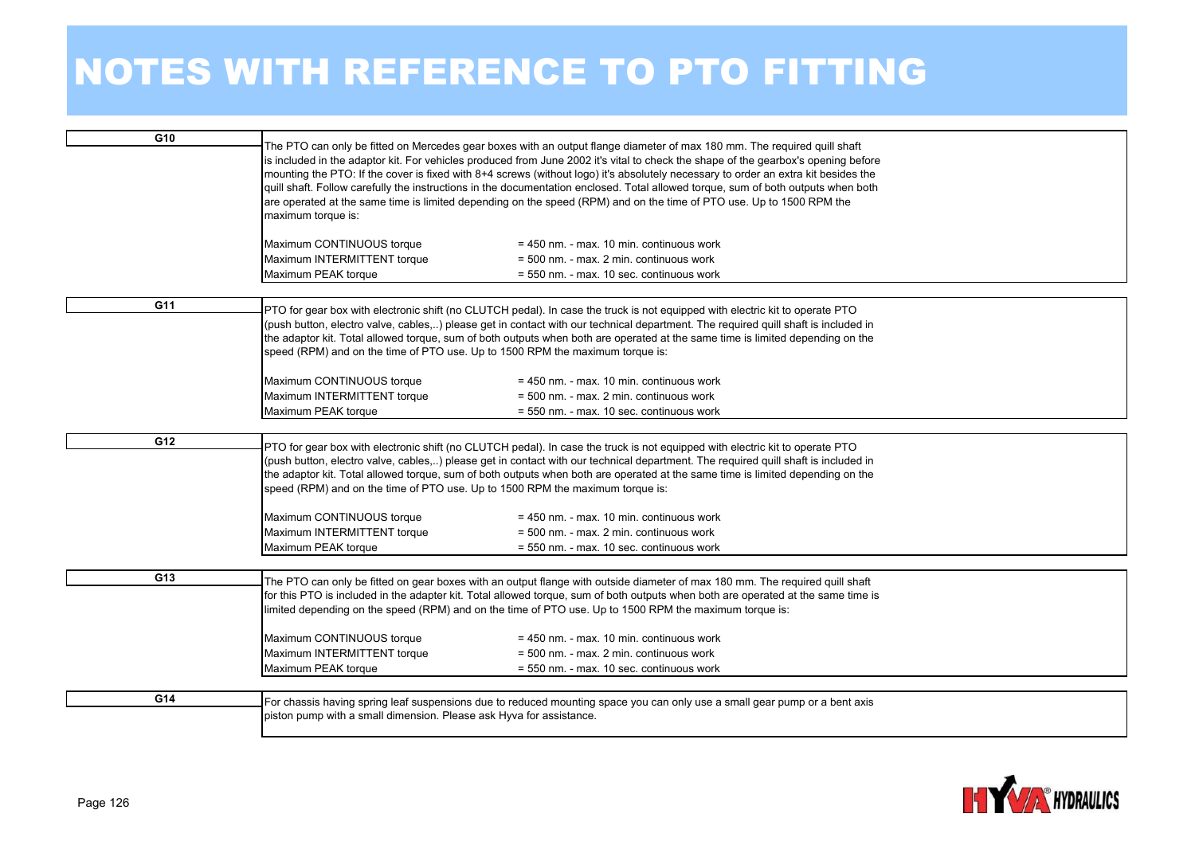# NOTES WITH REFERENCE TO PTO FITTING

**G10**

The PTO can only be fitted on Mercedes gear boxes with an output flange diameter of max 180 mm. The required quill shaft is included in the adaptor kit. For vehicles produced from June 2002 it's vital to check the shape of the gearbox's opening before mounting the PTO: If the cover is fixed with 8+4 screws (without logo) it's absolutely necessary to order an extra kit besides the quill shaft. Follow carefully the instructions in the documentation enclosed. Total allowed torque, sum of both outputs when both are operated at the same time is limited depending on the speed (RPM) and on the time of PTO use. Up to 1500 RPM the maximum torque is:

| | |
|---|---|
| Maximum CONTINUOUS torque | = 450 nm. - max. 10 min. continuous work |
| Maximum INTERMITTENT torque | = 500 nm. - max. 2 min. continuous work |
| Maximum PEAK torque | = 550 nm. - max. 10 sec. continuous work |

**G11**

PTO for gear box with electronic shift (no CLUTCH pedal). In case the truck is not equipped with electric kit to operate PTO (push button, electro valve, cables,..) please get in contact with our technical department. The required quill shaft is included in the adaptor kit. Total allowed torque, sum of both outputs when both are operated at the same time is limited depending on the speed (RPM) and on the time of PTO use. Up to 1500 RPM the maximum torque is:

| | |
|---|---|
| Maximum CONTINUOUS torque | = 450 nm. - max. 10 min. continuous work |
| Maximum INTERMITTENT torque | = 500 nm. - max. 2 min. continuous work |
| Maximum PEAK torque | = 550 nm. - max. 10 sec. continuous work |

**G12**

PTO for gear box with electronic shift (no CLUTCH pedal). In case the truck is not equipped with electric kit to operate PTO (push button, electro valve, cables,..) please get in contact with our technical department. The required quill shaft is included in the adaptor kit. Total allowed torque, sum of both outputs when both are operated at the same time is limited depending on the speed (RPM) and on the time of PTO use. Up to 1500 RPM the maximum torque is:

| | |
|---|---|
| Maximum CONTINUOUS torque | = 450 nm. - max. 10 min. continuous work |
| Maximum INTERMITTENT torque | = 500 nm. - max. 2 min. continuous work |
| Maximum PEAK torque | = 550 nm. - max. 10 sec. continuous work |

**G13**

The PTO can only be fitted on gear boxes with an output flange with outside diameter of max 180 mm. The required quill shaft for this PTO is included in the adapter kit. Total allowed torque, sum of both outputs when both are operated at the same time is limited depending on the speed (RPM) and on the time of PTO use. Up to 1500 RPM the maximum torque is:

| | |
|---|---|
| Maximum CONTINUOUS torque | = 450 nm. - max. 10 min. continuous work |
| Maximum INTERMITTENT torque | = 500 nm. - max. 2 min. continuous work |
| Maximum PEAK torque | = 550 nm. - max. 10 sec. continuous work |

**G14**

For chassis having spring leaf suspensions due to reduced mounting space you can only use a small gear pump or a bent axis piston pump with a small dimension. Please ask Hyva for assistance.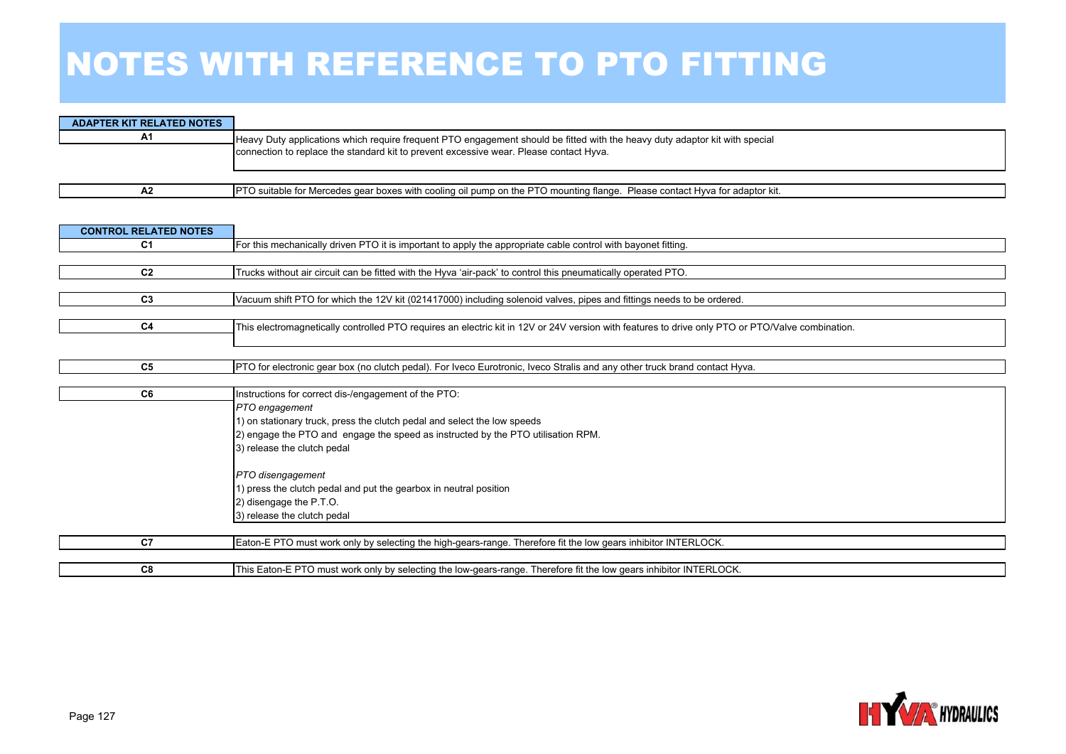# NOTES WITH REFERENCE TO PTO FITTING

| ADAPTER KIT RELATED NOTES | |
|---|---|
| A1 | Heavy Duty applications which require frequent PTO engagement should be fitted with the heavy duty adaptor kit with special connection to replace the standard kit to prevent excessive wear. Please contact Hyva. |
| A2 | PTO suitable for Mercedes gear boxes with cooling oil pump on the PTO mounting flange. Please contact Hyva for adaptor kit. |

| CONTROL RELATED NOTES | |
|---|---|
| C1 | For this mechanically driven PTO it is important to apply the appropriate cable control with bayonet fitting. |
| C2 | Trucks without air circuit can be fitted with the Hyva 'air-pack' to control this pneumatically operated PTO. |
| C3 | Vacuum shift PTO for which the 12V kit (021417000) including solenoid valves, pipes and fittings needs to be ordered. |
| C4 | This electromagnetically controlled PTO requires an electric kit in 12V or 24V version with features to drive only PTO or PTO/Valve combination. |
| C5 | PTO for electronic gear box (no clutch pedal). For Iveco Eurotronic, Iveco Stralis and any other truck brand contact Hyva. |
| C6 | Instructions for correct dis-/engagement of the PTO:<br>*PTO engagement*<br>1) on stationary truck, press the clutch pedal and select the low speeds<br>2) engage the PTO and engage the speed as instructed by the PTO utilisation RPM.<br>3) release the clutch pedal<br><br>*PTO disengagement*<br>1) press the clutch pedal and put the gearbox in neutral position<br>2) disengage the P.T.O.<br>3) release the clutch pedal |
| C7 | Eaton-E PTO must work only by selecting the high-gears-range. Therefore fit the low gears inhibitor INTERLOCK. |
| C8 | This Eaton-E PTO must work only by selecting the low-gears-range. Therefore fit the low gears inhibitor INTERLOCK. |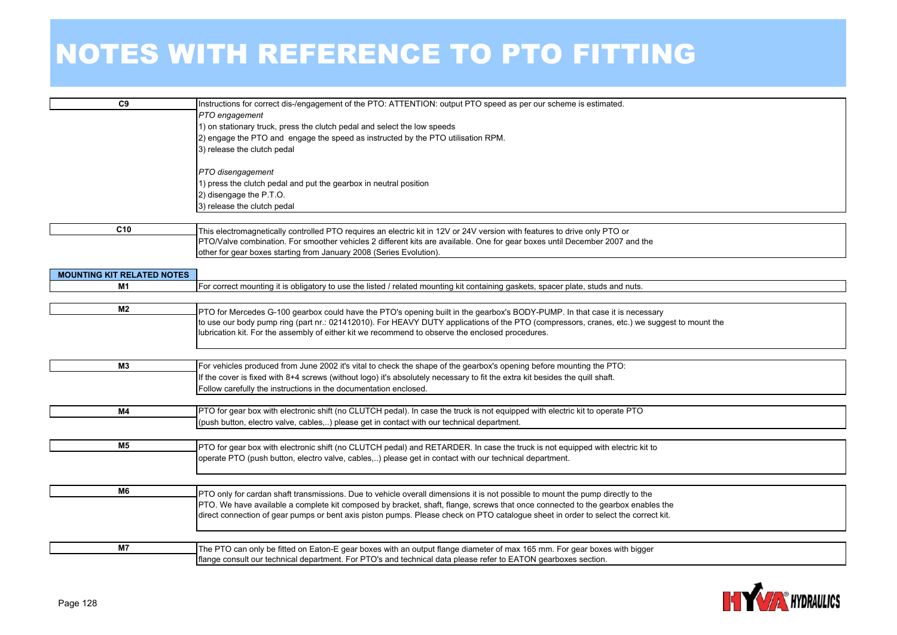# NOTES WITH REFERENCE TO PTO FITTING

| | |
|---|---|
| **C9** | Instructions for correct dis-/engagement of the PTO: ATTENTION: output PTO speed as per our scheme is estimated.<br>*PTO engagement*<br>1) on stationary truck, press the clutch pedal and select the low speeds<br>2) engage the PTO and engage the speed as instructed by the PTO utilisation RPM.<br>3) release the clutch pedal<br><br>*PTO disengagement*<br>1) press the clutch pedal and put the gearbox in neutral position<br>2) disengage the P.T.O.<br>3) release the clutch pedal |
| **C10** | This electromagnetically controlled PTO requires an electric kit in 12V or 24V version with features to drive only PTO or PTO/Valve combination. For smoother vehicles 2 different kits are available. One for gear boxes until December 2007 and the other for gear boxes starting from January 2008 (Series Evolution). |

| **MOUNTING KIT RELATED NOTES** | |
|---|---|
| **M1** | For correct mounting it is obligatory to use the listed / related mounting kit containing gaskets, spacer plate, studs and nuts. |
| **M2** | PTO for Mercedes G-100 gearbox could have the PTO's opening built in the gearbox's BODY-PUMP. In that case it is necessary to use our body pump ring (part nr.: 021412010). For HEAVY DUTY applications of the PTO (compressors, cranes, etc.) we suggest to mount the lubrication kit. For the assembly of either kit we recommend to observe the enclosed procedures. |
| **M3** | For vehicles produced from June 2002 it's vital to check the shape of the gearbox's opening before mounting the PTO:<br>If the cover is fixed with 8+4 screws (without logo) it's absolutely necessary to fit the extra kit besides the quill shaft.<br>Follow carefully the instructions in the documentation enclosed. |
| **M4** | PTO for gear box with electronic shift (no CLUTCH pedal). In case the truck is not equipped with electric kit to operate PTO (push button, electro valve, cables,..) please get in contact with our technical department. |
| **M5** | PTO for gear box with electronic shift (no CLUTCH pedal) and RETARDER. In case the truck is not equipped with electric kit to operate PTO (push button, electro valve, cables,..) please get in contact with our technical department. |
| **M6** | PTO only for cardan shaft transmissions. Due to vehicle overall dimensions it is not possible to mount the pump directly to the PTO. We have available a complete kit composed by bracket, shaft, flange, screws that once connected to the gearbox enables the direct connection of gear pumps or bent axis piston pumps. Please check on PTO catalogue sheet in order to select the correct kit. |
| **M7** | The PTO can only be fitted on Eaton-E gear boxes with an output flange diameter of max 165 mm. For gear boxes with bigger flange consult our technical department. For PTO's and technical data please refer to EATON gearboxes section. |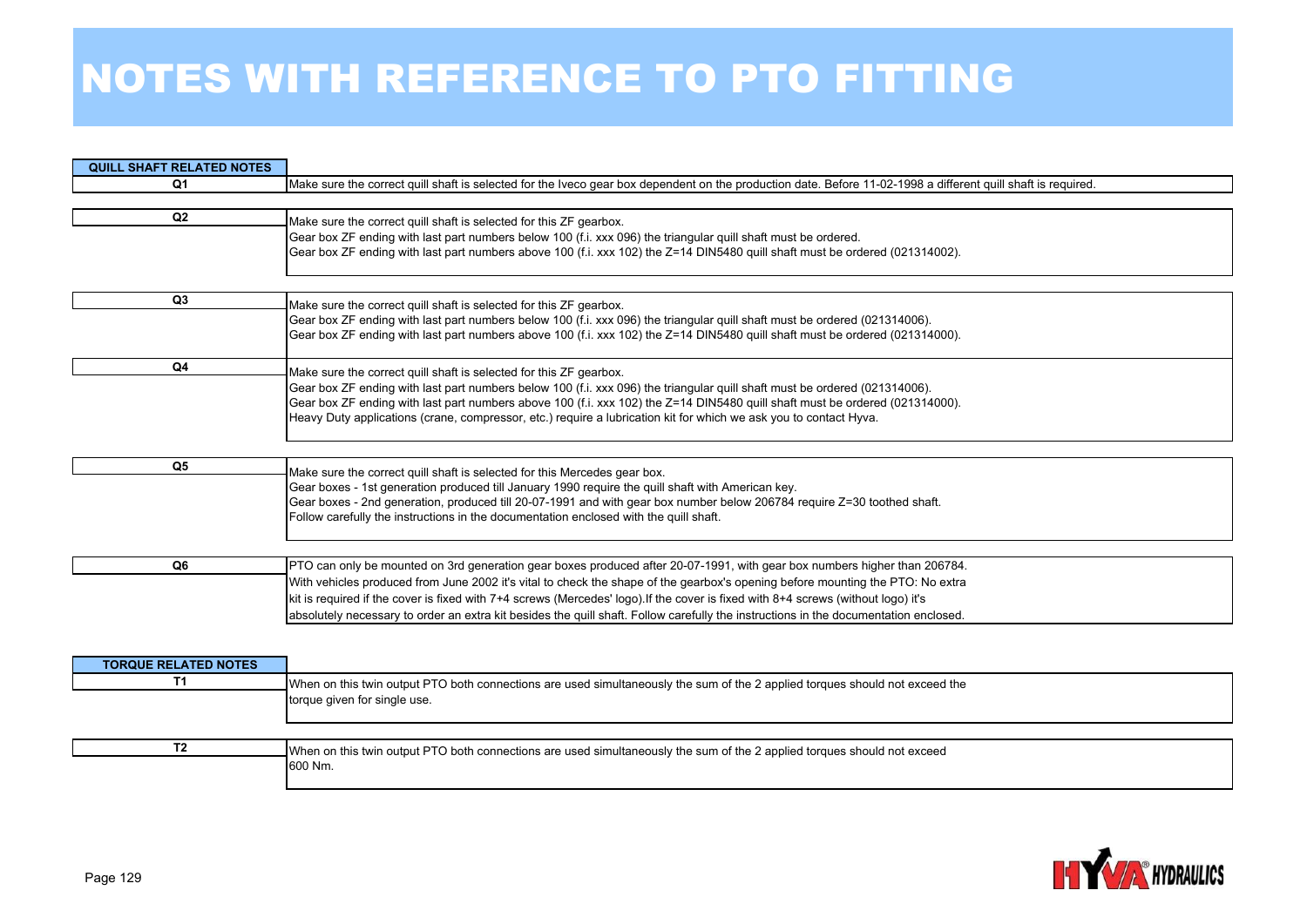# NOTES WITH REFERENCE TO PTO FITTING

| QUILL SHAFT RELATED NOTES | |
|---|---|
| Q1 | Make sure the correct quill shaft is selected for the Iveco gear box dependent on the production date. Before 11-02-1998 a different quill shaft is required. |
| Q2 | Make sure the correct quill shaft is selected for this ZF gearbox.<br>Gear box ZF ending with last part numbers below 100 (f.i. xxx 096) the triangular quill shaft must be ordered.<br>Gear box ZF ending with last part numbers above 100 (f.i. xxx 102) the Z=14 DIN5480 quill shaft must be ordered (021314002). |
| Q3 | Make sure the correct quill shaft is selected for this ZF gearbox.<br>Gear box ZF ending with last part numbers below 100 (f.i. xxx 096) the triangular quill shaft must be ordered (021314006).<br>Gear box ZF ending with last part numbers above 100 (f.i. xxx 102) the Z=14 DIN5480 quill shaft must be ordered (021314000). |
| Q4 | Make sure the correct quill shaft is selected for this ZF gearbox.<br>Gear box ZF ending with last part numbers below 100 (f.i. xxx 096) the triangular quill shaft must be ordered (021314006).<br>Gear box ZF ending with last part numbers above 100 (f.i. xxx 102) the Z=14 DIN5480 quill shaft must be ordered (021314000).<br>Heavy Duty applications (crane, compressor, etc.) require a lubrication kit for which we ask you to contact Hyva. |
| Q5 | Make sure the correct quill shaft is selected for this Mercedes gear box.<br>Gear boxes - 1st generation produced till January 1990 require the quill shaft with American key.<br>Gear boxes - 2nd generation, produced till 20-07-1991 and with gear box number below 206784 require Z=30 toothed shaft.<br>Follow carefully the instructions in the documentation enclosed with the quill shaft. |
| Q6 | PTO can only be mounted on 3rd generation gear boxes produced after 20-07-1991, with gear box numbers higher than 206784.<br>With vehicles produced from June 2002 it's vital to check the shape of the gearbox's opening before mounting the PTO: No extra kit is required if the cover is fixed with 7+4 screws (Mercedes' logo).If the cover is fixed with 8+4 screws (without logo) it's absolutely necessary to order an extra kit besides the quill shaft. Follow carefully the instructions in the documentation enclosed. |

| TORQUE RELATED NOTES | |
|---|---|
| T1 | When on this twin output PTO both connections are used simultaneously the sum of the 2 applied torques should not exceed the torque given for single use. |
| T2 | When on this twin output PTO both connections are used simultaneously the sum of the 2 applied torques should not exceed 600 Nm. |